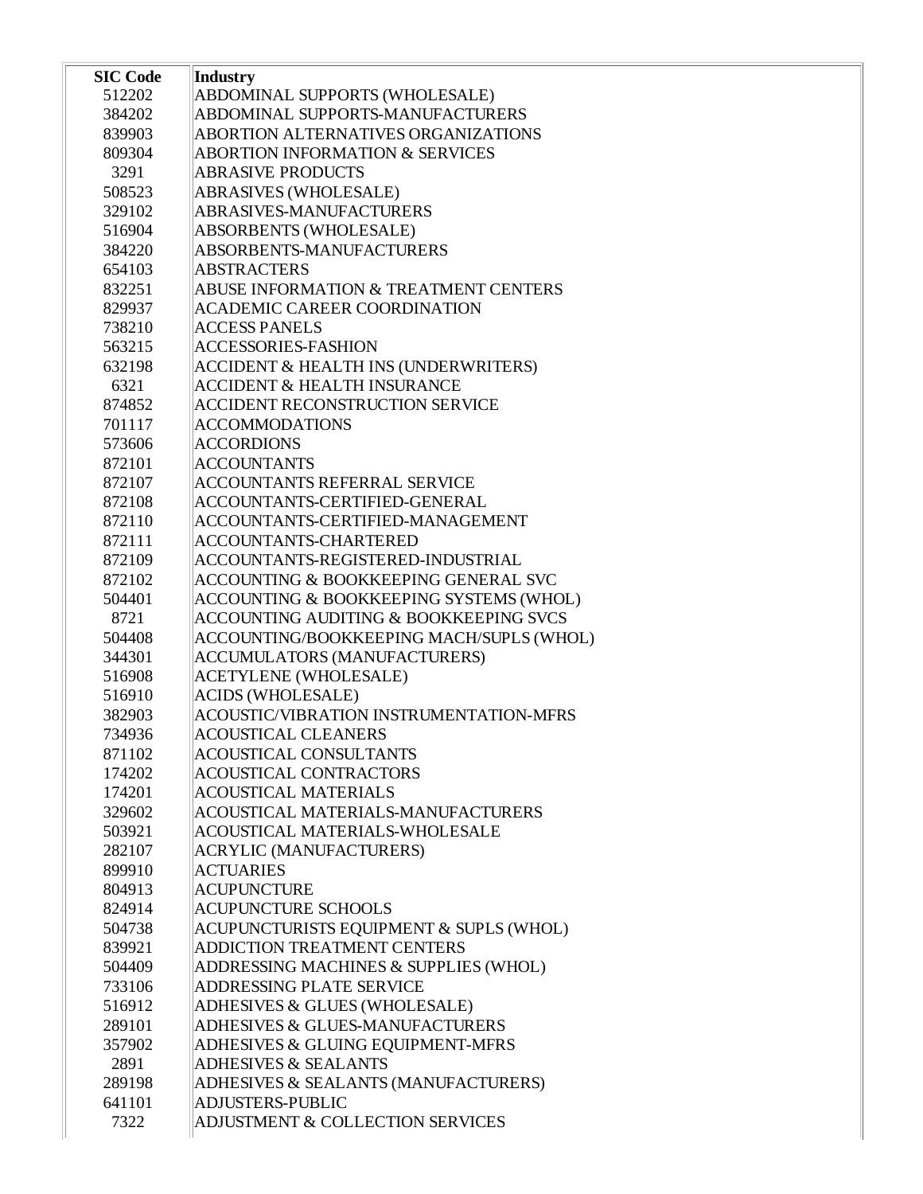| SIC Code | Industry |
|---|---|
| 512202 | ABDOMINAL SUPPORTS (WHOLESALE) |
| 384202 | ABDOMINAL SUPPORTS-MANUFACTURERS |
| 839903 | ABORTION ALTERNATIVES ORGANIZATIONS |
| 809304 | ABORTION INFORMATION & SERVICES |
| 3291 | ABRASIVE PRODUCTS |
| 508523 | ABRASIVES (WHOLESALE) |
| 329102 | ABRASIVES-MANUFACTURERS |
| 516904 | ABSORBENTS (WHOLESALE) |
| 384220 | ABSORBENTS-MANUFACTURERS |
| 654103 | ABSTRACTERS |
| 832251 | ABUSE INFORMATION & TREATMENT CENTERS |
| 829937 | ACADEMIC CAREER COORDINATION |
| 738210 | ACCESS PANELS |
| 563215 | ACCESSORIES-FASHION |
| 632198 | ACCIDENT & HEALTH INS (UNDERWRITERS) |
| 6321 | ACCIDENT & HEALTH INSURANCE |
| 874852 | ACCIDENT RECONSTRUCTION SERVICE |
| 701117 | ACCOMMODATIONS |
| 573606 | ACCORDIONS |
| 872101 | ACCOUNTANTS |
| 872107 | ACCOUNTANTS REFERRAL SERVICE |
| 872108 | ACCOUNTANTS-CERTIFIED-GENERAL |
| 872110 | ACCOUNTANTS-CERTIFIED-MANAGEMENT |
| 872111 | ACCOUNTANTS-CHARTERED |
| 872109 | ACCOUNTANTS-REGISTERED-INDUSTRIAL |
| 872102 | ACCOUNTING & BOOKKEEPING GENERAL SVC |
| 504401 | ACCOUNTING & BOOKKEEPING SYSTEMS (WHOL) |
| 8721 | ACCOUNTING AUDITING & BOOKKEEPING SVCS |
| 504408 | ACCOUNTING/BOOKKEEPING MACH/SUPLS (WHOL) |
| 344301 | ACCUMULATORS (MANUFACTURERS) |
| 516908 | ACETYLENE (WHOLESALE) |
| 516910 | ACIDS (WHOLESALE) |
| 382903 | ACOUSTIC/VIBRATION INSTRUMENTATION-MFRS |
| 734936 | ACOUSTICAL CLEANERS |
| 871102 | ACOUSTICAL CONSULTANTS |
| 174202 | ACOUSTICAL CONTRACTORS |
| 174201 | ACOUSTICAL MATERIALS |
| 329602 | ACOUSTICAL MATERIALS-MANUFACTURERS |
| 503921 | ACOUSTICAL MATERIALS-WHOLESALE |
| 282107 | ACRYLIC (MANUFACTURERS) |
| 899910 | ACTUARIES |
| 804913 | ACUPUNCTURE |
| 824914 | ACUPUNCTURE SCHOOLS |
| 504738 | ACUPUNCTURISTS EQUIPMENT & SUPLS (WHOL) |
| 839921 | ADDICTION TREATMENT CENTERS |
| 504409 | ADDRESSING MACHINES & SUPPLIES (WHOL) |
| 733106 | ADDRESSING PLATE SERVICE |
| 516912 | ADHESIVES & GLUES (WHOLESALE) |
| 289101 | ADHESIVES & GLUES-MANUFACTURERS |
| 357902 | ADHESIVES & GLUING EQUIPMENT-MFRS |
| 2891 | ADHESIVES & SEALANTS |
| 289198 | ADHESIVES & SEALANTS (MANUFACTURERS) |
| 641101 | ADJUSTERS-PUBLIC |
| 7322 | ADJUSTMENT & COLLECTION SERVICES |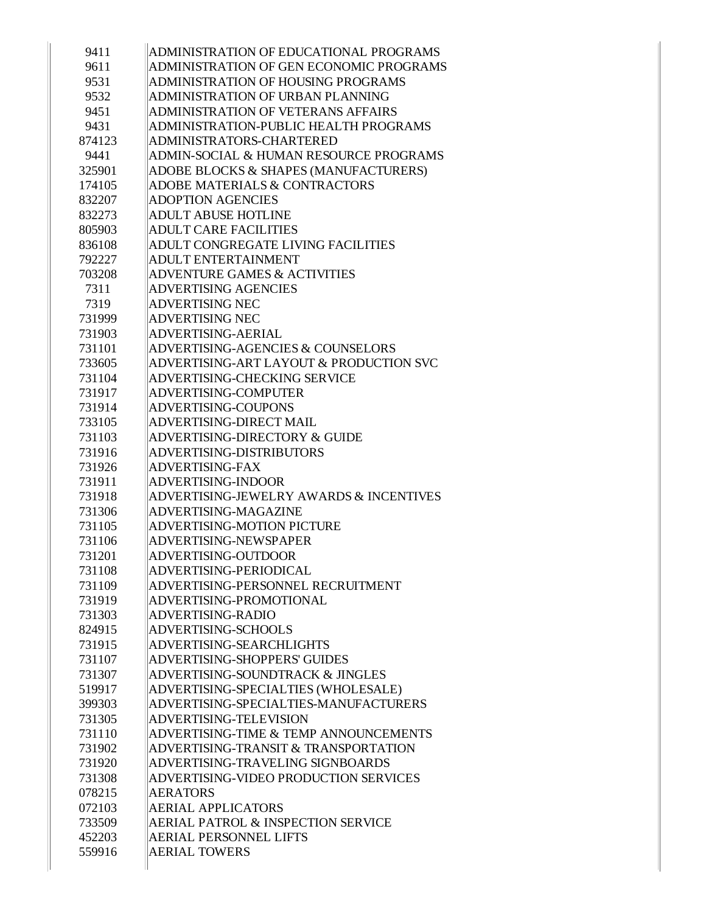| | |
|---|---|
| 9411 | ADMINISTRATION OF EDUCATIONAL PROGRAMS |
| 9611 | ADMINISTRATION OF GEN ECONOMIC PROGRAMS |
| 9531 | ADMINISTRATION OF HOUSING PROGRAMS |
| 9532 | ADMINISTRATION OF URBAN PLANNING |
| 9451 | ADMINISTRATION OF VETERANS AFFAIRS |
| 9431 | ADMINISTRATION-PUBLIC HEALTH PROGRAMS |
| 874123 | ADMINISTRATORS-CHARTERED |
| 9441 | ADMIN-SOCIAL & HUMAN RESOURCE PROGRAMS |
| 325901 | ADOBE BLOCKS & SHAPES (MANUFACTURERS) |
| 174105 | ADOBE MATERIALS & CONTRACTORS |
| 832207 | ADOPTION AGENCIES |
| 832273 | ADULT ABUSE HOTLINE |
| 805903 | ADULT CARE FACILITIES |
| 836108 | ADULT CONGREGATE LIVING FACILITIES |
| 792227 | ADULT ENTERTAINMENT |
| 703208 | ADVENTURE GAMES & ACTIVITIES |
| 7311 | ADVERTISING AGENCIES |
| 7319 | ADVERTISING NEC |
| 731999 | ADVERTISING NEC |
| 731903 | ADVERTISING-AERIAL |
| 731101 | ADVERTISING-AGENCIES & COUNSELORS |
| 733605 | ADVERTISING-ART LAYOUT & PRODUCTION SVC |
| 731104 | ADVERTISING-CHECKING SERVICE |
| 731917 | ADVERTISING-COMPUTER |
| 731914 | ADVERTISING-COUPONS |
| 733105 | ADVERTISING-DIRECT MAIL |
| 731103 | ADVERTISING-DIRECTORY & GUIDE |
| 731916 | ADVERTISING-DISTRIBUTORS |
| 731926 | ADVERTISING-FAX |
| 731911 | ADVERTISING-INDOOR |
| 731918 | ADVERTISING-JEWELRY AWARDS & INCENTIVES |
| 731306 | ADVERTISING-MAGAZINE |
| 731105 | ADVERTISING-MOTION PICTURE |
| 731106 | ADVERTISING-NEWSPAPER |
| 731201 | ADVERTISING-OUTDOOR |
| 731108 | ADVERTISING-PERIODICAL |
| 731109 | ADVERTISING-PERSONNEL RECRUITMENT |
| 731919 | ADVERTISING-PROMOTIONAL |
| 731303 | ADVERTISING-RADIO |
| 824915 | ADVERTISING-SCHOOLS |
| 731915 | ADVERTISING-SEARCHLIGHTS |
| 731107 | ADVERTISING-SHOPPERS' GUIDES |
| 731307 | ADVERTISING-SOUNDTRACK & JINGLES |
| 519917 | ADVERTISING-SPECIALTIES (WHOLESALE) |
| 399303 | ADVERTISING-SPECIALTIES-MANUFACTURERS |
| 731305 | ADVERTISING-TELEVISION |
| 731110 | ADVERTISING-TIME & TEMP ANNOUNCEMENTS |
| 731902 | ADVERTISING-TRANSIT & TRANSPORTATION |
| 731920 | ADVERTISING-TRAVELING SIGNBOARDS |
| 731308 | ADVERTISING-VIDEO PRODUCTION SERVICES |
| 078215 | AERATORS |
| 072103 | AERIAL APPLICATORS |
| 733509 | AERIAL PATROL & INSPECTION SERVICE |
| 452203 | AERIAL PERSONNEL LIFTS |
| 559916 | AERIAL TOWERS |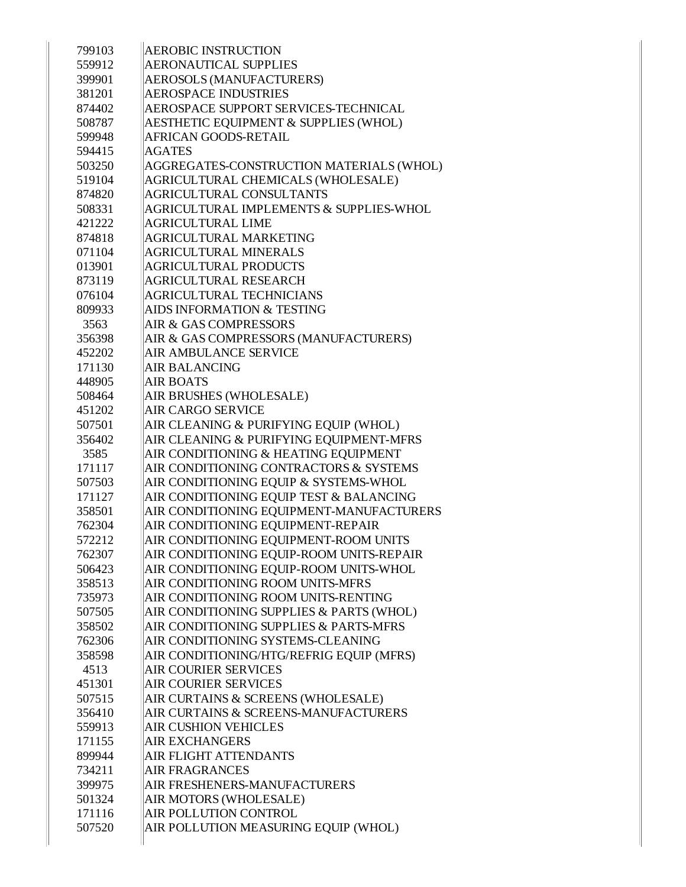| | |
|---|---|
| 799103 | AEROBIC INSTRUCTION |
| 559912 | AERONAUTICAL SUPPLIES |
| 399901 | AEROSOLS (MANUFACTURERS) |
| 381201 | AEROSPACE INDUSTRIES |
| 874402 | AEROSPACE SUPPORT SERVICES-TECHNICAL |
| 508787 | AESTHETIC EQUIPMENT & SUPPLIES (WHOL) |
| 599948 | AFRICAN GOODS-RETAIL |
| 594415 | AGATES |
| 503250 | AGGREGATES-CONSTRUCTION MATERIALS (WHOL) |
| 519104 | AGRICULTURAL CHEMICALS (WHOLESALE) |
| 874820 | AGRICULTURAL CONSULTANTS |
| 508331 | AGRICULTURAL IMPLEMENTS & SUPPLIES-WHOL |
| 421222 | AGRICULTURAL LIME |
| 874818 | AGRICULTURAL MARKETING |
| 071104 | AGRICULTURAL MINERALS |
| 013901 | AGRICULTURAL PRODUCTS |
| 873119 | AGRICULTURAL RESEARCH |
| 076104 | AGRICULTURAL TECHNICIANS |
| 809933 | AIDS INFORMATION & TESTING |
| 3563 | AIR & GAS COMPRESSORS |
| 356398 | AIR & GAS COMPRESSORS (MANUFACTURERS) |
| 452202 | AIR AMBULANCE SERVICE |
| 171130 | AIR BALANCING |
| 448905 | AIR BOATS |
| 508464 | AIR BRUSHES (WHOLESALE) |
| 451202 | AIR CARGO SERVICE |
| 507501 | AIR CLEANING & PURIFYING EQUIP (WHOL) |
| 356402 | AIR CLEANING & PURIFYING EQUIPMENT-MFRS |
| 3585 | AIR CONDITIONING & HEATING EQUIPMENT |
| 171117 | AIR CONDITIONING CONTRACTORS & SYSTEMS |
| 507503 | AIR CONDITIONING EQUIP & SYSTEMS-WHOL |
| 171127 | AIR CONDITIONING EQUIP TEST & BALANCING |
| 358501 | AIR CONDITIONING EQUIPMENT-MANUFACTURERS |
| 762304 | AIR CONDITIONING EQUIPMENT-REPAIR |
| 572212 | AIR CONDITIONING EQUIPMENT-ROOM UNITS |
| 762307 | AIR CONDITIONING EQUIP-ROOM UNITS-REPAIR |
| 506423 | AIR CONDITIONING EQUIP-ROOM UNITS-WHOL |
| 358513 | AIR CONDITIONING ROOM UNITS-MFRS |
| 735973 | AIR CONDITIONING ROOM UNITS-RENTING |
| 507505 | AIR CONDITIONING SUPPLIES & PARTS (WHOL) |
| 358502 | AIR CONDITIONING SUPPLIES & PARTS-MFRS |
| 762306 | AIR CONDITIONING SYSTEMS-CLEANING |
| 358598 | AIR CONDITIONING/HTG/REFRIG EQUIP (MFRS) |
| 4513 | AIR COURIER SERVICES |
| 451301 | AIR COURIER SERVICES |
| 507515 | AIR CURTAINS & SCREENS (WHOLESALE) |
| 356410 | AIR CURTAINS & SCREENS-MANUFACTURERS |
| 559913 | AIR CUSHION VEHICLES |
| 171155 | AIR EXCHANGERS |
| 899944 | AIR FLIGHT ATTENDANTS |
| 734211 | AIR FRAGRANCES |
| 399975 | AIR FRESHENERS-MANUFACTURERS |
| 501324 | AIR MOTORS (WHOLESALE) |
| 171116 | AIR POLLUTION CONTROL |
| 507520 | AIR POLLUTION MEASURING EQUIP (WHOL) |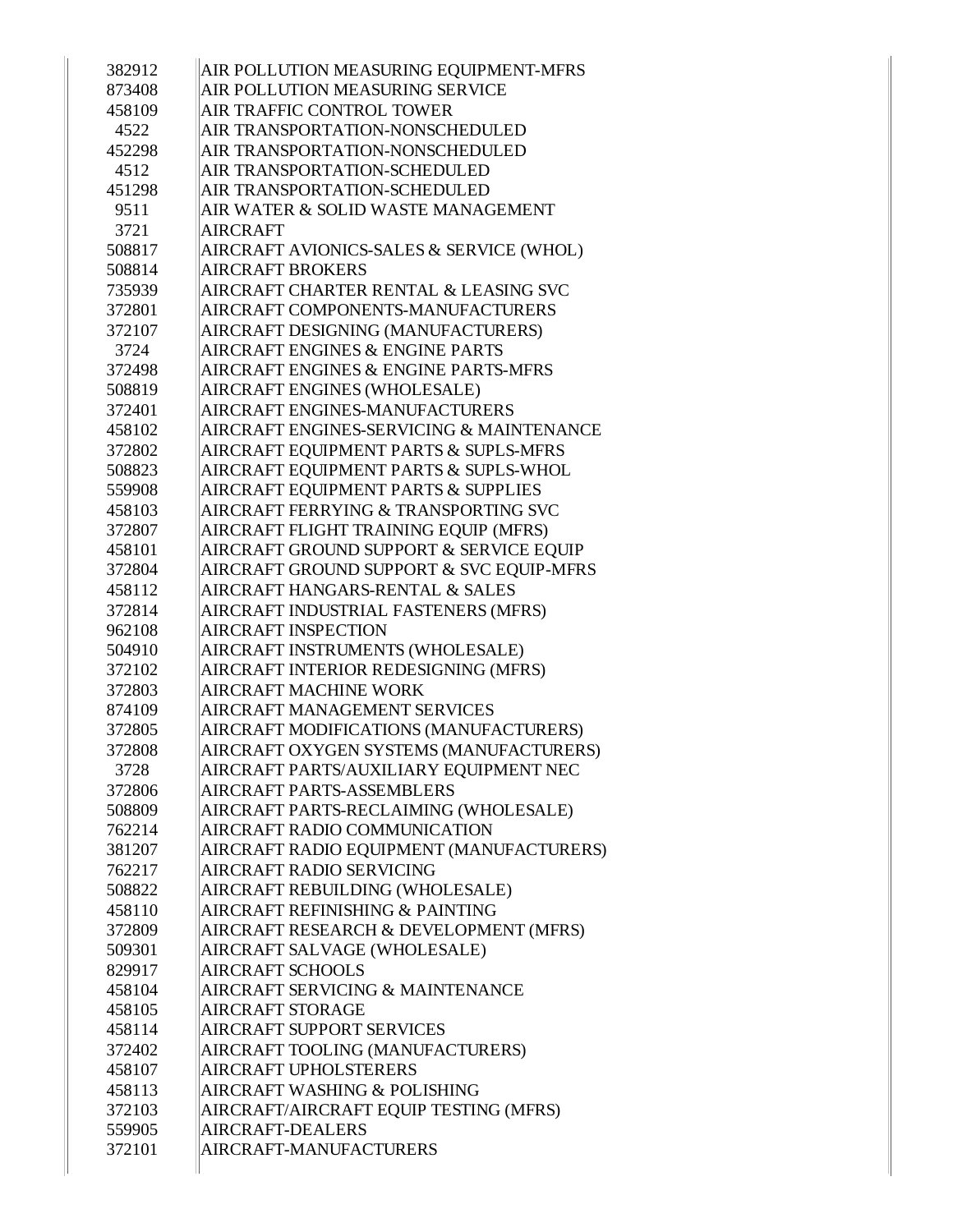| | |
|---|---|
| 382912 | AIR POLLUTION MEASURING EQUIPMENT-MFRS |
| 873408 | AIR POLLUTION MEASURING SERVICE |
| 458109 | AIR TRAFFIC CONTROL TOWER |
| 4522 | AIR TRANSPORTATION-NONSCHEDULED |
| 452298 | AIR TRANSPORTATION-NONSCHEDULED |
| 4512 | AIR TRANSPORTATION-SCHEDULED |
| 451298 | AIR TRANSPORTATION-SCHEDULED |
| 9511 | AIR WATER & SOLID WASTE MANAGEMENT |
| 3721 | AIRCRAFT |
| 508817 | AIRCRAFT AVIONICS-SALES & SERVICE (WHOL) |
| 508814 | AIRCRAFT BROKERS |
| 735939 | AIRCRAFT CHARTER RENTAL & LEASING SVC |
| 372801 | AIRCRAFT COMPONENTS-MANUFACTURERS |
| 372107 | AIRCRAFT DESIGNING (MANUFACTURERS) |
| 3724 | AIRCRAFT ENGINES & ENGINE PARTS |
| 372498 | AIRCRAFT ENGINES & ENGINE PARTS-MFRS |
| 508819 | AIRCRAFT ENGINES (WHOLESALE) |
| 372401 | AIRCRAFT ENGINES-MANUFACTURERS |
| 458102 | AIRCRAFT ENGINES-SERVICING & MAINTENANCE |
| 372802 | AIRCRAFT EQUIPMENT PARTS & SUPLS-MFRS |
| 508823 | AIRCRAFT EQUIPMENT PARTS & SUPLS-WHOL |
| 559908 | AIRCRAFT EQUIPMENT PARTS & SUPPLIES |
| 458103 | AIRCRAFT FERRYING & TRANSPORTING SVC |
| 372807 | AIRCRAFT FLIGHT TRAINING EQUIP (MFRS) |
| 458101 | AIRCRAFT GROUND SUPPORT & SERVICE EQUIP |
| 372804 | AIRCRAFT GROUND SUPPORT & SVC EQUIP-MFRS |
| 458112 | AIRCRAFT HANGARS-RENTAL & SALES |
| 372814 | AIRCRAFT INDUSTRIAL FASTENERS (MFRS) |
| 962108 | AIRCRAFT INSPECTION |
| 504910 | AIRCRAFT INSTRUMENTS (WHOLESALE) |
| 372102 | AIRCRAFT INTERIOR REDESIGNING (MFRS) |
| 372803 | AIRCRAFT MACHINE WORK |
| 874109 | AIRCRAFT MANAGEMENT SERVICES |
| 372805 | AIRCRAFT MODIFICATIONS (MANUFACTURERS) |
| 372808 | AIRCRAFT OXYGEN SYSTEMS (MANUFACTURERS) |
| 3728 | AIRCRAFT PARTS/AUXILIARY EQUIPMENT NEC |
| 372806 | AIRCRAFT PARTS-ASSEMBLERS |
| 508809 | AIRCRAFT PARTS-RECLAIMING (WHOLESALE) |
| 762214 | AIRCRAFT RADIO COMMUNICATION |
| 381207 | AIRCRAFT RADIO EQUIPMENT (MANUFACTURERS) |
| 762217 | AIRCRAFT RADIO SERVICING |
| 508822 | AIRCRAFT REBUILDING (WHOLESALE) |
| 458110 | AIRCRAFT REFINISHING & PAINTING |
| 372809 | AIRCRAFT RESEARCH & DEVELOPMENT (MFRS) |
| 509301 | AIRCRAFT SALVAGE (WHOLESALE) |
| 829917 | AIRCRAFT SCHOOLS |
| 458104 | AIRCRAFT SERVICING & MAINTENANCE |
| 458105 | AIRCRAFT STORAGE |
| 458114 | AIRCRAFT SUPPORT SERVICES |
| 372402 | AIRCRAFT TOOLING (MANUFACTURERS) |
| 458107 | AIRCRAFT UPHOLSTERERS |
| 458113 | AIRCRAFT WASHING & POLISHING |
| 372103 | AIRCRAFT/AIRCRAFT EQUIP TESTING (MFRS) |
| 559905 | AIRCRAFT-DEALERS |
| 372101 | AIRCRAFT-MANUFACTURERS |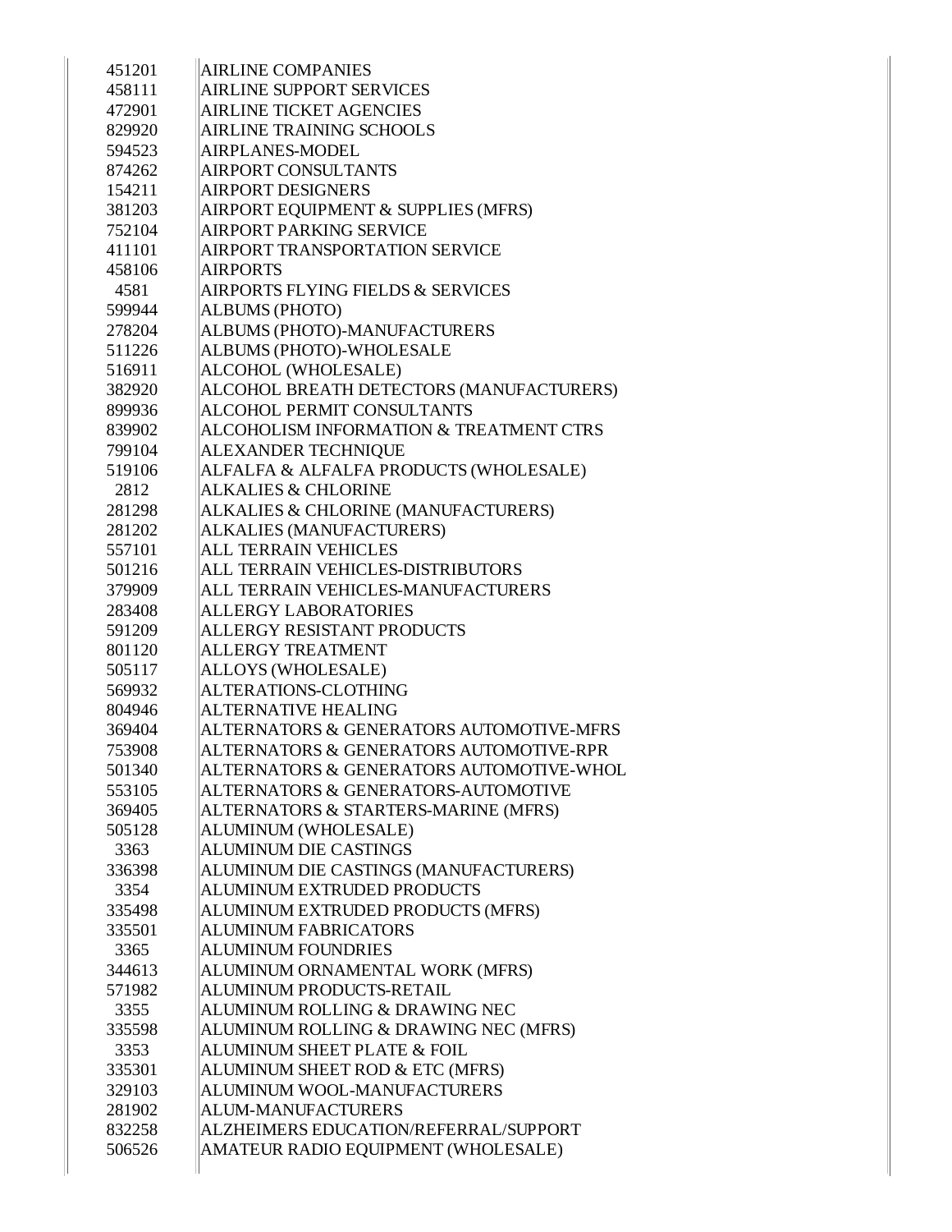| | |
|---|---|
| 451201 | AIRLINE COMPANIES |
| 458111 | AIRLINE SUPPORT SERVICES |
| 472901 | AIRLINE TICKET AGENCIES |
| 829920 | AIRLINE TRAINING SCHOOLS |
| 594523 | AIRPLANES-MODEL |
| 874262 | AIRPORT CONSULTANTS |
| 154211 | AIRPORT DESIGNERS |
| 381203 | AIRPORT EQUIPMENT & SUPPLIES (MFRS) |
| 752104 | AIRPORT PARKING SERVICE |
| 411101 | AIRPORT TRANSPORTATION SERVICE |
| 458106 | AIRPORTS |
| 4581 | AIRPORTS FLYING FIELDS & SERVICES |
| 599944 | ALBUMS (PHOTO) |
| 278204 | ALBUMS (PHOTO)-MANUFACTURERS |
| 511226 | ALBUMS (PHOTO)-WHOLESALE |
| 516911 | ALCOHOL (WHOLESALE) |
| 382920 | ALCOHOL BREATH DETECTORS (MANUFACTURERS) |
| 899936 | ALCOHOL PERMIT CONSULTANTS |
| 839902 | ALCOHOLISM INFORMATION & TREATMENT CTRS |
| 799104 | ALEXANDER TECHNIQUE |
| 519106 | ALFALFA & ALFALFA PRODUCTS (WHOLESALE) |
| 2812 | ALKALIES & CHLORINE |
| 281298 | ALKALIES & CHLORINE (MANUFACTURERS) |
| 281202 | ALKALIES (MANUFACTURERS) |
| 557101 | ALL TERRAIN VEHICLES |
| 501216 | ALL TERRAIN VEHICLES-DISTRIBUTORS |
| 379909 | ALL TERRAIN VEHICLES-MANUFACTURERS |
| 283408 | ALLERGY LABORATORIES |
| 591209 | ALLERGY RESISTANT PRODUCTS |
| 801120 | ALLERGY TREATMENT |
| 505117 | ALLOYS (WHOLESALE) |
| 569932 | ALTERATIONS-CLOTHING |
| 804946 | ALTERNATIVE HEALING |
| 369404 | ALTERNATORS & GENERATORS AUTOMOTIVE-MFRS |
| 753908 | ALTERNATORS & GENERATORS AUTOMOTIVE-RPR |
| 501340 | ALTERNATORS & GENERATORS AUTOMOTIVE-WHOL |
| 553105 | ALTERNATORS & GENERATORS-AUTOMOTIVE |
| 369405 | ALTERNATORS & STARTERS-MARINE (MFRS) |
| 505128 | ALUMINUM (WHOLESALE) |
| 3363 | ALUMINUM DIE CASTINGS |
| 336398 | ALUMINUM DIE CASTINGS (MANUFACTURERS) |
| 3354 | ALUMINUM EXTRUDED PRODUCTS |
| 335498 | ALUMINUM EXTRUDED PRODUCTS (MFRS) |
| 335501 | ALUMINUM FABRICATORS |
| 3365 | ALUMINUM FOUNDRIES |
| 344613 | ALUMINUM ORNAMENTAL WORK (MFRS) |
| 571982 | ALUMINUM PRODUCTS-RETAIL |
| 3355 | ALUMINUM ROLLING & DRAWING NEC |
| 335598 | ALUMINUM ROLLING & DRAWING NEC (MFRS) |
| 3353 | ALUMINUM SHEET PLATE & FOIL |
| 335301 | ALUMINUM SHEET ROD & ETC (MFRS) |
| 329103 | ALUMINUM WOOL-MANUFACTURERS |
| 281902 | ALUM-MANUFACTURERS |
| 832258 | ALZHEIMERS EDUCATION/REFERRAL/SUPPORT |
| 506526 | AMATEUR RADIO EQUIPMENT (WHOLESALE) |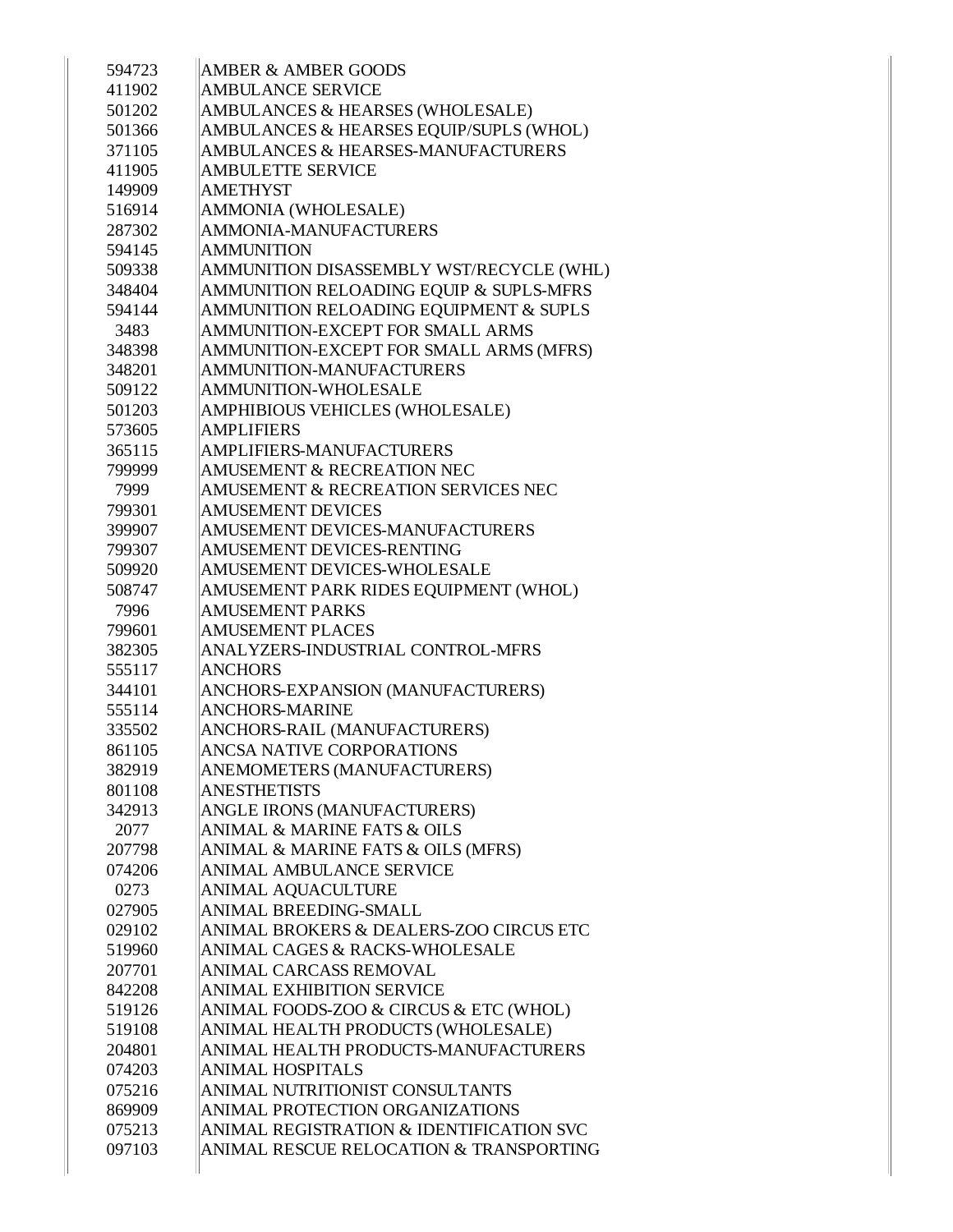| | |
|---|---|
| 594723 | AMBER & AMBER GOODS |
| 411902 | AMBULANCE SERVICE |
| 501202 | AMBULANCES & HEARSES (WHOLESALE) |
| 501366 | AMBULANCES & HEARSES EQUIP/SUPLS (WHOL) |
| 371105 | AMBULANCES & HEARSES-MANUFACTURERS |
| 411905 | AMBULETTE SERVICE |
| 149909 | AMETHYST |
| 516914 | AMMONIA (WHOLESALE) |
| 287302 | AMMONIA-MANUFACTURERS |
| 594145 | AMMUNITION |
| 509338 | AMMUNITION DISASSEMBLY WST/RECYCLE (WHL) |
| 348404 | AMMUNITION RELOADING EQUIP & SUPLS-MFRS |
| 594144 | AMMUNITION RELOADING EQUIPMENT & SUPLS |
| 3483 | AMMUNITION-EXCEPT FOR SMALL ARMS |
| 348398 | AMMUNITION-EXCEPT FOR SMALL ARMS (MFRS) |
| 348201 | AMMUNITION-MANUFACTURERS |
| 509122 | AMMUNITION-WHOLESALE |
| 501203 | AMPHIBIOUS VEHICLES (WHOLESALE) |
| 573605 | AMPLIFIERS |
| 365115 | AMPLIFIERS-MANUFACTURERS |
| 799999 | AMUSEMENT & RECREATION NEC |
| 7999 | AMUSEMENT & RECREATION SERVICES NEC |
| 799301 | AMUSEMENT DEVICES |
| 399907 | AMUSEMENT DEVICES-MANUFACTURERS |
| 799307 | AMUSEMENT DEVICES-RENTING |
| 509920 | AMUSEMENT DEVICES-WHOLESALE |
| 508747 | AMUSEMENT PARK RIDES EQUIPMENT (WHOL) |
| 7996 | AMUSEMENT PARKS |
| 799601 | AMUSEMENT PLACES |
| 382305 | ANALYZERS-INDUSTRIAL CONTROL-MFRS |
| 555117 | ANCHORS |
| 344101 | ANCHORS-EXPANSION (MANUFACTURERS) |
| 555114 | ANCHORS-MARINE |
| 335502 | ANCHORS-RAIL (MANUFACTURERS) |
| 861105 | ANCSA NATIVE CORPORATIONS |
| 382919 | ANEMOMETERS (MANUFACTURERS) |
| 801108 | ANESTHETISTS |
| 342913 | ANGLE IRONS (MANUFACTURERS) |
| 2077 | ANIMAL & MARINE FATS & OILS |
| 207798 | ANIMAL & MARINE FATS & OILS (MFRS) |
| 074206 | ANIMAL AMBULANCE SERVICE |
| 0273 | ANIMAL AQUACULTURE |
| 027905 | ANIMAL BREEDING-SMALL |
| 029102 | ANIMAL BROKERS & DEALERS-ZOO CIRCUS ETC |
| 519960 | ANIMAL CAGES & RACKS-WHOLESALE |
| 207701 | ANIMAL CARCASS REMOVAL |
| 842208 | ANIMAL EXHIBITION SERVICE |
| 519126 | ANIMAL FOODS-ZOO & CIRCUS & ETC (WHOL) |
| 519108 | ANIMAL HEALTH PRODUCTS (WHOLESALE) |
| 204801 | ANIMAL HEALTH PRODUCTS-MANUFACTURERS |
| 074203 | ANIMAL HOSPITALS |
| 075216 | ANIMAL NUTRITIONIST CONSULTANTS |
| 869909 | ANIMAL PROTECTION ORGANIZATIONS |
| 075213 | ANIMAL REGISTRATION & IDENTIFICATION SVC |
| 097103 | ANIMAL RESCUE RELOCATION & TRANSPORTING |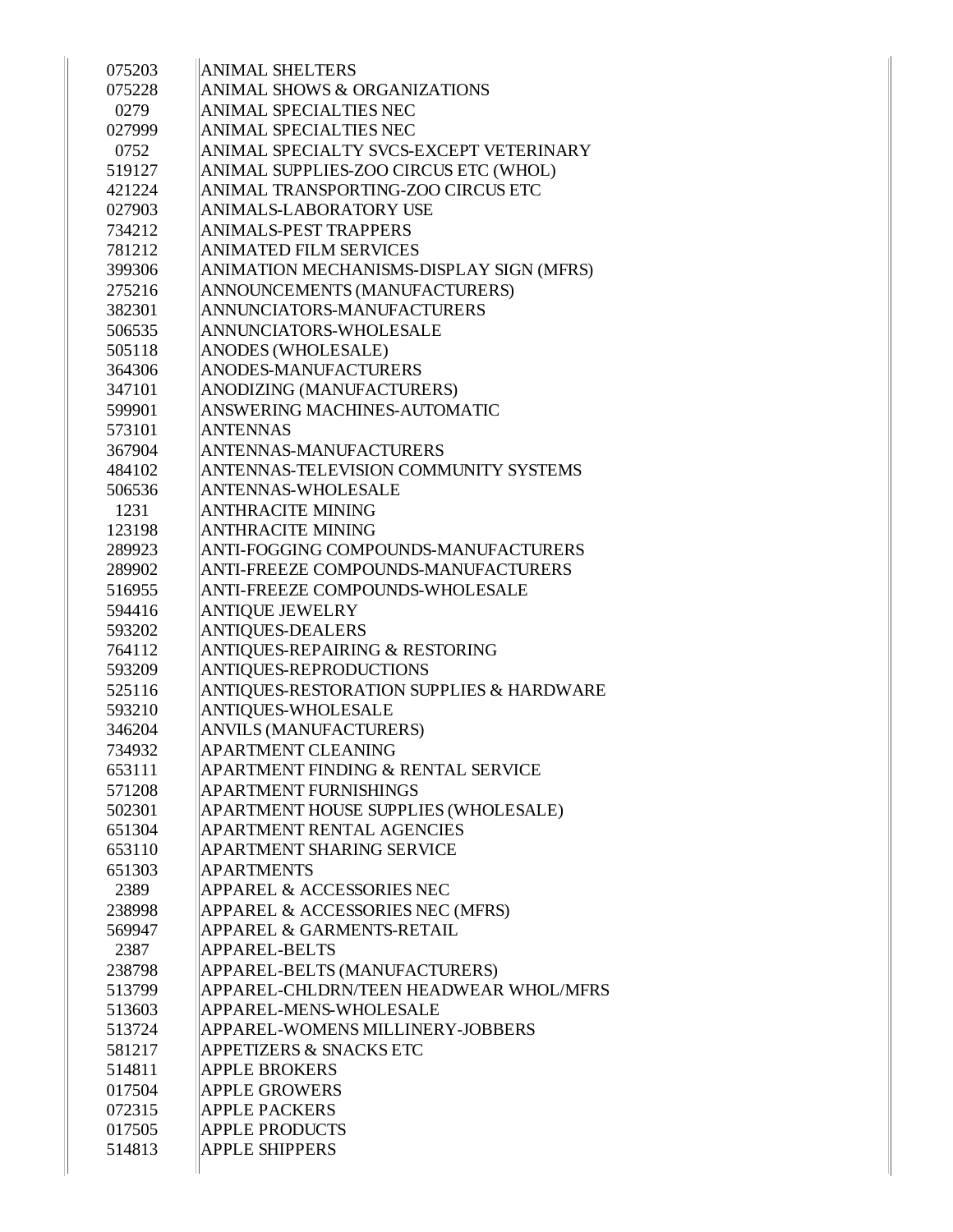| | |
|---|---|
| 075203 | ANIMAL SHELTERS |
| 075228 | ANIMAL SHOWS & ORGANIZATIONS |
| 0279 | ANIMAL SPECIALTIES NEC |
| 027999 | ANIMAL SPECIALTIES NEC |
| 0752 | ANIMAL SPECIALTY SVCS-EXCEPT VETERINARY |
| 519127 | ANIMAL SUPPLIES-ZOO CIRCUS ETC (WHOL) |
| 421224 | ANIMAL TRANSPORTING-ZOO CIRCUS ETC |
| 027903 | ANIMALS-LABORATORY USE |
| 734212 | ANIMALS-PEST TRAPPERS |
| 781212 | ANIMATED FILM SERVICES |
| 399306 | ANIMATION MECHANISMS-DISPLAY SIGN (MFRS) |
| 275216 | ANNOUNCEMENTS (MANUFACTURERS) |
| 382301 | ANNUNCIATORS-MANUFACTURERS |
| 506535 | ANNUNCIATORS-WHOLESALE |
| 505118 | ANODES (WHOLESALE) |
| 364306 | ANODES-MANUFACTURERS |
| 347101 | ANODIZING (MANUFACTURERS) |
| 599901 | ANSWERING MACHINES-AUTOMATIC |
| 573101 | ANTENNAS |
| 367904 | ANTENNAS-MANUFACTURERS |
| 484102 | ANTENNAS-TELEVISION COMMUNITY SYSTEMS |
| 506536 | ANTENNAS-WHOLESALE |
| 1231 | ANTHRACITE MINING |
| 123198 | ANTHRACITE MINING |
| 289923 | ANTI-FOGGING COMPOUNDS-MANUFACTURERS |
| 289902 | ANTI-FREEZE COMPOUNDS-MANUFACTURERS |
| 516955 | ANTI-FREEZE COMPOUNDS-WHOLESALE |
| 594416 | ANTIQUE JEWELRY |
| 593202 | ANTIQUES-DEALERS |
| 764112 | ANTIQUES-REPAIRING & RESTORING |
| 593209 | ANTIQUES-REPRODUCTIONS |
| 525116 | ANTIQUES-RESTORATION SUPPLIES & HARDWARE |
| 593210 | ANTIQUES-WHOLESALE |
| 346204 | ANVILS (MANUFACTURERS) |
| 734932 | APARTMENT CLEANING |
| 653111 | APARTMENT FINDING & RENTAL SERVICE |
| 571208 | APARTMENT FURNISHINGS |
| 502301 | APARTMENT HOUSE SUPPLIES (WHOLESALE) |
| 651304 | APARTMENT RENTAL AGENCIES |
| 653110 | APARTMENT SHARING SERVICE |
| 651303 | APARTMENTS |
| 2389 | APPAREL & ACCESSORIES NEC |
| 238998 | APPAREL & ACCESSORIES NEC (MFRS) |
| 569947 | APPAREL & GARMENTS-RETAIL |
| 2387 | APPAREL-BELTS |
| 238798 | APPAREL-BELTS (MANUFACTURERS) |
| 513799 | APPAREL-CHLDRN/TEEN HEADWEAR WHOL/MFRS |
| 513603 | APPAREL-MENS-WHOLESALE |
| 513724 | APPAREL-WOMENS MILLINERY-JOBBERS |
| 581217 | APPETIZERS & SNACKS ETC |
| 514811 | APPLE BROKERS |
| 017504 | APPLE GROWERS |
| 072315 | APPLE PACKERS |
| 017505 | APPLE PRODUCTS |
| 514813 | APPLE SHIPPERS |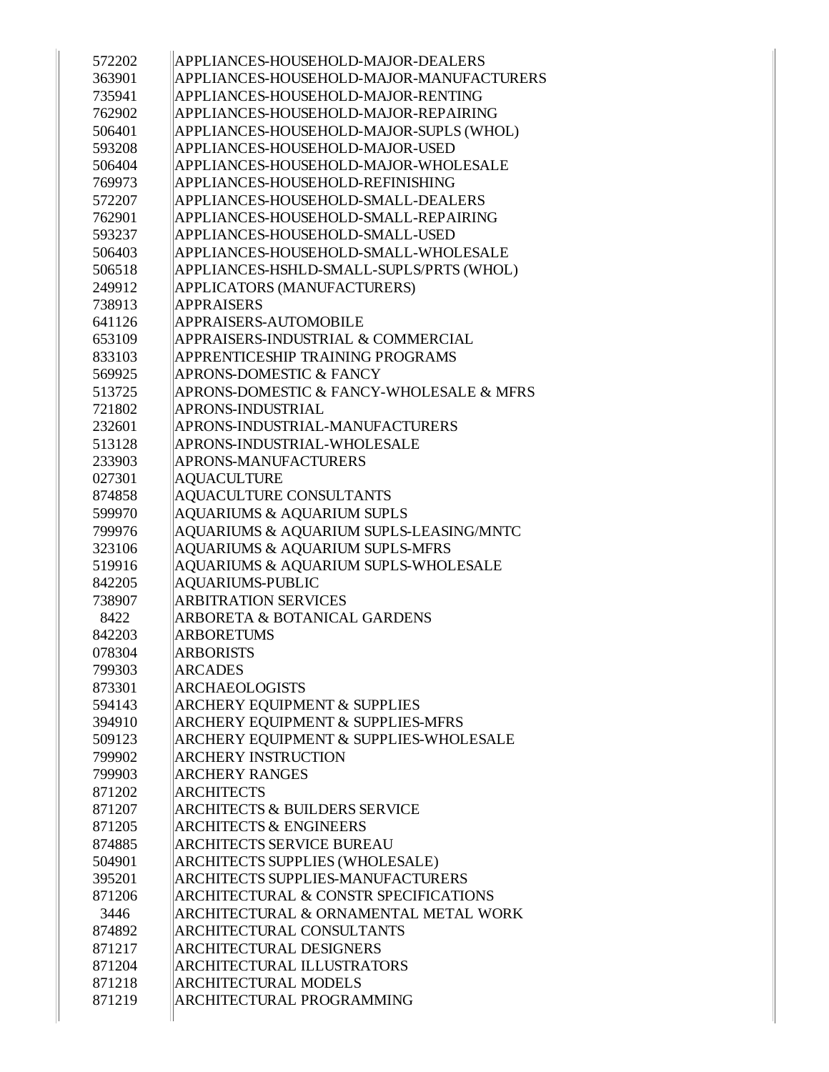| | |
|---|---|
| 572202 | APPLIANCES-HOUSEHOLD-MAJOR-DEALERS |
| 363901 | APPLIANCES-HOUSEHOLD-MAJOR-MANUFACTURERS |
| 735941 | APPLIANCES-HOUSEHOLD-MAJOR-RENTING |
| 762902 | APPLIANCES-HOUSEHOLD-MAJOR-REPAIRING |
| 506401 | APPLIANCES-HOUSEHOLD-MAJOR-SUPLS (WHOL) |
| 593208 | APPLIANCES-HOUSEHOLD-MAJOR-USED |
| 506404 | APPLIANCES-HOUSEHOLD-MAJOR-WHOLESALE |
| 769973 | APPLIANCES-HOUSEHOLD-REFINISHING |
| 572207 | APPLIANCES-HOUSEHOLD-SMALL-DEALERS |
| 762901 | APPLIANCES-HOUSEHOLD-SMALL-REPAIRING |
| 593237 | APPLIANCES-HOUSEHOLD-SMALL-USED |
| 506403 | APPLIANCES-HOUSEHOLD-SMALL-WHOLESALE |
| 506518 | APPLIANCES-HSHLD-SMALL-SUPLS/PRTS (WHOL) |
| 249912 | APPLICATORS (MANUFACTURERS) |
| 738913 | APPRAISERS |
| 641126 | APPRAISERS-AUTOMOBILE |
| 653109 | APPRAISERS-INDUSTRIAL & COMMERCIAL |
| 833103 | APPRENTICESHIP TRAINING PROGRAMS |
| 569925 | APRONS-DOMESTIC & FANCY |
| 513725 | APRONS-DOMESTIC & FANCY-WHOLESALE & MFRS |
| 721802 | APRONS-INDUSTRIAL |
| 232601 | APRONS-INDUSTRIAL-MANUFACTURERS |
| 513128 | APRONS-INDUSTRIAL-WHOLESALE |
| 233903 | APRONS-MANUFACTURERS |
| 027301 | AQUACULTURE |
| 874858 | AQUACULTURE CONSULTANTS |
| 599970 | AQUARIUMS & AQUARIUM SUPLS |
| 799976 | AQUARIUMS & AQUARIUM SUPLS-LEASING/MNTC |
| 323106 | AQUARIUMS & AQUARIUM SUPLS-MFRS |
| 519916 | AQUARIUMS & AQUARIUM SUPLS-WHOLESALE |
| 842205 | AQUARIUMS-PUBLIC |
| 738907 | ARBITRATION SERVICES |
| 8422 | ARBORETA & BOTANICAL GARDENS |
| 842203 | ARBORETUMS |
| 078304 | ARBORISTS |
| 799303 | ARCADES |
| 873301 | ARCHAEOLOGISTS |
| 594143 | ARCHERY EQUIPMENT & SUPPLIES |
| 394910 | ARCHERY EQUIPMENT & SUPPLIES-MFRS |
| 509123 | ARCHERY EQUIPMENT & SUPPLIES-WHOLESALE |
| 799902 | ARCHERY INSTRUCTION |
| 799903 | ARCHERY RANGES |
| 871202 | ARCHITECTS |
| 871207 | ARCHITECTS & BUILDERS SERVICE |
| 871205 | ARCHITECTS & ENGINEERS |
| 874885 | ARCHITECTS SERVICE BUREAU |
| 504901 | ARCHITECTS SUPPLIES (WHOLESALE) |
| 395201 | ARCHITECTS SUPPLIES-MANUFACTURERS |
| 871206 | ARCHITECTURAL & CONSTR SPECIFICATIONS |
| 3446 | ARCHITECTURAL & ORNAMENTAL METAL WORK |
| 874892 | ARCHITECTURAL CONSULTANTS |
| 871217 | ARCHITECTURAL DESIGNERS |
| 871204 | ARCHITECTURAL ILLUSTRATORS |
| 871218 | ARCHITECTURAL MODELS |
| 871219 | ARCHITECTURAL PROGRAMMING |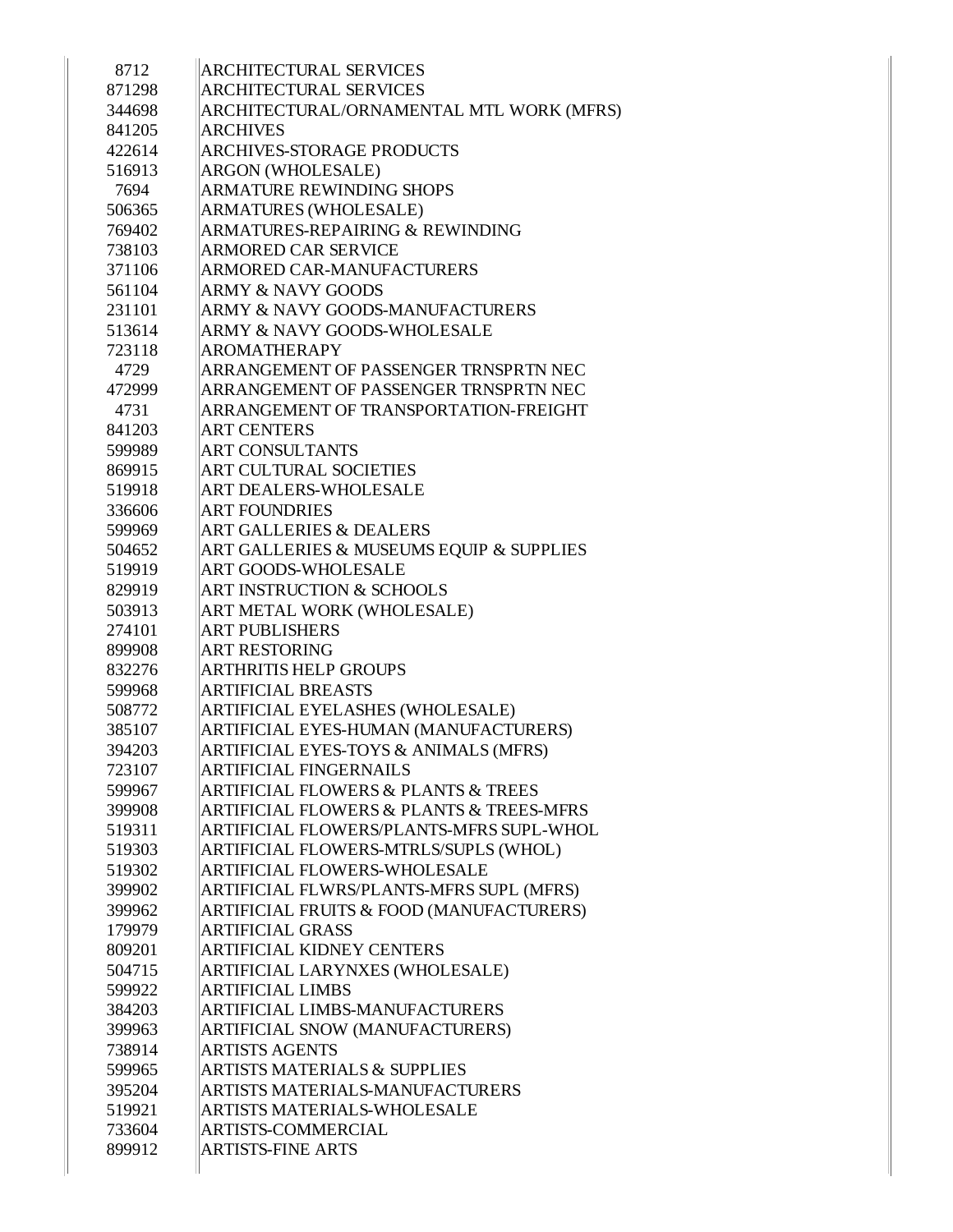| | |
|---|---|
| 8712 | ARCHITECTURAL SERVICES |
| 871298 | ARCHITECTURAL SERVICES |
| 344698 | ARCHITECTURAL/ORNAMENTAL MTL WORK (MFRS) |
| 841205 | ARCHIVES |
| 422614 | ARCHIVES-STORAGE PRODUCTS |
| 516913 | ARGON (WHOLESALE) |
| 7694 | ARMATURE REWINDING SHOPS |
| 506365 | ARMATURES (WHOLESALE) |
| 769402 | ARMATURES-REPAIRING & REWINDING |
| 738103 | ARMORED CAR SERVICE |
| 371106 | ARMORED CAR-MANUFACTURERS |
| 561104 | ARMY & NAVY GOODS |
| 231101 | ARMY & NAVY GOODS-MANUFACTURERS |
| 513614 | ARMY & NAVY GOODS-WHOLESALE |
| 723118 | AROMATHERAPY |
| 4729 | ARRANGEMENT OF PASSENGER TRNSPRTN NEC |
| 472999 | ARRANGEMENT OF PASSENGER TRNSPRTN NEC |
| 4731 | ARRANGEMENT OF TRANSPORTATION-FREIGHT |
| 841203 | ART CENTERS |
| 599989 | ART CONSULTANTS |
| 869915 | ART CULTURAL SOCIETIES |
| 519918 | ART DEALERS-WHOLESALE |
| 336606 | ART FOUNDRIES |
| 599969 | ART GALLERIES & DEALERS |
| 504652 | ART GALLERIES & MUSEUMS EQUIP & SUPPLIES |
| 519919 | ART GOODS-WHOLESALE |
| 829919 | ART INSTRUCTION & SCHOOLS |
| 503913 | ART METAL WORK (WHOLESALE) |
| 274101 | ART PUBLISHERS |
| 899908 | ART RESTORING |
| 832276 | ARTHRITIS HELP GROUPS |
| 599968 | ARTIFICIAL BREASTS |
| 508772 | ARTIFICIAL EYELASHES (WHOLESALE) |
| 385107 | ARTIFICIAL EYES-HUMAN (MANUFACTURERS) |
| 394203 | ARTIFICIAL EYES-TOYS & ANIMALS (MFRS) |
| 723107 | ARTIFICIAL FINGERNAILS |
| 599967 | ARTIFICIAL FLOWERS & PLANTS & TREES |
| 399908 | ARTIFICIAL FLOWERS & PLANTS & TREES-MFRS |
| 519311 | ARTIFICIAL FLOWERS/PLANTS-MFRS SUPL-WHOL |
| 519303 | ARTIFICIAL FLOWERS-MTRLS/SUPLS (WHOL) |
| 519302 | ARTIFICIAL FLOWERS-WHOLESALE |
| 399902 | ARTIFICIAL FLWRS/PLANTS-MFRS SUPL (MFRS) |
| 399962 | ARTIFICIAL FRUITS & FOOD (MANUFACTURERS) |
| 179979 | ARTIFICIAL GRASS |
| 809201 | ARTIFICIAL KIDNEY CENTERS |
| 504715 | ARTIFICIAL LARYNXES (WHOLESALE) |
| 599922 | ARTIFICIAL LIMBS |
| 384203 | ARTIFICIAL LIMBS-MANUFACTURERS |
| 399963 | ARTIFICIAL SNOW (MANUFACTURERS) |
| 738914 | ARTISTS AGENTS |
| 599965 | ARTISTS MATERIALS & SUPPLIES |
| 395204 | ARTISTS MATERIALS-MANUFACTURERS |
| 519921 | ARTISTS MATERIALS-WHOLESALE |
| 733604 | ARTISTS-COMMERCIAL |
| 899912 | ARTISTS-FINE ARTS |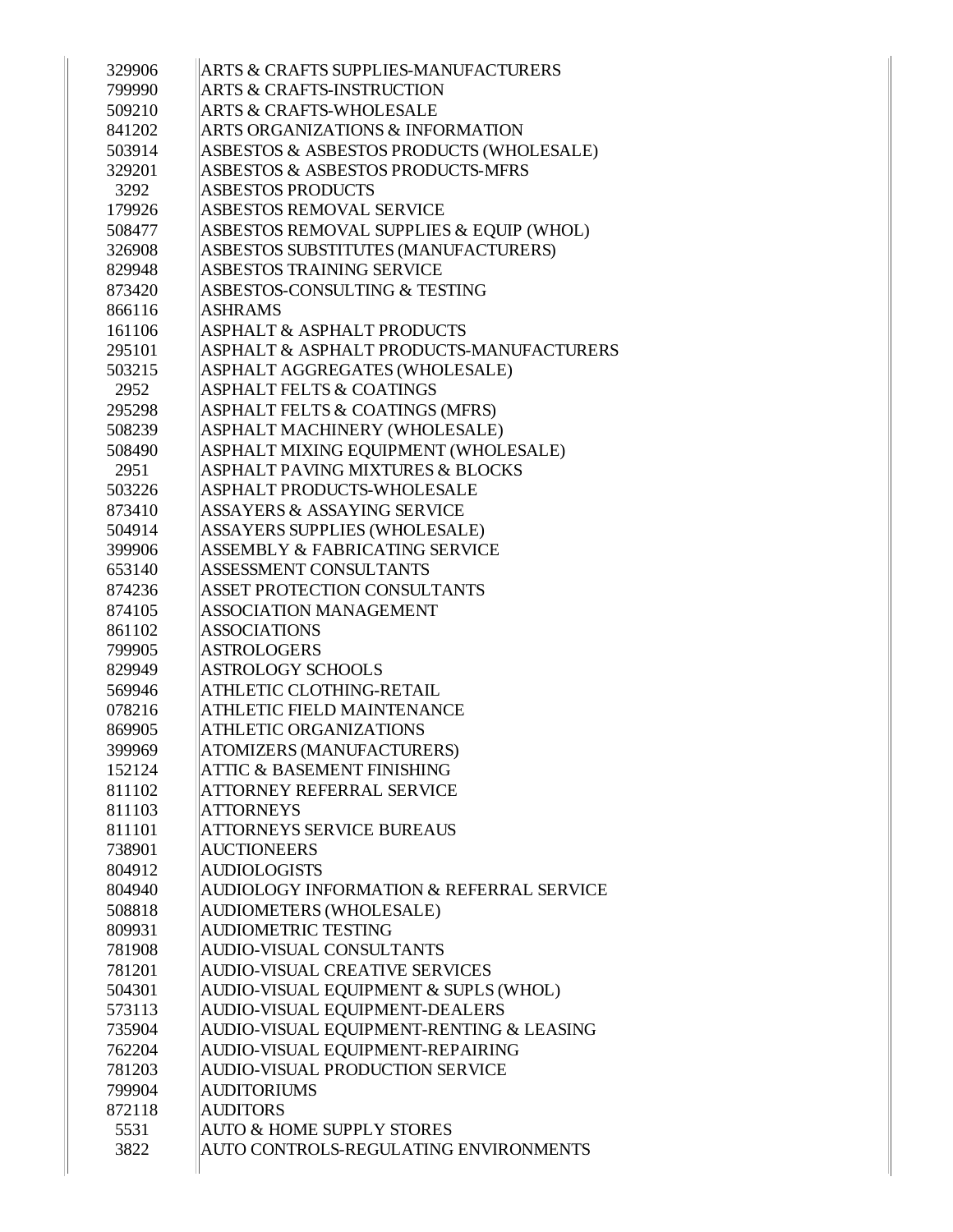| | |
|---|---|
| 329906 | ARTS & CRAFTS SUPPLIES-MANUFACTURERS |
| 799990 | ARTS & CRAFTS-INSTRUCTION |
| 509210 | ARTS & CRAFTS-WHOLESALE |
| 841202 | ARTS ORGANIZATIONS & INFORMATION |
| 503914 | ASBESTOS & ASBESTOS PRODUCTS (WHOLESALE) |
| 329201 | ASBESTOS & ASBESTOS PRODUCTS-MFRS |
| 3292 | ASBESTOS PRODUCTS |
| 179926 | ASBESTOS REMOVAL SERVICE |
| 508477 | ASBESTOS REMOVAL SUPPLIES & EQUIP (WHOL) |
| 326908 | ASBESTOS SUBSTITUTES (MANUFACTURERS) |
| 829948 | ASBESTOS TRAINING SERVICE |
| 873420 | ASBESTOS-CONSULTING & TESTING |
| 866116 | ASHRAMS |
| 161106 | ASPHALT & ASPHALT PRODUCTS |
| 295101 | ASPHALT & ASPHALT PRODUCTS-MANUFACTURERS |
| 503215 | ASPHALT AGGREGATES (WHOLESALE) |
| 2952 | ASPHALT FELTS & COATINGS |
| 295298 | ASPHALT FELTS & COATINGS (MFRS) |
| 508239 | ASPHALT MACHINERY (WHOLESALE) |
| 508490 | ASPHALT MIXING EQUIPMENT (WHOLESALE) |
| 2951 | ASPHALT PAVING MIXTURES & BLOCKS |
| 503226 | ASPHALT PRODUCTS-WHOLESALE |
| 873410 | ASSAYERS & ASSAYING SERVICE |
| 504914 | ASSAYERS SUPPLIES (WHOLESALE) |
| 399906 | ASSEMBLY & FABRICATING SERVICE |
| 653140 | ASSESSMENT CONSULTANTS |
| 874236 | ASSET PROTECTION CONSULTANTS |
| 874105 | ASSOCIATION MANAGEMENT |
| 861102 | ASSOCIATIONS |
| 799905 | ASTROLOGERS |
| 829949 | ASTROLOGY SCHOOLS |
| 569946 | ATHLETIC CLOTHING-RETAIL |
| 078216 | ATHLETIC FIELD MAINTENANCE |
| 869905 | ATHLETIC ORGANIZATIONS |
| 399969 | ATOMIZERS (MANUFACTURERS) |
| 152124 | ATTIC & BASEMENT FINISHING |
| 811102 | ATTORNEY REFERRAL SERVICE |
| 811103 | ATTORNEYS |
| 811101 | ATTORNEYS SERVICE BUREAUS |
| 738901 | AUCTIONEERS |
| 804912 | AUDIOLOGISTS |
| 804940 | AUDIOLOGY INFORMATION & REFERRAL SERVICE |
| 508818 | AUDIOMETERS (WHOLESALE) |
| 809931 | AUDIOMETRIC TESTING |
| 781908 | AUDIO-VISUAL CONSULTANTS |
| 781201 | AUDIO-VISUAL CREATIVE SERVICES |
| 504301 | AUDIO-VISUAL EQUIPMENT & SUPLS (WHOL) |
| 573113 | AUDIO-VISUAL EQUIPMENT-DEALERS |
| 735904 | AUDIO-VISUAL EQUIPMENT-RENTING & LEASING |
| 762204 | AUDIO-VISUAL EQUIPMENT-REPAIRING |
| 781203 | AUDIO-VISUAL PRODUCTION SERVICE |
| 799904 | AUDITORIUMS |
| 872118 | AUDITORS |
| 5531 | AUTO & HOME SUPPLY STORES |
| 3822 | AUTO CONTROLS-REGULATING ENVIRONMENTS |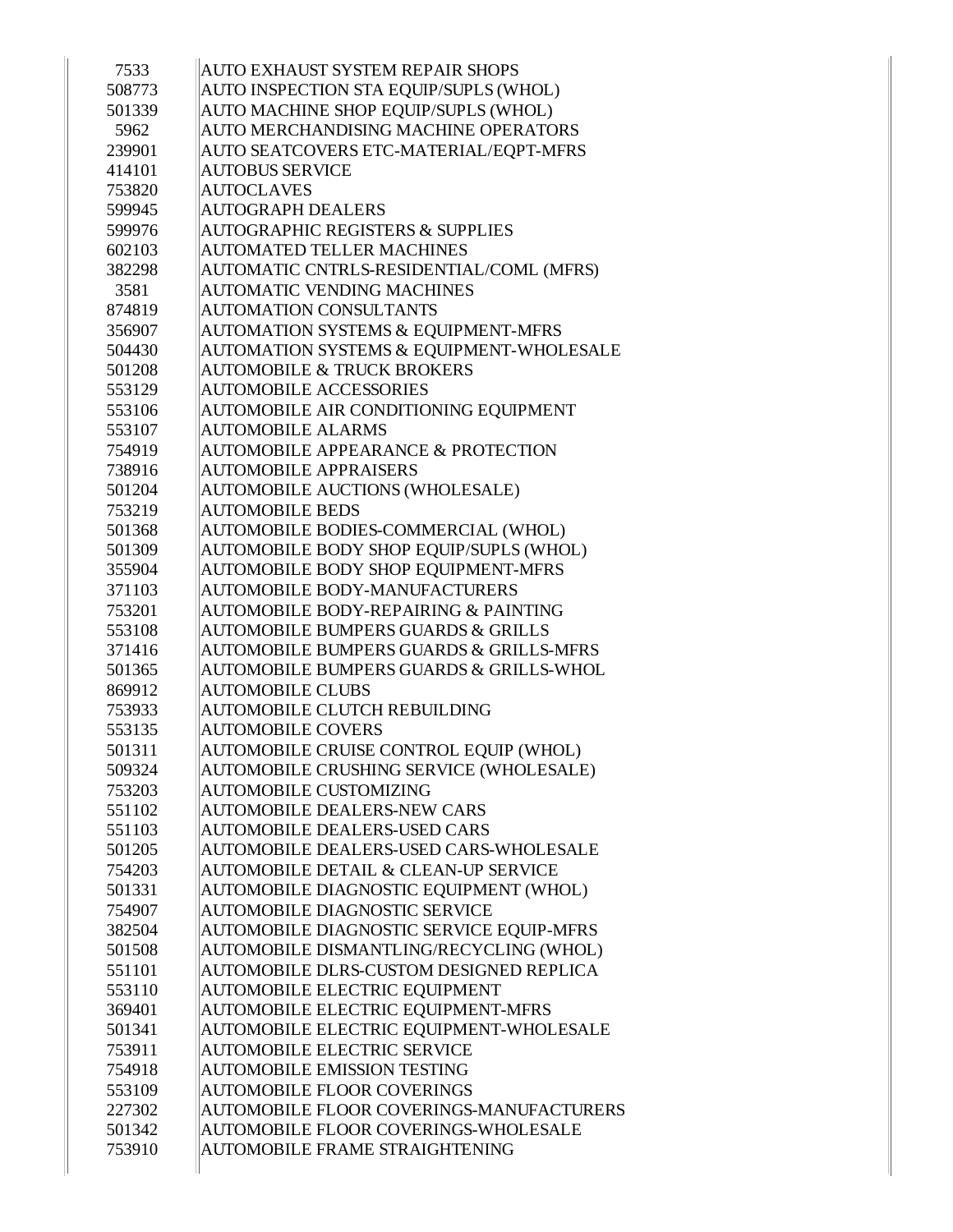| | |
|---|---|
| 7533 | AUTO EXHAUST SYSTEM REPAIR SHOPS |
| 508773 | AUTO INSPECTION STA EQUIP/SUPLS (WHOL) |
| 501339 | AUTO MACHINE SHOP EQUIP/SUPLS (WHOL) |
| 5962 | AUTO MERCHANDISING MACHINE OPERATORS |
| 239901 | AUTO SEATCOVERS ETC-MATERIAL/EQPT-MFRS |
| 414101 | AUTOBUS SERVICE |
| 753820 | AUTOCLAVES |
| 599945 | AUTOGRAPH DEALERS |
| 599976 | AUTOGRAPHIC REGISTERS & SUPPLIES |
| 602103 | AUTOMATED TELLER MACHINES |
| 382298 | AUTOMATIC CNTRLS-RESIDENTIAL/COML (MFRS) |
| 3581 | AUTOMATIC VENDING MACHINES |
| 874819 | AUTOMATION CONSULTANTS |
| 356907 | AUTOMATION SYSTEMS & EQUIPMENT-MFRS |
| 504430 | AUTOMATION SYSTEMS & EQUIPMENT-WHOLESALE |
| 501208 | AUTOMOBILE & TRUCK BROKERS |
| 553129 | AUTOMOBILE ACCESSORIES |
| 553106 | AUTOMOBILE AIR CONDITIONING EQUIPMENT |
| 553107 | AUTOMOBILE ALARMS |
| 754919 | AUTOMOBILE APPEARANCE & PROTECTION |
| 738916 | AUTOMOBILE APPRAISERS |
| 501204 | AUTOMOBILE AUCTIONS (WHOLESALE) |
| 753219 | AUTOMOBILE BEDS |
| 501368 | AUTOMOBILE BODIES-COMMERCIAL (WHOL) |
| 501309 | AUTOMOBILE BODY SHOP EQUIP/SUPLS (WHOL) |
| 355904 | AUTOMOBILE BODY SHOP EQUIPMENT-MFRS |
| 371103 | AUTOMOBILE BODY-MANUFACTURERS |
| 753201 | AUTOMOBILE BODY-REPAIRING & PAINTING |
| 553108 | AUTOMOBILE BUMPERS GUARDS & GRILLS |
| 371416 | AUTOMOBILE BUMPERS GUARDS & GRILLS-MFRS |
| 501365 | AUTOMOBILE BUMPERS GUARDS & GRILLS-WHOL |
| 869912 | AUTOMOBILE CLUBS |
| 753933 | AUTOMOBILE CLUTCH REBUILDING |
| 553135 | AUTOMOBILE COVERS |
| 501311 | AUTOMOBILE CRUISE CONTROL EQUIP (WHOL) |
| 509324 | AUTOMOBILE CRUSHING SERVICE (WHOLESALE) |
| 753203 | AUTOMOBILE CUSTOMIZING |
| 551102 | AUTOMOBILE DEALERS-NEW CARS |
| 551103 | AUTOMOBILE DEALERS-USED CARS |
| 501205 | AUTOMOBILE DEALERS-USED CARS-WHOLESALE |
| 754203 | AUTOMOBILE DETAIL & CLEAN-UP SERVICE |
| 501331 | AUTOMOBILE DIAGNOSTIC EQUIPMENT (WHOL) |
| 754907 | AUTOMOBILE DIAGNOSTIC SERVICE |
| 382504 | AUTOMOBILE DIAGNOSTIC SERVICE EQUIP-MFRS |
| 501508 | AUTOMOBILE DISMANTLING/RECYCLING (WHOL) |
| 551101 | AUTOMOBILE DLRS-CUSTOM DESIGNED REPLICA |
| 553110 | AUTOMOBILE ELECTRIC EQUIPMENT |
| 369401 | AUTOMOBILE ELECTRIC EQUIPMENT-MFRS |
| 501341 | AUTOMOBILE ELECTRIC EQUIPMENT-WHOLESALE |
| 753911 | AUTOMOBILE ELECTRIC SERVICE |
| 754918 | AUTOMOBILE EMISSION TESTING |
| 553109 | AUTOMOBILE FLOOR COVERINGS |
| 227302 | AUTOMOBILE FLOOR COVERINGS-MANUFACTURERS |
| 501342 | AUTOMOBILE FLOOR COVERINGS-WHOLESALE |
| 753910 | AUTOMOBILE FRAME STRAIGHTENING |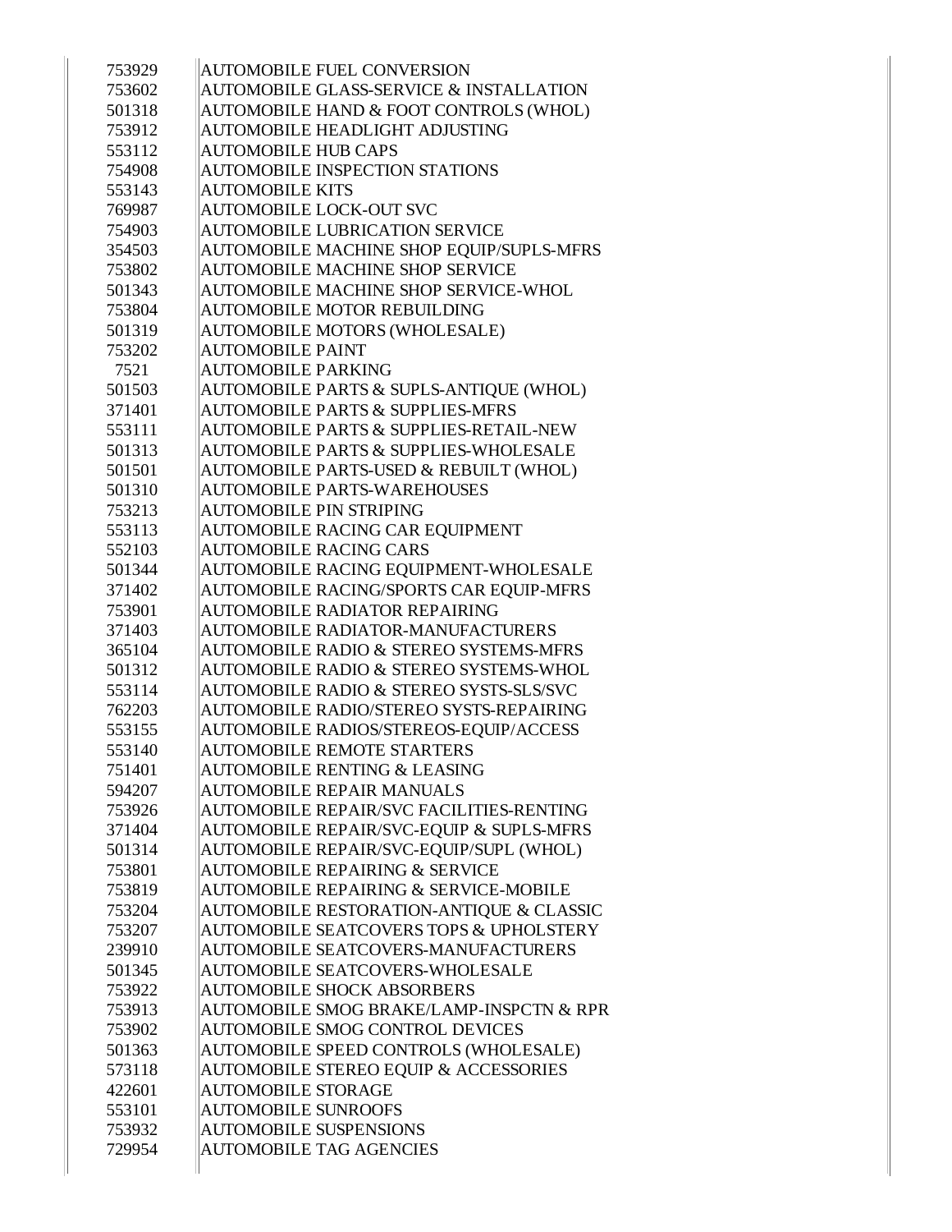| | |
|---|---|
| 753929 | AUTOMOBILE FUEL CONVERSION |
| 753602 | AUTOMOBILE GLASS-SERVICE & INSTALLATION |
| 501318 | AUTOMOBILE HAND & FOOT CONTROLS (WHOL) |
| 753912 | AUTOMOBILE HEADLIGHT ADJUSTING |
| 553112 | AUTOMOBILE HUB CAPS |
| 754908 | AUTOMOBILE INSPECTION STATIONS |
| 553143 | AUTOMOBILE KITS |
| 769987 | AUTOMOBILE LOCK-OUT SVC |
| 754903 | AUTOMOBILE LUBRICATION SERVICE |
| 354503 | AUTOMOBILE MACHINE SHOP EQUIP/SUPLS-MFRS |
| 753802 | AUTOMOBILE MACHINE SHOP SERVICE |
| 501343 | AUTOMOBILE MACHINE SHOP SERVICE-WHOL |
| 753804 | AUTOMOBILE MOTOR REBUILDING |
| 501319 | AUTOMOBILE MOTORS (WHOLESALE) |
| 753202 | AUTOMOBILE PAINT |
| 7521 | AUTOMOBILE PARKING |
| 501503 | AUTOMOBILE PARTS & SUPLS-ANTIQUE (WHOL) |
| 371401 | AUTOMOBILE PARTS & SUPPLIES-MFRS |
| 553111 | AUTOMOBILE PARTS & SUPPLIES-RETAIL-NEW |
| 501313 | AUTOMOBILE PARTS & SUPPLIES-WHOLESALE |
| 501501 | AUTOMOBILE PARTS-USED & REBUILT (WHOL) |
| 501310 | AUTOMOBILE PARTS-WAREHOUSES |
| 753213 | AUTOMOBILE PIN STRIPING |
| 553113 | AUTOMOBILE RACING CAR EQUIPMENT |
| 552103 | AUTOMOBILE RACING CARS |
| 501344 | AUTOMOBILE RACING EQUIPMENT-WHOLESALE |
| 371402 | AUTOMOBILE RACING/SPORTS CAR EQUIP-MFRS |
| 753901 | AUTOMOBILE RADIATOR REPAIRING |
| 371403 | AUTOMOBILE RADIATOR-MANUFACTURERS |
| 365104 | AUTOMOBILE RADIO & STEREO SYSTEMS-MFRS |
| 501312 | AUTOMOBILE RADIO & STEREO SYSTEMS-WHOL |
| 553114 | AUTOMOBILE RADIO & STEREO SYSTS-SLS/SVC |
| 762203 | AUTOMOBILE RADIO/STEREO SYSTS-REPAIRING |
| 553155 | AUTOMOBILE RADIOS/STEREOS-EQUIP/ACCESS |
| 553140 | AUTOMOBILE REMOTE STARTERS |
| 751401 | AUTOMOBILE RENTING & LEASING |
| 594207 | AUTOMOBILE REPAIR MANUALS |
| 753926 | AUTOMOBILE REPAIR/SVC FACILITIES-RENTING |
| 371404 | AUTOMOBILE REPAIR/SVC-EQUIP & SUPLS-MFRS |
| 501314 | AUTOMOBILE REPAIR/SVC-EQUIP/SUPL (WHOL) |
| 753801 | AUTOMOBILE REPAIRING & SERVICE |
| 753819 | AUTOMOBILE REPAIRING & SERVICE-MOBILE |
| 753204 | AUTOMOBILE RESTORATION-ANTIQUE & CLASSIC |
| 753207 | AUTOMOBILE SEATCOVERS TOPS & UPHOLSTERY |
| 239910 | AUTOMOBILE SEATCOVERS-MANUFACTURERS |
| 501345 | AUTOMOBILE SEATCOVERS-WHOLESALE |
| 753922 | AUTOMOBILE SHOCK ABSORBERS |
| 753913 | AUTOMOBILE SMOG BRAKE/LAMP-INSPCTN & RPR |
| 753902 | AUTOMOBILE SMOG CONTROL DEVICES |
| 501363 | AUTOMOBILE SPEED CONTROLS (WHOLESALE) |
| 573118 | AUTOMOBILE STEREO EQUIP & ACCESSORIES |
| 422601 | AUTOMOBILE STORAGE |
| 553101 | AUTOMOBILE SUNROOFS |
| 753932 | AUTOMOBILE SUSPENSIONS |
| 729954 | AUTOMOBILE TAG AGENCIES |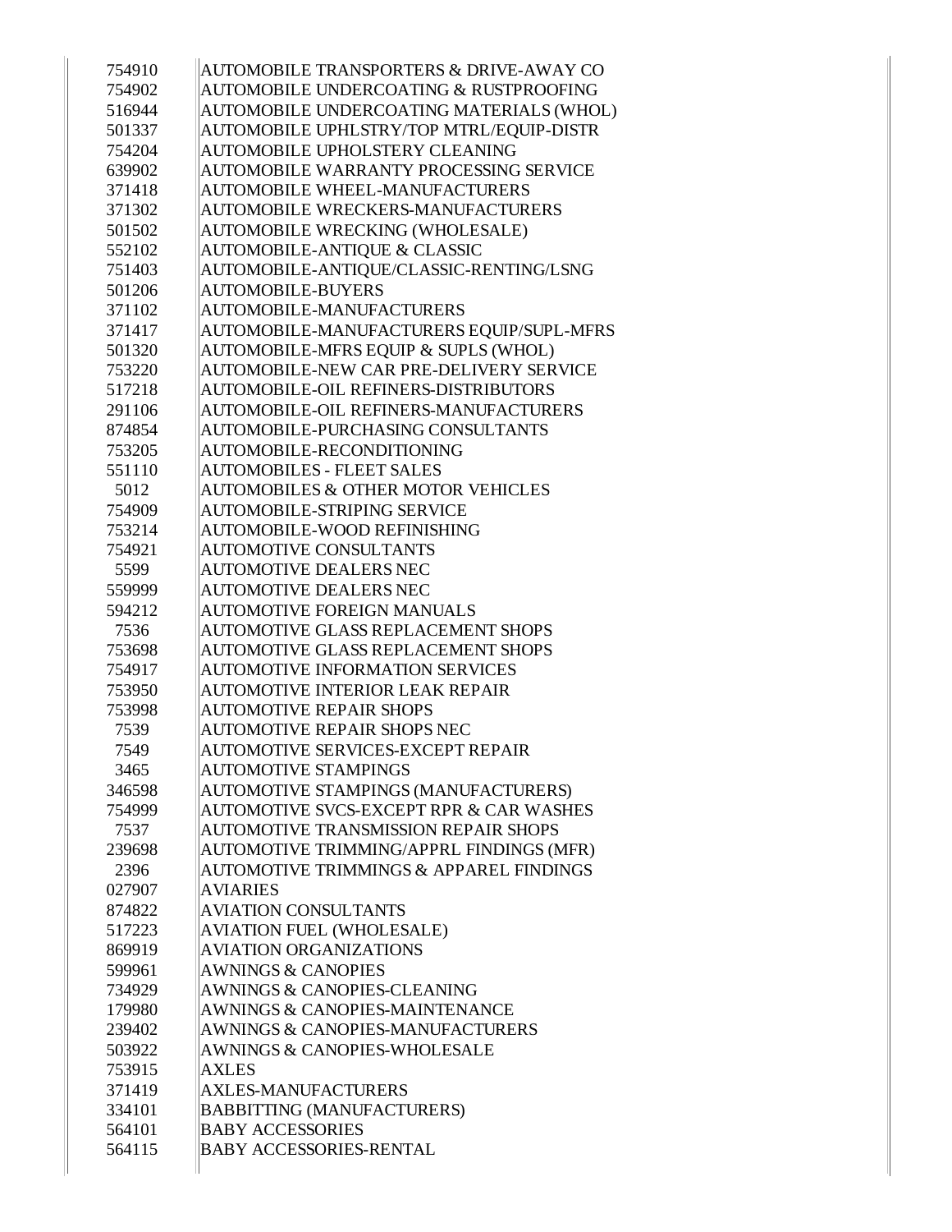| | |
|---|---|
| 754910 | AUTOMOBILE TRANSPORTERS & DRIVE-AWAY CO |
| 754902 | AUTOMOBILE UNDERCOATING & RUSTPROOFING |
| 516944 | AUTOMOBILE UNDERCOATING MATERIALS (WHOL) |
| 501337 | AUTOMOBILE UPHLSTRY/TOP MTRL/EQUIP-DISTR |
| 754204 | AUTOMOBILE UPHOLSTERY CLEANING |
| 639902 | AUTOMOBILE WARRANTY PROCESSING SERVICE |
| 371418 | AUTOMOBILE WHEEL-MANUFACTURERS |
| 371302 | AUTOMOBILE WRECKERS-MANUFACTURERS |
| 501502 | AUTOMOBILE WRECKING (WHOLESALE) |
| 552102 | AUTOMOBILE-ANTIQUE & CLASSIC |
| 751403 | AUTOMOBILE-ANTIQUE/CLASSIC-RENTING/LSNG |
| 501206 | AUTOMOBILE-BUYERS |
| 371102 | AUTOMOBILE-MANUFACTURERS |
| 371417 | AUTOMOBILE-MANUFACTURERS EQUIP/SUPL-MFRS |
| 501320 | AUTOMOBILE-MFRS EQUIP & SUPLS (WHOL) |
| 753220 | AUTOMOBILE-NEW CAR PRE-DELIVERY SERVICE |
| 517218 | AUTOMOBILE-OIL REFINERS-DISTRIBUTORS |
| 291106 | AUTOMOBILE-OIL REFINERS-MANUFACTURERS |
| 874854 | AUTOMOBILE-PURCHASING CONSULTANTS |
| 753205 | AUTOMOBILE-RECONDITIONING |
| 551110 | AUTOMOBILES - FLEET SALES |
| 5012 | AUTOMOBILES & OTHER MOTOR VEHICLES |
| 754909 | AUTOMOBILE-STRIPING SERVICE |
| 753214 | AUTOMOBILE-WOOD REFINISHING |
| 754921 | AUTOMOTIVE CONSULTANTS |
| 5599 | AUTOMOTIVE DEALERS NEC |
| 559999 | AUTOMOTIVE DEALERS NEC |
| 594212 | AUTOMOTIVE FOREIGN MANUALS |
| 7536 | AUTOMOTIVE GLASS REPLACEMENT SHOPS |
| 753698 | AUTOMOTIVE GLASS REPLACEMENT SHOPS |
| 754917 | AUTOMOTIVE INFORMATION SERVICES |
| 753950 | AUTOMOTIVE INTERIOR LEAK REPAIR |
| 753998 | AUTOMOTIVE REPAIR SHOPS |
| 7539 | AUTOMOTIVE REPAIR SHOPS NEC |
| 7549 | AUTOMOTIVE SERVICES-EXCEPT REPAIR |
| 3465 | AUTOMOTIVE STAMPINGS |
| 346598 | AUTOMOTIVE STAMPINGS (MANUFACTURERS) |
| 754999 | AUTOMOTIVE SVCS-EXCEPT RPR & CAR WASHES |
| 7537 | AUTOMOTIVE TRANSMISSION REPAIR SHOPS |
| 239698 | AUTOMOTIVE TRIMMING/APPRL FINDINGS (MFR) |
| 2396 | AUTOMOTIVE TRIMMINGS & APPAREL FINDINGS |
| 027907 | AVIARIES |
| 874822 | AVIATION CONSULTANTS |
| 517223 | AVIATION FUEL (WHOLESALE) |
| 869919 | AVIATION ORGANIZATIONS |
| 599961 | AWNINGS & CANOPIES |
| 734929 | AWNINGS & CANOPIES-CLEANING |
| 179980 | AWNINGS & CANOPIES-MAINTENANCE |
| 239402 | AWNINGS & CANOPIES-MANUFACTURERS |
| 503922 | AWNINGS & CANOPIES-WHOLESALE |
| 753915 | AXLES |
| 371419 | AXLES-MANUFACTURERS |
| 334101 | BABBITTING (MANUFACTURERS) |
| 564101 | BABY ACCESSORIES |
| 564115 | BABY ACCESSORIES-RENTAL |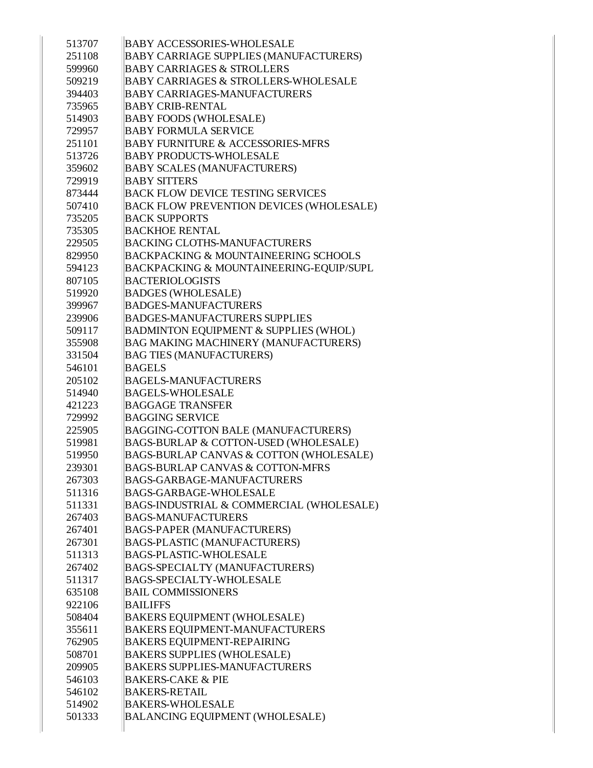| | |
|---|---|
| 513707 | BABY ACCESSORIES-WHOLESALE |
| 251108 | BABY CARRIAGE SUPPLIES (MANUFACTURERS) |
| 599960 | BABY CARRIAGES & STROLLERS |
| 509219 | BABY CARRIAGES & STROLLERS-WHOLESALE |
| 394403 | BABY CARRIAGES-MANUFACTURERS |
| 735965 | BABY CRIB-RENTAL |
| 514903 | BABY FOODS (WHOLESALE) |
| 729957 | BABY FORMULA SERVICE |
| 251101 | BABY FURNITURE & ACCESSORIES-MFRS |
| 513726 | BABY PRODUCTS-WHOLESALE |
| 359602 | BABY SCALES (MANUFACTURERS) |
| 729919 | BABY SITTERS |
| 873444 | BACK FLOW DEVICE TESTING SERVICES |
| 507410 | BACK FLOW PREVENTION DEVICES (WHOLESALE) |
| 735205 | BACK SUPPORTS |
| 735305 | BACKHOE RENTAL |
| 229505 | BACKING CLOTHS-MANUFACTURERS |
| 829950 | BACKPACKING & MOUNTAINEERING SCHOOLS |
| 594123 | BACKPACKING & MOUNTAINEERING-EQUIP/SUPL |
| 807105 | BACTERIOLOGISTS |
| 519920 | BADGES (WHOLESALE) |
| 399967 | BADGES-MANUFACTURERS |
| 239906 | BADGES-MANUFACTURERS SUPPLIES |
| 509117 | BADMINTON EQUIPMENT & SUPPLIES (WHOL) |
| 355908 | BAG MAKING MACHINERY (MANUFACTURERS) |
| 331504 | BAG TIES (MANUFACTURERS) |
| 546101 | BAGELS |
| 205102 | BAGELS-MANUFACTURERS |
| 514940 | BAGELS-WHOLESALE |
| 421223 | BAGGAGE TRANSFER |
| 729992 | BAGGING SERVICE |
| 225905 | BAGGING-COTTON BALE (MANUFACTURERS) |
| 519981 | BAGS-BURLAP & COTTON-USED (WHOLESALE) |
| 519950 | BAGS-BURLAP CANVAS & COTTON (WHOLESALE) |
| 239301 | BAGS-BURLAP CANVAS & COTTON-MFRS |
| 267303 | BAGS-GARBAGE-MANUFACTURERS |
| 511316 | BAGS-GARBAGE-WHOLESALE |
| 511331 | BAGS-INDUSTRIAL & COMMERCIAL (WHOLESALE) |
| 267403 | BAGS-MANUFACTURERS |
| 267401 | BAGS-PAPER (MANUFACTURERS) |
| 267301 | BAGS-PLASTIC (MANUFACTURERS) |
| 511313 | BAGS-PLASTIC-WHOLESALE |
| 267402 | BAGS-SPECIALTY (MANUFACTURERS) |
| 511317 | BAGS-SPECIALTY-WHOLESALE |
| 635108 | BAIL COMMISSIONERS |
| 922106 | BAILIFFS |
| 508404 | BAKERS EQUIPMENT (WHOLESALE) |
| 355611 | BAKERS EQUIPMENT-MANUFACTURERS |
| 762905 | BAKERS EQUIPMENT-REPAIRING |
| 508701 | BAKERS SUPPLIES (WHOLESALE) |
| 209905 | BAKERS SUPPLIES-MANUFACTURERS |
| 546103 | BAKERS-CAKE & PIE |
| 546102 | BAKERS-RETAIL |
| 514902 | BAKERS-WHOLESALE |
| 501333 | BALANCING EQUIPMENT (WHOLESALE) |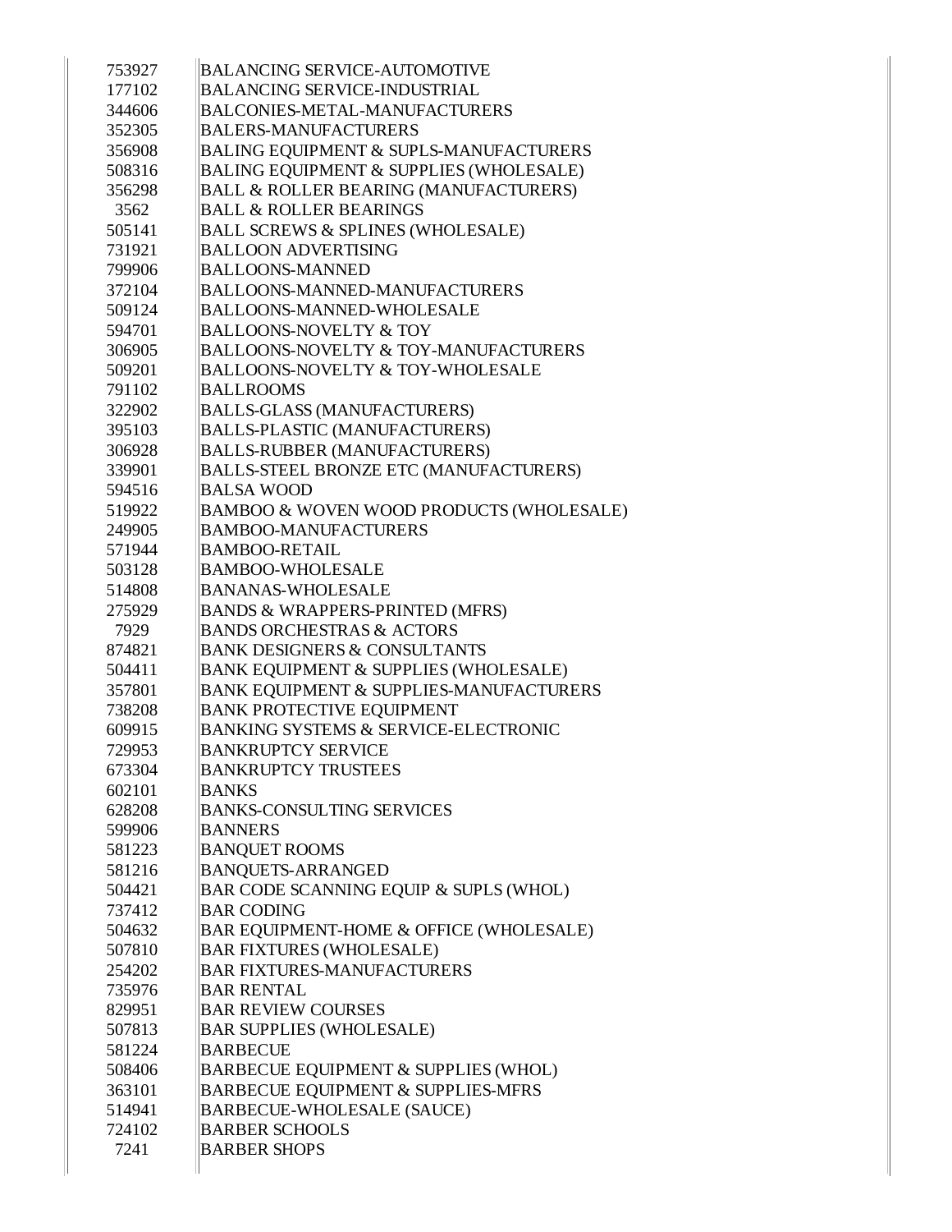| | |
|---|---|
| 753927 | BALANCING SERVICE-AUTOMOTIVE |
| 177102 | BALANCING SERVICE-INDUSTRIAL |
| 344606 | BALCONIES-METAL-MANUFACTURERS |
| 352305 | BALERS-MANUFACTURERS |
| 356908 | BALING EQUIPMENT & SUPLS-MANUFACTURERS |
| 508316 | BALING EQUIPMENT & SUPPLIES (WHOLESALE) |
| 356298 | BALL & ROLLER BEARING (MANUFACTURERS) |
| 3562 | BALL & ROLLER BEARINGS |
| 505141 | BALL SCREWS & SPLINES (WHOLESALE) |
| 731921 | BALLOON ADVERTISING |
| 799906 | BALLOONS-MANNED |
| 372104 | BALLOONS-MANNED-MANUFACTURERS |
| 509124 | BALLOONS-MANNED-WHOLESALE |
| 594701 | BALLOONS-NOVELTY & TOY |
| 306905 | BALLOONS-NOVELTY & TOY-MANUFACTURERS |
| 509201 | BALLOONS-NOVELTY & TOY-WHOLESALE |
| 791102 | BALLROOMS |
| 322902 | BALLS-GLASS (MANUFACTURERS) |
| 395103 | BALLS-PLASTIC (MANUFACTURERS) |
| 306928 | BALLS-RUBBER (MANUFACTURERS) |
| 339901 | BALLS-STEEL BRONZE ETC (MANUFACTURERS) |
| 594516 | BALSA WOOD |
| 519922 | BAMBOO & WOVEN WOOD PRODUCTS (WHOLESALE) |
| 249905 | BAMBOO-MANUFACTURERS |
| 571944 | BAMBOO-RETAIL |
| 503128 | BAMBOO-WHOLESALE |
| 514808 | BANANAS-WHOLESALE |
| 275929 | BANDS & WRAPPERS-PRINTED (MFRS) |
| 7929 | BANDS ORCHESTRAS & ACTORS |
| 874821 | BANK DESIGNERS & CONSULTANTS |
| 504411 | BANK EQUIPMENT & SUPPLIES (WHOLESALE) |
| 357801 | BANK EQUIPMENT & SUPPLIES-MANUFACTURERS |
| 738208 | BANK PROTECTIVE EQUIPMENT |
| 609915 | BANKING SYSTEMS & SERVICE-ELECTRONIC |
| 729953 | BANKRUPTCY SERVICE |
| 673304 | BANKRUPTCY TRUSTEES |
| 602101 | BANKS |
| 628208 | BANKS-CONSULTING SERVICES |
| 599906 | BANNERS |
| 581223 | BANQUET ROOMS |
| 581216 | BANQUETS-ARRANGED |
| 504421 | BAR CODE SCANNING EQUIP & SUPLS (WHOL) |
| 737412 | BAR CODING |
| 504632 | BAR EQUIPMENT-HOME & OFFICE (WHOLESALE) |
| 507810 | BAR FIXTURES (WHOLESALE) |
| 254202 | BAR FIXTURES-MANUFACTURERS |
| 735976 | BAR RENTAL |
| 829951 | BAR REVIEW COURSES |
| 507813 | BAR SUPPLIES (WHOLESALE) |
| 581224 | BARBECUE |
| 508406 | BARBECUE EQUIPMENT & SUPPLIES (WHOL) |
| 363101 | BARBECUE EQUIPMENT & SUPPLIES-MFRS |
| 514941 | BARBECUE-WHOLESALE (SAUCE) |
| 724102 | BARBER SCHOOLS |
| 7241 | BARBER SHOPS |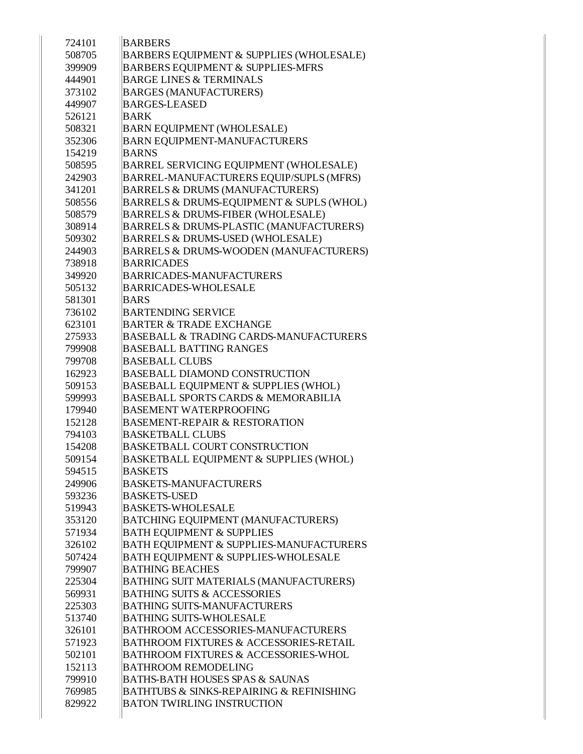| | |
|---|---|
| 724101 | BARBERS |
| 508705 | BARBERS EQUIPMENT & SUPPLIES (WHOLESALE) |
| 399909 | BARBERS EQUIPMENT & SUPPLIES-MFRS |
| 444901 | BARGE LINES & TERMINALS |
| 373102 | BARGES (MANUFACTURERS) |
| 449907 | BARGES-LEASED |
| 526121 | BARK |
| 508321 | BARN EQUIPMENT (WHOLESALE) |
| 352306 | BARN EQUIPMENT-MANUFACTURERS |
| 154219 | BARNS |
| 508595 | BARREL SERVICING EQUIPMENT (WHOLESALE) |
| 242903 | BARREL-MANUFACTURERS EQUIP/SUPLS (MFRS) |
| 341201 | BARRELS & DRUMS (MANUFACTURERS) |
| 508556 | BARRELS & DRUMS-EQUIPMENT & SUPLS (WHOL) |
| 508579 | BARRELS & DRUMS-FIBER (WHOLESALE) |
| 308914 | BARRELS & DRUMS-PLASTIC (MANUFACTURERS) |
| 509302 | BARRELS & DRUMS-USED (WHOLESALE) |
| 244903 | BARRELS & DRUMS-WOODEN (MANUFACTURERS) |
| 738918 | BARRICADES |
| 349920 | BARRICADES-MANUFACTURERS |
| 505132 | BARRICADES-WHOLESALE |
| 581301 | BARS |
| 736102 | BARTENDING SERVICE |
| 623101 | BARTER & TRADE EXCHANGE |
| 275933 | BASEBALL & TRADING CARDS-MANUFACTURERS |
| 799908 | BASEBALL BATTING RANGES |
| 799708 | BASEBALL CLUBS |
| 162923 | BASEBALL DIAMOND CONSTRUCTION |
| 509153 | BASEBALL EQUIPMENT & SUPPLIES (WHOL) |
| 599993 | BASEBALL SPORTS CARDS & MEMORABILIA |
| 179940 | BASEMENT WATERPROOFING |
| 152128 | BASEMENT-REPAIR & RESTORATION |
| 794103 | BASKETBALL CLUBS |
| 154208 | BASKETBALL COURT CONSTRUCTION |
| 509154 | BASKETBALL EQUIPMENT & SUPPLIES (WHOL) |
| 594515 | BASKETS |
| 249906 | BASKETS-MANUFACTURERS |
| 593236 | BASKETS-USED |
| 519943 | BASKETS-WHOLESALE |
| 353120 | BATCHING EQUIPMENT (MANUFACTURERS) |
| 571934 | BATH EQUIPMENT & SUPPLIES |
| 326102 | BATH EQUIPMENT & SUPPLIES-MANUFACTURERS |
| 507424 | BATH EQUIPMENT & SUPPLIES-WHOLESALE |
| 799907 | BATHING BEACHES |
| 225304 | BATHING SUIT MATERIALS (MANUFACTURERS) |
| 569931 | BATHING SUITS & ACCESSORIES |
| 225303 | BATHING SUITS-MANUFACTURERS |
| 513740 | BATHING SUITS-WHOLESALE |
| 326101 | BATHROOM ACCESSORIES-MANUFACTURERS |
| 571923 | BATHROOM FIXTURES & ACCESSORIES-RETAIL |
| 502101 | BATHROOM FIXTURES & ACCESSORIES-WHOL |
| 152113 | BATHROOM REMODELING |
| 799910 | BATHS-BATH HOUSES SPAS & SAUNAS |
| 769985 | BATHTUBS & SINKS-REPAIRING & REFINISHING |
| 829922 | BATON TWIRLING INSTRUCTION |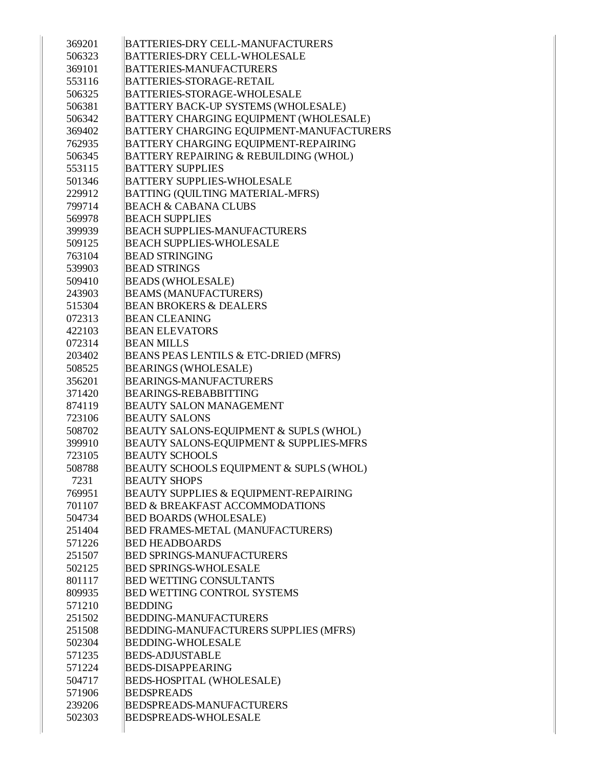| | |
|---|---|
| 369201 | BATTERIES-DRY CELL-MANUFACTURERS |
| 506323 | BATTERIES-DRY CELL-WHOLESALE |
| 369101 | BATTERIES-MANUFACTURERS |
| 553116 | BATTERIES-STORAGE-RETAIL |
| 506325 | BATTERIES-STORAGE-WHOLESALE |
| 506381 | BATTERY BACK-UP SYSTEMS (WHOLESALE) |
| 506342 | BATTERY CHARGING EQUIPMENT (WHOLESALE) |
| 369402 | BATTERY CHARGING EQUIPMENT-MANUFACTURERS |
| 762935 | BATTERY CHARGING EQUIPMENT-REPAIRING |
| 506345 | BATTERY REPAIRING & REBUILDING (WHOL) |
| 553115 | BATTERY SUPPLIES |
| 501346 | BATTERY SUPPLIES-WHOLESALE |
| 229912 | BATTING (QUILTING MATERIAL-MFRS) |
| 799714 | BEACH & CABANA CLUBS |
| 569978 | BEACH SUPPLIES |
| 399939 | BEACH SUPPLIES-MANUFACTURERS |
| 509125 | BEACH SUPPLIES-WHOLESALE |
| 763104 | BEAD STRINGING |
| 539903 | BEAD STRINGS |
| 509410 | BEADS (WHOLESALE) |
| 243903 | BEAMS (MANUFACTURERS) |
| 515304 | BEAN BROKERS & DEALERS |
| 072313 | BEAN CLEANING |
| 422103 | BEAN ELEVATORS |
| 072314 | BEAN MILLS |
| 203402 | BEANS PEAS LENTILS & ETC-DRIED (MFRS) |
| 508525 | BEARINGS (WHOLESALE) |
| 356201 | BEARINGS-MANUFACTURERS |
| 371420 | BEARINGS-REBABBITTING |
| 874119 | BEAUTY SALON MANAGEMENT |
| 723106 | BEAUTY SALONS |
| 508702 | BEAUTY SALONS-EQUIPMENT & SUPLS (WHOL) |
| 399910 | BEAUTY SALONS-EQUIPMENT & SUPPLIES-MFRS |
| 723105 | BEAUTY SCHOOLS |
| 508788 | BEAUTY SCHOOLS EQUIPMENT & SUPLS (WHOL) |
| 7231 | BEAUTY SHOPS |
| 769951 | BEAUTY SUPPLIES & EQUIPMENT-REPAIRING |
| 701107 | BED & BREAKFAST ACCOMMODATIONS |
| 504734 | BED BOARDS (WHOLESALE) |
| 251404 | BED FRAMES-METAL (MANUFACTURERS) |
| 571226 | BED HEADBOARDS |
| 251507 | BED SPRINGS-MANUFACTURERS |
| 502125 | BED SPRINGS-WHOLESALE |
| 801117 | BED WETTING CONSULTANTS |
| 809935 | BED WETTING CONTROL SYSTEMS |
| 571210 | BEDDING |
| 251502 | BEDDING-MANUFACTURERS |
| 251508 | BEDDING-MANUFACTURERS SUPPLIES (MFRS) |
| 502304 | BEDDING-WHOLESALE |
| 571235 | BEDS-ADJUSTABLE |
| 571224 | BEDS-DISAPPEARING |
| 504717 | BEDS-HOSPITAL (WHOLESALE) |
| 571906 | BEDSPREADS |
| 239206 | BEDSPREADS-MANUFACTURERS |
| 502303 | BEDSPREADS-WHOLESALE |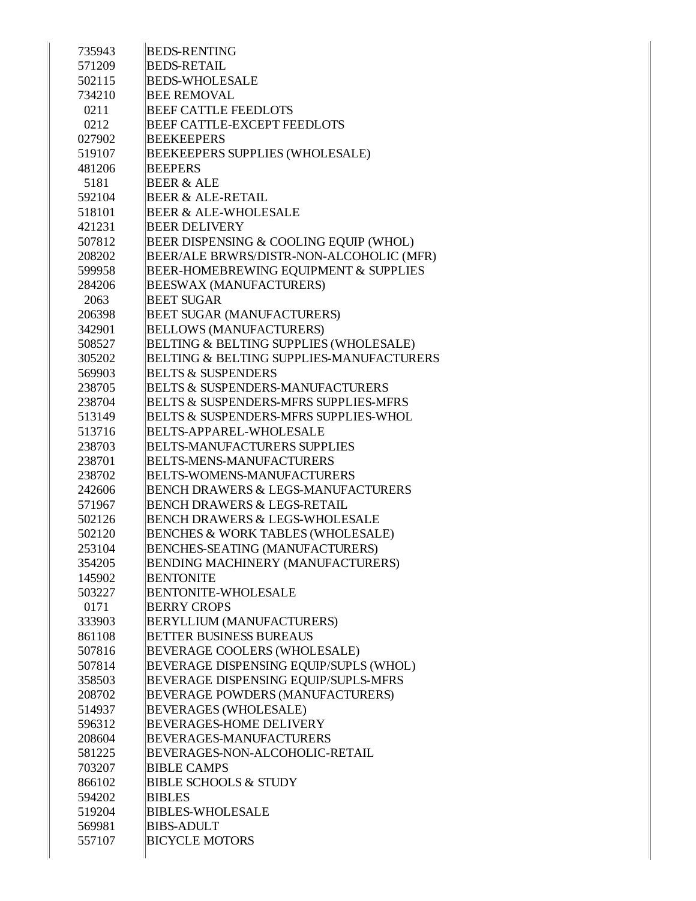| | |
|---|---|
| 735943 | BEDS-RENTING |
| 571209 | BEDS-RETAIL |
| 502115 | BEDS-WHOLESALE |
| 734210 | BEE REMOVAL |
| 0211 | BEEF CATTLE FEEDLOTS |
| 0212 | BEEF CATTLE-EXCEPT FEEDLOTS |
| 027902 | BEEKEEPERS |
| 519107 | BEEKEEPERS SUPPLIES (WHOLESALE) |
| 481206 | BEEPERS |
| 5181 | BEER & ALE |
| 592104 | BEER & ALE-RETAIL |
| 518101 | BEER & ALE-WHOLESALE |
| 421231 | BEER DELIVERY |
| 507812 | BEER DISPENSING & COOLING EQUIP (WHOL) |
| 208202 | BEER/ALE BRWRS/DISTR-NON-ALCOHOLIC (MFR) |
| 599958 | BEER-HOMEBREWING EQUIPMENT & SUPPLIES |
| 284206 | BEESWAX (MANUFACTURERS) |
| 2063 | BEET SUGAR |
| 206398 | BEET SUGAR (MANUFACTURERS) |
| 342901 | BELLOWS (MANUFACTURERS) |
| 508527 | BELTING & BELTING SUPPLIES (WHOLESALE) |
| 305202 | BELTING & BELTING SUPPLIES-MANUFACTURERS |
| 569903 | BELTS & SUSPENDERS |
| 238705 | BELTS & SUSPENDERS-MANUFACTURERS |
| 238704 | BELTS & SUSPENDERS-MFRS SUPPLIES-MFRS |
| 513149 | BELTS & SUSPENDERS-MFRS SUPPLIES-WHOL |
| 513716 | BELTS-APPAREL-WHOLESALE |
| 238703 | BELTS-MANUFACTURERS SUPPLIES |
| 238701 | BELTS-MENS-MANUFACTURERS |
| 238702 | BELTS-WOMENS-MANUFACTURERS |
| 242606 | BENCH DRAWERS & LEGS-MANUFACTURERS |
| 571967 | BENCH DRAWERS & LEGS-RETAIL |
| 502126 | BENCH DRAWERS & LEGS-WHOLESALE |
| 502120 | BENCHES & WORK TABLES (WHOLESALE) |
| 253104 | BENCHES-SEATING (MANUFACTURERS) |
| 354205 | BENDING MACHINERY (MANUFACTURERS) |
| 145902 | BENTONITE |
| 503227 | BENTONITE-WHOLESALE |
| 0171 | BERRY CROPS |
| 333903 | BERYLLIUM (MANUFACTURERS) |
| 861108 | BETTER BUSINESS BUREAUS |
| 507816 | BEVERAGE COOLERS (WHOLESALE) |
| 507814 | BEVERAGE DISPENSING EQUIP/SUPLS (WHOL) |
| 358503 | BEVERAGE DISPENSING EQUIP/SUPLS-MFRS |
| 208702 | BEVERAGE POWDERS (MANUFACTURERS) |
| 514937 | BEVERAGES (WHOLESALE) |
| 596312 | BEVERAGES-HOME DELIVERY |
| 208604 | BEVERAGES-MANUFACTURERS |
| 581225 | BEVERAGES-NON-ALCOHOLIC-RETAIL |
| 703207 | BIBLE CAMPS |
| 866102 | BIBLE SCHOOLS & STUDY |
| 594202 | BIBLES |
| 519204 | BIBLES-WHOLESALE |
| 569981 | BIBS-ADULT |
| 557107 | BICYCLE MOTORS |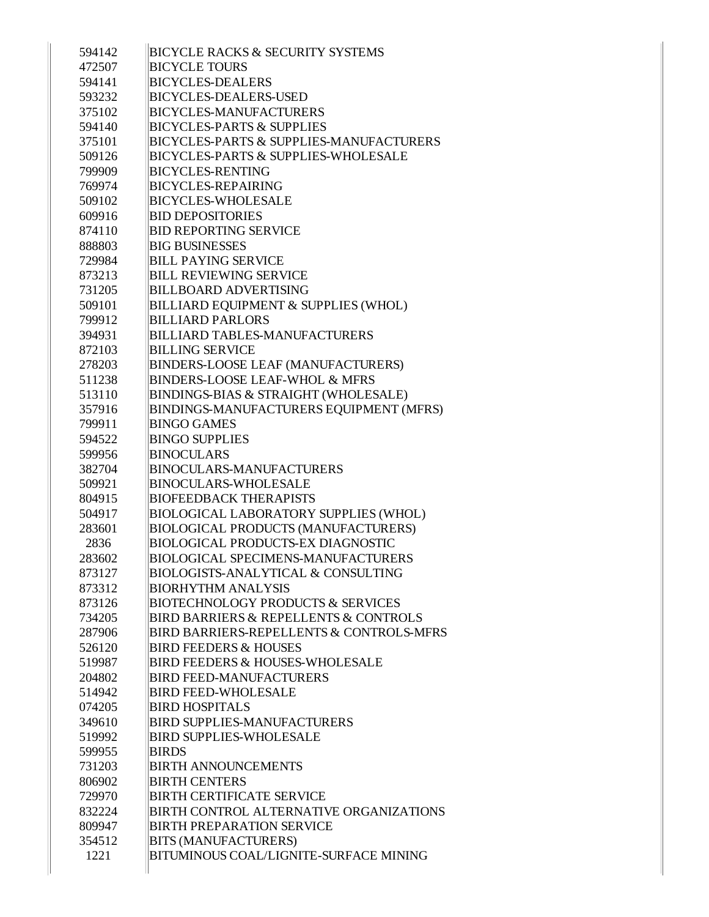| | |
|---|---|
| 594142 | BICYCLE RACKS & SECURITY SYSTEMS |
| 472507 | BICYCLE TOURS |
| 594141 | BICYCLES-DEALERS |
| 593232 | BICYCLES-DEALERS-USED |
| 375102 | BICYCLES-MANUFACTURERS |
| 594140 | BICYCLES-PARTS & SUPPLIES |
| 375101 | BICYCLES-PARTS & SUPPLIES-MANUFACTURERS |
| 509126 | BICYCLES-PARTS & SUPPLIES-WHOLESALE |
| 799909 | BICYCLES-RENTING |
| 769974 | BICYCLES-REPAIRING |
| 509102 | BICYCLES-WHOLESALE |
| 609916 | BID DEPOSITORIES |
| 874110 | BID REPORTING SERVICE |
| 888803 | BIG BUSINESSES |
| 729984 | BILL PAYING SERVICE |
| 873213 | BILL REVIEWING SERVICE |
| 731205 | BILLBOARD ADVERTISING |
| 509101 | BILLIARD EQUIPMENT & SUPPLIES (WHOL) |
| 799912 | BILLIARD PARLORS |
| 394931 | BILLIARD TABLES-MANUFACTURERS |
| 872103 | BILLING SERVICE |
| 278203 | BINDERS-LOOSE LEAF (MANUFACTURERS) |
| 511238 | BINDERS-LOOSE LEAF-WHOL & MFRS |
| 513110 | BINDINGS-BIAS & STRAIGHT (WHOLESALE) |
| 357916 | BINDINGS-MANUFACTURERS EQUIPMENT (MFRS) |
| 799911 | BINGO GAMES |
| 594522 | BINGO SUPPLIES |
| 599956 | BINOCULARS |
| 382704 | BINOCULARS-MANUFACTURERS |
| 509921 | BINOCULARS-WHOLESALE |
| 804915 | BIOFEEDBACK THERAPISTS |
| 504917 | BIOLOGICAL LABORATORY SUPPLIES (WHOL) |
| 283601 | BIOLOGICAL PRODUCTS (MANUFACTURERS) |
| 2836 | BIOLOGICAL PRODUCTS-EX DIAGNOSTIC |
| 283602 | BIOLOGICAL SPECIMENS-MANUFACTURERS |
| 873127 | BIOLOGISTS-ANALYTICAL & CONSULTING |
| 873312 | BIORHYTHM ANALYSIS |
| 873126 | BIOTECHNOLOGY PRODUCTS & SERVICES |
| 734205 | BIRD BARRIERS & REPELLENTS & CONTROLS |
| 287906 | BIRD BARRIERS-REPELLENTS & CONTROLS-MFRS |
| 526120 | BIRD FEEDERS & HOUSES |
| 519987 | BIRD FEEDERS & HOUSES-WHOLESALE |
| 204802 | BIRD FEED-MANUFACTURERS |
| 514942 | BIRD FEED-WHOLESALE |
| 074205 | BIRD HOSPITALS |
| 349610 | BIRD SUPPLIES-MANUFACTURERS |
| 519992 | BIRD SUPPLIES-WHOLESALE |
| 599955 | BIRDS |
| 731203 | BIRTH ANNOUNCEMENTS |
| 806902 | BIRTH CENTERS |
| 729970 | BIRTH CERTIFICATE SERVICE |
| 832224 | BIRTH CONTROL ALTERNATIVE ORGANIZATIONS |
| 809947 | BIRTH PREPARATION SERVICE |
| 354512 | BITS (MANUFACTURERS) |
| 1221 | BITUMINOUS COAL/LIGNITE-SURFACE MINING |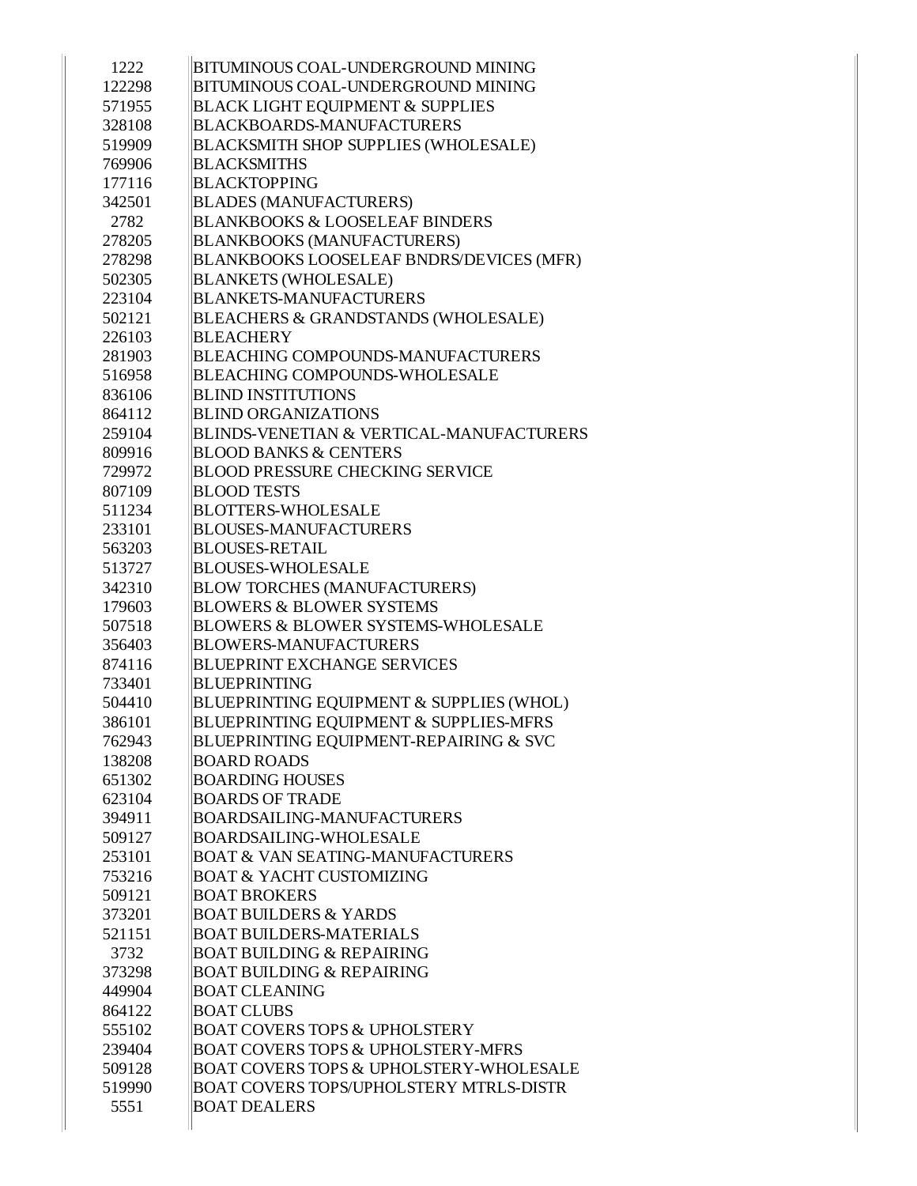| | |
|---|---|
| 1222 | BITUMINOUS COAL-UNDERGROUND MINING |
| 122298 | BITUMINOUS COAL-UNDERGROUND MINING |
| 571955 | BLACK LIGHT EQUIPMENT & SUPPLIES |
| 328108 | BLACKBOARDS-MANUFACTURERS |
| 519909 | BLACKSMITH SHOP SUPPLIES (WHOLESALE) |
| 769906 | BLACKSMITHS |
| 177116 | BLACKTOPPING |
| 342501 | BLADES (MANUFACTURERS) |
| 2782 | BLANKBOOKS & LOOSELEAF BINDERS |
| 278205 | BLANKBOOKS (MANUFACTURERS) |
| 278298 | BLANKBOOKS LOOSELEAF BNDRS/DEVICES (MFR) |
| 502305 | BLANKETS (WHOLESALE) |
| 223104 | BLANKETS-MANUFACTURERS |
| 502121 | BLEACHERS & GRANDSTANDS (WHOLESALE) |
| 226103 | BLEACHERY |
| 281903 | BLEACHING COMPOUNDS-MANUFACTURERS |
| 516958 | BLEACHING COMPOUNDS-WHOLESALE |
| 836106 | BLIND INSTITUTIONS |
| 864112 | BLIND ORGANIZATIONS |
| 259104 | BLINDS-VENETIAN & VERTICAL-MANUFACTURERS |
| 809916 | BLOOD BANKS & CENTERS |
| 729972 | BLOOD PRESSURE CHECKING SERVICE |
| 807109 | BLOOD TESTS |
| 511234 | BLOTTERS-WHOLESALE |
| 233101 | BLOUSES-MANUFACTURERS |
| 563203 | BLOUSES-RETAIL |
| 513727 | BLOUSES-WHOLESALE |
| 342310 | BLOW TORCHES (MANUFACTURERS) |
| 179603 | BLOWERS & BLOWER SYSTEMS |
| 507518 | BLOWERS & BLOWER SYSTEMS-WHOLESALE |
| 356403 | BLOWERS-MANUFACTURERS |
| 874116 | BLUEPRINT EXCHANGE SERVICES |
| 733401 | BLUEPRINTING |
| 504410 | BLUEPRINTING EQUIPMENT & SUPPLIES (WHOL) |
| 386101 | BLUEPRINTING EQUIPMENT & SUPPLIES-MFRS |
| 762943 | BLUEPRINTING EQUIPMENT-REPAIRING & SVC |
| 138208 | BOARD ROADS |
| 651302 | BOARDING HOUSES |
| 623104 | BOARDS OF TRADE |
| 394911 | BOARDSAILING-MANUFACTURERS |
| 509127 | BOARDSAILING-WHOLESALE |
| 253101 | BOAT & VAN SEATING-MANUFACTURERS |
| 753216 | BOAT & YACHT CUSTOMIZING |
| 509121 | BOAT BROKERS |
| 373201 | BOAT BUILDERS & YARDS |
| 521151 | BOAT BUILDERS-MATERIALS |
| 3732 | BOAT BUILDING & REPAIRING |
| 373298 | BOAT BUILDING & REPAIRING |
| 449904 | BOAT CLEANING |
| 864122 | BOAT CLUBS |
| 555102 | BOAT COVERS TOPS & UPHOLSTERY |
| 239404 | BOAT COVERS TOPS & UPHOLSTERY-MFRS |
| 509128 | BOAT COVERS TOPS & UPHOLSTERY-WHOLESALE |
| 519990 | BOAT COVERS TOPS/UPHOLSTERY MTRLS-DISTR |
| 5551 | BOAT DEALERS |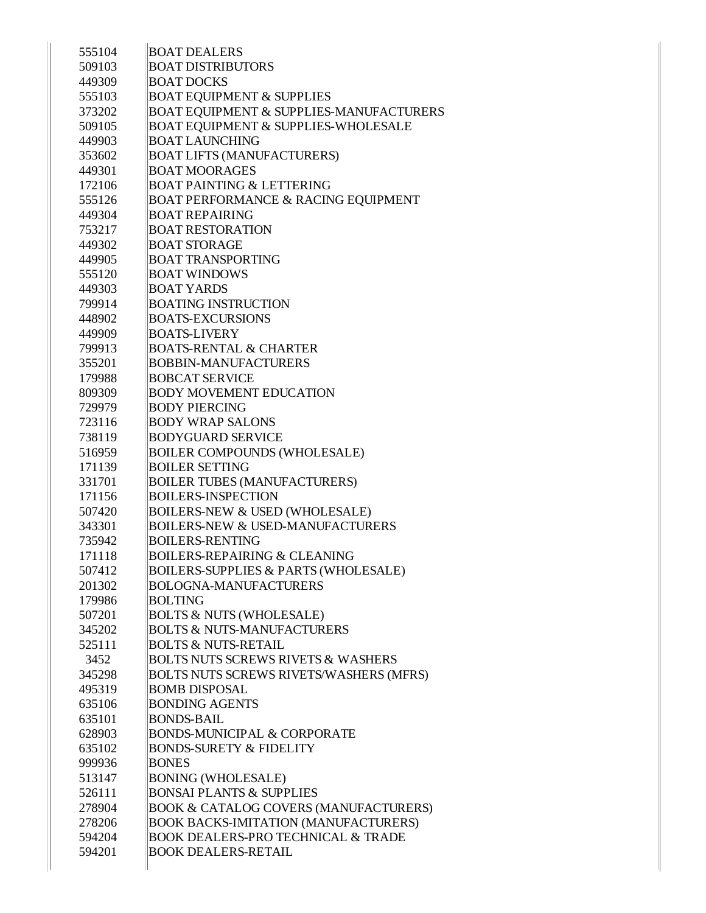| | |
|---|---|
| 555104 | BOAT DEALERS |
| 509103 | BOAT DISTRIBUTORS |
| 449309 | BOAT DOCKS |
| 555103 | BOAT EQUIPMENT & SUPPLIES |
| 373202 | BOAT EQUIPMENT & SUPPLIES-MANUFACTURERS |
| 509105 | BOAT EQUIPMENT & SUPPLIES-WHOLESALE |
| 449903 | BOAT LAUNCHING |
| 353602 | BOAT LIFTS (MANUFACTURERS) |
| 449301 | BOAT MOORAGES |
| 172106 | BOAT PAINTING & LETTERING |
| 555126 | BOAT PERFORMANCE & RACING EQUIPMENT |
| 449304 | BOAT REPAIRING |
| 753217 | BOAT RESTORATION |
| 449302 | BOAT STORAGE |
| 449905 | BOAT TRANSPORTING |
| 555120 | BOAT WINDOWS |
| 449303 | BOAT YARDS |
| 799914 | BOATING INSTRUCTION |
| 448902 | BOATS-EXCURSIONS |
| 449909 | BOATS-LIVERY |
| 799913 | BOATS-RENTAL & CHARTER |
| 355201 | BOBBIN-MANUFACTURERS |
| 179988 | BOBCAT SERVICE |
| 809309 | BODY MOVEMENT EDUCATION |
| 729979 | BODY PIERCING |
| 723116 | BODY WRAP SALONS |
| 738119 | BODYGUARD SERVICE |
| 516959 | BOILER COMPOUNDS (WHOLESALE) |
| 171139 | BOILER SETTING |
| 331701 | BOILER TUBES (MANUFACTURERS) |
| 171156 | BOILERS-INSPECTION |
| 507420 | BOILERS-NEW & USED (WHOLESALE) |
| 343301 | BOILERS-NEW & USED-MANUFACTURERS |
| 735942 | BOILERS-RENTING |
| 171118 | BOILERS-REPAIRING & CLEANING |
| 507412 | BOILERS-SUPPLIES & PARTS (WHOLESALE) |
| 201302 | BOLOGNA-MANUFACTURERS |
| 179986 | BOLTING |
| 507201 | BOLTS & NUTS (WHOLESALE) |
| 345202 | BOLTS & NUTS-MANUFACTURERS |
| 525111 | BOLTS & NUTS-RETAIL |
| 3452 | BOLTS NUTS SCREWS RIVETS & WASHERS |
| 345298 | BOLTS NUTS SCREWS RIVETS/WASHERS (MFRS) |
| 495319 | BOMB DISPOSAL |
| 635106 | BONDING AGENTS |
| 635101 | BONDS-BAIL |
| 628903 | BONDS-MUNICIPAL & CORPORATE |
| 635102 | BONDS-SURETY & FIDELITY |
| 999936 | BONES |
| 513147 | BONING (WHOLESALE) |
| 526111 | BONSAI PLANTS & SUPPLIES |
| 278904 | BOOK & CATALOG COVERS (MANUFACTURERS) |
| 278206 | BOOK BACKS-IMITATION (MANUFACTURERS) |
| 594204 | BOOK DEALERS-PRO TECHNICAL & TRADE |
| 594201 | BOOK DEALERS-RETAIL |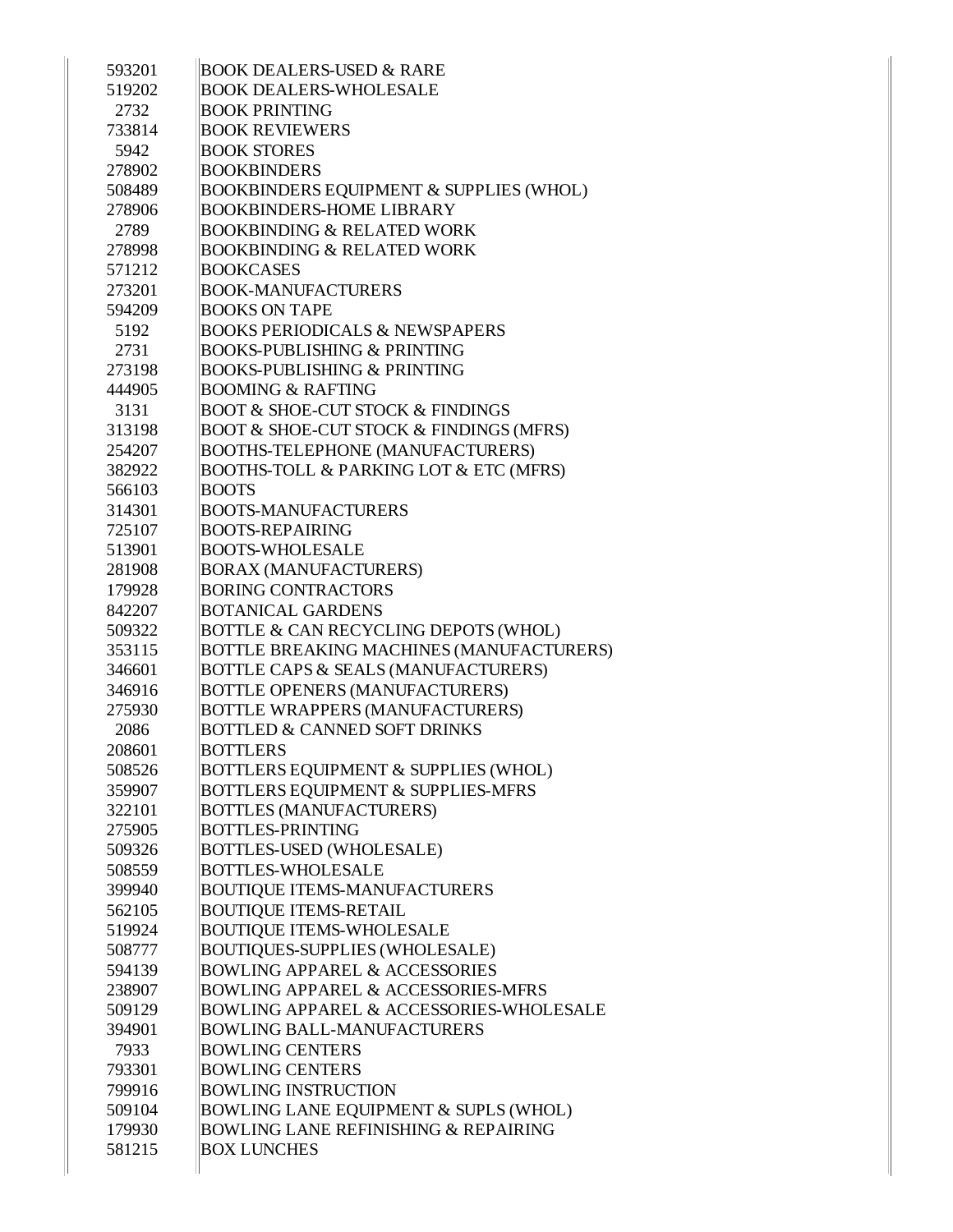| | |
|---|---|
| 593201 | BOOK DEALERS-USED & RARE |
| 519202 | BOOK DEALERS-WHOLESALE |
| 2732 | BOOK PRINTING |
| 733814 | BOOK REVIEWERS |
| 5942 | BOOK STORES |
| 278902 | BOOKBINDERS |
| 508489 | BOOKBINDERS EQUIPMENT & SUPPLIES (WHOL) |
| 278906 | BOOKBINDERS-HOME LIBRARY |
| 2789 | BOOKBINDING & RELATED WORK |
| 278998 | BOOKBINDING & RELATED WORK |
| 571212 | BOOKCASES |
| 273201 | BOOK-MANUFACTURERS |
| 594209 | BOOKS ON TAPE |
| 5192 | BOOKS PERIODICALS & NEWSPAPERS |
| 2731 | BOOKS-PUBLISHING & PRINTING |
| 273198 | BOOKS-PUBLISHING & PRINTING |
| 444905 | BOOMING & RAFTING |
| 3131 | BOOT & SHOE-CUT STOCK & FINDINGS |
| 313198 | BOOT & SHOE-CUT STOCK & FINDINGS (MFRS) |
| 254207 | BOOTHS-TELEPHONE (MANUFACTURERS) |
| 382922 | BOOTHS-TOLL & PARKING LOT & ETC (MFRS) |
| 566103 | BOOTS |
| 314301 | BOOTS-MANUFACTURERS |
| 725107 | BOOTS-REPAIRING |
| 513901 | BOOTS-WHOLESALE |
| 281908 | BORAX (MANUFACTURERS) |
| 179928 | BORING CONTRACTORS |
| 842207 | BOTANICAL GARDENS |
| 509322 | BOTTLE & CAN RECYCLING DEPOTS (WHOL) |
| 353115 | BOTTLE BREAKING MACHINES (MANUFACTURERS) |
| 346601 | BOTTLE CAPS & SEALS (MANUFACTURERS) |
| 346916 | BOTTLE OPENERS (MANUFACTURERS) |
| 275930 | BOTTLE WRAPPERS (MANUFACTURERS) |
| 2086 | BOTTLED & CANNED SOFT DRINKS |
| 208601 | BOTTLERS |
| 508526 | BOTTLERS EQUIPMENT & SUPPLIES (WHOL) |
| 359907 | BOTTLERS EQUIPMENT & SUPPLIES-MFRS |
| 322101 | BOTTLES (MANUFACTURERS) |
| 275905 | BOTTLES-PRINTING |
| 509326 | BOTTLES-USED (WHOLESALE) |
| 508559 | BOTTLES-WHOLESALE |
| 399940 | BOUTIQUE ITEMS-MANUFACTURERS |
| 562105 | BOUTIQUE ITEMS-RETAIL |
| 519924 | BOUTIQUE ITEMS-WHOLESALE |
| 508777 | BOUTIQUES-SUPPLIES (WHOLESALE) |
| 594139 | BOWLING APPAREL & ACCESSORIES |
| 238907 | BOWLING APPAREL & ACCESSORIES-MFRS |
| 509129 | BOWLING APPAREL & ACCESSORIES-WHOLESALE |
| 394901 | BOWLING BALL-MANUFACTURERS |
| 7933 | BOWLING CENTERS |
| 793301 | BOWLING CENTERS |
| 799916 | BOWLING INSTRUCTION |
| 509104 | BOWLING LANE EQUIPMENT & SUPLS (WHOL) |
| 179930 | BOWLING LANE REFINISHING & REPAIRING |
| 581215 | BOX LUNCHES |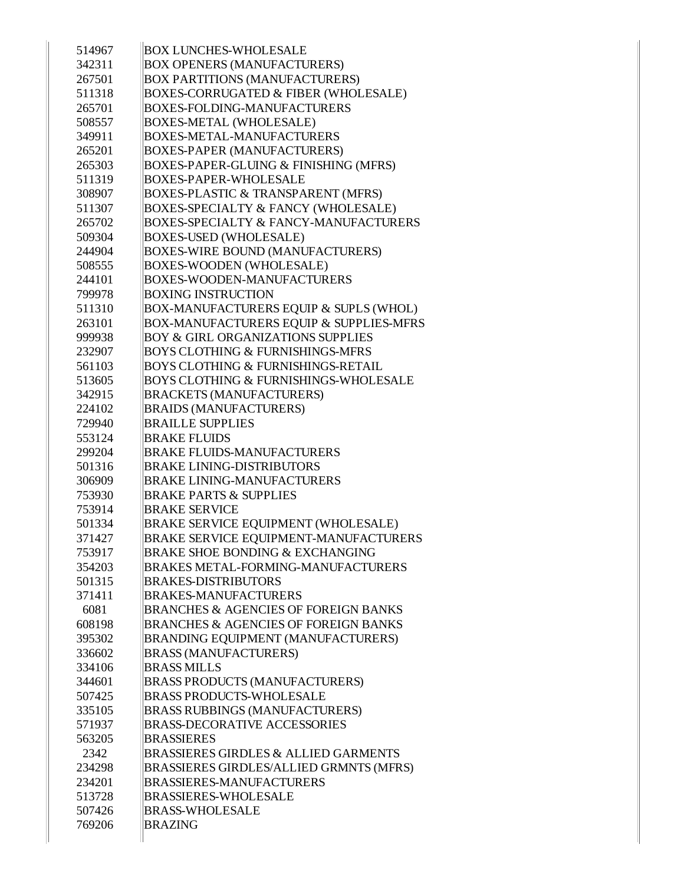| | |
|---|---|
| 514967 | BOX LUNCHES-WHOLESALE |
| 342311 | BOX OPENERS (MANUFACTURERS) |
| 267501 | BOX PARTITIONS (MANUFACTURERS) |
| 511318 | BOXES-CORRUGATED & FIBER (WHOLESALE) |
| 265701 | BOXES-FOLDING-MANUFACTURERS |
| 508557 | BOXES-METAL (WHOLESALE) |
| 349911 | BOXES-METAL-MANUFACTURERS |
| 265201 | BOXES-PAPER (MANUFACTURERS) |
| 265303 | BOXES-PAPER-GLUING & FINISHING (MFRS) |
| 511319 | BOXES-PAPER-WHOLESALE |
| 308907 | BOXES-PLASTIC & TRANSPARENT (MFRS) |
| 511307 | BOXES-SPECIALTY & FANCY (WHOLESALE) |
| 265702 | BOXES-SPECIALTY & FANCY-MANUFACTURERS |
| 509304 | BOXES-USED (WHOLESALE) |
| 244904 | BOXES-WIRE BOUND (MANUFACTURERS) |
| 508555 | BOXES-WOODEN (WHOLESALE) |
| 244101 | BOXES-WOODEN-MANUFACTURERS |
| 799978 | BOXING INSTRUCTION |
| 511310 | BOX-MANUFACTURERS EQUIP & SUPLS (WHOL) |
| 263101 | BOX-MANUFACTURERS EQUIP & SUPPLIES-MFRS |
| 999938 | BOY & GIRL ORGANIZATIONS SUPPLIES |
| 232907 | BOYS CLOTHING & FURNISHINGS-MFRS |
| 561103 | BOYS CLOTHING & FURNISHINGS-RETAIL |
| 513605 | BOYS CLOTHING & FURNISHINGS-WHOLESALE |
| 342915 | BRACKETS (MANUFACTURERS) |
| 224102 | BRAIDS (MANUFACTURERS) |
| 729940 | BRAILLE SUPPLIES |
| 553124 | BRAKE FLUIDS |
| 299204 | BRAKE FLUIDS-MANUFACTURERS |
| 501316 | BRAKE LINING-DISTRIBUTORS |
| 306909 | BRAKE LINING-MANUFACTURERS |
| 753930 | BRAKE PARTS & SUPPLIES |
| 753914 | BRAKE SERVICE |
| 501334 | BRAKE SERVICE EQUIPMENT (WHOLESALE) |
| 371427 | BRAKE SERVICE EQUIPMENT-MANUFACTURERS |
| 753917 | BRAKE SHOE BONDING & EXCHANGING |
| 354203 | BRAKES METAL-FORMING-MANUFACTURERS |
| 501315 | BRAKES-DISTRIBUTORS |
| 371411 | BRAKES-MANUFACTURERS |
| 6081 | BRANCHES & AGENCIES OF FOREIGN BANKS |
| 608198 | BRANCHES & AGENCIES OF FOREIGN BANKS |
| 395302 | BRANDING EQUIPMENT (MANUFACTURERS) |
| 336602 | BRASS (MANUFACTURERS) |
| 334106 | BRASS MILLS |
| 344601 | BRASS PRODUCTS (MANUFACTURERS) |
| 507425 | BRASS PRODUCTS-WHOLESALE |
| 335105 | BRASS RUBBINGS (MANUFACTURERS) |
| 571937 | BRASS-DECORATIVE ACCESSORIES |
| 563205 | BRASSIERES |
| 2342 | BRASSIERES GIRDLES & ALLIED GARMENTS |
| 234298 | BRASSIERES GIRDLES/ALLIED GRMNTS (MFRS) |
| 234201 | BRASSIERES-MANUFACTURERS |
| 513728 | BRASSIERES-WHOLESALE |
| 507426 | BRASS-WHOLESALE |
| 769206 | BRAZING |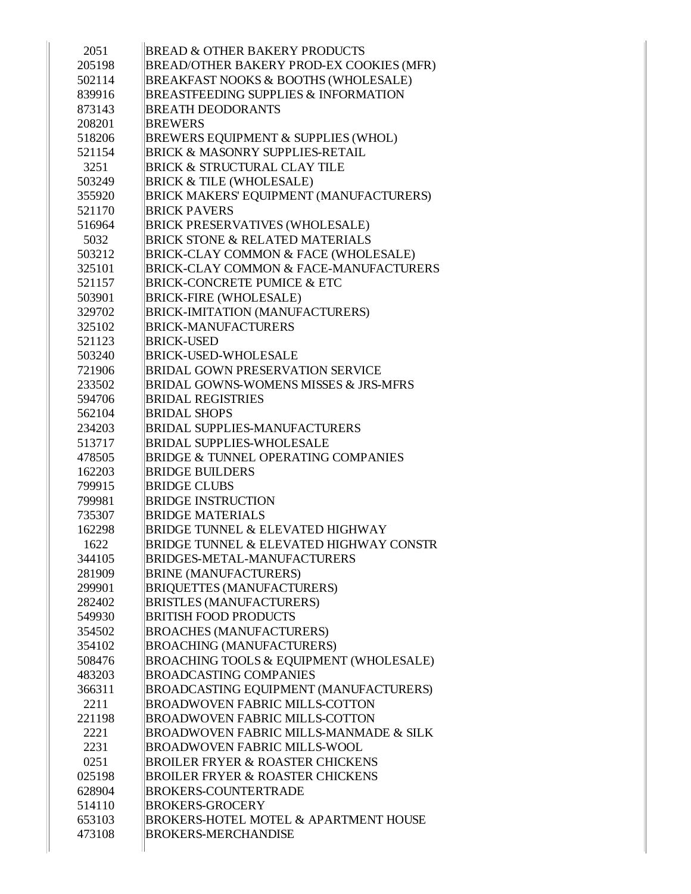| | |
|---|---|
| 2051 | BREAD & OTHER BAKERY PRODUCTS |
| 205198 | BREAD/OTHER BAKERY PROD-EX COOKIES (MFR) |
| 502114 | BREAKFAST NOOKS & BOOTHS (WHOLESALE) |
| 839916 | BREASTFEEDING SUPPLIES & INFORMATION |
| 873143 | BREATH DEODORANTS |
| 208201 | BREWERS |
| 518206 | BREWERS EQUIPMENT & SUPPLIES (WHOL) |
| 521154 | BRICK & MASONRY SUPPLIES-RETAIL |
| 3251 | BRICK & STRUCTURAL CLAY TILE |
| 503249 | BRICK & TILE (WHOLESALE) |
| 355920 | BRICK MAKERS' EQUIPMENT (MANUFACTURERS) |
| 521170 | BRICK PAVERS |
| 516964 | BRICK PRESERVATIVES (WHOLESALE) |
| 5032 | BRICK STONE & RELATED MATERIALS |
| 503212 | BRICK-CLAY COMMON & FACE (WHOLESALE) |
| 325101 | BRICK-CLAY COMMON & FACE-MANUFACTURERS |
| 521157 | BRICK-CONCRETE PUMICE & ETC |
| 503901 | BRICK-FIRE (WHOLESALE) |
| 329702 | BRICK-IMITATION (MANUFACTURERS) |
| 325102 | BRICK-MANUFACTURERS |
| 521123 | BRICK-USED |
| 503240 | BRICK-USED-WHOLESALE |
| 721906 | BRIDAL GOWN PRESERVATION SERVICE |
| 233502 | BRIDAL GOWNS-WOMENS MISSES & JRS-MFRS |
| 594706 | BRIDAL REGISTRIES |
| 562104 | BRIDAL SHOPS |
| 234203 | BRIDAL SUPPLIES-MANUFACTURERS |
| 513717 | BRIDAL SUPPLIES-WHOLESALE |
| 478505 | BRIDGE & TUNNEL OPERATING COMPANIES |
| 162203 | BRIDGE BUILDERS |
| 799915 | BRIDGE CLUBS |
| 799981 | BRIDGE INSTRUCTION |
| 735307 | BRIDGE MATERIALS |
| 162298 | BRIDGE TUNNEL & ELEVATED HIGHWAY |
| 1622 | BRIDGE TUNNEL & ELEVATED HIGHWAY CONSTR |
| 344105 | BRIDGES-METAL-MANUFACTURERS |
| 281909 | BRINE (MANUFACTURERS) |
| 299901 | BRIQUETTES (MANUFACTURERS) |
| 282402 | BRISTLES (MANUFACTURERS) |
| 549930 | BRITISH FOOD PRODUCTS |
| 354502 | BROACHES (MANUFACTURERS) |
| 354102 | BROACHING (MANUFACTURERS) |
| 508476 | BROACHING TOOLS & EQUIPMENT (WHOLESALE) |
| 483203 | BROADCASTING COMPANIES |
| 366311 | BROADCASTING EQUIPMENT (MANUFACTURERS) |
| 2211 | BROADWOVEN FABRIC MILLS-COTTON |
| 221198 | BROADWOVEN FABRIC MILLS-COTTON |
| 2221 | BROADWOVEN FABRIC MILLS-MANMADE & SILK |
| 2231 | BROADWOVEN FABRIC MILLS-WOOL |
| 0251 | BROILER FRYER & ROASTER CHICKENS |
| 025198 | BROILER FRYER & ROASTER CHICKENS |
| 628904 | BROKERS-COUNTERTRADE |
| 514110 | BROKERS-GROCERY |
| 653103 | BROKERS-HOTEL MOTEL & APARTMENT HOUSE |
| 473108 | BROKERS-MERCHANDISE |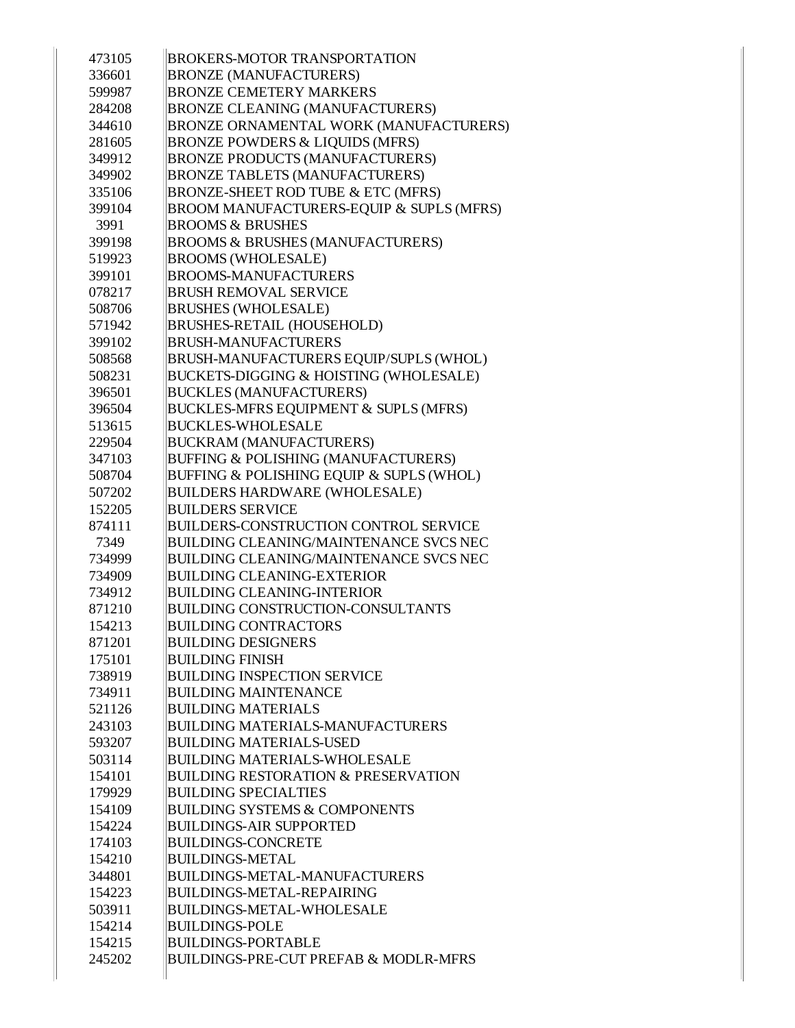| | |
|---|---|
| 473105 | BROKERS-MOTOR TRANSPORTATION |
| 336601 | BRONZE (MANUFACTURERS) |
| 599987 | BRONZE CEMETERY MARKERS |
| 284208 | BRONZE CLEANING (MANUFACTURERS) |
| 344610 | BRONZE ORNAMENTAL WORK (MANUFACTURERS) |
| 281605 | BRONZE POWDERS & LIQUIDS (MFRS) |
| 349912 | BRONZE PRODUCTS (MANUFACTURERS) |
| 349902 | BRONZE TABLETS (MANUFACTURERS) |
| 335106 | BRONZE-SHEET ROD TUBE & ETC (MFRS) |
| 399104 | BROOM MANUFACTURERS-EQUIP & SUPLS (MFRS) |
| 3991 | BROOMS & BRUSHES |
| 399198 | BROOMS & BRUSHES (MANUFACTURERS) |
| 519923 | BROOMS (WHOLESALE) |
| 399101 | BROOMS-MANUFACTURERS |
| 078217 | BRUSH REMOVAL SERVICE |
| 508706 | BRUSHES (WHOLESALE) |
| 571942 | BRUSHES-RETAIL (HOUSEHOLD) |
| 399102 | BRUSH-MANUFACTURERS |
| 508568 | BRUSH-MANUFACTURERS EQUIP/SUPLS (WHOL) |
| 508231 | BUCKETS-DIGGING & HOISTING (WHOLESALE) |
| 396501 | BUCKLES (MANUFACTURERS) |
| 396504 | BUCKLES-MFRS EQUIPMENT & SUPLS (MFRS) |
| 513615 | BUCKLES-WHOLESALE |
| 229504 | BUCKRAM (MANUFACTURERS) |
| 347103 | BUFFING & POLISHING (MANUFACTURERS) |
| 508704 | BUFFING & POLISHING EQUIP & SUPLS (WHOL) |
| 507202 | BUILDERS HARDWARE (WHOLESALE) |
| 152205 | BUILDERS SERVICE |
| 874111 | BUILDERS-CONSTRUCTION CONTROL SERVICE |
| 7349 | BUILDING CLEANING/MAINTENANCE SVCS NEC |
| 734999 | BUILDING CLEANING/MAINTENANCE SVCS NEC |
| 734909 | BUILDING CLEANING-EXTERIOR |
| 734912 | BUILDING CLEANING-INTERIOR |
| 871210 | BUILDING CONSTRUCTION-CONSULTANTS |
| 154213 | BUILDING CONTRACTORS |
| 871201 | BUILDING DESIGNERS |
| 175101 | BUILDING FINISH |
| 738919 | BUILDING INSPECTION SERVICE |
| 734911 | BUILDING MAINTENANCE |
| 521126 | BUILDING MATERIALS |
| 243103 | BUILDING MATERIALS-MANUFACTURERS |
| 593207 | BUILDING MATERIALS-USED |
| 503114 | BUILDING MATERIALS-WHOLESALE |
| 154101 | BUILDING RESTORATION & PRESERVATION |
| 179929 | BUILDING SPECIALTIES |
| 154109 | BUILDING SYSTEMS & COMPONENTS |
| 154224 | BUILDINGS-AIR SUPPORTED |
| 174103 | BUILDINGS-CONCRETE |
| 154210 | BUILDINGS-METAL |
| 344801 | BUILDINGS-METAL-MANUFACTURERS |
| 154223 | BUILDINGS-METAL-REPAIRING |
| 503911 | BUILDINGS-METAL-WHOLESALE |
| 154214 | BUILDINGS-POLE |
| 154215 | BUILDINGS-PORTABLE |
| 245202 | BUILDINGS-PRE-CUT PREFAB & MODLR-MFRS |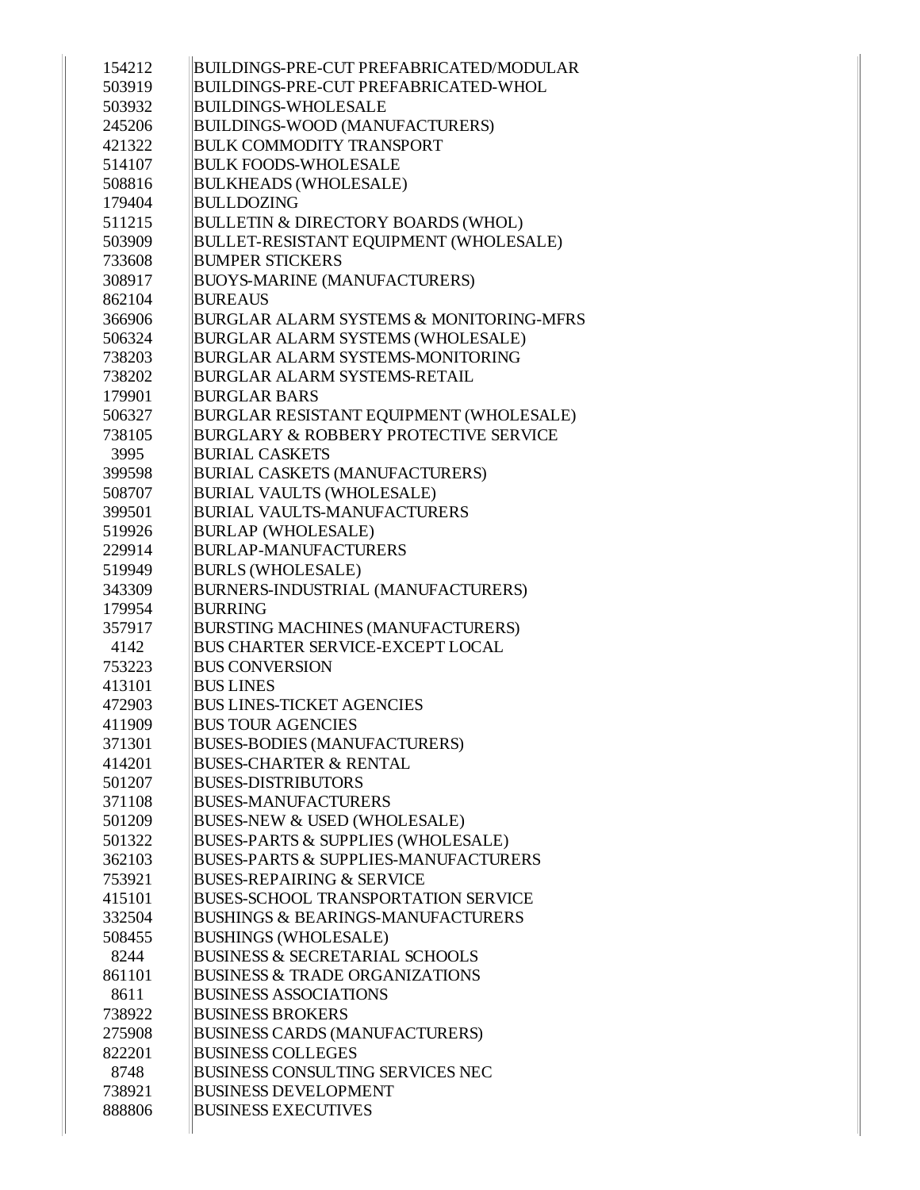| | |
|---|---|
| 154212 | BUILDINGS-PRE-CUT PREFABRICATED/MODULAR |
| 503919 | BUILDINGS-PRE-CUT PREFABRICATED-WHOL |
| 503932 | BUILDINGS-WHOLESALE |
| 245206 | BUILDINGS-WOOD (MANUFACTURERS) |
| 421322 | BULK COMMODITY TRANSPORT |
| 514107 | BULK FOODS-WHOLESALE |
| 508816 | BULKHEADS (WHOLESALE) |
| 179404 | BULLDOZING |
| 511215 | BULLETIN & DIRECTORY BOARDS (WHOL) |
| 503909 | BULLET-RESISTANT EQUIPMENT (WHOLESALE) |
| 733608 | BUMPER STICKERS |
| 308917 | BUOYS-MARINE (MANUFACTURERS) |
| 862104 | BUREAUS |
| 366906 | BURGLAR ALARM SYSTEMS & MONITORING-MFRS |
| 506324 | BURGLAR ALARM SYSTEMS (WHOLESALE) |
| 738203 | BURGLAR ALARM SYSTEMS-MONITORING |
| 738202 | BURGLAR ALARM SYSTEMS-RETAIL |
| 179901 | BURGLAR BARS |
| 506327 | BURGLAR RESISTANT EQUIPMENT (WHOLESALE) |
| 738105 | BURGLARY & ROBBERY PROTECTIVE SERVICE |
| 3995 | BURIAL CASKETS |
| 399598 | BURIAL CASKETS (MANUFACTURERS) |
| 508707 | BURIAL VAULTS (WHOLESALE) |
| 399501 | BURIAL VAULTS-MANUFACTURERS |
| 519926 | BURLAP (WHOLESALE) |
| 229914 | BURLAP-MANUFACTURERS |
| 519949 | BURLS (WHOLESALE) |
| 343309 | BURNERS-INDUSTRIAL (MANUFACTURERS) |
| 179954 | BURRING |
| 357917 | BURSTING MACHINES (MANUFACTURERS) |
| 4142 | BUS CHARTER SERVICE-EXCEPT LOCAL |
| 753223 | BUS CONVERSION |
| 413101 | BUS LINES |
| 472903 | BUS LINES-TICKET AGENCIES |
| 411909 | BUS TOUR AGENCIES |
| 371301 | BUSES-BODIES (MANUFACTURERS) |
| 414201 | BUSES-CHARTER & RENTAL |
| 501207 | BUSES-DISTRIBUTORS |
| 371108 | BUSES-MANUFACTURERS |
| 501209 | BUSES-NEW & USED (WHOLESALE) |
| 501322 | BUSES-PARTS & SUPPLIES (WHOLESALE) |
| 362103 | BUSES-PARTS & SUPPLIES-MANUFACTURERS |
| 753921 | BUSES-REPAIRING & SERVICE |
| 415101 | BUSES-SCHOOL TRANSPORTATION SERVICE |
| 332504 | BUSHINGS & BEARINGS-MANUFACTURERS |
| 508455 | BUSHINGS (WHOLESALE) |
| 8244 | BUSINESS & SECRETARIAL SCHOOLS |
| 861101 | BUSINESS & TRADE ORGANIZATIONS |
| 8611 | BUSINESS ASSOCIATIONS |
| 738922 | BUSINESS BROKERS |
| 275908 | BUSINESS CARDS (MANUFACTURERS) |
| 822201 | BUSINESS COLLEGES |
| 8748 | BUSINESS CONSULTING SERVICES NEC |
| 738921 | BUSINESS DEVELOPMENT |
| 888806 | BUSINESS EXECUTIVES |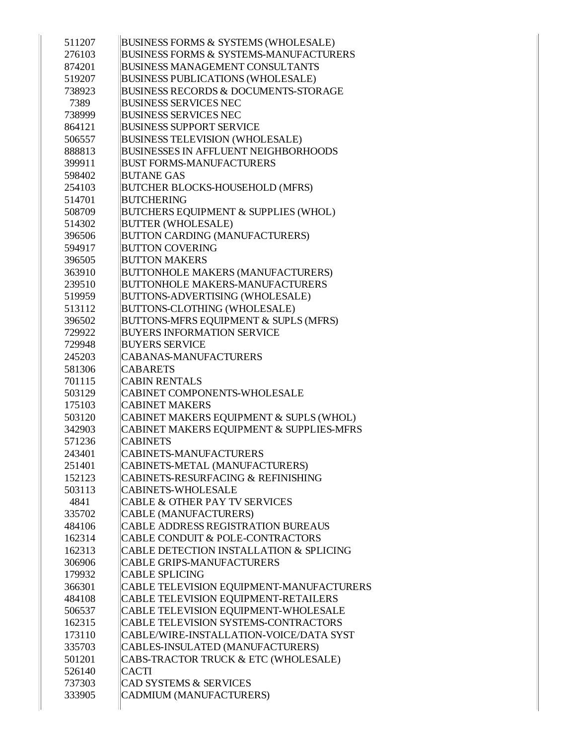| | |
|---|---|
| 511207 | BUSINESS FORMS & SYSTEMS (WHOLESALE) |
| 276103 | BUSINESS FORMS & SYSTEMS-MANUFACTURERS |
| 874201 | BUSINESS MANAGEMENT CONSULTANTS |
| 519207 | BUSINESS PUBLICATIONS (WHOLESALE) |
| 738923 | BUSINESS RECORDS & DOCUMENTS-STORAGE |
| 7389 | BUSINESS SERVICES NEC |
| 738999 | BUSINESS SERVICES NEC |
| 864121 | BUSINESS SUPPORT SERVICE |
| 506557 | BUSINESS TELEVISION (WHOLESALE) |
| 888813 | BUSINESSES IN AFFLUENT NEIGHBORHOODS |
| 399911 | BUST FORMS-MANUFACTURERS |
| 598402 | BUTANE GAS |
| 254103 | BUTCHER BLOCKS-HOUSEHOLD (MFRS) |
| 514701 | BUTCHERING |
| 508709 | BUTCHERS EQUIPMENT & SUPPLIES (WHOL) |
| 514302 | BUTTER (WHOLESALE) |
| 396506 | BUTTON CARDING (MANUFACTURERS) |
| 594917 | BUTTON COVERING |
| 396505 | BUTTON MAKERS |
| 363910 | BUTTONHOLE MAKERS (MANUFACTURERS) |
| 239510 | BUTTONHOLE MAKERS-MANUFACTURERS |
| 519959 | BUTTONS-ADVERTISING (WHOLESALE) |
| 513112 | BUTTONS-CLOTHING (WHOLESALE) |
| 396502 | BUTTONS-MFRS EQUIPMENT & SUPLS (MFRS) |
| 729922 | BUYERS INFORMATION SERVICE |
| 729948 | BUYERS SERVICE |
| 245203 | CABANAS-MANUFACTURERS |
| 581306 | CABARETS |
| 701115 | CABIN RENTALS |
| 503129 | CABINET COMPONENTS-WHOLESALE |
| 175103 | CABINET MAKERS |
| 503120 | CABINET MAKERS EQUIPMENT & SUPLS (WHOL) |
| 342903 | CABINET MAKERS EQUIPMENT & SUPPLIES-MFRS |
| 571236 | CABINETS |
| 243401 | CABINETS-MANUFACTURERS |
| 251401 | CABINETS-METAL (MANUFACTURERS) |
| 152123 | CABINETS-RESURFACING & REFINISHING |
| 503113 | CABINETS-WHOLESALE |
| 4841 | CABLE & OTHER PAY TV SERVICES |
| 335702 | CABLE (MANUFACTURERS) |
| 484106 | CABLE ADDRESS REGISTRATION BUREAUS |
| 162314 | CABLE CONDUIT & POLE-CONTRACTORS |
| 162313 | CABLE DETECTION INSTALLATION & SPLICING |
| 306906 | CABLE GRIPS-MANUFACTURERS |
| 179932 | CABLE SPLICING |
| 366301 | CABLE TELEVISION EQUIPMENT-MANUFACTURERS |
| 484108 | CABLE TELEVISION EQUIPMENT-RETAILERS |
| 506537 | CABLE TELEVISION EQUIPMENT-WHOLESALE |
| 162315 | CABLE TELEVISION SYSTEMS-CONTRACTORS |
| 173110 | CABLE/WIRE-INSTALLATION-VOICE/DATA SYST |
| 335703 | CABLES-INSULATED (MANUFACTURERS) |
| 501201 | CABS-TRACTOR TRUCK & ETC (WHOLESALE) |
| 526140 | CACTI |
| 737303 | CAD SYSTEMS & SERVICES |
| 333905 | CADMIUM (MANUFACTURERS) |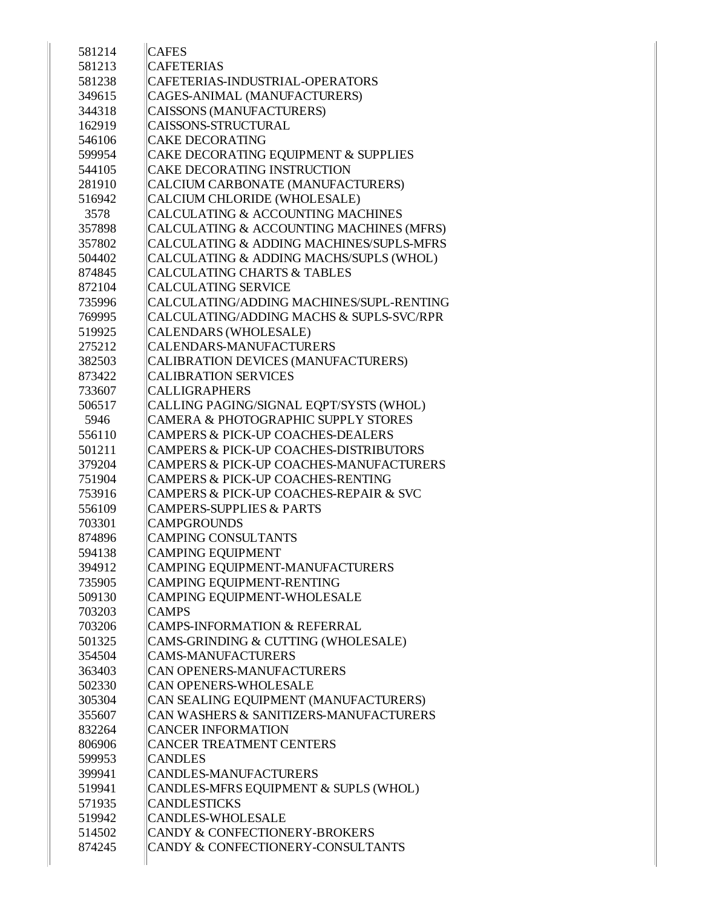| | |
|---|---|
| 581214 | CAFES |
| 581213 | CAFETERIAS |
| 581238 | CAFETERIAS-INDUSTRIAL-OPERATORS |
| 349615 | CAGES-ANIMAL (MANUFACTURERS) |
| 344318 | CAISSONS (MANUFACTURERS) |
| 162919 | CAISSONS-STRUCTURAL |
| 546106 | CAKE DECORATING |
| 599954 | CAKE DECORATING EQUIPMENT & SUPPLIES |
| 544105 | CAKE DECORATING INSTRUCTION |
| 281910 | CALCIUM CARBONATE (MANUFACTURERS) |
| 516942 | CALCIUM CHLORIDE (WHOLESALE) |
| 3578 | CALCULATING & ACCOUNTING MACHINES |
| 357898 | CALCULATING & ACCOUNTING MACHINES (MFRS) |
| 357802 | CALCULATING & ADDING MACHINES/SUPLS-MFRS |
| 504402 | CALCULATING & ADDING MACHS/SUPLS (WHOL) |
| 874845 | CALCULATING CHARTS & TABLES |
| 872104 | CALCULATING SERVICE |
| 735996 | CALCULATING/ADDING MACHINES/SUPL-RENTING |
| 769995 | CALCULATING/ADDING MACHS & SUPLS-SVC/RPR |
| 519925 | CALENDARS (WHOLESALE) |
| 275212 | CALENDARS-MANUFACTURERS |
| 382503 | CALIBRATION DEVICES (MANUFACTURERS) |
| 873422 | CALIBRATION SERVICES |
| 733607 | CALLIGRAPHERS |
| 506517 | CALLING PAGING/SIGNAL EQPT/SYSTS (WHOL) |
| 5946 | CAMERA & PHOTOGRAPHIC SUPPLY STORES |
| 556110 | CAMPERS & PICK-UP COACHES-DEALERS |
| 501211 | CAMPERS & PICK-UP COACHES-DISTRIBUTORS |
| 379204 | CAMPERS & PICK-UP COACHES-MANUFACTURERS |
| 751904 | CAMPERS & PICK-UP COACHES-RENTING |
| 753916 | CAMPERS & PICK-UP COACHES-REPAIR & SVC |
| 556109 | CAMPERS-SUPPLIES & PARTS |
| 703301 | CAMPGROUNDS |
| 874896 | CAMPING CONSULTANTS |
| 594138 | CAMPING EQUIPMENT |
| 394912 | CAMPING EQUIPMENT-MANUFACTURERS |
| 735905 | CAMPING EQUIPMENT-RENTING |
| 509130 | CAMPING EQUIPMENT-WHOLESALE |
| 703203 | CAMPS |
| 703206 | CAMPS-INFORMATION & REFERRAL |
| 501325 | CAMS-GRINDING & CUTTING (WHOLESALE) |
| 354504 | CAMS-MANUFACTURERS |
| 363403 | CAN OPENERS-MANUFACTURERS |
| 502330 | CAN OPENERS-WHOLESALE |
| 305304 | CAN SEALING EQUIPMENT (MANUFACTURERS) |
| 355607 | CAN WASHERS & SANITIZERS-MANUFACTURERS |
| 832264 | CANCER INFORMATION |
| 806906 | CANCER TREATMENT CENTERS |
| 599953 | CANDLES |
| 399941 | CANDLES-MANUFACTURERS |
| 519941 | CANDLES-MFRS EQUIPMENT & SUPLS (WHOL) |
| 571935 | CANDLESTICKS |
| 519942 | CANDLES-WHOLESALE |
| 514502 | CANDY & CONFECTIONERY-BROKERS |
| 874245 | CANDY & CONFECTIONERY-CONSULTANTS |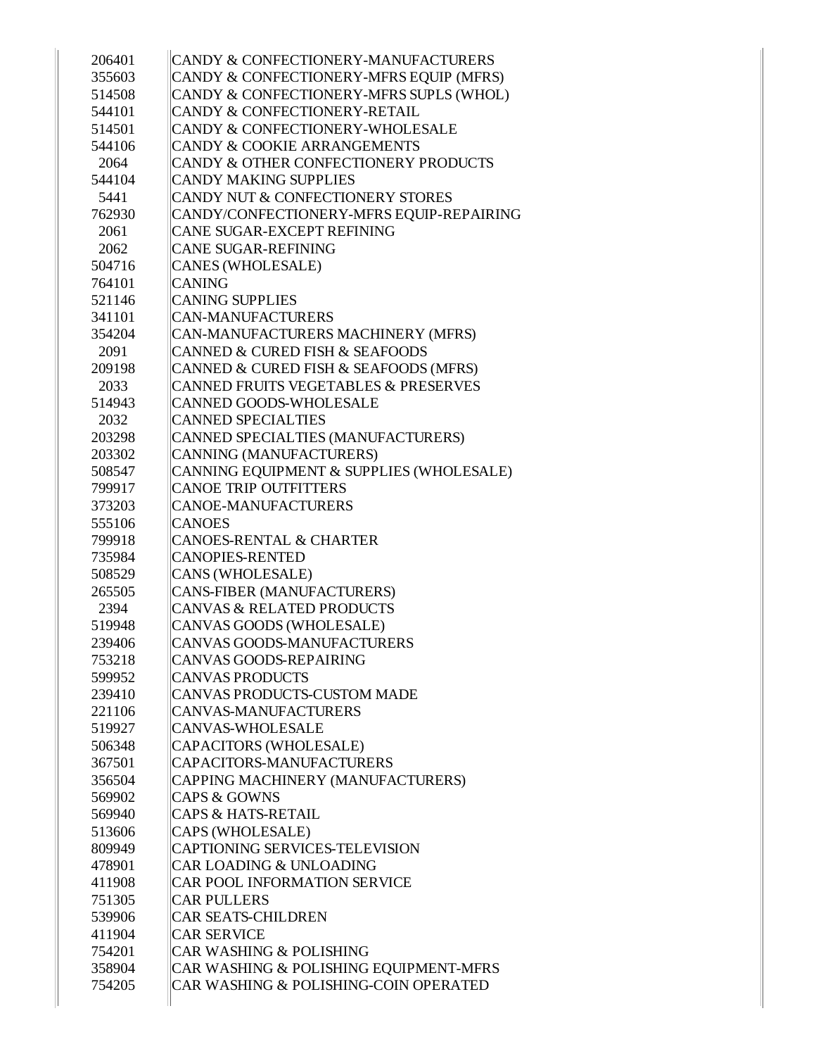| | |
|---|---|
| 206401 | CANDY & CONFECTIONERY-MANUFACTURERS |
| 355603 | CANDY & CONFECTIONERY-MFRS EQUIP (MFRS) |
| 514508 | CANDY & CONFECTIONERY-MFRS SUPLS (WHOL) |
| 544101 | CANDY & CONFECTIONERY-RETAIL |
| 514501 | CANDY & CONFECTIONERY-WHOLESALE |
| 544106 | CANDY & COOKIE ARRANGEMENTS |
| 2064 | CANDY & OTHER CONFECTIONERY PRODUCTS |
| 544104 | CANDY MAKING SUPPLIES |
| 5441 | CANDY NUT & CONFECTIONERY STORES |
| 762930 | CANDY/CONFECTIONERY-MFRS EQUIP-REPAIRING |
| 2061 | CANE SUGAR-EXCEPT REFINING |
| 2062 | CANE SUGAR-REFINING |
| 504716 | CANES (WHOLESALE) |
| 764101 | CANING |
| 521146 | CANING SUPPLIES |
| 341101 | CAN-MANUFACTURERS |
| 354204 | CAN-MANUFACTURERS MACHINERY (MFRS) |
| 2091 | CANNED & CURED FISH & SEAFOODS |
| 209198 | CANNED & CURED FISH & SEAFOODS (MFRS) |
| 2033 | CANNED FRUITS VEGETABLES & PRESERVES |
| 514943 | CANNED GOODS-WHOLESALE |
| 2032 | CANNED SPECIALTIES |
| 203298 | CANNED SPECIALTIES (MANUFACTURERS) |
| 203302 | CANNING (MANUFACTURERS) |
| 508547 | CANNING EQUIPMENT & SUPPLIES (WHOLESALE) |
| 799917 | CANOE TRIP OUTFITTERS |
| 373203 | CANOE-MANUFACTURERS |
| 555106 | CANOES |
| 799918 | CANOES-RENTAL & CHARTER |
| 735984 | CANOPIES-RENTED |
| 508529 | CANS (WHOLESALE) |
| 265505 | CANS-FIBER (MANUFACTURERS) |
| 2394 | CANVAS & RELATED PRODUCTS |
| 519948 | CANVAS GOODS (WHOLESALE) |
| 239406 | CANVAS GOODS-MANUFACTURERS |
| 753218 | CANVAS GOODS-REPAIRING |
| 599952 | CANVAS PRODUCTS |
| 239410 | CANVAS PRODUCTS-CUSTOM MADE |
| 221106 | CANVAS-MANUFACTURERS |
| 519927 | CANVAS-WHOLESALE |
| 506348 | CAPACITORS (WHOLESALE) |
| 367501 | CAPACITORS-MANUFACTURERS |
| 356504 | CAPPING MACHINERY (MANUFACTURERS) |
| 569902 | CAPS & GOWNS |
| 569940 | CAPS & HATS-RETAIL |
| 513606 | CAPS (WHOLESALE) |
| 809949 | CAPTIONING SERVICES-TELEVISION |
| 478901 | CAR LOADING & UNLOADING |
| 411908 | CAR POOL INFORMATION SERVICE |
| 751305 | CAR PULLERS |
| 539906 | CAR SEATS-CHILDREN |
| 411904 | CAR SERVICE |
| 754201 | CAR WASHING & POLISHING |
| 358904 | CAR WASHING & POLISHING EQUIPMENT-MFRS |
| 754205 | CAR WASHING & POLISHING-COIN OPERATED |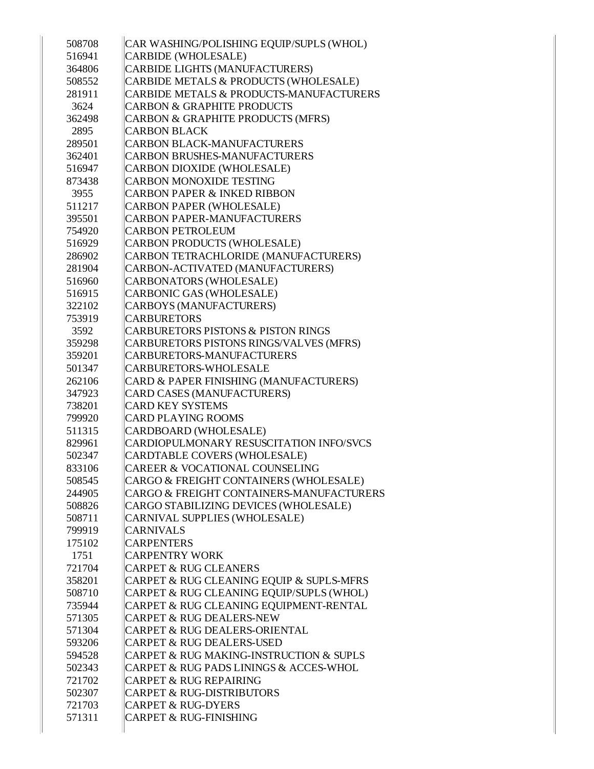| | |
|---|---|
| 508708 | CAR WASHING/POLISHING EQUIP/SUPLS (WHOL) |
| 516941 | CARBIDE (WHOLESALE) |
| 364806 | CARBIDE LIGHTS (MANUFACTURERS) |
| 508552 | CARBIDE METALS & PRODUCTS (WHOLESALE) |
| 281911 | CARBIDE METALS & PRODUCTS-MANUFACTURERS |
| 3624 | CARBON & GRAPHITE PRODUCTS |
| 362498 | CARBON & GRAPHITE PRODUCTS (MFRS) |
| 2895 | CARBON BLACK |
| 289501 | CARBON BLACK-MANUFACTURERS |
| 362401 | CARBON BRUSHES-MANUFACTURERS |
| 516947 | CARBON DIOXIDE (WHOLESALE) |
| 873438 | CARBON MONOXIDE TESTING |
| 3955 | CARBON PAPER & INKED RIBBON |
| 511217 | CARBON PAPER (WHOLESALE) |
| 395501 | CARBON PAPER-MANUFACTURERS |
| 754920 | CARBON PETROLEUM |
| 516929 | CARBON PRODUCTS (WHOLESALE) |
| 286902 | CARBON TETRACHLORIDE (MANUFACTURERS) |
| 281904 | CARBON-ACTIVATED (MANUFACTURERS) |
| 516960 | CARBONATORS (WHOLESALE) |
| 516915 | CARBONIC GAS (WHOLESALE) |
| 322102 | CARBOYS (MANUFACTURERS) |
| 753919 | CARBURETORS |
| 3592 | CARBURETORS PISTONS & PISTON RINGS |
| 359298 | CARBURETORS PISTONS RINGS/VALVES (MFRS) |
| 359201 | CARBURETORS-MANUFACTURERS |
| 501347 | CARBURETORS-WHOLESALE |
| 262106 | CARD & PAPER FINISHING (MANUFACTURERS) |
| 347923 | CARD CASES (MANUFACTURERS) |
| 738201 | CARD KEY SYSTEMS |
| 799920 | CARD PLAYING ROOMS |
| 511315 | CARDBOARD (WHOLESALE) |
| 829961 | CARDIOPULMONARY RESUSCITATION INFO/SVCS |
| 502347 | CARDTABLE COVERS (WHOLESALE) |
| 833106 | CAREER & VOCATIONAL COUNSELING |
| 508545 | CARGO & FREIGHT CONTAINERS (WHOLESALE) |
| 244905 | CARGO & FREIGHT CONTAINERS-MANUFACTURERS |
| 508826 | CARGO STABILIZING DEVICES (WHOLESALE) |
| 508711 | CARNIVAL SUPPLIES (WHOLESALE) |
| 799919 | CARNIVALS |
| 175102 | CARPENTERS |
| 1751 | CARPENTRY WORK |
| 721704 | CARPET & RUG CLEANERS |
| 358201 | CARPET & RUG CLEANING EQUIP & SUPLS-MFRS |
| 508710 | CARPET & RUG CLEANING EQUIP/SUPLS (WHOL) |
| 735944 | CARPET & RUG CLEANING EQUIPMENT-RENTAL |
| 571305 | CARPET & RUG DEALERS-NEW |
| 571304 | CARPET & RUG DEALERS-ORIENTAL |
| 593206 | CARPET & RUG DEALERS-USED |
| 594528 | CARPET & RUG MAKING-INSTRUCTION & SUPLS |
| 502343 | CARPET & RUG PADS LININGS & ACCES-WHOL |
| 721702 | CARPET & RUG REPAIRING |
| 502307 | CARPET & RUG-DISTRIBUTORS |
| 721703 | CARPET & RUG-DYERS |
| 571311 | CARPET & RUG-FINISHING |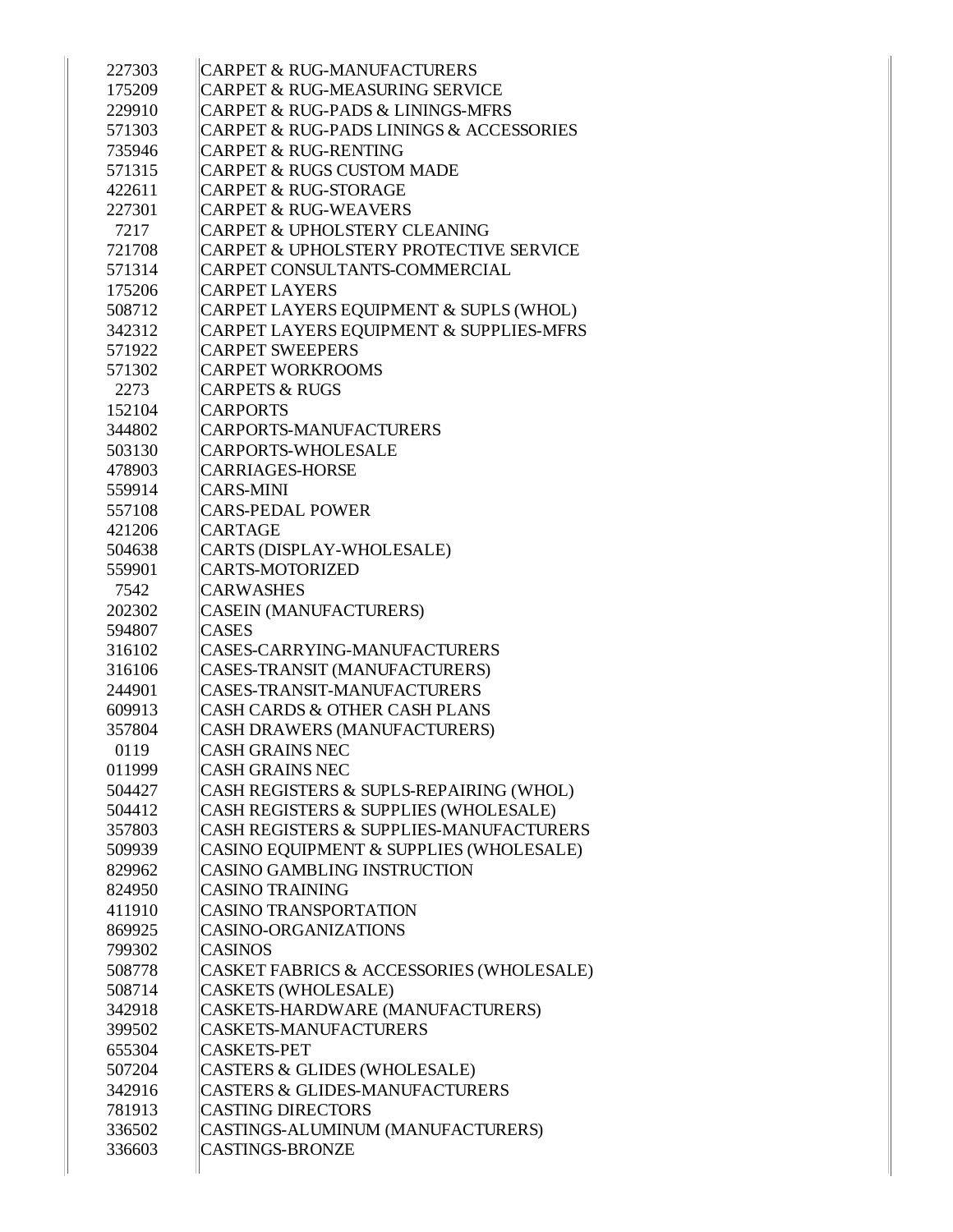| | |
|---|---|
| 227303 | CARPET & RUG-MANUFACTURERS |
| 175209 | CARPET & RUG-MEASURING SERVICE |
| 229910 | CARPET & RUG-PADS & LININGS-MFRS |
| 571303 | CARPET & RUG-PADS LININGS & ACCESSORIES |
| 735946 | CARPET & RUG-RENTING |
| 571315 | CARPET & RUGS CUSTOM MADE |
| 422611 | CARPET & RUG-STORAGE |
| 227301 | CARPET & RUG-WEAVERS |
| 7217 | CARPET & UPHOLSTERY CLEANING |
| 721708 | CARPET & UPHOLSTERY PROTECTIVE SERVICE |
| 571314 | CARPET CONSULTANTS-COMMERCIAL |
| 175206 | CARPET LAYERS |
| 508712 | CARPET LAYERS EQUIPMENT & SUPLS (WHOL) |
| 342312 | CARPET LAYERS EQUIPMENT & SUPPLIES-MFRS |
| 571922 | CARPET SWEEPERS |
| 571302 | CARPET WORKROOMS |
| 2273 | CARPETS & RUGS |
| 152104 | CARPORTS |
| 344802 | CARPORTS-MANUFACTURERS |
| 503130 | CARPORTS-WHOLESALE |
| 478903 | CARRIAGES-HORSE |
| 559914 | CARS-MINI |
| 557108 | CARS-PEDAL POWER |
| 421206 | CARTAGE |
| 504638 | CARTS (DISPLAY-WHOLESALE) |
| 559901 | CARTS-MOTORIZED |
| 7542 | CARWASHES |
| 202302 | CASEIN (MANUFACTURERS) |
| 594807 | CASES |
| 316102 | CASES-CARRYING-MANUFACTURERS |
| 316106 | CASES-TRANSIT (MANUFACTURERS) |
| 244901 | CASES-TRANSIT-MANUFACTURERS |
| 609913 | CASH CARDS & OTHER CASH PLANS |
| 357804 | CASH DRAWERS (MANUFACTURERS) |
| 0119 | CASH GRAINS NEC |
| 011999 | CASH GRAINS NEC |
| 504427 | CASH REGISTERS & SUPLS-REPAIRING (WHOL) |
| 504412 | CASH REGISTERS & SUPPLIES (WHOLESALE) |
| 357803 | CASH REGISTERS & SUPPLIES-MANUFACTURERS |
| 509939 | CASINO EQUIPMENT & SUPPLIES (WHOLESALE) |
| 829962 | CASINO GAMBLING INSTRUCTION |
| 824950 | CASINO TRAINING |
| 411910 | CASINO TRANSPORTATION |
| 869925 | CASINO-ORGANIZATIONS |
| 799302 | CASINOS |
| 508778 | CASKET FABRICS & ACCESSORIES (WHOLESALE) |
| 508714 | CASKETS (WHOLESALE) |
| 342918 | CASKETS-HARDWARE (MANUFACTURERS) |
| 399502 | CASKETS-MANUFACTURERS |
| 655304 | CASKETS-PET |
| 507204 | CASTERS & GLIDES (WHOLESALE) |
| 342916 | CASTERS & GLIDES-MANUFACTURERS |
| 781913 | CASTING DIRECTORS |
| 336502 | CASTINGS-ALUMINUM (MANUFACTURERS) |
| 336603 | CASTINGS-BRONZE |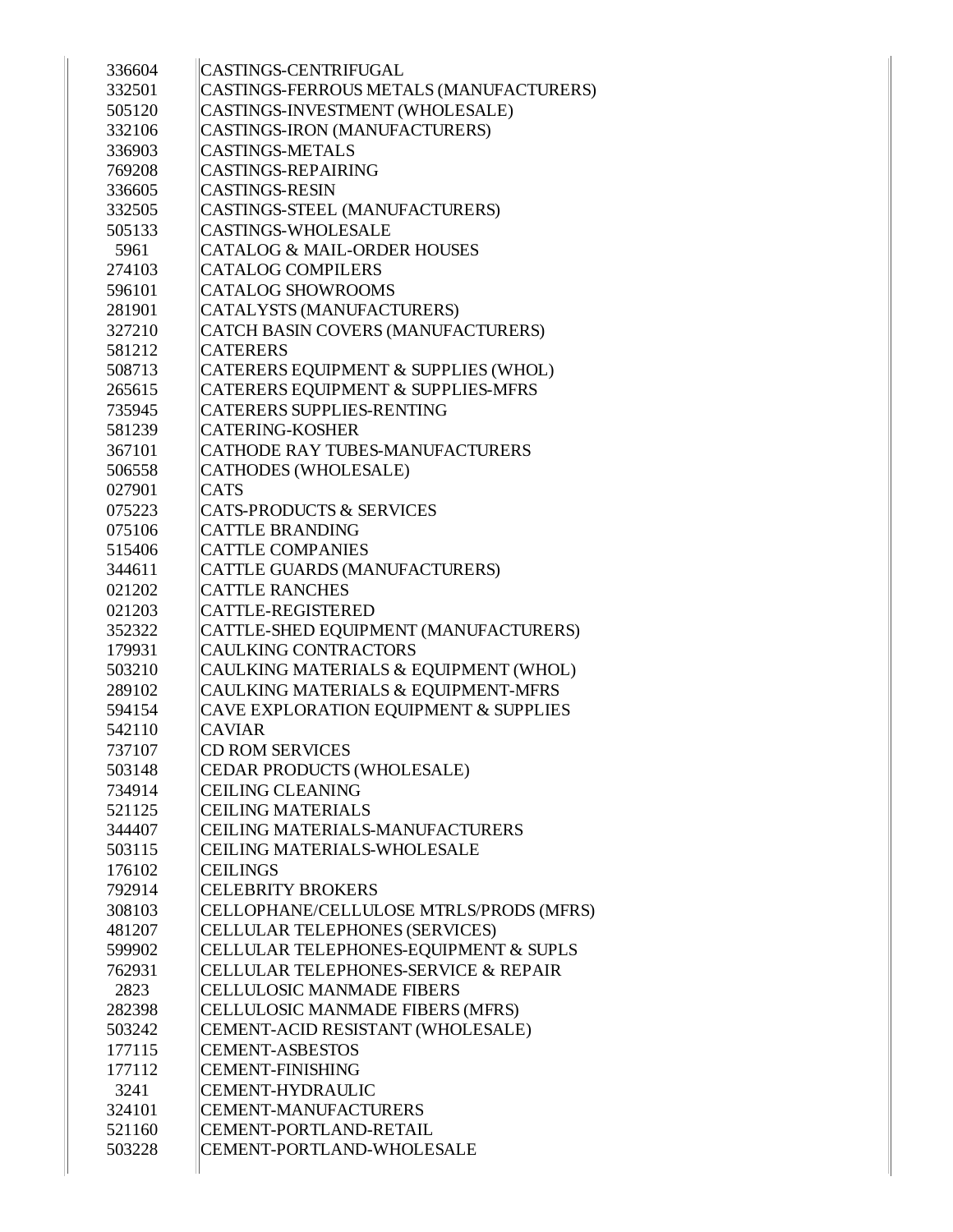| | |
|---|---|
| 336604 | CASTINGS-CENTRIFUGAL |
| 332501 | CASTINGS-FERROUS METALS (MANUFACTURERS) |
| 505120 | CASTINGS-INVESTMENT (WHOLESALE) |
| 332106 | CASTINGS-IRON (MANUFACTURERS) |
| 336903 | CASTINGS-METALS |
| 769208 | CASTINGS-REPAIRING |
| 336605 | CASTINGS-RESIN |
| 332505 | CASTINGS-STEEL (MANUFACTURERS) |
| 505133 | CASTINGS-WHOLESALE |
| 5961 | CATALOG & MAIL-ORDER HOUSES |
| 274103 | CATALOG COMPILERS |
| 596101 | CATALOG SHOWROOMS |
| 281901 | CATALYSTS (MANUFACTURERS) |
| 327210 | CATCH BASIN COVERS (MANUFACTURERS) |
| 581212 | CATERERS |
| 508713 | CATERERS EQUIPMENT & SUPPLIES (WHOL) |
| 265615 | CATERERS EQUIPMENT & SUPPLIES-MFRS |
| 735945 | CATERERS SUPPLIES-RENTING |
| 581239 | CATERING-KOSHER |
| 367101 | CATHODE RAY TUBES-MANUFACTURERS |
| 506558 | CATHODES (WHOLESALE) |
| 027901 | CATS |
| 075223 | CATS-PRODUCTS & SERVICES |
| 075106 | CATTLE BRANDING |
| 515406 | CATTLE COMPANIES |
| 344611 | CATTLE GUARDS (MANUFACTURERS) |
| 021202 | CATTLE RANCHES |
| 021203 | CATTLE-REGISTERED |
| 352322 | CATTLE-SHED EQUIPMENT (MANUFACTURERS) |
| 179931 | CAULKING CONTRACTORS |
| 503210 | CAULKING MATERIALS & EQUIPMENT (WHOL) |
| 289102 | CAULKING MATERIALS & EQUIPMENT-MFRS |
| 594154 | CAVE EXPLORATION EQUIPMENT & SUPPLIES |
| 542110 | CAVIAR |
| 737107 | CD ROM SERVICES |
| 503148 | CEDAR PRODUCTS (WHOLESALE) |
| 734914 | CEILING CLEANING |
| 521125 | CEILING MATERIALS |
| 344407 | CEILING MATERIALS-MANUFACTURERS |
| 503115 | CEILING MATERIALS-WHOLESALE |
| 176102 | CEILINGS |
| 792914 | CELEBRITY BROKERS |
| 308103 | CELLOPHANE/CELLULOSE MTRLS/PRODS (MFRS) |
| 481207 | CELLULAR TELEPHONES (SERVICES) |
| 599902 | CELLULAR TELEPHONES-EQUIPMENT & SUPLS |
| 762931 | CELLULAR TELEPHONES-SERVICE & REPAIR |
| 2823 | CELLULOSIC MANMADE FIBERS |
| 282398 | CELLULOSIC MANMADE FIBERS (MFRS) |
| 503242 | CEMENT-ACID RESISTANT (WHOLESALE) |
| 177115 | CEMENT-ASBESTOS |
| 177112 | CEMENT-FINISHING |
| 3241 | CEMENT-HYDRAULIC |
| 324101 | CEMENT-MANUFACTURERS |
| 521160 | CEMENT-PORTLAND-RETAIL |
| 503228 | CEMENT-PORTLAND-WHOLESALE |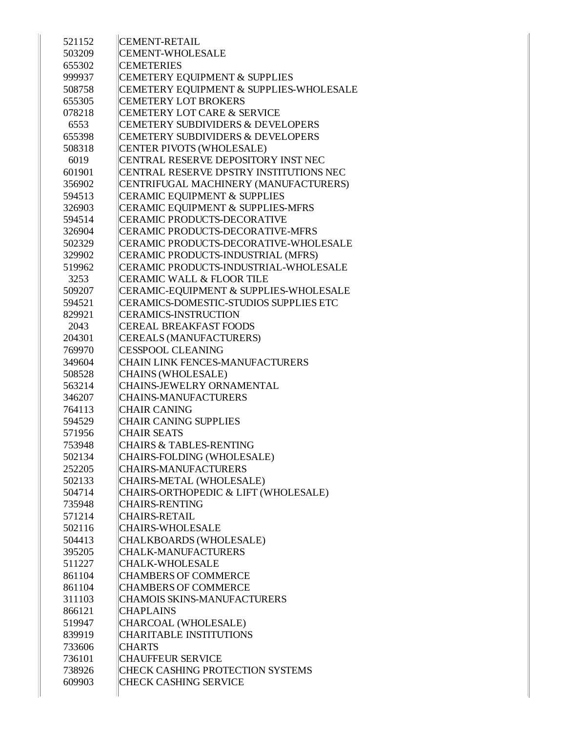| | |
|---|---|
| 521152 | CEMENT-RETAIL |
| 503209 | CEMENT-WHOLESALE |
| 655302 | CEMETERIES |
| 999937 | CEMETERY EQUIPMENT & SUPPLIES |
| 508758 | CEMETERY EQUIPMENT & SUPPLIES-WHOLESALE |
| 655305 | CEMETERY LOT BROKERS |
| 078218 | CEMETERY LOT CARE & SERVICE |
| 6553 | CEMETERY SUBDIVIDERS & DEVELOPERS |
| 655398 | CEMETERY SUBDIVIDERS & DEVELOPERS |
| 508318 | CENTER PIVOTS (WHOLESALE) |
| 6019 | CENTRAL RESERVE DEPOSITORY INST NEC |
| 601901 | CENTRAL RESERVE DPSTRY INSTITUTIONS NEC |
| 356902 | CENTRIFUGAL MACHINERY (MANUFACTURERS) |
| 594513 | CERAMIC EQUIPMENT & SUPPLIES |
| 326903 | CERAMIC EQUIPMENT & SUPPLIES-MFRS |
| 594514 | CERAMIC PRODUCTS-DECORATIVE |
| 326904 | CERAMIC PRODUCTS-DECORATIVE-MFRS |
| 502329 | CERAMIC PRODUCTS-DECORATIVE-WHOLESALE |
| 329902 | CERAMIC PRODUCTS-INDUSTRIAL (MFRS) |
| 519962 | CERAMIC PRODUCTS-INDUSTRIAL-WHOLESALE |
| 3253 | CERAMIC WALL & FLOOR TILE |
| 509207 | CERAMIC-EQUIPMENT & SUPPLIES-WHOLESALE |
| 594521 | CERAMICS-DOMESTIC-STUDIOS SUPPLIES ETC |
| 829921 | CERAMICS-INSTRUCTION |
| 2043 | CEREAL BREAKFAST FOODS |
| 204301 | CEREALS (MANUFACTURERS) |
| 769970 | CESSPOOL CLEANING |
| 349604 | CHAIN LINK FENCES-MANUFACTURERS |
| 508528 | CHAINS (WHOLESALE) |
| 563214 | CHAINS-JEWELRY ORNAMENTAL |
| 346207 | CHAINS-MANUFACTURERS |
| 764113 | CHAIR CANING |
| 594529 | CHAIR CANING SUPPLIES |
| 571956 | CHAIR SEATS |
| 753948 | CHAIRS & TABLES-RENTING |
| 502134 | CHAIRS-FOLDING (WHOLESALE) |
| 252205 | CHAIRS-MANUFACTURERS |
| 502133 | CHAIRS-METAL (WHOLESALE) |
| 504714 | CHAIRS-ORTHOPEDIC & LIFT (WHOLESALE) |
| 735948 | CHAIRS-RENTING |
| 571214 | CHAIRS-RETAIL |
| 502116 | CHAIRS-WHOLESALE |
| 504413 | CHALKBOARDS (WHOLESALE) |
| 395205 | CHALK-MANUFACTURERS |
| 511227 | CHALK-WHOLESALE |
| 861104 | CHAMBERS OF COMMERCE |
| 861104 | CHAMBERS OF COMMERCE |
| 311103 | CHAMOIS SKINS-MANUFACTURERS |
| 866121 | CHAPLAINS |
| 519947 | CHARCOAL (WHOLESALE) |
| 839919 | CHARITABLE INSTITUTIONS |
| 733606 | CHARTS |
| 736101 | CHAUFFEUR SERVICE |
| 738926 | CHECK CASHING PROTECTION SYSTEMS |
| 609903 | CHECK CASHING SERVICE |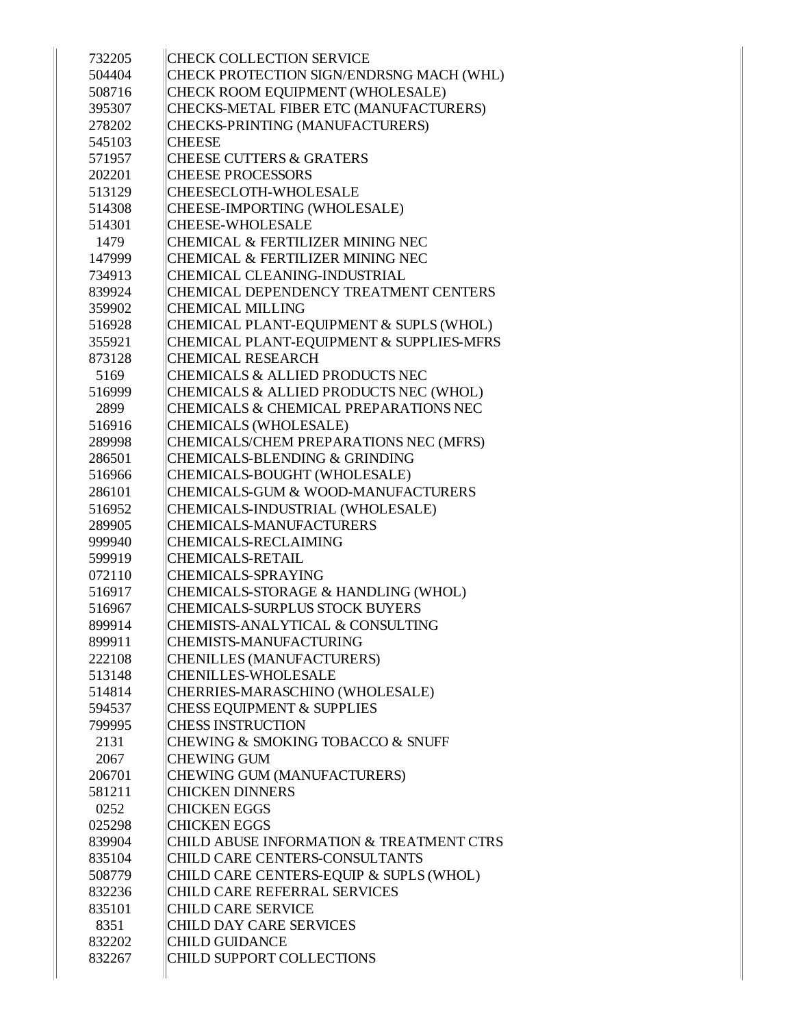| | |
|---|---|
| 732205 | CHECK COLLECTION SERVICE |
| 504404 | CHECK PROTECTION SIGN/ENDRSNG MACH (WHL) |
| 508716 | CHECK ROOM EQUIPMENT (WHOLESALE) |
| 395307 | CHECKS-METAL FIBER ETC (MANUFACTURERS) |
| 278202 | CHECKS-PRINTING (MANUFACTURERS) |
| 545103 | CHEESE |
| 571957 | CHEESE CUTTERS & GRATERS |
| 202201 | CHEESE PROCESSORS |
| 513129 | CHEESECLOTH-WHOLESALE |
| 514308 | CHEESE-IMPORTING (WHOLESALE) |
| 514301 | CHEESE-WHOLESALE |
| 1479 | CHEMICAL & FERTILIZER MINING NEC |
| 147999 | CHEMICAL & FERTILIZER MINING NEC |
| 734913 | CHEMICAL CLEANING-INDUSTRIAL |
| 839924 | CHEMICAL DEPENDENCY TREATMENT CENTERS |
| 359902 | CHEMICAL MILLING |
| 516928 | CHEMICAL PLANT-EQUIPMENT & SUPLS (WHOL) |
| 355921 | CHEMICAL PLANT-EQUIPMENT & SUPPLIES-MFRS |
| 873128 | CHEMICAL RESEARCH |
| 5169 | CHEMICALS & ALLIED PRODUCTS NEC |
| 516999 | CHEMICALS & ALLIED PRODUCTS NEC (WHOL) |
| 2899 | CHEMICALS & CHEMICAL PREPARATIONS NEC |
| 516916 | CHEMICALS (WHOLESALE) |
| 289998 | CHEMICALS/CHEM PREPARATIONS NEC (MFRS) |
| 286501 | CHEMICALS-BLENDING & GRINDING |
| 516966 | CHEMICALS-BOUGHT (WHOLESALE) |
| 286101 | CHEMICALS-GUM & WOOD-MANUFACTURERS |
| 516952 | CHEMICALS-INDUSTRIAL (WHOLESALE) |
| 289905 | CHEMICALS-MANUFACTURERS |
| 999940 | CHEMICALS-RECLAIMING |
| 599919 | CHEMICALS-RETAIL |
| 072110 | CHEMICALS-SPRAYING |
| 516917 | CHEMICALS-STORAGE & HANDLING (WHOL) |
| 516967 | CHEMICALS-SURPLUS STOCK BUYERS |
| 899914 | CHEMISTS-ANALYTICAL & CONSULTING |
| 899911 | CHEMISTS-MANUFACTURING |
| 222108 | CHENILLES (MANUFACTURERS) |
| 513148 | CHENILLES-WHOLESALE |
| 514814 | CHERRIES-MARASCHINO (WHOLESALE) |
| 594537 | CHESS EQUIPMENT & SUPPLIES |
| 799995 | CHESS INSTRUCTION |
| 2131 | CHEWING & SMOKING TOBACCO & SNUFF |
| 2067 | CHEWING GUM |
| 206701 | CHEWING GUM (MANUFACTURERS) |
| 581211 | CHICKEN DINNERS |
| 0252 | CHICKEN EGGS |
| 025298 | CHICKEN EGGS |
| 839904 | CHILD ABUSE INFORMATION & TREATMENT CTRS |
| 835104 | CHILD CARE CENTERS-CONSULTANTS |
| 508779 | CHILD CARE CENTERS-EQUIP & SUPLS (WHOL) |
| 832236 | CHILD CARE REFERRAL SERVICES |
| 835101 | CHILD CARE SERVICE |
| 8351 | CHILD DAY CARE SERVICES |
| 832202 | CHILD GUIDANCE |
| 832267 | CHILD SUPPORT COLLECTIONS |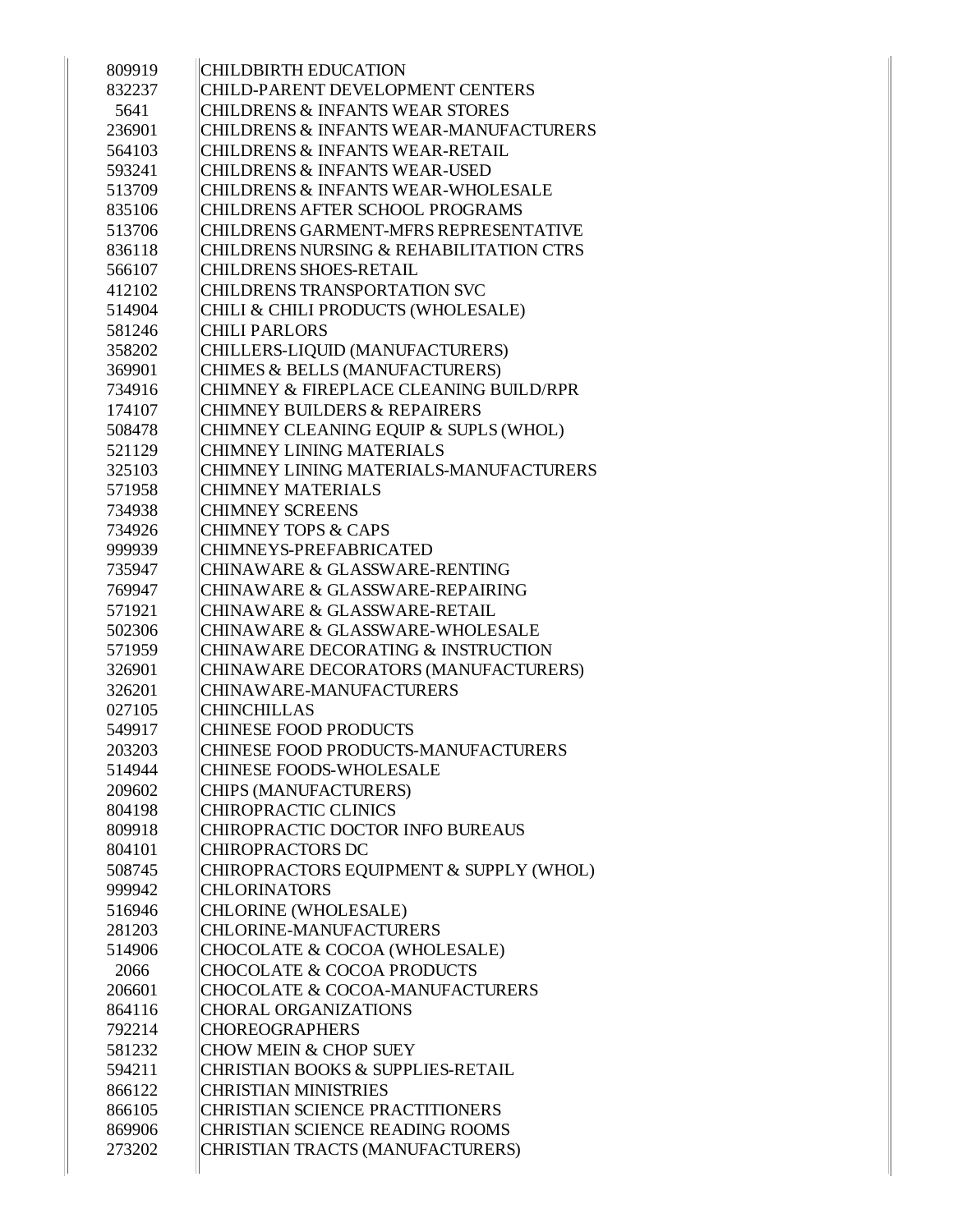| | |
|---|---|
| 809919 | CHILDBIRTH EDUCATION |
| 832237 | CHILD-PARENT DEVELOPMENT CENTERS |
| 5641 | CHILDRENS & INFANTS WEAR STORES |
| 236901 | CHILDRENS & INFANTS WEAR-MANUFACTURERS |
| 564103 | CHILDRENS & INFANTS WEAR-RETAIL |
| 593241 | CHILDRENS & INFANTS WEAR-USED |
| 513709 | CHILDRENS & INFANTS WEAR-WHOLESALE |
| 835106 | CHILDRENS AFTER SCHOOL PROGRAMS |
| 513706 | CHILDRENS GARMENT-MFRS REPRESENTATIVE |
| 836118 | CHILDRENS NURSING & REHABILITATION CTRS |
| 566107 | CHILDRENS SHOES-RETAIL |
| 412102 | CHILDRENS TRANSPORTATION SVC |
| 514904 | CHILI & CHILI PRODUCTS (WHOLESALE) |
| 581246 | CHILI PARLORS |
| 358202 | CHILLERS-LIQUID (MANUFACTURERS) |
| 369901 | CHIMES & BELLS (MANUFACTURERS) |
| 734916 | CHIMNEY & FIREPLACE CLEANING BUILD/RPR |
| 174107 | CHIMNEY BUILDERS & REPAIRERS |
| 508478 | CHIMNEY CLEANING EQUIP & SUPLS (WHOL) |
| 521129 | CHIMNEY LINING MATERIALS |
| 325103 | CHIMNEY LINING MATERIALS-MANUFACTURERS |
| 571958 | CHIMNEY MATERIALS |
| 734938 | CHIMNEY SCREENS |
| 734926 | CHIMNEY TOPS & CAPS |
| 999939 | CHIMNEYS-PREFABRICATED |
| 735947 | CHINAWARE & GLASSWARE-RENTING |
| 769947 | CHINAWARE & GLASSWARE-REPAIRING |
| 571921 | CHINAWARE & GLASSWARE-RETAIL |
| 502306 | CHINAWARE & GLASSWARE-WHOLESALE |
| 571959 | CHINAWARE DECORATING & INSTRUCTION |
| 326901 | CHINAWARE DECORATORS (MANUFACTURERS) |
| 326201 | CHINAWARE-MANUFACTURERS |
| 027105 | CHINCHILLAS |
| 549917 | CHINESE FOOD PRODUCTS |
| 203203 | CHINESE FOOD PRODUCTS-MANUFACTURERS |
| 514944 | CHINESE FOODS-WHOLESALE |
| 209602 | CHIPS (MANUFACTURERS) |
| 804198 | CHIROPRACTIC CLINICS |
| 809918 | CHIROPRACTIC DOCTOR INFO BUREAUS |
| 804101 | CHIROPRACTORS DC |
| 508745 | CHIROPRACTORS EQUIPMENT & SUPPLY (WHOL) |
| 999942 | CHLORINATORS |
| 516946 | CHLORINE (WHOLESALE) |
| 281203 | CHLORINE-MANUFACTURERS |
| 514906 | CHOCOLATE & COCOA (WHOLESALE) |
| 2066 | CHOCOLATE & COCOA PRODUCTS |
| 206601 | CHOCOLATE & COCOA-MANUFACTURERS |
| 864116 | CHORAL ORGANIZATIONS |
| 792214 | CHOREOGRAPHERS |
| 581232 | CHOW MEIN & CHOP SUEY |
| 594211 | CHRISTIAN BOOKS & SUPPLIES-RETAIL |
| 866122 | CHRISTIAN MINISTRIES |
| 866105 | CHRISTIAN SCIENCE PRACTITIONERS |
| 869906 | CHRISTIAN SCIENCE READING ROOMS |
| 273202 | CHRISTIAN TRACTS (MANUFACTURERS) |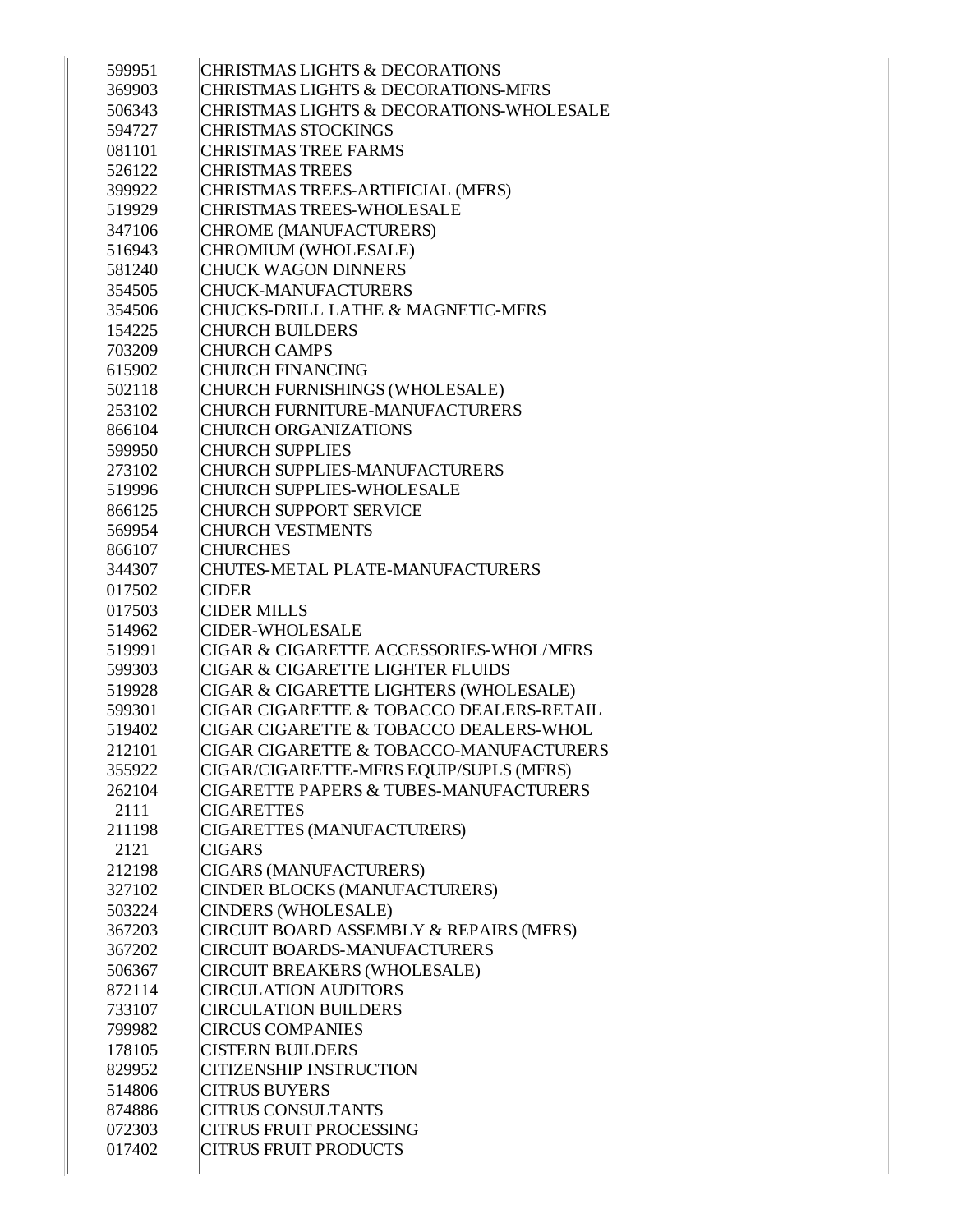| | |
|---|---|
| 599951 | CHRISTMAS LIGHTS & DECORATIONS |
| 369903 | CHRISTMAS LIGHTS & DECORATIONS-MFRS |
| 506343 | CHRISTMAS LIGHTS & DECORATIONS-WHOLESALE |
| 594727 | CHRISTMAS STOCKINGS |
| 081101 | CHRISTMAS TREE FARMS |
| 526122 | CHRISTMAS TREES |
| 399922 | CHRISTMAS TREES-ARTIFICIAL (MFRS) |
| 519929 | CHRISTMAS TREES-WHOLESALE |
| 347106 | CHROME (MANUFACTURERS) |
| 516943 | CHROMIUM (WHOLESALE) |
| 581240 | CHUCK WAGON DINNERS |
| 354505 | CHUCK-MANUFACTURERS |
| 354506 | CHUCKS-DRILL LATHE & MAGNETIC-MFRS |
| 154225 | CHURCH BUILDERS |
| 703209 | CHURCH CAMPS |
| 615902 | CHURCH FINANCING |
| 502118 | CHURCH FURNISHINGS (WHOLESALE) |
| 253102 | CHURCH FURNITURE-MANUFACTURERS |
| 866104 | CHURCH ORGANIZATIONS |
| 599950 | CHURCH SUPPLIES |
| 273102 | CHURCH SUPPLIES-MANUFACTURERS |
| 519996 | CHURCH SUPPLIES-WHOLESALE |
| 866125 | CHURCH SUPPORT SERVICE |
| 569954 | CHURCH VESTMENTS |
| 866107 | CHURCHES |
| 344307 | CHUTES-METAL PLATE-MANUFACTURERS |
| 017502 | CIDER |
| 017503 | CIDER MILLS |
| 514962 | CIDER-WHOLESALE |
| 519991 | CIGAR & CIGARETTE ACCESSORIES-WHOL/MFRS |
| 599303 | CIGAR & CIGARETTE LIGHTER FLUIDS |
| 519928 | CIGAR & CIGARETTE LIGHTERS (WHOLESALE) |
| 599301 | CIGAR CIGARETTE & TOBACCO DEALERS-RETAIL |
| 519402 | CIGAR CIGARETTE & TOBACCO DEALERS-WHOL |
| 212101 | CIGAR CIGARETTE & TOBACCO-MANUFACTURERS |
| 355922 | CIGAR/CIGARETTE-MFRS EQUIP/SUPLS (MFRS) |
| 262104 | CIGARETTE PAPERS & TUBES-MANUFACTURERS |
| 2111 | CIGARETTES |
| 211198 | CIGARETTES (MANUFACTURERS) |
| 2121 | CIGARS |
| 212198 | CIGARS (MANUFACTURERS) |
| 327102 | CINDER BLOCKS (MANUFACTURERS) |
| 503224 | CINDERS (WHOLESALE) |
| 367203 | CIRCUIT BOARD ASSEMBLY & REPAIRS (MFRS) |
| 367202 | CIRCUIT BOARDS-MANUFACTURERS |
| 506367 | CIRCUIT BREAKERS (WHOLESALE) |
| 872114 | CIRCULATION AUDITORS |
| 733107 | CIRCULATION BUILDERS |
| 799982 | CIRCUS COMPANIES |
| 178105 | CISTERN BUILDERS |
| 829952 | CITIZENSHIP INSTRUCTION |
| 514806 | CITRUS BUYERS |
| 874886 | CITRUS CONSULTANTS |
| 072303 | CITRUS FRUIT PROCESSING |
| 017402 | CITRUS FRUIT PRODUCTS |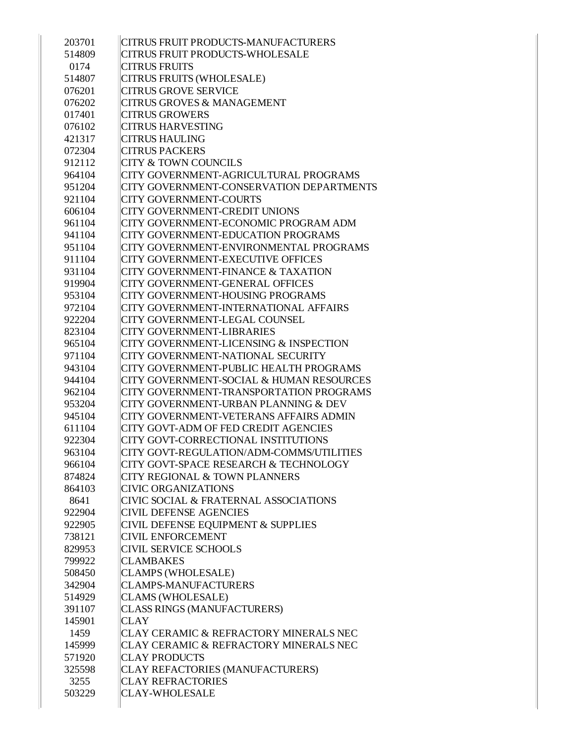| | |
|---|---|
| 203701 | CITRUS FRUIT PRODUCTS-MANUFACTURERS |
| 514809 | CITRUS FRUIT PRODUCTS-WHOLESALE |
| 0174 | CITRUS FRUITS |
| 514807 | CITRUS FRUITS (WHOLESALE) |
| 076201 | CITRUS GROVE SERVICE |
| 076202 | CITRUS GROVES & MANAGEMENT |
| 017401 | CITRUS GROWERS |
| 076102 | CITRUS HARVESTING |
| 421317 | CITRUS HAULING |
| 072304 | CITRUS PACKERS |
| 912112 | CITY & TOWN COUNCILS |
| 964104 | CITY GOVERNMENT-AGRICULTURAL PROGRAMS |
| 951204 | CITY GOVERNMENT-CONSERVATION DEPARTMENTS |
| 921104 | CITY GOVERNMENT-COURTS |
| 606104 | CITY GOVERNMENT-CREDIT UNIONS |
| 961104 | CITY GOVERNMENT-ECONOMIC PROGRAM ADM |
| 941104 | CITY GOVERNMENT-EDUCATION PROGRAMS |
| 951104 | CITY GOVERNMENT-ENVIRONMENTAL PROGRAMS |
| 911104 | CITY GOVERNMENT-EXECUTIVE OFFICES |
| 931104 | CITY GOVERNMENT-FINANCE & TAXATION |
| 919904 | CITY GOVERNMENT-GENERAL OFFICES |
| 953104 | CITY GOVERNMENT-HOUSING PROGRAMS |
| 972104 | CITY GOVERNMENT-INTERNATIONAL AFFAIRS |
| 922204 | CITY GOVERNMENT-LEGAL COUNSEL |
| 823104 | CITY GOVERNMENT-LIBRARIES |
| 965104 | CITY GOVERNMENT-LICENSING & INSPECTION |
| 971104 | CITY GOVERNMENT-NATIONAL SECURITY |
| 943104 | CITY GOVERNMENT-PUBLIC HEALTH PROGRAMS |
| 944104 | CITY GOVERNMENT-SOCIAL & HUMAN RESOURCES |
| 962104 | CITY GOVERNMENT-TRANSPORTATION PROGRAMS |
| 953204 | CITY GOVERNMENT-URBAN PLANNING & DEV |
| 945104 | CITY GOVERNMENT-VETERANS AFFAIRS ADMIN |
| 611104 | CITY GOVT-ADM OF FED CREDIT AGENCIES |
| 922304 | CITY GOVT-CORRECTIONAL INSTITUTIONS |
| 963104 | CITY GOVT-REGULATION/ADM-COMMS/UTILITIES |
| 966104 | CITY GOVT-SPACE RESEARCH & TECHNOLOGY |
| 874824 | CITY REGIONAL & TOWN PLANNERS |
| 864103 | CIVIC ORGANIZATIONS |
| 8641 | CIVIC SOCIAL & FRATERNAL ASSOCIATIONS |
| 922904 | CIVIL DEFENSE AGENCIES |
| 922905 | CIVIL DEFENSE EQUIPMENT & SUPPLIES |
| 738121 | CIVIL ENFORCEMENT |
| 829953 | CIVIL SERVICE SCHOOLS |
| 799922 | CLAMBAKES |
| 508450 | CLAMPS (WHOLESALE) |
| 342904 | CLAMPS-MANUFACTURERS |
| 514929 | CLAMS (WHOLESALE) |
| 391107 | CLASS RINGS (MANUFACTURERS) |
| 145901 | CLAY |
| 1459 | CLAY CERAMIC & REFRACTORY MINERALS NEC |
| 145999 | CLAY CERAMIC & REFRACTORY MINERALS NEC |
| 571920 | CLAY PRODUCTS |
| 325598 | CLAY REFACTORIES (MANUFACTURERS) |
| 3255 | CLAY REFRACTORIES |
| 503229 | CLAY-WHOLESALE |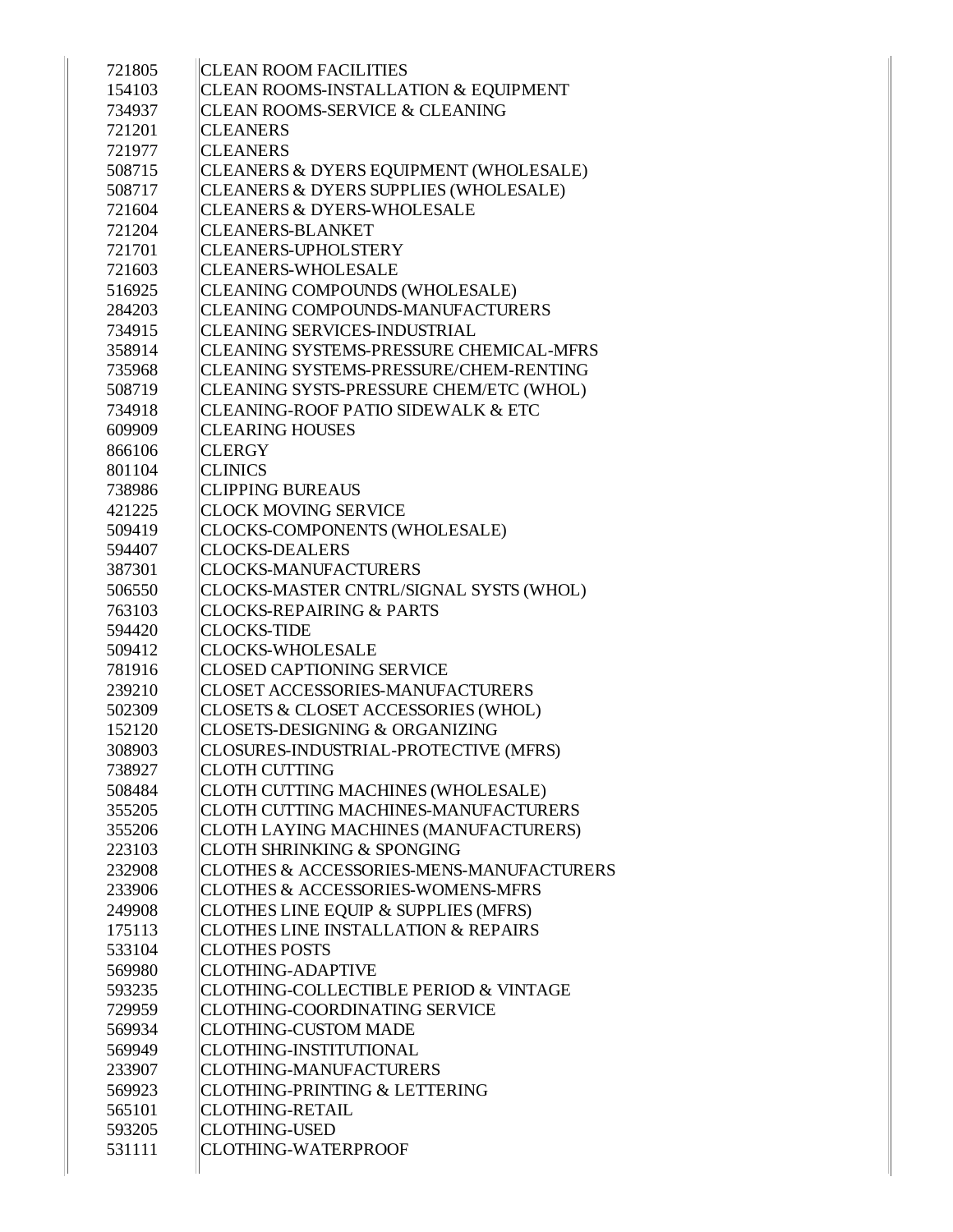| | |
|---|---|
| 721805 | CLEAN ROOM FACILITIES |
| 154103 | CLEAN ROOMS-INSTALLATION & EQUIPMENT |
| 734937 | CLEAN ROOMS-SERVICE & CLEANING |
| 721201 | CLEANERS |
| 721977 | CLEANERS |
| 508715 | CLEANERS & DYERS EQUIPMENT (WHOLESALE) |
| 508717 | CLEANERS & DYERS SUPPLIES (WHOLESALE) |
| 721604 | CLEANERS & DYERS-WHOLESALE |
| 721204 | CLEANERS-BLANKET |
| 721701 | CLEANERS-UPHOLSTERY |
| 721603 | CLEANERS-WHOLESALE |
| 516925 | CLEANING COMPOUNDS (WHOLESALE) |
| 284203 | CLEANING COMPOUNDS-MANUFACTURERS |
| 734915 | CLEANING SERVICES-INDUSTRIAL |
| 358914 | CLEANING SYSTEMS-PRESSURE CHEMICAL-MFRS |
| 735968 | CLEANING SYSTEMS-PRESSURE/CHEM-RENTING |
| 508719 | CLEANING SYSTS-PRESSURE CHEM/ETC (WHOL) |
| 734918 | CLEANING-ROOF PATIO SIDEWALK & ETC |
| 609909 | CLEARING HOUSES |
| 866106 | CLERGY |
| 801104 | CLINICS |
| 738986 | CLIPPING BUREAUS |
| 421225 | CLOCK MOVING SERVICE |
| 509419 | CLOCKS-COMPONENTS (WHOLESALE) |
| 594407 | CLOCKS-DEALERS |
| 387301 | CLOCKS-MANUFACTURERS |
| 506550 | CLOCKS-MASTER CNTRL/SIGNAL SYSTS (WHOL) |
| 763103 | CLOCKS-REPAIRING & PARTS |
| 594420 | CLOCKS-TIDE |
| 509412 | CLOCKS-WHOLESALE |
| 781916 | CLOSED CAPTIONING SERVICE |
| 239210 | CLOSET ACCESSORIES-MANUFACTURERS |
| 502309 | CLOSETS & CLOSET ACCESSORIES (WHOL) |
| 152120 | CLOSETS-DESIGNING & ORGANIZING |
| 308903 | CLOSURES-INDUSTRIAL-PROTECTIVE (MFRS) |
| 738927 | CLOTH CUTTING |
| 508484 | CLOTH CUTTING MACHINES (WHOLESALE) |
| 355205 | CLOTH CUTTING MACHINES-MANUFACTURERS |
| 355206 | CLOTH LAYING MACHINES (MANUFACTURERS) |
| 223103 | CLOTH SHRINKING & SPONGING |
| 232908 | CLOTHES & ACCESSORIES-MENS-MANUFACTURERS |
| 233906 | CLOTHES & ACCESSORIES-WOMENS-MFRS |
| 249908 | CLOTHES LINE EQUIP & SUPPLIES (MFRS) |
| 175113 | CLOTHES LINE INSTALLATION & REPAIRS |
| 533104 | CLOTHES POSTS |
| 569980 | CLOTHING-ADAPTIVE |
| 593235 | CLOTHING-COLLECTIBLE PERIOD & VINTAGE |
| 729959 | CLOTHING-COORDINATING SERVICE |
| 569934 | CLOTHING-CUSTOM MADE |
| 569949 | CLOTHING-INSTITUTIONAL |
| 233907 | CLOTHING-MANUFACTURERS |
| 569923 | CLOTHING-PRINTING & LETTERING |
| 565101 | CLOTHING-RETAIL |
| 593205 | CLOTHING-USED |
| 531111 | CLOTHING-WATERPROOF |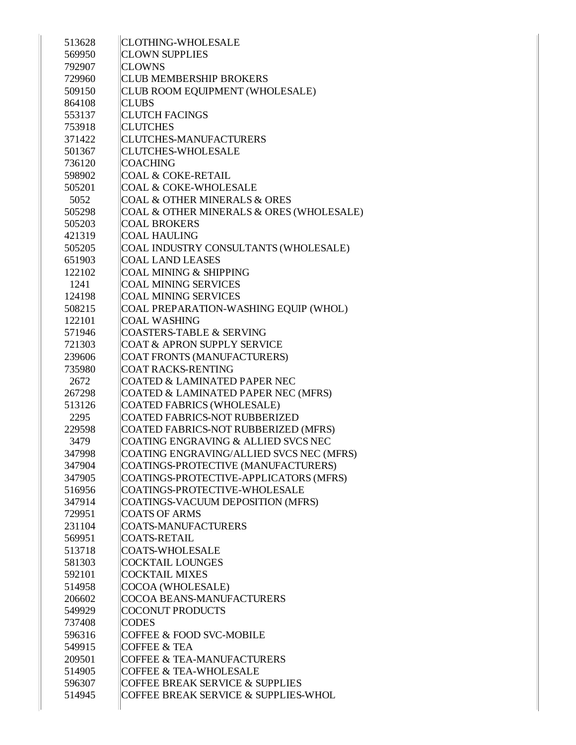| | |
|---|---|
| 513628 | CLOTHING-WHOLESALE |
| 569950 | CLOWN SUPPLIES |
| 792907 | CLOWNS |
| 729960 | CLUB MEMBERSHIP BROKERS |
| 509150 | CLUB ROOM EQUIPMENT (WHOLESALE) |
| 864108 | CLUBS |
| 553137 | CLUTCH FACINGS |
| 753918 | CLUTCHES |
| 371422 | CLUTCHES-MANUFACTURERS |
| 501367 | CLUTCHES-WHOLESALE |
| 736120 | COACHING |
| 598902 | COAL & COKE-RETAIL |
| 505201 | COAL & COKE-WHOLESALE |
| 5052 | COAL & OTHER MINERALS & ORES |
| 505298 | COAL & OTHER MINERALS & ORES (WHOLESALE) |
| 505203 | COAL BROKERS |
| 421319 | COAL HAULING |
| 505205 | COAL INDUSTRY CONSULTANTS (WHOLESALE) |
| 651903 | COAL LAND LEASES |
| 122102 | COAL MINING & SHIPPING |
| 1241 | COAL MINING SERVICES |
| 124198 | COAL MINING SERVICES |
| 508215 | COAL PREPARATION-WASHING EQUIP (WHOL) |
| 122101 | COAL WASHING |
| 571946 | COASTERS-TABLE & SERVING |
| 721303 | COAT & APRON SUPPLY SERVICE |
| 239606 | COAT FRONTS (MANUFACTURERS) |
| 735980 | COAT RACKS-RENTING |
| 2672 | COATED & LAMINATED PAPER NEC |
| 267298 | COATED & LAMINATED PAPER NEC (MFRS) |
| 513126 | COATED FABRICS (WHOLESALE) |
| 2295 | COATED FABRICS-NOT RUBBERIZED |
| 229598 | COATED FABRICS-NOT RUBBERIZED (MFRS) |
| 3479 | COATING ENGRAVING & ALLIED SVCS NEC |
| 347998 | COATING ENGRAVING/ALLIED SVCS NEC (MFRS) |
| 347904 | COATINGS-PROTECTIVE (MANUFACTURERS) |
| 347905 | COATINGS-PROTECTIVE-APPLICATORS (MFRS) |
| 516956 | COATINGS-PROTECTIVE-WHOLESALE |
| 347914 | COATINGS-VACUUM DEPOSITION (MFRS) |
| 729951 | COATS OF ARMS |
| 231104 | COATS-MANUFACTURERS |
| 569951 | COATS-RETAIL |
| 513718 | COATS-WHOLESALE |
| 581303 | COCKTAIL LOUNGES |
| 592101 | COCKTAIL MIXES |
| 514958 | COCOA (WHOLESALE) |
| 206602 | COCOA BEANS-MANUFACTURERS |
| 549929 | COCONUT PRODUCTS |
| 737408 | CODES |
| 596316 | COFFEE & FOOD SVC-MOBILE |
| 549915 | COFFEE & TEA |
| 209501 | COFFEE & TEA-MANUFACTURERS |
| 514905 | COFFEE & TEA-WHOLESALE |
| 596307 | COFFEE BREAK SERVICE & SUPPLIES |
| 514945 | COFFEE BREAK SERVICE & SUPPLIES-WHOL |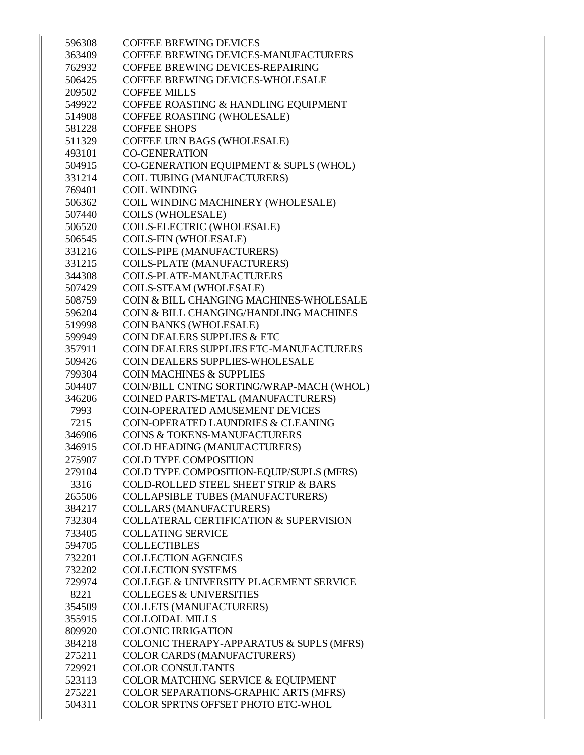| | |
|---|---|
| 596308 | COFFEE BREWING DEVICES |
| 363409 | COFFEE BREWING DEVICES-MANUFACTURERS |
| 762932 | COFFEE BREWING DEVICES-REPAIRING |
| 506425 | COFFEE BREWING DEVICES-WHOLESALE |
| 209502 | COFFEE MILLS |
| 549922 | COFFEE ROASTING & HANDLING EQUIPMENT |
| 514908 | COFFEE ROASTING (WHOLESALE) |
| 581228 | COFFEE SHOPS |
| 511329 | COFFEE URN BAGS (WHOLESALE) |
| 493101 | CO-GENERATION |
| 504915 | CO-GENERATION EQUIPMENT & SUPLS (WHOL) |
| 331214 | COIL TUBING (MANUFACTURERS) |
| 769401 | COIL WINDING |
| 506362 | COIL WINDING MACHINERY (WHOLESALE) |
| 507440 | COILS (WHOLESALE) |
| 506520 | COILS-ELECTRIC (WHOLESALE) |
| 506545 | COILS-FIN (WHOLESALE) |
| 331216 | COILS-PIPE (MANUFACTURERS) |
| 331215 | COILS-PLATE (MANUFACTURERS) |
| 344308 | COILS-PLATE-MANUFACTURERS |
| 507429 | COILS-STEAM (WHOLESALE) |
| 508759 | COIN & BILL CHANGING MACHINES-WHOLESALE |
| 596204 | COIN & BILL CHANGING/HANDLING MACHINES |
| 519998 | COIN BANKS (WHOLESALE) |
| 599949 | COIN DEALERS SUPPLIES & ETC |
| 357911 | COIN DEALERS SUPPLIES ETC-MANUFACTURERS |
| 509426 | COIN DEALERS SUPPLIES-WHOLESALE |
| 799304 | COIN MACHINES & SUPPLIES |
| 504407 | COIN/BILL CNTNG SORTING/WRAP-MACH (WHOL) |
| 346206 | COINED PARTS-METAL (MANUFACTURERS) |
| 7993 | COIN-OPERATED AMUSEMENT DEVICES |
| 7215 | COIN-OPERATED LAUNDRIES & CLEANING |
| 346906 | COINS & TOKENS-MANUFACTURERS |
| 346915 | COLD HEADING (MANUFACTURERS) |
| 275907 | COLD TYPE COMPOSITION |
| 279104 | COLD TYPE COMPOSITION-EQUIP/SUPLS (MFRS) |
| 3316 | COLD-ROLLED STEEL SHEET STRIP & BARS |
| 265506 | COLLAPSIBLE TUBES (MANUFACTURERS) |
| 384217 | COLLARS (MANUFACTURERS) |
| 732304 | COLLATERAL CERTIFICATION & SUPERVISION |
| 733405 | COLLATING SERVICE |
| 594705 | COLLECTIBLES |
| 732201 | COLLECTION AGENCIES |
| 732202 | COLLECTION SYSTEMS |
| 729974 | COLLEGE & UNIVERSITY PLACEMENT SERVICE |
| 8221 | COLLEGES & UNIVERSITIES |
| 354509 | COLLETS (MANUFACTURERS) |
| 355915 | COLLOIDAL MILLS |
| 809920 | COLONIC IRRIGATION |
| 384218 | COLONIC THERAPY-APPARATUS & SUPLS (MFRS) |
| 275211 | COLOR CARDS (MANUFACTURERS) |
| 729921 | COLOR CONSULTANTS |
| 523113 | COLOR MATCHING SERVICE & EQUIPMENT |
| 275221 | COLOR SEPARATIONS-GRAPHIC ARTS (MFRS) |
| 504311 | COLOR SPRTNS OFFSET PHOTO ETC-WHOL |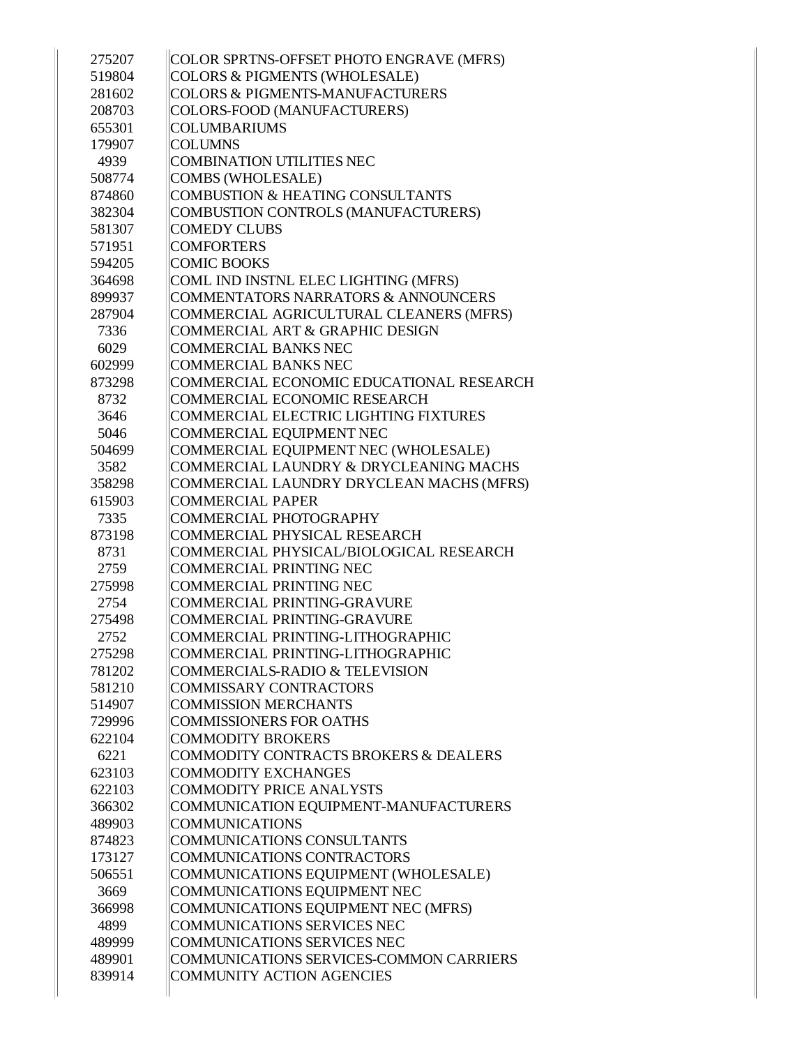| | |
|---|---|
| 275207 | COLOR SPRTNS-OFFSET PHOTO ENGRAVE (MFRS) |
| 519804 | COLORS & PIGMENTS (WHOLESALE) |
| 281602 | COLORS & PIGMENTS-MANUFACTURERS |
| 208703 | COLORS-FOOD (MANUFACTURERS) |
| 655301 | COLUMBARIUMS |
| 179907 | COLUMNS |
| 4939 | COMBINATION UTILITIES NEC |
| 508774 | COMBS (WHOLESALE) |
| 874860 | COMBUSTION & HEATING CONSULTANTS |
| 382304 | COMBUSTION CONTROLS (MANUFACTURERS) |
| 581307 | COMEDY CLUBS |
| 571951 | COMFORTERS |
| 594205 | COMIC BOOKS |
| 364698 | COML IND INSTNL ELEC LIGHTING (MFRS) |
| 899937 | COMMENTATORS NARRATORS & ANNOUNCERS |
| 287904 | COMMERCIAL AGRICULTURAL CLEANERS (MFRS) |
| 7336 | COMMERCIAL ART & GRAPHIC DESIGN |
| 6029 | COMMERCIAL BANKS NEC |
| 602999 | COMMERCIAL BANKS NEC |
| 873298 | COMMERCIAL ECONOMIC EDUCATIONAL RESEARCH |
| 8732 | COMMERCIAL ECONOMIC RESEARCH |
| 3646 | COMMERCIAL ELECTRIC LIGHTING FIXTURES |
| 5046 | COMMERCIAL EQUIPMENT NEC |
| 504699 | COMMERCIAL EQUIPMENT NEC (WHOLESALE) |
| 3582 | COMMERCIAL LAUNDRY & DRYCLEANING MACHS |
| 358298 | COMMERCIAL LAUNDRY DRYCLEAN MACHS (MFRS) |
| 615903 | COMMERCIAL PAPER |
| 7335 | COMMERCIAL PHOTOGRAPHY |
| 873198 | COMMERCIAL PHYSICAL RESEARCH |
| 8731 | COMMERCIAL PHYSICAL/BIOLOGICAL RESEARCH |
| 2759 | COMMERCIAL PRINTING NEC |
| 275998 | COMMERCIAL PRINTING NEC |
| 2754 | COMMERCIAL PRINTING-GRAVURE |
| 275498 | COMMERCIAL PRINTING-GRAVURE |
| 2752 | COMMERCIAL PRINTING-LITHOGRAPHIC |
| 275298 | COMMERCIAL PRINTING-LITHOGRAPHIC |
| 781202 | COMMERCIALS-RADIO & TELEVISION |
| 581210 | COMMISSARY CONTRACTORS |
| 514907 | COMMISSION MERCHANTS |
| 729996 | COMMISSIONERS FOR OATHS |
| 622104 | COMMODITY BROKERS |
| 6221 | COMMODITY CONTRACTS BROKERS & DEALERS |
| 623103 | COMMODITY EXCHANGES |
| 622103 | COMMODITY PRICE ANALYSTS |
| 366302 | COMMUNICATION EQUIPMENT-MANUFACTURERS |
| 489903 | COMMUNICATIONS |
| 874823 | COMMUNICATIONS CONSULTANTS |
| 173127 | COMMUNICATIONS CONTRACTORS |
| 506551 | COMMUNICATIONS EQUIPMENT (WHOLESALE) |
| 3669 | COMMUNICATIONS EQUIPMENT NEC |
| 366998 | COMMUNICATIONS EQUIPMENT NEC (MFRS) |
| 4899 | COMMUNICATIONS SERVICES NEC |
| 489999 | COMMUNICATIONS SERVICES NEC |
| 489901 | COMMUNICATIONS SERVICES-COMMON CARRIERS |
| 839914 | COMMUNITY ACTION AGENCIES |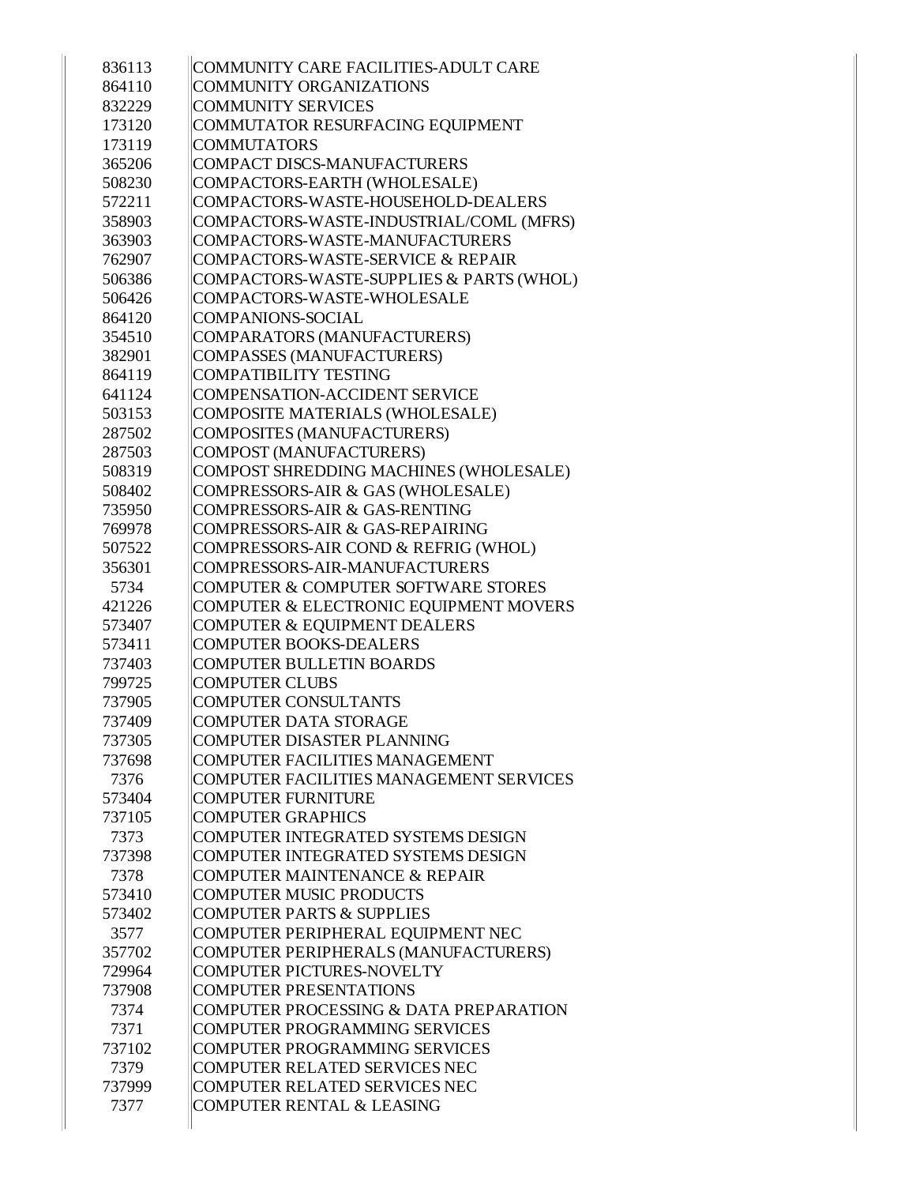| | |
|---|---|
| 836113 | COMMUNITY CARE FACILITIES-ADULT CARE |
| 864110 | COMMUNITY ORGANIZATIONS |
| 832229 | COMMUNITY SERVICES |
| 173120 | COMMUTATOR RESURFACING EQUIPMENT |
| 173119 | COMMUTATORS |
| 365206 | COMPACT DISCS-MANUFACTURERS |
| 508230 | COMPACTORS-EARTH (WHOLESALE) |
| 572211 | COMPACTORS-WASTE-HOUSEHOLD-DEALERS |
| 358903 | COMPACTORS-WASTE-INDUSTRIAL/COML (MFRS) |
| 363903 | COMPACTORS-WASTE-MANUFACTURERS |
| 762907 | COMPACTORS-WASTE-SERVICE & REPAIR |
| 506386 | COMPACTORS-WASTE-SUPPLIES & PARTS (WHOL) |
| 506426 | COMPACTORS-WASTE-WHOLESALE |
| 864120 | COMPANIONS-SOCIAL |
| 354510 | COMPARATORS (MANUFACTURERS) |
| 382901 | COMPASSES (MANUFACTURERS) |
| 864119 | COMPATIBILITY TESTING |
| 641124 | COMPENSATION-ACCIDENT SERVICE |
| 503153 | COMPOSITE MATERIALS (WHOLESALE) |
| 287502 | COMPOSITES (MANUFACTURERS) |
| 287503 | COMPOST (MANUFACTURERS) |
| 508319 | COMPOST SHREDDING MACHINES (WHOLESALE) |
| 508402 | COMPRESSORS-AIR & GAS (WHOLESALE) |
| 735950 | COMPRESSORS-AIR & GAS-RENTING |
| 769978 | COMPRESSORS-AIR & GAS-REPAIRING |
| 507522 | COMPRESSORS-AIR COND & REFRIG (WHOL) |
| 356301 | COMPRESSORS-AIR-MANUFACTURERS |
| 5734 | COMPUTER & COMPUTER SOFTWARE STORES |
| 421226 | COMPUTER & ELECTRONIC EQUIPMENT MOVERS |
| 573407 | COMPUTER & EQUIPMENT DEALERS |
| 573411 | COMPUTER BOOKS-DEALERS |
| 737403 | COMPUTER BULLETIN BOARDS |
| 799725 | COMPUTER CLUBS |
| 737905 | COMPUTER CONSULTANTS |
| 737409 | COMPUTER DATA STORAGE |
| 737305 | COMPUTER DISASTER PLANNING |
| 737698 | COMPUTER FACILITIES MANAGEMENT |
| 7376 | COMPUTER FACILITIES MANAGEMENT SERVICES |
| 573404 | COMPUTER FURNITURE |
| 737105 | COMPUTER GRAPHICS |
| 7373 | COMPUTER INTEGRATED SYSTEMS DESIGN |
| 737398 | COMPUTER INTEGRATED SYSTEMS DESIGN |
| 7378 | COMPUTER MAINTENANCE & REPAIR |
| 573410 | COMPUTER MUSIC PRODUCTS |
| 573402 | COMPUTER PARTS & SUPPLIES |
| 3577 | COMPUTER PERIPHERAL EQUIPMENT NEC |
| 357702 | COMPUTER PERIPHERALS (MANUFACTURERS) |
| 729964 | COMPUTER PICTURES-NOVELTY |
| 737908 | COMPUTER PRESENTATIONS |
| 7374 | COMPUTER PROCESSING & DATA PREPARATION |
| 7371 | COMPUTER PROGRAMMING SERVICES |
| 737102 | COMPUTER PROGRAMMING SERVICES |
| 7379 | COMPUTER RELATED SERVICES NEC |
| 737999 | COMPUTER RELATED SERVICES NEC |
| 7377 | COMPUTER RENTAL & LEASING |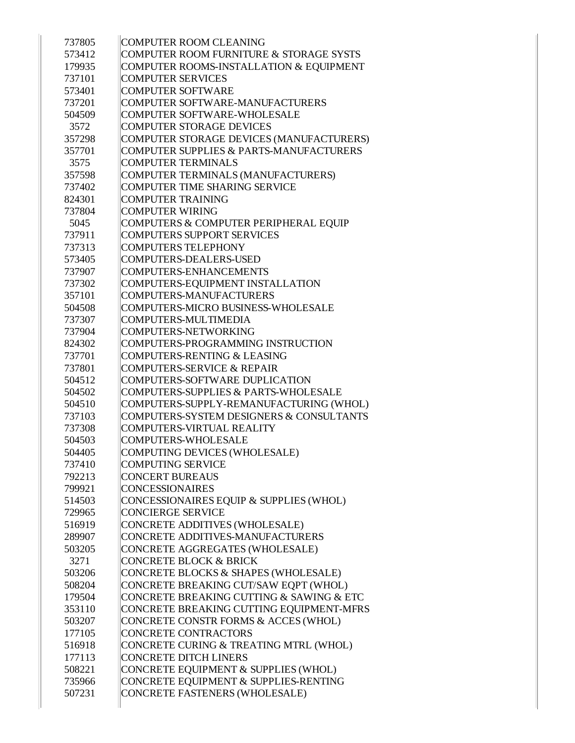| | |
|---|---|
| 737805 | COMPUTER ROOM CLEANING |
| 573412 | COMPUTER ROOM FURNITURE & STORAGE SYSTS |
| 179935 | COMPUTER ROOMS-INSTALLATION & EQUIPMENT |
| 737101 | COMPUTER SERVICES |
| 573401 | COMPUTER SOFTWARE |
| 737201 | COMPUTER SOFTWARE-MANUFACTURERS |
| 504509 | COMPUTER SOFTWARE-WHOLESALE |
| 3572 | COMPUTER STORAGE DEVICES |
| 357298 | COMPUTER STORAGE DEVICES (MANUFACTURERS) |
| 357701 | COMPUTER SUPPLIES & PARTS-MANUFACTURERS |
| 3575 | COMPUTER TERMINALS |
| 357598 | COMPUTER TERMINALS (MANUFACTURERS) |
| 737402 | COMPUTER TIME SHARING SERVICE |
| 824301 | COMPUTER TRAINING |
| 737804 | COMPUTER WIRING |
| 5045 | COMPUTERS & COMPUTER PERIPHERAL EQUIP |
| 737911 | COMPUTERS SUPPORT SERVICES |
| 737313 | COMPUTERS TELEPHONY |
| 573405 | COMPUTERS-DEALERS-USED |
| 737907 | COMPUTERS-ENHANCEMENTS |
| 737302 | COMPUTERS-EQUIPMENT INSTALLATION |
| 357101 | COMPUTERS-MANUFACTURERS |
| 504508 | COMPUTERS-MICRO BUSINESS-WHOLESALE |
| 737307 | COMPUTERS-MULTIMEDIA |
| 737904 | COMPUTERS-NETWORKING |
| 824302 | COMPUTERS-PROGRAMMING INSTRUCTION |
| 737701 | COMPUTERS-RENTING & LEASING |
| 737801 | COMPUTERS-SERVICE & REPAIR |
| 504512 | COMPUTERS-SOFTWARE DUPLICATION |
| 504502 | COMPUTERS-SUPPLIES & PARTS-WHOLESALE |
| 504510 | COMPUTERS-SUPPLY-REMANUFACTURING (WHOL) |
| 737103 | COMPUTERS-SYSTEM DESIGNERS & CONSULTANTS |
| 737308 | COMPUTERS-VIRTUAL REALITY |
| 504503 | COMPUTERS-WHOLESALE |
| 504405 | COMPUTING DEVICES (WHOLESALE) |
| 737410 | COMPUTING SERVICE |
| 792213 | CONCERT BUREAUS |
| 799921 | CONCESSIONAIRES |
| 514503 | CONCESSIONAIRES EQUIP & SUPPLIES (WHOL) |
| 729965 | CONCIERGE SERVICE |
| 516919 | CONCRETE ADDITIVES (WHOLESALE) |
| 289907 | CONCRETE ADDITIVES-MANUFACTURERS |
| 503205 | CONCRETE AGGREGATES (WHOLESALE) |
| 3271 | CONCRETE BLOCK & BRICK |
| 503206 | CONCRETE BLOCKS & SHAPES (WHOLESALE) |
| 508204 | CONCRETE BREAKING CUT/SAW EQPT (WHOL) |
| 179504 | CONCRETE BREAKING CUTTING & SAWING & ETC |
| 353110 | CONCRETE BREAKING CUTTING EQUIPMENT-MFRS |
| 503207 | CONCRETE CONSTR FORMS & ACCES (WHOL) |
| 177105 | CONCRETE CONTRACTORS |
| 516918 | CONCRETE CURING & TREATING MTRL (WHOL) |
| 177113 | CONCRETE DITCH LINERS |
| 508221 | CONCRETE EQUIPMENT & SUPPLIES (WHOL) |
| 735966 | CONCRETE EQUIPMENT & SUPPLIES-RENTING |
| 507231 | CONCRETE FASTENERS (WHOLESALE) |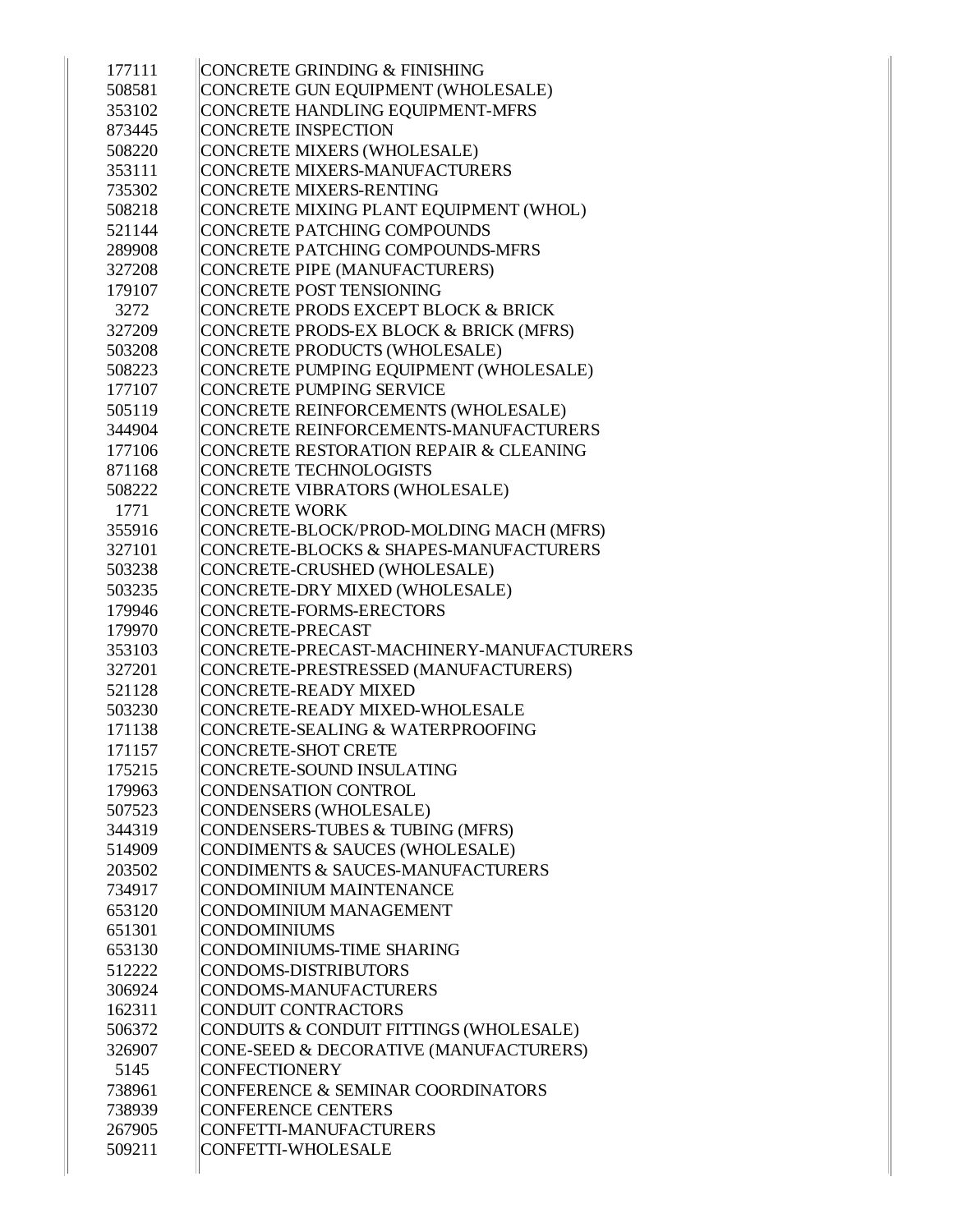| | |
|---|---|
| 177111 | CONCRETE GRINDING & FINISHING |
| 508581 | CONCRETE GUN EQUIPMENT (WHOLESALE) |
| 353102 | CONCRETE HANDLING EQUIPMENT-MFRS |
| 873445 | CONCRETE INSPECTION |
| 508220 | CONCRETE MIXERS (WHOLESALE) |
| 353111 | CONCRETE MIXERS-MANUFACTURERS |
| 735302 | CONCRETE MIXERS-RENTING |
| 508218 | CONCRETE MIXING PLANT EQUIPMENT (WHOL) |
| 521144 | CONCRETE PATCHING COMPOUNDS |
| 289908 | CONCRETE PATCHING COMPOUNDS-MFRS |
| 327208 | CONCRETE PIPE (MANUFACTURERS) |
| 179107 | CONCRETE POST TENSIONING |
| 3272 | CONCRETE PRODS EXCEPT BLOCK & BRICK |
| 327209 | CONCRETE PRODS-EX BLOCK & BRICK (MFRS) |
| 503208 | CONCRETE PRODUCTS (WHOLESALE) |
| 508223 | CONCRETE PUMPING EQUIPMENT (WHOLESALE) |
| 177107 | CONCRETE PUMPING SERVICE |
| 505119 | CONCRETE REINFORCEMENTS (WHOLESALE) |
| 344904 | CONCRETE REINFORCEMENTS-MANUFACTURERS |
| 177106 | CONCRETE RESTORATION REPAIR & CLEANING |
| 871168 | CONCRETE TECHNOLOGISTS |
| 508222 | CONCRETE VIBRATORS (WHOLESALE) |
| 1771 | CONCRETE WORK |
| 355916 | CONCRETE-BLOCK/PROD-MOLDING MACH (MFRS) |
| 327101 | CONCRETE-BLOCKS & SHAPES-MANUFACTURERS |
| 503238 | CONCRETE-CRUSHED (WHOLESALE) |
| 503235 | CONCRETE-DRY MIXED (WHOLESALE) |
| 179946 | CONCRETE-FORMS-ERECTORS |
| 179970 | CONCRETE-PRECAST |
| 353103 | CONCRETE-PRECAST-MACHINERY-MANUFACTURERS |
| 327201 | CONCRETE-PRESTRESSED (MANUFACTURERS) |
| 521128 | CONCRETE-READY MIXED |
| 503230 | CONCRETE-READY MIXED-WHOLESALE |
| 171138 | CONCRETE-SEALING & WATERPROOFING |
| 171157 | CONCRETE-SHOT CRETE |
| 175215 | CONCRETE-SOUND INSULATING |
| 179963 | CONDENSATION CONTROL |
| 507523 | CONDENSERS (WHOLESALE) |
| 344319 | CONDENSERS-TUBES & TUBING (MFRS) |
| 514909 | CONDIMENTS & SAUCES (WHOLESALE) |
| 203502 | CONDIMENTS & SAUCES-MANUFACTURERS |
| 734917 | CONDOMINIUM MAINTENANCE |
| 653120 | CONDOMINIUM MANAGEMENT |
| 651301 | CONDOMINIUMS |
| 653130 | CONDOMINIUMS-TIME SHARING |
| 512222 | CONDOMS-DISTRIBUTORS |
| 306924 | CONDOMS-MANUFACTURERS |
| 162311 | CONDUIT CONTRACTORS |
| 506372 | CONDUITS & CONDUIT FITTINGS (WHOLESALE) |
| 326907 | CONE-SEED & DECORATIVE (MANUFACTURERS) |
| 5145 | CONFECTIONERY |
| 738961 | CONFERENCE & SEMINAR COORDINATORS |
| 738939 | CONFERENCE CENTERS |
| 267905 | CONFETTI-MANUFACTURERS |
| 509211 | CONFETTI-WHOLESALE |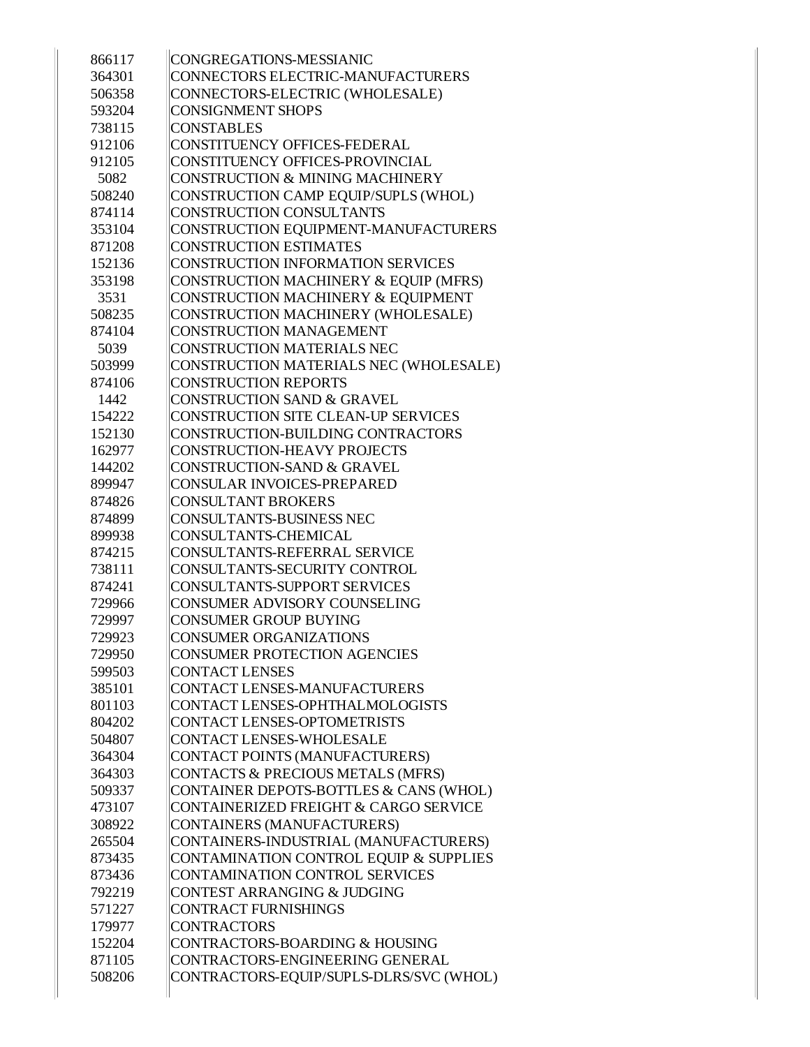| | |
|---|---|
| 866117 | CONGREGATIONS-MESSIANIC |
| 364301 | CONNECTORS ELECTRIC-MANUFACTURERS |
| 506358 | CONNECTORS-ELECTRIC (WHOLESALE) |
| 593204 | CONSIGNMENT SHOPS |
| 738115 | CONSTABLES |
| 912106 | CONSTITUENCY OFFICES-FEDERAL |
| 912105 | CONSTITUENCY OFFICES-PROVINCIAL |
| 5082 | CONSTRUCTION & MINING MACHINERY |
| 508240 | CONSTRUCTION CAMP EQUIP/SUPLS (WHOL) |
| 874114 | CONSTRUCTION CONSULTANTS |
| 353104 | CONSTRUCTION EQUIPMENT-MANUFACTURERS |
| 871208 | CONSTRUCTION ESTIMATES |
| 152136 | CONSTRUCTION INFORMATION SERVICES |
| 353198 | CONSTRUCTION MACHINERY & EQUIP (MFRS) |
| 3531 | CONSTRUCTION MACHINERY & EQUIPMENT |
| 508235 | CONSTRUCTION MACHINERY (WHOLESALE) |
| 874104 | CONSTRUCTION MANAGEMENT |
| 5039 | CONSTRUCTION MATERIALS NEC |
| 503999 | CONSTRUCTION MATERIALS NEC (WHOLESALE) |
| 874106 | CONSTRUCTION REPORTS |
| 1442 | CONSTRUCTION SAND & GRAVEL |
| 154222 | CONSTRUCTION SITE CLEAN-UP SERVICES |
| 152130 | CONSTRUCTION-BUILDING CONTRACTORS |
| 162977 | CONSTRUCTION-HEAVY PROJECTS |
| 144202 | CONSTRUCTION-SAND & GRAVEL |
| 899947 | CONSULAR INVOICES-PREPARED |
| 874826 | CONSULTANT BROKERS |
| 874899 | CONSULTANTS-BUSINESS NEC |
| 899938 | CONSULTANTS-CHEMICAL |
| 874215 | CONSULTANTS-REFERRAL SERVICE |
| 738111 | CONSULTANTS-SECURITY CONTROL |
| 874241 | CONSULTANTS-SUPPORT SERVICES |
| 729966 | CONSUMER ADVISORY COUNSELING |
| 729997 | CONSUMER GROUP BUYING |
| 729923 | CONSUMER ORGANIZATIONS |
| 729950 | CONSUMER PROTECTION AGENCIES |
| 599503 | CONTACT LENSES |
| 385101 | CONTACT LENSES-MANUFACTURERS |
| 801103 | CONTACT LENSES-OPHTHALMOLOGISTS |
| 804202 | CONTACT LENSES-OPTOMETRISTS |
| 504807 | CONTACT LENSES-WHOLESALE |
| 364304 | CONTACT POINTS (MANUFACTURERS) |
| 364303 | CONTACTS & PRECIOUS METALS (MFRS) |
| 509337 | CONTAINER DEPOTS-BOTTLES & CANS (WHOL) |
| 473107 | CONTAINERIZED FREIGHT & CARGO SERVICE |
| 308922 | CONTAINERS (MANUFACTURERS) |
| 265504 | CONTAINERS-INDUSTRIAL (MANUFACTURERS) |
| 873435 | CONTAMINATION CONTROL EQUIP & SUPPLIES |
| 873436 | CONTAMINATION CONTROL SERVICES |
| 792219 | CONTEST ARRANGING & JUDGING |
| 571227 | CONTRACT FURNISHINGS |
| 179977 | CONTRACTORS |
| 152204 | CONTRACTORS-BOARDING & HOUSING |
| 871105 | CONTRACTORS-ENGINEERING GENERAL |
| 508206 | CONTRACTORS-EQUIP/SUPLS-DLRS/SVC (WHOL) |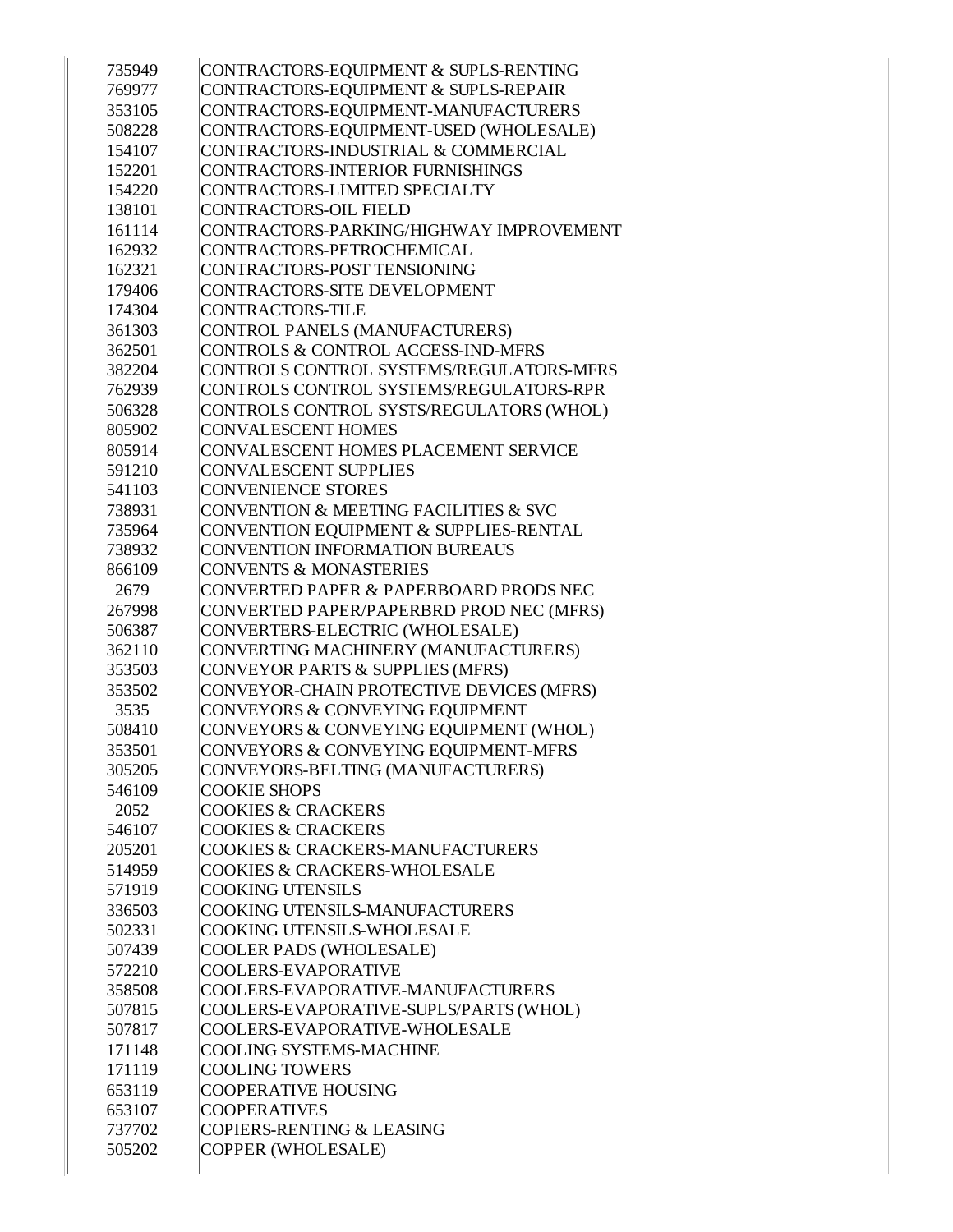| | |
|---|---|
| 735949 | CONTRACTORS-EQUIPMENT & SUPLS-RENTING |
| 769977 | CONTRACTORS-EQUIPMENT & SUPLS-REPAIR |
| 353105 | CONTRACTORS-EQUIPMENT-MANUFACTURERS |
| 508228 | CONTRACTORS-EQUIPMENT-USED (WHOLESALE) |
| 154107 | CONTRACTORS-INDUSTRIAL & COMMERCIAL |
| 152201 | CONTRACTORS-INTERIOR FURNISHINGS |
| 154220 | CONTRACTORS-LIMITED SPECIALTY |
| 138101 | CONTRACTORS-OIL FIELD |
| 161114 | CONTRACTORS-PARKING/HIGHWAY IMPROVEMENT |
| 162932 | CONTRACTORS-PETROCHEMICAL |
| 162321 | CONTRACTORS-POST TENSIONING |
| 179406 | CONTRACTORS-SITE DEVELOPMENT |
| 174304 | CONTRACTORS-TILE |
| 361303 | CONTROL PANELS (MANUFACTURERS) |
| 362501 | CONTROLS & CONTROL ACCESS-IND-MFRS |
| 382204 | CONTROLS CONTROL SYSTEMS/REGULATORS-MFRS |
| 762939 | CONTROLS CONTROL SYSTEMS/REGULATORS-RPR |
| 506328 | CONTROLS CONTROL SYSTS/REGULATORS (WHOL) |
| 805902 | CONVALESCENT HOMES |
| 805914 | CONVALESCENT HOMES PLACEMENT SERVICE |
| 591210 | CONVALESCENT SUPPLIES |
| 541103 | CONVENIENCE STORES |
| 738931 | CONVENTION & MEETING FACILITIES & SVC |
| 735964 | CONVENTION EQUIPMENT & SUPPLIES-RENTAL |
| 738932 | CONVENTION INFORMATION BUREAUS |
| 866109 | CONVENTS & MONASTERIES |
| 2679 | CONVERTED PAPER & PAPERBOARD PRODS NEC |
| 267998 | CONVERTED PAPER/PAPERBRD PROD NEC (MFRS) |
| 506387 | CONVERTERS-ELECTRIC (WHOLESALE) |
| 362110 | CONVERTING MACHINERY (MANUFACTURERS) |
| 353503 | CONVEYOR PARTS & SUPPLIES (MFRS) |
| 353502 | CONVEYOR-CHAIN PROTECTIVE DEVICES (MFRS) |
| 3535 | CONVEYORS & CONVEYING EQUIPMENT |
| 508410 | CONVEYORS & CONVEYING EQUIPMENT (WHOL) |
| 353501 | CONVEYORS & CONVEYING EQUIPMENT-MFRS |
| 305205 | CONVEYORS-BELTING (MANUFACTURERS) |
| 546109 | COOKIE SHOPS |
| 2052 | COOKIES & CRACKERS |
| 546107 | COOKIES & CRACKERS |
| 205201 | COOKIES & CRACKERS-MANUFACTURERS |
| 514959 | COOKIES & CRACKERS-WHOLESALE |
| 571919 | COOKING UTENSILS |
| 336503 | COOKING UTENSILS-MANUFACTURERS |
| 502331 | COOKING UTENSILS-WHOLESALE |
| 507439 | COOLER PADS (WHOLESALE) |
| 572210 | COOLERS-EVAPORATIVE |
| 358508 | COOLERS-EVAPORATIVE-MANUFACTURERS |
| 507815 | COOLERS-EVAPORATIVE-SUPLS/PARTS (WHOL) |
| 507817 | COOLERS-EVAPORATIVE-WHOLESALE |
| 171148 | COOLING SYSTEMS-MACHINE |
| 171119 | COOLING TOWERS |
| 653119 | COOPERATIVE HOUSING |
| 653107 | COOPERATIVES |
| 737702 | COPIERS-RENTING & LEASING |
| 505202 | COPPER (WHOLESALE) |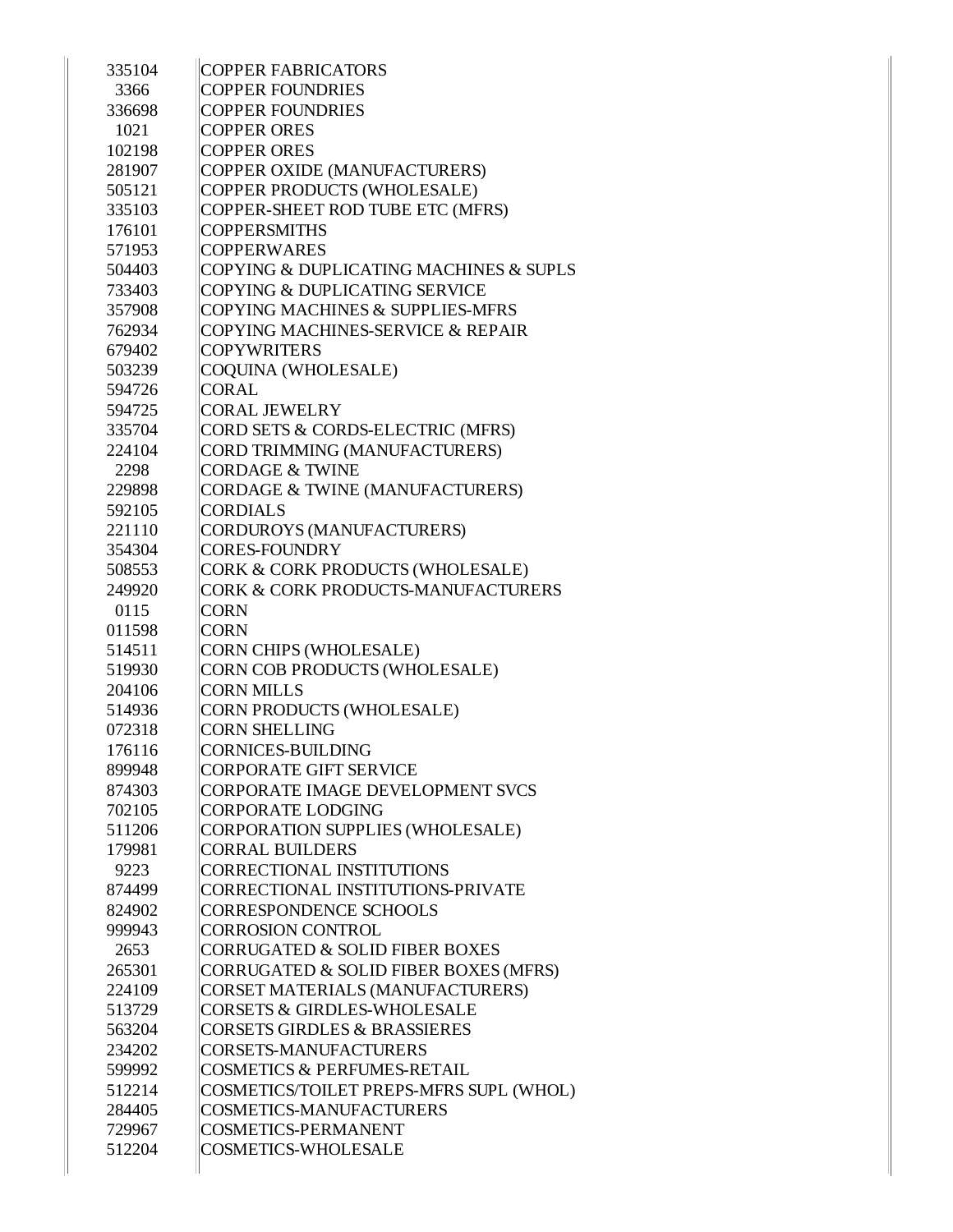| | |
|---|---|
| 335104 | COPPER FABRICATORS |
| 3366 | COPPER FOUNDRIES |
| 336698 | COPPER FOUNDRIES |
| 1021 | COPPER ORES |
| 102198 | COPPER ORES |
| 281907 | COPPER OXIDE (MANUFACTURERS) |
| 505121 | COPPER PRODUCTS (WHOLESALE) |
| 335103 | COPPER-SHEET ROD TUBE ETC (MFRS) |
| 176101 | COPPERSMITHS |
| 571953 | COPPERWARES |
| 504403 | COPYING & DUPLICATING MACHINES & SUPLS |
| 733403 | COPYING & DUPLICATING SERVICE |
| 357908 | COPYING MACHINES & SUPPLIES-MFRS |
| 762934 | COPYING MACHINES-SERVICE & REPAIR |
| 679402 | COPYWRITERS |
| 503239 | COQUINA (WHOLESALE) |
| 594726 | CORAL |
| 594725 | CORAL JEWELRY |
| 335704 | CORD SETS & CORDS-ELECTRIC (MFRS) |
| 224104 | CORD TRIMMING (MANUFACTURERS) |
| 2298 | CORDAGE & TWINE |
| 229898 | CORDAGE & TWINE (MANUFACTURERS) |
| 592105 | CORDIALS |
| 221110 | CORDUROYS (MANUFACTURERS) |
| 354304 | CORES-FOUNDRY |
| 508553 | CORK & CORK PRODUCTS (WHOLESALE) |
| 249920 | CORK & CORK PRODUCTS-MANUFACTURERS |
| 0115 | CORN |
| 011598 | CORN |
| 514511 | CORN CHIPS (WHOLESALE) |
| 519930 | CORN COB PRODUCTS (WHOLESALE) |
| 204106 | CORN MILLS |
| 514936 | CORN PRODUCTS (WHOLESALE) |
| 072318 | CORN SHELLING |
| 176116 | CORNICES-BUILDING |
| 899948 | CORPORATE GIFT SERVICE |
| 874303 | CORPORATE IMAGE DEVELOPMENT SVCS |
| 702105 | CORPORATE LODGING |
| 511206 | CORPORATION SUPPLIES (WHOLESALE) |
| 179981 | CORRAL BUILDERS |
| 9223 | CORRECTIONAL INSTITUTIONS |
| 874499 | CORRECTIONAL INSTITUTIONS-PRIVATE |
| 824902 | CORRESPONDENCE SCHOOLS |
| 999943 | CORROSION CONTROL |
| 2653 | CORRUGATED & SOLID FIBER BOXES |
| 265301 | CORRUGATED & SOLID FIBER BOXES (MFRS) |
| 224109 | CORSET MATERIALS (MANUFACTURERS) |
| 513729 | CORSETS & GIRDLES-WHOLESALE |
| 563204 | CORSETS GIRDLES & BRASSIERES |
| 234202 | CORSETS-MANUFACTURERS |
| 599992 | COSMETICS & PERFUMES-RETAIL |
| 512214 | COSMETICS/TOILET PREPS-MFRS SUPL (WHOL) |
| 284405 | COSMETICS-MANUFACTURERS |
| 729967 | COSMETICS-PERMANENT |
| 512204 | COSMETICS-WHOLESALE |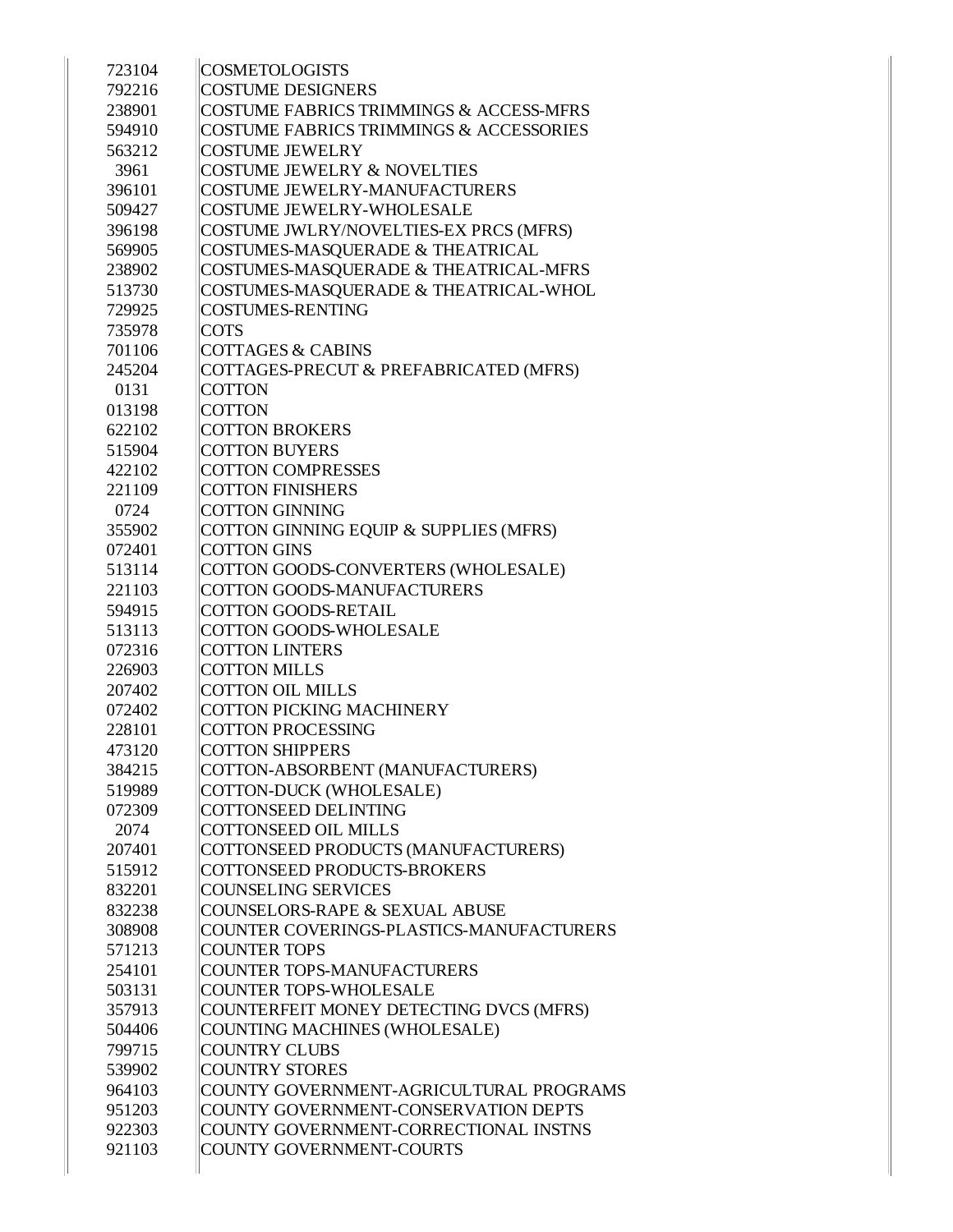| | |
|---|---|
| 723104 | COSMETOLOGISTS |
| 792216 | COSTUME DESIGNERS |
| 238901 | COSTUME FABRICS TRIMMINGS & ACCESS-MFRS |
| 594910 | COSTUME FABRICS TRIMMINGS & ACCESSORIES |
| 563212 | COSTUME JEWELRY |
| 3961 | COSTUME JEWELRY & NOVELTIES |
| 396101 | COSTUME JEWELRY-MANUFACTURERS |
| 509427 | COSTUME JEWELRY-WHOLESALE |
| 396198 | COSTUME JWLRY/NOVELTIES-EX PRCS (MFRS) |
| 569905 | COSTUMES-MASQUERADE & THEATRICAL |
| 238902 | COSTUMES-MASQUERADE & THEATRICAL-MFRS |
| 513730 | COSTUMES-MASQUERADE & THEATRICAL-WHOL |
| 729925 | COSTUMES-RENTING |
| 735978 | COTS |
| 701106 | COTTAGES & CABINS |
| 245204 | COTTAGES-PRECUT & PREFABRICATED (MFRS) |
| 0131 | COTTON |
| 013198 | COTTON |
| 622102 | COTTON BROKERS |
| 515904 | COTTON BUYERS |
| 422102 | COTTON COMPRESSES |
| 221109 | COTTON FINISHERS |
| 0724 | COTTON GINNING |
| 355902 | COTTON GINNING EQUIP & SUPPLIES (MFRS) |
| 072401 | COTTON GINS |
| 513114 | COTTON GOODS-CONVERTERS (WHOLESALE) |
| 221103 | COTTON GOODS-MANUFACTURERS |
| 594915 | COTTON GOODS-RETAIL |
| 513113 | COTTON GOODS-WHOLESALE |
| 072316 | COTTON LINTERS |
| 226903 | COTTON MILLS |
| 207402 | COTTON OIL MILLS |
| 072402 | COTTON PICKING MACHINERY |
| 228101 | COTTON PROCESSING |
| 473120 | COTTON SHIPPERS |
| 384215 | COTTON-ABSORBENT (MANUFACTURERS) |
| 519989 | COTTON-DUCK (WHOLESALE) |
| 072309 | COTTONSEED DELINTING |
| 2074 | COTTONSEED OIL MILLS |
| 207401 | COTTONSEED PRODUCTS (MANUFACTURERS) |
| 515912 | COTTONSEED PRODUCTS-BROKERS |
| 832201 | COUNSELING SERVICES |
| 832238 | COUNSELORS-RAPE & SEXUAL ABUSE |
| 308908 | COUNTER COVERINGS-PLASTICS-MANUFACTURERS |
| 571213 | COUNTER TOPS |
| 254101 | COUNTER TOPS-MANUFACTURERS |
| 503131 | COUNTER TOPS-WHOLESALE |
| 357913 | COUNTERFEIT MONEY DETECTING DVCS (MFRS) |
| 504406 | COUNTING MACHINES (WHOLESALE) |
| 799715 | COUNTRY CLUBS |
| 539902 | COUNTRY STORES |
| 964103 | COUNTY GOVERNMENT-AGRICULTURAL PROGRAMS |
| 951203 | COUNTY GOVERNMENT-CONSERVATION DEPTS |
| 922303 | COUNTY GOVERNMENT-CORRECTIONAL INSTNS |
| 921103 | COUNTY GOVERNMENT-COURTS |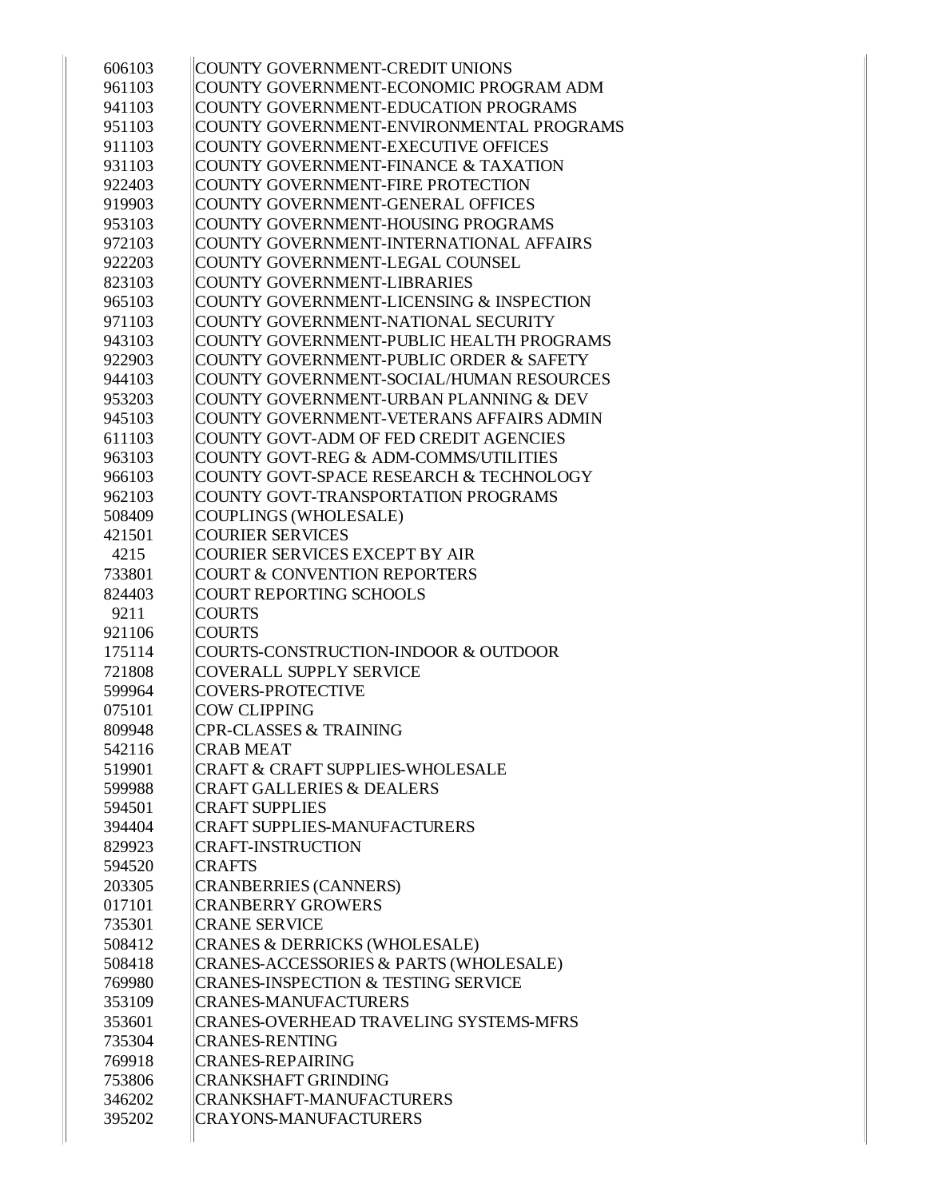| | |
|---|---|
| 606103 | COUNTY GOVERNMENT-CREDIT UNIONS |
| 961103 | COUNTY GOVERNMENT-ECONOMIC PROGRAM ADM |
| 941103 | COUNTY GOVERNMENT-EDUCATION PROGRAMS |
| 951103 | COUNTY GOVERNMENT-ENVIRONMENTAL PROGRAMS |
| 911103 | COUNTY GOVERNMENT-EXECUTIVE OFFICES |
| 931103 | COUNTY GOVERNMENT-FINANCE & TAXATION |
| 922403 | COUNTY GOVERNMENT-FIRE PROTECTION |
| 919903 | COUNTY GOVERNMENT-GENERAL OFFICES |
| 953103 | COUNTY GOVERNMENT-HOUSING PROGRAMS |
| 972103 | COUNTY GOVERNMENT-INTERNATIONAL AFFAIRS |
| 922203 | COUNTY GOVERNMENT-LEGAL COUNSEL |
| 823103 | COUNTY GOVERNMENT-LIBRARIES |
| 965103 | COUNTY GOVERNMENT-LICENSING & INSPECTION |
| 971103 | COUNTY GOVERNMENT-NATIONAL SECURITY |
| 943103 | COUNTY GOVERNMENT-PUBLIC HEALTH PROGRAMS |
| 922903 | COUNTY GOVERNMENT-PUBLIC ORDER & SAFETY |
| 944103 | COUNTY GOVERNMENT-SOCIAL/HUMAN RESOURCES |
| 953203 | COUNTY GOVERNMENT-URBAN PLANNING & DEV |
| 945103 | COUNTY GOVERNMENT-VETERANS AFFAIRS ADMIN |
| 611103 | COUNTY GOVT-ADM OF FED CREDIT AGENCIES |
| 963103 | COUNTY GOVT-REG & ADM-COMMS/UTILITIES |
| 966103 | COUNTY GOVT-SPACE RESEARCH & TECHNOLOGY |
| 962103 | COUNTY GOVT-TRANSPORTATION PROGRAMS |
| 508409 | COUPLINGS (WHOLESALE) |
| 421501 | COURIER SERVICES |
| 4215 | COURIER SERVICES EXCEPT BY AIR |
| 733801 | COURT & CONVENTION REPORTERS |
| 824403 | COURT REPORTING SCHOOLS |
| 9211 | COURTS |
| 921106 | COURTS |
| 175114 | COURTS-CONSTRUCTION-INDOOR & OUTDOOR |
| 721808 | COVERALL SUPPLY SERVICE |
| 599964 | COVERS-PROTECTIVE |
| 075101 | COW CLIPPING |
| 809948 | CPR-CLASSES & TRAINING |
| 542116 | CRAB MEAT |
| 519901 | CRAFT & CRAFT SUPPLIES-WHOLESALE |
| 599988 | CRAFT GALLERIES & DEALERS |
| 594501 | CRAFT SUPPLIES |
| 394404 | CRAFT SUPPLIES-MANUFACTURERS |
| 829923 | CRAFT-INSTRUCTION |
| 594520 | CRAFTS |
| 203305 | CRANBERRIES (CANNERS) |
| 017101 | CRANBERRY GROWERS |
| 735301 | CRANE SERVICE |
| 508412 | CRANES & DERRICKS (WHOLESALE) |
| 508418 | CRANES-ACCESSORIES & PARTS (WHOLESALE) |
| 769980 | CRANES-INSPECTION & TESTING SERVICE |
| 353109 | CRANES-MANUFACTURERS |
| 353601 | CRANES-OVERHEAD TRAVELING SYSTEMS-MFRS |
| 735304 | CRANES-RENTING |
| 769918 | CRANES-REPAIRING |
| 753806 | CRANKSHAFT GRINDING |
| 346202 | CRANKSHAFT-MANUFACTURERS |
| 395202 | CRAYONS-MANUFACTURERS |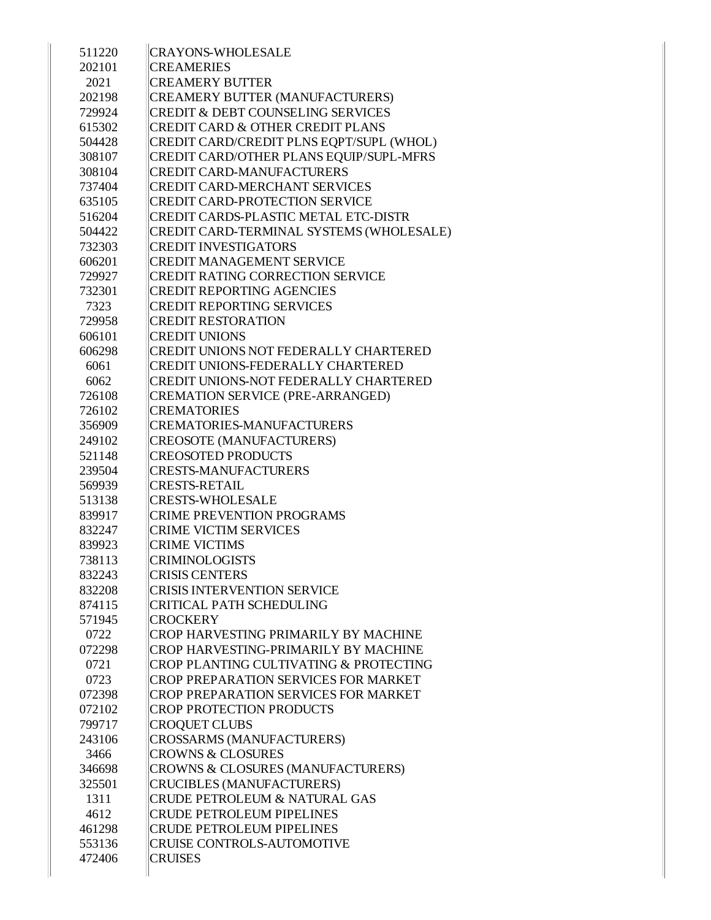| | |
|---|---|
| 511220 | CRAYONS-WHOLESALE |
| 202101 | CREAMERIES |
| 2021 | CREAMERY BUTTER |
| 202198 | CREAMERY BUTTER (MANUFACTURERS) |
| 729924 | CREDIT & DEBT COUNSELING SERVICES |
| 615302 | CREDIT CARD & OTHER CREDIT PLANS |
| 504428 | CREDIT CARD/CREDIT PLNS EQPT/SUPL (WHOL) |
| 308107 | CREDIT CARD/OTHER PLANS EQUIP/SUPL-MFRS |
| 308104 | CREDIT CARD-MANUFACTURERS |
| 737404 | CREDIT CARD-MERCHANT SERVICES |
| 635105 | CREDIT CARD-PROTECTION SERVICE |
| 516204 | CREDIT CARDS-PLASTIC METAL ETC-DISTR |
| 504422 | CREDIT CARD-TERMINAL SYSTEMS (WHOLESALE) |
| 732303 | CREDIT INVESTIGATORS |
| 606201 | CREDIT MANAGEMENT SERVICE |
| 729927 | CREDIT RATING CORRECTION SERVICE |
| 732301 | CREDIT REPORTING AGENCIES |
| 7323 | CREDIT REPORTING SERVICES |
| 729958 | CREDIT RESTORATION |
| 606101 | CREDIT UNIONS |
| 606298 | CREDIT UNIONS NOT FEDERALLY CHARTERED |
| 6061 | CREDIT UNIONS-FEDERALLY CHARTERED |
| 6062 | CREDIT UNIONS-NOT FEDERALLY CHARTERED |
| 726108 | CREMATION SERVICE (PRE-ARRANGED) |
| 726102 | CREMATORIES |
| 356909 | CREMATORIES-MANUFACTURERS |
| 249102 | CREOSOTE (MANUFACTURERS) |
| 521148 | CREOSOTED PRODUCTS |
| 239504 | CRESTS-MANUFACTURERS |
| 569939 | CRESTS-RETAIL |
| 513138 | CRESTS-WHOLESALE |
| 839917 | CRIME PREVENTION PROGRAMS |
| 832247 | CRIME VICTIM SERVICES |
| 839923 | CRIME VICTIMS |
| 738113 | CRIMINOLOGISTS |
| 832243 | CRISIS CENTERS |
| 832208 | CRISIS INTERVENTION SERVICE |
| 874115 | CRITICAL PATH SCHEDULING |
| 571945 | CROCKERY |
| 0722 | CROP HARVESTING PRIMARILY BY MACHINE |
| 072298 | CROP HARVESTING-PRIMARILY BY MACHINE |
| 0721 | CROP PLANTING CULTIVATING & PROTECTING |
| 0723 | CROP PREPARATION SERVICES FOR MARKET |
| 072398 | CROP PREPARATION SERVICES FOR MARKET |
| 072102 | CROP PROTECTION PRODUCTS |
| 799717 | CROQUET CLUBS |
| 243106 | CROSSARMS (MANUFACTURERS) |
| 3466 | CROWNS & CLOSURES |
| 346698 | CROWNS & CLOSURES (MANUFACTURERS) |
| 325501 | CRUCIBLES (MANUFACTURERS) |
| 1311 | CRUDE PETROLEUM & NATURAL GAS |
| 4612 | CRUDE PETROLEUM PIPELINES |
| 461298 | CRUDE PETROLEUM PIPELINES |
| 553136 | CRUISE CONTROLS-AUTOMOTIVE |
| 472406 | CRUISES |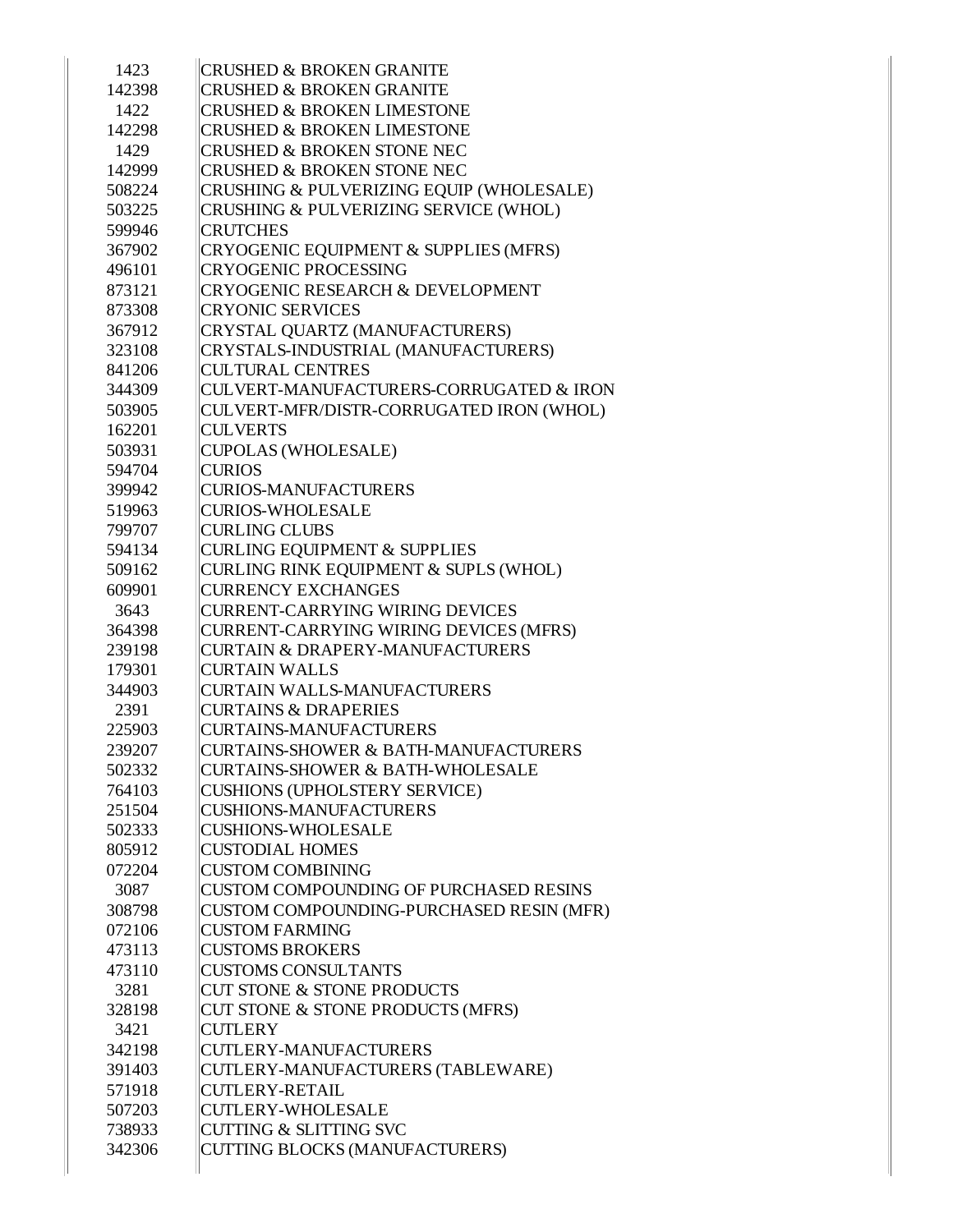| | |
|---|---|
| 1423 | CRUSHED & BROKEN GRANITE |
| 142398 | CRUSHED & BROKEN GRANITE |
| 1422 | CRUSHED & BROKEN LIMESTONE |
| 142298 | CRUSHED & BROKEN LIMESTONE |
| 1429 | CRUSHED & BROKEN STONE NEC |
| 142999 | CRUSHED & BROKEN STONE NEC |
| 508224 | CRUSHING & PULVERIZING EQUIP (WHOLESALE) |
| 503225 | CRUSHING & PULVERIZING SERVICE (WHOL) |
| 599946 | CRUTCHES |
| 367902 | CRYOGENIC EQUIPMENT & SUPPLIES (MFRS) |
| 496101 | CRYOGENIC PROCESSING |
| 873121 | CRYOGENIC RESEARCH & DEVELOPMENT |
| 873308 | CRYONIC SERVICES |
| 367912 | CRYSTAL QUARTZ (MANUFACTURERS) |
| 323108 | CRYSTALS-INDUSTRIAL (MANUFACTURERS) |
| 841206 | CULTURAL CENTRES |
| 344309 | CULVERT-MANUFACTURERS-CORRUGATED & IRON |
| 503905 | CULVERT-MFR/DISTR-CORRUGATED IRON (WHOL) |
| 162201 | CULVERTS |
| 503931 | CUPOLAS (WHOLESALE) |
| 594704 | CURIOS |
| 399942 | CURIOS-MANUFACTURERS |
| 519963 | CURIOS-WHOLESALE |
| 799707 | CURLING CLUBS |
| 594134 | CURLING EQUIPMENT & SUPPLIES |
| 509162 | CURLING RINK EQUIPMENT & SUPLS (WHOL) |
| 609901 | CURRENCY EXCHANGES |
| 3643 | CURRENT-CARRYING WIRING DEVICES |
| 364398 | CURRENT-CARRYING WIRING DEVICES (MFRS) |
| 239198 | CURTAIN & DRAPERY-MANUFACTURERS |
| 179301 | CURTAIN WALLS |
| 344903 | CURTAIN WALLS-MANUFACTURERS |
| 2391 | CURTAINS & DRAPERIES |
| 225903 | CURTAINS-MANUFACTURERS |
| 239207 | CURTAINS-SHOWER & BATH-MANUFACTURERS |
| 502332 | CURTAINS-SHOWER & BATH-WHOLESALE |
| 764103 | CUSHIONS (UPHOLSTERY SERVICE) |
| 251504 | CUSHIONS-MANUFACTURERS |
| 502333 | CUSHIONS-WHOLESALE |
| 805912 | CUSTODIAL HOMES |
| 072204 | CUSTOM COMBINING |
| 3087 | CUSTOM COMPOUNDING OF PURCHASED RESINS |
| 308798 | CUSTOM COMPOUNDING-PURCHASED RESIN (MFR) |
| 072106 | CUSTOM FARMING |
| 473113 | CUSTOMS BROKERS |
| 473110 | CUSTOMS CONSULTANTS |
| 3281 | CUT STONE & STONE PRODUCTS |
| 328198 | CUT STONE & STONE PRODUCTS (MFRS) |
| 3421 | CUTLERY |
| 342198 | CUTLERY-MANUFACTURERS |
| 391403 | CUTLERY-MANUFACTURERS (TABLEWARE) |
| 571918 | CUTLERY-RETAIL |
| 507203 | CUTLERY-WHOLESALE |
| 738933 | CUTTING & SLITTING SVC |
| 342306 | CUTTING BLOCKS (MANUFACTURERS) |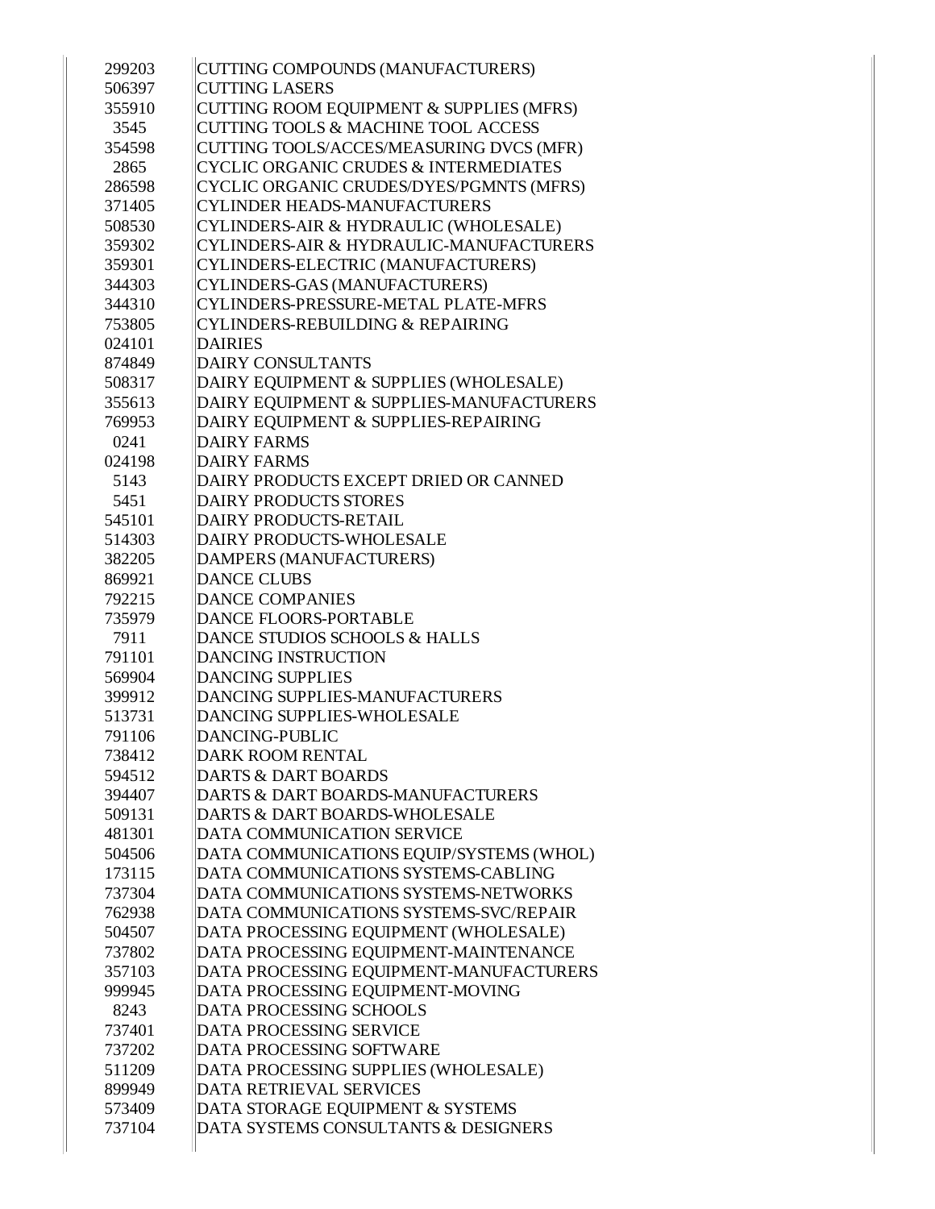| | |
|---|---|
| 299203 | CUTTING COMPOUNDS (MANUFACTURERS) |
| 506397 | CUTTING LASERS |
| 355910 | CUTTING ROOM EQUIPMENT & SUPPLIES (MFRS) |
| 3545 | CUTTING TOOLS & MACHINE TOOL ACCESS |
| 354598 | CUTTING TOOLS/ACCES/MEASURING DVCS (MFR) |
| 2865 | CYCLIC ORGANIC CRUDES & INTERMEDIATES |
| 286598 | CYCLIC ORGANIC CRUDES/DYES/PGMNTS (MFRS) |
| 371405 | CYLINDER HEADS-MANUFACTURERS |
| 508530 | CYLINDERS-AIR & HYDRAULIC (WHOLESALE) |
| 359302 | CYLINDERS-AIR & HYDRAULIC-MANUFACTURERS |
| 359301 | CYLINDERS-ELECTRIC (MANUFACTURERS) |
| 344303 | CYLINDERS-GAS (MANUFACTURERS) |
| 344310 | CYLINDERS-PRESSURE-METAL PLATE-MFRS |
| 753805 | CYLINDERS-REBUILDING & REPAIRING |
| 024101 | DAIRIES |
| 874849 | DAIRY CONSULTANTS |
| 508317 | DAIRY EQUIPMENT & SUPPLIES (WHOLESALE) |
| 355613 | DAIRY EQUIPMENT & SUPPLIES-MANUFACTURERS |
| 769953 | DAIRY EQUIPMENT & SUPPLIES-REPAIRING |
| 0241 | DAIRY FARMS |
| 024198 | DAIRY FARMS |
| 5143 | DAIRY PRODUCTS EXCEPT DRIED OR CANNED |
| 5451 | DAIRY PRODUCTS STORES |
| 545101 | DAIRY PRODUCTS-RETAIL |
| 514303 | DAIRY PRODUCTS-WHOLESALE |
| 382205 | DAMPERS (MANUFACTURERS) |
| 869921 | DANCE CLUBS |
| 792215 | DANCE COMPANIES |
| 735979 | DANCE FLOORS-PORTABLE |
| 7911 | DANCE STUDIOS SCHOOLS & HALLS |
| 791101 | DANCING INSTRUCTION |
| 569904 | DANCING SUPPLIES |
| 399912 | DANCING SUPPLIES-MANUFACTURERS |
| 513731 | DANCING SUPPLIES-WHOLESALE |
| 791106 | DANCING-PUBLIC |
| 738412 | DARK ROOM RENTAL |
| 594512 | DARTS & DART BOARDS |
| 394407 | DARTS & DART BOARDS-MANUFACTURERS |
| 509131 | DARTS & DART BOARDS-WHOLESALE |
| 481301 | DATA COMMUNICATION SERVICE |
| 504506 | DATA COMMUNICATIONS EQUIP/SYSTEMS (WHOL) |
| 173115 | DATA COMMUNICATIONS SYSTEMS-CABLING |
| 737304 | DATA COMMUNICATIONS SYSTEMS-NETWORKS |
| 762938 | DATA COMMUNICATIONS SYSTEMS-SVC/REPAIR |
| 504507 | DATA PROCESSING EQUIPMENT (WHOLESALE) |
| 737802 | DATA PROCESSING EQUIPMENT-MAINTENANCE |
| 357103 | DATA PROCESSING EQUIPMENT-MANUFACTURERS |
| 999945 | DATA PROCESSING EQUIPMENT-MOVING |
| 8243 | DATA PROCESSING SCHOOLS |
| 737401 | DATA PROCESSING SERVICE |
| 737202 | DATA PROCESSING SOFTWARE |
| 511209 | DATA PROCESSING SUPPLIES (WHOLESALE) |
| 899949 | DATA RETRIEVAL SERVICES |
| 573409 | DATA STORAGE EQUIPMENT & SYSTEMS |
| 737104 | DATA SYSTEMS CONSULTANTS & DESIGNERS |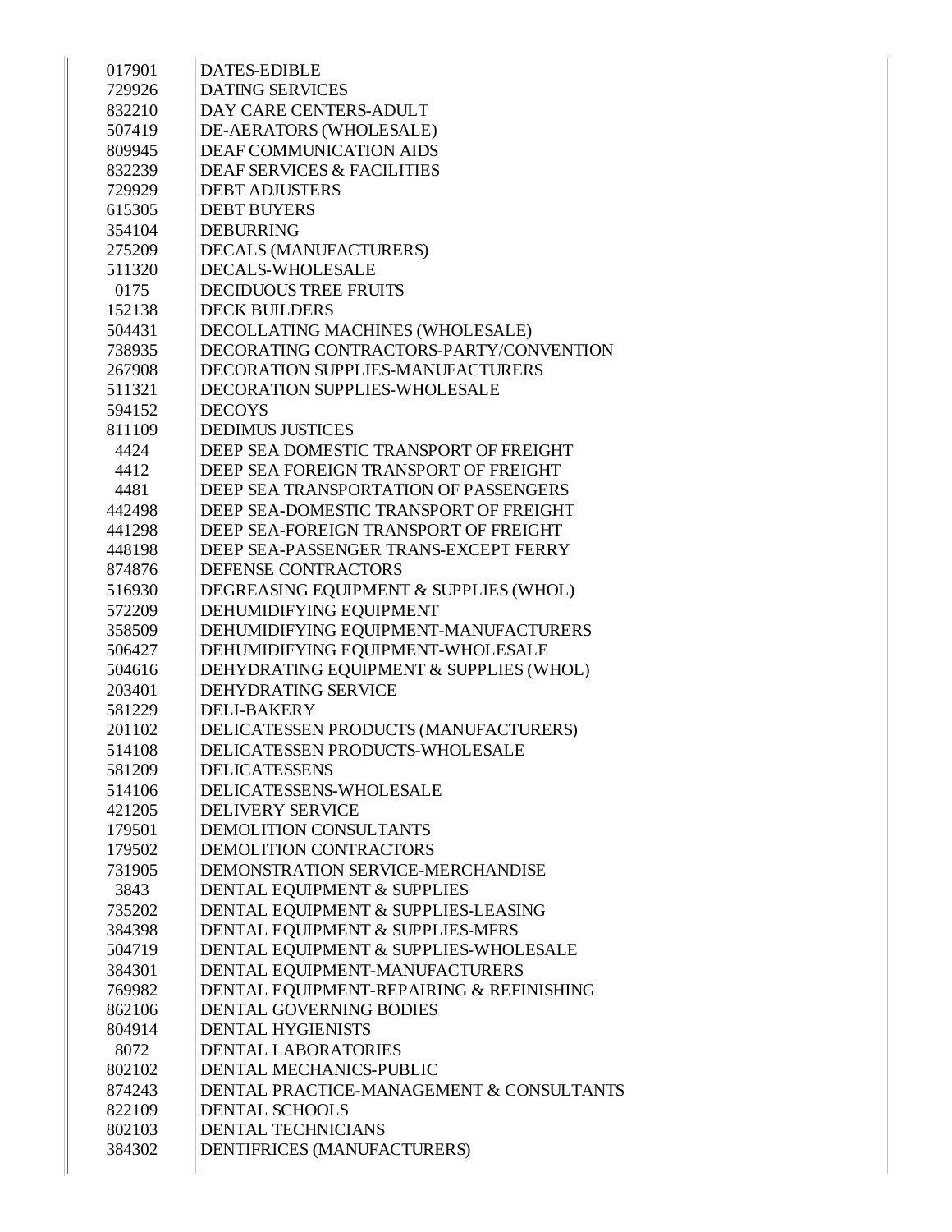| | |
|---|---|
| 017901 | DATES-EDIBLE |
| 729926 | DATING SERVICES |
| 832210 | DAY CARE CENTERS-ADULT |
| 507419 | DE-AERATORS (WHOLESALE) |
| 809945 | DEAF COMMUNICATION AIDS |
| 832239 | DEAF SERVICES & FACILITIES |
| 729929 | DEBT ADJUSTERS |
| 615305 | DEBT BUYERS |
| 354104 | DEBURRING |
| 275209 | DECALS (MANUFACTURERS) |
| 511320 | DECALS-WHOLESALE |
| 0175 | DECIDUOUS TREE FRUITS |
| 152138 | DECK BUILDERS |
| 504431 | DECOLLATING MACHINES (WHOLESALE) |
| 738935 | DECORATING CONTRACTORS-PARTY/CONVENTION |
| 267908 | DECORATION SUPPLIES-MANUFACTURERS |
| 511321 | DECORATION SUPPLIES-WHOLESALE |
| 594152 | DECOYS |
| 811109 | DEDIMUS JUSTICES |
| 4424 | DEEP SEA DOMESTIC TRANSPORT OF FREIGHT |
| 4412 | DEEP SEA FOREIGN TRANSPORT OF FREIGHT |
| 4481 | DEEP SEA TRANSPORTATION OF PASSENGERS |
| 442498 | DEEP SEA-DOMESTIC TRANSPORT OF FREIGHT |
| 441298 | DEEP SEA-FOREIGN TRANSPORT OF FREIGHT |
| 448198 | DEEP SEA-PASSENGER TRANS-EXCEPT FERRY |
| 874876 | DEFENSE CONTRACTORS |
| 516930 | DEGREASING EQUIPMENT & SUPPLIES (WHOL) |
| 572209 | DEHUMIDIFYING EQUIPMENT |
| 358509 | DEHUMIDIFYING EQUIPMENT-MANUFACTURERS |
| 506427 | DEHUMIDIFYING EQUIPMENT-WHOLESALE |
| 504616 | DEHYDRATING EQUIPMENT & SUPPLIES (WHOL) |
| 203401 | DEHYDRATING SERVICE |
| 581229 | DELI-BAKERY |
| 201102 | DELICATESSEN PRODUCTS (MANUFACTURERS) |
| 514108 | DELICATESSEN PRODUCTS-WHOLESALE |
| 581209 | DELICATESSENS |
| 514106 | DELICATESSENS-WHOLESALE |
| 421205 | DELIVERY SERVICE |
| 179501 | DEMOLITION CONSULTANTS |
| 179502 | DEMOLITION CONTRACTORS |
| 731905 | DEMONSTRATION SERVICE-MERCHANDISE |
| 3843 | DENTAL EQUIPMENT & SUPPLIES |
| 735202 | DENTAL EQUIPMENT & SUPPLIES-LEASING |
| 384398 | DENTAL EQUIPMENT & SUPPLIES-MFRS |
| 504719 | DENTAL EQUIPMENT & SUPPLIES-WHOLESALE |
| 384301 | DENTAL EQUIPMENT-MANUFACTURERS |
| 769982 | DENTAL EQUIPMENT-REPAIRING & REFINISHING |
| 862106 | DENTAL GOVERNING BODIES |
| 804914 | DENTAL HYGIENISTS |
| 8072 | DENTAL LABORATORIES |
| 802102 | DENTAL MECHANICS-PUBLIC |
| 874243 | DENTAL PRACTICE-MANAGEMENT & CONSULTANTS |
| 822109 | DENTAL SCHOOLS |
| 802103 | DENTAL TECHNICIANS |
| 384302 | DENTIFRICES (MANUFACTURERS) |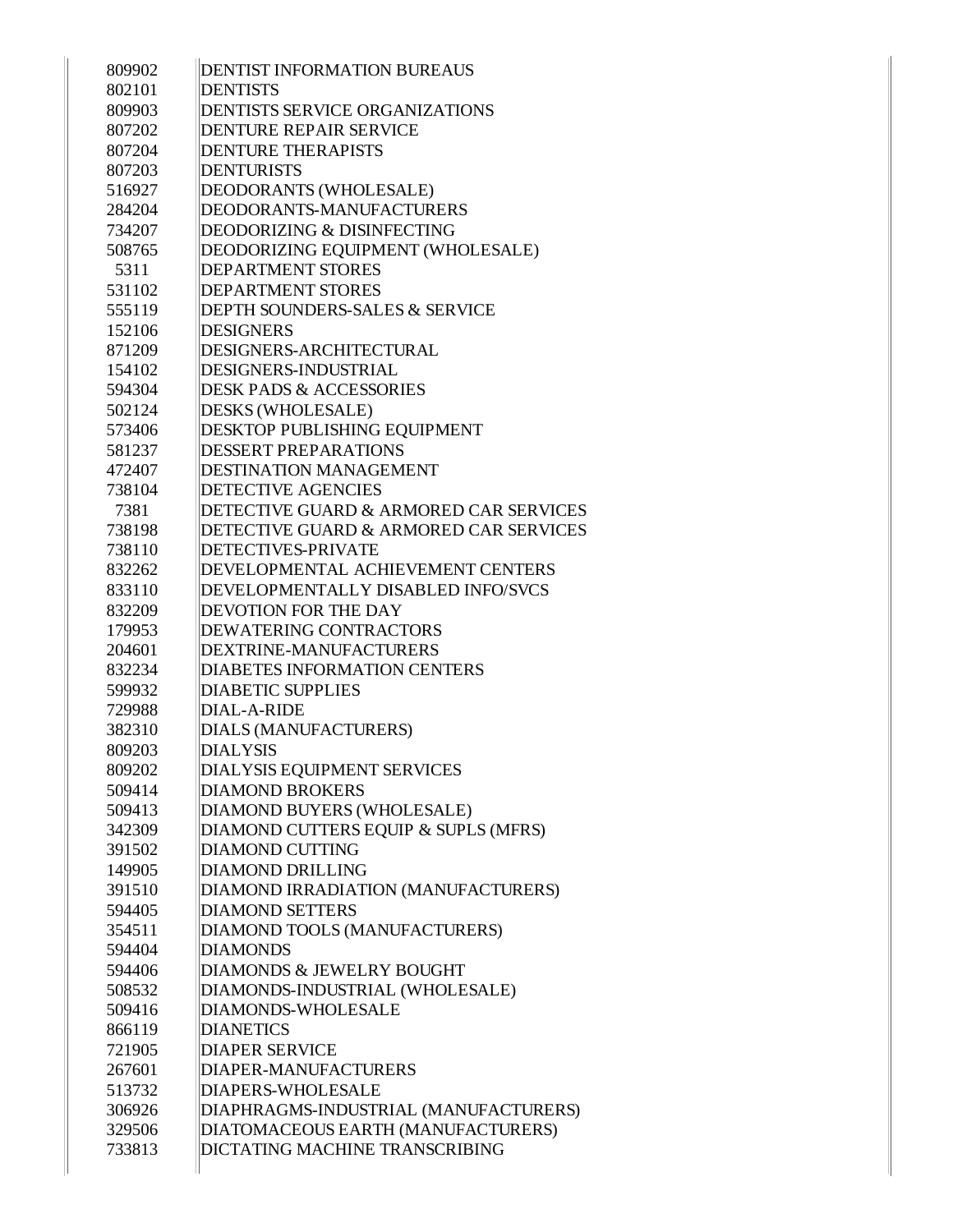| | |
|---|---|
| 809902 | DENTIST INFORMATION BUREAUS |
| 802101 | DENTISTS |
| 809903 | DENTISTS SERVICE ORGANIZATIONS |
| 807202 | DENTURE REPAIR SERVICE |
| 807204 | DENTURE THERAPISTS |
| 807203 | DENTURISTS |
| 516927 | DEODORANTS (WHOLESALE) |
| 284204 | DEODORANTS-MANUFACTURERS |
| 734207 | DEODORIZING & DISINFECTING |
| 508765 | DEODORIZING EQUIPMENT (WHOLESALE) |
| 5311 | DEPARTMENT STORES |
| 531102 | DEPARTMENT STORES |
| 555119 | DEPTH SOUNDERS-SALES & SERVICE |
| 152106 | DESIGNERS |
| 871209 | DESIGNERS-ARCHITECTURAL |
| 154102 | DESIGNERS-INDUSTRIAL |
| 594304 | DESK PADS & ACCESSORIES |
| 502124 | DESKS (WHOLESALE) |
| 573406 | DESKTOP PUBLISHING EQUIPMENT |
| 581237 | DESSERT PREPARATIONS |
| 472407 | DESTINATION MANAGEMENT |
| 738104 | DETECTIVE AGENCIES |
| 7381 | DETECTIVE GUARD & ARMORED CAR SERVICES |
| 738198 | DETECTIVE GUARD & ARMORED CAR SERVICES |
| 738110 | DETECTIVES-PRIVATE |
| 832262 | DEVELOPMENTAL ACHIEVEMENT CENTERS |
| 833110 | DEVELOPMENTALLY DISABLED INFO/SVCS |
| 832209 | DEVOTION FOR THE DAY |
| 179953 | DEWATERING CONTRACTORS |
| 204601 | DEXTRINE-MANUFACTURERS |
| 832234 | DIABETES INFORMATION CENTERS |
| 599932 | DIABETIC SUPPLIES |
| 729988 | DIAL-A-RIDE |
| 382310 | DIALS (MANUFACTURERS) |
| 809203 | DIALYSIS |
| 809202 | DIALYSIS EQUIPMENT SERVICES |
| 509414 | DIAMOND BROKERS |
| 509413 | DIAMOND BUYERS (WHOLESALE) |
| 342309 | DIAMOND CUTTERS EQUIP & SUPLS (MFRS) |
| 391502 | DIAMOND CUTTING |
| 149905 | DIAMOND DRILLING |
| 391510 | DIAMOND IRRADIATION (MANUFACTURERS) |
| 594405 | DIAMOND SETTERS |
| 354511 | DIAMOND TOOLS (MANUFACTURERS) |
| 594404 | DIAMONDS |
| 594406 | DIAMONDS & JEWELRY BOUGHT |
| 508532 | DIAMONDS-INDUSTRIAL (WHOLESALE) |
| 509416 | DIAMONDS-WHOLESALE |
| 866119 | DIANETICS |
| 721905 | DIAPER SERVICE |
| 267601 | DIAPER-MANUFACTURERS |
| 513732 | DIAPERS-WHOLESALE |
| 306926 | DIAPHRAGMS-INDUSTRIAL (MANUFACTURERS) |
| 329506 | DIATOMACEOUS EARTH (MANUFACTURERS) |
| 733813 | DICTATING MACHINE TRANSCRIBING |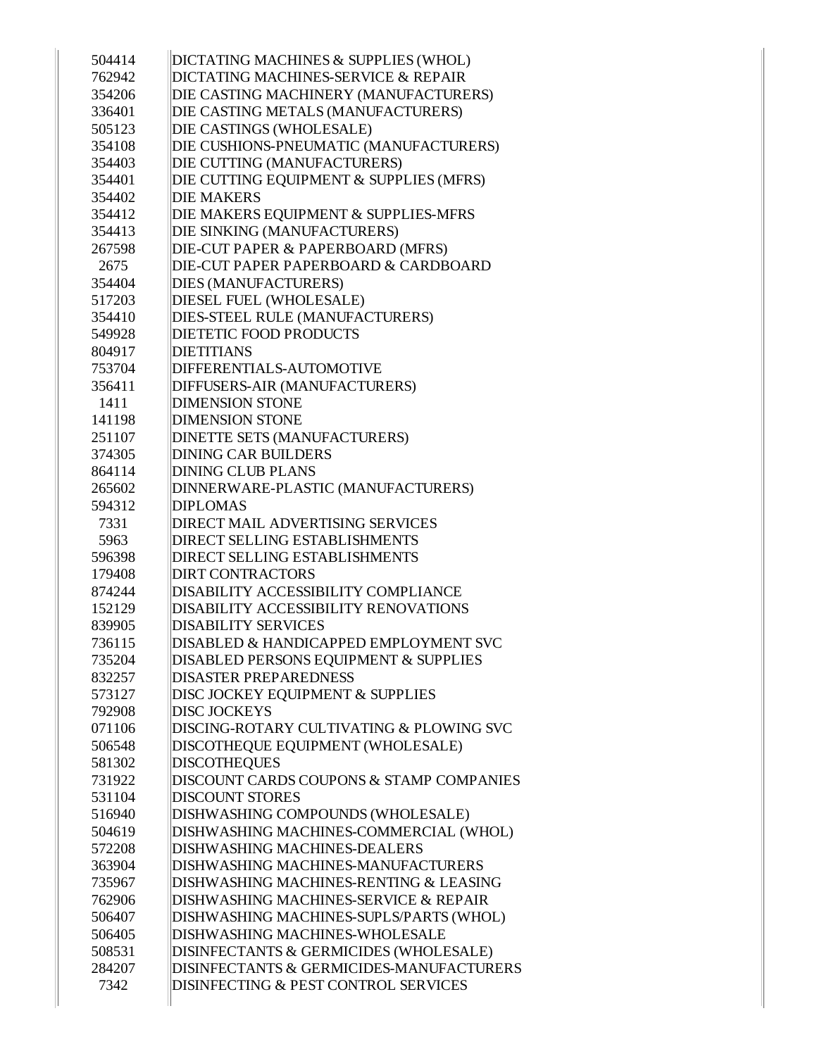| | |
|---|---|
| 504414 | DICTATING MACHINES & SUPPLIES (WHOL) |
| 762942 | DICTATING MACHINES-SERVICE & REPAIR |
| 354206 | DIE CASTING MACHINERY (MANUFACTURERS) |
| 336401 | DIE CASTING METALS (MANUFACTURERS) |
| 505123 | DIE CASTINGS (WHOLESALE) |
| 354108 | DIE CUSHIONS-PNEUMATIC (MANUFACTURERS) |
| 354403 | DIE CUTTING (MANUFACTURERS) |
| 354401 | DIE CUTTING EQUIPMENT & SUPPLIES (MFRS) |
| 354402 | DIE MAKERS |
| 354412 | DIE MAKERS EQUIPMENT & SUPPLIES-MFRS |
| 354413 | DIE SINKING (MANUFACTURERS) |
| 267598 | DIE-CUT PAPER & PAPERBOARD (MFRS) |
| 2675 | DIE-CUT PAPER PAPERBOARD & CARDBOARD |
| 354404 | DIES (MANUFACTURERS) |
| 517203 | DIESEL FUEL (WHOLESALE) |
| 354410 | DIES-STEEL RULE (MANUFACTURERS) |
| 549928 | DIETETIC FOOD PRODUCTS |
| 804917 | DIETITIANS |
| 753704 | DIFFERENTIALS-AUTOMOTIVE |
| 356411 | DIFFUSERS-AIR (MANUFACTURERS) |
| 1411 | DIMENSION STONE |
| 141198 | DIMENSION STONE |
| 251107 | DINETTE SETS (MANUFACTURERS) |
| 374305 | DINING CAR BUILDERS |
| 864114 | DINING CLUB PLANS |
| 265602 | DINNERWARE-PLASTIC (MANUFACTURERS) |
| 594312 | DIPLOMAS |
| 7331 | DIRECT MAIL ADVERTISING SERVICES |
| 5963 | DIRECT SELLING ESTABLISHMENTS |
| 596398 | DIRECT SELLING ESTABLISHMENTS |
| 179408 | DIRT CONTRACTORS |
| 874244 | DISABILITY ACCESSIBILITY COMPLIANCE |
| 152129 | DISABILITY ACCESSIBILITY RENOVATIONS |
| 839905 | DISABILITY SERVICES |
| 736115 | DISABLED & HANDICAPPED EMPLOYMENT SVC |
| 735204 | DISABLED PERSONS EQUIPMENT & SUPPLIES |
| 832257 | DISASTER PREPAREDNESS |
| 573127 | DISC JOCKEY EQUIPMENT & SUPPLIES |
| 792908 | DISC JOCKEYS |
| 071106 | DISCING-ROTARY CULTIVATING & PLOWING SVC |
| 506548 | DISCOTHEQUE EQUIPMENT (WHOLESALE) |
| 581302 | DISCOTHEQUES |
| 731922 | DISCOUNT CARDS COUPONS & STAMP COMPANIES |
| 531104 | DISCOUNT STORES |
| 516940 | DISHWASHING COMPOUNDS (WHOLESALE) |
| 504619 | DISHWASHING MACHINES-COMMERCIAL (WHOL) |
| 572208 | DISHWASHING MACHINES-DEALERS |
| 363904 | DISHWASHING MACHINES-MANUFACTURERS |
| 735967 | DISHWASHING MACHINES-RENTING & LEASING |
| 762906 | DISHWASHING MACHINES-SERVICE & REPAIR |
| 506407 | DISHWASHING MACHINES-SUPLS/PARTS (WHOL) |
| 506405 | DISHWASHING MACHINES-WHOLESALE |
| 508531 | DISINFECTANTS & GERMICIDES (WHOLESALE) |
| 284207 | DISINFECTANTS & GERMICIDES-MANUFACTURERS |
| 7342 | DISINFECTING & PEST CONTROL SERVICES |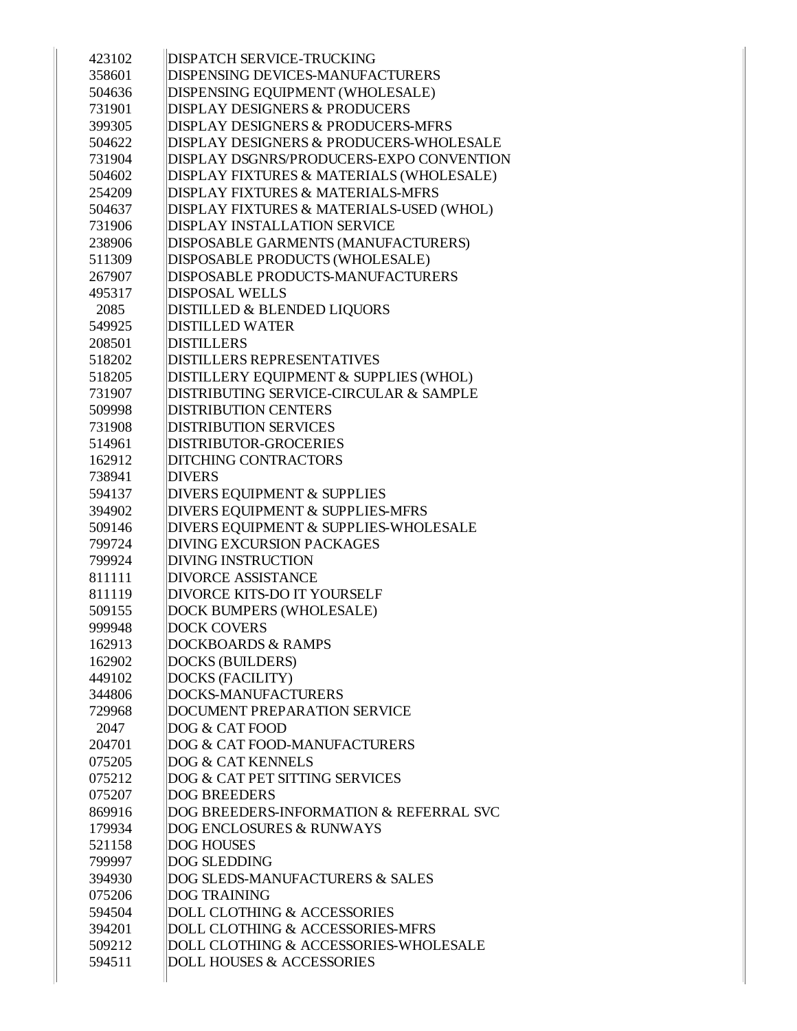| | |
|---|---|
| 423102 | DISPATCH SERVICE-TRUCKING |
| 358601 | DISPENSING DEVICES-MANUFACTURERS |
| 504636 | DISPENSING EQUIPMENT (WHOLESALE) |
| 731901 | DISPLAY DESIGNERS & PRODUCERS |
| 399305 | DISPLAY DESIGNERS & PRODUCERS-MFRS |
| 504622 | DISPLAY DESIGNERS & PRODUCERS-WHOLESALE |
| 731904 | DISPLAY DSGNRS/PRODUCERS-EXPO CONVENTION |
| 504602 | DISPLAY FIXTURES & MATERIALS (WHOLESALE) |
| 254209 | DISPLAY FIXTURES & MATERIALS-MFRS |
| 504637 | DISPLAY FIXTURES & MATERIALS-USED (WHOL) |
| 731906 | DISPLAY INSTALLATION SERVICE |
| 238906 | DISPOSABLE GARMENTS (MANUFACTURERS) |
| 511309 | DISPOSABLE PRODUCTS (WHOLESALE) |
| 267907 | DISPOSABLE PRODUCTS-MANUFACTURERS |
| 495317 | DISPOSAL WELLS |
| 2085 | DISTILLED & BLENDED LIQUORS |
| 549925 | DISTILLED WATER |
| 208501 | DISTILLERS |
| 518202 | DISTILLERS REPRESENTATIVES |
| 518205 | DISTILLERY EQUIPMENT & SUPPLIES (WHOL) |
| 731907 | DISTRIBUTING SERVICE-CIRCULAR & SAMPLE |
| 509998 | DISTRIBUTION CENTERS |
| 731908 | DISTRIBUTION SERVICES |
| 514961 | DISTRIBUTOR-GROCERIES |
| 162912 | DITCHING CONTRACTORS |
| 738941 | DIVERS |
| 594137 | DIVERS EQUIPMENT & SUPPLIES |
| 394902 | DIVERS EQUIPMENT & SUPPLIES-MFRS |
| 509146 | DIVERS EQUIPMENT & SUPPLIES-WHOLESALE |
| 799724 | DIVING EXCURSION PACKAGES |
| 799924 | DIVING INSTRUCTION |
| 811111 | DIVORCE ASSISTANCE |
| 811119 | DIVORCE KITS-DO IT YOURSELF |
| 509155 | DOCK BUMPERS (WHOLESALE) |
| 999948 | DOCK COVERS |
| 162913 | DOCKBOARDS & RAMPS |
| 162902 | DOCKS (BUILDERS) |
| 449102 | DOCKS (FACILITY) |
| 344806 | DOCKS-MANUFACTURERS |
| 729968 | DOCUMENT PREPARATION SERVICE |
| 2047 | DOG & CAT FOOD |
| 204701 | DOG & CAT FOOD-MANUFACTURERS |
| 075205 | DOG & CAT KENNELS |
| 075212 | DOG & CAT PET SITTING SERVICES |
| 075207 | DOG BREEDERS |
| 869916 | DOG BREEDERS-INFORMATION & REFERRAL SVC |
| 179934 | DOG ENCLOSURES & RUNWAYS |
| 521158 | DOG HOUSES |
| 799997 | DOG SLEDDING |
| 394930 | DOG SLEDS-MANUFACTURERS & SALES |
| 075206 | DOG TRAINING |
| 594504 | DOLL CLOTHING & ACCESSORIES |
| 394201 | DOLL CLOTHING & ACCESSORIES-MFRS |
| 509212 | DOLL CLOTHING & ACCESSORIES-WHOLESALE |
| 594511 | DOLL HOUSES & ACCESSORIES |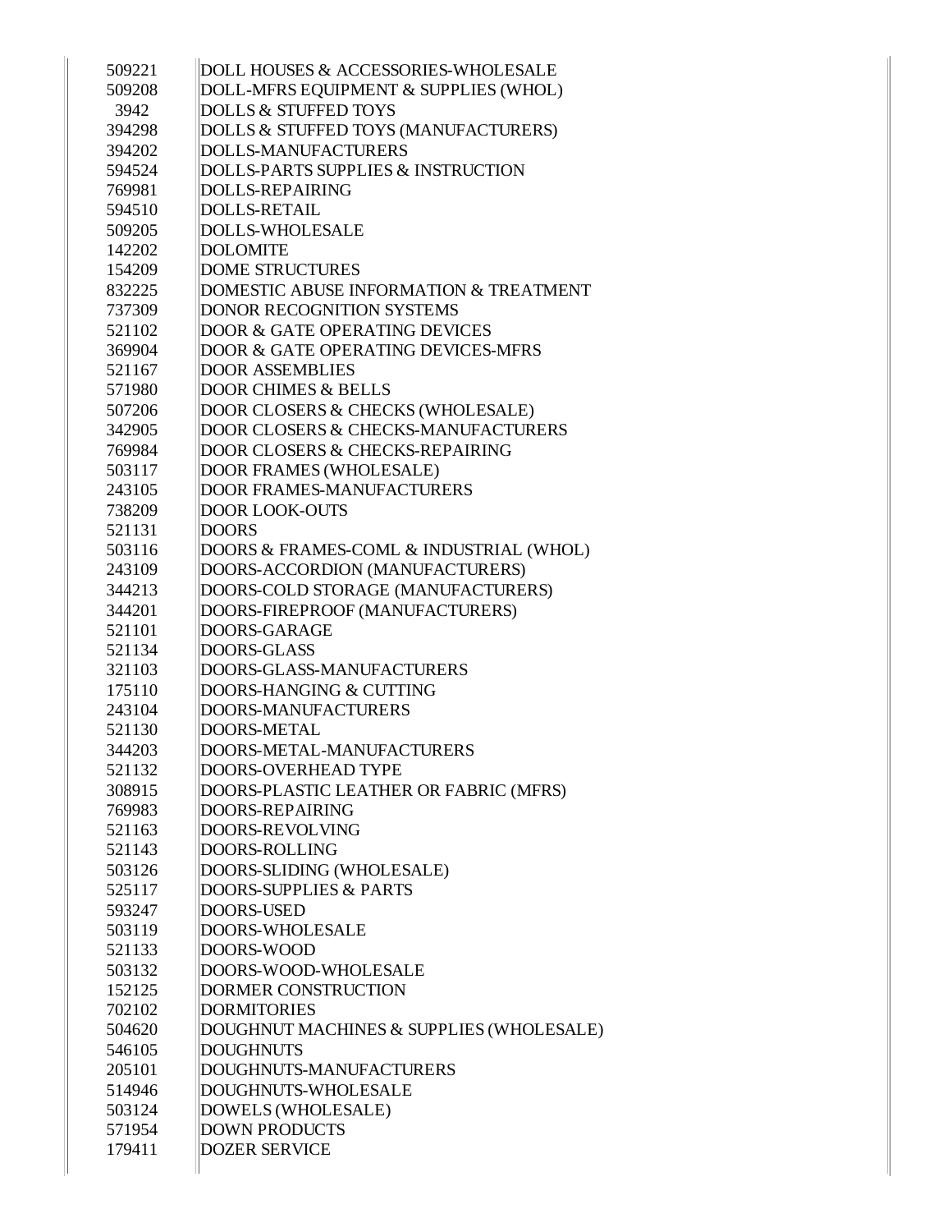| | |
|---|---|
| 509221 | DOLL HOUSES & ACCESSORIES-WHOLESALE |
| 509208 | DOLL-MFRS EQUIPMENT & SUPPLIES (WHOL) |
| 3942 | DOLLS & STUFFED TOYS |
| 394298 | DOLLS & STUFFED TOYS (MANUFACTURERS) |
| 394202 | DOLLS-MANUFACTURERS |
| 594524 | DOLLS-PARTS SUPPLIES & INSTRUCTION |
| 769981 | DOLLS-REPAIRING |
| 594510 | DOLLS-RETAIL |
| 509205 | DOLLS-WHOLESALE |
| 142202 | DOLOMITE |
| 154209 | DOME STRUCTURES |
| 832225 | DOMESTIC ABUSE INFORMATION & TREATMENT |
| 737309 | DONOR RECOGNITION SYSTEMS |
| 521102 | DOOR & GATE OPERATING DEVICES |
| 369904 | DOOR & GATE OPERATING DEVICES-MFRS |
| 521167 | DOOR ASSEMBLIES |
| 571980 | DOOR CHIMES & BELLS |
| 507206 | DOOR CLOSERS & CHECKS (WHOLESALE) |
| 342905 | DOOR CLOSERS & CHECKS-MANUFACTURERS |
| 769984 | DOOR CLOSERS & CHECKS-REPAIRING |
| 503117 | DOOR FRAMES (WHOLESALE) |
| 243105 | DOOR FRAMES-MANUFACTURERS |
| 738209 | DOOR LOOK-OUTS |
| 521131 | DOORS |
| 503116 | DOORS & FRAMES-COML & INDUSTRIAL (WHOL) |
| 243109 | DOORS-ACCORDION (MANUFACTURERS) |
| 344213 | DOORS-COLD STORAGE (MANUFACTURERS) |
| 344201 | DOORS-FIREPROOF (MANUFACTURERS) |
| 521101 | DOORS-GARAGE |
| 521134 | DOORS-GLASS |
| 321103 | DOORS-GLASS-MANUFACTURERS |
| 175110 | DOORS-HANGING & CUTTING |
| 243104 | DOORS-MANUFACTURERS |
| 521130 | DOORS-METAL |
| 344203 | DOORS-METAL-MANUFACTURERS |
| 521132 | DOORS-OVERHEAD TYPE |
| 308915 | DOORS-PLASTIC LEATHER OR FABRIC (MFRS) |
| 769983 | DOORS-REPAIRING |
| 521163 | DOORS-REVOLVING |
| 521143 | DOORS-ROLLING |
| 503126 | DOORS-SLIDING (WHOLESALE) |
| 525117 | DOORS-SUPPLIES & PARTS |
| 593247 | DOORS-USED |
| 503119 | DOORS-WHOLESALE |
| 521133 | DOORS-WOOD |
| 503132 | DOORS-WOOD-WHOLESALE |
| 152125 | DORMER CONSTRUCTION |
| 702102 | DORMITORIES |
| 504620 | DOUGHNUT MACHINES & SUPPLIES (WHOLESALE) |
| 546105 | DOUGHNUTS |
| 205101 | DOUGHNUTS-MANUFACTURERS |
| 514946 | DOUGHNUTS-WHOLESALE |
| 503124 | DOWELS (WHOLESALE) |
| 571954 | DOWN PRODUCTS |
| 179411 | DOZER SERVICE |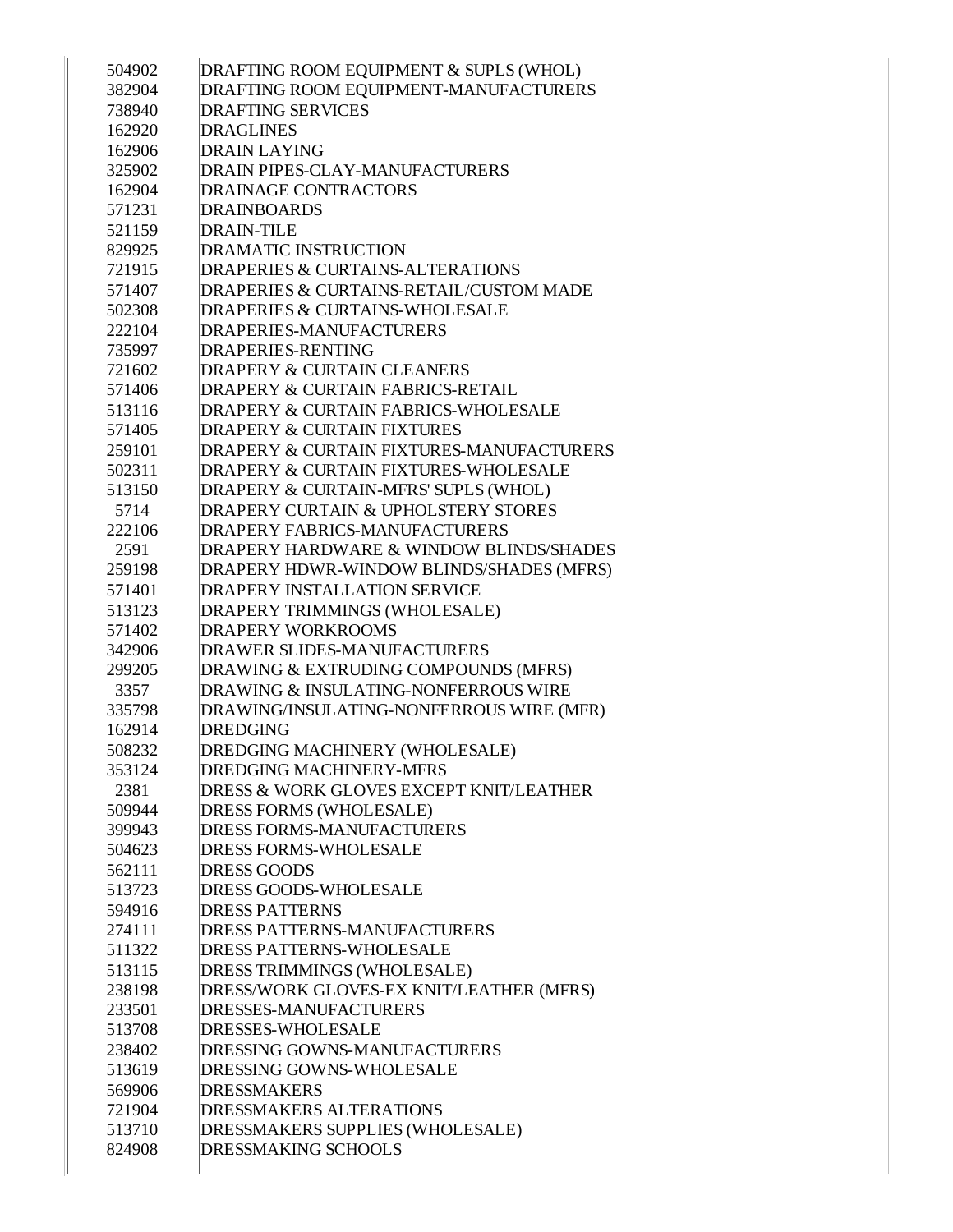| | |
|---|---|
| 504902 | DRAFTING ROOM EQUIPMENT & SUPLS (WHOL) |
| 382904 | DRAFTING ROOM EQUIPMENT-MANUFACTURERS |
| 738940 | DRAFTING SERVICES |
| 162920 | DRAGLINES |
| 162906 | DRAIN LAYING |
| 325902 | DRAIN PIPES-CLAY-MANUFACTURERS |
| 162904 | DRAINAGE CONTRACTORS |
| 571231 | DRAINBOARDS |
| 521159 | DRAIN-TILE |
| 829925 | DRAMATIC INSTRUCTION |
| 721915 | DRAPERIES & CURTAINS-ALTERATIONS |
| 571407 | DRAPERIES & CURTAINS-RETAIL/CUSTOM MADE |
| 502308 | DRAPERIES & CURTAINS-WHOLESALE |
| 222104 | DRAPERIES-MANUFACTURERS |
| 735997 | DRAPERIES-RENTING |
| 721602 | DRAPERY & CURTAIN CLEANERS |
| 571406 | DRAPERY & CURTAIN FABRICS-RETAIL |
| 513116 | DRAPERY & CURTAIN FABRICS-WHOLESALE |
| 571405 | DRAPERY & CURTAIN FIXTURES |
| 259101 | DRAPERY & CURTAIN FIXTURES-MANUFACTURERS |
| 502311 | DRAPERY & CURTAIN FIXTURES-WHOLESALE |
| 513150 | DRAPERY & CURTAIN-MFRS' SUPLS (WHOL) |
| 5714 | DRAPERY CURTAIN & UPHOLSTERY STORES |
| 222106 | DRAPERY FABRICS-MANUFACTURERS |
| 2591 | DRAPERY HARDWARE & WINDOW BLINDS/SHADES |
| 259198 | DRAPERY HDWR-WINDOW BLINDS/SHADES (MFRS) |
| 571401 | DRAPERY INSTALLATION SERVICE |
| 513123 | DRAPERY TRIMMINGS (WHOLESALE) |
| 571402 | DRAPERY WORKROOMS |
| 342906 | DRAWER SLIDES-MANUFACTURERS |
| 299205 | DRAWING & EXTRUDING COMPOUNDS (MFRS) |
| 3357 | DRAWING & INSULATING-NONFERROUS WIRE |
| 335798 | DRAWING/INSULATING-NONFERROUS WIRE (MFR) |
| 162914 | DREDGING |
| 508232 | DREDGING MACHINERY (WHOLESALE) |
| 353124 | DREDGING MACHINERY-MFRS |
| 2381 | DRESS & WORK GLOVES EXCEPT KNIT/LEATHER |
| 509944 | DRESS FORMS (WHOLESALE) |
| 399943 | DRESS FORMS-MANUFACTURERS |
| 504623 | DRESS FORMS-WHOLESALE |
| 562111 | DRESS GOODS |
| 513723 | DRESS GOODS-WHOLESALE |
| 594916 | DRESS PATTERNS |
| 274111 | DRESS PATTERNS-MANUFACTURERS |
| 511322 | DRESS PATTERNS-WHOLESALE |
| 513115 | DRESS TRIMMINGS (WHOLESALE) |
| 238198 | DRESS/WORK GLOVES-EX KNIT/LEATHER (MFRS) |
| 233501 | DRESSES-MANUFACTURERS |
| 513708 | DRESSES-WHOLESALE |
| 238402 | DRESSING GOWNS-MANUFACTURERS |
| 513619 | DRESSING GOWNS-WHOLESALE |
| 569906 | DRESSMAKERS |
| 721904 | DRESSMAKERS ALTERATIONS |
| 513710 | DRESSMAKERS SUPPLIES (WHOLESALE) |
| 824908 | DRESSMAKING SCHOOLS |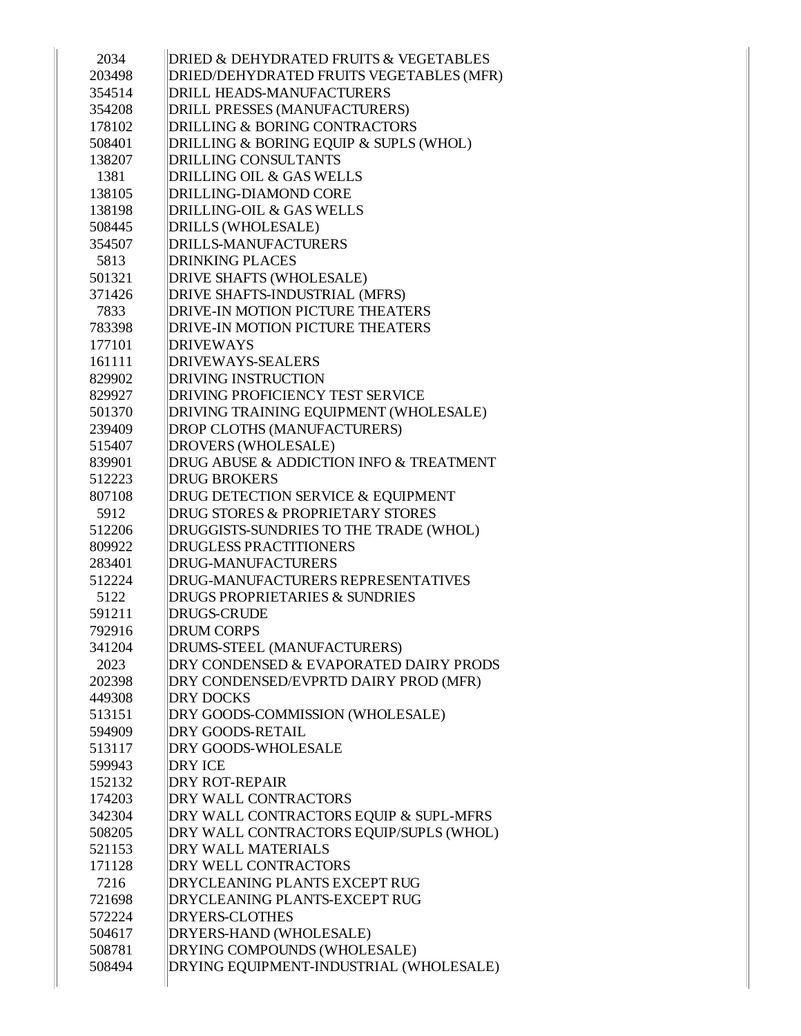| | |
|---|---|
| 2034 | DRIED & DEHYDRATED FRUITS & VEGETABLES |
| 203498 | DRIED/DEHYDRATED FRUITS VEGETABLES (MFR) |
| 354514 | DRILL HEADS-MANUFACTURERS |
| 354208 | DRILL PRESSES (MANUFACTURERS) |
| 178102 | DRILLING & BORING CONTRACTORS |
| 508401 | DRILLING & BORING EQUIP & SUPLS (WHOL) |
| 138207 | DRILLING CONSULTANTS |
| 1381 | DRILLING OIL & GAS WELLS |
| 138105 | DRILLING-DIAMOND CORE |
| 138198 | DRILLING-OIL & GAS WELLS |
| 508445 | DRILLS (WHOLESALE) |
| 354507 | DRILLS-MANUFACTURERS |
| 5813 | DRINKING PLACES |
| 501321 | DRIVE SHAFTS (WHOLESALE) |
| 371426 | DRIVE SHAFTS-INDUSTRIAL (MFRS) |
| 7833 | DRIVE-IN MOTION PICTURE THEATERS |
| 783398 | DRIVE-IN MOTION PICTURE THEATERS |
| 177101 | DRIVEWAYS |
| 161111 | DRIVEWAYS-SEALERS |
| 829902 | DRIVING INSTRUCTION |
| 829927 | DRIVING PROFICIENCY TEST SERVICE |
| 501370 | DRIVING TRAINING EQUIPMENT (WHOLESALE) |
| 239409 | DROP CLOTHS (MANUFACTURERS) |
| 515407 | DROVERS (WHOLESALE) |
| 839901 | DRUG ABUSE & ADDICTION INFO & TREATMENT |
| 512223 | DRUG BROKERS |
| 807108 | DRUG DETECTION SERVICE & EQUIPMENT |
| 5912 | DRUG STORES & PROPRIETARY STORES |
| 512206 | DRUGGISTS-SUNDRIES TO THE TRADE (WHOL) |
| 809922 | DRUGLESS PRACTITIONERS |
| 283401 | DRUG-MANUFACTURERS |
| 512224 | DRUG-MANUFACTURERS REPRESENTATIVES |
| 5122 | DRUGS PROPRIETARIES & SUNDRIES |
| 591211 | DRUGS-CRUDE |
| 792916 | DRUM CORPS |
| 341204 | DRUMS-STEEL (MANUFACTURERS) |
| 2023 | DRY CONDENSED & EVAPORATED DAIRY PRODS |
| 202398 | DRY CONDENSED/EVPRTD DAIRY PROD (MFR) |
| 449308 | DRY DOCKS |
| 513151 | DRY GOODS-COMMISSION (WHOLESALE) |
| 594909 | DRY GOODS-RETAIL |
| 513117 | DRY GOODS-WHOLESALE |
| 599943 | DRY ICE |
| 152132 | DRY ROT-REPAIR |
| 174203 | DRY WALL CONTRACTORS |
| 342304 | DRY WALL CONTRACTORS EQUIP & SUPL-MFRS |
| 508205 | DRY WALL CONTRACTORS EQUIP/SUPLS (WHOL) |
| 521153 | DRY WALL MATERIALS |
| 171128 | DRY WELL CONTRACTORS |
| 7216 | DRYCLEANING PLANTS EXCEPT RUG |
| 721698 | DRYCLEANING PLANTS-EXCEPT RUG |
| 572224 | DRYERS-CLOTHES |
| 504617 | DRYERS-HAND (WHOLESALE) |
| 508781 | DRYING COMPOUNDS (WHOLESALE) |
| 508494 | DRYING EQUIPMENT-INDUSTRIAL (WHOLESALE) |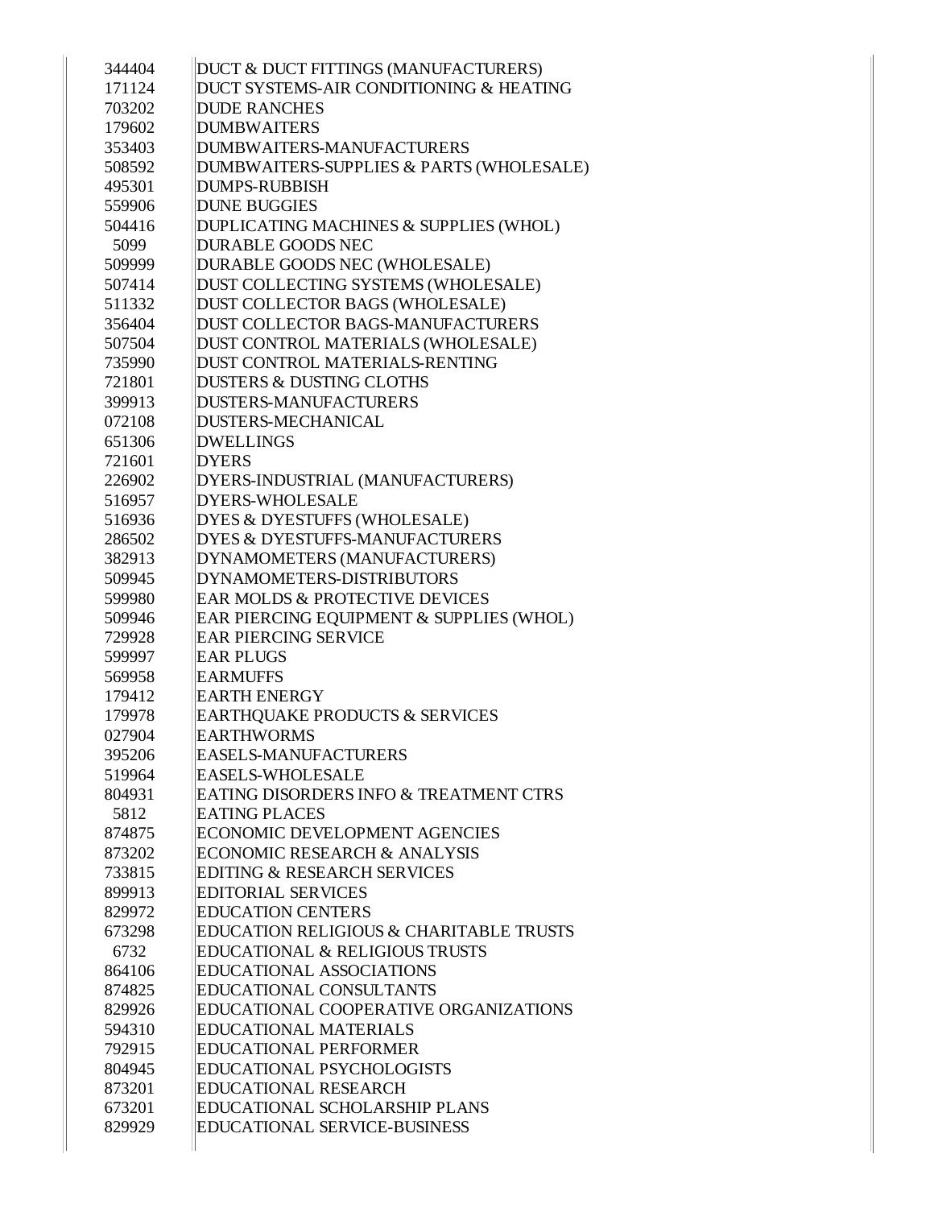| | |
|---|---|
| 344404 | DUCT & DUCT FITTINGS (MANUFACTURERS) |
| 171124 | DUCT SYSTEMS-AIR CONDITIONING & HEATING |
| 703202 | DUDE RANCHES |
| 179602 | DUMBWAITERS |
| 353403 | DUMBWAITERS-MANUFACTURERS |
| 508592 | DUMBWAITERS-SUPPLIES & PARTS (WHOLESALE) |
| 495301 | DUMPS-RUBBISH |
| 559906 | DUNE BUGGIES |
| 504416 | DUPLICATING MACHINES & SUPPLIES (WHOL) |
| 5099 | DURABLE GOODS NEC |
| 509999 | DURABLE GOODS NEC (WHOLESALE) |
| 507414 | DUST COLLECTING SYSTEMS (WHOLESALE) |
| 511332 | DUST COLLECTOR BAGS (WHOLESALE) |
| 356404 | DUST COLLECTOR BAGS-MANUFACTURERS |
| 507504 | DUST CONTROL MATERIALS (WHOLESALE) |
| 735990 | DUST CONTROL MATERIALS-RENTING |
| 721801 | DUSTERS & DUSTING CLOTHS |
| 399913 | DUSTERS-MANUFACTURERS |
| 072108 | DUSTERS-MECHANICAL |
| 651306 | DWELLINGS |
| 721601 | DYERS |
| 226902 | DYERS-INDUSTRIAL (MANUFACTURERS) |
| 516957 | DYERS-WHOLESALE |
| 516936 | DYES & DYESTUFFS (WHOLESALE) |
| 286502 | DYES & DYESTUFFS-MANUFACTURERS |
| 382913 | DYNAMOMETERS (MANUFACTURERS) |
| 509945 | DYNAMOMETERS-DISTRIBUTORS |
| 599980 | EAR MOLDS & PROTECTIVE DEVICES |
| 509946 | EAR PIERCING EQUIPMENT & SUPPLIES (WHOL) |
| 729928 | EAR PIERCING SERVICE |
| 599997 | EAR PLUGS |
| 569958 | EARMUFFS |
| 179412 | EARTH ENERGY |
| 179978 | EARTHQUAKE PRODUCTS & SERVICES |
| 027904 | EARTHWORMS |
| 395206 | EASELS-MANUFACTURERS |
| 519964 | EASELS-WHOLESALE |
| 804931 | EATING DISORDERS INFO & TREATMENT CTRS |
| 5812 | EATING PLACES |
| 874875 | ECONOMIC DEVELOPMENT AGENCIES |
| 873202 | ECONOMIC RESEARCH & ANALYSIS |
| 733815 | EDITING & RESEARCH SERVICES |
| 899913 | EDITORIAL SERVICES |
| 829972 | EDUCATION CENTERS |
| 673298 | EDUCATION RELIGIOUS & CHARITABLE TRUSTS |
| 6732 | EDUCATIONAL & RELIGIOUS TRUSTS |
| 864106 | EDUCATIONAL ASSOCIATIONS |
| 874825 | EDUCATIONAL CONSULTANTS |
| 829926 | EDUCATIONAL COOPERATIVE ORGANIZATIONS |
| 594310 | EDUCATIONAL MATERIALS |
| 792915 | EDUCATIONAL PERFORMER |
| 804945 | EDUCATIONAL PSYCHOLOGISTS |
| 873201 | EDUCATIONAL RESEARCH |
| 673201 | EDUCATIONAL SCHOLARSHIP PLANS |
| 829929 | EDUCATIONAL SERVICE-BUSINESS |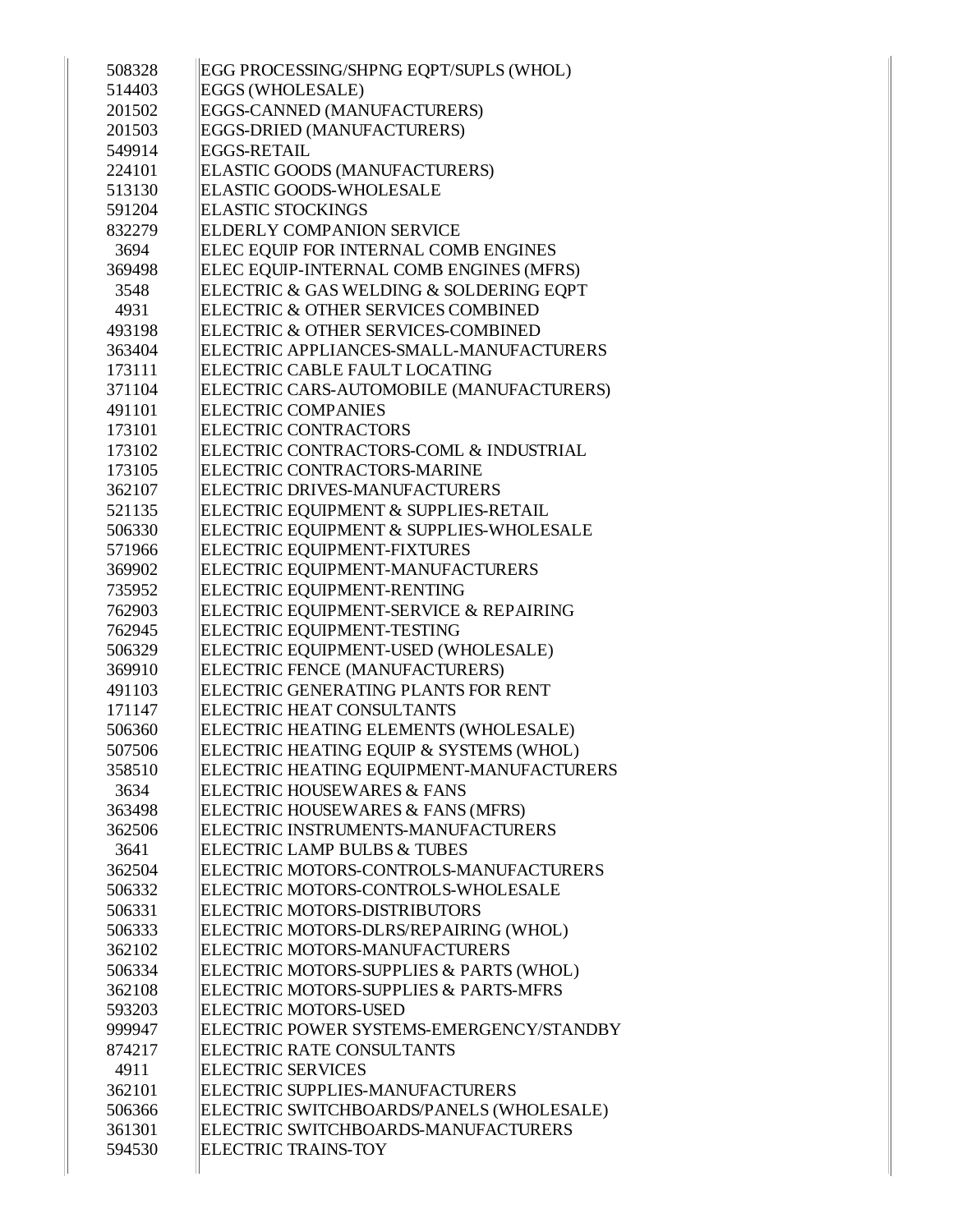| | |
|---|---|
| 508328 | EGG PROCESSING/SHPNG EQPT/SUPLS (WHOL) |
| 514403 | EGGS (WHOLESALE) |
| 201502 | EGGS-CANNED (MANUFACTURERS) |
| 201503 | EGGS-DRIED (MANUFACTURERS) |
| 549914 | EGGS-RETAIL |
| 224101 | ELASTIC GOODS (MANUFACTURERS) |
| 513130 | ELASTIC GOODS-WHOLESALE |
| 591204 | ELASTIC STOCKINGS |
| 832279 | ELDERLY COMPANION SERVICE |
| 3694 | ELEC EQUIP FOR INTERNAL COMB ENGINES |
| 369498 | ELEC EQUIP-INTERNAL COMB ENGINES (MFRS) |
| 3548 | ELECTRIC & GAS WELDING & SOLDERING EQPT |
| 4931 | ELECTRIC & OTHER SERVICES COMBINED |
| 493198 | ELECTRIC & OTHER SERVICES-COMBINED |
| 363404 | ELECTRIC APPLIANCES-SMALL-MANUFACTURERS |
| 173111 | ELECTRIC CABLE FAULT LOCATING |
| 371104 | ELECTRIC CARS-AUTOMOBILE (MANUFACTURERS) |
| 491101 | ELECTRIC COMPANIES |
| 173101 | ELECTRIC CONTRACTORS |
| 173102 | ELECTRIC CONTRACTORS-COML & INDUSTRIAL |
| 173105 | ELECTRIC CONTRACTORS-MARINE |
| 362107 | ELECTRIC DRIVES-MANUFACTURERS |
| 521135 | ELECTRIC EQUIPMENT & SUPPLIES-RETAIL |
| 506330 | ELECTRIC EQUIPMENT & SUPPLIES-WHOLESALE |
| 571966 | ELECTRIC EQUIPMENT-FIXTURES |
| 369902 | ELECTRIC EQUIPMENT-MANUFACTURERS |
| 735952 | ELECTRIC EQUIPMENT-RENTING |
| 762903 | ELECTRIC EQUIPMENT-SERVICE & REPAIRING |
| 762945 | ELECTRIC EQUIPMENT-TESTING |
| 506329 | ELECTRIC EQUIPMENT-USED (WHOLESALE) |
| 369910 | ELECTRIC FENCE (MANUFACTURERS) |
| 491103 | ELECTRIC GENERATING PLANTS FOR RENT |
| 171147 | ELECTRIC HEAT CONSULTANTS |
| 506360 | ELECTRIC HEATING ELEMENTS (WHOLESALE) |
| 507506 | ELECTRIC HEATING EQUIP & SYSTEMS (WHOL) |
| 358510 | ELECTRIC HEATING EQUIPMENT-MANUFACTURERS |
| 3634 | ELECTRIC HOUSEWARES & FANS |
| 363498 | ELECTRIC HOUSEWARES & FANS (MFRS) |
| 362506 | ELECTRIC INSTRUMENTS-MANUFACTURERS |
| 3641 | ELECTRIC LAMP BULBS & TUBES |
| 362504 | ELECTRIC MOTORS-CONTROLS-MANUFACTURERS |
| 506332 | ELECTRIC MOTORS-CONTROLS-WHOLESALE |
| 506331 | ELECTRIC MOTORS-DISTRIBUTORS |
| 506333 | ELECTRIC MOTORS-DLRS/REPAIRING (WHOL) |
| 362102 | ELECTRIC MOTORS-MANUFACTURERS |
| 506334 | ELECTRIC MOTORS-SUPPLIES & PARTS (WHOL) |
| 362108 | ELECTRIC MOTORS-SUPPLIES & PARTS-MFRS |
| 593203 | ELECTRIC MOTORS-USED |
| 999947 | ELECTRIC POWER SYSTEMS-EMERGENCY/STANDBY |
| 874217 | ELECTRIC RATE CONSULTANTS |
| 4911 | ELECTRIC SERVICES |
| 362101 | ELECTRIC SUPPLIES-MANUFACTURERS |
| 506366 | ELECTRIC SWITCHBOARDS/PANELS (WHOLESALE) |
| 361301 | ELECTRIC SWITCHBOARDS-MANUFACTURERS |
| 594530 | ELECTRIC TRAINS-TOY |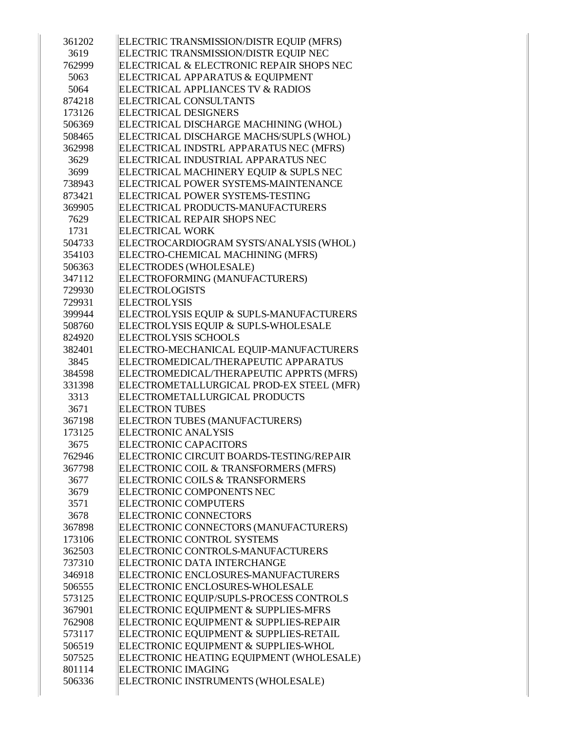| | |
|---|---|
| 361202 | ELECTRIC TRANSMISSION/DISTR EQUIP (MFRS) |
| 3619 | ELECTRIC TRANSMISSION/DISTR EQUIP NEC |
| 762999 | ELECTRICAL & ELECTRONIC REPAIR SHOPS NEC |
| 5063 | ELECTRICAL APPARATUS & EQUIPMENT |
| 5064 | ELECTRICAL APPLIANCES TV & RADIOS |
| 874218 | ELECTRICAL CONSULTANTS |
| 173126 | ELECTRICAL DESIGNERS |
| 506369 | ELECTRICAL DISCHARGE MACHINING (WHOL) |
| 508465 | ELECTRICAL DISCHARGE MACHS/SUPLS (WHOL) |
| 362998 | ELECTRICAL INDSTRL APPARATUS NEC (MFRS) |
| 3629 | ELECTRICAL INDUSTRIAL APPARATUS NEC |
| 3699 | ELECTRICAL MACHINERY EQUIP & SUPLS NEC |
| 738943 | ELECTRICAL POWER SYSTEMS-MAINTENANCE |
| 873421 | ELECTRICAL POWER SYSTEMS-TESTING |
| 369905 | ELECTRICAL PRODUCTS-MANUFACTURERS |
| 7629 | ELECTRICAL REPAIR SHOPS NEC |
| 1731 | ELECTRICAL WORK |
| 504733 | ELECTROCARDIOGRAM SYSTS/ANALYSIS (WHOL) |
| 354103 | ELECTRO-CHEMICAL MACHINING (MFRS) |
| 506363 | ELECTRODES (WHOLESALE) |
| 347112 | ELECTROFORMING (MANUFACTURERS) |
| 729930 | ELECTROLOGISTS |
| 729931 | ELECTROLYSIS |
| 399944 | ELECTROLYSIS EQUIP & SUPLS-MANUFACTURERS |
| 508760 | ELECTROLYSIS EQUIP & SUPLS-WHOLESALE |
| 824920 | ELECTROLYSIS SCHOOLS |
| 382401 | ELECTRO-MECHANICAL EQUIP-MANUFACTURERS |
| 3845 | ELECTROMEDICAL/THERAPEUTIC APPARATUS |
| 384598 | ELECTROMEDICAL/THERAPEUTIC APPRTS (MFRS) |
| 331398 | ELECTROMETALLURGICAL PROD-EX STEEL (MFR) |
| 3313 | ELECTROMETALLURGICAL PRODUCTS |
| 3671 | ELECTRON TUBES |
| 367198 | ELECTRON TUBES (MANUFACTURERS) |
| 173125 | ELECTRONIC ANALYSIS |
| 3675 | ELECTRONIC CAPACITORS |
| 762946 | ELECTRONIC CIRCUIT BOARDS-TESTING/REPAIR |
| 367798 | ELECTRONIC COIL & TRANSFORMERS (MFRS) |
| 3677 | ELECTRONIC COILS & TRANSFORMERS |
| 3679 | ELECTRONIC COMPONENTS NEC |
| 3571 | ELECTRONIC COMPUTERS |
| 3678 | ELECTRONIC CONNECTORS |
| 367898 | ELECTRONIC CONNECTORS (MANUFACTURERS) |
| 173106 | ELECTRONIC CONTROL SYSTEMS |
| 362503 | ELECTRONIC CONTROLS-MANUFACTURERS |
| 737310 | ELECTRONIC DATA INTERCHANGE |
| 346918 | ELECTRONIC ENCLOSURES-MANUFACTURERS |
| 506555 | ELECTRONIC ENCLOSURES-WHOLESALE |
| 573125 | ELECTRONIC EQUIP/SUPLS-PROCESS CONTROLS |
| 367901 | ELECTRONIC EQUIPMENT & SUPPLIES-MFRS |
| 762908 | ELECTRONIC EQUIPMENT & SUPPLIES-REPAIR |
| 573117 | ELECTRONIC EQUIPMENT & SUPPLIES-RETAIL |
| 506519 | ELECTRONIC EQUIPMENT & SUPPLIES-WHOL |
| 507525 | ELECTRONIC HEATING EQUIPMENT (WHOLESALE) |
| 801114 | ELECTRONIC IMAGING |
| 506336 | ELECTRONIC INSTRUMENTS (WHOLESALE) |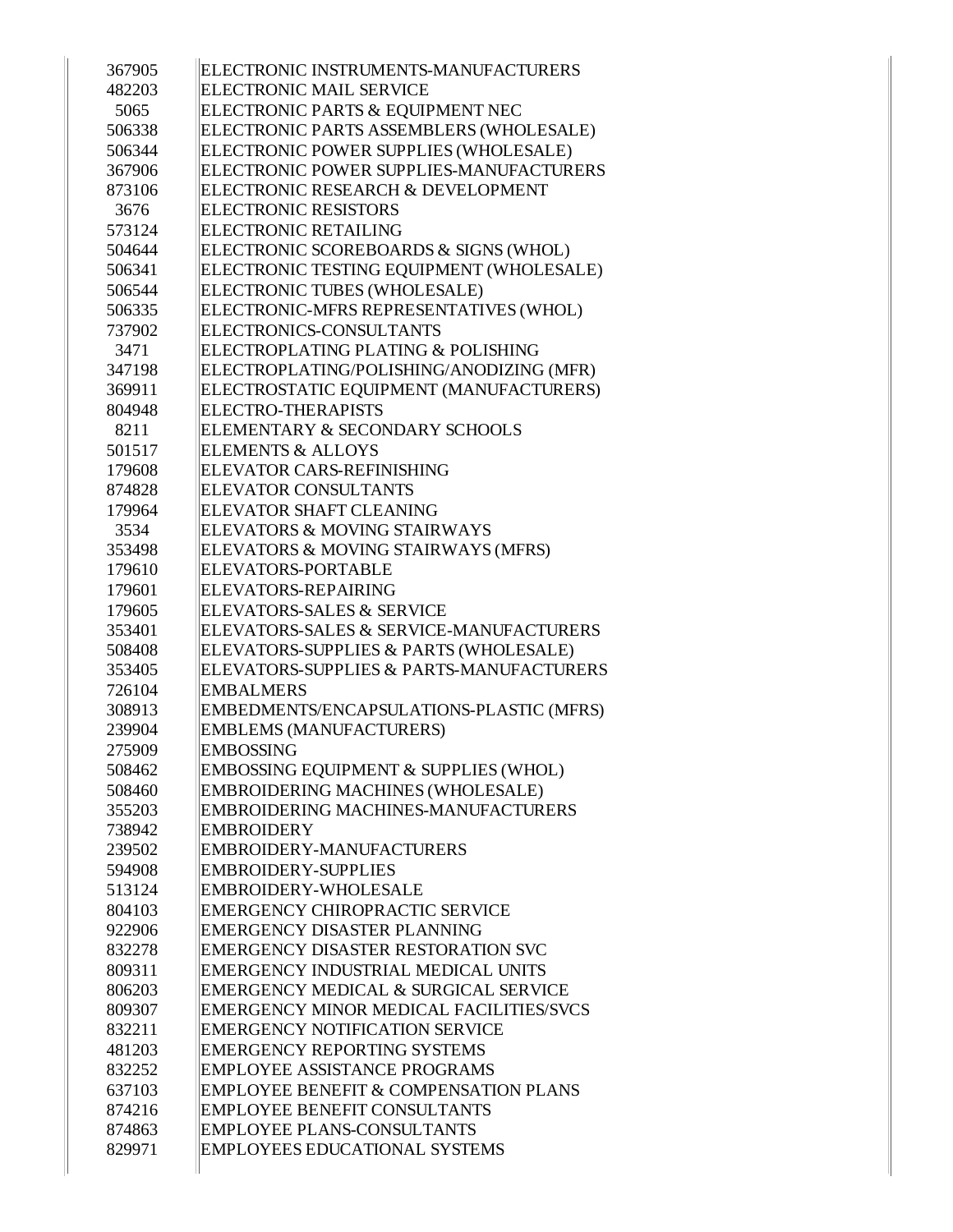| | |
|---|---|
| 367905 | ELECTRONIC INSTRUMENTS-MANUFACTURERS |
| 482203 | ELECTRONIC MAIL SERVICE |
| 5065 | ELECTRONIC PARTS & EQUIPMENT NEC |
| 506338 | ELECTRONIC PARTS ASSEMBLERS (WHOLESALE) |
| 506344 | ELECTRONIC POWER SUPPLIES (WHOLESALE) |
| 367906 | ELECTRONIC POWER SUPPLIES-MANUFACTURERS |
| 873106 | ELECTRONIC RESEARCH & DEVELOPMENT |
| 3676 | ELECTRONIC RESISTORS |
| 573124 | ELECTRONIC RETAILING |
| 504644 | ELECTRONIC SCOREBOARDS & SIGNS (WHOL) |
| 506341 | ELECTRONIC TESTING EQUIPMENT (WHOLESALE) |
| 506544 | ELECTRONIC TUBES (WHOLESALE) |
| 506335 | ELECTRONIC-MFRS REPRESENTATIVES (WHOL) |
| 737902 | ELECTRONICS-CONSULTANTS |
| 3471 | ELECTROPLATING PLATING & POLISHING |
| 347198 | ELECTROPLATING/POLISHING/ANODIZING (MFR) |
| 369911 | ELECTROSTATIC EQUIPMENT (MANUFACTURERS) |
| 804948 | ELECTRO-THERAPISTS |
| 8211 | ELEMENTARY & SECONDARY SCHOOLS |
| 501517 | ELEMENTS & ALLOYS |
| 179608 | ELEVATOR CARS-REFINISHING |
| 874828 | ELEVATOR CONSULTANTS |
| 179964 | ELEVATOR SHAFT CLEANING |
| 3534 | ELEVATORS & MOVING STAIRWAYS |
| 353498 | ELEVATORS & MOVING STAIRWAYS (MFRS) |
| 179610 | ELEVATORS-PORTABLE |
| 179601 | ELEVATORS-REPAIRING |
| 179605 | ELEVATORS-SALES & SERVICE |
| 353401 | ELEVATORS-SALES & SERVICE-MANUFACTURERS |
| 508408 | ELEVATORS-SUPPLIES & PARTS (WHOLESALE) |
| 353405 | ELEVATORS-SUPPLIES & PARTS-MANUFACTURERS |
| 726104 | EMBALMERS |
| 308913 | EMBEDMENTS/ENCAPSULATIONS-PLASTIC (MFRS) |
| 239904 | EMBLEMS (MANUFACTURERS) |
| 275909 | EMBOSSING |
| 508462 | EMBOSSING EQUIPMENT & SUPPLIES (WHOL) |
| 508460 | EMBROIDERING MACHINES (WHOLESALE) |
| 355203 | EMBROIDERING MACHINES-MANUFACTURERS |
| 738942 | EMBROIDERY |
| 239502 | EMBROIDERY-MANUFACTURERS |
| 594908 | EMBROIDERY-SUPPLIES |
| 513124 | EMBROIDERY-WHOLESALE |
| 804103 | EMERGENCY CHIROPRACTIC SERVICE |
| 922906 | EMERGENCY DISASTER PLANNING |
| 832278 | EMERGENCY DISASTER RESTORATION SVC |
| 809311 | EMERGENCY INDUSTRIAL MEDICAL UNITS |
| 806203 | EMERGENCY MEDICAL & SURGICAL SERVICE |
| 809307 | EMERGENCY MINOR MEDICAL FACILITIES/SVCS |
| 832211 | EMERGENCY NOTIFICATION SERVICE |
| 481203 | EMERGENCY REPORTING SYSTEMS |
| 832252 | EMPLOYEE ASSISTANCE PROGRAMS |
| 637103 | EMPLOYEE BENEFIT & COMPENSATION PLANS |
| 874216 | EMPLOYEE BENEFIT CONSULTANTS |
| 874863 | EMPLOYEE PLANS-CONSULTANTS |
| 829971 | EMPLOYEES EDUCATIONAL SYSTEMS |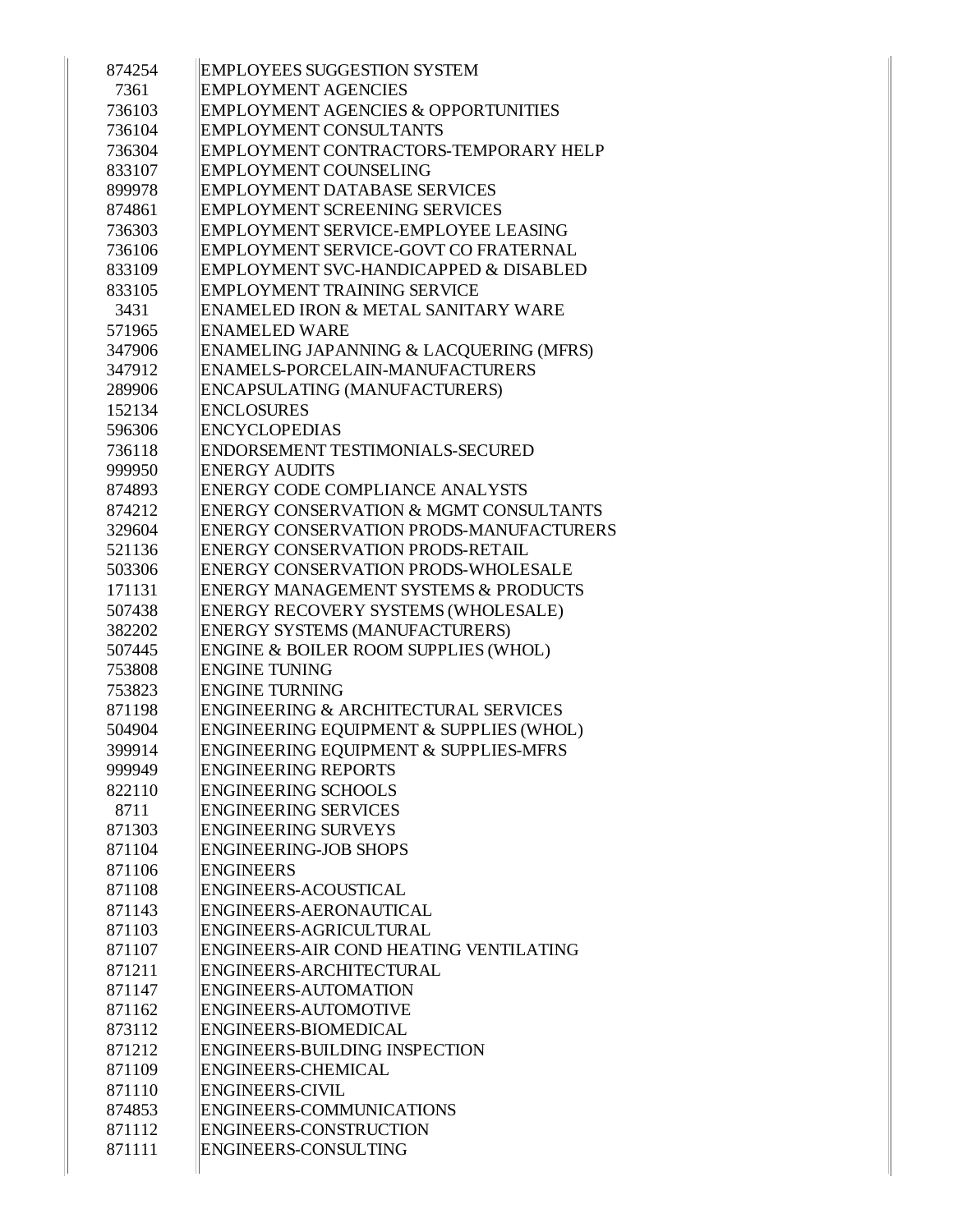| | |
|---|---|
| 874254 | EMPLOYEES SUGGESTION SYSTEM |
| 7361 | EMPLOYMENT AGENCIES |
| 736103 | EMPLOYMENT AGENCIES & OPPORTUNITIES |
| 736104 | EMPLOYMENT CONSULTANTS |
| 736304 | EMPLOYMENT CONTRACTORS-TEMPORARY HELP |
| 833107 | EMPLOYMENT COUNSELING |
| 899978 | EMPLOYMENT DATABASE SERVICES |
| 874861 | EMPLOYMENT SCREENING SERVICES |
| 736303 | EMPLOYMENT SERVICE-EMPLOYEE LEASING |
| 736106 | EMPLOYMENT SERVICE-GOVT CO FRATERNAL |
| 833109 | EMPLOYMENT SVC-HANDICAPPED & DISABLED |
| 833105 | EMPLOYMENT TRAINING SERVICE |
| 3431 | ENAMELED IRON & METAL SANITARY WARE |
| 571965 | ENAMELED WARE |
| 347906 | ENAMELING JAPANNING & LACQUERING (MFRS) |
| 347912 | ENAMELS-PORCELAIN-MANUFACTURERS |
| 289906 | ENCAPSULATING (MANUFACTURERS) |
| 152134 | ENCLOSURES |
| 596306 | ENCYCLOPEDIAS |
| 736118 | ENDORSEMENT TESTIMONIALS-SECURED |
| 999950 | ENERGY AUDITS |
| 874893 | ENERGY CODE COMPLIANCE ANALYSTS |
| 874212 | ENERGY CONSERVATION & MGMT CONSULTANTS |
| 329604 | ENERGY CONSERVATION PRODS-MANUFACTURERS |
| 521136 | ENERGY CONSERVATION PRODS-RETAIL |
| 503306 | ENERGY CONSERVATION PRODS-WHOLESALE |
| 171131 | ENERGY MANAGEMENT SYSTEMS & PRODUCTS |
| 507438 | ENERGY RECOVERY SYSTEMS (WHOLESALE) |
| 382202 | ENERGY SYSTEMS (MANUFACTURERS) |
| 507445 | ENGINE & BOILER ROOM SUPPLIES (WHOL) |
| 753808 | ENGINE TUNING |
| 753823 | ENGINE TURNING |
| 871198 | ENGINEERING & ARCHITECTURAL SERVICES |
| 504904 | ENGINEERING EQUIPMENT & SUPPLIES (WHOL) |
| 399914 | ENGINEERING EQUIPMENT & SUPPLIES-MFRS |
| 999949 | ENGINEERING REPORTS |
| 822110 | ENGINEERING SCHOOLS |
| 8711 | ENGINEERING SERVICES |
| 871303 | ENGINEERING SURVEYS |
| 871104 | ENGINEERING-JOB SHOPS |
| 871106 | ENGINEERS |
| 871108 | ENGINEERS-ACOUSTICAL |
| 871143 | ENGINEERS-AERONAUTICAL |
| 871103 | ENGINEERS-AGRICULTURAL |
| 871107 | ENGINEERS-AIR COND HEATING VENTILATING |
| 871211 | ENGINEERS-ARCHITECTURAL |
| 871147 | ENGINEERS-AUTOMATION |
| 871162 | ENGINEERS-AUTOMOTIVE |
| 873112 | ENGINEERS-BIOMEDICAL |
| 871212 | ENGINEERS-BUILDING INSPECTION |
| 871109 | ENGINEERS-CHEMICAL |
| 871110 | ENGINEERS-CIVIL |
| 874853 | ENGINEERS-COMMUNICATIONS |
| 871112 | ENGINEERS-CONSTRUCTION |
| 871111 | ENGINEERS-CONSULTING |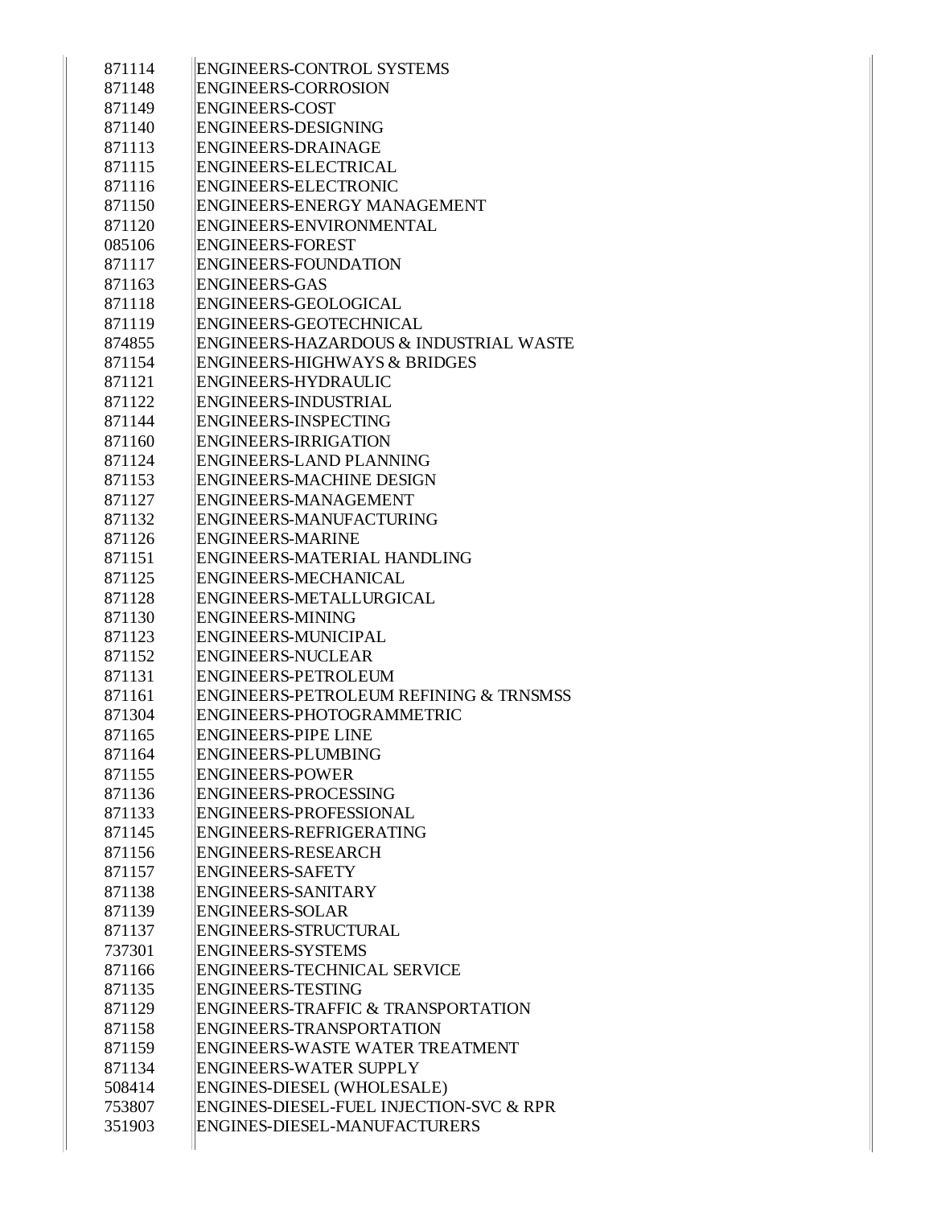| | |
|---|---|
| 871114 | ENGINEERS-CONTROL SYSTEMS |
| 871148 | ENGINEERS-CORROSION |
| 871149 | ENGINEERS-COST |
| 871140 | ENGINEERS-DESIGNING |
| 871113 | ENGINEERS-DRAINAGE |
| 871115 | ENGINEERS-ELECTRICAL |
| 871116 | ENGINEERS-ELECTRONIC |
| 871150 | ENGINEERS-ENERGY MANAGEMENT |
| 871120 | ENGINEERS-ENVIRONMENTAL |
| 085106 | ENGINEERS-FOREST |
| 871117 | ENGINEERS-FOUNDATION |
| 871163 | ENGINEERS-GAS |
| 871118 | ENGINEERS-GEOLOGICAL |
| 871119 | ENGINEERS-GEOTECHNICAL |
| 874855 | ENGINEERS-HAZARDOUS & INDUSTRIAL WASTE |
| 871154 | ENGINEERS-HIGHWAYS & BRIDGES |
| 871121 | ENGINEERS-HYDRAULIC |
| 871122 | ENGINEERS-INDUSTRIAL |
| 871144 | ENGINEERS-INSPECTING |
| 871160 | ENGINEERS-IRRIGATION |
| 871124 | ENGINEERS-LAND PLANNING |
| 871153 | ENGINEERS-MACHINE DESIGN |
| 871127 | ENGINEERS-MANAGEMENT |
| 871132 | ENGINEERS-MANUFACTURING |
| 871126 | ENGINEERS-MARINE |
| 871151 | ENGINEERS-MATERIAL HANDLING |
| 871125 | ENGINEERS-MECHANICAL |
| 871128 | ENGINEERS-METALLURGICAL |
| 871130 | ENGINEERS-MINING |
| 871123 | ENGINEERS-MUNICIPAL |
| 871152 | ENGINEERS-NUCLEAR |
| 871131 | ENGINEERS-PETROLEUM |
| 871161 | ENGINEERS-PETROLEUM REFINING & TRNSMSS |
| 871304 | ENGINEERS-PHOTOGRAMMETRIC |
| 871165 | ENGINEERS-PIPE LINE |
| 871164 | ENGINEERS-PLUMBING |
| 871155 | ENGINEERS-POWER |
| 871136 | ENGINEERS-PROCESSING |
| 871133 | ENGINEERS-PROFESSIONAL |
| 871145 | ENGINEERS-REFRIGERATING |
| 871156 | ENGINEERS-RESEARCH |
| 871157 | ENGINEERS-SAFETY |
| 871138 | ENGINEERS-SANITARY |
| 871139 | ENGINEERS-SOLAR |
| 871137 | ENGINEERS-STRUCTURAL |
| 737301 | ENGINEERS-SYSTEMS |
| 871166 | ENGINEERS-TECHNICAL SERVICE |
| 871135 | ENGINEERS-TESTING |
| 871129 | ENGINEERS-TRAFFIC & TRANSPORTATION |
| 871158 | ENGINEERS-TRANSPORTATION |
| 871159 | ENGINEERS-WASTE WATER TREATMENT |
| 871134 | ENGINEERS-WATER SUPPLY |
| 508414 | ENGINES-DIESEL (WHOLESALE) |
| 753807 | ENGINES-DIESEL-FUEL INJECTION-SVC & RPR |
| 351903 | ENGINES-DIESEL-MANUFACTURERS |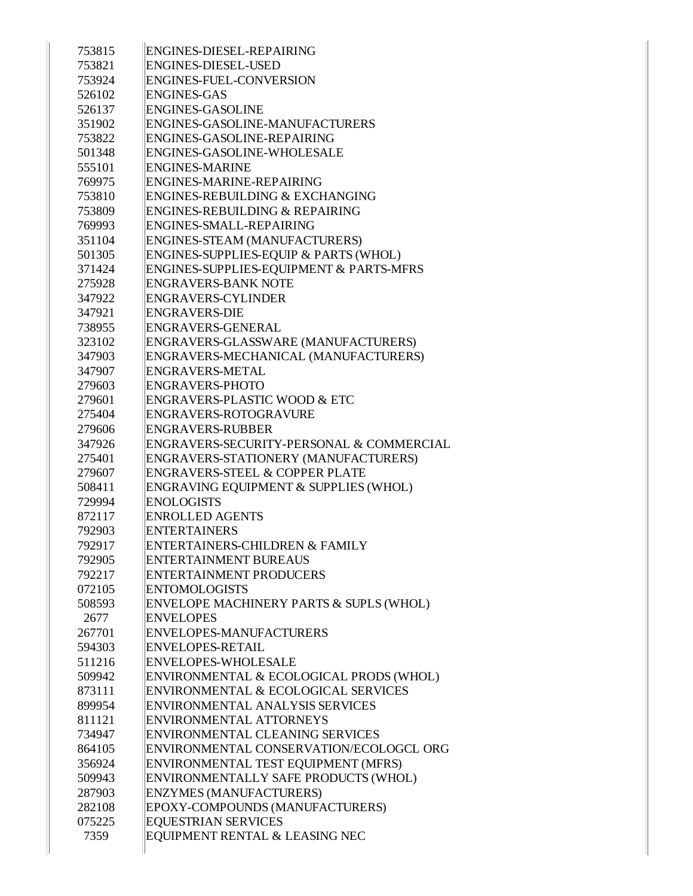| | |
|---|---|
| 753815 | ENGINES-DIESEL-REPAIRING |
| 753821 | ENGINES-DIESEL-USED |
| 753924 | ENGINES-FUEL-CONVERSION |
| 526102 | ENGINES-GAS |
| 526137 | ENGINES-GASOLINE |
| 351902 | ENGINES-GASOLINE-MANUFACTURERS |
| 753822 | ENGINES-GASOLINE-REPAIRING |
| 501348 | ENGINES-GASOLINE-WHOLESALE |
| 555101 | ENGINES-MARINE |
| 769975 | ENGINES-MARINE-REPAIRING |
| 753810 | ENGINES-REBUILDING & EXCHANGING |
| 753809 | ENGINES-REBUILDING & REPAIRING |
| 769993 | ENGINES-SMALL-REPAIRING |
| 351104 | ENGINES-STEAM (MANUFACTURERS) |
| 501305 | ENGINES-SUPPLIES-EQUIP & PARTS (WHOL) |
| 371424 | ENGINES-SUPPLIES-EQUIPMENT & PARTS-MFRS |
| 275928 | ENGRAVERS-BANK NOTE |
| 347922 | ENGRAVERS-CYLINDER |
| 347921 | ENGRAVERS-DIE |
| 738955 | ENGRAVERS-GENERAL |
| 323102 | ENGRAVERS-GLASSWARE (MANUFACTURERS) |
| 347903 | ENGRAVERS-MECHANICAL (MANUFACTURERS) |
| 347907 | ENGRAVERS-METAL |
| 279603 | ENGRAVERS-PHOTO |
| 279601 | ENGRAVERS-PLASTIC WOOD & ETC |
| 275404 | ENGRAVERS-ROTOGRAVURE |
| 279606 | ENGRAVERS-RUBBER |
| 347926 | ENGRAVERS-SECURITY-PERSONAL & COMMERCIAL |
| 275401 | ENGRAVERS-STATIONERY (MANUFACTURERS) |
| 279607 | ENGRAVERS-STEEL & COPPER PLATE |
| 508411 | ENGRAVING EQUIPMENT & SUPPLIES (WHOL) |
| 729994 | ENOLOGISTS |
| 872117 | ENROLLED AGENTS |
| 792903 | ENTERTAINERS |
| 792917 | ENTERTAINERS-CHILDREN & FAMILY |
| 792905 | ENTERTAINMENT BUREAUS |
| 792217 | ENTERTAINMENT PRODUCERS |
| 072105 | ENTOMOLOGISTS |
| 508593 | ENVELOPE MACHINERY PARTS & SUPLS (WHOL) |
| 2677 | ENVELOPES |
| 267701 | ENVELOPES-MANUFACTURERS |
| 594303 | ENVELOPES-RETAIL |
| 511216 | ENVELOPES-WHOLESALE |
| 509942 | ENVIRONMENTAL & ECOLOGICAL PRODS (WHOL) |
| 873111 | ENVIRONMENTAL & ECOLOGICAL SERVICES |
| 899954 | ENVIRONMENTAL ANALYSIS SERVICES |
| 811121 | ENVIRONMENTAL ATTORNEYS |
| 734947 | ENVIRONMENTAL CLEANING SERVICES |
| 864105 | ENVIRONMENTAL CONSERVATION/ECOLOGCL ORG |
| 356924 | ENVIRONMENTAL TEST EQUIPMENT (MFRS) |
| 509943 | ENVIRONMENTALLY SAFE PRODUCTS (WHOL) |
| 287903 | ENZYMES (MANUFACTURERS) |
| 282108 | EPOXY-COMPOUNDS (MANUFACTURERS) |
| 075225 | EQUESTRIAN SERVICES |
| 7359 | EQUIPMENT RENTAL & LEASING NEC |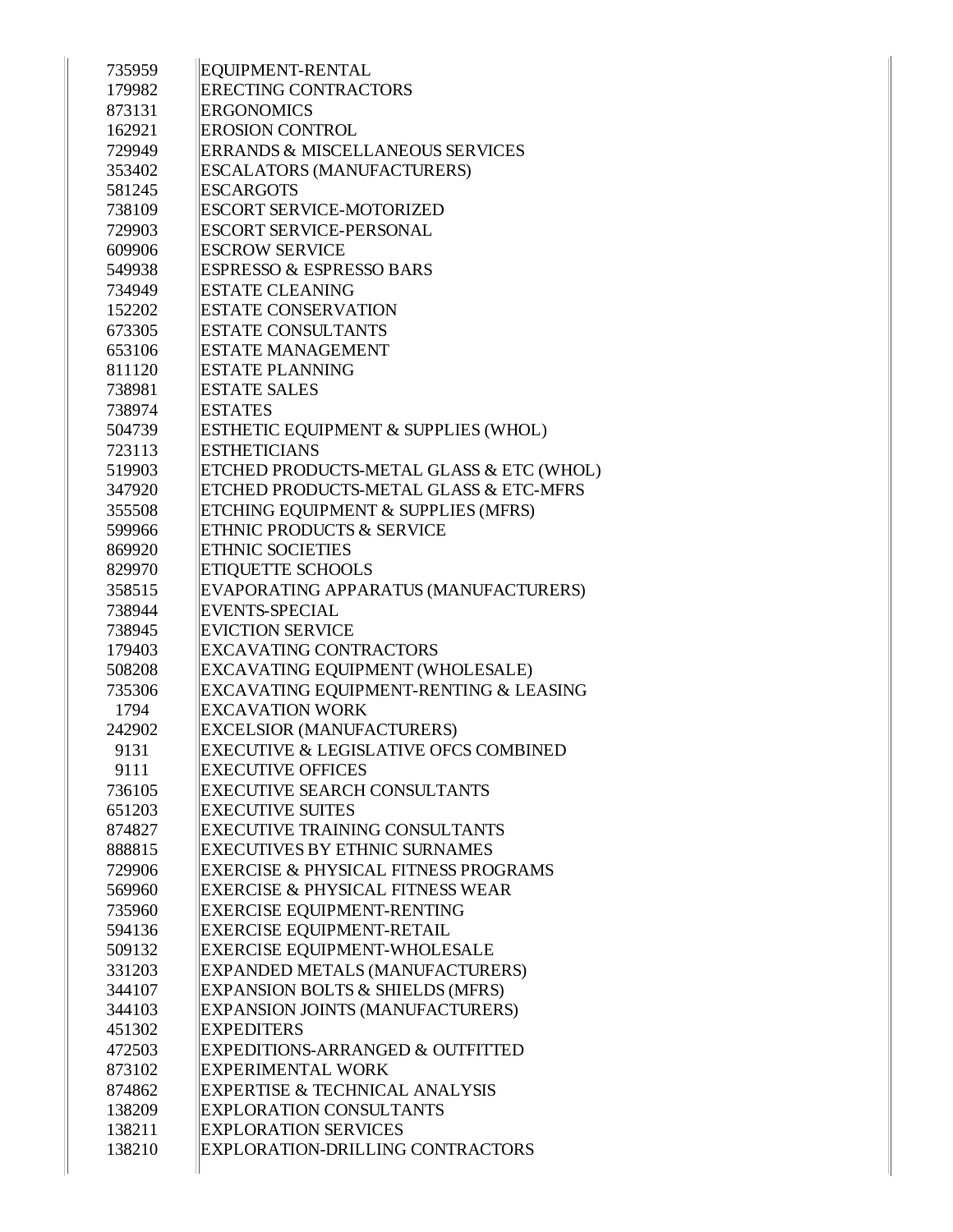| | |
|---|---|
| 735959 | EQUIPMENT-RENTAL |
| 179982 | ERECTING CONTRACTORS |
| 873131 | ERGONOMICS |
| 162921 | EROSION CONTROL |
| 729949 | ERRANDS & MISCELLANEOUS SERVICES |
| 353402 | ESCALATORS (MANUFACTURERS) |
| 581245 | ESCARGOTS |
| 738109 | ESCORT SERVICE-MOTORIZED |
| 729903 | ESCORT SERVICE-PERSONAL |
| 609906 | ESCROW SERVICE |
| 549938 | ESPRESSO & ESPRESSO BARS |
| 734949 | ESTATE CLEANING |
| 152202 | ESTATE CONSERVATION |
| 673305 | ESTATE CONSULTANTS |
| 653106 | ESTATE MANAGEMENT |
| 811120 | ESTATE PLANNING |
| 738981 | ESTATE SALES |
| 738974 | ESTATES |
| 504739 | ESTHETIC EQUIPMENT & SUPPLIES (WHOL) |
| 723113 | ESTHETICIANS |
| 519903 | ETCHED PRODUCTS-METAL GLASS & ETC (WHOL) |
| 347920 | ETCHED PRODUCTS-METAL GLASS & ETC-MFRS |
| 355508 | ETCHING EQUIPMENT & SUPPLIES (MFRS) |
| 599966 | ETHNIC PRODUCTS & SERVICE |
| 869920 | ETHNIC SOCIETIES |
| 829970 | ETIQUETTE SCHOOLS |
| 358515 | EVAPORATING APPARATUS (MANUFACTURERS) |
| 738944 | EVENTS-SPECIAL |
| 738945 | EVICTION SERVICE |
| 179403 | EXCAVATING CONTRACTORS |
| 508208 | EXCAVATING EQUIPMENT (WHOLESALE) |
| 735306 | EXCAVATING EQUIPMENT-RENTING & LEASING |
| 1794 | EXCAVATION WORK |
| 242902 | EXCELSIOR (MANUFACTURERS) |
| 9131 | EXECUTIVE & LEGISLATIVE OFCS COMBINED |
| 9111 | EXECUTIVE OFFICES |
| 736105 | EXECUTIVE SEARCH CONSULTANTS |
| 651203 | EXECUTIVE SUITES |
| 874827 | EXECUTIVE TRAINING CONSULTANTS |
| 888815 | EXECUTIVES BY ETHNIC SURNAMES |
| 729906 | EXERCISE & PHYSICAL FITNESS PROGRAMS |
| 569960 | EXERCISE & PHYSICAL FITNESS WEAR |
| 735960 | EXERCISE EQUIPMENT-RENTING |
| 594136 | EXERCISE EQUIPMENT-RETAIL |
| 509132 | EXERCISE EQUIPMENT-WHOLESALE |
| 331203 | EXPANDED METALS (MANUFACTURERS) |
| 344107 | EXPANSION BOLTS & SHIELDS (MFRS) |
| 344103 | EXPANSION JOINTS (MANUFACTURERS) |
| 451302 | EXPEDITERS |
| 472503 | EXPEDITIONS-ARRANGED & OUTFITTED |
| 873102 | EXPERIMENTAL WORK |
| 874862 | EXPERTISE & TECHNICAL ANALYSIS |
| 138209 | EXPLORATION CONSULTANTS |
| 138211 | EXPLORATION SERVICES |
| 138210 | EXPLORATION-DRILLING CONTRACTORS |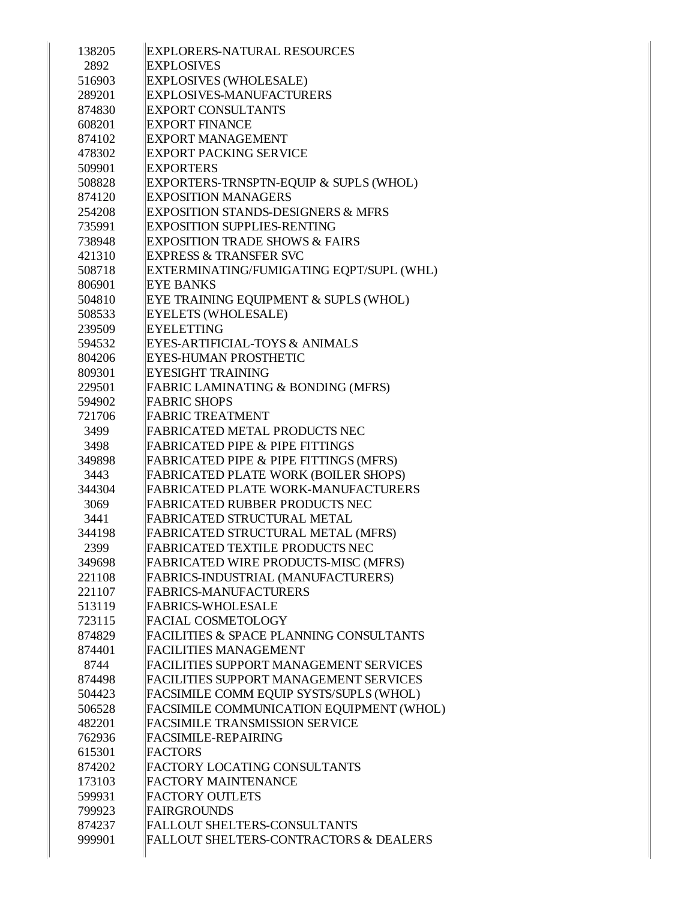| | |
|---|---|
| 138205 | EXPLORERS-NATURAL RESOURCES |
| 2892 | EXPLOSIVES |
| 516903 | EXPLOSIVES (WHOLESALE) |
| 289201 | EXPLOSIVES-MANUFACTURERS |
| 874830 | EXPORT CONSULTANTS |
| 608201 | EXPORT FINANCE |
| 874102 | EXPORT MANAGEMENT |
| 478302 | EXPORT PACKING SERVICE |
| 509901 | EXPORTERS |
| 508828 | EXPORTERS-TRNSPTN-EQUIP & SUPLS (WHOL) |
| 874120 | EXPOSITION MANAGERS |
| 254208 | EXPOSITION STANDS-DESIGNERS & MFRS |
| 735991 | EXPOSITION SUPPLIES-RENTING |
| 738948 | EXPOSITION TRADE SHOWS & FAIRS |
| 421310 | EXPRESS & TRANSFER SVC |
| 508718 | EXTERMINATING/FUMIGATING EQPT/SUPL (WHL) |
| 806901 | EYE BANKS |
| 504810 | EYE TRAINING EQUIPMENT & SUPLS (WHOL) |
| 508533 | EYELETS (WHOLESALE) |
| 239509 | EYELETTING |
| 594532 | EYES-ARTIFICIAL-TOYS & ANIMALS |
| 804206 | EYES-HUMAN PROSTHETIC |
| 809301 | EYESIGHT TRAINING |
| 229501 | FABRIC LAMINATING & BONDING (MFRS) |
| 594902 | FABRIC SHOPS |
| 721706 | FABRIC TREATMENT |
| 3499 | FABRICATED METAL PRODUCTS NEC |
| 3498 | FABRICATED PIPE & PIPE FITTINGS |
| 349898 | FABRICATED PIPE & PIPE FITTINGS (MFRS) |
| 3443 | FABRICATED PLATE WORK (BOILER SHOPS) |
| 344304 | FABRICATED PLATE WORK-MANUFACTURERS |
| 3069 | FABRICATED RUBBER PRODUCTS NEC |
| 3441 | FABRICATED STRUCTURAL METAL |
| 344198 | FABRICATED STRUCTURAL METAL (MFRS) |
| 2399 | FABRICATED TEXTILE PRODUCTS NEC |
| 349698 | FABRICATED WIRE PRODUCTS-MISC (MFRS) |
| 221108 | FABRICS-INDUSTRIAL (MANUFACTURERS) |
| 221107 | FABRICS-MANUFACTURERS |
| 513119 | FABRICS-WHOLESALE |
| 723115 | FACIAL COSMETOLOGY |
| 874829 | FACILITIES & SPACE PLANNING CONSULTANTS |
| 874401 | FACILITIES MANAGEMENT |
| 8744 | FACILITIES SUPPORT MANAGEMENT SERVICES |
| 874498 | FACILITIES SUPPORT MANAGEMENT SERVICES |
| 504423 | FACSIMILE COMM EQUIP SYSTS/SUPLS (WHOL) |
| 506528 | FACSIMILE COMMUNICATION EQUIPMENT (WHOL) |
| 482201 | FACSIMILE TRANSMISSION SERVICE |
| 762936 | FACSIMILE-REPAIRING |
| 615301 | FACTORS |
| 874202 | FACTORY LOCATING CONSULTANTS |
| 173103 | FACTORY MAINTENANCE |
| 599931 | FACTORY OUTLETS |
| 799923 | FAIRGROUNDS |
| 874237 | FALLOUT SHELTERS-CONSULTANTS |
| 999901 | FALLOUT SHELTERS-CONTRACTORS & DEALERS |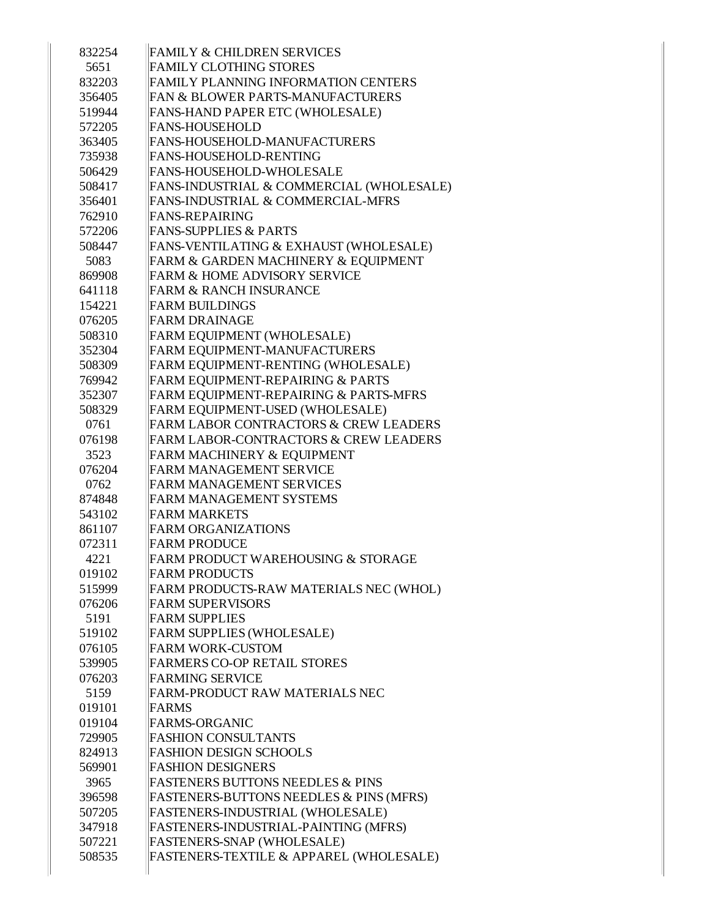| | |
|---|---|
| 832254 | FAMILY & CHILDREN SERVICES |
| 5651 | FAMILY CLOTHING STORES |
| 832203 | FAMILY PLANNING INFORMATION CENTERS |
| 356405 | FAN & BLOWER PARTS-MANUFACTURERS |
| 519944 | FANS-HAND PAPER ETC (WHOLESALE) |
| 572205 | FANS-HOUSEHOLD |
| 363405 | FANS-HOUSEHOLD-MANUFACTURERS |
| 735938 | FANS-HOUSEHOLD-RENTING |
| 506429 | FANS-HOUSEHOLD-WHOLESALE |
| 508417 | FANS-INDUSTRIAL & COMMERCIAL (WHOLESALE) |
| 356401 | FANS-INDUSTRIAL & COMMERCIAL-MFRS |
| 762910 | FANS-REPAIRING |
| 572206 | FANS-SUPPLIES & PARTS |
| 508447 | FANS-VENTILATING & EXHAUST (WHOLESALE) |
| 5083 | FARM & GARDEN MACHINERY & EQUIPMENT |
| 869908 | FARM & HOME ADVISORY SERVICE |
| 641118 | FARM & RANCH INSURANCE |
| 154221 | FARM BUILDINGS |
| 076205 | FARM DRAINAGE |
| 508310 | FARM EQUIPMENT (WHOLESALE) |
| 352304 | FARM EQUIPMENT-MANUFACTURERS |
| 508309 | FARM EQUIPMENT-RENTING (WHOLESALE) |
| 769942 | FARM EQUIPMENT-REPAIRING & PARTS |
| 352307 | FARM EQUIPMENT-REPAIRING & PARTS-MFRS |
| 508329 | FARM EQUIPMENT-USED (WHOLESALE) |
| 0761 | FARM LABOR CONTRACTORS & CREW LEADERS |
| 076198 | FARM LABOR-CONTRACTORS & CREW LEADERS |
| 3523 | FARM MACHINERY & EQUIPMENT |
| 076204 | FARM MANAGEMENT SERVICE |
| 0762 | FARM MANAGEMENT SERVICES |
| 874848 | FARM MANAGEMENT SYSTEMS |
| 543102 | FARM MARKETS |
| 861107 | FARM ORGANIZATIONS |
| 072311 | FARM PRODUCE |
| 4221 | FARM PRODUCT WAREHOUSING & STORAGE |
| 019102 | FARM PRODUCTS |
| 515999 | FARM PRODUCTS-RAW MATERIALS NEC (WHOL) |
| 076206 | FARM SUPERVISORS |
| 5191 | FARM SUPPLIES |
| 519102 | FARM SUPPLIES (WHOLESALE) |
| 076105 | FARM WORK-CUSTOM |
| 539905 | FARMERS CO-OP RETAIL STORES |
| 076203 | FARMING SERVICE |
| 5159 | FARM-PRODUCT RAW MATERIALS NEC |
| 019101 | FARMS |
| 019104 | FARMS-ORGANIC |
| 729905 | FASHION CONSULTANTS |
| 824913 | FASHION DESIGN SCHOOLS |
| 569901 | FASHION DESIGNERS |
| 3965 | FASTENERS BUTTONS NEEDLES & PINS |
| 396598 | FASTENERS-BUTTONS NEEDLES & PINS (MFRS) |
| 507205 | FASTENERS-INDUSTRIAL (WHOLESALE) |
| 347918 | FASTENERS-INDUSTRIAL-PAINTING (MFRS) |
| 507221 | FASTENERS-SNAP (WHOLESALE) |
| 508535 | FASTENERS-TEXTILE & APPAREL (WHOLESALE) |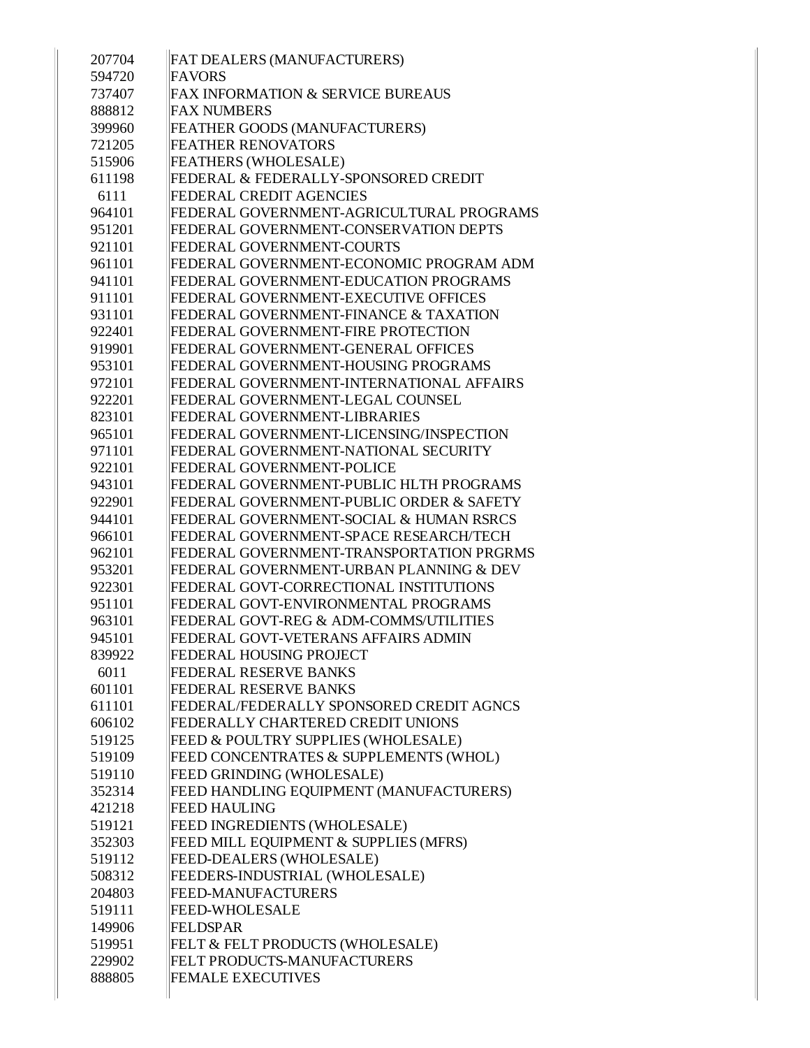| | |
|---|---|
| 207704 | FAT DEALERS (MANUFACTURERS) |
| 594720 | FAVORS |
| 737407 | FAX INFORMATION & SERVICE BUREAUS |
| 888812 | FAX NUMBERS |
| 399960 | FEATHER GOODS (MANUFACTURERS) |
| 721205 | FEATHER RENOVATORS |
| 515906 | FEATHERS (WHOLESALE) |
| 611198 | FEDERAL & FEDERALLY-SPONSORED CREDIT |
| 6111 | FEDERAL CREDIT AGENCIES |
| 964101 | FEDERAL GOVERNMENT-AGRICULTURAL PROGRAMS |
| 951201 | FEDERAL GOVERNMENT-CONSERVATION DEPTS |
| 921101 | FEDERAL GOVERNMENT-COURTS |
| 961101 | FEDERAL GOVERNMENT-ECONOMIC PROGRAM ADM |
| 941101 | FEDERAL GOVERNMENT-EDUCATION PROGRAMS |
| 911101 | FEDERAL GOVERNMENT-EXECUTIVE OFFICES |
| 931101 | FEDERAL GOVERNMENT-FINANCE & TAXATION |
| 922401 | FEDERAL GOVERNMENT-FIRE PROTECTION |
| 919901 | FEDERAL GOVERNMENT-GENERAL OFFICES |
| 953101 | FEDERAL GOVERNMENT-HOUSING PROGRAMS |
| 972101 | FEDERAL GOVERNMENT-INTERNATIONAL AFFAIRS |
| 922201 | FEDERAL GOVERNMENT-LEGAL COUNSEL |
| 823101 | FEDERAL GOVERNMENT-LIBRARIES |
| 965101 | FEDERAL GOVERNMENT-LICENSING/INSPECTION |
| 971101 | FEDERAL GOVERNMENT-NATIONAL SECURITY |
| 922101 | FEDERAL GOVERNMENT-POLICE |
| 943101 | FEDERAL GOVERNMENT-PUBLIC HLTH PROGRAMS |
| 922901 | FEDERAL GOVERNMENT-PUBLIC ORDER & SAFETY |
| 944101 | FEDERAL GOVERNMENT-SOCIAL & HUMAN RSRCS |
| 966101 | FEDERAL GOVERNMENT-SPACE RESEARCH/TECH |
| 962101 | FEDERAL GOVERNMENT-TRANSPORTATION PRGRMS |
| 953201 | FEDERAL GOVERNMENT-URBAN PLANNING & DEV |
| 922301 | FEDERAL GOVT-CORRECTIONAL INSTITUTIONS |
| 951101 | FEDERAL GOVT-ENVIRONMENTAL PROGRAMS |
| 963101 | FEDERAL GOVT-REG & ADM-COMMS/UTILITIES |
| 945101 | FEDERAL GOVT-VETERANS AFFAIRS ADMIN |
| 839922 | FEDERAL HOUSING PROJECT |
| 6011 | FEDERAL RESERVE BANKS |
| 601101 | FEDERAL RESERVE BANKS |
| 611101 | FEDERAL/FEDERALLY SPONSORED CREDIT AGNCS |
| 606102 | FEDERALLY CHARTERED CREDIT UNIONS |
| 519125 | FEED & POULTRY SUPPLIES (WHOLESALE) |
| 519109 | FEED CONCENTRATES & SUPPLEMENTS (WHOL) |
| 519110 | FEED GRINDING (WHOLESALE) |
| 352314 | FEED HANDLING EQUIPMENT (MANUFACTURERS) |
| 421218 | FEED HAULING |
| 519121 | FEED INGREDIENTS (WHOLESALE) |
| 352303 | FEED MILL EQUIPMENT & SUPPLIES (MFRS) |
| 519112 | FEED-DEALERS (WHOLESALE) |
| 508312 | FEEDERS-INDUSTRIAL (WHOLESALE) |
| 204803 | FEED-MANUFACTURERS |
| 519111 | FEED-WHOLESALE |
| 149906 | FELDSPAR |
| 519951 | FELT & FELT PRODUCTS (WHOLESALE) |
| 229902 | FELT PRODUCTS-MANUFACTURERS |
| 888805 | FEMALE EXECUTIVES |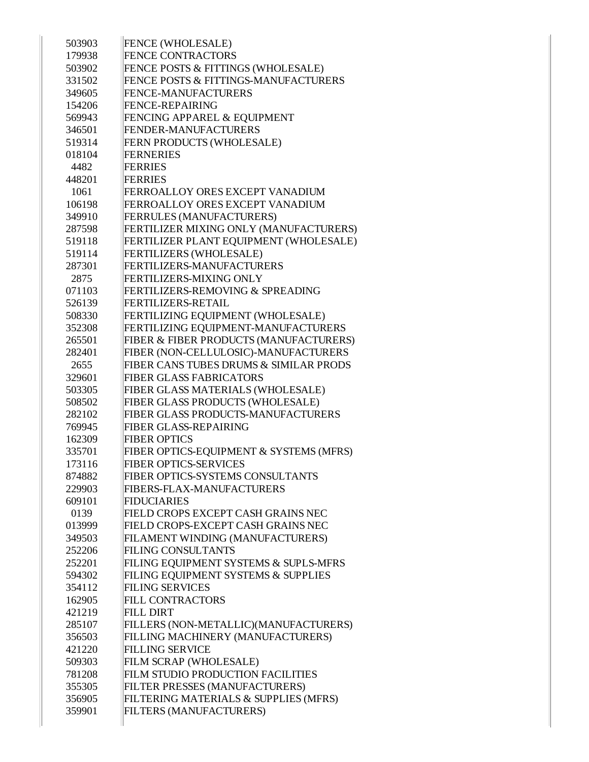| | |
|---|---|
| 503903 | FENCE (WHOLESALE) |
| 179938 | FENCE CONTRACTORS |
| 503902 | FENCE POSTS & FITTINGS (WHOLESALE) |
| 331502 | FENCE POSTS & FITTINGS-MANUFACTURERS |
| 349605 | FENCE-MANUFACTURERS |
| 154206 | FENCE-REPAIRING |
| 569943 | FENCING APPAREL & EQUIPMENT |
| 346501 | FENDER-MANUFACTURERS |
| 519314 | FERN PRODUCTS (WHOLESALE) |
| 018104 | FERNERIES |
| 4482 | FERRIES |
| 448201 | FERRIES |
| 1061 | FERROALLOY ORES EXCEPT VANADIUM |
| 106198 | FERROALLOY ORES EXCEPT VANADIUM |
| 349910 | FERRULES (MANUFACTURERS) |
| 287598 | FERTILIZER MIXING ONLY (MANUFACTURERS) |
| 519118 | FERTILIZER PLANT EQUIPMENT (WHOLESALE) |
| 519114 | FERTILIZERS (WHOLESALE) |
| 287301 | FERTILIZERS-MANUFACTURERS |
| 2875 | FERTILIZERS-MIXING ONLY |
| 071103 | FERTILIZERS-REMOVING & SPREADING |
| 526139 | FERTILIZERS-RETAIL |
| 508330 | FERTILIZING EQUIPMENT (WHOLESALE) |
| 352308 | FERTILIZING EQUIPMENT-MANUFACTURERS |
| 265501 | FIBER & FIBER PRODUCTS (MANUFACTURERS) |
| 282401 | FIBER (NON-CELLULOSIC)-MANUFACTURERS |
| 2655 | FIBER CANS TUBES DRUMS & SIMILAR PRODS |
| 329601 | FIBER GLASS FABRICATORS |
| 503305 | FIBER GLASS MATERIALS (WHOLESALE) |
| 508502 | FIBER GLASS PRODUCTS (WHOLESALE) |
| 282102 | FIBER GLASS PRODUCTS-MANUFACTURERS |
| 769945 | FIBER GLASS-REPAIRING |
| 162309 | FIBER OPTICS |
| 335701 | FIBER OPTICS-EQUIPMENT & SYSTEMS (MFRS) |
| 173116 | FIBER OPTICS-SERVICES |
| 874882 | FIBER OPTICS-SYSTEMS CONSULTANTS |
| 229903 | FIBERS-FLAX-MANUFACTURERS |
| 609101 | FIDUCIARIES |
| 0139 | FIELD CROPS EXCEPT CASH GRAINS NEC |
| 013999 | FIELD CROPS-EXCEPT CASH GRAINS NEC |
| 349503 | FILAMENT WINDING (MANUFACTURERS) |
| 252206 | FILING CONSULTANTS |
| 252201 | FILING EQUIPMENT SYSTEMS & SUPLS-MFRS |
| 594302 | FILING EQUIPMENT SYSTEMS & SUPPLIES |
| 354112 | FILING SERVICES |
| 162905 | FILL CONTRACTORS |
| 421219 | FILL DIRT |
| 285107 | FILLERS (NON-METALLIC)(MANUFACTURERS) |
| 356503 | FILLING MACHINERY (MANUFACTURERS) |
| 421220 | FILLING SERVICE |
| 509303 | FILM SCRAP (WHOLESALE) |
| 781208 | FILM STUDIO PRODUCTION FACILITIES |
| 355305 | FILTER PRESSES (MANUFACTURERS) |
| 356905 | FILTERING MATERIALS & SUPPLIES (MFRS) |
| 359901 | FILTERS (MANUFACTURERS) |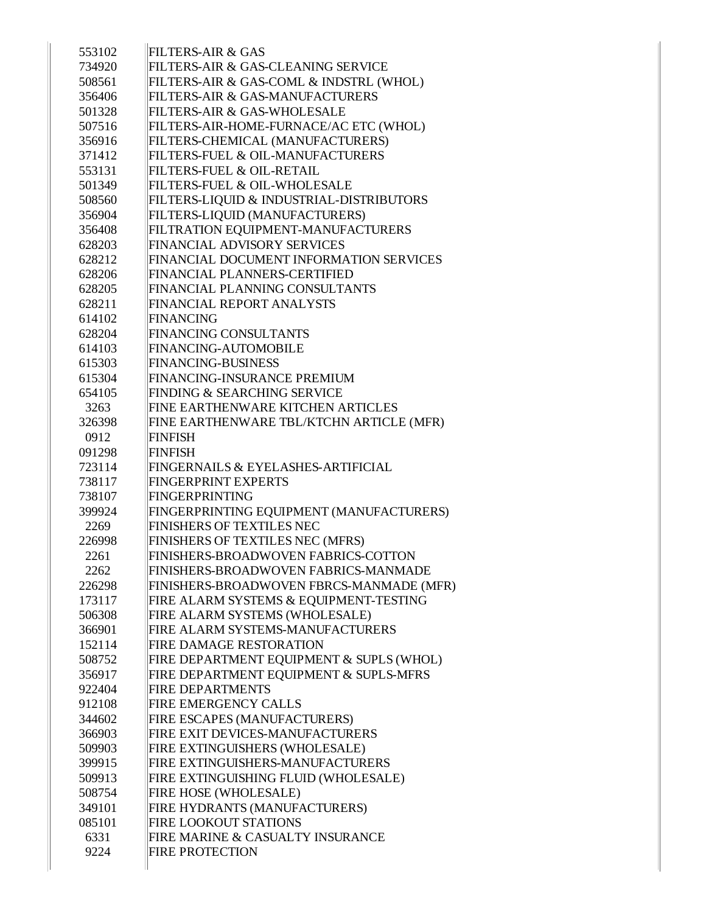| | |
|---|---|
| 553102 | FILTERS-AIR & GAS |
| 734920 | FILTERS-AIR & GAS-CLEANING SERVICE |
| 508561 | FILTERS-AIR & GAS-COML & INDSTRL (WHOL) |
| 356406 | FILTERS-AIR & GAS-MANUFACTURERS |
| 501328 | FILTERS-AIR & GAS-WHOLESALE |
| 507516 | FILTERS-AIR-HOME-FURNACE/AC ETC (WHOL) |
| 356916 | FILTERS-CHEMICAL (MANUFACTURERS) |
| 371412 | FILTERS-FUEL & OIL-MANUFACTURERS |
| 553131 | FILTERS-FUEL & OIL-RETAIL |
| 501349 | FILTERS-FUEL & OIL-WHOLESALE |
| 508560 | FILTERS-LIQUID & INDUSTRIAL-DISTRIBUTORS |
| 356904 | FILTERS-LIQUID (MANUFACTURERS) |
| 356408 | FILTRATION EQUIPMENT-MANUFACTURERS |
| 628203 | FINANCIAL ADVISORY SERVICES |
| 628212 | FINANCIAL DOCUMENT INFORMATION SERVICES |
| 628206 | FINANCIAL PLANNERS-CERTIFIED |
| 628205 | FINANCIAL PLANNING CONSULTANTS |
| 628211 | FINANCIAL REPORT ANALYSTS |
| 614102 | FINANCING |
| 628204 | FINANCING CONSULTANTS |
| 614103 | FINANCING-AUTOMOBILE |
| 615303 | FINANCING-BUSINESS |
| 615304 | FINANCING-INSURANCE PREMIUM |
| 654105 | FINDING & SEARCHING SERVICE |
| 3263 | FINE EARTHENWARE KITCHEN ARTICLES |
| 326398 | FINE EARTHENWARE TBL/KTCHN ARTICLE (MFR) |
| 0912 | FINFISH |
| 091298 | FINFISH |
| 723114 | FINGERNAILS & EYELASHES-ARTIFICIAL |
| 738117 | FINGERPRINT EXPERTS |
| 738107 | FINGERPRINTING |
| 399924 | FINGERPRINTING EQUIPMENT (MANUFACTURERS) |
| 2269 | FINISHERS OF TEXTILES NEC |
| 226998 | FINISHERS OF TEXTILES NEC (MFRS) |
| 2261 | FINISHERS-BROADWOVEN FABRICS-COTTON |
| 2262 | FINISHERS-BROADWOVEN FABRICS-MANMADE |
| 226298 | FINISHERS-BROADWOVEN FBRCS-MANMADE (MFR) |
| 173117 | FIRE ALARM SYSTEMS & EQUIPMENT-TESTING |
| 506308 | FIRE ALARM SYSTEMS (WHOLESALE) |
| 366901 | FIRE ALARM SYSTEMS-MANUFACTURERS |
| 152114 | FIRE DAMAGE RESTORATION |
| 508752 | FIRE DEPARTMENT EQUIPMENT & SUPLS (WHOL) |
| 356917 | FIRE DEPARTMENT EQUIPMENT & SUPLS-MFRS |
| 922404 | FIRE DEPARTMENTS |
| 912108 | FIRE EMERGENCY CALLS |
| 344602 | FIRE ESCAPES (MANUFACTURERS) |
| 366903 | FIRE EXIT DEVICES-MANUFACTURERS |
| 509903 | FIRE EXTINGUISHERS (WHOLESALE) |
| 399915 | FIRE EXTINGUISHERS-MANUFACTURERS |
| 509913 | FIRE EXTINGUISHING FLUID (WHOLESALE) |
| 508754 | FIRE HOSE (WHOLESALE) |
| 349101 | FIRE HYDRANTS (MANUFACTURERS) |
| 085101 | FIRE LOOKOUT STATIONS |
| 6331 | FIRE MARINE & CASUALTY INSURANCE |
| 9224 | FIRE PROTECTION |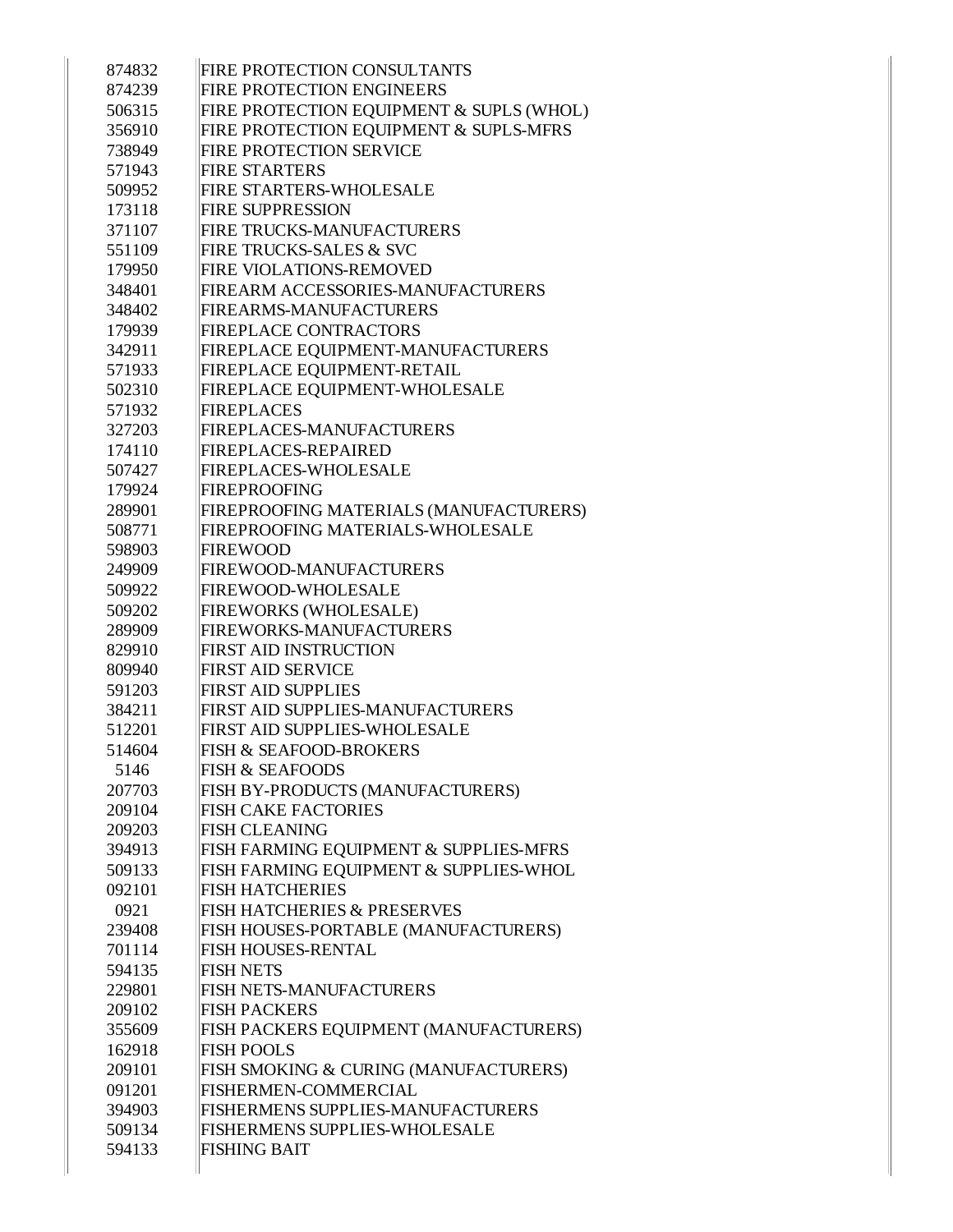| | |
|---|---|
| 874832 | FIRE PROTECTION CONSULTANTS |
| 874239 | FIRE PROTECTION ENGINEERS |
| 506315 | FIRE PROTECTION EQUIPMENT & SUPLS (WHOL) |
| 356910 | FIRE PROTECTION EQUIPMENT & SUPLS-MFRS |
| 738949 | FIRE PROTECTION SERVICE |
| 571943 | FIRE STARTERS |
| 509952 | FIRE STARTERS-WHOLESALE |
| 173118 | FIRE SUPPRESSION |
| 371107 | FIRE TRUCKS-MANUFACTURERS |
| 551109 | FIRE TRUCKS-SALES & SVC |
| 179950 | FIRE VIOLATIONS-REMOVED |
| 348401 | FIREARM ACCESSORIES-MANUFACTURERS |
| 348402 | FIREARMS-MANUFACTURERS |
| 179939 | FIREPLACE CONTRACTORS |
| 342911 | FIREPLACE EQUIPMENT-MANUFACTURERS |
| 571933 | FIREPLACE EQUIPMENT-RETAIL |
| 502310 | FIREPLACE EQUIPMENT-WHOLESALE |
| 571932 | FIREPLACES |
| 327203 | FIREPLACES-MANUFACTURERS |
| 174110 | FIREPLACES-REPAIRED |
| 507427 | FIREPLACES-WHOLESALE |
| 179924 | FIREPROOFING |
| 289901 | FIREPROOFING MATERIALS (MANUFACTURERS) |
| 508771 | FIREPROOFING MATERIALS-WHOLESALE |
| 598903 | FIREWOOD |
| 249909 | FIREWOOD-MANUFACTURERS |
| 509922 | FIREWOOD-WHOLESALE |
| 509202 | FIREWORKS (WHOLESALE) |
| 289909 | FIREWORKS-MANUFACTURERS |
| 829910 | FIRST AID INSTRUCTION |
| 809940 | FIRST AID SERVICE |
| 591203 | FIRST AID SUPPLIES |
| 384211 | FIRST AID SUPPLIES-MANUFACTURERS |
| 512201 | FIRST AID SUPPLIES-WHOLESALE |
| 514604 | FISH & SEAFOOD-BROKERS |
| 5146 | FISH & SEAFOODS |
| 207703 | FISH BY-PRODUCTS (MANUFACTURERS) |
| 209104 | FISH CAKE FACTORIES |
| 209203 | FISH CLEANING |
| 394913 | FISH FARMING EQUIPMENT & SUPPLIES-MFRS |
| 509133 | FISH FARMING EQUIPMENT & SUPPLIES-WHOL |
| 092101 | FISH HATCHERIES |
| 0921 | FISH HATCHERIES & PRESERVES |
| 239408 | FISH HOUSES-PORTABLE (MANUFACTURERS) |
| 701114 | FISH HOUSES-RENTAL |
| 594135 | FISH NETS |
| 229801 | FISH NETS-MANUFACTURERS |
| 209102 | FISH PACKERS |
| 355609 | FISH PACKERS EQUIPMENT (MANUFACTURERS) |
| 162918 | FISH POOLS |
| 209101 | FISH SMOKING & CURING (MANUFACTURERS) |
| 091201 | FISHERMEN-COMMERCIAL |
| 394903 | FISHERMENS SUPPLIES-MANUFACTURERS |
| 509134 | FISHERMENS SUPPLIES-WHOLESALE |
| 594133 | FISHING BAIT |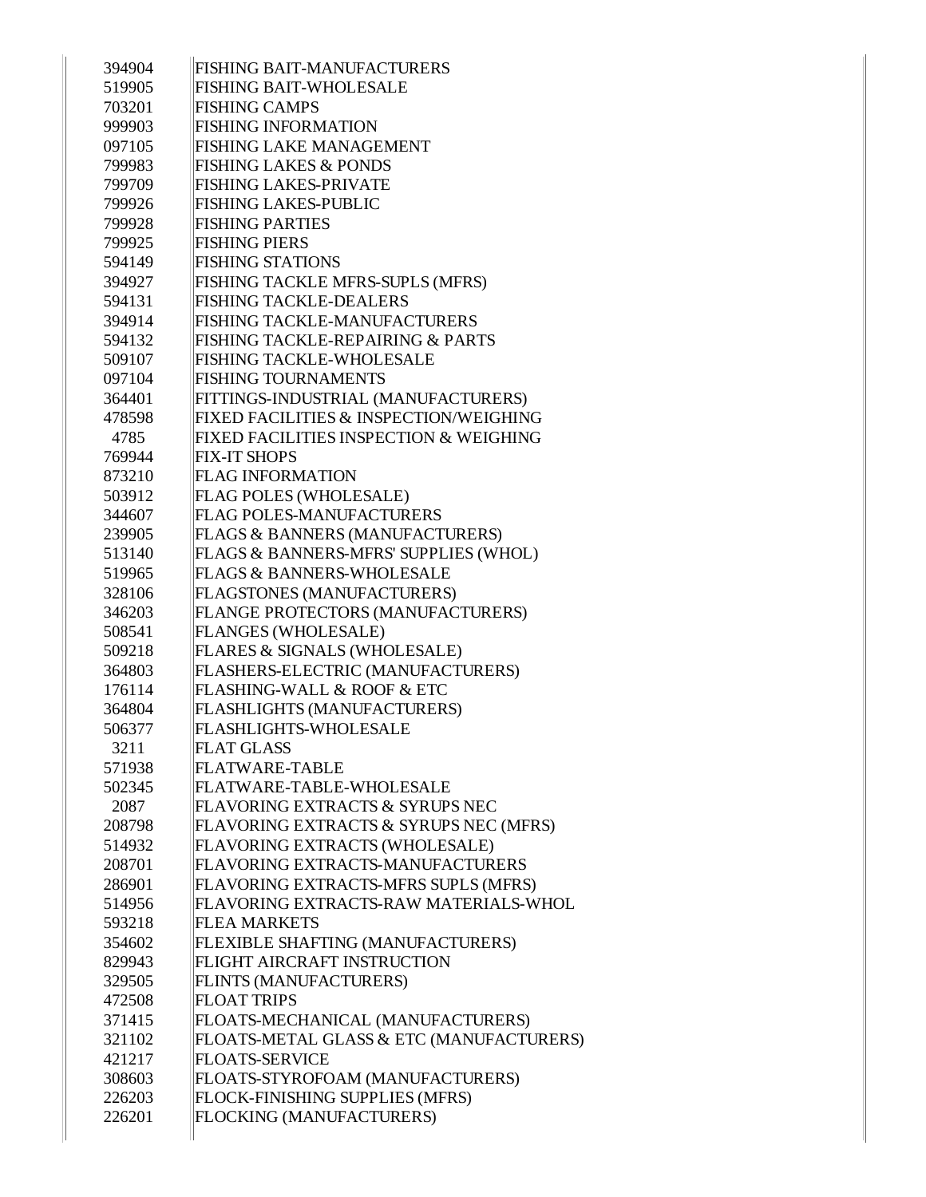| | |
|---|---|
| 394904 | FISHING BAIT-MANUFACTURERS |
| 519905 | FISHING BAIT-WHOLESALE |
| 703201 | FISHING CAMPS |
| 999903 | FISHING INFORMATION |
| 097105 | FISHING LAKE MANAGEMENT |
| 799983 | FISHING LAKES & PONDS |
| 799709 | FISHING LAKES-PRIVATE |
| 799926 | FISHING LAKES-PUBLIC |
| 799928 | FISHING PARTIES |
| 799925 | FISHING PIERS |
| 594149 | FISHING STATIONS |
| 394927 | FISHING TACKLE MFRS-SUPLS (MFRS) |
| 594131 | FISHING TACKLE-DEALERS |
| 394914 | FISHING TACKLE-MANUFACTURERS |
| 594132 | FISHING TACKLE-REPAIRING & PARTS |
| 509107 | FISHING TACKLE-WHOLESALE |
| 097104 | FISHING TOURNAMENTS |
| 364401 | FITTINGS-INDUSTRIAL (MANUFACTURERS) |
| 478598 | FIXED FACILITIES & INSPECTION/WEIGHING |
| 4785 | FIXED FACILITIES INSPECTION & WEIGHING |
| 769944 | FIX-IT SHOPS |
| 873210 | FLAG INFORMATION |
| 503912 | FLAG POLES (WHOLESALE) |
| 344607 | FLAG POLES-MANUFACTURERS |
| 239905 | FLAGS & BANNERS (MANUFACTURERS) |
| 513140 | FLAGS & BANNERS-MFRS' SUPPLIES (WHOL) |
| 519965 | FLAGS & BANNERS-WHOLESALE |
| 328106 | FLAGSTONES (MANUFACTURERS) |
| 346203 | FLANGE PROTECTORS (MANUFACTURERS) |
| 508541 | FLANGES (WHOLESALE) |
| 509218 | FLARES & SIGNALS (WHOLESALE) |
| 364803 | FLASHERS-ELECTRIC (MANUFACTURERS) |
| 176114 | FLASHING-WALL & ROOF & ETC |
| 364804 | FLASHLIGHTS (MANUFACTURERS) |
| 506377 | FLASHLIGHTS-WHOLESALE |
| 3211 | FLAT GLASS |
| 571938 | FLATWARE-TABLE |
| 502345 | FLATWARE-TABLE-WHOLESALE |
| 2087 | FLAVORING EXTRACTS & SYRUPS NEC |
| 208798 | FLAVORING EXTRACTS & SYRUPS NEC (MFRS) |
| 514932 | FLAVORING EXTRACTS (WHOLESALE) |
| 208701 | FLAVORING EXTRACTS-MANUFACTURERS |
| 286901 | FLAVORING EXTRACTS-MFRS SUPLS (MFRS) |
| 514956 | FLAVORING EXTRACTS-RAW MATERIALS-WHOL |
| 593218 | FLEA MARKETS |
| 354602 | FLEXIBLE SHAFTING (MANUFACTURERS) |
| 829943 | FLIGHT AIRCRAFT INSTRUCTION |
| 329505 | FLINTS (MANUFACTURERS) |
| 472508 | FLOAT TRIPS |
| 371415 | FLOATS-MECHANICAL (MANUFACTURERS) |
| 321102 | FLOATS-METAL GLASS & ETC (MANUFACTURERS) |
| 421217 | FLOATS-SERVICE |
| 308603 | FLOATS-STYROFOAM (MANUFACTURERS) |
| 226203 | FLOCK-FINISHING SUPPLIES (MFRS) |
| 226201 | FLOCKING (MANUFACTURERS) |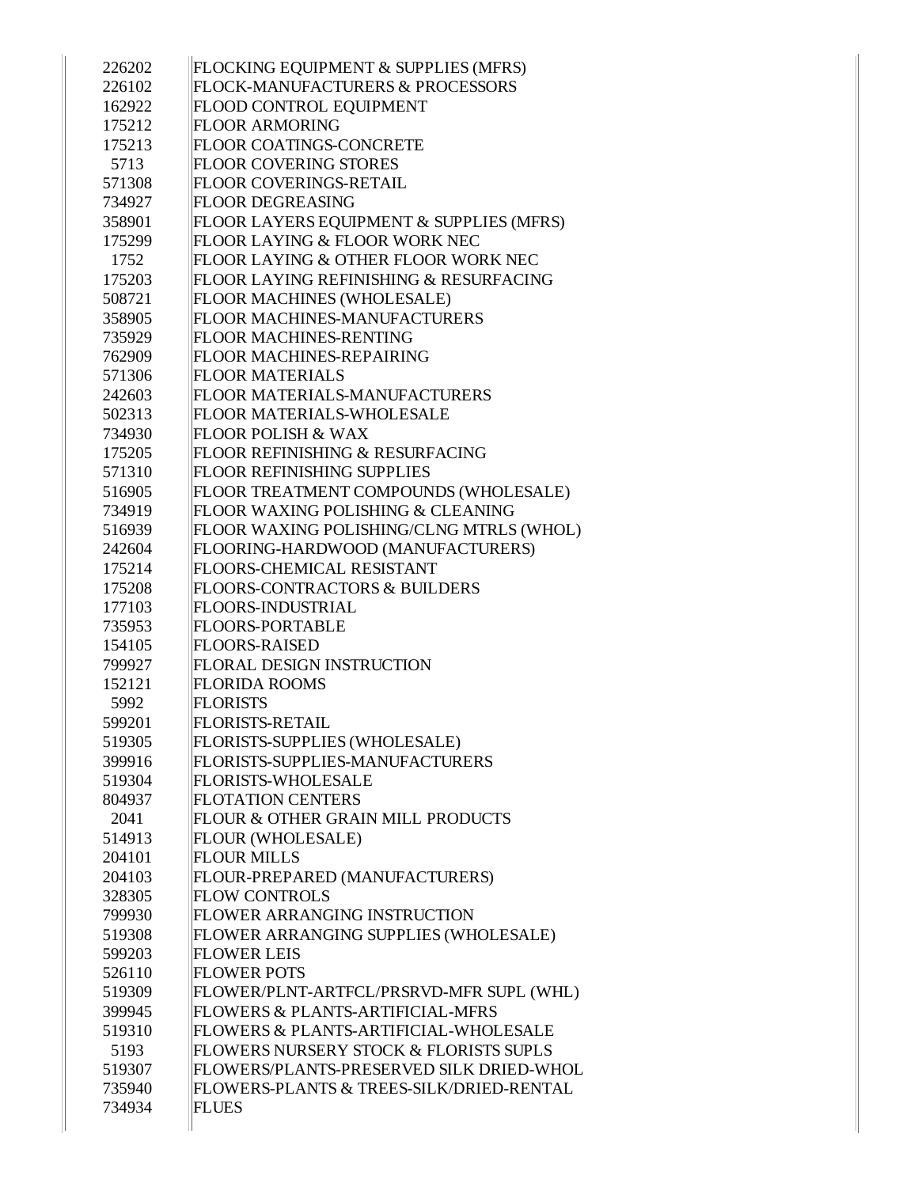| | |
|---|---|
| 226202 | FLOCKING EQUIPMENT & SUPPLIES (MFRS) |
| 226102 | FLOCK-MANUFACTURERS & PROCESSORS |
| 162922 | FLOOD CONTROL EQUIPMENT |
| 175212 | FLOOR ARMORING |
| 175213 | FLOOR COATINGS-CONCRETE |
| 5713 | FLOOR COVERING STORES |
| 571308 | FLOOR COVERINGS-RETAIL |
| 734927 | FLOOR DEGREASING |
| 358901 | FLOOR LAYERS EQUIPMENT & SUPPLIES (MFRS) |
| 175299 | FLOOR LAYING & FLOOR WORK NEC |
| 1752 | FLOOR LAYING & OTHER FLOOR WORK NEC |
| 175203 | FLOOR LAYING REFINISHING & RESURFACING |
| 508721 | FLOOR MACHINES (WHOLESALE) |
| 358905 | FLOOR MACHINES-MANUFACTURERS |
| 735929 | FLOOR MACHINES-RENTING |
| 762909 | FLOOR MACHINES-REPAIRING |
| 571306 | FLOOR MATERIALS |
| 242603 | FLOOR MATERIALS-MANUFACTURERS |
| 502313 | FLOOR MATERIALS-WHOLESALE |
| 734930 | FLOOR POLISH & WAX |
| 175205 | FLOOR REFINISHING & RESURFACING |
| 571310 | FLOOR REFINISHING SUPPLIES |
| 516905 | FLOOR TREATMENT COMPOUNDS (WHOLESALE) |
| 734919 | FLOOR WAXING POLISHING & CLEANING |
| 516939 | FLOOR WAXING POLISHING/CLNG MTRLS (WHOL) |
| 242604 | FLOORING-HARDWOOD (MANUFACTURERS) |
| 175214 | FLOORS-CHEMICAL RESISTANT |
| 175208 | FLOORS-CONTRACTORS & BUILDERS |
| 177103 | FLOORS-INDUSTRIAL |
| 735953 | FLOORS-PORTABLE |
| 154105 | FLOORS-RAISED |
| 799927 | FLORAL DESIGN INSTRUCTION |
| 152121 | FLORIDA ROOMS |
| 5992 | FLORISTS |
| 599201 | FLORISTS-RETAIL |
| 519305 | FLORISTS-SUPPLIES (WHOLESALE) |
| 399916 | FLORISTS-SUPPLIES-MANUFACTURERS |
| 519304 | FLORISTS-WHOLESALE |
| 804937 | FLOTATION CENTERS |
| 2041 | FLOUR & OTHER GRAIN MILL PRODUCTS |
| 514913 | FLOUR (WHOLESALE) |
| 204101 | FLOUR MILLS |
| 204103 | FLOUR-PREPARED (MANUFACTURERS) |
| 328305 | FLOW CONTROLS |
| 799930 | FLOWER ARRANGING INSTRUCTION |
| 519308 | FLOWER ARRANGING SUPPLIES (WHOLESALE) |
| 599203 | FLOWER LEIS |
| 526110 | FLOWER POTS |
| 519309 | FLOWER/PLNT-ARTFCL/PRSRVD-MFR SUPL (WHL) |
| 399945 | FLOWERS & PLANTS-ARTIFICIAL-MFRS |
| 519310 | FLOWERS & PLANTS-ARTIFICIAL-WHOLESALE |
| 5193 | FLOWERS NURSERY STOCK & FLORISTS SUPLS |
| 519307 | FLOWERS/PLANTS-PRESERVED SILK DRIED-WHOL |
| 735940 | FLOWERS-PLANTS & TREES-SILK/DRIED-RENTAL |
| 734934 | FLUES |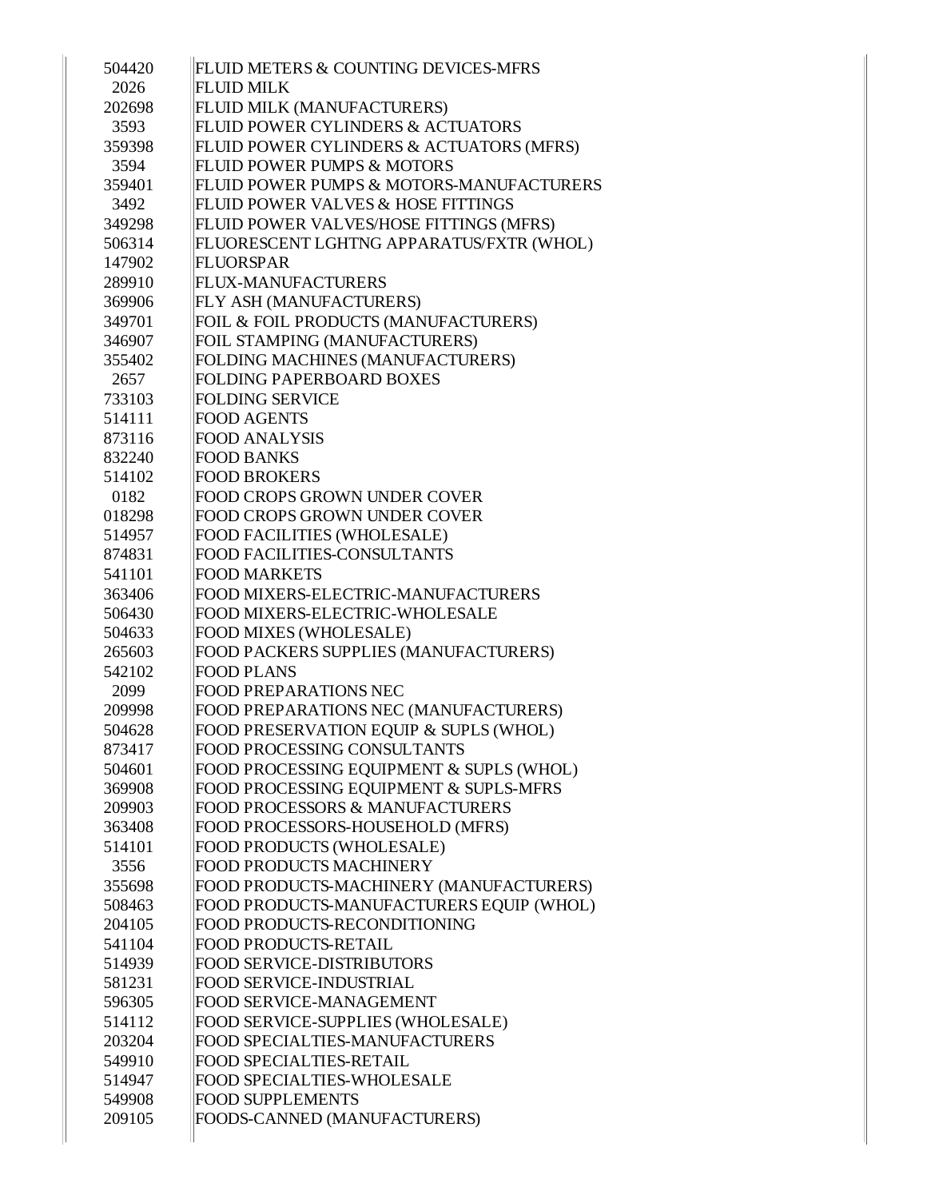| | |
|---|---|
| 504420 | FLUID METERS & COUNTING DEVICES-MFRS |
| 2026 | FLUID MILK |
| 202698 | FLUID MILK (MANUFACTURERS) |
| 3593 | FLUID POWER CYLINDERS & ACTUATORS |
| 359398 | FLUID POWER CYLINDERS & ACTUATORS (MFRS) |
| 3594 | FLUID POWER PUMPS & MOTORS |
| 359401 | FLUID POWER PUMPS & MOTORS-MANUFACTURERS |
| 3492 | FLUID POWER VALVES & HOSE FITTINGS |
| 349298 | FLUID POWER VALVES/HOSE FITTINGS (MFRS) |
| 506314 | FLUORESCENT LGHTNG APPARATUS/FXTR (WHOL) |
| 147902 | FLUORSPAR |
| 289910 | FLUX-MANUFACTURERS |
| 369906 | FLY ASH (MANUFACTURERS) |
| 349701 | FOIL & FOIL PRODUCTS (MANUFACTURERS) |
| 346907 | FOIL STAMPING (MANUFACTURERS) |
| 355402 | FOLDING MACHINES (MANUFACTURERS) |
| 2657 | FOLDING PAPERBOARD BOXES |
| 733103 | FOLDING SERVICE |
| 514111 | FOOD AGENTS |
| 873116 | FOOD ANALYSIS |
| 832240 | FOOD BANKS |
| 514102 | FOOD BROKERS |
| 0182 | FOOD CROPS GROWN UNDER COVER |
| 018298 | FOOD CROPS GROWN UNDER COVER |
| 514957 | FOOD FACILITIES (WHOLESALE) |
| 874831 | FOOD FACILITIES-CONSULTANTS |
| 541101 | FOOD MARKETS |
| 363406 | FOOD MIXERS-ELECTRIC-MANUFACTURERS |
| 506430 | FOOD MIXERS-ELECTRIC-WHOLESALE |
| 504633 | FOOD MIXES (WHOLESALE) |
| 265603 | FOOD PACKERS SUPPLIES (MANUFACTURERS) |
| 542102 | FOOD PLANS |
| 2099 | FOOD PREPARATIONS NEC |
| 209998 | FOOD PREPARATIONS NEC (MANUFACTURERS) |
| 504628 | FOOD PRESERVATION EQUIP & SUPLS (WHOL) |
| 873417 | FOOD PROCESSING CONSULTANTS |
| 504601 | FOOD PROCESSING EQUIPMENT & SUPLS (WHOL) |
| 369908 | FOOD PROCESSING EQUIPMENT & SUPLS-MFRS |
| 209903 | FOOD PROCESSORS & MANUFACTURERS |
| 363408 | FOOD PROCESSORS-HOUSEHOLD (MFRS) |
| 514101 | FOOD PRODUCTS (WHOLESALE) |
| 3556 | FOOD PRODUCTS MACHINERY |
| 355698 | FOOD PRODUCTS-MACHINERY (MANUFACTURERS) |
| 508463 | FOOD PRODUCTS-MANUFACTURERS EQUIP (WHOL) |
| 204105 | FOOD PRODUCTS-RECONDITIONING |
| 541104 | FOOD PRODUCTS-RETAIL |
| 514939 | FOOD SERVICE-DISTRIBUTORS |
| 581231 | FOOD SERVICE-INDUSTRIAL |
| 596305 | FOOD SERVICE-MANAGEMENT |
| 514112 | FOOD SERVICE-SUPPLIES (WHOLESALE) |
| 203204 | FOOD SPECIALTIES-MANUFACTURERS |
| 549910 | FOOD SPECIALTIES-RETAIL |
| 514947 | FOOD SPECIALTIES-WHOLESALE |
| 549908 | FOOD SUPPLEMENTS |
| 209105 | FOODS-CANNED (MANUFACTURERS) |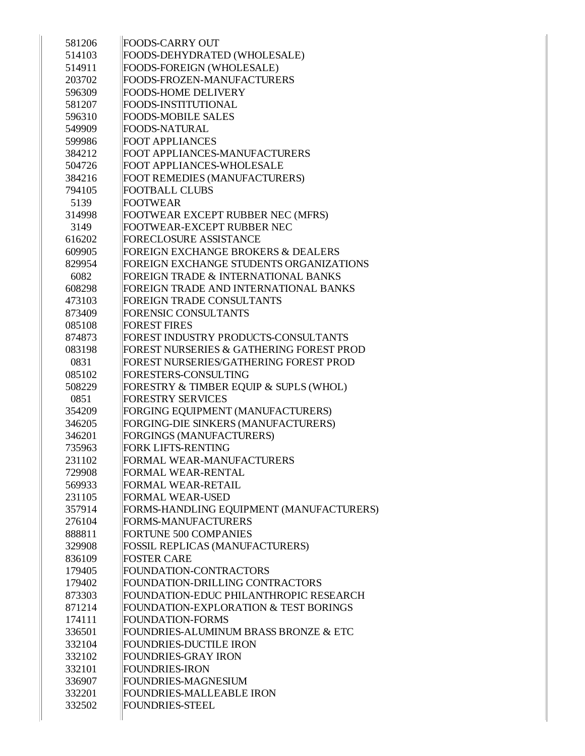| | |
|---|---|
| 581206 | FOODS-CARRY OUT |
| 514103 | FOODS-DEHYDRATED (WHOLESALE) |
| 514911 | FOODS-FOREIGN (WHOLESALE) |
| 203702 | FOODS-FROZEN-MANUFACTURERS |
| 596309 | FOODS-HOME DELIVERY |
| 581207 | FOODS-INSTITUTIONAL |
| 596310 | FOODS-MOBILE SALES |
| 549909 | FOODS-NATURAL |
| 599986 | FOOT APPLIANCES |
| 384212 | FOOT APPLIANCES-MANUFACTURERS |
| 504726 | FOOT APPLIANCES-WHOLESALE |
| 384216 | FOOT REMEDIES (MANUFACTURERS) |
| 794105 | FOOTBALL CLUBS |
| 5139 | FOOTWEAR |
| 314998 | FOOTWEAR EXCEPT RUBBER NEC (MFRS) |
| 3149 | FOOTWEAR-EXCEPT RUBBER NEC |
| 616202 | FORECLOSURE ASSISTANCE |
| 609905 | FOREIGN EXCHANGE BROKERS & DEALERS |
| 829954 | FOREIGN EXCHANGE STUDENTS ORGANIZATIONS |
| 6082 | FOREIGN TRADE & INTERNATIONAL BANKS |
| 608298 | FOREIGN TRADE AND INTERNATIONAL BANKS |
| 473103 | FOREIGN TRADE CONSULTANTS |
| 873409 | FORENSIC CONSULTANTS |
| 085108 | FOREST FIRES |
| 874873 | FOREST INDUSTRY PRODUCTS-CONSULTANTS |
| 083198 | FOREST NURSERIES & GATHERING FOREST PROD |
| 0831 | FOREST NURSERIES/GATHERING FOREST PROD |
| 085102 | FORESTERS-CONSULTING |
| 508229 | FORESTRY & TIMBER EQUIP & SUPLS (WHOL) |
| 0851 | FORESTRY SERVICES |
| 354209 | FORGING EQUIPMENT (MANUFACTURERS) |
| 346205 | FORGING-DIE SINKERS (MANUFACTURERS) |
| 346201 | FORGINGS (MANUFACTURERS) |
| 735963 | FORK LIFTS-RENTING |
| 231102 | FORMAL WEAR-MANUFACTURERS |
| 729908 | FORMAL WEAR-RENTAL |
| 569933 | FORMAL WEAR-RETAIL |
| 231105 | FORMAL WEAR-USED |
| 357914 | FORMS-HANDLING EQUIPMENT (MANUFACTURERS) |
| 276104 | FORMS-MANUFACTURERS |
| 888811 | FORTUNE 500 COMPANIES |
| 329908 | FOSSIL REPLICAS (MANUFACTURERS) |
| 836109 | FOSTER CARE |
| 179405 | FOUNDATION-CONTRACTORS |
| 179402 | FOUNDATION-DRILLING CONTRACTORS |
| 873303 | FOUNDATION-EDUC PHILANTHROPIC RESEARCH |
| 871214 | FOUNDATION-EXPLORATION & TEST BORINGS |
| 174111 | FOUNDATION-FORMS |
| 336501 | FOUNDRIES-ALUMINUM BRASS BRONZE & ETC |
| 332104 | FOUNDRIES-DUCTILE IRON |
| 332102 | FOUNDRIES-GRAY IRON |
| 332101 | FOUNDRIES-IRON |
| 336907 | FOUNDRIES-MAGNESIUM |
| 332201 | FOUNDRIES-MALLEABLE IRON |
| 332502 | FOUNDRIES-STEEL |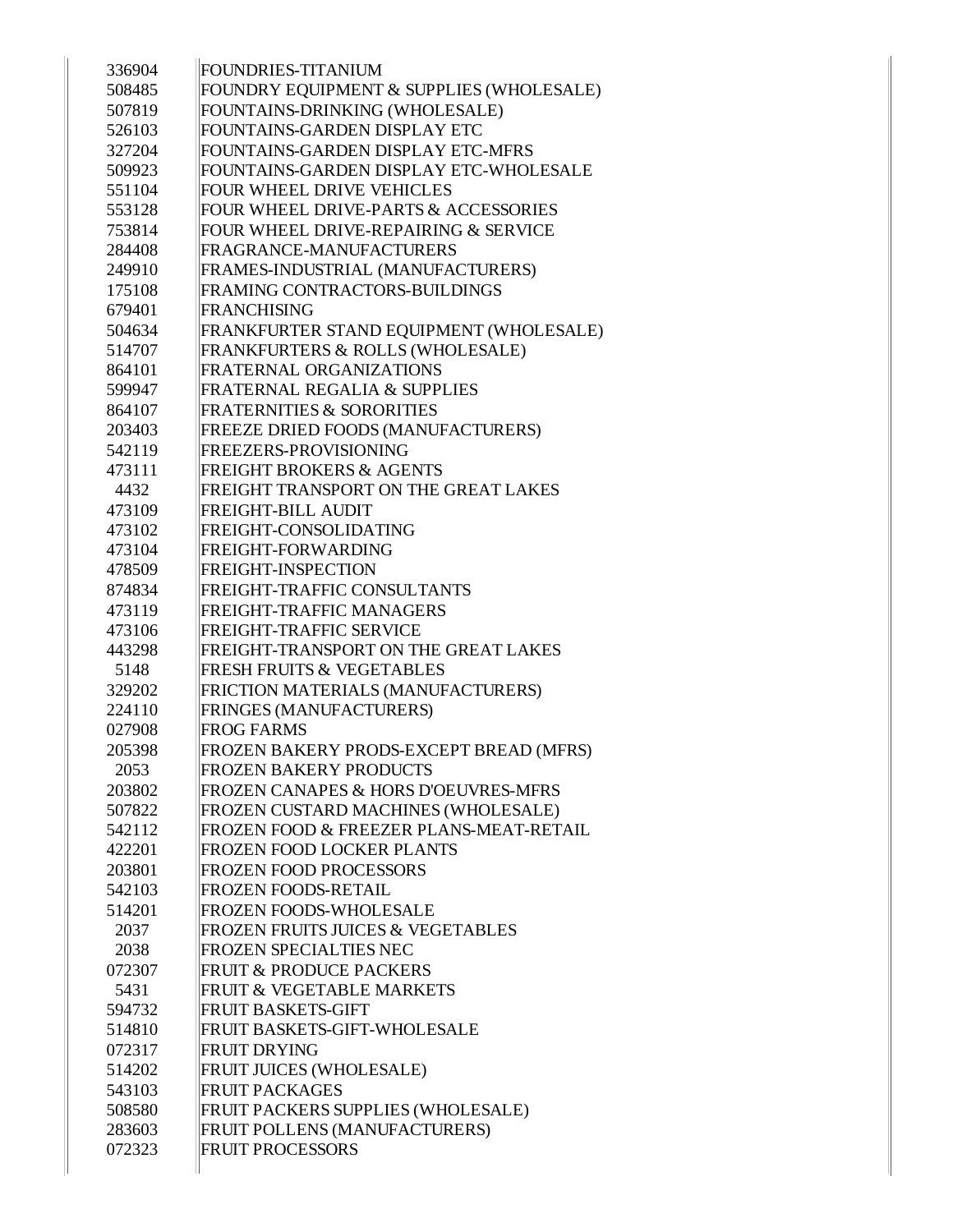| | |
|---|---|
| 336904 | FOUNDRIES-TITANIUM |
| 508485 | FOUNDRY EQUIPMENT & SUPPLIES (WHOLESALE) |
| 507819 | FOUNTAINS-DRINKING (WHOLESALE) |
| 526103 | FOUNTAINS-GARDEN DISPLAY ETC |
| 327204 | FOUNTAINS-GARDEN DISPLAY ETC-MFRS |
| 509923 | FOUNTAINS-GARDEN DISPLAY ETC-WHOLESALE |
| 551104 | FOUR WHEEL DRIVE VEHICLES |
| 553128 | FOUR WHEEL DRIVE-PARTS & ACCESSORIES |
| 753814 | FOUR WHEEL DRIVE-REPAIRING & SERVICE |
| 284408 | FRAGRANCE-MANUFACTURERS |
| 249910 | FRAMES-INDUSTRIAL (MANUFACTURERS) |
| 175108 | FRAMING CONTRACTORS-BUILDINGS |
| 679401 | FRANCHISING |
| 504634 | FRANKFURTER STAND EQUIPMENT (WHOLESALE) |
| 514707 | FRANKFURTERS & ROLLS (WHOLESALE) |
| 864101 | FRATERNAL ORGANIZATIONS |
| 599947 | FRATERNAL REGALIA & SUPPLIES |
| 864107 | FRATERNITIES & SORORITIES |
| 203403 | FREEZE DRIED FOODS (MANUFACTURERS) |
| 542119 | FREEZERS-PROVISIONING |
| 473111 | FREIGHT BROKERS & AGENTS |
| 4432 | FREIGHT TRANSPORT ON THE GREAT LAKES |
| 473109 | FREIGHT-BILL AUDIT |
| 473102 | FREIGHT-CONSOLIDATING |
| 473104 | FREIGHT-FORWARDING |
| 478509 | FREIGHT-INSPECTION |
| 874834 | FREIGHT-TRAFFIC CONSULTANTS |
| 473119 | FREIGHT-TRAFFIC MANAGERS |
| 473106 | FREIGHT-TRAFFIC SERVICE |
| 443298 | FREIGHT-TRANSPORT ON THE GREAT LAKES |
| 5148 | FRESH FRUITS & VEGETABLES |
| 329202 | FRICTION MATERIALS (MANUFACTURERS) |
| 224110 | FRINGES (MANUFACTURERS) |
| 027908 | FROG FARMS |
| 205398 | FROZEN BAKERY PRODS-EXCEPT BREAD (MFRS) |
| 2053 | FROZEN BAKERY PRODUCTS |
| 203802 | FROZEN CANAPES & HORS D'OEUVRES-MFRS |
| 507822 | FROZEN CUSTARD MACHINES (WHOLESALE) |
| 542112 | FROZEN FOOD & FREEZER PLANS-MEAT-RETAIL |
| 422201 | FROZEN FOOD LOCKER PLANTS |
| 203801 | FROZEN FOOD PROCESSORS |
| 542103 | FROZEN FOODS-RETAIL |
| 514201 | FROZEN FOODS-WHOLESALE |
| 2037 | FROZEN FRUITS JUICES & VEGETABLES |
| 2038 | FROZEN SPECIALTIES NEC |
| 072307 | FRUIT & PRODUCE PACKERS |
| 5431 | FRUIT & VEGETABLE MARKETS |
| 594732 | FRUIT BASKETS-GIFT |
| 514810 | FRUIT BASKETS-GIFT-WHOLESALE |
| 072317 | FRUIT DRYING |
| 514202 | FRUIT JUICES (WHOLESALE) |
| 543103 | FRUIT PACKAGES |
| 508580 | FRUIT PACKERS SUPPLIES (WHOLESALE) |
| 283603 | FRUIT POLLENS (MANUFACTURERS) |
| 072323 | FRUIT PROCESSORS |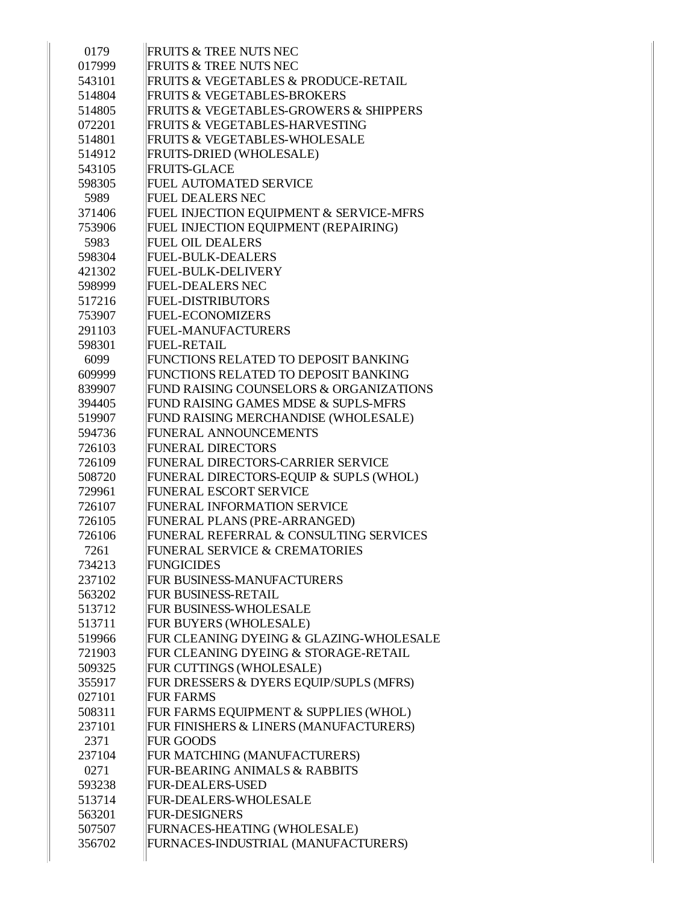| | |
|---|---|
| 0179 | FRUITS & TREE NUTS NEC |
| 017999 | FRUITS & TREE NUTS NEC |
| 543101 | FRUITS & VEGETABLES & PRODUCE-RETAIL |
| 514804 | FRUITS & VEGETABLES-BROKERS |
| 514805 | FRUITS & VEGETABLES-GROWERS & SHIPPERS |
| 072201 | FRUITS & VEGETABLES-HARVESTING |
| 514801 | FRUITS & VEGETABLES-WHOLESALE |
| 514912 | FRUITS-DRIED (WHOLESALE) |
| 543105 | FRUITS-GLACE |
| 598305 | FUEL AUTOMATED SERVICE |
| 5989 | FUEL DEALERS NEC |
| 371406 | FUEL INJECTION EQUIPMENT & SERVICE-MFRS |
| 753906 | FUEL INJECTION EQUIPMENT (REPAIRING) |
| 5983 | FUEL OIL DEALERS |
| 598304 | FUEL-BULK-DEALERS |
| 421302 | FUEL-BULK-DELIVERY |
| 598999 | FUEL-DEALERS NEC |
| 517216 | FUEL-DISTRIBUTORS |
| 753907 | FUEL-ECONOMIZERS |
| 291103 | FUEL-MANUFACTURERS |
| 598301 | FUEL-RETAIL |
| 6099 | FUNCTIONS RELATED TO DEPOSIT BANKING |
| 609999 | FUNCTIONS RELATED TO DEPOSIT BANKING |
| 839907 | FUND RAISING COUNSELORS & ORGANIZATIONS |
| 394405 | FUND RAISING GAMES MDSE & SUPLS-MFRS |
| 519907 | FUND RAISING MERCHANDISE (WHOLESALE) |
| 594736 | FUNERAL ANNOUNCEMENTS |
| 726103 | FUNERAL DIRECTORS |
| 726109 | FUNERAL DIRECTORS-CARRIER SERVICE |
| 508720 | FUNERAL DIRECTORS-EQUIP & SUPLS (WHOL) |
| 729961 | FUNERAL ESCORT SERVICE |
| 726107 | FUNERAL INFORMATION SERVICE |
| 726105 | FUNERAL PLANS (PRE-ARRANGED) |
| 726106 | FUNERAL REFERRAL & CONSULTING SERVICES |
| 7261 | FUNERAL SERVICE & CREMATORIES |
| 734213 | FUNGICIDES |
| 237102 | FUR BUSINESS-MANUFACTURERS |
| 563202 | FUR BUSINESS-RETAIL |
| 513712 | FUR BUSINESS-WHOLESALE |
| 513711 | FUR BUYERS (WHOLESALE) |
| 519966 | FUR CLEANING DYEING & GLAZING-WHOLESALE |
| 721903 | FUR CLEANING DYEING & STORAGE-RETAIL |
| 509325 | FUR CUTTINGS (WHOLESALE) |
| 355917 | FUR DRESSERS & DYERS EQUIP/SUPLS (MFRS) |
| 027101 | FUR FARMS |
| 508311 | FUR FARMS EQUIPMENT & SUPPLIES (WHOL) |
| 237101 | FUR FINISHERS & LINERS (MANUFACTURERS) |
| 2371 | FUR GOODS |
| 237104 | FUR MATCHING (MANUFACTURERS) |
| 0271 | FUR-BEARING ANIMALS & RABBITS |
| 593238 | FUR-DEALERS-USED |
| 513714 | FUR-DEALERS-WHOLESALE |
| 563201 | FUR-DESIGNERS |
| 507507 | FURNACES-HEATING (WHOLESALE) |
| 356702 | FURNACES-INDUSTRIAL (MANUFACTURERS) |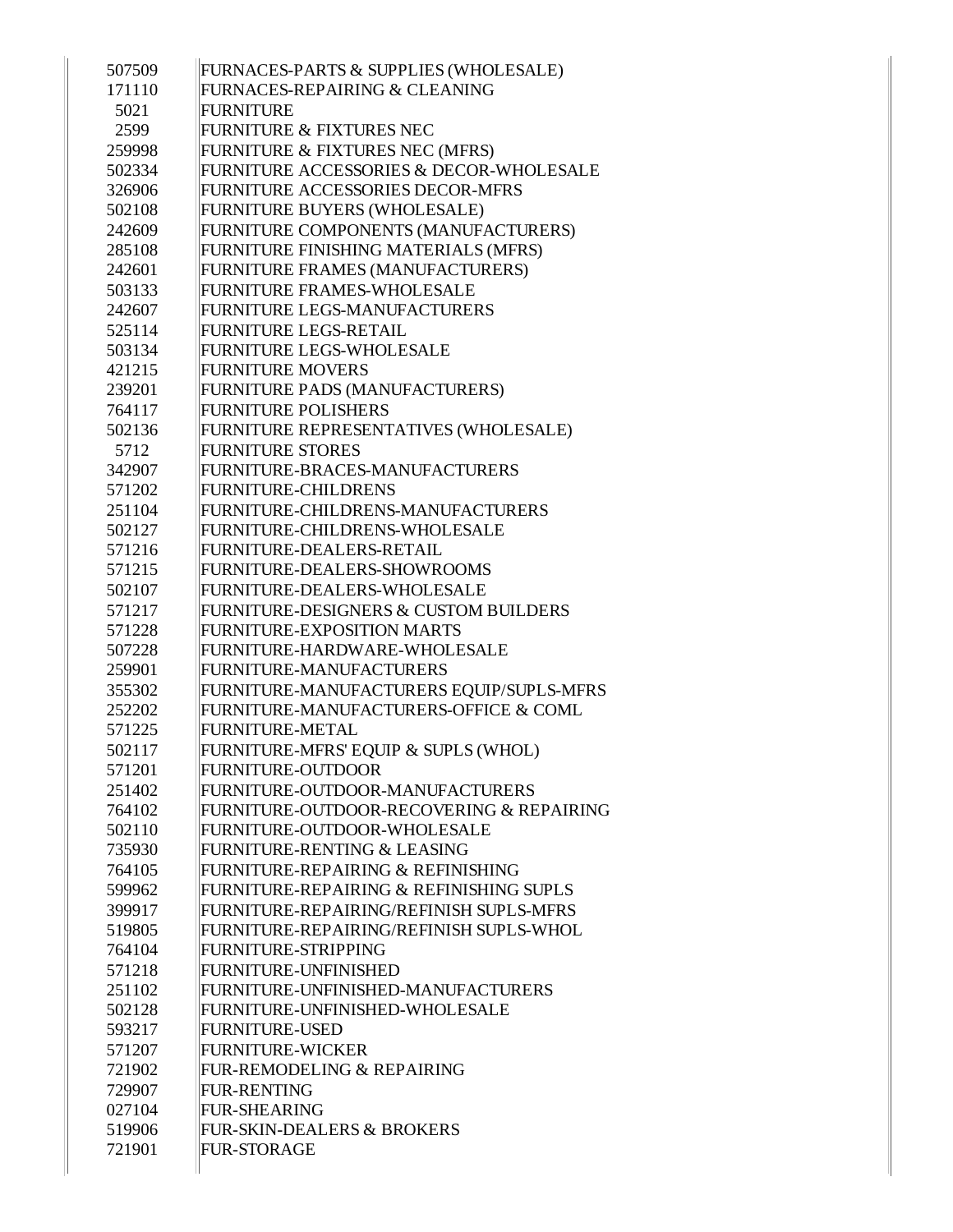| | |
|---|---|
| 507509 | FURNACES-PARTS & SUPPLIES (WHOLESALE) |
| 171110 | FURNACES-REPAIRING & CLEANING |
| 5021 | FURNITURE |
| 2599 | FURNITURE & FIXTURES NEC |
| 259998 | FURNITURE & FIXTURES NEC (MFRS) |
| 502334 | FURNITURE ACCESSORIES & DECOR-WHOLESALE |
| 326906 | FURNITURE ACCESSORIES DECOR-MFRS |
| 502108 | FURNITURE BUYERS (WHOLESALE) |
| 242609 | FURNITURE COMPONENTS (MANUFACTURERS) |
| 285108 | FURNITURE FINISHING MATERIALS (MFRS) |
| 242601 | FURNITURE FRAMES (MANUFACTURERS) |
| 503133 | FURNITURE FRAMES-WHOLESALE |
| 242607 | FURNITURE LEGS-MANUFACTURERS |
| 525114 | FURNITURE LEGS-RETAIL |
| 503134 | FURNITURE LEGS-WHOLESALE |
| 421215 | FURNITURE MOVERS |
| 239201 | FURNITURE PADS (MANUFACTURERS) |
| 764117 | FURNITURE POLISHERS |
| 502136 | FURNITURE REPRESENTATIVES (WHOLESALE) |
| 5712 | FURNITURE STORES |
| 342907 | FURNITURE-BRACES-MANUFACTURERS |
| 571202 | FURNITURE-CHILDRENS |
| 251104 | FURNITURE-CHILDRENS-MANUFACTURERS |
| 502127 | FURNITURE-CHILDRENS-WHOLESALE |
| 571216 | FURNITURE-DEALERS-RETAIL |
| 571215 | FURNITURE-DEALERS-SHOWROOMS |
| 502107 | FURNITURE-DEALERS-WHOLESALE |
| 571217 | FURNITURE-DESIGNERS & CUSTOM BUILDERS |
| 571228 | FURNITURE-EXPOSITION MARTS |
| 507228 | FURNITURE-HARDWARE-WHOLESALE |
| 259901 | FURNITURE-MANUFACTURERS |
| 355302 | FURNITURE-MANUFACTURERS EQUIP/SUPLS-MFRS |
| 252202 | FURNITURE-MANUFACTURERS-OFFICE & COML |
| 571225 | FURNITURE-METAL |
| 502117 | FURNITURE-MFRS' EQUIP & SUPLS (WHOL) |
| 571201 | FURNITURE-OUTDOOR |
| 251402 | FURNITURE-OUTDOOR-MANUFACTURERS |
| 764102 | FURNITURE-OUTDOOR-RECOVERING & REPAIRING |
| 502110 | FURNITURE-OUTDOOR-WHOLESALE |
| 735930 | FURNITURE-RENTING & LEASING |
| 764105 | FURNITURE-REPAIRING & REFINISHING |
| 599962 | FURNITURE-REPAIRING & REFINISHING SUPLS |
| 399917 | FURNITURE-REPAIRING/REFINISH SUPLS-MFRS |
| 519805 | FURNITURE-REPAIRING/REFINISH SUPLS-WHOL |
| 764104 | FURNITURE-STRIPPING |
| 571218 | FURNITURE-UNFINISHED |
| 251102 | FURNITURE-UNFINISHED-MANUFACTURERS |
| 502128 | FURNITURE-UNFINISHED-WHOLESALE |
| 593217 | FURNITURE-USED |
| 571207 | FURNITURE-WICKER |
| 721902 | FUR-REMODELING & REPAIRING |
| 729907 | FUR-RENTING |
| 027104 | FUR-SHEARING |
| 519906 | FUR-SKIN-DEALERS & BROKERS |
| 721901 | FUR-STORAGE |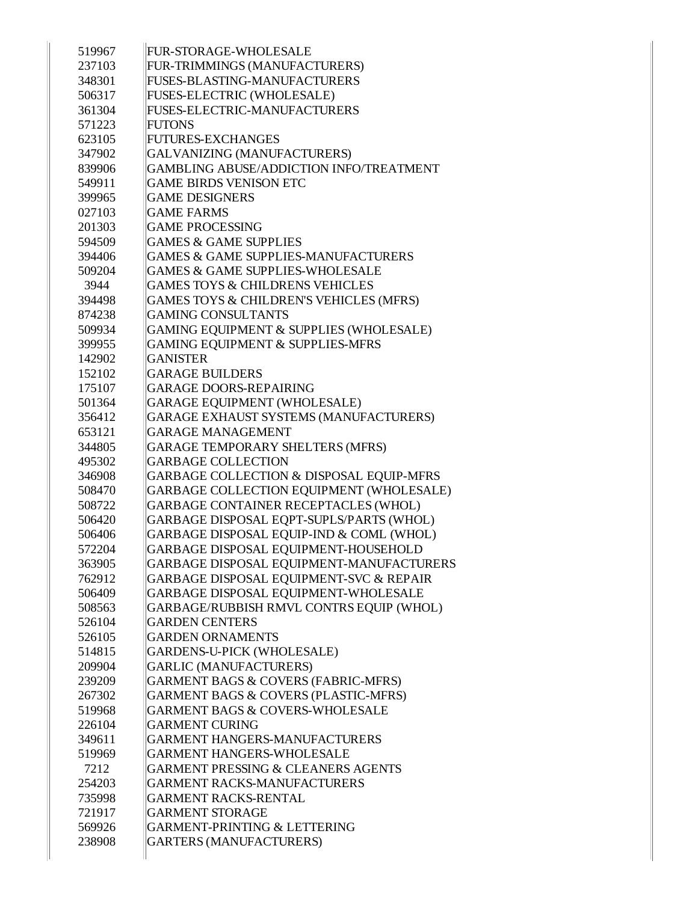| | |
|---|---|
| 519967 | FUR-STORAGE-WHOLESALE |
| 237103 | FUR-TRIMMINGS (MANUFACTURERS) |
| 348301 | FUSES-BLASTING-MANUFACTURERS |
| 506317 | FUSES-ELECTRIC (WHOLESALE) |
| 361304 | FUSES-ELECTRIC-MANUFACTURERS |
| 571223 | FUTONS |
| 623105 | FUTURES-EXCHANGES |
| 347902 | GALVANIZING (MANUFACTURERS) |
| 839906 | GAMBLING ABUSE/ADDICTION INFO/TREATMENT |
| 549911 | GAME BIRDS VENISON ETC |
| 399965 | GAME DESIGNERS |
| 027103 | GAME FARMS |
| 201303 | GAME PROCESSING |
| 594509 | GAMES & GAME SUPPLIES |
| 394406 | GAMES & GAME SUPPLIES-MANUFACTURERS |
| 509204 | GAMES & GAME SUPPLIES-WHOLESALE |
| 3944 | GAMES TOYS & CHILDRENS VEHICLES |
| 394498 | GAMES TOYS & CHILDREN'S VEHICLES (MFRS) |
| 874238 | GAMING CONSULTANTS |
| 509934 | GAMING EQUIPMENT & SUPPLIES (WHOLESALE) |
| 399955 | GAMING EQUIPMENT & SUPPLIES-MFRS |
| 142902 | GANISTER |
| 152102 | GARAGE BUILDERS |
| 175107 | GARAGE DOORS-REPAIRING |
| 501364 | GARAGE EQUIPMENT (WHOLESALE) |
| 356412 | GARAGE EXHAUST SYSTEMS (MANUFACTURERS) |
| 653121 | GARAGE MANAGEMENT |
| 344805 | GARAGE TEMPORARY SHELTERS (MFRS) |
| 495302 | GARBAGE COLLECTION |
| 346908 | GARBAGE COLLECTION & DISPOSAL EQUIP-MFRS |
| 508470 | GARBAGE COLLECTION EQUIPMENT (WHOLESALE) |
| 508722 | GARBAGE CONTAINER RECEPTACLES (WHOL) |
| 506420 | GARBAGE DISPOSAL EQPT-SUPLS/PARTS (WHOL) |
| 506406 | GARBAGE DISPOSAL EQUIP-IND & COML (WHOL) |
| 572204 | GARBAGE DISPOSAL EQUIPMENT-HOUSEHOLD |
| 363905 | GARBAGE DISPOSAL EQUIPMENT-MANUFACTURERS |
| 762912 | GARBAGE DISPOSAL EQUIPMENT-SVC & REPAIR |
| 506409 | GARBAGE DISPOSAL EQUIPMENT-WHOLESALE |
| 508563 | GARBAGE/RUBBISH RMVL CONTRS EQUIP (WHOL) |
| 526104 | GARDEN CENTERS |
| 526105 | GARDEN ORNAMENTS |
| 514815 | GARDENS-U-PICK (WHOLESALE) |
| 209904 | GARLIC (MANUFACTURERS) |
| 239209 | GARMENT BAGS & COVERS (FABRIC-MFRS) |
| 267302 | GARMENT BAGS & COVERS (PLASTIC-MFRS) |
| 519968 | GARMENT BAGS & COVERS-WHOLESALE |
| 226104 | GARMENT CURING |
| 349611 | GARMENT HANGERS-MANUFACTURERS |
| 519969 | GARMENT HANGERS-WHOLESALE |
| 7212 | GARMENT PRESSING & CLEANERS AGENTS |
| 254203 | GARMENT RACKS-MANUFACTURERS |
| 735998 | GARMENT RACKS-RENTAL |
| 721917 | GARMENT STORAGE |
| 569926 | GARMENT-PRINTING & LETTERING |
| 238908 | GARTERS (MANUFACTURERS) |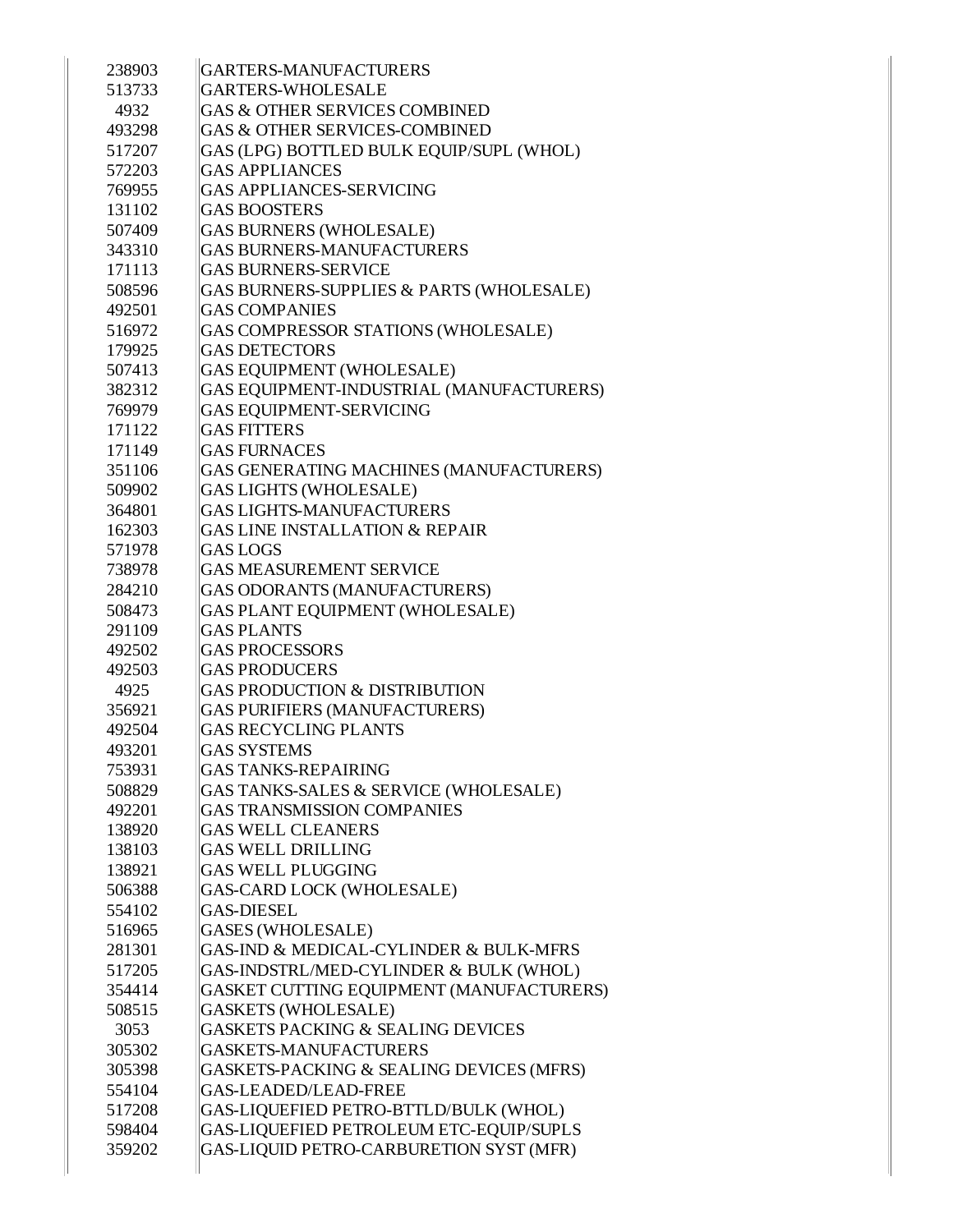| | |
|---|---|
| 238903 | GARTERS-MANUFACTURERS |
| 513733 | GARTERS-WHOLESALE |
| 4932 | GAS & OTHER SERVICES COMBINED |
| 493298 | GAS & OTHER SERVICES-COMBINED |
| 517207 | GAS (LPG) BOTTLED BULK EQUIP/SUPL (WHOL) |
| 572203 | GAS APPLIANCES |
| 769955 | GAS APPLIANCES-SERVICING |
| 131102 | GAS BOOSTERS |
| 507409 | GAS BURNERS (WHOLESALE) |
| 343310 | GAS BURNERS-MANUFACTURERS |
| 171113 | GAS BURNERS-SERVICE |
| 508596 | GAS BURNERS-SUPPLIES & PARTS (WHOLESALE) |
| 492501 | GAS COMPANIES |
| 516972 | GAS COMPRESSOR STATIONS (WHOLESALE) |
| 179925 | GAS DETECTORS |
| 507413 | GAS EQUIPMENT (WHOLESALE) |
| 382312 | GAS EQUIPMENT-INDUSTRIAL (MANUFACTURERS) |
| 769979 | GAS EQUIPMENT-SERVICING |
| 171122 | GAS FITTERS |
| 171149 | GAS FURNACES |
| 351106 | GAS GENERATING MACHINES (MANUFACTURERS) |
| 509902 | GAS LIGHTS (WHOLESALE) |
| 364801 | GAS LIGHTS-MANUFACTURERS |
| 162303 | GAS LINE INSTALLATION & REPAIR |
| 571978 | GAS LOGS |
| 738978 | GAS MEASUREMENT SERVICE |
| 284210 | GAS ODORANTS (MANUFACTURERS) |
| 508473 | GAS PLANT EQUIPMENT (WHOLESALE) |
| 291109 | GAS PLANTS |
| 492502 | GAS PROCESSORS |
| 492503 | GAS PRODUCERS |
| 4925 | GAS PRODUCTION & DISTRIBUTION |
| 356921 | GAS PURIFIERS (MANUFACTURERS) |
| 492504 | GAS RECYCLING PLANTS |
| 493201 | GAS SYSTEMS |
| 753931 | GAS TANKS-REPAIRING |
| 508829 | GAS TANKS-SALES & SERVICE (WHOLESALE) |
| 492201 | GAS TRANSMISSION COMPANIES |
| 138920 | GAS WELL CLEANERS |
| 138103 | GAS WELL DRILLING |
| 138921 | GAS WELL PLUGGING |
| 506388 | GAS-CARD LOCK (WHOLESALE) |
| 554102 | GAS-DIESEL |
| 516965 | GASES (WHOLESALE) |
| 281301 | GAS-IND & MEDICAL-CYLINDER & BULK-MFRS |
| 517205 | GAS-INDSTRL/MED-CYLINDER & BULK (WHOL) |
| 354414 | GASKET CUTTING EQUIPMENT (MANUFACTURERS) |
| 508515 | GASKETS (WHOLESALE) |
| 3053 | GASKETS PACKING & SEALING DEVICES |
| 305302 | GASKETS-MANUFACTURERS |
| 305398 | GASKETS-PACKING & SEALING DEVICES (MFRS) |
| 554104 | GAS-LEADED/LEAD-FREE |
| 517208 | GAS-LIQUEFIED PETRO-BTTLD/BULK (WHOL) |
| 598404 | GAS-LIQUEFIED PETROLEUM ETC-EQUIP/SUPLS |
| 359202 | GAS-LIQUID PETRO-CARBURETION SYST (MFR) |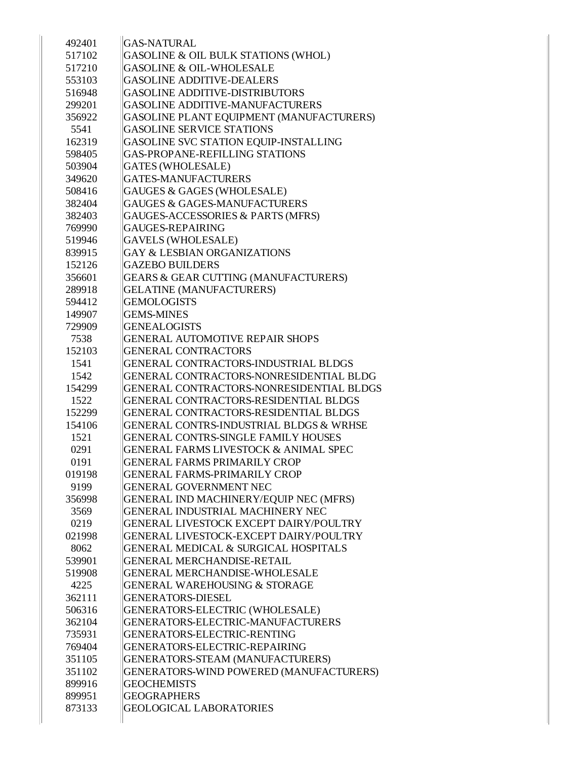| | |
|---|---|
| 492401 | GAS-NATURAL |
| 517102 | GASOLINE & OIL BULK STATIONS (WHOL) |
| 517210 | GASOLINE & OIL-WHOLESALE |
| 553103 | GASOLINE ADDITIVE-DEALERS |
| 516948 | GASOLINE ADDITIVE-DISTRIBUTORS |
| 299201 | GASOLINE ADDITIVE-MANUFACTURERS |
| 356922 | GASOLINE PLANT EQUIPMENT (MANUFACTURERS) |
| 5541 | GASOLINE SERVICE STATIONS |
| 162319 | GASOLINE SVC STATION EQUIP-INSTALLING |
| 598405 | GAS-PROPANE-REFILLING STATIONS |
| 503904 | GATES (WHOLESALE) |
| 349620 | GATES-MANUFACTURERS |
| 508416 | GAUGES & GAGES (WHOLESALE) |
| 382404 | GAUGES & GAGES-MANUFACTURERS |
| 382403 | GAUGES-ACCESSORIES & PARTS (MFRS) |
| 769990 | GAUGES-REPAIRING |
| 519946 | GAVELS (WHOLESALE) |
| 839915 | GAY & LESBIAN ORGANIZATIONS |
| 152126 | GAZEBO BUILDERS |
| 356601 | GEARS & GEAR CUTTING (MANUFACTURERS) |
| 289918 | GELATINE (MANUFACTURERS) |
| 594412 | GEMOLOGISTS |
| 149907 | GEMS-MINES |
| 729909 | GENEALOGISTS |
| 7538 | GENERAL AUTOMOTIVE REPAIR SHOPS |
| 152103 | GENERAL CONTRACTORS |
| 1541 | GENERAL CONTRACTORS-INDUSTRIAL BLDGS |
| 1542 | GENERAL CONTRACTORS-NONRESIDENTIAL BLDG |
| 154299 | GENERAL CONTRACTORS-NONRESIDENTIAL BLDGS |
| 1522 | GENERAL CONTRACTORS-RESIDENTIAL BLDGS |
| 152299 | GENERAL CONTRACTORS-RESIDENTIAL BLDGS |
| 154106 | GENERAL CONTRS-INDUSTRIAL BLDGS & WRHSE |
| 1521 | GENERAL CONTRS-SINGLE FAMILY HOUSES |
| 0291 | GENERAL FARMS LIVESTOCK & ANIMAL SPEC |
| 0191 | GENERAL FARMS PRIMARILY CROP |
| 019198 | GENERAL FARMS-PRIMARILY CROP |
| 9199 | GENERAL GOVERNMENT NEC |
| 356998 | GENERAL IND MACHINERY/EQUIP NEC (MFRS) |
| 3569 | GENERAL INDUSTRIAL MACHINERY NEC |
| 0219 | GENERAL LIVESTOCK EXCEPT DAIRY/POULTRY |
| 021998 | GENERAL LIVESTOCK-EXCEPT DAIRY/POULTRY |
| 8062 | GENERAL MEDICAL & SURGICAL HOSPITALS |
| 539901 | GENERAL MERCHANDISE-RETAIL |
| 519908 | GENERAL MERCHANDISE-WHOLESALE |
| 4225 | GENERAL WAREHOUSING & STORAGE |
| 362111 | GENERATORS-DIESEL |
| 506316 | GENERATORS-ELECTRIC (WHOLESALE) |
| 362104 | GENERATORS-ELECTRIC-MANUFACTURERS |
| 735931 | GENERATORS-ELECTRIC-RENTING |
| 769404 | GENERATORS-ELECTRIC-REPAIRING |
| 351105 | GENERATORS-STEAM (MANUFACTURERS) |
| 351102 | GENERATORS-WIND POWERED (MANUFACTURERS) |
| 899916 | GEOCHEMISTS |
| 899951 | GEOGRAPHERS |
| 873133 | GEOLOGICAL LABORATORIES |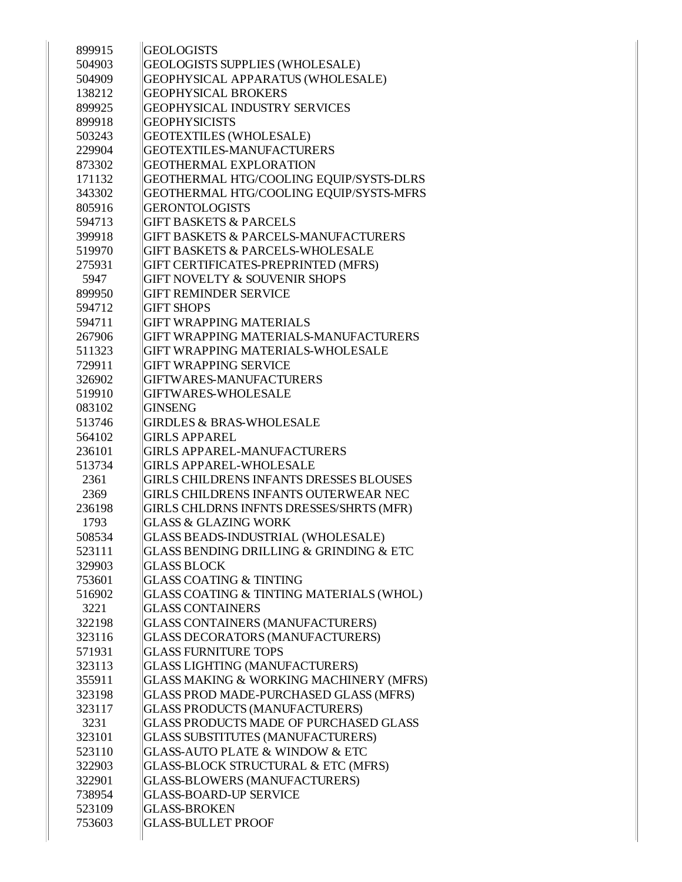| | |
|---|---|
| 899915 | GEOLOGISTS |
| 504903 | GEOLOGISTS SUPPLIES (WHOLESALE) |
| 504909 | GEOPHYSICAL APPARATUS (WHOLESALE) |
| 138212 | GEOPHYSICAL BROKERS |
| 899925 | GEOPHYSICAL INDUSTRY SERVICES |
| 899918 | GEOPHYSICISTS |
| 503243 | GEOTEXTILES (WHOLESALE) |
| 229904 | GEOTEXTILES-MANUFACTURERS |
| 873302 | GEOTHERMAL EXPLORATION |
| 171132 | GEOTHERMAL HTG/COOLING EQUIP/SYSTS-DLRS |
| 343302 | GEOTHERMAL HTG/COOLING EQUIP/SYSTS-MFRS |
| 805916 | GERONTOLOGISTS |
| 594713 | GIFT BASKETS & PARCELS |
| 399918 | GIFT BASKETS & PARCELS-MANUFACTURERS |
| 519970 | GIFT BASKETS & PARCELS-WHOLESALE |
| 275931 | GIFT CERTIFICATES-PREPRINTED (MFRS) |
| 5947 | GIFT NOVELTY & SOUVENIR SHOPS |
| 899950 | GIFT REMINDER SERVICE |
| 594712 | GIFT SHOPS |
| 594711 | GIFT WRAPPING MATERIALS |
| 267906 | GIFT WRAPPING MATERIALS-MANUFACTURERS |
| 511323 | GIFT WRAPPING MATERIALS-WHOLESALE |
| 729911 | GIFT WRAPPING SERVICE |
| 326902 | GIFTWARES-MANUFACTURERS |
| 519910 | GIFTWARES-WHOLESALE |
| 083102 | GINSENG |
| 513746 | GIRDLES & BRAS-WHOLESALE |
| 564102 | GIRLS APPAREL |
| 236101 | GIRLS APPAREL-MANUFACTURERS |
| 513734 | GIRLS APPAREL-WHOLESALE |
| 2361 | GIRLS CHILDRENS INFANTS DRESSES BLOUSES |
| 2369 | GIRLS CHILDRENS INFANTS OUTERWEAR NEC |
| 236198 | GIRLS CHLDRNS INFNTS DRESSES/SHRTS (MFR) |
| 1793 | GLASS & GLAZING WORK |
| 508534 | GLASS BEADS-INDUSTRIAL (WHOLESALE) |
| 523111 | GLASS BENDING DRILLING & GRINDING & ETC |
| 329903 | GLASS BLOCK |
| 753601 | GLASS COATING & TINTING |
| 516902 | GLASS COATING & TINTING MATERIALS (WHOL) |
| 3221 | GLASS CONTAINERS |
| 322198 | GLASS CONTAINERS (MANUFACTURERS) |
| 323116 | GLASS DECORATORS (MANUFACTURERS) |
| 571931 | GLASS FURNITURE TOPS |
| 323113 | GLASS LIGHTING (MANUFACTURERS) |
| 355911 | GLASS MAKING & WORKING MACHINERY (MFRS) |
| 323198 | GLASS PROD MADE-PURCHASED GLASS (MFRS) |
| 323117 | GLASS PRODUCTS (MANUFACTURERS) |
| 3231 | GLASS PRODUCTS MADE OF PURCHASED GLASS |
| 323101 | GLASS SUBSTITUTES (MANUFACTURERS) |
| 523110 | GLASS-AUTO PLATE & WINDOW & ETC |
| 322903 | GLASS-BLOCK STRUCTURAL & ETC (MFRS) |
| 322901 | GLASS-BLOWERS (MANUFACTURERS) |
| 738954 | GLASS-BOARD-UP SERVICE |
| 523109 | GLASS-BROKEN |
| 753603 | GLASS-BULLET PROOF |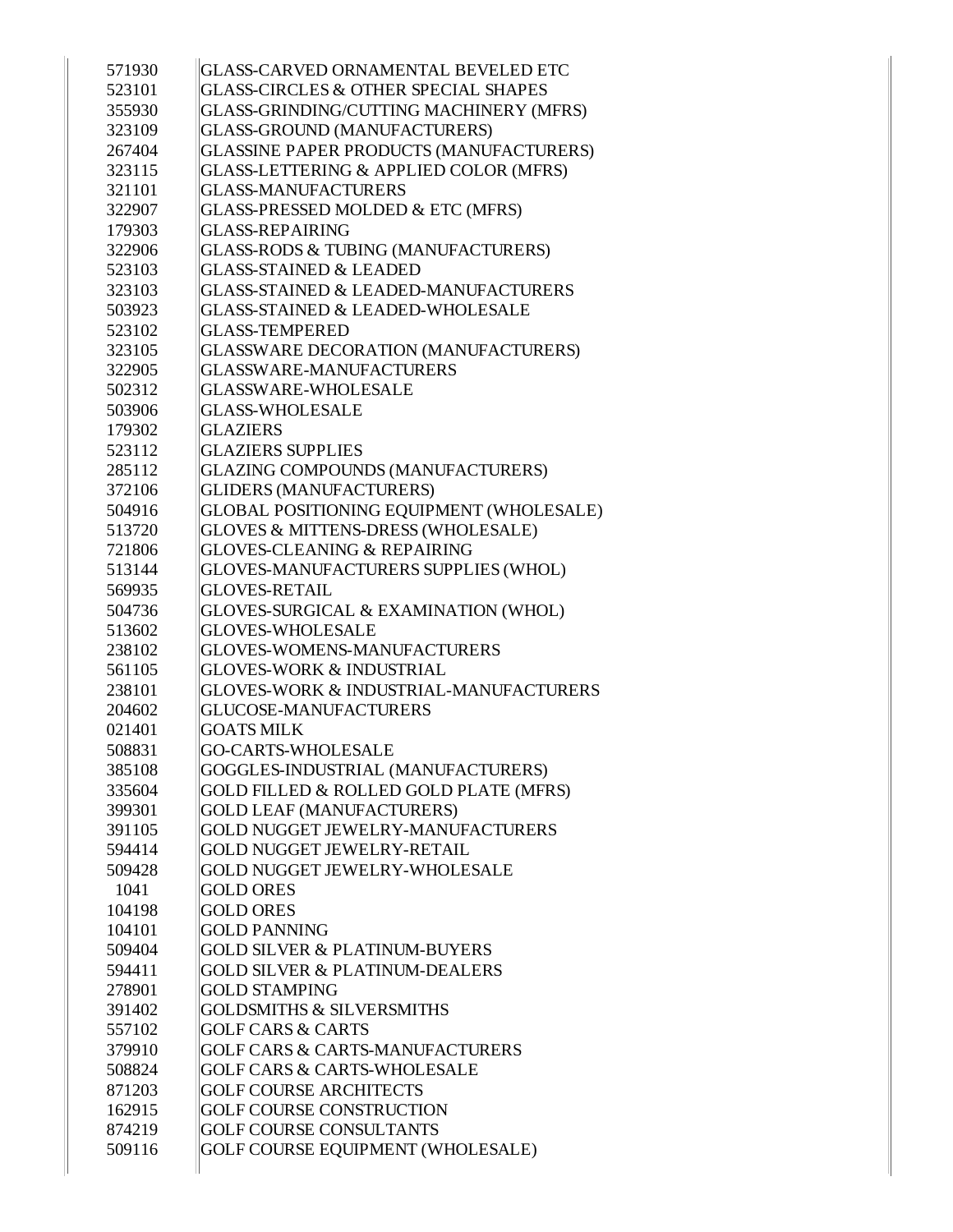| | |
|---|---|
| 571930 | GLASS-CARVED ORNAMENTAL BEVELED ETC |
| 523101 | GLASS-CIRCLES & OTHER SPECIAL SHAPES |
| 355930 | GLASS-GRINDING/CUTTING MACHINERY (MFRS) |
| 323109 | GLASS-GROUND (MANUFACTURERS) |
| 267404 | GLASSINE PAPER PRODUCTS (MANUFACTURERS) |
| 323115 | GLASS-LETTERING & APPLIED COLOR (MFRS) |
| 321101 | GLASS-MANUFACTURERS |
| 322907 | GLASS-PRESSED MOLDED & ETC (MFRS) |
| 179303 | GLASS-REPAIRING |
| 322906 | GLASS-RODS & TUBING (MANUFACTURERS) |
| 523103 | GLASS-STAINED & LEADED |
| 323103 | GLASS-STAINED & LEADED-MANUFACTURERS |
| 503923 | GLASS-STAINED & LEADED-WHOLESALE |
| 523102 | GLASS-TEMPERED |
| 323105 | GLASSWARE DECORATION (MANUFACTURERS) |
| 322905 | GLASSWARE-MANUFACTURERS |
| 502312 | GLASSWARE-WHOLESALE |
| 503906 | GLASS-WHOLESALE |
| 179302 | GLAZIERS |
| 523112 | GLAZIERS SUPPLIES |
| 285112 | GLAZING COMPOUNDS (MANUFACTURERS) |
| 372106 | GLIDERS (MANUFACTURERS) |
| 504916 | GLOBAL POSITIONING EQUIPMENT (WHOLESALE) |
| 513720 | GLOVES & MITTENS-DRESS (WHOLESALE) |
| 721806 | GLOVES-CLEANING & REPAIRING |
| 513144 | GLOVES-MANUFACTURERS SUPPLIES (WHOL) |
| 569935 | GLOVES-RETAIL |
| 504736 | GLOVES-SURGICAL & EXAMINATION (WHOL) |
| 513602 | GLOVES-WHOLESALE |
| 238102 | GLOVES-WOMENS-MANUFACTURERS |
| 561105 | GLOVES-WORK & INDUSTRIAL |
| 238101 | GLOVES-WORK & INDUSTRIAL-MANUFACTURERS |
| 204602 | GLUCOSE-MANUFACTURERS |
| 021401 | GOATS MILK |
| 508831 | GO-CARTS-WHOLESALE |
| 385108 | GOGGLES-INDUSTRIAL (MANUFACTURERS) |
| 335604 | GOLD FILLED & ROLLED GOLD PLATE (MFRS) |
| 399301 | GOLD LEAF (MANUFACTURERS) |
| 391105 | GOLD NUGGET JEWELRY-MANUFACTURERS |
| 594414 | GOLD NUGGET JEWELRY-RETAIL |
| 509428 | GOLD NUGGET JEWELRY-WHOLESALE |
| 1041 | GOLD ORES |
| 104198 | GOLD ORES |
| 104101 | GOLD PANNING |
| 509404 | GOLD SILVER & PLATINUM-BUYERS |
| 594411 | GOLD SILVER & PLATINUM-DEALERS |
| 278901 | GOLD STAMPING |
| 391402 | GOLDSMITHS & SILVERSMITHS |
| 557102 | GOLF CARS & CARTS |
| 379910 | GOLF CARS & CARTS-MANUFACTURERS |
| 508824 | GOLF CARS & CARTS-WHOLESALE |
| 871203 | GOLF COURSE ARCHITECTS |
| 162915 | GOLF COURSE CONSTRUCTION |
| 874219 | GOLF COURSE CONSULTANTS |
| 509116 | GOLF COURSE EQUIPMENT (WHOLESALE) |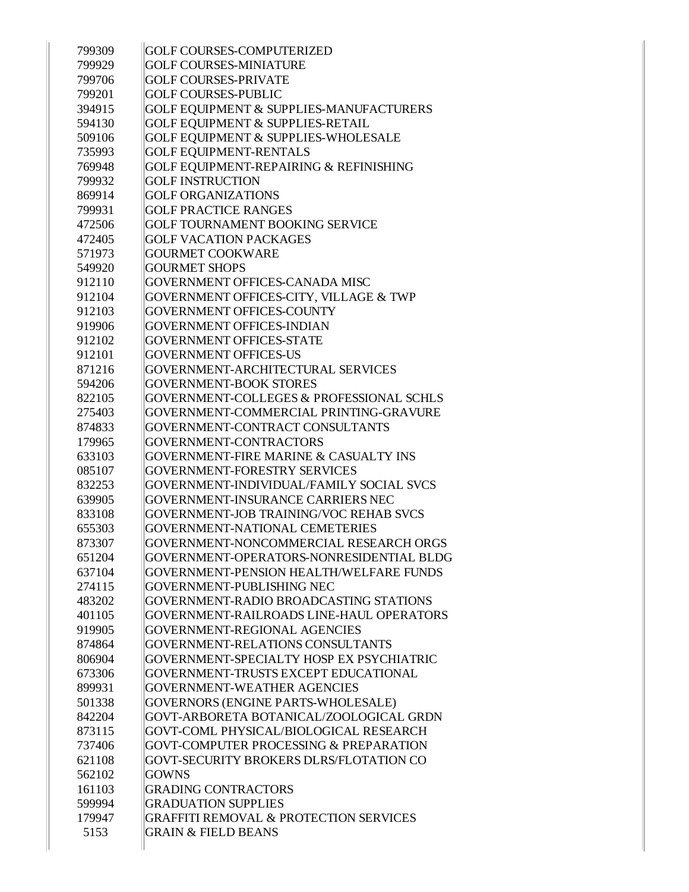| | |
|---|---|
| 799309 | GOLF COURSES-COMPUTERIZED |
| 799929 | GOLF COURSES-MINIATURE |
| 799706 | GOLF COURSES-PRIVATE |
| 799201 | GOLF COURSES-PUBLIC |
| 394915 | GOLF EQUIPMENT & SUPPLIES-MANUFACTURERS |
| 594130 | GOLF EQUIPMENT & SUPPLIES-RETAIL |
| 509106 | GOLF EQUIPMENT & SUPPLIES-WHOLESALE |
| 735993 | GOLF EQUIPMENT-RENTALS |
| 769948 | GOLF EQUIPMENT-REPAIRING & REFINISHING |
| 799932 | GOLF INSTRUCTION |
| 869914 | GOLF ORGANIZATIONS |
| 799931 | GOLF PRACTICE RANGES |
| 472506 | GOLF TOURNAMENT BOOKING SERVICE |
| 472405 | GOLF VACATION PACKAGES |
| 571973 | GOURMET COOKWARE |
| 549920 | GOURMET SHOPS |
| 912110 | GOVERNMENT OFFICES-CANADA MISC |
| 912104 | GOVERNMENT OFFICES-CITY, VILLAGE & TWP |
| 912103 | GOVERNMENT OFFICES-COUNTY |
| 919906 | GOVERNMENT OFFICES-INDIAN |
| 912102 | GOVERNMENT OFFICES-STATE |
| 912101 | GOVERNMENT OFFICES-US |
| 871216 | GOVERNMENT-ARCHITECTURAL SERVICES |
| 594206 | GOVERNMENT-BOOK STORES |
| 822105 | GOVERNMENT-COLLEGES & PROFESSIONAL SCHLS |
| 275403 | GOVERNMENT-COMMERCIAL PRINTING-GRAVURE |
| 874833 | GOVERNMENT-CONTRACT CONSULTANTS |
| 179965 | GOVERNMENT-CONTRACTORS |
| 633103 | GOVERNMENT-FIRE MARINE & CASUALTY INS |
| 085107 | GOVERNMENT-FORESTRY SERVICES |
| 832253 | GOVERNMENT-INDIVIDUAL/FAMILY SOCIAL SVCS |
| 639905 | GOVERNMENT-INSURANCE CARRIERS NEC |
| 833108 | GOVERNMENT-JOB TRAINING/VOC REHAB SVCS |
| 655303 | GOVERNMENT-NATIONAL CEMETERIES |
| 873307 | GOVERNMENT-NONCOMMERCIAL RESEARCH ORGS |
| 651204 | GOVERNMENT-OPERATORS-NONRESIDENTIAL BLDG |
| 637104 | GOVERNMENT-PENSION HEALTH/WELFARE FUNDS |
| 274115 | GOVERNMENT-PUBLISHING NEC |
| 483202 | GOVERNMENT-RADIO BROADCASTING STATIONS |
| 401105 | GOVERNMENT-RAILROADS LINE-HAUL OPERATORS |
| 919905 | GOVERNMENT-REGIONAL AGENCIES |
| 874864 | GOVERNMENT-RELATIONS CONSULTANTS |
| 806904 | GOVERNMENT-SPECIALTY HOSP EX PSYCHIATRIC |
| 673306 | GOVERNMENT-TRUSTS EXCEPT EDUCATIONAL |
| 899931 | GOVERNMENT-WEATHER AGENCIES |
| 501338 | GOVERNORS (ENGINE PARTS-WHOLESALE) |
| 842204 | GOVT-ARBORETA BOTANICAL/ZOOLOGICAL GRDN |
| 873115 | GOVT-COML PHYSICAL/BIOLOGICAL RESEARCH |
| 737406 | GOVT-COMPUTER PROCESSING & PREPARATION |
| 621108 | GOVT-SECURITY BROKERS DLRS/FLOTATION CO |
| 562102 | GOWNS |
| 161103 | GRADING CONTRACTORS |
| 599994 | GRADUATION SUPPLIES |
| 179947 | GRAFFITI REMOVAL & PROTECTION SERVICES |
| 5153 | GRAIN & FIELD BEANS |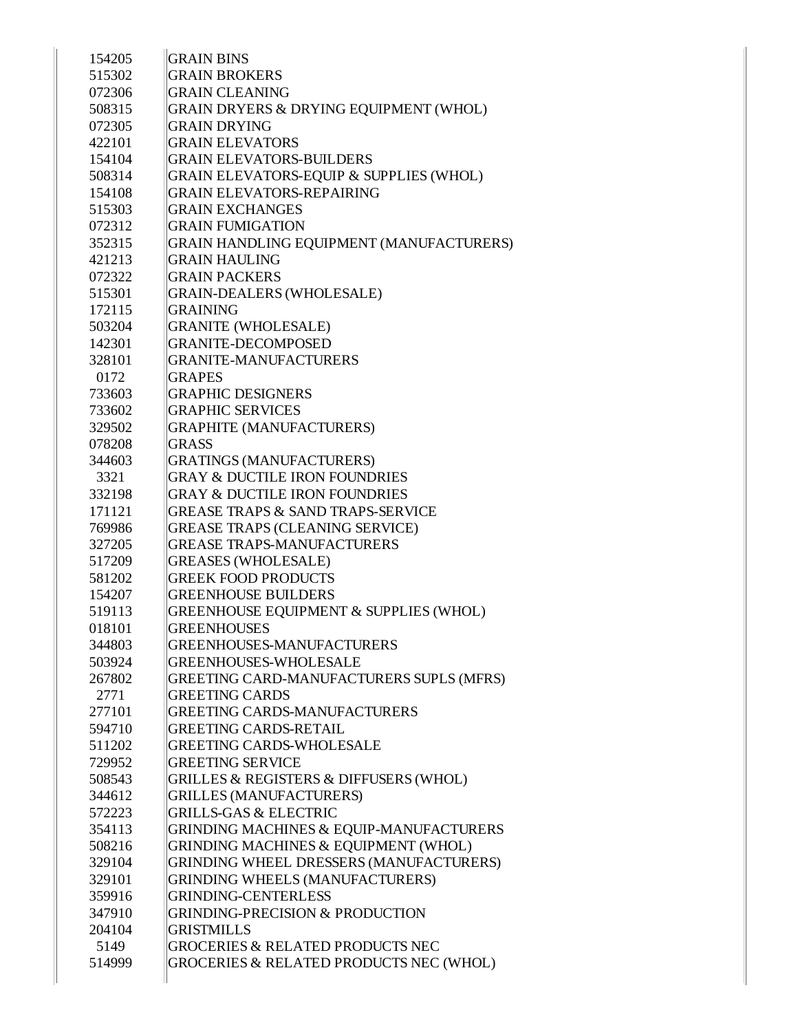| | |
|---|---|
| 154205 | GRAIN BINS |
| 515302 | GRAIN BROKERS |
| 072306 | GRAIN CLEANING |
| 508315 | GRAIN DRYERS & DRYING EQUIPMENT (WHOL) |
| 072305 | GRAIN DRYING |
| 422101 | GRAIN ELEVATORS |
| 154104 | GRAIN ELEVATORS-BUILDERS |
| 508314 | GRAIN ELEVATORS-EQUIP & SUPPLIES (WHOL) |
| 154108 | GRAIN ELEVATORS-REPAIRING |
| 515303 | GRAIN EXCHANGES |
| 072312 | GRAIN FUMIGATION |
| 352315 | GRAIN HANDLING EQUIPMENT (MANUFACTURERS) |
| 421213 | GRAIN HAULING |
| 072322 | GRAIN PACKERS |
| 515301 | GRAIN-DEALERS (WHOLESALE) |
| 172115 | GRAINING |
| 503204 | GRANITE (WHOLESALE) |
| 142301 | GRANITE-DECOMPOSED |
| 328101 | GRANITE-MANUFACTURERS |
| 0172 | GRAPES |
| 733603 | GRAPHIC DESIGNERS |
| 733602 | GRAPHIC SERVICES |
| 329502 | GRAPHITE (MANUFACTURERS) |
| 078208 | GRASS |
| 344603 | GRATINGS (MANUFACTURERS) |
| 3321 | GRAY & DUCTILE IRON FOUNDRIES |
| 332198 | GRAY & DUCTILE IRON FOUNDRIES |
| 171121 | GREASE TRAPS & SAND TRAPS-SERVICE |
| 769986 | GREASE TRAPS (CLEANING SERVICE) |
| 327205 | GREASE TRAPS-MANUFACTURERS |
| 517209 | GREASES (WHOLESALE) |
| 581202 | GREEK FOOD PRODUCTS |
| 154207 | GREENHOUSE BUILDERS |
| 519113 | GREENHOUSE EQUIPMENT & SUPPLIES (WHOL) |
| 018101 | GREENHOUSES |
| 344803 | GREENHOUSES-MANUFACTURERS |
| 503924 | GREENHOUSES-WHOLESALE |
| 267802 | GREETING CARD-MANUFACTURERS SUPLS (MFRS) |
| 2771 | GREETING CARDS |
| 277101 | GREETING CARDS-MANUFACTURERS |
| 594710 | GREETING CARDS-RETAIL |
| 511202 | GREETING CARDS-WHOLESALE |
| 729952 | GREETING SERVICE |
| 508543 | GRILLES & REGISTERS & DIFFUSERS (WHOL) |
| 344612 | GRILLES (MANUFACTURERS) |
| 572223 | GRILLS-GAS & ELECTRIC |
| 354113 | GRINDING MACHINES & EQUIP-MANUFACTURERS |
| 508216 | GRINDING MACHINES & EQUIPMENT (WHOL) |
| 329104 | GRINDING WHEEL DRESSERS (MANUFACTURERS) |
| 329101 | GRINDING WHEELS (MANUFACTURERS) |
| 359916 | GRINDING-CENTERLESS |
| 347910 | GRINDING-PRECISION & PRODUCTION |
| 204104 | GRISTMILLS |
| 5149 | GROCERIES & RELATED PRODUCTS NEC |
| 514999 | GROCERIES & RELATED PRODUCTS NEC (WHOL) |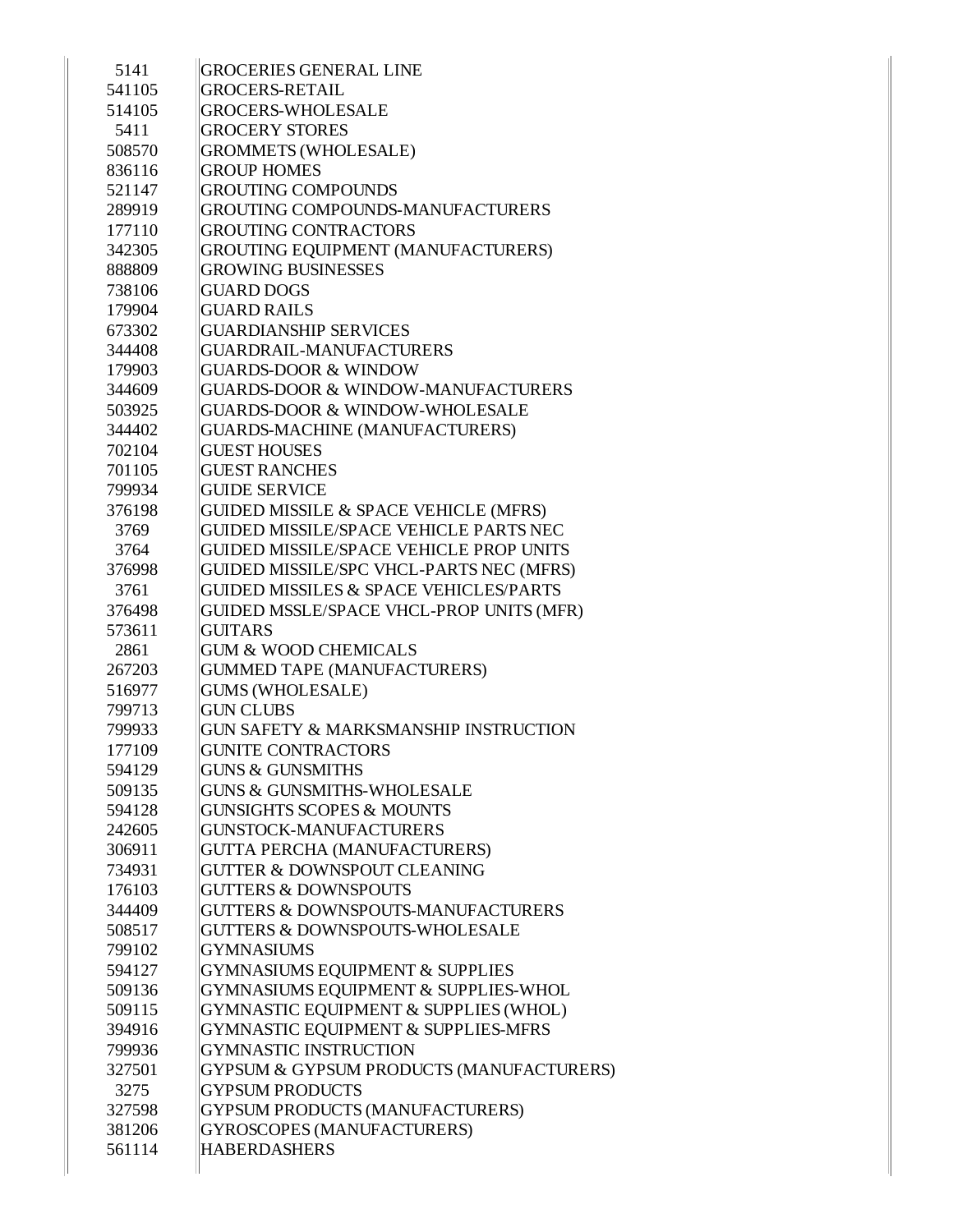| | |
|---|---|
| 5141 | GROCERIES GENERAL LINE |
| 541105 | GROCERS-RETAIL |
| 514105 | GROCERS-WHOLESALE |
| 5411 | GROCERY STORES |
| 508570 | GROMMETS (WHOLESALE) |
| 836116 | GROUP HOMES |
| 521147 | GROUTING COMPOUNDS |
| 289919 | GROUTING COMPOUNDS-MANUFACTURERS |
| 177110 | GROUTING CONTRACTORS |
| 342305 | GROUTING EQUIPMENT (MANUFACTURERS) |
| 888809 | GROWING BUSINESSES |
| 738106 | GUARD DOGS |
| 179904 | GUARD RAILS |
| 673302 | GUARDIANSHIP SERVICES |
| 344408 | GUARDRAIL-MANUFACTURERS |
| 179903 | GUARDS-DOOR & WINDOW |
| 344609 | GUARDS-DOOR & WINDOW-MANUFACTURERS |
| 503925 | GUARDS-DOOR & WINDOW-WHOLESALE |
| 344402 | GUARDS-MACHINE (MANUFACTURERS) |
| 702104 | GUEST HOUSES |
| 701105 | GUEST RANCHES |
| 799934 | GUIDE SERVICE |
| 376198 | GUIDED MISSILE & SPACE VEHICLE (MFRS) |
| 3769 | GUIDED MISSILE/SPACE VEHICLE PARTS NEC |
| 3764 | GUIDED MISSILE/SPACE VEHICLE PROP UNITS |
| 376998 | GUIDED MISSILE/SPC VHCL-PARTS NEC (MFRS) |
| 3761 | GUIDED MISSILES & SPACE VEHICLES/PARTS |
| 376498 | GUIDED MSSLE/SPACE VHCL-PROP UNITS (MFR) |
| 573611 | GUITARS |
| 2861 | GUM & WOOD CHEMICALS |
| 267203 | GUMMED TAPE (MANUFACTURERS) |
| 516977 | GUMS (WHOLESALE) |
| 799713 | GUN CLUBS |
| 799933 | GUN SAFETY & MARKSMANSHIP INSTRUCTION |
| 177109 | GUNITE CONTRACTORS |
| 594129 | GUNS & GUNSMITHS |
| 509135 | GUNS & GUNSMITHS-WHOLESALE |
| 594128 | GUNSIGHTS SCOPES & MOUNTS |
| 242605 | GUNSTOCK-MANUFACTURERS |
| 306911 | GUTTA PERCHA (MANUFACTURERS) |
| 734931 | GUTTER & DOWNSPOUT CLEANING |
| 176103 | GUTTERS & DOWNSPOUTS |
| 344409 | GUTTERS & DOWNSPOUTS-MANUFACTURERS |
| 508517 | GUTTERS & DOWNSPOUTS-WHOLESALE |
| 799102 | GYMNASIUMS |
| 594127 | GYMNASIUMS EQUIPMENT & SUPPLIES |
| 509136 | GYMNASIUMS EQUIPMENT & SUPPLIES-WHOL |
| 509115 | GYMNASTIC EQUIPMENT & SUPPLIES (WHOL) |
| 394916 | GYMNASTIC EQUIPMENT & SUPPLIES-MFRS |
| 799936 | GYMNASTIC INSTRUCTION |
| 327501 | GYPSUM & GYPSUM PRODUCTS (MANUFACTURERS) |
| 3275 | GYPSUM PRODUCTS |
| 327598 | GYPSUM PRODUCTS (MANUFACTURERS) |
| 381206 | GYROSCOPES (MANUFACTURERS) |
| 561114 | HABERDASHERS |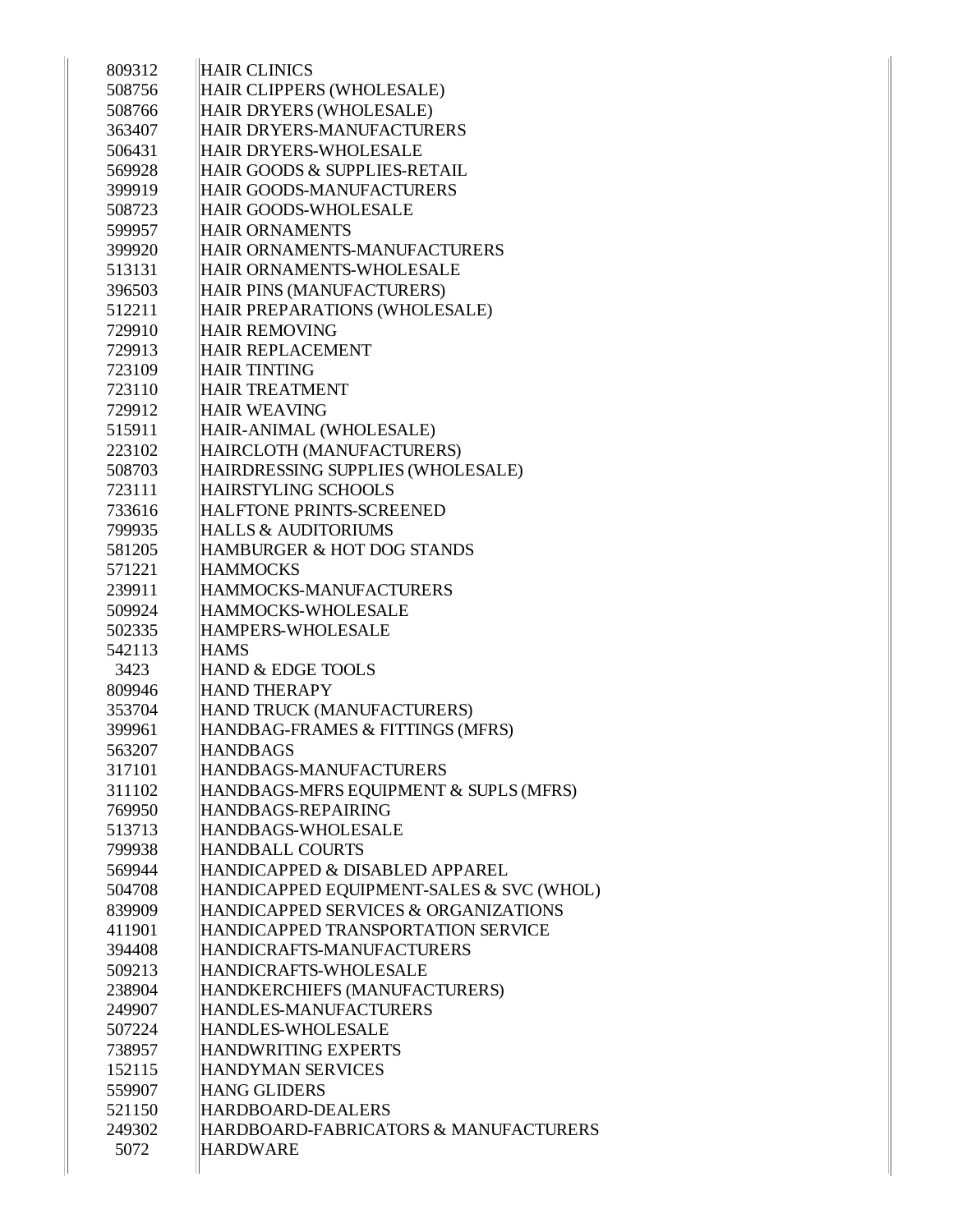| | |
|---|---|
| 809312 | HAIR CLINICS |
| 508756 | HAIR CLIPPERS (WHOLESALE) |
| 508766 | HAIR DRYERS (WHOLESALE) |
| 363407 | HAIR DRYERS-MANUFACTURERS |
| 506431 | HAIR DRYERS-WHOLESALE |
| 569928 | HAIR GOODS & SUPPLIES-RETAIL |
| 399919 | HAIR GOODS-MANUFACTURERS |
| 508723 | HAIR GOODS-WHOLESALE |
| 599957 | HAIR ORNAMENTS |
| 399920 | HAIR ORNAMENTS-MANUFACTURERS |
| 513131 | HAIR ORNAMENTS-WHOLESALE |
| 396503 | HAIR PINS (MANUFACTURERS) |
| 512211 | HAIR PREPARATIONS (WHOLESALE) |
| 729910 | HAIR REMOVING |
| 729913 | HAIR REPLACEMENT |
| 723109 | HAIR TINTING |
| 723110 | HAIR TREATMENT |
| 729912 | HAIR WEAVING |
| 515911 | HAIR-ANIMAL (WHOLESALE) |
| 223102 | HAIRCLOTH (MANUFACTURERS) |
| 508703 | HAIRDRESSING SUPPLIES (WHOLESALE) |
| 723111 | HAIRSTYLING SCHOOLS |
| 733616 | HALFTONE PRINTS-SCREENED |
| 799935 | HALLS & AUDITORIUMS |
| 581205 | HAMBURGER & HOT DOG STANDS |
| 571221 | HAMMOCKS |
| 239911 | HAMMOCKS-MANUFACTURERS |
| 509924 | HAMMOCKS-WHOLESALE |
| 502335 | HAMPERS-WHOLESALE |
| 542113 | HAMS |
| 3423 | HAND & EDGE TOOLS |
| 809946 | HAND THERAPY |
| 353704 | HAND TRUCK (MANUFACTURERS) |
| 399961 | HANDBAG-FRAMES & FITTINGS (MFRS) |
| 563207 | HANDBAGS |
| 317101 | HANDBAGS-MANUFACTURERS |
| 311102 | HANDBAGS-MFRS EQUIPMENT & SUPLS (MFRS) |
| 769950 | HANDBAGS-REPAIRING |
| 513713 | HANDBAGS-WHOLESALE |
| 799938 | HANDBALL COURTS |
| 569944 | HANDICAPPED & DISABLED APPAREL |
| 504708 | HANDICAPPED EQUIPMENT-SALES & SVC (WHOL) |
| 839909 | HANDICAPPED SERVICES & ORGANIZATIONS |
| 411901 | HANDICAPPED TRANSPORTATION SERVICE |
| 394408 | HANDICRAFTS-MANUFACTURERS |
| 509213 | HANDICRAFTS-WHOLESALE |
| 238904 | HANDKERCHIEFS (MANUFACTURERS) |
| 249907 | HANDLES-MANUFACTURERS |
| 507224 | HANDLES-WHOLESALE |
| 738957 | HANDWRITING EXPERTS |
| 152115 | HANDYMAN SERVICES |
| 559907 | HANG GLIDERS |
| 521150 | HARDBOARD-DEALERS |
| 249302 | HARDBOARD-FABRICATORS & MANUFACTURERS |
| 5072 | HARDWARE |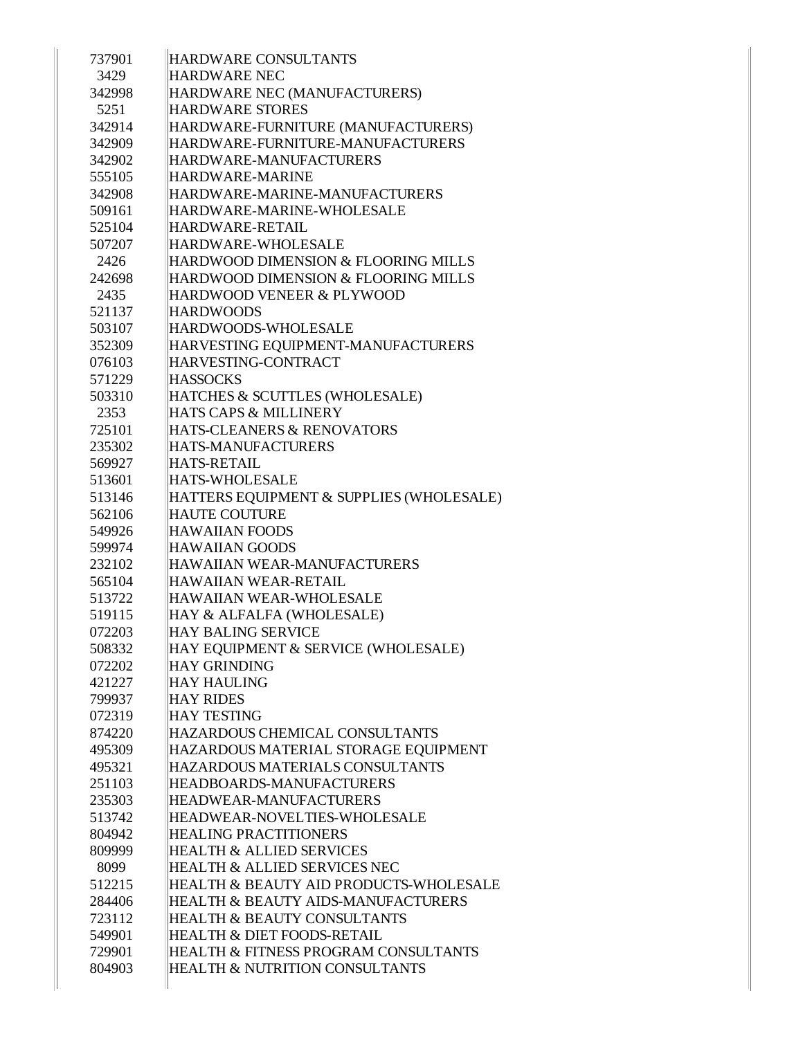| | |
|---|---|
| 737901 | HARDWARE CONSULTANTS |
| 3429 | HARDWARE NEC |
| 342998 | HARDWARE NEC (MANUFACTURERS) |
| 5251 | HARDWARE STORES |
| 342914 | HARDWARE-FURNITURE (MANUFACTURERS) |
| 342909 | HARDWARE-FURNITURE-MANUFACTURERS |
| 342902 | HARDWARE-MANUFACTURERS |
| 555105 | HARDWARE-MARINE |
| 342908 | HARDWARE-MARINE-MANUFACTURERS |
| 509161 | HARDWARE-MARINE-WHOLESALE |
| 525104 | HARDWARE-RETAIL |
| 507207 | HARDWARE-WHOLESALE |
| 2426 | HARDWOOD DIMENSION & FLOORING MILLS |
| 242698 | HARDWOOD DIMENSION & FLOORING MILLS |
| 2435 | HARDWOOD VENEER & PLYWOOD |
| 521137 | HARDWOODS |
| 503107 | HARDWOODS-WHOLESALE |
| 352309 | HARVESTING EQUIPMENT-MANUFACTURERS |
| 076103 | HARVESTING-CONTRACT |
| 571229 | HASSOCKS |
| 503310 | HATCHES & SCUTTLES (WHOLESALE) |
| 2353 | HATS CAPS & MILLINERY |
| 725101 | HATS-CLEANERS & RENOVATORS |
| 235302 | HATS-MANUFACTURERS |
| 569927 | HATS-RETAIL |
| 513601 | HATS-WHOLESALE |
| 513146 | HATTERS EQUIPMENT & SUPPLIES (WHOLESALE) |
| 562106 | HAUTE COUTURE |
| 549926 | HAWAIIAN FOODS |
| 599974 | HAWAIIAN GOODS |
| 232102 | HAWAIIAN WEAR-MANUFACTURERS |
| 565104 | HAWAIIAN WEAR-RETAIL |
| 513722 | HAWAIIAN WEAR-WHOLESALE |
| 519115 | HAY & ALFALFA (WHOLESALE) |
| 072203 | HAY BALING SERVICE |
| 508332 | HAY EQUIPMENT & SERVICE (WHOLESALE) |
| 072202 | HAY GRINDING |
| 421227 | HAY HAULING |
| 799937 | HAY RIDES |
| 072319 | HAY TESTING |
| 874220 | HAZARDOUS CHEMICAL CONSULTANTS |
| 495309 | HAZARDOUS MATERIAL STORAGE EQUIPMENT |
| 495321 | HAZARDOUS MATERIALS CONSULTANTS |
| 251103 | HEADBOARDS-MANUFACTURERS |
| 235303 | HEADWEAR-MANUFACTURERS |
| 513742 | HEADWEAR-NOVELTIES-WHOLESALE |
| 804942 | HEALING PRACTITIONERS |
| 809999 | HEALTH & ALLIED SERVICES |
| 8099 | HEALTH & ALLIED SERVICES NEC |
| 512215 | HEALTH & BEAUTY AID PRODUCTS-WHOLESALE |
| 284406 | HEALTH & BEAUTY AIDS-MANUFACTURERS |
| 723112 | HEALTH & BEAUTY CONSULTANTS |
| 549901 | HEALTH & DIET FOODS-RETAIL |
| 729901 | HEALTH & FITNESS PROGRAM CONSULTANTS |
| 804903 | HEALTH & NUTRITION CONSULTANTS |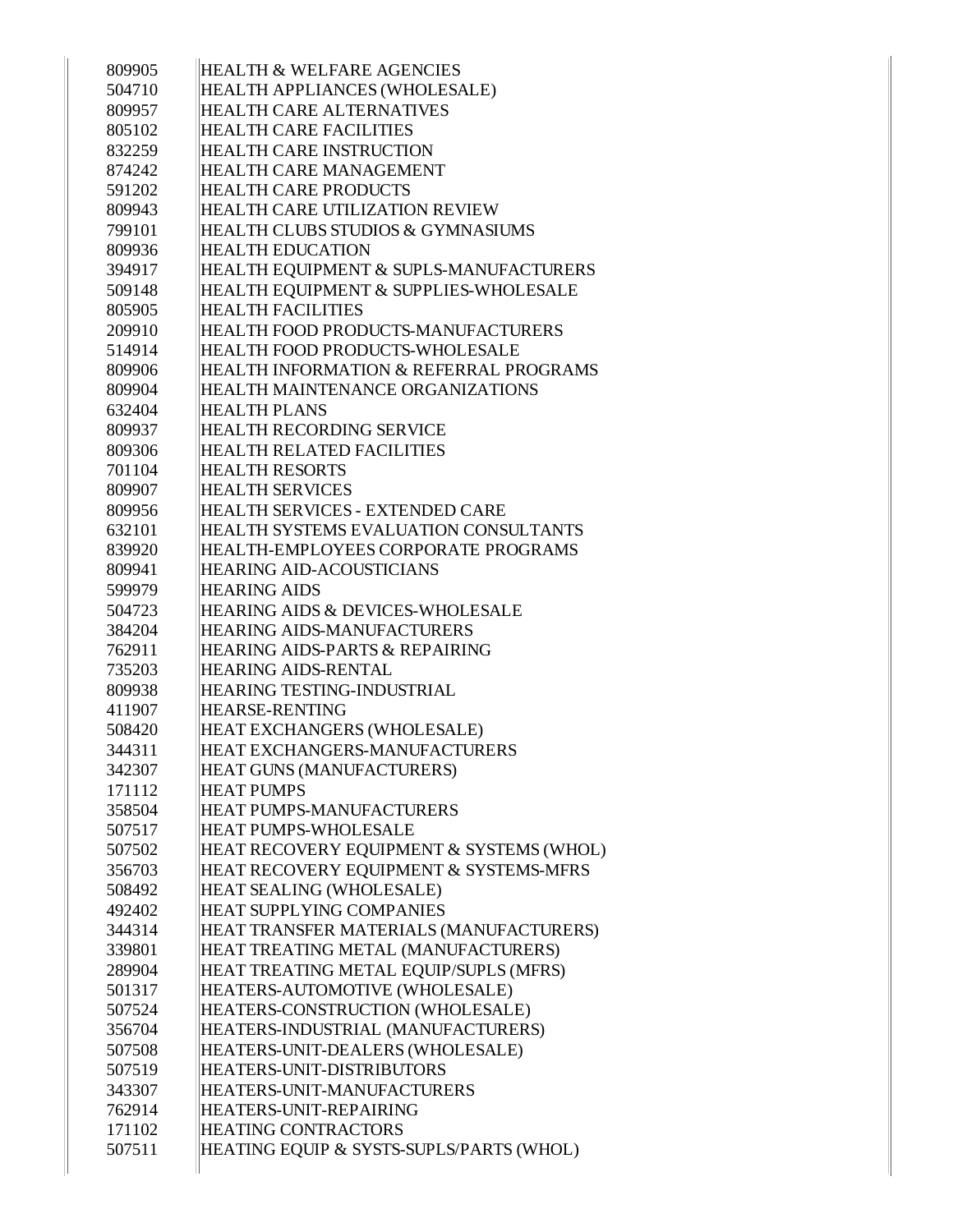| | |
|---|---|
| 809905 | HEALTH & WELFARE AGENCIES |
| 504710 | HEALTH APPLIANCES (WHOLESALE) |
| 809957 | HEALTH CARE ALTERNATIVES |
| 805102 | HEALTH CARE FACILITIES |
| 832259 | HEALTH CARE INSTRUCTION |
| 874242 | HEALTH CARE MANAGEMENT |
| 591202 | HEALTH CARE PRODUCTS |
| 809943 | HEALTH CARE UTILIZATION REVIEW |
| 799101 | HEALTH CLUBS STUDIOS & GYMNASIUMS |
| 809936 | HEALTH EDUCATION |
| 394917 | HEALTH EQUIPMENT & SUPLS-MANUFACTURERS |
| 509148 | HEALTH EQUIPMENT & SUPPLIES-WHOLESALE |
| 805905 | HEALTH FACILITIES |
| 209910 | HEALTH FOOD PRODUCTS-MANUFACTURERS |
| 514914 | HEALTH FOOD PRODUCTS-WHOLESALE |
| 809906 | HEALTH INFORMATION & REFERRAL PROGRAMS |
| 809904 | HEALTH MAINTENANCE ORGANIZATIONS |
| 632404 | HEALTH PLANS |
| 809937 | HEALTH RECORDING SERVICE |
| 809306 | HEALTH RELATED FACILITIES |
| 701104 | HEALTH RESORTS |
| 809907 | HEALTH SERVICES |
| 809956 | HEALTH SERVICES - EXTENDED CARE |
| 632101 | HEALTH SYSTEMS EVALUATION CONSULTANTS |
| 839920 | HEALTH-EMPLOYEES CORPORATE PROGRAMS |
| 809941 | HEARING AID-ACOUSTICIANS |
| 599979 | HEARING AIDS |
| 504723 | HEARING AIDS & DEVICES-WHOLESALE |
| 384204 | HEARING AIDS-MANUFACTURERS |
| 762911 | HEARING AIDS-PARTS & REPAIRING |
| 735203 | HEARING AIDS-RENTAL |
| 809938 | HEARING TESTING-INDUSTRIAL |
| 411907 | HEARSE-RENTING |
| 508420 | HEAT EXCHANGERS (WHOLESALE) |
| 344311 | HEAT EXCHANGERS-MANUFACTURERS |
| 342307 | HEAT GUNS (MANUFACTURERS) |
| 171112 | HEAT PUMPS |
| 358504 | HEAT PUMPS-MANUFACTURERS |
| 507517 | HEAT PUMPS-WHOLESALE |
| 507502 | HEAT RECOVERY EQUIPMENT & SYSTEMS (WHOL) |
| 356703 | HEAT RECOVERY EQUIPMENT & SYSTEMS-MFRS |
| 508492 | HEAT SEALING (WHOLESALE) |
| 492402 | HEAT SUPPLYING COMPANIES |
| 344314 | HEAT TRANSFER MATERIALS (MANUFACTURERS) |
| 339801 | HEAT TREATING METAL (MANUFACTURERS) |
| 289904 | HEAT TREATING METAL EQUIP/SUPLS (MFRS) |
| 501317 | HEATERS-AUTOMOTIVE (WHOLESALE) |
| 507524 | HEATERS-CONSTRUCTION (WHOLESALE) |
| 356704 | HEATERS-INDUSTRIAL (MANUFACTURERS) |
| 507508 | HEATERS-UNIT-DEALERS (WHOLESALE) |
| 507519 | HEATERS-UNIT-DISTRIBUTORS |
| 343307 | HEATERS-UNIT-MANUFACTURERS |
| 762914 | HEATERS-UNIT-REPAIRING |
| 171102 | HEATING CONTRACTORS |
| 507511 | HEATING EQUIP & SYSTS-SUPLS/PARTS (WHOL) |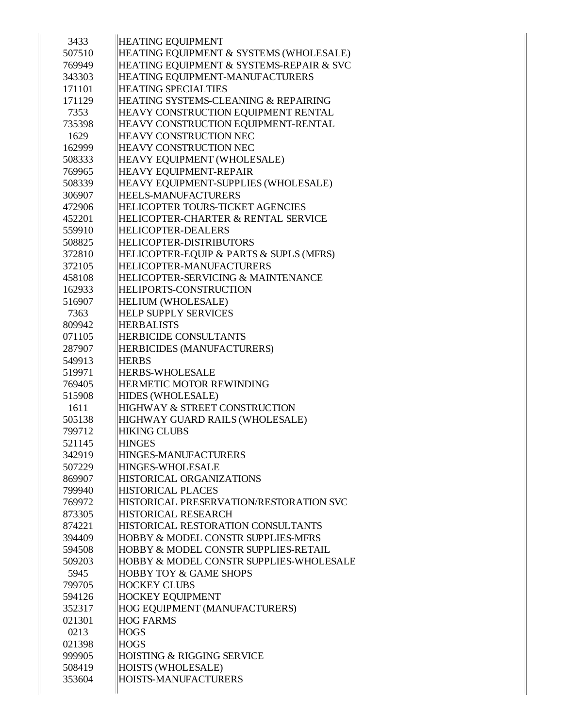| | |
|---|---|
| 3433 | HEATING EQUIPMENT |
| 507510 | HEATING EQUIPMENT & SYSTEMS (WHOLESALE) |
| 769949 | HEATING EQUIPMENT & SYSTEMS-REPAIR & SVC |
| 343303 | HEATING EQUIPMENT-MANUFACTURERS |
| 171101 | HEATING SPECIALTIES |
| 171129 | HEATING SYSTEMS-CLEANING & REPAIRING |
| 7353 | HEAVY CONSTRUCTION EQUIPMENT RENTAL |
| 735398 | HEAVY CONSTRUCTION EQUIPMENT-RENTAL |
| 1629 | HEAVY CONSTRUCTION NEC |
| 162999 | HEAVY CONSTRUCTION NEC |
| 508333 | HEAVY EQUIPMENT (WHOLESALE) |
| 769965 | HEAVY EQUIPMENT-REPAIR |
| 508339 | HEAVY EQUIPMENT-SUPPLIES (WHOLESALE) |
| 306907 | HEELS-MANUFACTURERS |
| 472906 | HELICOPTER TOURS-TICKET AGENCIES |
| 452201 | HELICOPTER-CHARTER & RENTAL SERVICE |
| 559910 | HELICOPTER-DEALERS |
| 508825 | HELICOPTER-DISTRIBUTORS |
| 372810 | HELICOPTER-EQUIP & PARTS & SUPLS (MFRS) |
| 372105 | HELICOPTER-MANUFACTURERS |
| 458108 | HELICOPTER-SERVICING & MAINTENANCE |
| 162933 | HELIPORTS-CONSTRUCTION |
| 516907 | HELIUM (WHOLESALE) |
| 7363 | HELP SUPPLY SERVICES |
| 809942 | HERBALISTS |
| 071105 | HERBICIDE CONSULTANTS |
| 287907 | HERBICIDES (MANUFACTURERS) |
| 549913 | HERBS |
| 519971 | HERBS-WHOLESALE |
| 769405 | HERMETIC MOTOR REWINDING |
| 515908 | HIDES (WHOLESALE) |
| 1611 | HIGHWAY & STREET CONSTRUCTION |
| 505138 | HIGHWAY GUARD RAILS (WHOLESALE) |
| 799712 | HIKING CLUBS |
| 521145 | HINGES |
| 342919 | HINGES-MANUFACTURERS |
| 507229 | HINGES-WHOLESALE |
| 869907 | HISTORICAL ORGANIZATIONS |
| 799940 | HISTORICAL PLACES |
| 769972 | HISTORICAL PRESERVATION/RESTORATION SVC |
| 873305 | HISTORICAL RESEARCH |
| 874221 | HISTORICAL RESTORATION CONSULTANTS |
| 394409 | HOBBY & MODEL CONSTR SUPPLIES-MFRS |
| 594508 | HOBBY & MODEL CONSTR SUPPLIES-RETAIL |
| 509203 | HOBBY & MODEL CONSTR SUPPLIES-WHOLESALE |
| 5945 | HOBBY TOY & GAME SHOPS |
| 799705 | HOCKEY CLUBS |
| 594126 | HOCKEY EQUIPMENT |
| 352317 | HOG EQUIPMENT (MANUFACTURERS) |
| 021301 | HOG FARMS |
| 0213 | HOGS |
| 021398 | HOGS |
| 999905 | HOISTING & RIGGING SERVICE |
| 508419 | HOISTS (WHOLESALE) |
| 353604 | HOISTS-MANUFACTURERS |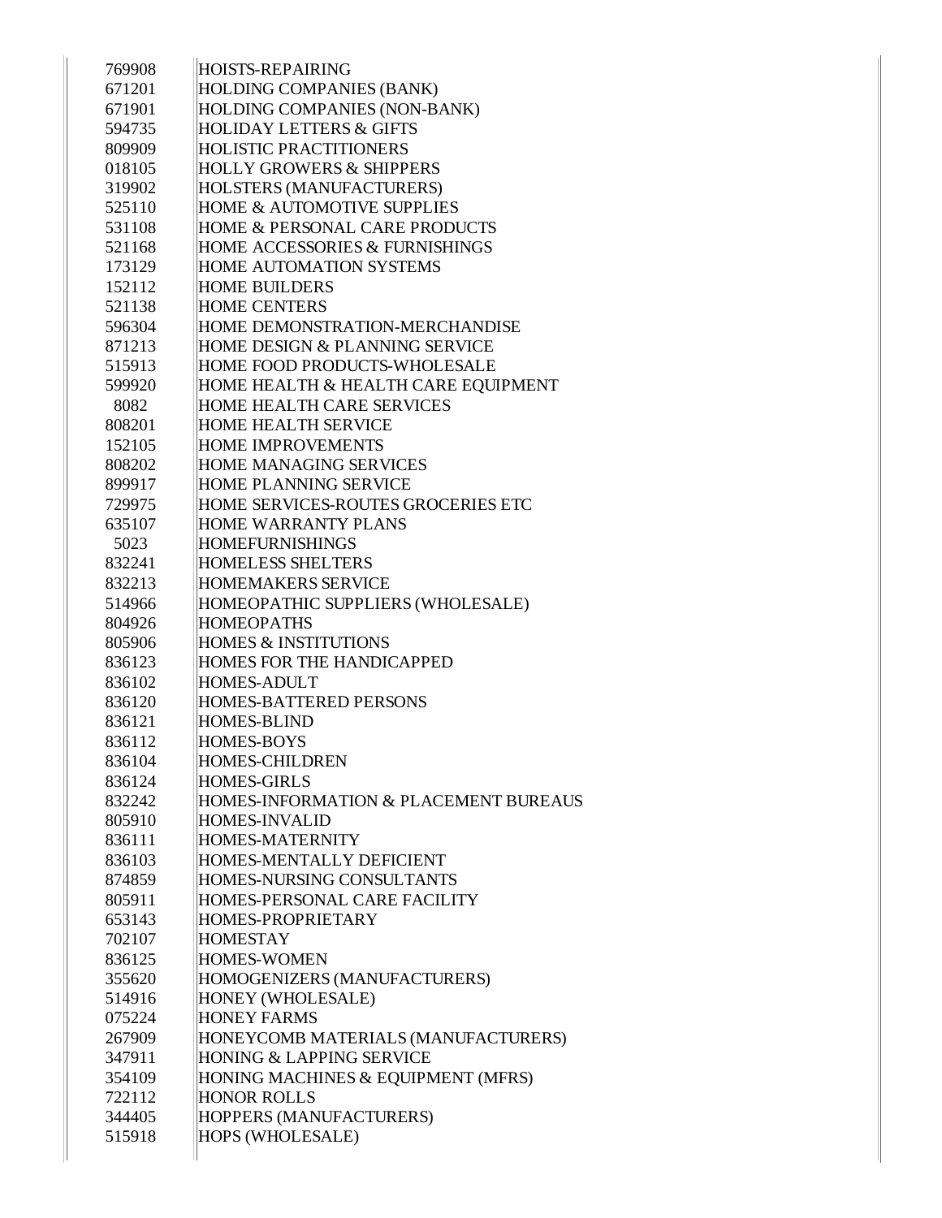| | |
|---|---|
| 769908 | HOISTS-REPAIRING |
| 671201 | HOLDING COMPANIES (BANK) |
| 671901 | HOLDING COMPANIES (NON-BANK) |
| 594735 | HOLIDAY LETTERS & GIFTS |
| 809909 | HOLISTIC PRACTITIONERS |
| 018105 | HOLLY GROWERS & SHIPPERS |
| 319902 | HOLSTERS (MANUFACTURERS) |
| 525110 | HOME & AUTOMOTIVE SUPPLIES |
| 531108 | HOME & PERSONAL CARE PRODUCTS |
| 521168 | HOME ACCESSORIES & FURNISHINGS |
| 173129 | HOME AUTOMATION SYSTEMS |
| 152112 | HOME BUILDERS |
| 521138 | HOME CENTERS |
| 596304 | HOME DEMONSTRATION-MERCHANDISE |
| 871213 | HOME DESIGN & PLANNING SERVICE |
| 515913 | HOME FOOD PRODUCTS-WHOLESALE |
| 599920 | HOME HEALTH & HEALTH CARE EQUIPMENT |
| 8082 | HOME HEALTH CARE SERVICES |
| 808201 | HOME HEALTH SERVICE |
| 152105 | HOME IMPROVEMENTS |
| 808202 | HOME MANAGING SERVICES |
| 899917 | HOME PLANNING SERVICE |
| 729975 | HOME SERVICES-ROUTES GROCERIES ETC |
| 635107 | HOME WARRANTY PLANS |
| 5023 | HOMEFURNISHINGS |
| 832241 | HOMELESS SHELTERS |
| 832213 | HOMEMAKERS SERVICE |
| 514966 | HOMEOPATHIC SUPPLIERS (WHOLESALE) |
| 804926 | HOMEOPATHS |
| 805906 | HOMES & INSTITUTIONS |
| 836123 | HOMES FOR THE HANDICAPPED |
| 836102 | HOMES-ADULT |
| 836120 | HOMES-BATTERED PERSONS |
| 836121 | HOMES-BLIND |
| 836112 | HOMES-BOYS |
| 836104 | HOMES-CHILDREN |
| 836124 | HOMES-GIRLS |
| 832242 | HOMES-INFORMATION & PLACEMENT BUREAUS |
| 805910 | HOMES-INVALID |
| 836111 | HOMES-MATERNITY |
| 836103 | HOMES-MENTALLY DEFICIENT |
| 874859 | HOMES-NURSING CONSULTANTS |
| 805911 | HOMES-PERSONAL CARE FACILITY |
| 653143 | HOMES-PROPRIETARY |
| 702107 | HOMESTAY |
| 836125 | HOMES-WOMEN |
| 355620 | HOMOGENIZERS (MANUFACTURERS) |
| 514916 | HONEY (WHOLESALE) |
| 075224 | HONEY FARMS |
| 267909 | HONEYCOMB MATERIALS (MANUFACTURERS) |
| 347911 | HONING & LAPPING SERVICE |
| 354109 | HONING MACHINES & EQUIPMENT (MFRS) |
| 722112 | HONOR ROLLS |
| 344405 | HOPPERS (MANUFACTURERS) |
| 515918 | HOPS (WHOLESALE) |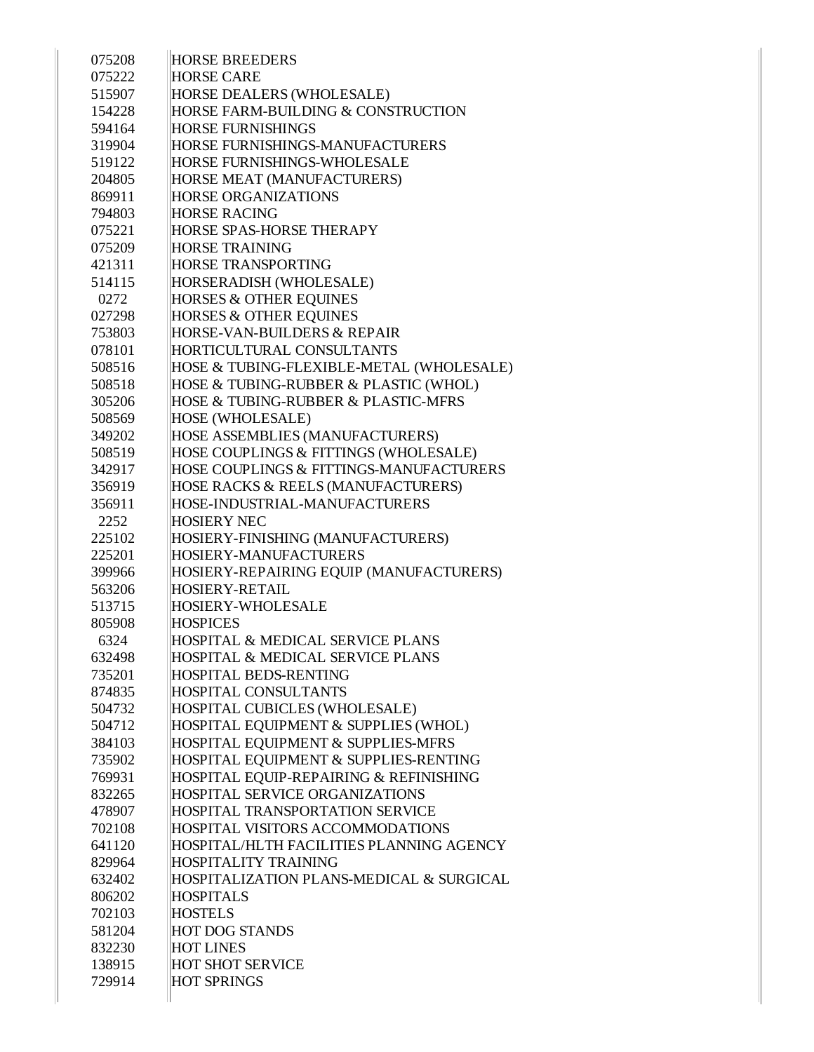| | |
|---|---|
| 075208 | HORSE BREEDERS |
| 075222 | HORSE CARE |
| 515907 | HORSE DEALERS (WHOLESALE) |
| 154228 | HORSE FARM-BUILDING & CONSTRUCTION |
| 594164 | HORSE FURNISHINGS |
| 319904 | HORSE FURNISHINGS-MANUFACTURERS |
| 519122 | HORSE FURNISHINGS-WHOLESALE |
| 204805 | HORSE MEAT (MANUFACTURERS) |
| 869911 | HORSE ORGANIZATIONS |
| 794803 | HORSE RACING |
| 075221 | HORSE SPAS-HORSE THERAPY |
| 075209 | HORSE TRAINING |
| 421311 | HORSE TRANSPORTING |
| 514115 | HORSERADISH (WHOLESALE) |
| 0272 | HORSES & OTHER EQUINES |
| 027298 | HORSES & OTHER EQUINES |
| 753803 | HORSE-VAN-BUILDERS & REPAIR |
| 078101 | HORTICULTURAL CONSULTANTS |
| 508516 | HOSE & TUBING-FLEXIBLE-METAL (WHOLESALE) |
| 508518 | HOSE & TUBING-RUBBER & PLASTIC (WHOL) |
| 305206 | HOSE & TUBING-RUBBER & PLASTIC-MFRS |
| 508569 | HOSE (WHOLESALE) |
| 349202 | HOSE ASSEMBLIES (MANUFACTURERS) |
| 508519 | HOSE COUPLINGS & FITTINGS (WHOLESALE) |
| 342917 | HOSE COUPLINGS & FITTINGS-MANUFACTURERS |
| 356919 | HOSE RACKS & REELS (MANUFACTURERS) |
| 356911 | HOSE-INDUSTRIAL-MANUFACTURERS |
| 2252 | HOSIERY NEC |
| 225102 | HOSIERY-FINISHING (MANUFACTURERS) |
| 225201 | HOSIERY-MANUFACTURERS |
| 399966 | HOSIERY-REPAIRING EQUIP (MANUFACTURERS) |
| 563206 | HOSIERY-RETAIL |
| 513715 | HOSIERY-WHOLESALE |
| 805908 | HOSPICES |
| 6324 | HOSPITAL & MEDICAL SERVICE PLANS |
| 632498 | HOSPITAL & MEDICAL SERVICE PLANS |
| 735201 | HOSPITAL BEDS-RENTING |
| 874835 | HOSPITAL CONSULTANTS |
| 504732 | HOSPITAL CUBICLES (WHOLESALE) |
| 504712 | HOSPITAL EQUIPMENT & SUPPLIES (WHOL) |
| 384103 | HOSPITAL EQUIPMENT & SUPPLIES-MFRS |
| 735902 | HOSPITAL EQUIPMENT & SUPPLIES-RENTING |
| 769931 | HOSPITAL EQUIP-REPAIRING & REFINISHING |
| 832265 | HOSPITAL SERVICE ORGANIZATIONS |
| 478907 | HOSPITAL TRANSPORTATION SERVICE |
| 702108 | HOSPITAL VISITORS ACCOMMODATIONS |
| 641120 | HOSPITAL/HLTH FACILITIES PLANNING AGENCY |
| 829964 | HOSPITALITY TRAINING |
| 632402 | HOSPITALIZATION PLANS-MEDICAL & SURGICAL |
| 806202 | HOSPITALS |
| 702103 | HOSTELS |
| 581204 | HOT DOG STANDS |
| 832230 | HOT LINES |
| 138915 | HOT SHOT SERVICE |
| 729914 | HOT SPRINGS |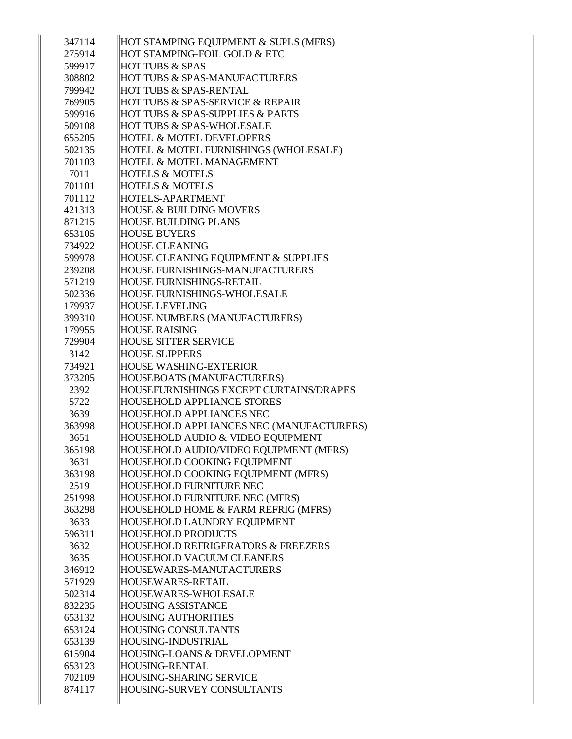| | |
|---|---|
| 347114 | HOT STAMPING EQUIPMENT & SUPLS (MFRS) |
| 275914 | HOT STAMPING-FOIL GOLD & ETC |
| 599917 | HOT TUBS & SPAS |
| 308802 | HOT TUBS & SPAS-MANUFACTURERS |
| 799942 | HOT TUBS & SPAS-RENTAL |
| 769905 | HOT TUBS & SPAS-SERVICE & REPAIR |
| 599916 | HOT TUBS & SPAS-SUPPLIES & PARTS |
| 509108 | HOT TUBS & SPAS-WHOLESALE |
| 655205 | HOTEL & MOTEL DEVELOPERS |
| 502135 | HOTEL & MOTEL FURNISHINGS (WHOLESALE) |
| 701103 | HOTEL & MOTEL MANAGEMENT |
| 7011 | HOTELS & MOTELS |
| 701101 | HOTELS & MOTELS |
| 701112 | HOTELS-APARTMENT |
| 421313 | HOUSE & BUILDING MOVERS |
| 871215 | HOUSE BUILDING PLANS |
| 653105 | HOUSE BUYERS |
| 734922 | HOUSE CLEANING |
| 599978 | HOUSE CLEANING EQUIPMENT & SUPPLIES |
| 239208 | HOUSE FURNISHINGS-MANUFACTURERS |
| 571219 | HOUSE FURNISHINGS-RETAIL |
| 502336 | HOUSE FURNISHINGS-WHOLESALE |
| 179937 | HOUSE LEVELING |
| 399310 | HOUSE NUMBERS (MANUFACTURERS) |
| 179955 | HOUSE RAISING |
| 729904 | HOUSE SITTER SERVICE |
| 3142 | HOUSE SLIPPERS |
| 734921 | HOUSE WASHING-EXTERIOR |
| 373205 | HOUSEBOATS (MANUFACTURERS) |
| 2392 | HOUSEFURNISHINGS EXCEPT CURTAINS/DRAPES |
| 5722 | HOUSEHOLD APPLIANCE STORES |
| 3639 | HOUSEHOLD APPLIANCES NEC |
| 363998 | HOUSEHOLD APPLIANCES NEC (MANUFACTURERS) |
| 3651 | HOUSEHOLD AUDIO & VIDEO EQUIPMENT |
| 365198 | HOUSEHOLD AUDIO/VIDEO EQUIPMENT (MFRS) |
| 3631 | HOUSEHOLD COOKING EQUIPMENT |
| 363198 | HOUSEHOLD COOKING EQUIPMENT (MFRS) |
| 2519 | HOUSEHOLD FURNITURE NEC |
| 251998 | HOUSEHOLD FURNITURE NEC (MFRS) |
| 363298 | HOUSEHOLD HOME & FARM REFRIG (MFRS) |
| 3633 | HOUSEHOLD LAUNDRY EQUIPMENT |
| 596311 | HOUSEHOLD PRODUCTS |
| 3632 | HOUSEHOLD REFRIGERATORS & FREEZERS |
| 3635 | HOUSEHOLD VACUUM CLEANERS |
| 346912 | HOUSEWARES-MANUFACTURERS |
| 571929 | HOUSEWARES-RETAIL |
| 502314 | HOUSEWARES-WHOLESALE |
| 832235 | HOUSING ASSISTANCE |
| 653132 | HOUSING AUTHORITIES |
| 653124 | HOUSING CONSULTANTS |
| 653139 | HOUSING-INDUSTRIAL |
| 615904 | HOUSING-LOANS & DEVELOPMENT |
| 653123 | HOUSING-RENTAL |
| 702109 | HOUSING-SHARING SERVICE |
| 874117 | HOUSING-SURVEY CONSULTANTS |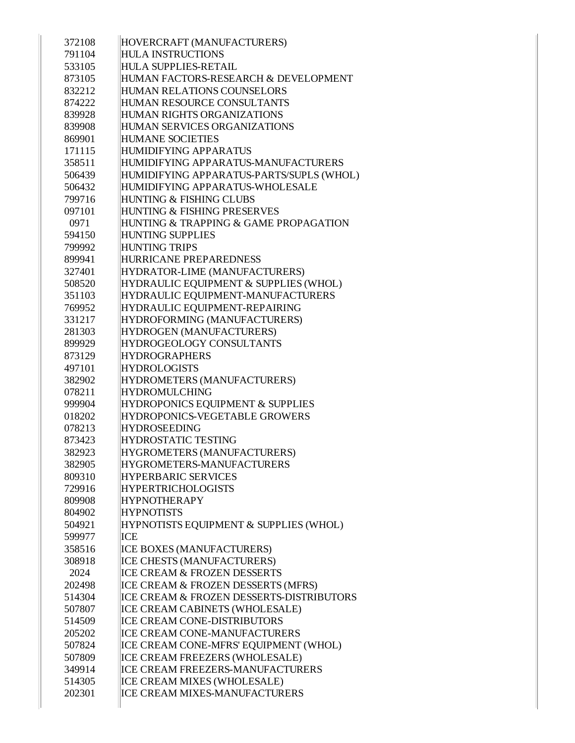| | |
|---|---|
| 372108 | HOVERCRAFT (MANUFACTURERS) |
| 791104 | HULA INSTRUCTIONS |
| 533105 | HULA SUPPLIES-RETAIL |
| 873105 | HUMAN FACTORS-RESEARCH & DEVELOPMENT |
| 832212 | HUMAN RELATIONS COUNSELORS |
| 874222 | HUMAN RESOURCE CONSULTANTS |
| 839928 | HUMAN RIGHTS ORGANIZATIONS |
| 839908 | HUMAN SERVICES ORGANIZATIONS |
| 869901 | HUMANE SOCIETIES |
| 171115 | HUMIDIFYING APPARATUS |
| 358511 | HUMIDIFYING APPARATUS-MANUFACTURERS |
| 506439 | HUMIDIFYING APPARATUS-PARTS/SUPLS (WHOL) |
| 506432 | HUMIDIFYING APPARATUS-WHOLESALE |
| 799716 | HUNTING & FISHING CLUBS |
| 097101 | HUNTING & FISHING PRESERVES |
| 0971 | HUNTING & TRAPPING & GAME PROPAGATION |
| 594150 | HUNTING SUPPLIES |
| 799992 | HUNTING TRIPS |
| 899941 | HURRICANE PREPAREDNESS |
| 327401 | HYDRATOR-LIME (MANUFACTURERS) |
| 508520 | HYDRAULIC EQUIPMENT & SUPPLIES (WHOL) |
| 351103 | HYDRAULIC EQUIPMENT-MANUFACTURERS |
| 769952 | HYDRAULIC EQUIPMENT-REPAIRING |
| 331217 | HYDROFORMING (MANUFACTURERS) |
| 281303 | HYDROGEN (MANUFACTURERS) |
| 899929 | HYDROGEOLOGY CONSULTANTS |
| 873129 | HYDROGRAPHERS |
| 497101 | HYDROLOGISTS |
| 382902 | HYDROMETERS (MANUFACTURERS) |
| 078211 | HYDROMULCHING |
| 999904 | HYDROPONICS EQUIPMENT & SUPPLIES |
| 018202 | HYDROPONICS-VEGETABLE GROWERS |
| 078213 | HYDROSEEDING |
| 873423 | HYDROSTATIC TESTING |
| 382923 | HYGROMETERS (MANUFACTURERS) |
| 382905 | HYGROMETERS-MANUFACTURERS |
| 809310 | HYPERBARIC SERVICES |
| 729916 | HYPERTRICHOLOGISTS |
| 809908 | HYPNOTHERAPY |
| 804902 | HYPNOTISTS |
| 504921 | HYPNOTISTS EQUIPMENT & SUPPLIES (WHOL) |
| 599977 | ICE |
| 358516 | ICE BOXES (MANUFACTURERS) |
| 308918 | ICE CHESTS (MANUFACTURERS) |
| 2024 | ICE CREAM & FROZEN DESSERTS |
| 202498 | ICE CREAM & FROZEN DESSERTS (MFRS) |
| 514304 | ICE CREAM & FROZEN DESSERTS-DISTRIBUTORS |
| 507807 | ICE CREAM CABINETS (WHOLESALE) |
| 514509 | ICE CREAM CONE-DISTRIBUTORS |
| 205202 | ICE CREAM CONE-MANUFACTURERS |
| 507824 | ICE CREAM CONE-MFRS' EQUIPMENT (WHOL) |
| 507809 | ICE CREAM FREEZERS (WHOLESALE) |
| 349914 | ICE CREAM FREEZERS-MANUFACTURERS |
| 514305 | ICE CREAM MIXES (WHOLESALE) |
| 202301 | ICE CREAM MIXES-MANUFACTURERS |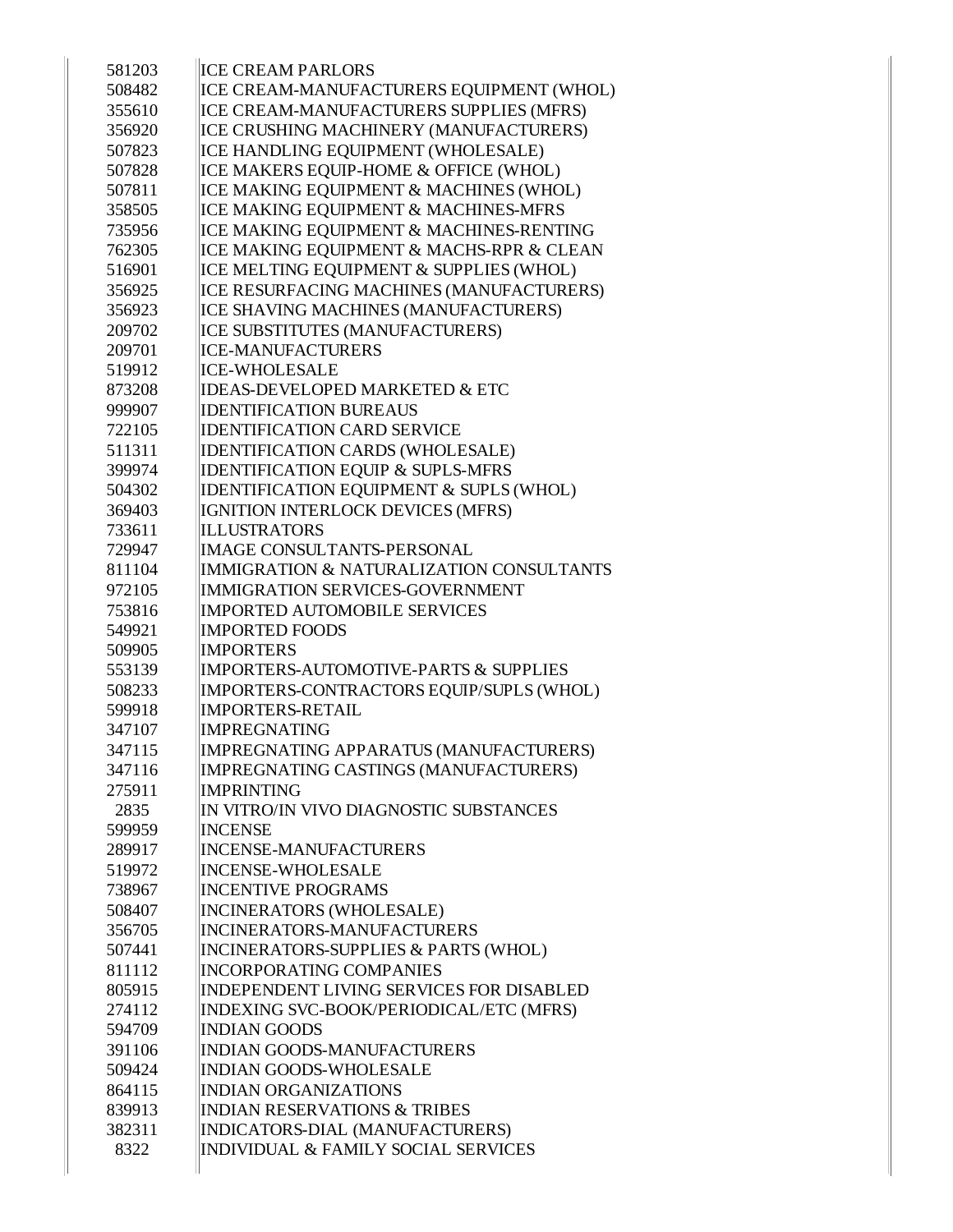| | |
|---|---|
| 581203 | ICE CREAM PARLORS |
| 508482 | ICE CREAM-MANUFACTURERS EQUIPMENT (WHOL) |
| 355610 | ICE CREAM-MANUFACTURERS SUPPLIES (MFRS) |
| 356920 | ICE CRUSHING MACHINERY (MANUFACTURERS) |
| 507823 | ICE HANDLING EQUIPMENT (WHOLESALE) |
| 507828 | ICE MAKERS EQUIP-HOME & OFFICE (WHOL) |
| 507811 | ICE MAKING EQUIPMENT & MACHINES (WHOL) |
| 358505 | ICE MAKING EQUIPMENT & MACHINES-MFRS |
| 735956 | ICE MAKING EQUIPMENT & MACHINES-RENTING |
| 762305 | ICE MAKING EQUIPMENT & MACHS-RPR & CLEAN |
| 516901 | ICE MELTING EQUIPMENT & SUPPLIES (WHOL) |
| 356925 | ICE RESURFACING MACHINES (MANUFACTURERS) |
| 356923 | ICE SHAVING MACHINES (MANUFACTURERS) |
| 209702 | ICE SUBSTITUTES (MANUFACTURERS) |
| 209701 | ICE-MANUFACTURERS |
| 519912 | ICE-WHOLESALE |
| 873208 | IDEAS-DEVELOPED MARKETED & ETC |
| 999907 | IDENTIFICATION BUREAUS |
| 722105 | IDENTIFICATION CARD SERVICE |
| 511311 | IDENTIFICATION CARDS (WHOLESALE) |
| 399974 | IDENTIFICATION EQUIP & SUPLS-MFRS |
| 504302 | IDENTIFICATION EQUIPMENT & SUPLS (WHOL) |
| 369403 | IGNITION INTERLOCK DEVICES (MFRS) |
| 733611 | ILLUSTRATORS |
| 729947 | IMAGE CONSULTANTS-PERSONAL |
| 811104 | IMMIGRATION & NATURALIZATION CONSULTANTS |
| 972105 | IMMIGRATION SERVICES-GOVERNMENT |
| 753816 | IMPORTED AUTOMOBILE SERVICES |
| 549921 | IMPORTED FOODS |
| 509905 | IMPORTERS |
| 553139 | IMPORTERS-AUTOMOTIVE-PARTS & SUPPLIES |
| 508233 | IMPORTERS-CONTRACTORS EQUIP/SUPLS (WHOL) |
| 599918 | IMPORTERS-RETAIL |
| 347107 | IMPREGNATING |
| 347115 | IMPREGNATING APPARATUS (MANUFACTURERS) |
| 347116 | IMPREGNATING CASTINGS (MANUFACTURERS) |
| 275911 | IMPRINTING |
| 2835 | IN VITRO/IN VIVO DIAGNOSTIC SUBSTANCES |
| 599959 | INCENSE |
| 289917 | INCENSE-MANUFACTURERS |
| 519972 | INCENSE-WHOLESALE |
| 738967 | INCENTIVE PROGRAMS |
| 508407 | INCINERATORS (WHOLESALE) |
| 356705 | INCINERATORS-MANUFACTURERS |
| 507441 | INCINERATORS-SUPPLIES & PARTS (WHOL) |
| 811112 | INCORPORATING COMPANIES |
| 805915 | INDEPENDENT LIVING SERVICES FOR DISABLED |
| 274112 | INDEXING SVC-BOOK/PERIODICAL/ETC (MFRS) |
| 594709 | INDIAN GOODS |
| 391106 | INDIAN GOODS-MANUFACTURERS |
| 509424 | INDIAN GOODS-WHOLESALE |
| 864115 | INDIAN ORGANIZATIONS |
| 839913 | INDIAN RESERVATIONS & TRIBES |
| 382311 | INDICATORS-DIAL (MANUFACTURERS) |
| 8322 | INDIVIDUAL & FAMILY SOCIAL SERVICES |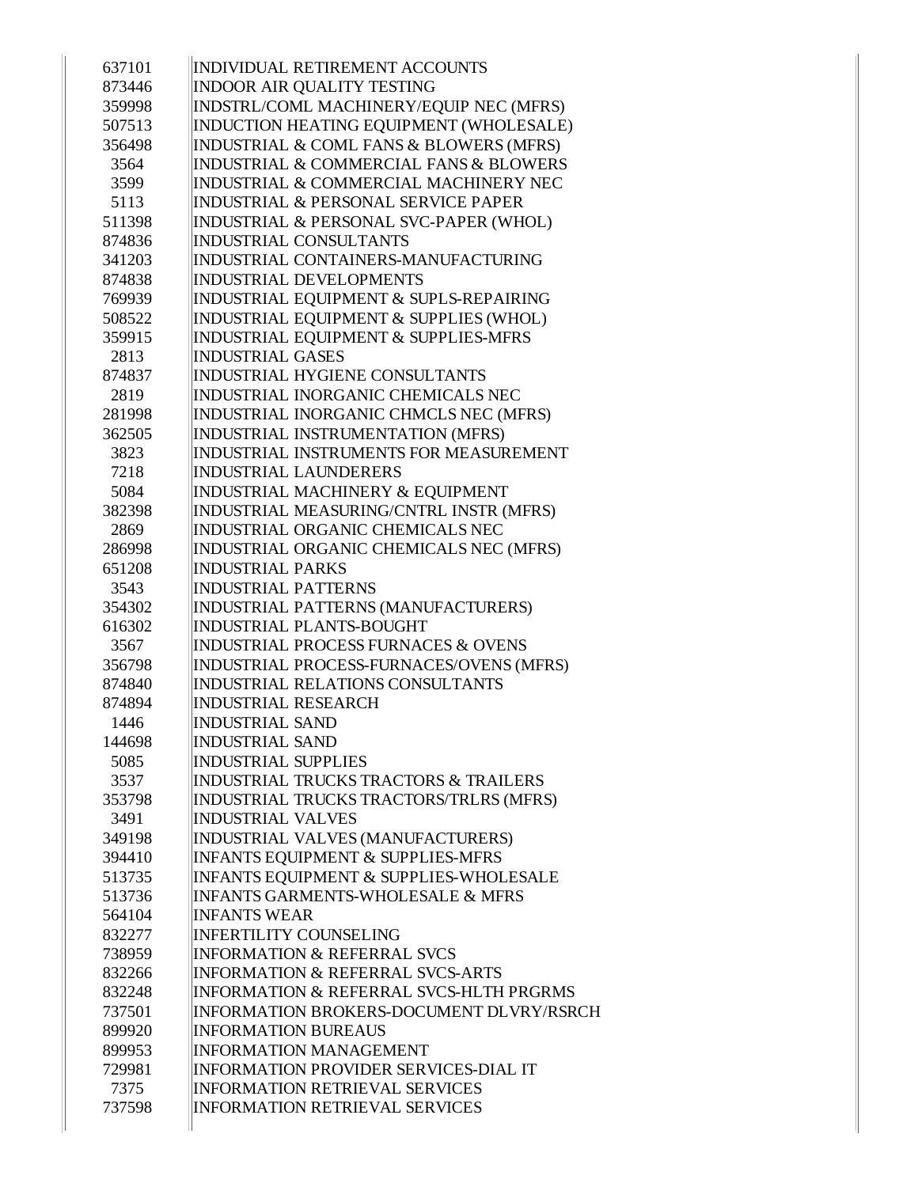| | |
|---|---|
| 637101 | INDIVIDUAL RETIREMENT ACCOUNTS |
| 873446 | INDOOR AIR QUALITY TESTING |
| 359998 | INDSTRL/COML MACHINERY/EQUIP NEC (MFRS) |
| 507513 | INDUCTION HEATING EQUIPMENT (WHOLESALE) |
| 356498 | INDUSTRIAL & COML FANS & BLOWERS (MFRS) |
| 3564 | INDUSTRIAL & COMMERCIAL FANS & BLOWERS |
| 3599 | INDUSTRIAL & COMMERCIAL MACHINERY NEC |
| 5113 | INDUSTRIAL & PERSONAL SERVICE PAPER |
| 511398 | INDUSTRIAL & PERSONAL SVC-PAPER (WHOL) |
| 874836 | INDUSTRIAL CONSULTANTS |
| 341203 | INDUSTRIAL CONTAINERS-MANUFACTURING |
| 874838 | INDUSTRIAL DEVELOPMENTS |
| 769939 | INDUSTRIAL EQUIPMENT & SUPLS-REPAIRING |
| 508522 | INDUSTRIAL EQUIPMENT & SUPPLIES (WHOL) |
| 359915 | INDUSTRIAL EQUIPMENT & SUPPLIES-MFRS |
| 2813 | INDUSTRIAL GASES |
| 874837 | INDUSTRIAL HYGIENE CONSULTANTS |
| 2819 | INDUSTRIAL INORGANIC CHEMICALS NEC |
| 281998 | INDUSTRIAL INORGANIC CHMCLS NEC (MFRS) |
| 362505 | INDUSTRIAL INSTRUMENTATION (MFRS) |
| 3823 | INDUSTRIAL INSTRUMENTS FOR MEASUREMENT |
| 7218 | INDUSTRIAL LAUNDERERS |
| 5084 | INDUSTRIAL MACHINERY & EQUIPMENT |
| 382398 | INDUSTRIAL MEASURING/CNTRL INSTR (MFRS) |
| 2869 | INDUSTRIAL ORGANIC CHEMICALS NEC |
| 286998 | INDUSTRIAL ORGANIC CHEMICALS NEC (MFRS) |
| 651208 | INDUSTRIAL PARKS |
| 3543 | INDUSTRIAL PATTERNS |
| 354302 | INDUSTRIAL PATTERNS (MANUFACTURERS) |
| 616302 | INDUSTRIAL PLANTS-BOUGHT |
| 3567 | INDUSTRIAL PROCESS FURNACES & OVENS |
| 356798 | INDUSTRIAL PROCESS-FURNACES/OVENS (MFRS) |
| 874840 | INDUSTRIAL RELATIONS CONSULTANTS |
| 874894 | INDUSTRIAL RESEARCH |
| 1446 | INDUSTRIAL SAND |
| 144698 | INDUSTRIAL SAND |
| 5085 | INDUSTRIAL SUPPLIES |
| 3537 | INDUSTRIAL TRUCKS TRACTORS & TRAILERS |
| 353798 | INDUSTRIAL TRUCKS TRACTORS/TRLRS (MFRS) |
| 3491 | INDUSTRIAL VALVES |
| 349198 | INDUSTRIAL VALVES (MANUFACTURERS) |
| 394410 | INFANTS EQUIPMENT & SUPPLIES-MFRS |
| 513735 | INFANTS EQUIPMENT & SUPPLIES-WHOLESALE |
| 513736 | INFANTS GARMENTS-WHOLESALE & MFRS |
| 564104 | INFANTS WEAR |
| 832277 | INFERTILITY COUNSELING |
| 738959 | INFORMATION & REFERRAL SVCS |
| 832266 | INFORMATION & REFERRAL SVCS-ARTS |
| 832248 | INFORMATION & REFERRAL SVCS-HLTH PRGRMS |
| 737501 | INFORMATION BROKERS-DOCUMENT DLVRY/RSRCH |
| 899920 | INFORMATION BUREAUS |
| 899953 | INFORMATION MANAGEMENT |
| 729981 | INFORMATION PROVIDER SERVICES-DIAL IT |
| 7375 | INFORMATION RETRIEVAL SERVICES |
| 737598 | INFORMATION RETRIEVAL SERVICES |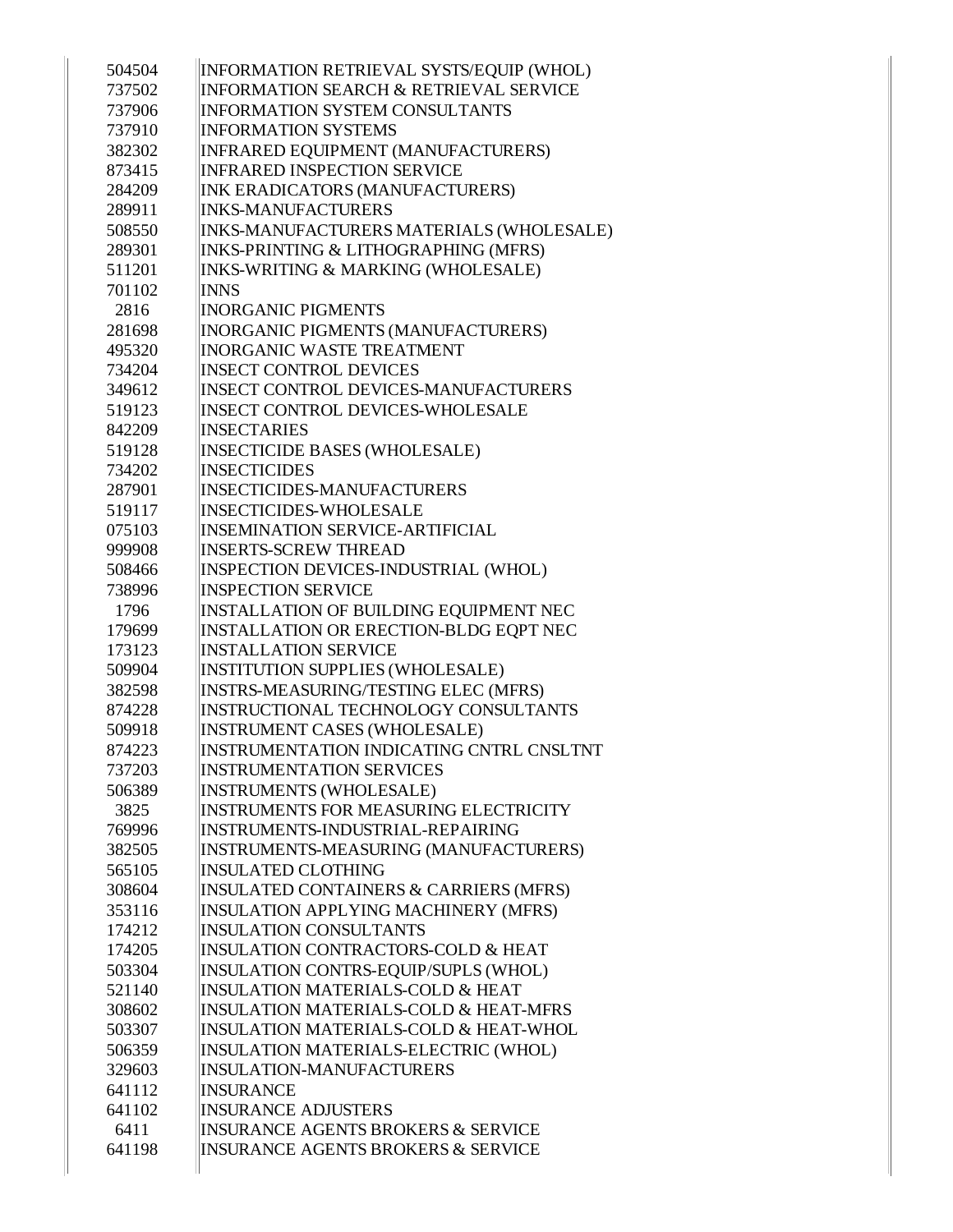| | |
|---|---|
| 504504 | INFORMATION RETRIEVAL SYSTS/EQUIP (WHOL) |
| 737502 | INFORMATION SEARCH & RETRIEVAL SERVICE |
| 737906 | INFORMATION SYSTEM CONSULTANTS |
| 737910 | INFORMATION SYSTEMS |
| 382302 | INFRARED EQUIPMENT (MANUFACTURERS) |
| 873415 | INFRARED INSPECTION SERVICE |
| 284209 | INK ERADICATORS (MANUFACTURERS) |
| 289911 | INKS-MANUFACTURERS |
| 508550 | INKS-MANUFACTURERS MATERIALS (WHOLESALE) |
| 289301 | INKS-PRINTING & LITHOGRAPHING (MFRS) |
| 511201 | INKS-WRITING & MARKING (WHOLESALE) |
| 701102 | INNS |
| 2816 | INORGANIC PIGMENTS |
| 281698 | INORGANIC PIGMENTS (MANUFACTURERS) |
| 495320 | INORGANIC WASTE TREATMENT |
| 734204 | INSECT CONTROL DEVICES |
| 349612 | INSECT CONTROL DEVICES-MANUFACTURERS |
| 519123 | INSECT CONTROL DEVICES-WHOLESALE |
| 842209 | INSECTARIES |
| 519128 | INSECTICIDE BASES (WHOLESALE) |
| 734202 | INSECTICIDES |
| 287901 | INSECTICIDES-MANUFACTURERS |
| 519117 | INSECTICIDES-WHOLESALE |
| 075103 | INSEMINATION SERVICE-ARTIFICIAL |
| 999908 | INSERTS-SCREW THREAD |
| 508466 | INSPECTION DEVICES-INDUSTRIAL (WHOL) |
| 738996 | INSPECTION SERVICE |
| 1796 | INSTALLATION OF BUILDING EQUIPMENT NEC |
| 179699 | INSTALLATION OR ERECTION-BLDG EQPT NEC |
| 173123 | INSTALLATION SERVICE |
| 509904 | INSTITUTION SUPPLIES (WHOLESALE) |
| 382598 | INSTRS-MEASURING/TESTING ELEC (MFRS) |
| 874228 | INSTRUCTIONAL TECHNOLOGY CONSULTANTS |
| 509918 | INSTRUMENT CASES (WHOLESALE) |
| 874223 | INSTRUMENTATION INDICATING CNTRL CNSLTNT |
| 737203 | INSTRUMENTATION SERVICES |
| 506389 | INSTRUMENTS (WHOLESALE) |
| 3825 | INSTRUMENTS FOR MEASURING ELECTRICITY |
| 769996 | INSTRUMENTS-INDUSTRIAL-REPAIRING |
| 382505 | INSTRUMENTS-MEASURING (MANUFACTURERS) |
| 565105 | INSULATED CLOTHING |
| 308604 | INSULATED CONTAINERS & CARRIERS (MFRS) |
| 353116 | INSULATION APPLYING MACHINERY (MFRS) |
| 174212 | INSULATION CONSULTANTS |
| 174205 | INSULATION CONTRACTORS-COLD & HEAT |
| 503304 | INSULATION CONTRS-EQUIP/SUPLS (WHOL) |
| 521140 | INSULATION MATERIALS-COLD & HEAT |
| 308602 | INSULATION MATERIALS-COLD & HEAT-MFRS |
| 503307 | INSULATION MATERIALS-COLD & HEAT-WHOL |
| 506359 | INSULATION MATERIALS-ELECTRIC (WHOL) |
| 329603 | INSULATION-MANUFACTURERS |
| 641112 | INSURANCE |
| 641102 | INSURANCE ADJUSTERS |
| 6411 | INSURANCE AGENTS BROKERS & SERVICE |
| 641198 | INSURANCE AGENTS BROKERS & SERVICE |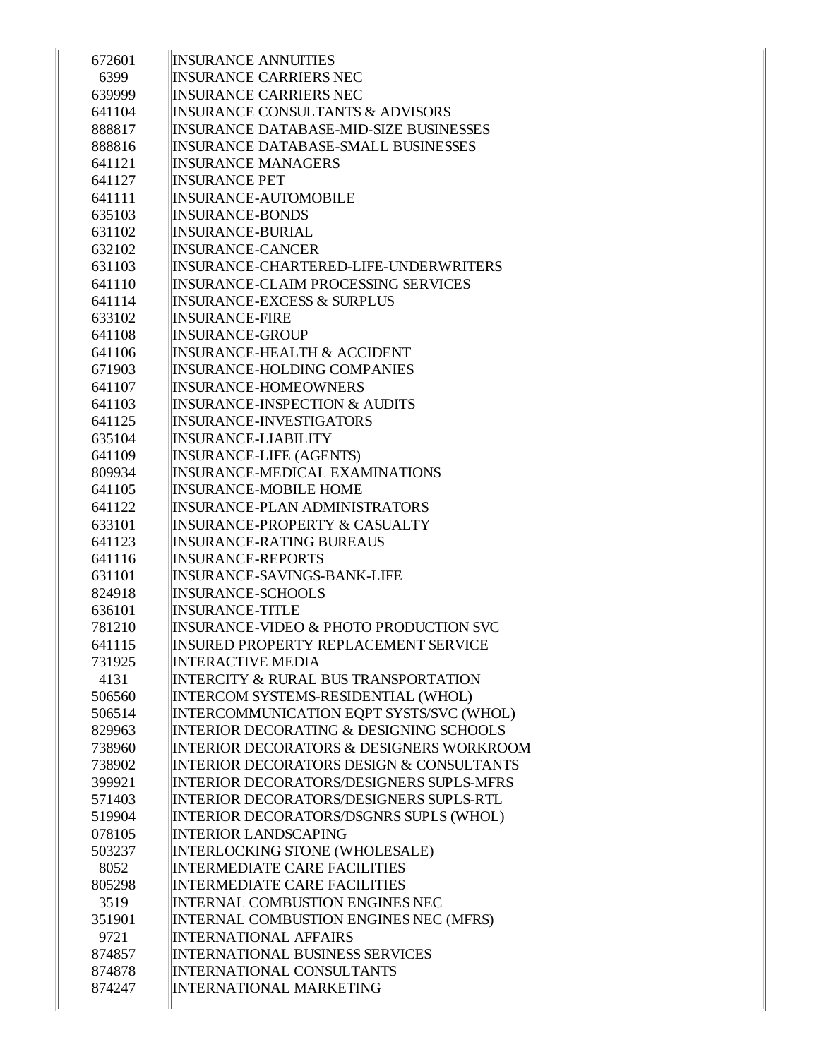| | |
|---|---|
| 672601 | INSURANCE ANNUITIES |
| 6399 | INSURANCE CARRIERS NEC |
| 639999 | INSURANCE CARRIERS NEC |
| 641104 | INSURANCE CONSULTANTS & ADVISORS |
| 888817 | INSURANCE DATABASE-MID-SIZE BUSINESSES |
| 888816 | INSURANCE DATABASE-SMALL BUSINESSES |
| 641121 | INSURANCE MANAGERS |
| 641127 | INSURANCE PET |
| 641111 | INSURANCE-AUTOMOBILE |
| 635103 | INSURANCE-BONDS |
| 631102 | INSURANCE-BURIAL |
| 632102 | INSURANCE-CANCER |
| 631103 | INSURANCE-CHARTERED-LIFE-UNDERWRITERS |
| 641110 | INSURANCE-CLAIM PROCESSING SERVICES |
| 641114 | INSURANCE-EXCESS & SURPLUS |
| 633102 | INSURANCE-FIRE |
| 641108 | INSURANCE-GROUP |
| 641106 | INSURANCE-HEALTH & ACCIDENT |
| 671903 | INSURANCE-HOLDING COMPANIES |
| 641107 | INSURANCE-HOMEOWNERS |
| 641103 | INSURANCE-INSPECTION & AUDITS |
| 641125 | INSURANCE-INVESTIGATORS |
| 635104 | INSURANCE-LIABILITY |
| 641109 | INSURANCE-LIFE (AGENTS) |
| 809934 | INSURANCE-MEDICAL EXAMINATIONS |
| 641105 | INSURANCE-MOBILE HOME |
| 641122 | INSURANCE-PLAN ADMINISTRATORS |
| 633101 | INSURANCE-PROPERTY & CASUALTY |
| 641123 | INSURANCE-RATING BUREAUS |
| 641116 | INSURANCE-REPORTS |
| 631101 | INSURANCE-SAVINGS-BANK-LIFE |
| 824918 | INSURANCE-SCHOOLS |
| 636101 | INSURANCE-TITLE |
| 781210 | INSURANCE-VIDEO & PHOTO PRODUCTION SVC |
| 641115 | INSURED PROPERTY REPLACEMENT SERVICE |
| 731925 | INTERACTIVE MEDIA |
| 4131 | INTERCITY & RURAL BUS TRANSPORTATION |
| 506560 | INTERCOM SYSTEMS-RESIDENTIAL (WHOL) |
| 506514 | INTERCOMMUNICATION EQPT SYSTS/SVC (WHOL) |
| 829963 | INTERIOR DECORATING & DESIGNING SCHOOLS |
| 738960 | INTERIOR DECORATORS & DESIGNERS WORKROOM |
| 738902 | INTERIOR DECORATORS DESIGN & CONSULTANTS |
| 399921 | INTERIOR DECORATORS/DESIGNERS SUPLS-MFRS |
| 571403 | INTERIOR DECORATORS/DESIGNERS SUPLS-RTL |
| 519904 | INTERIOR DECORATORS/DSGNRS SUPLS (WHOL) |
| 078105 | INTERIOR LANDSCAPING |
| 503237 | INTERLOCKING STONE (WHOLESALE) |
| 8052 | INTERMEDIATE CARE FACILITIES |
| 805298 | INTERMEDIATE CARE FACILITIES |
| 3519 | INTERNAL COMBUSTION ENGINES NEC |
| 351901 | INTERNAL COMBUSTION ENGINES NEC (MFRS) |
| 9721 | INTERNATIONAL AFFAIRS |
| 874857 | INTERNATIONAL BUSINESS SERVICES |
| 874878 | INTERNATIONAL CONSULTANTS |
| 874247 | INTERNATIONAL MARKETING |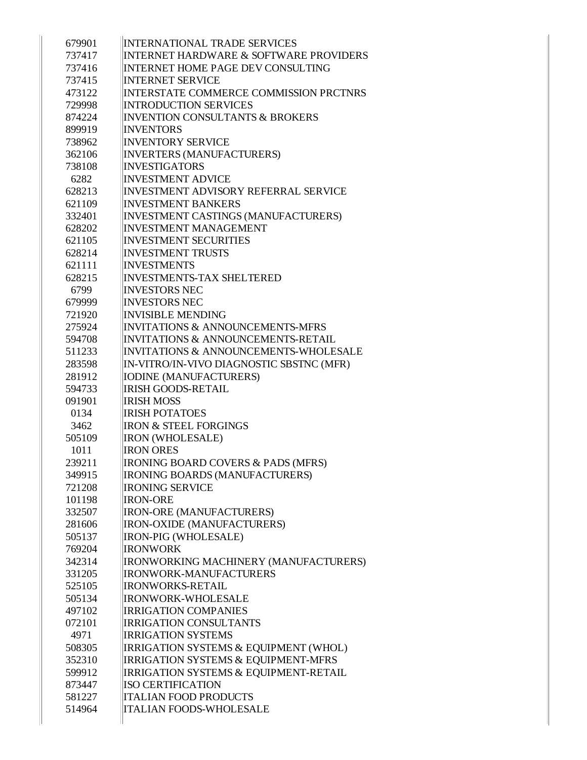| | |
|---|---|
| 679901 | INTERNATIONAL TRADE SERVICES |
| 737417 | INTERNET HARDWARE & SOFTWARE PROVIDERS |
| 737416 | INTERNET HOME PAGE DEV CONSULTING |
| 737415 | INTERNET SERVICE |
| 473122 | INTERSTATE COMMERCE COMMISSION PRCTNRS |
| 729998 | INTRODUCTION SERVICES |
| 874224 | INVENTION CONSULTANTS & BROKERS |
| 899919 | INVENTORS |
| 738962 | INVENTORY SERVICE |
| 362106 | INVERTERS (MANUFACTURERS) |
| 738108 | INVESTIGATORS |
| 6282 | INVESTMENT ADVICE |
| 628213 | INVESTMENT ADVISORY REFERRAL SERVICE |
| 621109 | INVESTMENT BANKERS |
| 332401 | INVESTMENT CASTINGS (MANUFACTURERS) |
| 628202 | INVESTMENT MANAGEMENT |
| 621105 | INVESTMENT SECURITIES |
| 628214 | INVESTMENT TRUSTS |
| 621111 | INVESTMENTS |
| 628215 | INVESTMENTS-TAX SHELTERED |
| 6799 | INVESTORS NEC |
| 679999 | INVESTORS NEC |
| 721920 | INVISIBLE MENDING |
| 275924 | INVITATIONS & ANNOUNCEMENTS-MFRS |
| 594708 | INVITATIONS & ANNOUNCEMENTS-RETAIL |
| 511233 | INVITATIONS & ANNOUNCEMENTS-WHOLESALE |
| 283598 | IN-VITRO/IN-VIVO DIAGNOSTIC SBSTNC (MFR) |
| 281912 | IODINE (MANUFACTURERS) |
| 594733 | IRISH GOODS-RETAIL |
| 091901 | IRISH MOSS |
| 0134 | IRISH POTATOES |
| 3462 | IRON & STEEL FORGINGS |
| 505109 | IRON (WHOLESALE) |
| 1011 | IRON ORES |
| 239211 | IRONING BOARD COVERS & PADS (MFRS) |
| 349915 | IRONING BOARDS (MANUFACTURERS) |
| 721208 | IRONING SERVICE |
| 101198 | IRON-ORE |
| 332507 | IRON-ORE (MANUFACTURERS) |
| 281606 | IRON-OXIDE (MANUFACTURERS) |
| 505137 | IRON-PIG (WHOLESALE) |
| 769204 | IRONWORK |
| 342314 | IRONWORKING MACHINERY (MANUFACTURERS) |
| 331205 | IRONWORK-MANUFACTURERS |
| 525105 | IRONWORKS-RETAIL |
| 505134 | IRONWORK-WHOLESALE |
| 497102 | IRRIGATION COMPANIES |
| 072101 | IRRIGATION CONSULTANTS |
| 4971 | IRRIGATION SYSTEMS |
| 508305 | IRRIGATION SYSTEMS & EQUIPMENT (WHOL) |
| 352310 | IRRIGATION SYSTEMS & EQUIPMENT-MFRS |
| 599912 | IRRIGATION SYSTEMS & EQUIPMENT-RETAIL |
| 873447 | ISO CERTIFICATION |
| 581227 | ITALIAN FOOD PRODUCTS |
| 514964 | ITALIAN FOODS-WHOLESALE |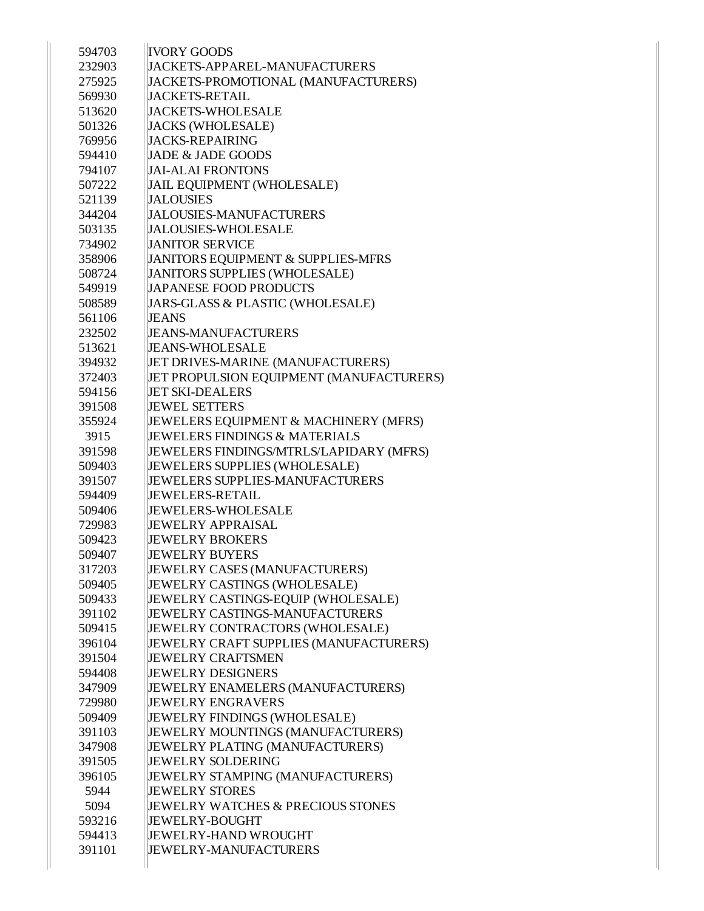| | |
|---|---|
| 594703 | IVORY GOODS |
| 232903 | JACKETS-APPAREL-MANUFACTURERS |
| 275925 | JACKETS-PROMOTIONAL (MANUFACTURERS) |
| 569930 | JACKETS-RETAIL |
| 513620 | JACKETS-WHOLESALE |
| 501326 | JACKS (WHOLESALE) |
| 769956 | JACKS-REPAIRING |
| 594410 | JADE & JADE GOODS |
| 794107 | JAI-ALAI FRONTONS |
| 507222 | JAIL EQUIPMENT (WHOLESALE) |
| 521139 | JALOUSIES |
| 344204 | JALOUSIES-MANUFACTURERS |
| 503135 | JALOUSIES-WHOLESALE |
| 734902 | JANITOR SERVICE |
| 358906 | JANITORS EQUIPMENT & SUPPLIES-MFRS |
| 508724 | JANITORS SUPPLIES (WHOLESALE) |
| 549919 | JAPANESE FOOD PRODUCTS |
| 508589 | JARS-GLASS & PLASTIC (WHOLESALE) |
| 561106 | JEANS |
| 232502 | JEANS-MANUFACTURERS |
| 513621 | JEANS-WHOLESALE |
| 394932 | JET DRIVES-MARINE (MANUFACTURERS) |
| 372403 | JET PROPULSION EQUIPMENT (MANUFACTURERS) |
| 594156 | JET SKI-DEALERS |
| 391508 | JEWEL SETTERS |
| 355924 | JEWELERS EQUIPMENT & MACHINERY (MFRS) |
| 3915 | JEWELERS FINDINGS & MATERIALS |
| 391598 | JEWELERS FINDINGS/MTRLS/LAPIDARY (MFRS) |
| 509403 | JEWELERS SUPPLIES (WHOLESALE) |
| 391507 | JEWELERS SUPPLIES-MANUFACTURERS |
| 594409 | JEWELERS-RETAIL |
| 509406 | JEWELERS-WHOLESALE |
| 729983 | JEWELRY APPRAISAL |
| 509423 | JEWELRY BROKERS |
| 509407 | JEWELRY BUYERS |
| 317203 | JEWELRY CASES (MANUFACTURERS) |
| 509405 | JEWELRY CASTINGS (WHOLESALE) |
| 509433 | JEWELRY CASTINGS-EQUIP (WHOLESALE) |
| 391102 | JEWELRY CASTINGS-MANUFACTURERS |
| 509415 | JEWELRY CONTRACTORS (WHOLESALE) |
| 396104 | JEWELRY CRAFT SUPPLIES (MANUFACTURERS) |
| 391504 | JEWELRY CRAFTSMEN |
| 594408 | JEWELRY DESIGNERS |
| 347909 | JEWELRY ENAMELERS (MANUFACTURERS) |
| 729980 | JEWELRY ENGRAVERS |
| 509409 | JEWELRY FINDINGS (WHOLESALE) |
| 391103 | JEWELRY MOUNTINGS (MANUFACTURERS) |
| 347908 | JEWELRY PLATING (MANUFACTURERS) |
| 391505 | JEWELRY SOLDERING |
| 396105 | JEWELRY STAMPING (MANUFACTURERS) |
| 5944 | JEWELRY STORES |
| 5094 | JEWELRY WATCHES & PRECIOUS STONES |
| 593216 | JEWELRY-BOUGHT |
| 594413 | JEWELRY-HAND WROUGHT |
| 391101 | JEWELRY-MANUFACTURERS |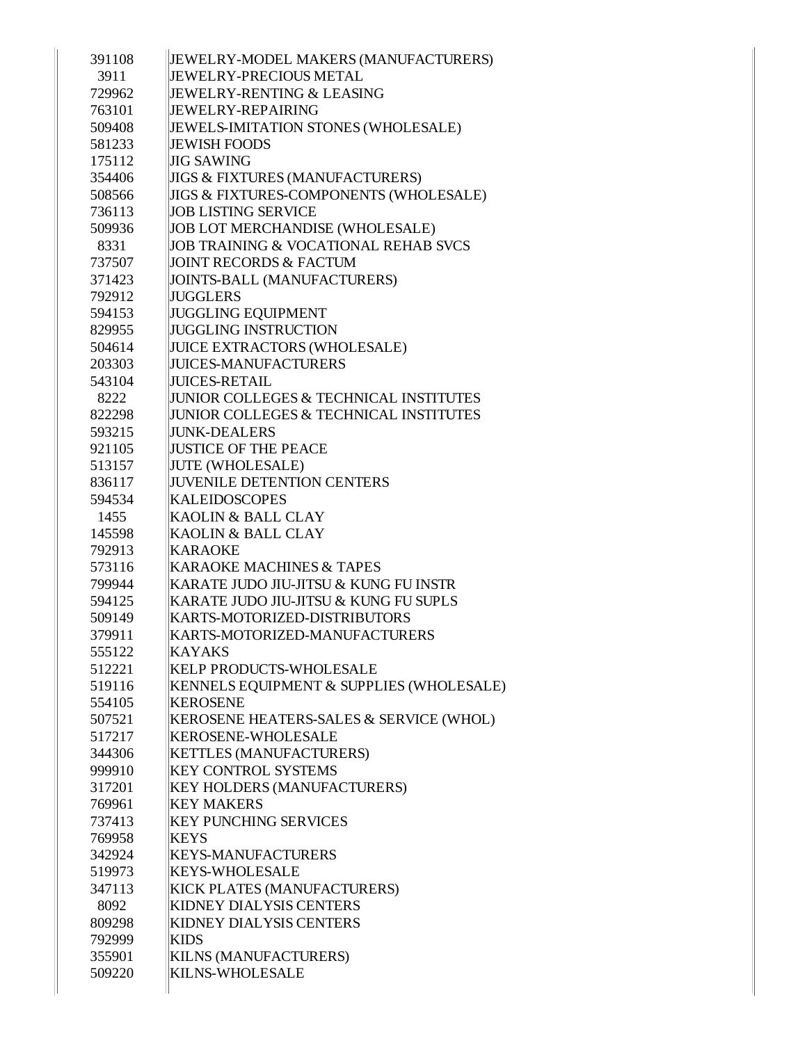| | |
|---|---|
| 391108 | JEWELRY-MODEL MAKERS (MANUFACTURERS) |
| 3911 | JEWELRY-PRECIOUS METAL |
| 729962 | JEWELRY-RENTING & LEASING |
| 763101 | JEWELRY-REPAIRING |
| 509408 | JEWELS-IMITATION STONES (WHOLESALE) |
| 581233 | JEWISH FOODS |
| 175112 | JIG SAWING |
| 354406 | JIGS & FIXTURES (MANUFACTURERS) |
| 508566 | JIGS & FIXTURES-COMPONENTS (WHOLESALE) |
| 736113 | JOB LISTING SERVICE |
| 509936 | JOB LOT MERCHANDISE (WHOLESALE) |
| 8331 | JOB TRAINING & VOCATIONAL REHAB SVCS |
| 737507 | JOINT RECORDS & FACTUM |
| 371423 | JOINTS-BALL (MANUFACTURERS) |
| 792912 | JUGGLERS |
| 594153 | JUGGLING EQUIPMENT |
| 829955 | JUGGLING INSTRUCTION |
| 504614 | JUICE EXTRACTORS (WHOLESALE) |
| 203303 | JUICES-MANUFACTURERS |
| 543104 | JUICES-RETAIL |
| 8222 | JUNIOR COLLEGES & TECHNICAL INSTITUTES |
| 822298 | JUNIOR COLLEGES & TECHNICAL INSTITUTES |
| 593215 | JUNK-DEALERS |
| 921105 | JUSTICE OF THE PEACE |
| 513157 | JUTE (WHOLESALE) |
| 836117 | JUVENILE DETENTION CENTERS |
| 594534 | KALEIDOSCOPES |
| 1455 | KAOLIN & BALL CLAY |
| 145598 | KAOLIN & BALL CLAY |
| 792913 | KARAOKE |
| 573116 | KARAOKE MACHINES & TAPES |
| 799944 | KARATE JUDO JIU-JITSU & KUNG FU INSTR |
| 594125 | KARATE JUDO JIU-JITSU & KUNG FU SUPLS |
| 509149 | KARTS-MOTORIZED-DISTRIBUTORS |
| 379911 | KARTS-MOTORIZED-MANUFACTURERS |
| 555122 | KAYAKS |
| 512221 | KELP PRODUCTS-WHOLESALE |
| 519116 | KENNELS EQUIPMENT & SUPPLIES (WHOLESALE) |
| 554105 | KEROSENE |
| 507521 | KEROSENE HEATERS-SALES & SERVICE (WHOL) |
| 517217 | KEROSENE-WHOLESALE |
| 344306 | KETTLES (MANUFACTURERS) |
| 999910 | KEY CONTROL SYSTEMS |
| 317201 | KEY HOLDERS (MANUFACTURERS) |
| 769961 | KEY MAKERS |
| 737413 | KEY PUNCHING SERVICES |
| 769958 | KEYS |
| 342924 | KEYS-MANUFACTURERS |
| 519973 | KEYS-WHOLESALE |
| 347113 | KICK PLATES (MANUFACTURERS) |
| 8092 | KIDNEY DIALYSIS CENTERS |
| 809298 | KIDNEY DIALYSIS CENTERS |
| 792999 | KIDS |
| 355901 | KILNS (MANUFACTURERS) |
| 509220 | KILNS-WHOLESALE |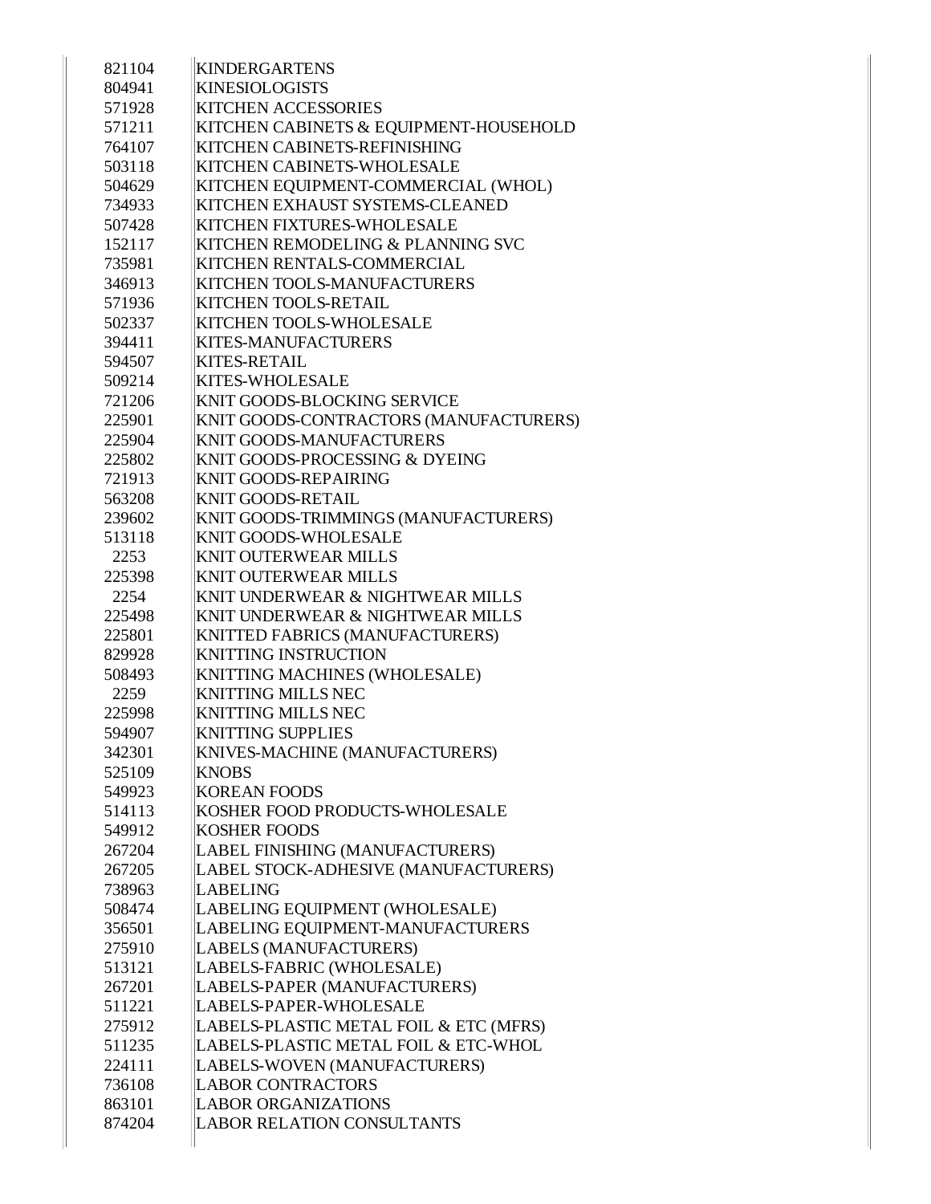| | |
|---|---|
| 821104 | KINDERGARTENS |
| 804941 | KINESIOLOGISTS |
| 571928 | KITCHEN ACCESSORIES |
| 571211 | KITCHEN CABINETS & EQUIPMENT-HOUSEHOLD |
| 764107 | KITCHEN CABINETS-REFINISHING |
| 503118 | KITCHEN CABINETS-WHOLESALE |
| 504629 | KITCHEN EQUIPMENT-COMMERCIAL (WHOL) |
| 734933 | KITCHEN EXHAUST SYSTEMS-CLEANED |
| 507428 | KITCHEN FIXTURES-WHOLESALE |
| 152117 | KITCHEN REMODELING & PLANNING SVC |
| 735981 | KITCHEN RENTALS-COMMERCIAL |
| 346913 | KITCHEN TOOLS-MANUFACTURERS |
| 571936 | KITCHEN TOOLS-RETAIL |
| 502337 | KITCHEN TOOLS-WHOLESALE |
| 394411 | KITES-MANUFACTURERS |
| 594507 | KITES-RETAIL |
| 509214 | KITES-WHOLESALE |
| 721206 | KNIT GOODS-BLOCKING SERVICE |
| 225901 | KNIT GOODS-CONTRACTORS (MANUFACTURERS) |
| 225904 | KNIT GOODS-MANUFACTURERS |
| 225802 | KNIT GOODS-PROCESSING & DYEING |
| 721913 | KNIT GOODS-REPAIRING |
| 563208 | KNIT GOODS-RETAIL |
| 239602 | KNIT GOODS-TRIMMINGS (MANUFACTURERS) |
| 513118 | KNIT GOODS-WHOLESALE |
| 2253 | KNIT OUTERWEAR MILLS |
| 225398 | KNIT OUTERWEAR MILLS |
| 2254 | KNIT UNDERWEAR & NIGHTWEAR MILLS |
| 225498 | KNIT UNDERWEAR & NIGHTWEAR MILLS |
| 225801 | KNITTED FABRICS (MANUFACTURERS) |
| 829928 | KNITTING INSTRUCTION |
| 508493 | KNITTING MACHINES (WHOLESALE) |
| 2259 | KNITTING MILLS NEC |
| 225998 | KNITTING MILLS NEC |
| 594907 | KNITTING SUPPLIES |
| 342301 | KNIVES-MACHINE (MANUFACTURERS) |
| 525109 | KNOBS |
| 549923 | KOREAN FOODS |
| 514113 | KOSHER FOOD PRODUCTS-WHOLESALE |
| 549912 | KOSHER FOODS |
| 267204 | LABEL FINISHING (MANUFACTURERS) |
| 267205 | LABEL STOCK-ADHESIVE (MANUFACTURERS) |
| 738963 | LABELING |
| 508474 | LABELING EQUIPMENT (WHOLESALE) |
| 356501 | LABELING EQUIPMENT-MANUFACTURERS |
| 275910 | LABELS (MANUFACTURERS) |
| 513121 | LABELS-FABRIC (WHOLESALE) |
| 267201 | LABELS-PAPER (MANUFACTURERS) |
| 511221 | LABELS-PAPER-WHOLESALE |
| 275912 | LABELS-PLASTIC METAL FOIL & ETC (MFRS) |
| 511235 | LABELS-PLASTIC METAL FOIL & ETC-WHOL |
| 224111 | LABELS-WOVEN (MANUFACTURERS) |
| 736108 | LABOR CONTRACTORS |
| 863101 | LABOR ORGANIZATIONS |
| 874204 | LABOR RELATION CONSULTANTS |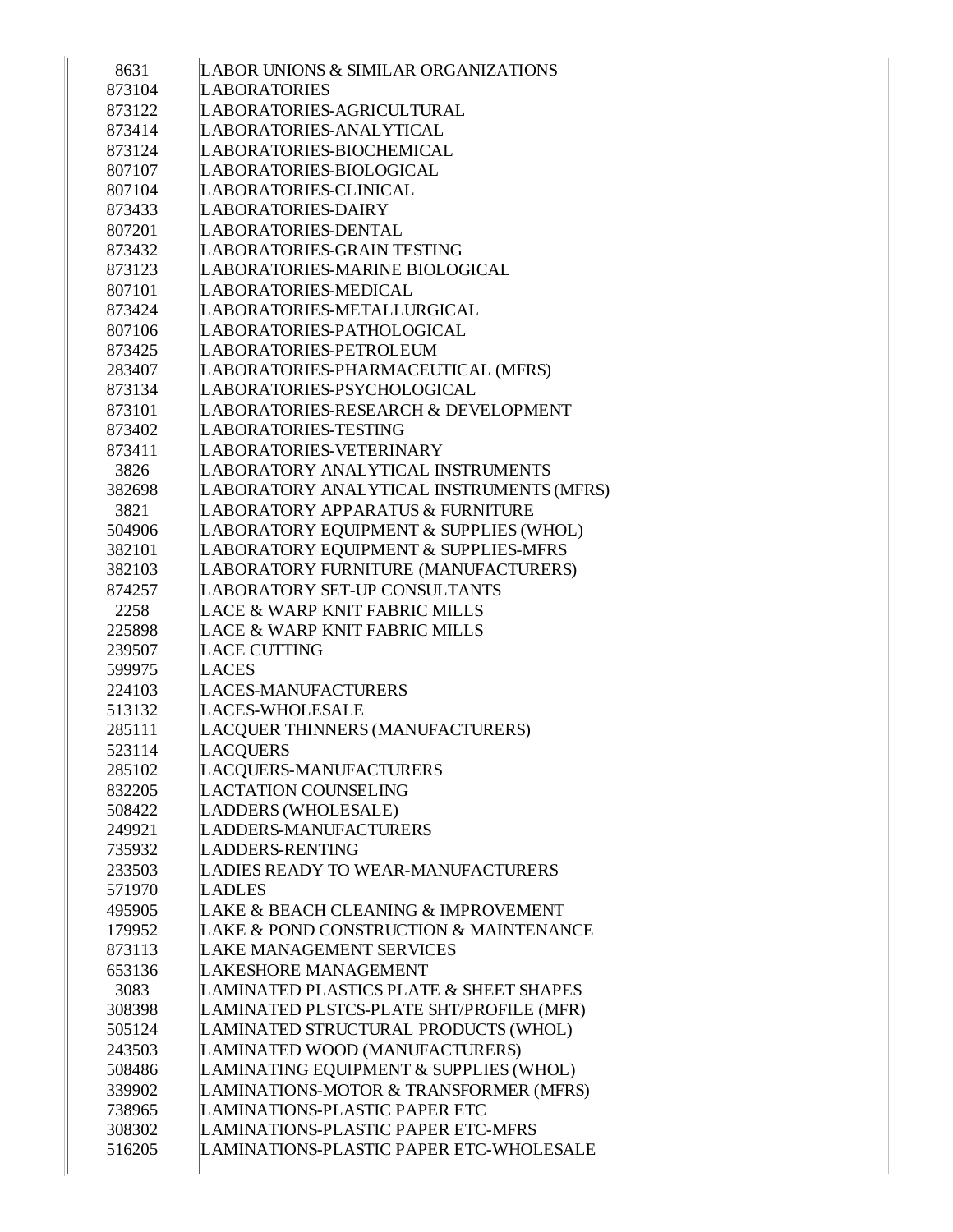| | |
|---|---|
| 8631 | LABOR UNIONS & SIMILAR ORGANIZATIONS |
| 873104 | LABORATORIES |
| 873122 | LABORATORIES-AGRICULTURAL |
| 873414 | LABORATORIES-ANALYTICAL |
| 873124 | LABORATORIES-BIOCHEMICAL |
| 807107 | LABORATORIES-BIOLOGICAL |
| 807104 | LABORATORIES-CLINICAL |
| 873433 | LABORATORIES-DAIRY |
| 807201 | LABORATORIES-DENTAL |
| 873432 | LABORATORIES-GRAIN TESTING |
| 873123 | LABORATORIES-MARINE BIOLOGICAL |
| 807101 | LABORATORIES-MEDICAL |
| 873424 | LABORATORIES-METALLURGICAL |
| 807106 | LABORATORIES-PATHOLOGICAL |
| 873425 | LABORATORIES-PETROLEUM |
| 283407 | LABORATORIES-PHARMACEUTICAL (MFRS) |
| 873134 | LABORATORIES-PSYCHOLOGICAL |
| 873101 | LABORATORIES-RESEARCH & DEVELOPMENT |
| 873402 | LABORATORIES-TESTING |
| 873411 | LABORATORIES-VETERINARY |
| 3826 | LABORATORY ANALYTICAL INSTRUMENTS |
| 382698 | LABORATORY ANALYTICAL INSTRUMENTS (MFRS) |
| 3821 | LABORATORY APPARATUS & FURNITURE |
| 504906 | LABORATORY EQUIPMENT & SUPPLIES (WHOL) |
| 382101 | LABORATORY EQUIPMENT & SUPPLIES-MFRS |
| 382103 | LABORATORY FURNITURE (MANUFACTURERS) |
| 874257 | LABORATORY SET-UP CONSULTANTS |
| 2258 | LACE & WARP KNIT FABRIC MILLS |
| 225898 | LACE & WARP KNIT FABRIC MILLS |
| 239507 | LACE CUTTING |
| 599975 | LACES |
| 224103 | LACES-MANUFACTURERS |
| 513132 | LACES-WHOLESALE |
| 285111 | LACQUER THINNERS (MANUFACTURERS) |
| 523114 | LACQUERS |
| 285102 | LACQUERS-MANUFACTURERS |
| 832205 | LACTATION COUNSELING |
| 508422 | LADDERS (WHOLESALE) |
| 249921 | LADDERS-MANUFACTURERS |
| 735932 | LADDERS-RENTING |
| 233503 | LADIES READY TO WEAR-MANUFACTURERS |
| 571970 | LADLES |
| 495905 | LAKE & BEACH CLEANING & IMPROVEMENT |
| 179952 | LAKE & POND CONSTRUCTION & MAINTENANCE |
| 873113 | LAKE MANAGEMENT SERVICES |
| 653136 | LAKESHORE MANAGEMENT |
| 3083 | LAMINATED PLASTICS PLATE & SHEET SHAPES |
| 308398 | LAMINATED PLSTCS-PLATE SHT/PROFILE (MFR) |
| 505124 | LAMINATED STRUCTURAL PRODUCTS (WHOL) |
| 243503 | LAMINATED WOOD (MANUFACTURERS) |
| 508486 | LAMINATING EQUIPMENT & SUPPLIES (WHOL) |
| 339902 | LAMINATIONS-MOTOR & TRANSFORMER (MFRS) |
| 738965 | LAMINATIONS-PLASTIC PAPER ETC |
| 308302 | LAMINATIONS-PLASTIC PAPER ETC-MFRS |
| 516205 | LAMINATIONS-PLASTIC PAPER ETC-WHOLESALE |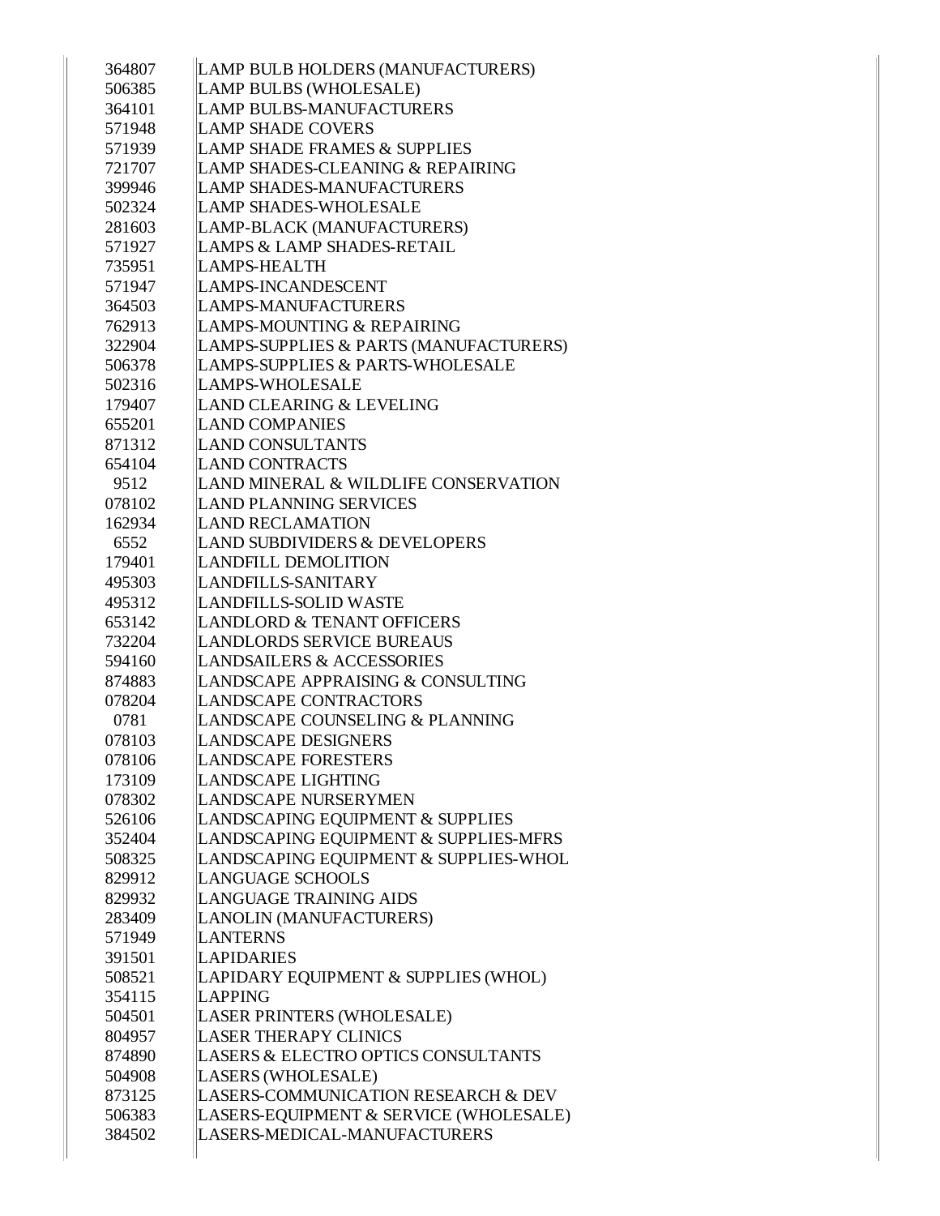| | |
|---|---|
| 364807 | LAMP BULB HOLDERS (MANUFACTURERS) |
| 506385 | LAMP BULBS (WHOLESALE) |
| 364101 | LAMP BULBS-MANUFACTURERS |
| 571948 | LAMP SHADE COVERS |
| 571939 | LAMP SHADE FRAMES & SUPPLIES |
| 721707 | LAMP SHADES-CLEANING & REPAIRING |
| 399946 | LAMP SHADES-MANUFACTURERS |
| 502324 | LAMP SHADES-WHOLESALE |
| 281603 | LAMP-BLACK (MANUFACTURERS) |
| 571927 | LAMPS & LAMP SHADES-RETAIL |
| 735951 | LAMPS-HEALTH |
| 571947 | LAMPS-INCANDESCENT |
| 364503 | LAMPS-MANUFACTURERS |
| 762913 | LAMPS-MOUNTING & REPAIRING |
| 322904 | LAMPS-SUPPLIES & PARTS (MANUFACTURERS) |
| 506378 | LAMPS-SUPPLIES & PARTS-WHOLESALE |
| 502316 | LAMPS-WHOLESALE |
| 179407 | LAND CLEARING & LEVELING |
| 655201 | LAND COMPANIES |
| 871312 | LAND CONSULTANTS |
| 654104 | LAND CONTRACTS |
| 9512 | LAND MINERAL & WILDLIFE CONSERVATION |
| 078102 | LAND PLANNING SERVICES |
| 162934 | LAND RECLAMATION |
| 6552 | LAND SUBDIVIDERS & DEVELOPERS |
| 179401 | LANDFILL DEMOLITION |
| 495303 | LANDFILLS-SANITARY |
| 495312 | LANDFILLS-SOLID WASTE |
| 653142 | LANDLORD & TENANT OFFICERS |
| 732204 | LANDLORDS SERVICE BUREAUS |
| 594160 | LANDSAILERS & ACCESSORIES |
| 874883 | LANDSCAPE APPRAISING & CONSULTING |
| 078204 | LANDSCAPE CONTRACTORS |
| 0781 | LANDSCAPE COUNSELING & PLANNING |
| 078103 | LANDSCAPE DESIGNERS |
| 078106 | LANDSCAPE FORESTERS |
| 173109 | LANDSCAPE LIGHTING |
| 078302 | LANDSCAPE NURSERYMEN |
| 526106 | LANDSCAPING EQUIPMENT & SUPPLIES |
| 352404 | LANDSCAPING EQUIPMENT & SUPPLIES-MFRS |
| 508325 | LANDSCAPING EQUIPMENT & SUPPLIES-WHOL |
| 829912 | LANGUAGE SCHOOLS |
| 829932 | LANGUAGE TRAINING AIDS |
| 283409 | LANOLIN (MANUFACTURERS) |
| 571949 | LANTERNS |
| 391501 | LAPIDARIES |
| 508521 | LAPIDARY EQUIPMENT & SUPPLIES (WHOL) |
| 354115 | LAPPING |
| 504501 | LASER PRINTERS (WHOLESALE) |
| 804957 | LASER THERAPY CLINICS |
| 874890 | LASERS & ELECTRO OPTICS CONSULTANTS |
| 504908 | LASERS (WHOLESALE) |
| 873125 | LASERS-COMMUNICATION RESEARCH & DEV |
| 506383 | LASERS-EQUIPMENT & SERVICE (WHOLESALE) |
| 384502 | LASERS-MEDICAL-MANUFACTURERS |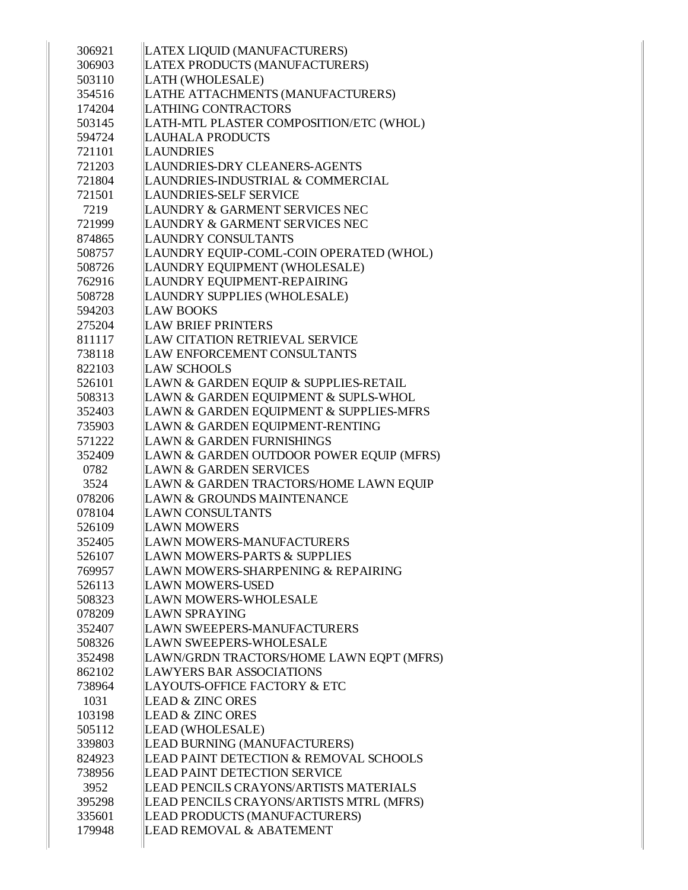| | |
|---|---|
| 306921 | LATEX LIQUID (MANUFACTURERS) |
| 306903 | LATEX PRODUCTS (MANUFACTURERS) |
| 503110 | LATH (WHOLESALE) |
| 354516 | LATHE ATTACHMENTS (MANUFACTURERS) |
| 174204 | LATHING CONTRACTORS |
| 503145 | LATH-MTL PLASTER COMPOSITION/ETC (WHOL) |
| 594724 | LAUHALA PRODUCTS |
| 721101 | LAUNDRIES |
| 721203 | LAUNDRIES-DRY CLEANERS-AGENTS |
| 721804 | LAUNDRIES-INDUSTRIAL & COMMERCIAL |
| 721501 | LAUNDRIES-SELF SERVICE |
| 7219 | LAUNDRY & GARMENT SERVICES NEC |
| 721999 | LAUNDRY & GARMENT SERVICES NEC |
| 874865 | LAUNDRY CONSULTANTS |
| 508757 | LAUNDRY EQUIP-COML-COIN OPERATED (WHOL) |
| 508726 | LAUNDRY EQUIPMENT (WHOLESALE) |
| 762916 | LAUNDRY EQUIPMENT-REPAIRING |
| 508728 | LAUNDRY SUPPLIES (WHOLESALE) |
| 594203 | LAW BOOKS |
| 275204 | LAW BRIEF PRINTERS |
| 811117 | LAW CITATION RETRIEVAL SERVICE |
| 738118 | LAW ENFORCEMENT CONSULTANTS |
| 822103 | LAW SCHOOLS |
| 526101 | LAWN & GARDEN EQUIP & SUPPLIES-RETAIL |
| 508313 | LAWN & GARDEN EQUIPMENT & SUPLS-WHOL |
| 352403 | LAWN & GARDEN EQUIPMENT & SUPPLIES-MFRS |
| 735903 | LAWN & GARDEN EQUIPMENT-RENTING |
| 571222 | LAWN & GARDEN FURNISHINGS |
| 352409 | LAWN & GARDEN OUTDOOR POWER EQUIP (MFRS) |
| 0782 | LAWN & GARDEN SERVICES |
| 3524 | LAWN & GARDEN TRACTORS/HOME LAWN EQUIP |
| 078206 | LAWN & GROUNDS MAINTENANCE |
| 078104 | LAWN CONSULTANTS |
| 526109 | LAWN MOWERS |
| 352405 | LAWN MOWERS-MANUFACTURERS |
| 526107 | LAWN MOWERS-PARTS & SUPPLIES |
| 769957 | LAWN MOWERS-SHARPENING & REPAIRING |
| 526113 | LAWN MOWERS-USED |
| 508323 | LAWN MOWERS-WHOLESALE |
| 078209 | LAWN SPRAYING |
| 352407 | LAWN SWEEPERS-MANUFACTURERS |
| 508326 | LAWN SWEEPERS-WHOLESALE |
| 352498 | LAWN/GRDN TRACTORS/HOME LAWN EQPT (MFRS) |
| 862102 | LAWYERS BAR ASSOCIATIONS |
| 738964 | LAYOUTS-OFFICE FACTORY & ETC |
| 1031 | LEAD & ZINC ORES |
| 103198 | LEAD & ZINC ORES |
| 505112 | LEAD (WHOLESALE) |
| 339803 | LEAD BURNING (MANUFACTURERS) |
| 824923 | LEAD PAINT DETECTION & REMOVAL SCHOOLS |
| 738956 | LEAD PAINT DETECTION SERVICE |
| 3952 | LEAD PENCILS CRAYONS/ARTISTS MATERIALS |
| 395298 | LEAD PENCILS CRAYONS/ARTISTS MTRL (MFRS) |
| 335601 | LEAD PRODUCTS (MANUFACTURERS) |
| 179948 | LEAD REMOVAL & ABATEMENT |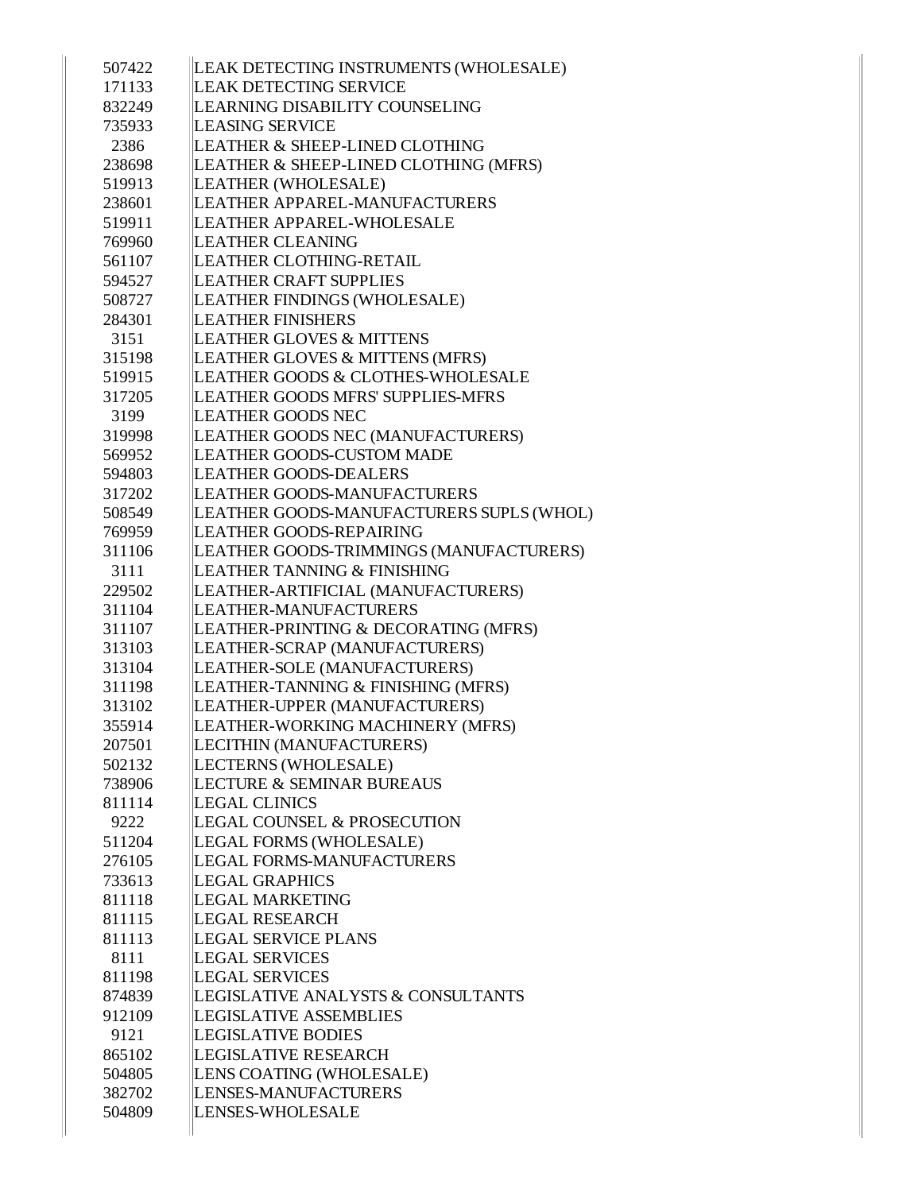| | |
|---|---|
| 507422 | LEAK DETECTING INSTRUMENTS (WHOLESALE) |
| 171133 | LEAK DETECTING SERVICE |
| 832249 | LEARNING DISABILITY COUNSELING |
| 735933 | LEASING SERVICE |
| 2386 | LEATHER & SHEEP-LINED CLOTHING |
| 238698 | LEATHER & SHEEP-LINED CLOTHING (MFRS) |
| 519913 | LEATHER (WHOLESALE) |
| 238601 | LEATHER APPAREL-MANUFACTURERS |
| 519911 | LEATHER APPAREL-WHOLESALE |
| 769960 | LEATHER CLEANING |
| 561107 | LEATHER CLOTHING-RETAIL |
| 594527 | LEATHER CRAFT SUPPLIES |
| 508727 | LEATHER FINDINGS (WHOLESALE) |
| 284301 | LEATHER FINISHERS |
| 3151 | LEATHER GLOVES & MITTENS |
| 315198 | LEATHER GLOVES & MITTENS (MFRS) |
| 519915 | LEATHER GOODS & CLOTHES-WHOLESALE |
| 317205 | LEATHER GOODS MFRS' SUPPLIES-MFRS |
| 3199 | LEATHER GOODS NEC |
| 319998 | LEATHER GOODS NEC (MANUFACTURERS) |
| 569952 | LEATHER GOODS-CUSTOM MADE |
| 594803 | LEATHER GOODS-DEALERS |
| 317202 | LEATHER GOODS-MANUFACTURERS |
| 508549 | LEATHER GOODS-MANUFACTURERS SUPLS (WHOL) |
| 769959 | LEATHER GOODS-REPAIRING |
| 311106 | LEATHER GOODS-TRIMMINGS (MANUFACTURERS) |
| 3111 | LEATHER TANNING & FINISHING |
| 229502 | LEATHER-ARTIFICIAL (MANUFACTURERS) |
| 311104 | LEATHER-MANUFACTURERS |
| 311107 | LEATHER-PRINTING & DECORATING (MFRS) |
| 313103 | LEATHER-SCRAP (MANUFACTURERS) |
| 313104 | LEATHER-SOLE (MANUFACTURERS) |
| 311198 | LEATHER-TANNING & FINISHING (MFRS) |
| 313102 | LEATHER-UPPER (MANUFACTURERS) |
| 355914 | LEATHER-WORKING MACHINERY (MFRS) |
| 207501 | LECITHIN (MANUFACTURERS) |
| 502132 | LECTERNS (WHOLESALE) |
| 738906 | LECTURE & SEMINAR BUREAUS |
| 811114 | LEGAL CLINICS |
| 9222 | LEGAL COUNSEL & PROSECUTION |
| 511204 | LEGAL FORMS (WHOLESALE) |
| 276105 | LEGAL FORMS-MANUFACTURERS |
| 733613 | LEGAL GRAPHICS |
| 811118 | LEGAL MARKETING |
| 811115 | LEGAL RESEARCH |
| 811113 | LEGAL SERVICE PLANS |
| 8111 | LEGAL SERVICES |
| 811198 | LEGAL SERVICES |
| 874839 | LEGISLATIVE ANALYSTS & CONSULTANTS |
| 912109 | LEGISLATIVE ASSEMBLIES |
| 9121 | LEGISLATIVE BODIES |
| 865102 | LEGISLATIVE RESEARCH |
| 504805 | LENS COATING (WHOLESALE) |
| 382702 | LENSES-MANUFACTURERS |
| 504809 | LENSES-WHOLESALE |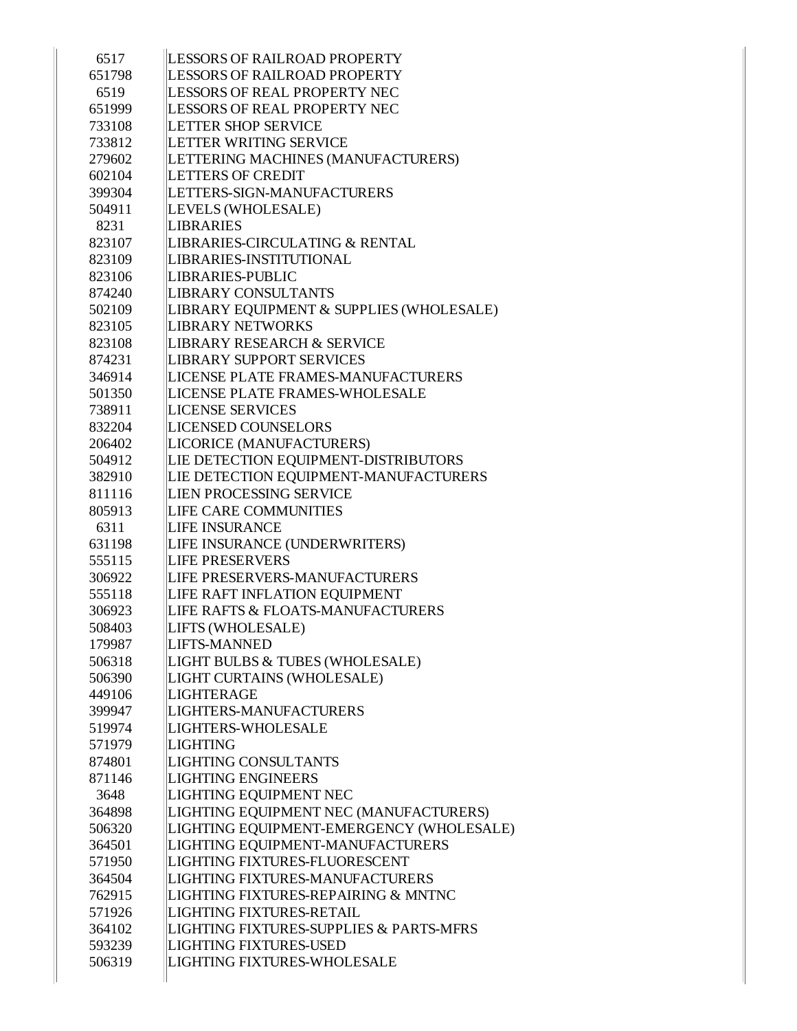| | |
|---|---|
| 6517 | LESSORS OF RAILROAD PROPERTY |
| 651798 | LESSORS OF RAILROAD PROPERTY |
| 6519 | LESSORS OF REAL PROPERTY NEC |
| 651999 | LESSORS OF REAL PROPERTY NEC |
| 733108 | LETTER SHOP SERVICE |
| 733812 | LETTER WRITING SERVICE |
| 279602 | LETTERING MACHINES (MANUFACTURERS) |
| 602104 | LETTERS OF CREDIT |
| 399304 | LETTERS-SIGN-MANUFACTURERS |
| 504911 | LEVELS (WHOLESALE) |
| 8231 | LIBRARIES |
| 823107 | LIBRARIES-CIRCULATING & RENTAL |
| 823109 | LIBRARIES-INSTITUTIONAL |
| 823106 | LIBRARIES-PUBLIC |
| 874240 | LIBRARY CONSULTANTS |
| 502109 | LIBRARY EQUIPMENT & SUPPLIES (WHOLESALE) |
| 823105 | LIBRARY NETWORKS |
| 823108 | LIBRARY RESEARCH & SERVICE |
| 874231 | LIBRARY SUPPORT SERVICES |
| 346914 | LICENSE PLATE FRAMES-MANUFACTURERS |
| 501350 | LICENSE PLATE FRAMES-WHOLESALE |
| 738911 | LICENSE SERVICES |
| 832204 | LICENSED COUNSELORS |
| 206402 | LICORICE (MANUFACTURERS) |
| 504912 | LIE DETECTION EQUIPMENT-DISTRIBUTORS |
| 382910 | LIE DETECTION EQUIPMENT-MANUFACTURERS |
| 811116 | LIEN PROCESSING SERVICE |
| 805913 | LIFE CARE COMMUNITIES |
| 6311 | LIFE INSURANCE |
| 631198 | LIFE INSURANCE (UNDERWRITERS) |
| 555115 | LIFE PRESERVERS |
| 306922 | LIFE PRESERVERS-MANUFACTURERS |
| 555118 | LIFE RAFT INFLATION EQUIPMENT |
| 306923 | LIFE RAFTS & FLOATS-MANUFACTURERS |
| 508403 | LIFTS (WHOLESALE) |
| 179987 | LIFTS-MANNED |
| 506318 | LIGHT BULBS & TUBES (WHOLESALE) |
| 506390 | LIGHT CURTAINS (WHOLESALE) |
| 449106 | LIGHTERAGE |
| 399947 | LIGHTERS-MANUFACTURERS |
| 519974 | LIGHTERS-WHOLESALE |
| 571979 | LIGHTING |
| 874801 | LIGHTING CONSULTANTS |
| 871146 | LIGHTING ENGINEERS |
| 3648 | LIGHTING EQUIPMENT NEC |
| 364898 | LIGHTING EQUIPMENT NEC (MANUFACTURERS) |
| 506320 | LIGHTING EQUIPMENT-EMERGENCY (WHOLESALE) |
| 364501 | LIGHTING EQUIPMENT-MANUFACTURERS |
| 571950 | LIGHTING FIXTURES-FLUORESCENT |
| 364504 | LIGHTING FIXTURES-MANUFACTURERS |
| 762915 | LIGHTING FIXTURES-REPAIRING & MNTNC |
| 571926 | LIGHTING FIXTURES-RETAIL |
| 364102 | LIGHTING FIXTURES-SUPPLIES & PARTS-MFRS |
| 593239 | LIGHTING FIXTURES-USED |
| 506319 | LIGHTING FIXTURES-WHOLESALE |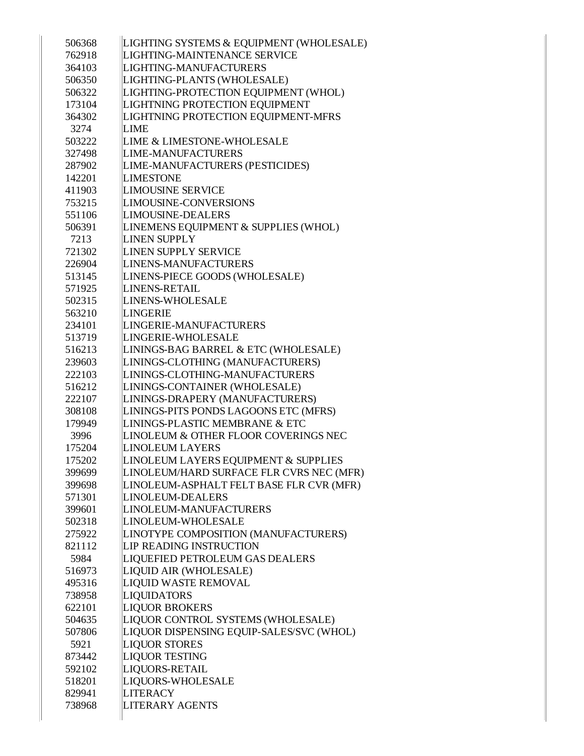| | |
|---|---|
| 506368 | LIGHTING SYSTEMS & EQUIPMENT (WHOLESALE) |
| 762918 | LIGHTING-MAINTENANCE SERVICE |
| 364103 | LIGHTING-MANUFACTURERS |
| 506350 | LIGHTING-PLANTS (WHOLESALE) |
| 506322 | LIGHTING-PROTECTION EQUIPMENT (WHOL) |
| 173104 | LIGHTNING PROTECTION EQUIPMENT |
| 364302 | LIGHTNING PROTECTION EQUIPMENT-MFRS |
| 3274 | LIME |
| 503222 | LIME & LIMESTONE-WHOLESALE |
| 327498 | LIME-MANUFACTURERS |
| 287902 | LIME-MANUFACTURERS (PESTICIDES) |
| 142201 | LIMESTONE |
| 411903 | LIMOUSINE SERVICE |
| 753215 | LIMOUSINE-CONVERSIONS |
| 551106 | LIMOUSINE-DEALERS |
| 506391 | LINEMENS EQUIPMENT & SUPPLIES (WHOL) |
| 7213 | LINEN SUPPLY |
| 721302 | LINEN SUPPLY SERVICE |
| 226904 | LINENS-MANUFACTURERS |
| 513145 | LINENS-PIECE GOODS (WHOLESALE) |
| 571925 | LINENS-RETAIL |
| 502315 | LINENS-WHOLESALE |
| 563210 | LINGERIE |
| 234101 | LINGERIE-MANUFACTURERS |
| 513719 | LINGERIE-WHOLESALE |
| 516213 | LININGS-BAG BARREL & ETC (WHOLESALE) |
| 239603 | LININGS-CLOTHING (MANUFACTURERS) |
| 222103 | LININGS-CLOTHING-MANUFACTURERS |
| 516212 | LININGS-CONTAINER (WHOLESALE) |
| 222107 | LININGS-DRAPERY (MANUFACTURERS) |
| 308108 | LININGS-PITS PONDS LAGOONS ETC (MFRS) |
| 179949 | LININGS-PLASTIC MEMBRANE & ETC |
| 3996 | LINOLEUM & OTHER FLOOR COVERINGS NEC |
| 175204 | LINOLEUM LAYERS |
| 175202 | LINOLEUM LAYERS EQUIPMENT & SUPPLIES |
| 399699 | LINOLEUM/HARD SURFACE FLR CVRS NEC (MFR) |
| 399698 | LINOLEUM-ASPHALT FELT BASE FLR CVR (MFR) |
| 571301 | LINOLEUM-DEALERS |
| 399601 | LINOLEUM-MANUFACTURERS |
| 502318 | LINOLEUM-WHOLESALE |
| 275922 | LINOTYPE COMPOSITION (MANUFACTURERS) |
| 821112 | LIP READING INSTRUCTION |
| 5984 | LIQUEFIED PETROLEUM GAS DEALERS |
| 516973 | LIQUID AIR (WHOLESALE) |
| 495316 | LIQUID WASTE REMOVAL |
| 738958 | LIQUIDATORS |
| 622101 | LIQUOR BROKERS |
| 504635 | LIQUOR CONTROL SYSTEMS (WHOLESALE) |
| 507806 | LIQUOR DISPENSING EQUIP-SALES/SVC (WHOL) |
| 5921 | LIQUOR STORES |
| 873442 | LIQUOR TESTING |
| 592102 | LIQUORS-RETAIL |
| 518201 | LIQUORS-WHOLESALE |
| 829941 | LITERACY |
| 738968 | LITERARY AGENTS |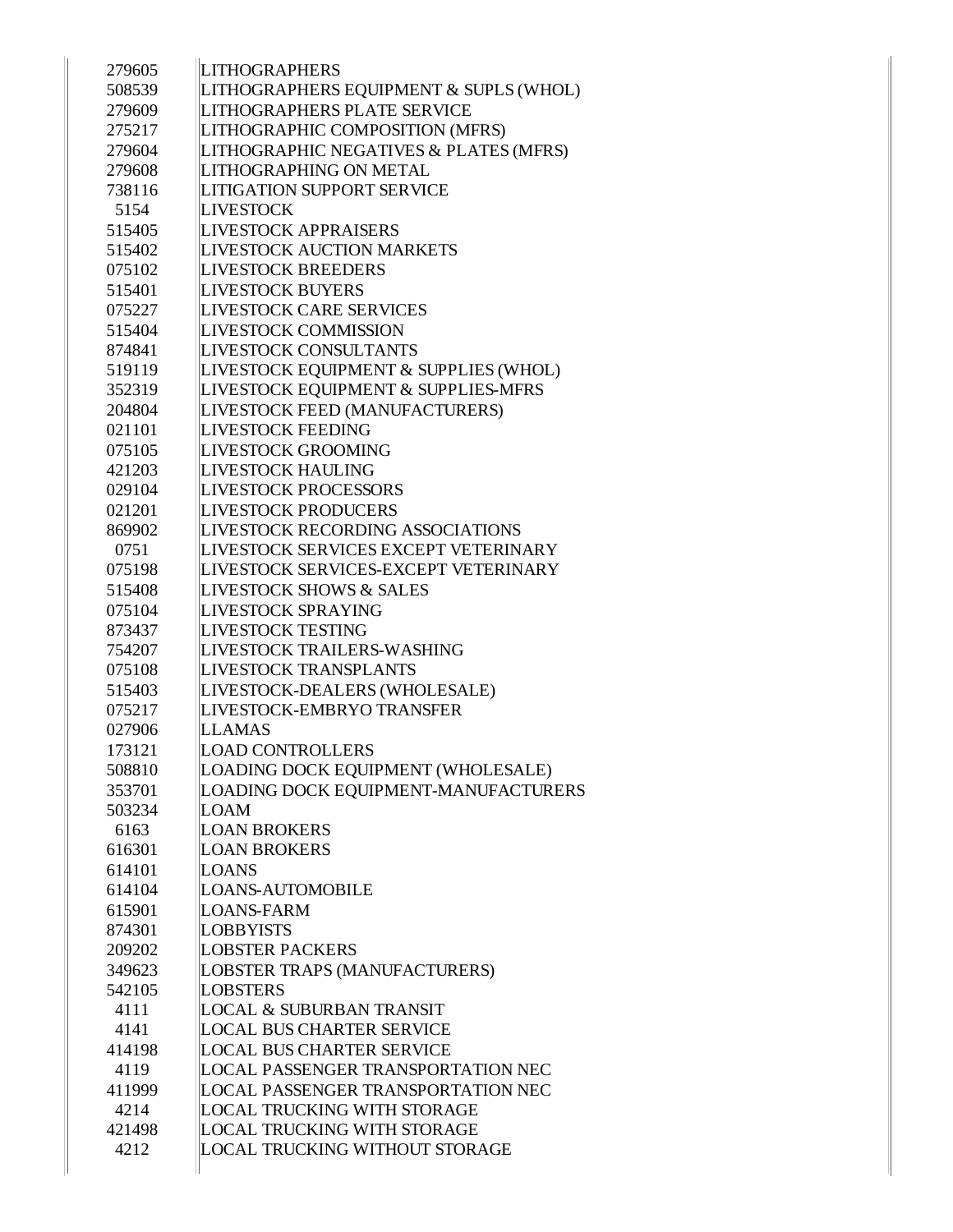| | |
|---|---|
| 279605 | LITHOGRAPHERS |
| 508539 | LITHOGRAPHERS EQUIPMENT & SUPLS (WHOL) |
| 279609 | LITHOGRAPHERS PLATE SERVICE |
| 275217 | LITHOGRAPHIC COMPOSITION (MFRS) |
| 279604 | LITHOGRAPHIC NEGATIVES & PLATES (MFRS) |
| 279608 | LITHOGRAPHING ON METAL |
| 738116 | LITIGATION SUPPORT SERVICE |
| 5154 | LIVESTOCK |
| 515405 | LIVESTOCK APPRAISERS |
| 515402 | LIVESTOCK AUCTION MARKETS |
| 075102 | LIVESTOCK BREEDERS |
| 515401 | LIVESTOCK BUYERS |
| 075227 | LIVESTOCK CARE SERVICES |
| 515404 | LIVESTOCK COMMISSION |
| 874841 | LIVESTOCK CONSULTANTS |
| 519119 | LIVESTOCK EQUIPMENT & SUPPLIES (WHOL) |
| 352319 | LIVESTOCK EQUIPMENT & SUPPLIES-MFRS |
| 204804 | LIVESTOCK FEED (MANUFACTURERS) |
| 021101 | LIVESTOCK FEEDING |
| 075105 | LIVESTOCK GROOMING |
| 421203 | LIVESTOCK HAULING |
| 029104 | LIVESTOCK PROCESSORS |
| 021201 | LIVESTOCK PRODUCERS |
| 869902 | LIVESTOCK RECORDING ASSOCIATIONS |
| 0751 | LIVESTOCK SERVICES EXCEPT VETERINARY |
| 075198 | LIVESTOCK SERVICES-EXCEPT VETERINARY |
| 515408 | LIVESTOCK SHOWS & SALES |
| 075104 | LIVESTOCK SPRAYING |
| 873437 | LIVESTOCK TESTING |
| 754207 | LIVESTOCK TRAILERS-WASHING |
| 075108 | LIVESTOCK TRANSPLANTS |
| 515403 | LIVESTOCK-DEALERS (WHOLESALE) |
| 075217 | LIVESTOCK-EMBRYO TRANSFER |
| 027906 | LLAMAS |
| 173121 | LOAD CONTROLLERS |
| 508810 | LOADING DOCK EQUIPMENT (WHOLESALE) |
| 353701 | LOADING DOCK EQUIPMENT-MANUFACTURERS |
| 503234 | LOAM |
| 6163 | LOAN BROKERS |
| 616301 | LOAN BROKERS |
| 614101 | LOANS |
| 614104 | LOANS-AUTOMOBILE |
| 615901 | LOANS-FARM |
| 874301 | LOBBYISTS |
| 209202 | LOBSTER PACKERS |
| 349623 | LOBSTER TRAPS (MANUFACTURERS) |
| 542105 | LOBSTERS |
| 4111 | LOCAL & SUBURBAN TRANSIT |
| 4141 | LOCAL BUS CHARTER SERVICE |
| 414198 | LOCAL BUS CHARTER SERVICE |
| 4119 | LOCAL PASSENGER TRANSPORTATION NEC |
| 411999 | LOCAL PASSENGER TRANSPORTATION NEC |
| 4214 | LOCAL TRUCKING WITH STORAGE |
| 421498 | LOCAL TRUCKING WITH STORAGE |
| 4212 | LOCAL TRUCKING WITHOUT STORAGE |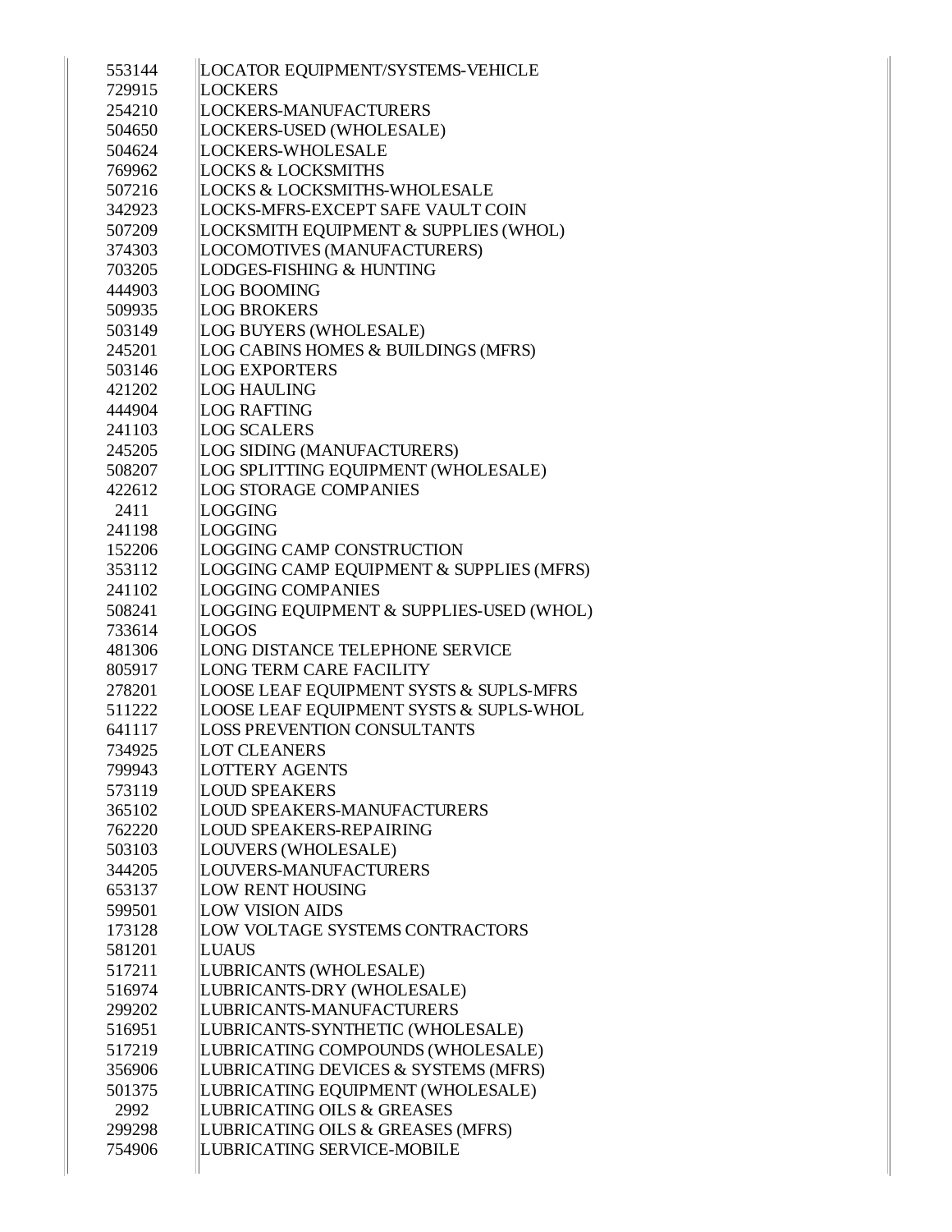| | |
|---|---|
| 553144 | LOCATOR EQUIPMENT/SYSTEMS-VEHICLE |
| 729915 | LOCKERS |
| 254210 | LOCKERS-MANUFACTURERS |
| 504650 | LOCKERS-USED (WHOLESALE) |
| 504624 | LOCKERS-WHOLESALE |
| 769962 | LOCKS & LOCKSMITHS |
| 507216 | LOCKS & LOCKSMITHS-WHOLESALE |
| 342923 | LOCKS-MFRS-EXCEPT SAFE VAULT COIN |
| 507209 | LOCKSMITH EQUIPMENT & SUPPLIES (WHOL) |
| 374303 | LOCOMOTIVES (MANUFACTURERS) |
| 703205 | LODGES-FISHING & HUNTING |
| 444903 | LOG BOOMING |
| 509935 | LOG BROKERS |
| 503149 | LOG BUYERS (WHOLESALE) |
| 245201 | LOG CABINS HOMES & BUILDINGS (MFRS) |
| 503146 | LOG EXPORTERS |
| 421202 | LOG HAULING |
| 444904 | LOG RAFTING |
| 241103 | LOG SCALERS |
| 245205 | LOG SIDING (MANUFACTURERS) |
| 508207 | LOG SPLITTING EQUIPMENT (WHOLESALE) |
| 422612 | LOG STORAGE COMPANIES |
| 2411 | LOGGING |
| 241198 | LOGGING |
| 152206 | LOGGING CAMP CONSTRUCTION |
| 353112 | LOGGING CAMP EQUIPMENT & SUPPLIES (MFRS) |
| 241102 | LOGGING COMPANIES |
| 508241 | LOGGING EQUIPMENT & SUPPLIES-USED (WHOL) |
| 733614 | LOGOS |
| 481306 | LONG DISTANCE TELEPHONE SERVICE |
| 805917 | LONG TERM CARE FACILITY |
| 278201 | LOOSE LEAF EQUIPMENT SYSTS & SUPLS-MFRS |
| 511222 | LOOSE LEAF EQUIPMENT SYSTS & SUPLS-WHOL |
| 641117 | LOSS PREVENTION CONSULTANTS |
| 734925 | LOT CLEANERS |
| 799943 | LOTTERY AGENTS |
| 573119 | LOUD SPEAKERS |
| 365102 | LOUD SPEAKERS-MANUFACTURERS |
| 762220 | LOUD SPEAKERS-REPAIRING |
| 503103 | LOUVERS (WHOLESALE) |
| 344205 | LOUVERS-MANUFACTURERS |
| 653137 | LOW RENT HOUSING |
| 599501 | LOW VISION AIDS |
| 173128 | LOW VOLTAGE SYSTEMS CONTRACTORS |
| 581201 | LUAUS |
| 517211 | LUBRICANTS (WHOLESALE) |
| 516974 | LUBRICANTS-DRY (WHOLESALE) |
| 299202 | LUBRICANTS-MANUFACTURERS |
| 516951 | LUBRICANTS-SYNTHETIC (WHOLESALE) |
| 517219 | LUBRICATING COMPOUNDS (WHOLESALE) |
| 356906 | LUBRICATING DEVICES & SYSTEMS (MFRS) |
| 501375 | LUBRICATING EQUIPMENT (WHOLESALE) |
| 2992 | LUBRICATING OILS & GREASES |
| 299298 | LUBRICATING OILS & GREASES (MFRS) |
| 754906 | LUBRICATING SERVICE-MOBILE |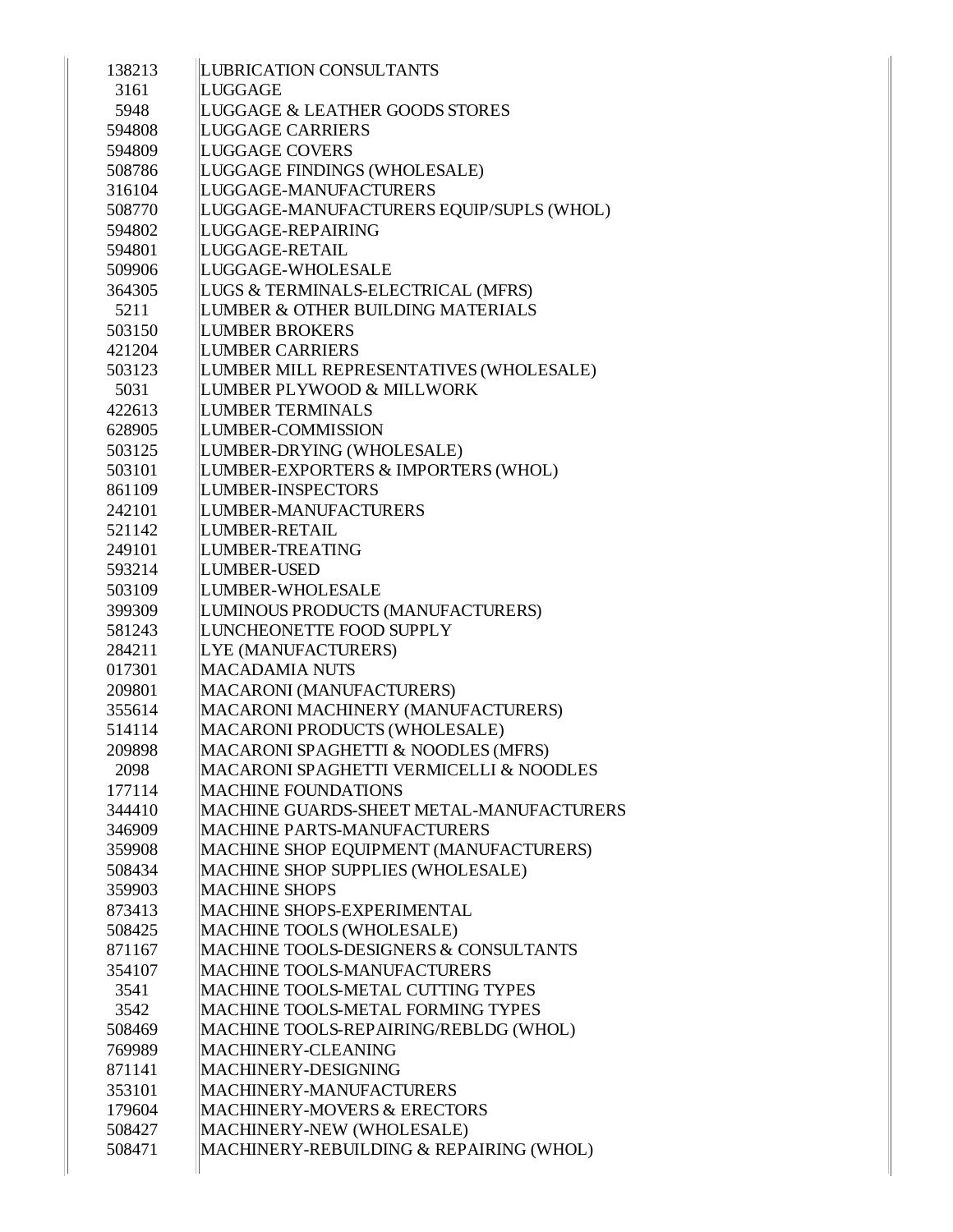| | |
|---|---|
| 138213 | LUBRICATION CONSULTANTS |
| 3161 | LUGGAGE |
| 5948 | LUGGAGE & LEATHER GOODS STORES |
| 594808 | LUGGAGE CARRIERS |
| 594809 | LUGGAGE COVERS |
| 508786 | LUGGAGE FINDINGS (WHOLESALE) |
| 316104 | LUGGAGE-MANUFACTURERS |
| 508770 | LUGGAGE-MANUFACTURERS EQUIP/SUPLS (WHOL) |
| 594802 | LUGGAGE-REPAIRING |
| 594801 | LUGGAGE-RETAIL |
| 509906 | LUGGAGE-WHOLESALE |
| 364305 | LUGS & TERMINALS-ELECTRICAL (MFRS) |
| 5211 | LUMBER & OTHER BUILDING MATERIALS |
| 503150 | LUMBER BROKERS |
| 421204 | LUMBER CARRIERS |
| 503123 | LUMBER MILL REPRESENTATIVES (WHOLESALE) |
| 5031 | LUMBER PLYWOOD & MILLWORK |
| 422613 | LUMBER TERMINALS |
| 628905 | LUMBER-COMMISSION |
| 503125 | LUMBER-DRYING (WHOLESALE) |
| 503101 | LUMBER-EXPORTERS & IMPORTERS (WHOL) |
| 861109 | LUMBER-INSPECTORS |
| 242101 | LUMBER-MANUFACTURERS |
| 521142 | LUMBER-RETAIL |
| 249101 | LUMBER-TREATING |
| 593214 | LUMBER-USED |
| 503109 | LUMBER-WHOLESALE |
| 399309 | LUMINOUS PRODUCTS (MANUFACTURERS) |
| 581243 | LUNCHEONETTE FOOD SUPPLY |
| 284211 | LYE (MANUFACTURERS) |
| 017301 | MACADAMIA NUTS |
| 209801 | MACARONI (MANUFACTURERS) |
| 355614 | MACARONI MACHINERY (MANUFACTURERS) |
| 514114 | MACARONI PRODUCTS (WHOLESALE) |
| 209898 | MACARONI SPAGHETTI & NOODLES (MFRS) |
| 2098 | MACARONI SPAGHETTI VERMICELLI & NOODLES |
| 177114 | MACHINE FOUNDATIONS |
| 344410 | MACHINE GUARDS-SHEET METAL-MANUFACTURERS |
| 346909 | MACHINE PARTS-MANUFACTURERS |
| 359908 | MACHINE SHOP EQUIPMENT (MANUFACTURERS) |
| 508434 | MACHINE SHOP SUPPLIES (WHOLESALE) |
| 359903 | MACHINE SHOPS |
| 873413 | MACHINE SHOPS-EXPERIMENTAL |
| 508425 | MACHINE TOOLS (WHOLESALE) |
| 871167 | MACHINE TOOLS-DESIGNERS & CONSULTANTS |
| 354107 | MACHINE TOOLS-MANUFACTURERS |
| 3541 | MACHINE TOOLS-METAL CUTTING TYPES |
| 3542 | MACHINE TOOLS-METAL FORMING TYPES |
| 508469 | MACHINE TOOLS-REPAIRING/REBLDG (WHOL) |
| 769989 | MACHINERY-CLEANING |
| 871141 | MACHINERY-DESIGNING |
| 353101 | MACHINERY-MANUFACTURERS |
| 179604 | MACHINERY-MOVERS & ERECTORS |
| 508427 | MACHINERY-NEW (WHOLESALE) |
| 508471 | MACHINERY-REBUILDING & REPAIRING (WHOL) |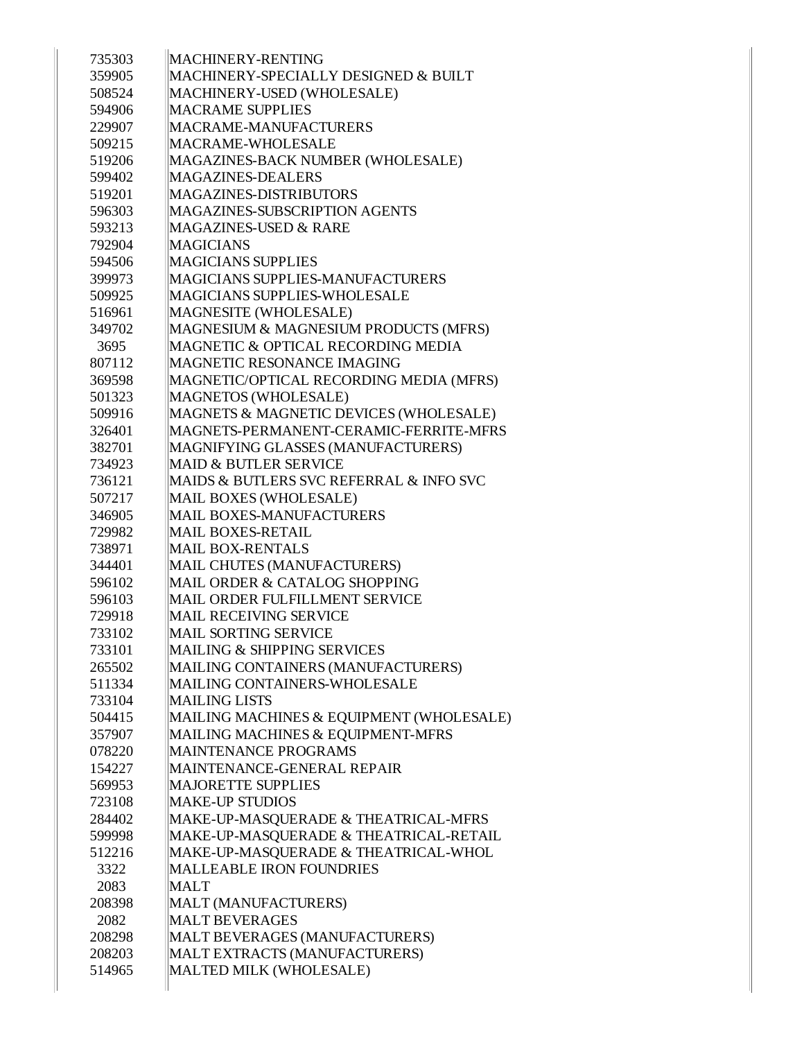| | |
|---|---|
| 735303 | MACHINERY-RENTING |
| 359905 | MACHINERY-SPECIALLY DESIGNED & BUILT |
| 508524 | MACHINERY-USED (WHOLESALE) |
| 594906 | MACRAME SUPPLIES |
| 229907 | MACRAME-MANUFACTURERS |
| 509215 | MACRAME-WHOLESALE |
| 519206 | MAGAZINES-BACK NUMBER (WHOLESALE) |
| 599402 | MAGAZINES-DEALERS |
| 519201 | MAGAZINES-DISTRIBUTORS |
| 596303 | MAGAZINES-SUBSCRIPTION AGENTS |
| 593213 | MAGAZINES-USED & RARE |
| 792904 | MAGICIANS |
| 594506 | MAGICIANS SUPPLIES |
| 399973 | MAGICIANS SUPPLIES-MANUFACTURERS |
| 509925 | MAGICIANS SUPPLIES-WHOLESALE |
| 516961 | MAGNESITE (WHOLESALE) |
| 349702 | MAGNESIUM & MAGNESIUM PRODUCTS (MFRS) |
| 3695 | MAGNETIC & OPTICAL RECORDING MEDIA |
| 807112 | MAGNETIC RESONANCE IMAGING |
| 369598 | MAGNETIC/OPTICAL RECORDING MEDIA (MFRS) |
| 501323 | MAGNETOS (WHOLESALE) |
| 509916 | MAGNETS & MAGNETIC DEVICES (WHOLESALE) |
| 326401 | MAGNETS-PERMANENT-CERAMIC-FERRITE-MFRS |
| 382701 | MAGNIFYING GLASSES (MANUFACTURERS) |
| 734923 | MAID & BUTLER SERVICE |
| 736121 | MAIDS & BUTLERS SVC REFERRAL & INFO SVC |
| 507217 | MAIL BOXES (WHOLESALE) |
| 346905 | MAIL BOXES-MANUFACTURERS |
| 729982 | MAIL BOXES-RETAIL |
| 738971 | MAIL BOX-RENTALS |
| 344401 | MAIL CHUTES (MANUFACTURERS) |
| 596102 | MAIL ORDER & CATALOG SHOPPING |
| 596103 | MAIL ORDER FULFILLMENT SERVICE |
| 729918 | MAIL RECEIVING SERVICE |
| 733102 | MAIL SORTING SERVICE |
| 733101 | MAILING & SHIPPING SERVICES |
| 265502 | MAILING CONTAINERS (MANUFACTURERS) |
| 511334 | MAILING CONTAINERS-WHOLESALE |
| 733104 | MAILING LISTS |
| 504415 | MAILING MACHINES & EQUIPMENT (WHOLESALE) |
| 357907 | MAILING MACHINES & EQUIPMENT-MFRS |
| 078220 | MAINTENANCE PROGRAMS |
| 154227 | MAINTENANCE-GENERAL REPAIR |
| 569953 | MAJORETTE SUPPLIES |
| 723108 | MAKE-UP STUDIOS |
| 284402 | MAKE-UP-MASQUERADE & THEATRICAL-MFRS |
| 599998 | MAKE-UP-MASQUERADE & THEATRICAL-RETAIL |
| 512216 | MAKE-UP-MASQUERADE & THEATRICAL-WHOL |
| 3322 | MALLEABLE IRON FOUNDRIES |
| 2083 | MALT |
| 208398 | MALT (MANUFACTURERS) |
| 2082 | MALT BEVERAGES |
| 208298 | MALT BEVERAGES (MANUFACTURERS) |
| 208203 | MALT EXTRACTS (MANUFACTURERS) |
| 514965 | MALTED MILK (WHOLESALE) |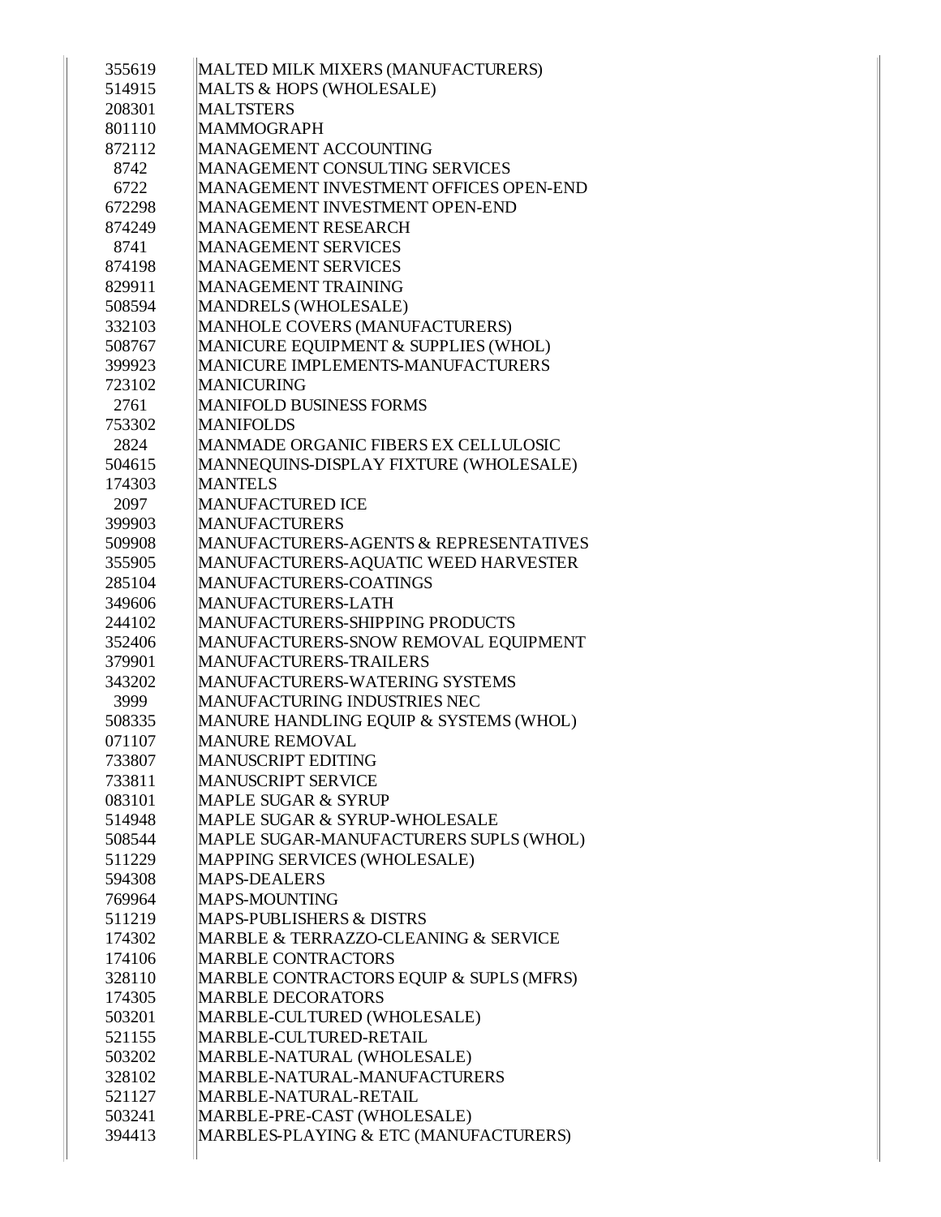| | |
|---|---|
| 355619 | MALTED MILK MIXERS (MANUFACTURERS) |
| 514915 | MALTS & HOPS (WHOLESALE) |
| 208301 | MALTSTERS |
| 801110 | MAMMOGRAPH |
| 872112 | MANAGEMENT ACCOUNTING |
| 8742 | MANAGEMENT CONSULTING SERVICES |
| 6722 | MANAGEMENT INVESTMENT OFFICES OPEN-END |
| 672298 | MANAGEMENT INVESTMENT OPEN-END |
| 874249 | MANAGEMENT RESEARCH |
| 8741 | MANAGEMENT SERVICES |
| 874198 | MANAGEMENT SERVICES |
| 829911 | MANAGEMENT TRAINING |
| 508594 | MANDRELS (WHOLESALE) |
| 332103 | MANHOLE COVERS (MANUFACTURERS) |
| 508767 | MANICURE EQUIPMENT & SUPPLIES (WHOL) |
| 399923 | MANICURE IMPLEMENTS-MANUFACTURERS |
| 723102 | MANICURING |
| 2761 | MANIFOLD BUSINESS FORMS |
| 753302 | MANIFOLDS |
| 2824 | MANMADE ORGANIC FIBERS EX CELLULOSIC |
| 504615 | MANNEQUINS-DISPLAY FIXTURE (WHOLESALE) |
| 174303 | MANTELS |
| 2097 | MANUFACTURED ICE |
| 399903 | MANUFACTURERS |
| 509908 | MANUFACTURERS-AGENTS & REPRESENTATIVES |
| 355905 | MANUFACTURERS-AQUATIC WEED HARVESTER |
| 285104 | MANUFACTURERS-COATINGS |
| 349606 | MANUFACTURERS-LATH |
| 244102 | MANUFACTURERS-SHIPPING PRODUCTS |
| 352406 | MANUFACTURERS-SNOW REMOVAL EQUIPMENT |
| 379901 | MANUFACTURERS-TRAILERS |
| 343202 | MANUFACTURERS-WATERING SYSTEMS |
| 3999 | MANUFACTURING INDUSTRIES NEC |
| 508335 | MANURE HANDLING EQUIP & SYSTEMS (WHOL) |
| 071107 | MANURE REMOVAL |
| 733807 | MANUSCRIPT EDITING |
| 733811 | MANUSCRIPT SERVICE |
| 083101 | MAPLE SUGAR & SYRUP |
| 514948 | MAPLE SUGAR & SYRUP-WHOLESALE |
| 508544 | MAPLE SUGAR-MANUFACTURERS SUPLS (WHOL) |
| 511229 | MAPPING SERVICES (WHOLESALE) |
| 594308 | MAPS-DEALERS |
| 769964 | MAPS-MOUNTING |
| 511219 | MAPS-PUBLISHERS & DISTRS |
| 174302 | MARBLE & TERRAZZO-CLEANING & SERVICE |
| 174106 | MARBLE CONTRACTORS |
| 328110 | MARBLE CONTRACTORS EQUIP & SUPLS (MFRS) |
| 174305 | MARBLE DECORATORS |
| 503201 | MARBLE-CULTURED (WHOLESALE) |
| 521155 | MARBLE-CULTURED-RETAIL |
| 503202 | MARBLE-NATURAL (WHOLESALE) |
| 328102 | MARBLE-NATURAL-MANUFACTURERS |
| 521127 | MARBLE-NATURAL-RETAIL |
| 503241 | MARBLE-PRE-CAST (WHOLESALE) |
| 394413 | MARBLES-PLAYING & ETC (MANUFACTURERS) |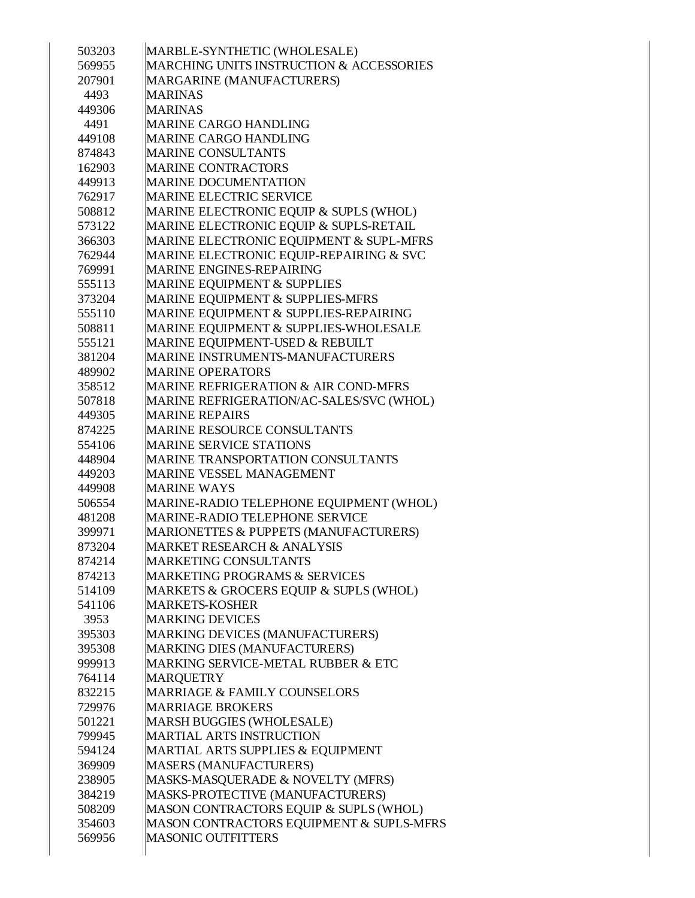| | |
|---|---|
| 503203 | MARBLE-SYNTHETIC (WHOLESALE) |
| 569955 | MARCHING UNITS INSTRUCTION & ACCESSORIES |
| 207901 | MARGARINE (MANUFACTURERS) |
| 4493 | MARINAS |
| 449306 | MARINAS |
| 4491 | MARINE CARGO HANDLING |
| 449108 | MARINE CARGO HANDLING |
| 874843 | MARINE CONSULTANTS |
| 162903 | MARINE CONTRACTORS |
| 449913 | MARINE DOCUMENTATION |
| 762917 | MARINE ELECTRIC SERVICE |
| 508812 | MARINE ELECTRONIC EQUIP & SUPLS (WHOL) |
| 573122 | MARINE ELECTRONIC EQUIP & SUPLS-RETAIL |
| 366303 | MARINE ELECTRONIC EQUIPMENT & SUPL-MFRS |
| 762944 | MARINE ELECTRONIC EQUIP-REPAIRING & SVC |
| 769991 | MARINE ENGINES-REPAIRING |
| 555113 | MARINE EQUIPMENT & SUPPLIES |
| 373204 | MARINE EQUIPMENT & SUPPLIES-MFRS |
| 555110 | MARINE EQUIPMENT & SUPPLIES-REPAIRING |
| 508811 | MARINE EQUIPMENT & SUPPLIES-WHOLESALE |
| 555121 | MARINE EQUIPMENT-USED & REBUILT |
| 381204 | MARINE INSTRUMENTS-MANUFACTURERS |
| 489902 | MARINE OPERATORS |
| 358512 | MARINE REFRIGERATION & AIR COND-MFRS |
| 507818 | MARINE REFRIGERATION/AC-SALES/SVC (WHOL) |
| 449305 | MARINE REPAIRS |
| 874225 | MARINE RESOURCE CONSULTANTS |
| 554106 | MARINE SERVICE STATIONS |
| 448904 | MARINE TRANSPORTATION CONSULTANTS |
| 449203 | MARINE VESSEL MANAGEMENT |
| 449908 | MARINE WAYS |
| 506554 | MARINE-RADIO TELEPHONE EQUIPMENT (WHOL) |
| 481208 | MARINE-RADIO TELEPHONE SERVICE |
| 399971 | MARIONETTES & PUPPETS (MANUFACTURERS) |
| 873204 | MARKET RESEARCH & ANALYSIS |
| 874214 | MARKETING CONSULTANTS |
| 874213 | MARKETING PROGRAMS & SERVICES |
| 514109 | MARKETS & GROCERS EQUIP & SUPLS (WHOL) |
| 541106 | MARKETS-KOSHER |
| 3953 | MARKING DEVICES |
| 395303 | MARKING DEVICES (MANUFACTURERS) |
| 395308 | MARKING DIES (MANUFACTURERS) |
| 999913 | MARKING SERVICE-METAL RUBBER & ETC |
| 764114 | MARQUETRY |
| 832215 | MARRIAGE & FAMILY COUNSELORS |
| 729976 | MARRIAGE BROKERS |
| 501221 | MARSH BUGGIES (WHOLESALE) |
| 799945 | MARTIAL ARTS INSTRUCTION |
| 594124 | MARTIAL ARTS SUPPLIES & EQUIPMENT |
| 369909 | MASERS (MANUFACTURERS) |
| 238905 | MASKS-MASQUERADE & NOVELTY (MFRS) |
| 384219 | MASKS-PROTECTIVE (MANUFACTURERS) |
| 508209 | MASON CONTRACTORS EQUIP & SUPLS (WHOL) |
| 354603 | MASON CONTRACTORS EQUIPMENT & SUPLS-MFRS |
| 569956 | MASONIC OUTFITTERS |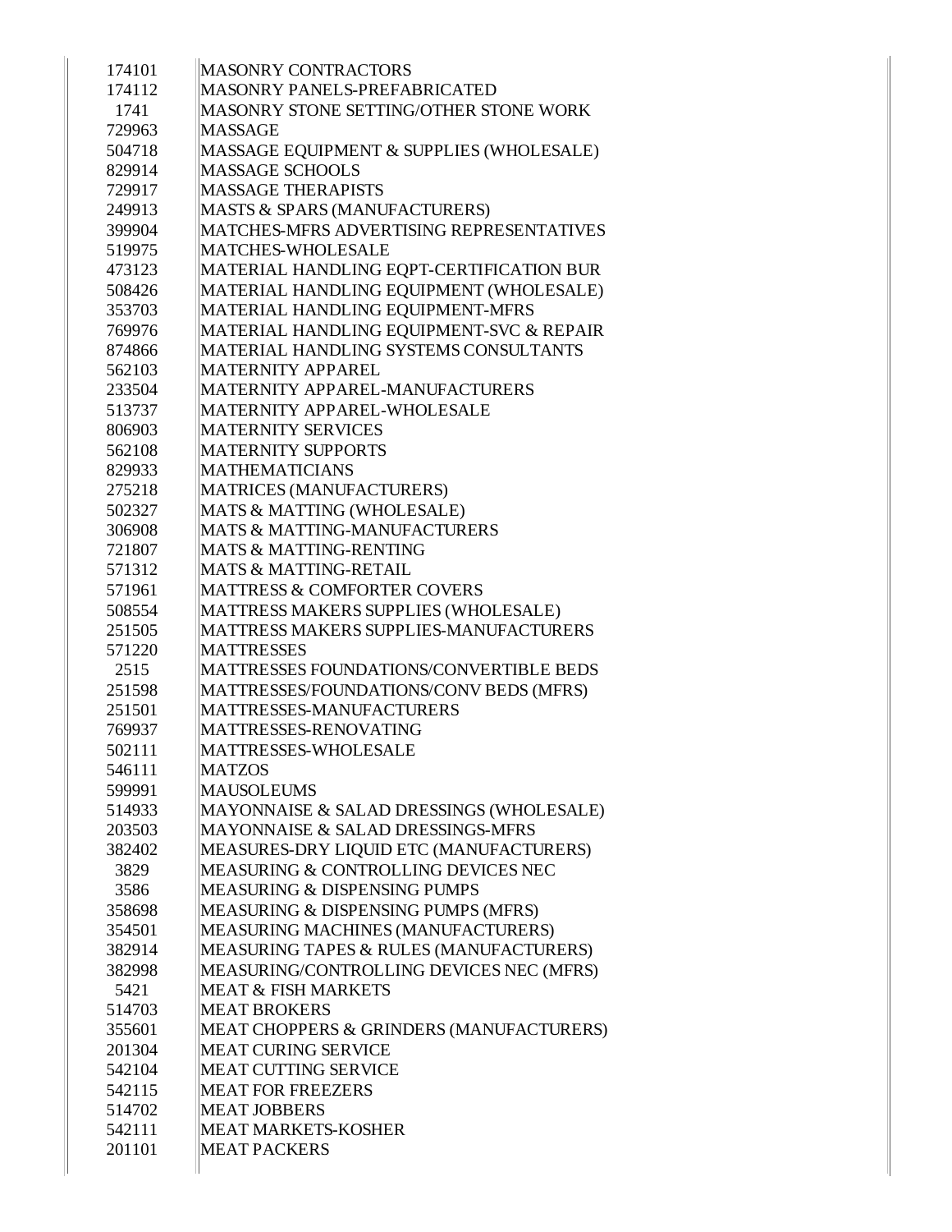| | |
|---|---|
| 174101 | MASONRY CONTRACTORS |
| 174112 | MASONRY PANELS-PREFABRICATED |
| 1741 | MASONRY STONE SETTING/OTHER STONE WORK |
| 729963 | MASSAGE |
| 504718 | MASSAGE EQUIPMENT & SUPPLIES (WHOLESALE) |
| 829914 | MASSAGE SCHOOLS |
| 729917 | MASSAGE THERAPISTS |
| 249913 | MASTS & SPARS (MANUFACTURERS) |
| 399904 | MATCHES-MFRS ADVERTISING REPRESENTATIVES |
| 519975 | MATCHES-WHOLESALE |
| 473123 | MATERIAL HANDLING EQPT-CERTIFICATION BUR |
| 508426 | MATERIAL HANDLING EQUIPMENT (WHOLESALE) |
| 353703 | MATERIAL HANDLING EQUIPMENT-MFRS |
| 769976 | MATERIAL HANDLING EQUIPMENT-SVC & REPAIR |
| 874866 | MATERIAL HANDLING SYSTEMS CONSULTANTS |
| 562103 | MATERNITY APPAREL |
| 233504 | MATERNITY APPAREL-MANUFACTURERS |
| 513737 | MATERNITY APPAREL-WHOLESALE |
| 806903 | MATERNITY SERVICES |
| 562108 | MATERNITY SUPPORTS |
| 829933 | MATHEMATICIANS |
| 275218 | MATRICES (MANUFACTURERS) |
| 502327 | MATS & MATTING (WHOLESALE) |
| 306908 | MATS & MATTING-MANUFACTURERS |
| 721807 | MATS & MATTING-RENTING |
| 571312 | MATS & MATTING-RETAIL |
| 571961 | MATTRESS & COMFORTER COVERS |
| 508554 | MATTRESS MAKERS SUPPLIES (WHOLESALE) |
| 251505 | MATTRESS MAKERS SUPPLIES-MANUFACTURERS |
| 571220 | MATTRESSES |
| 2515 | MATTRESSES FOUNDATIONS/CONVERTIBLE BEDS |
| 251598 | MATTRESSES/FOUNDATIONS/CONV BEDS (MFRS) |
| 251501 | MATTRESSES-MANUFACTURERS |
| 769937 | MATTRESSES-RENOVATING |
| 502111 | MATTRESSES-WHOLESALE |
| 546111 | MATZOS |
| 599991 | MAUSOLEUMS |
| 514933 | MAYONNAISE & SALAD DRESSINGS (WHOLESALE) |
| 203503 | MAYONNAISE & SALAD DRESSINGS-MFRS |
| 382402 | MEASURES-DRY LIQUID ETC (MANUFACTURERS) |
| 3829 | MEASURING & CONTROLLING DEVICES NEC |
| 3586 | MEASURING & DISPENSING PUMPS |
| 358698 | MEASURING & DISPENSING PUMPS (MFRS) |
| 354501 | MEASURING MACHINES (MANUFACTURERS) |
| 382914 | MEASURING TAPES & RULES (MANUFACTURERS) |
| 382998 | MEASURING/CONTROLLING DEVICES NEC (MFRS) |
| 5421 | MEAT & FISH MARKETS |
| 514703 | MEAT BROKERS |
| 355601 | MEAT CHOPPERS & GRINDERS (MANUFACTURERS) |
| 201304 | MEAT CURING SERVICE |
| 542104 | MEAT CUTTING SERVICE |
| 542115 | MEAT FOR FREEZERS |
| 514702 | MEAT JOBBERS |
| 542111 | MEAT MARKETS-KOSHER |
| 201101 | MEAT PACKERS |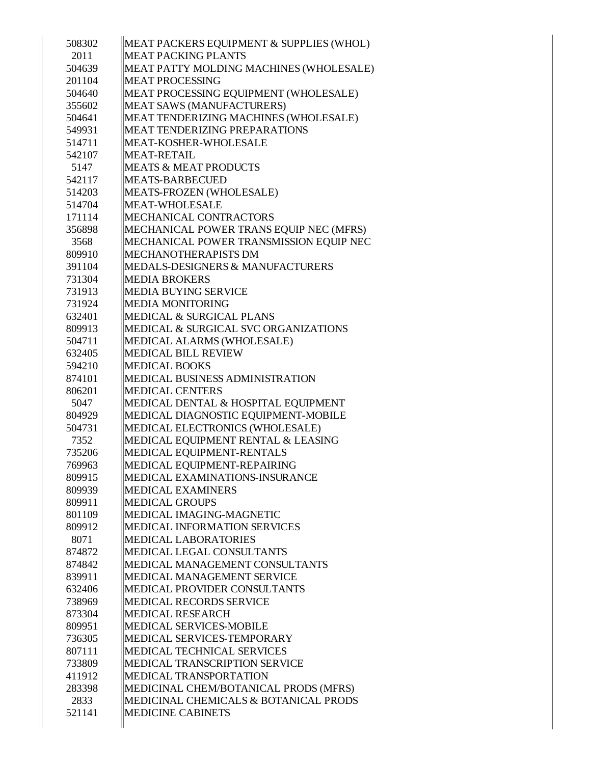| | |
|---|---|
| 508302 | MEAT PACKERS EQUIPMENT & SUPPLIES (WHOL) |
| 2011 | MEAT PACKING PLANTS |
| 504639 | MEAT PATTY MOLDING MACHINES (WHOLESALE) |
| 201104 | MEAT PROCESSING |
| 504640 | MEAT PROCESSING EQUIPMENT (WHOLESALE) |
| 355602 | MEAT SAWS (MANUFACTURERS) |
| 504641 | MEAT TENDERIZING MACHINES (WHOLESALE) |
| 549931 | MEAT TENDERIZING PREPARATIONS |
| 514711 | MEAT-KOSHER-WHOLESALE |
| 542107 | MEAT-RETAIL |
| 5147 | MEATS & MEAT PRODUCTS |
| 542117 | MEATS-BARBECUED |
| 514203 | MEATS-FROZEN (WHOLESALE) |
| 514704 | MEAT-WHOLESALE |
| 171114 | MECHANICAL CONTRACTORS |
| 356898 | MECHANICAL POWER TRANS EQUIP NEC (MFRS) |
| 3568 | MECHANICAL POWER TRANSMISSION EQUIP NEC |
| 809910 | MECHANOTHERAPISTS DM |
| 391104 | MEDALS-DESIGNERS & MANUFACTURERS |
| 731304 | MEDIA BROKERS |
| 731913 | MEDIA BUYING SERVICE |
| 731924 | MEDIA MONITORING |
| 632401 | MEDICAL & SURGICAL PLANS |
| 809913 | MEDICAL & SURGICAL SVC ORGANIZATIONS |
| 504711 | MEDICAL ALARMS (WHOLESALE) |
| 632405 | MEDICAL BILL REVIEW |
| 594210 | MEDICAL BOOKS |
| 874101 | MEDICAL BUSINESS ADMINISTRATION |
| 806201 | MEDICAL CENTERS |
| 5047 | MEDICAL DENTAL & HOSPITAL EQUIPMENT |
| 804929 | MEDICAL DIAGNOSTIC EQUIPMENT-MOBILE |
| 504731 | MEDICAL ELECTRONICS (WHOLESALE) |
| 7352 | MEDICAL EQUIPMENT RENTAL & LEASING |
| 735206 | MEDICAL EQUIPMENT-RENTALS |
| 769963 | MEDICAL EQUIPMENT-REPAIRING |
| 809915 | MEDICAL EXAMINATIONS-INSURANCE |
| 809939 | MEDICAL EXAMINERS |
| 809911 | MEDICAL GROUPS |
| 801109 | MEDICAL IMAGING-MAGNETIC |
| 809912 | MEDICAL INFORMATION SERVICES |
| 8071 | MEDICAL LABORATORIES |
| 874872 | MEDICAL LEGAL CONSULTANTS |
| 874842 | MEDICAL MANAGEMENT CONSULTANTS |
| 839911 | MEDICAL MANAGEMENT SERVICE |
| 632406 | MEDICAL PROVIDER CONSULTANTS |
| 738969 | MEDICAL RECORDS SERVICE |
| 873304 | MEDICAL RESEARCH |
| 809951 | MEDICAL SERVICES-MOBILE |
| 736305 | MEDICAL SERVICES-TEMPORARY |
| 807111 | MEDICAL TECHNICAL SERVICES |
| 733809 | MEDICAL TRANSCRIPTION SERVICE |
| 411912 | MEDICAL TRANSPORTATION |
| 283398 | MEDICINAL CHEM/BOTANICAL PRODS (MFRS) |
| 2833 | MEDICINAL CHEMICALS & BOTANICAL PRODS |
| 521141 | MEDICINE CABINETS |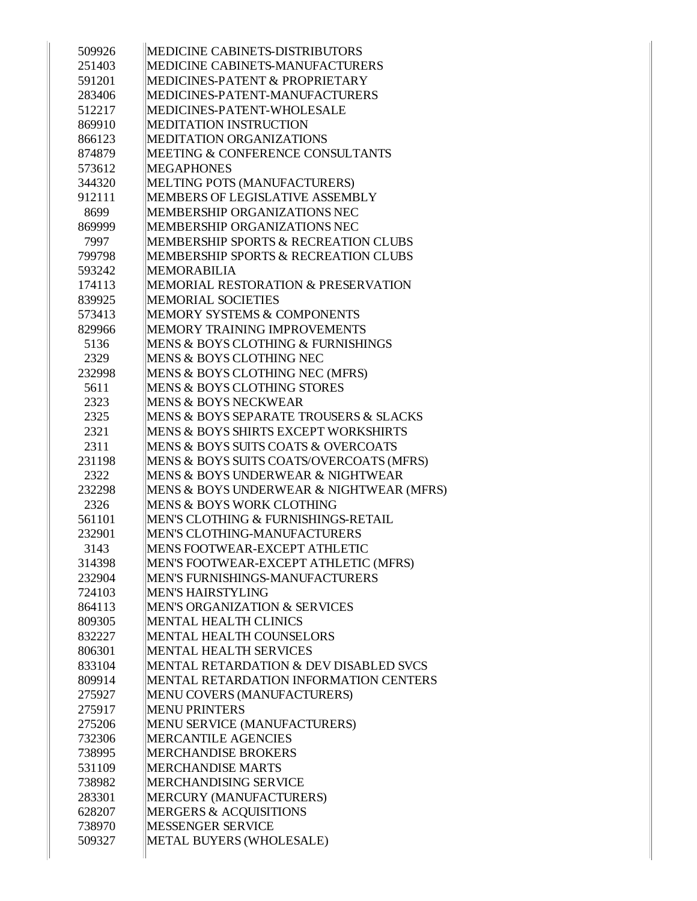| | |
|---|---|
| 509926 | MEDICINE CABINETS-DISTRIBUTORS |
| 251403 | MEDICINE CABINETS-MANUFACTURERS |
| 591201 | MEDICINES-PATENT & PROPRIETARY |
| 283406 | MEDICINES-PATENT-MANUFACTURERS |
| 512217 | MEDICINES-PATENT-WHOLESALE |
| 869910 | MEDITATION INSTRUCTION |
| 866123 | MEDITATION ORGANIZATIONS |
| 874879 | MEETING & CONFERENCE CONSULTANTS |
| 573612 | MEGAPHONES |
| 344320 | MELTING POTS (MANUFACTURERS) |
| 912111 | MEMBERS OF LEGISLATIVE ASSEMBLY |
| 8699 | MEMBERSHIP ORGANIZATIONS NEC |
| 869999 | MEMBERSHIP ORGANIZATIONS NEC |
| 7997 | MEMBERSHIP SPORTS & RECREATION CLUBS |
| 799798 | MEMBERSHIP SPORTS & RECREATION CLUBS |
| 593242 | MEMORABILIA |
| 174113 | MEMORIAL RESTORATION & PRESERVATION |
| 839925 | MEMORIAL SOCIETIES |
| 573413 | MEMORY SYSTEMS & COMPONENTS |
| 829966 | MEMORY TRAINING IMPROVEMENTS |
| 5136 | MENS & BOYS CLOTHING & FURNISHINGS |
| 2329 | MENS & BOYS CLOTHING NEC |
| 232998 | MENS & BOYS CLOTHING NEC (MFRS) |
| 5611 | MENS & BOYS CLOTHING STORES |
| 2323 | MENS & BOYS NECKWEAR |
| 2325 | MENS & BOYS SEPARATE TROUSERS & SLACKS |
| 2321 | MENS & BOYS SHIRTS EXCEPT WORKSHIRTS |
| 2311 | MENS & BOYS SUITS COATS & OVERCOATS |
| 231198 | MENS & BOYS SUITS COATS/OVERCOATS (MFRS) |
| 2322 | MENS & BOYS UNDERWEAR & NIGHTWEAR |
| 232298 | MENS & BOYS UNDERWEAR & NIGHTWEAR (MFRS) |
| 2326 | MENS & BOYS WORK CLOTHING |
| 561101 | MEN'S CLOTHING & FURNISHINGS-RETAIL |
| 232901 | MEN'S CLOTHING-MANUFACTURERS |
| 3143 | MENS FOOTWEAR-EXCEPT ATHLETIC |
| 314398 | MEN'S FOOTWEAR-EXCEPT ATHLETIC (MFRS) |
| 232904 | MEN'S FURNISHINGS-MANUFACTURERS |
| 724103 | MEN'S HAIRSTYLING |
| 864113 | MEN'S ORGANIZATION & SERVICES |
| 809305 | MENTAL HEALTH CLINICS |
| 832227 | MENTAL HEALTH COUNSELORS |
| 806301 | MENTAL HEALTH SERVICES |
| 833104 | MENTAL RETARDATION & DEV DISABLED SVCS |
| 809914 | MENTAL RETARDATION INFORMATION CENTERS |
| 275927 | MENU COVERS (MANUFACTURERS) |
| 275917 | MENU PRINTERS |
| 275206 | MENU SERVICE (MANUFACTURERS) |
| 732306 | MERCANTILE AGENCIES |
| 738995 | MERCHANDISE BROKERS |
| 531109 | MERCHANDISE MARTS |
| 738982 | MERCHANDISING SERVICE |
| 283301 | MERCURY (MANUFACTURERS) |
| 628207 | MERGERS & ACQUISITIONS |
| 738970 | MESSENGER SERVICE |
| 509327 | METAL BUYERS (WHOLESALE) |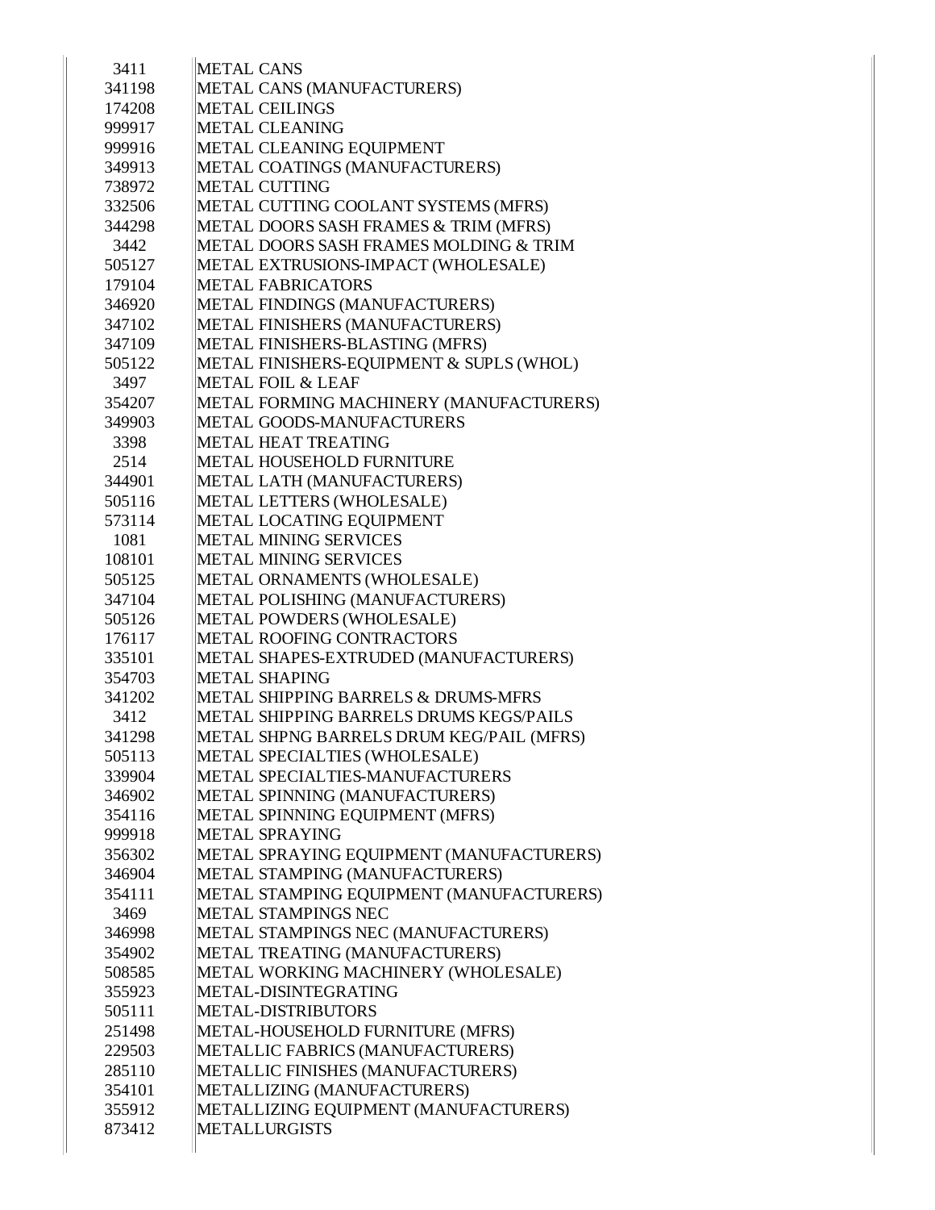| | |
|---|---|
| 3411 | METAL CANS |
| 341198 | METAL CANS (MANUFACTURERS) |
| 174208 | METAL CEILINGS |
| 999917 | METAL CLEANING |
| 999916 | METAL CLEANING EQUIPMENT |
| 349913 | METAL COATINGS (MANUFACTURERS) |
| 738972 | METAL CUTTING |
| 332506 | METAL CUTTING COOLANT SYSTEMS (MFRS) |
| 344298 | METAL DOORS SASH FRAMES & TRIM (MFRS) |
| 3442 | METAL DOORS SASH FRAMES MOLDING & TRIM |
| 505127 | METAL EXTRUSIONS-IMPACT (WHOLESALE) |
| 179104 | METAL FABRICATORS |
| 346920 | METAL FINDINGS (MANUFACTURERS) |
| 347102 | METAL FINISHERS (MANUFACTURERS) |
| 347109 | METAL FINISHERS-BLASTING (MFRS) |
| 505122 | METAL FINISHERS-EQUIPMENT & SUPLS (WHOL) |
| 3497 | METAL FOIL & LEAF |
| 354207 | METAL FORMING MACHINERY (MANUFACTURERS) |
| 349903 | METAL GOODS-MANUFACTURERS |
| 3398 | METAL HEAT TREATING |
| 2514 | METAL HOUSEHOLD FURNITURE |
| 344901 | METAL LATH (MANUFACTURERS) |
| 505116 | METAL LETTERS (WHOLESALE) |
| 573114 | METAL LOCATING EQUIPMENT |
| 1081 | METAL MINING SERVICES |
| 108101 | METAL MINING SERVICES |
| 505125 | METAL ORNAMENTS (WHOLESALE) |
| 347104 | METAL POLISHING (MANUFACTURERS) |
| 505126 | METAL POWDERS (WHOLESALE) |
| 176117 | METAL ROOFING CONTRACTORS |
| 335101 | METAL SHAPES-EXTRUDED (MANUFACTURERS) |
| 354703 | METAL SHAPING |
| 341202 | METAL SHIPPING BARRELS & DRUMS-MFRS |
| 3412 | METAL SHIPPING BARRELS DRUMS KEGS/PAILS |
| 341298 | METAL SHPNG BARRELS DRUM KEG/PAIL (MFRS) |
| 505113 | METAL SPECIALTIES (WHOLESALE) |
| 339904 | METAL SPECIALTIES-MANUFACTURERS |
| 346902 | METAL SPINNING (MANUFACTURERS) |
| 354116 | METAL SPINNING EQUIPMENT (MFRS) |
| 999918 | METAL SPRAYING |
| 356302 | METAL SPRAYING EQUIPMENT (MANUFACTURERS) |
| 346904 | METAL STAMPING (MANUFACTURERS) |
| 354111 | METAL STAMPING EQUIPMENT (MANUFACTURERS) |
| 3469 | METAL STAMPINGS NEC |
| 346998 | METAL STAMPINGS NEC (MANUFACTURERS) |
| 354902 | METAL TREATING (MANUFACTURERS) |
| 508585 | METAL WORKING MACHINERY (WHOLESALE) |
| 355923 | METAL-DISINTEGRATING |
| 505111 | METAL-DISTRIBUTORS |
| 251498 | METAL-HOUSEHOLD FURNITURE (MFRS) |
| 229503 | METALLIC FABRICS (MANUFACTURERS) |
| 285110 | METALLIC FINISHES (MANUFACTURERS) |
| 354101 | METALLIZING (MANUFACTURERS) |
| 355912 | METALLIZING EQUIPMENT (MANUFACTURERS) |
| 873412 | METALLURGISTS |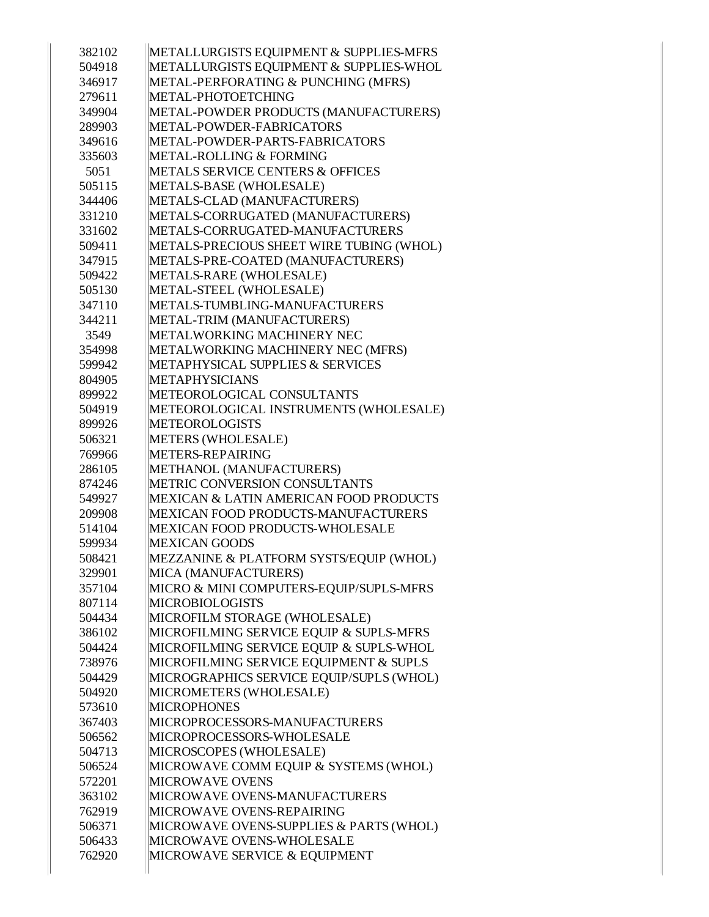| | |
|---|---|
| 382102 | METALLURGISTS EQUIPMENT & SUPPLIES-MFRS |
| 504918 | METALLURGISTS EQUIPMENT & SUPPLIES-WHOL |
| 346917 | METAL-PERFORATING & PUNCHING (MFRS) |
| 279611 | METAL-PHOTOETCHING |
| 349904 | METAL-POWDER PRODUCTS (MANUFACTURERS) |
| 289903 | METAL-POWDER-FABRICATORS |
| 349616 | METAL-POWDER-PARTS-FABRICATORS |
| 335603 | METAL-ROLLING & FORMING |
| 5051 | METALS SERVICE CENTERS & OFFICES |
| 505115 | METALS-BASE (WHOLESALE) |
| 344406 | METALS-CLAD (MANUFACTURERS) |
| 331210 | METALS-CORRUGATED (MANUFACTURERS) |
| 331602 | METALS-CORRUGATED-MANUFACTURERS |
| 509411 | METALS-PRECIOUS SHEET WIRE TUBING (WHOL) |
| 347915 | METALS-PRE-COATED (MANUFACTURERS) |
| 509422 | METALS-RARE (WHOLESALE) |
| 505130 | METAL-STEEL (WHOLESALE) |
| 347110 | METALS-TUMBLING-MANUFACTURERS |
| 344211 | METAL-TRIM (MANUFACTURERS) |
| 3549 | METALWORKING MACHINERY NEC |
| 354998 | METALWORKING MACHINERY NEC (MFRS) |
| 599942 | METAPHYSICAL SUPPLIES & SERVICES |
| 804905 | METAPHYSICIANS |
| 899922 | METEOROLOGICAL CONSULTANTS |
| 504919 | METEOROLOGICAL INSTRUMENTS (WHOLESALE) |
| 899926 | METEOROLOGISTS |
| 506321 | METERS (WHOLESALE) |
| 769966 | METERS-REPAIRING |
| 286105 | METHANOL (MANUFACTURERS) |
| 874246 | METRIC CONVERSION CONSULTANTS |
| 549927 | MEXICAN & LATIN AMERICAN FOOD PRODUCTS |
| 209908 | MEXICAN FOOD PRODUCTS-MANUFACTURERS |
| 514104 | MEXICAN FOOD PRODUCTS-WHOLESALE |
| 599934 | MEXICAN GOODS |
| 508421 | MEZZANINE & PLATFORM SYSTS/EQUIP (WHOL) |
| 329901 | MICA (MANUFACTURERS) |
| 357104 | MICRO & MINI COMPUTERS-EQUIP/SUPLS-MFRS |
| 807114 | MICROBIOLOGISTS |
| 504434 | MICROFILM STORAGE (WHOLESALE) |
| 386102 | MICROFILMING SERVICE EQUIP & SUPLS-MFRS |
| 504424 | MICROFILMING SERVICE EQUIP & SUPLS-WHOL |
| 738976 | MICROFILMING SERVICE EQUIPMENT & SUPLS |
| 504429 | MICROGRAPHICS SERVICE EQUIP/SUPLS (WHOL) |
| 504920 | MICROMETERS (WHOLESALE) |
| 573610 | MICROPHONES |
| 367403 | MICROPROCESSORS-MANUFACTURERS |
| 506562 | MICROPROCESSORS-WHOLESALE |
| 504713 | MICROSCOPES (WHOLESALE) |
| 506524 | MICROWAVE COMM EQUIP & SYSTEMS (WHOL) |
| 572201 | MICROWAVE OVENS |
| 363102 | MICROWAVE OVENS-MANUFACTURERS |
| 762919 | MICROWAVE OVENS-REPAIRING |
| 506371 | MICROWAVE OVENS-SUPPLIES & PARTS (WHOL) |
| 506433 | MICROWAVE OVENS-WHOLESALE |
| 762920 | MICROWAVE SERVICE & EQUIPMENT |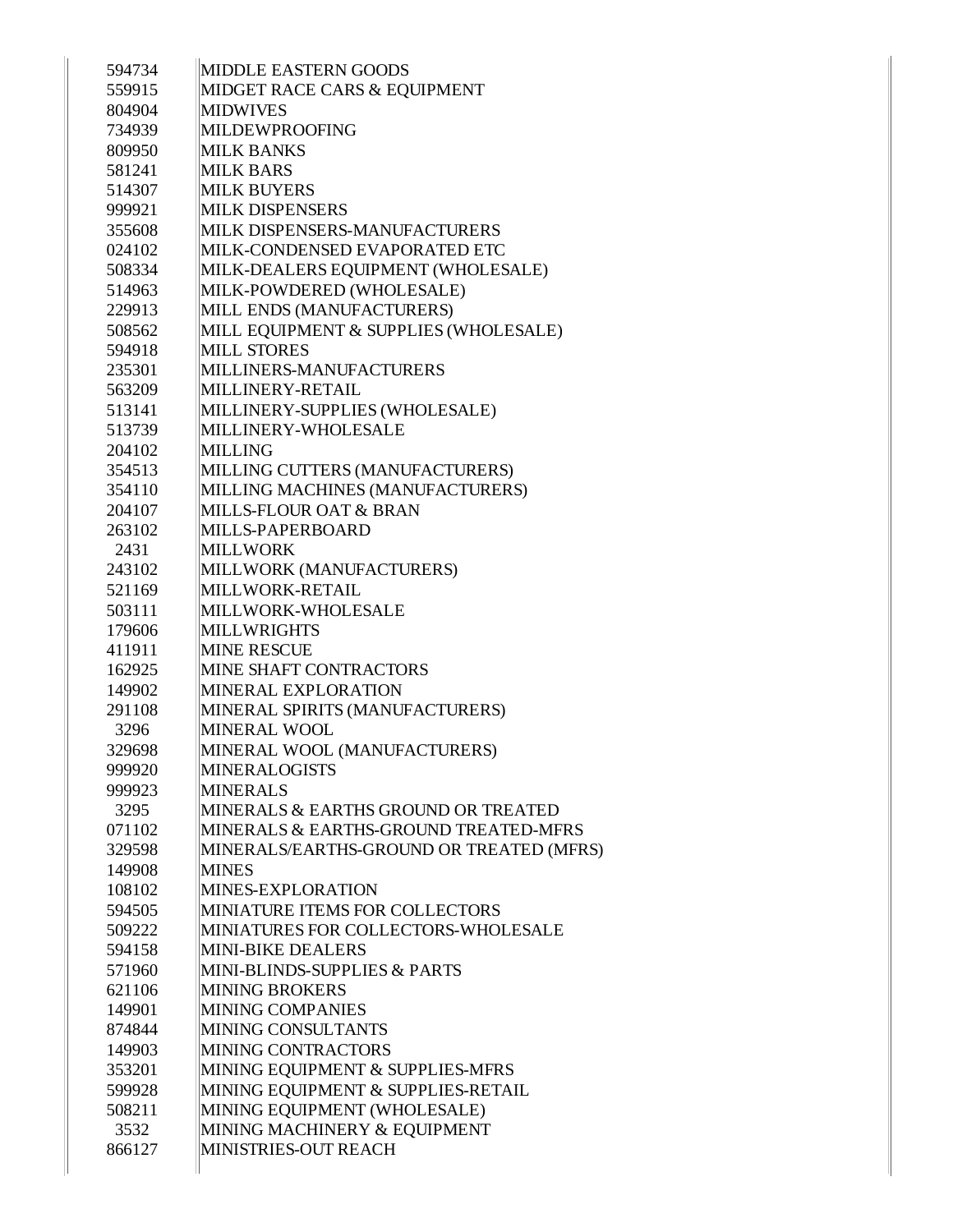| | |
|---|---|
| 594734 | MIDDLE EASTERN GOODS |
| 559915 | MIDGET RACE CARS & EQUIPMENT |
| 804904 | MIDWIVES |
| 734939 | MILDEWPROOFING |
| 809950 | MILK BANKS |
| 581241 | MILK BARS |
| 514307 | MILK BUYERS |
| 999921 | MILK DISPENSERS |
| 355608 | MILK DISPENSERS-MANUFACTURERS |
| 024102 | MILK-CONDENSED EVAPORATED ETC |
| 508334 | MILK-DEALERS EQUIPMENT (WHOLESALE) |
| 514963 | MILK-POWDERED (WHOLESALE) |
| 229913 | MILL ENDS (MANUFACTURERS) |
| 508562 | MILL EQUIPMENT & SUPPLIES (WHOLESALE) |
| 594918 | MILL STORES |
| 235301 | MILLINERS-MANUFACTURERS |
| 563209 | MILLINERY-RETAIL |
| 513141 | MILLINERY-SUPPLIES (WHOLESALE) |
| 513739 | MILLINERY-WHOLESALE |
| 204102 | MILLING |
| 354513 | MILLING CUTTERS (MANUFACTURERS) |
| 354110 | MILLING MACHINES (MANUFACTURERS) |
| 204107 | MILLS-FLOUR OAT & BRAN |
| 263102 | MILLS-PAPERBOARD |
| 2431 | MILLWORK |
| 243102 | MILLWORK (MANUFACTURERS) |
| 521169 | MILLWORK-RETAIL |
| 503111 | MILLWORK-WHOLESALE |
| 179606 | MILLWRIGHTS |
| 411911 | MINE RESCUE |
| 162925 | MINE SHAFT CONTRACTORS |
| 149902 | MINERAL EXPLORATION |
| 291108 | MINERAL SPIRITS (MANUFACTURERS) |
| 3296 | MINERAL WOOL |
| 329698 | MINERAL WOOL (MANUFACTURERS) |
| 999920 | MINERALOGISTS |
| 999923 | MINERALS |
| 3295 | MINERALS & EARTHS GROUND OR TREATED |
| 071102 | MINERALS & EARTHS-GROUND TREATED-MFRS |
| 329598 | MINERALS/EARTHS-GROUND OR TREATED (MFRS) |
| 149908 | MINES |
| 108102 | MINES-EXPLORATION |
| 594505 | MINIATURE ITEMS FOR COLLECTORS |
| 509222 | MINIATURES FOR COLLECTORS-WHOLESALE |
| 594158 | MINI-BIKE DEALERS |
| 571960 | MINI-BLINDS-SUPPLIES & PARTS |
| 621106 | MINING BROKERS |
| 149901 | MINING COMPANIES |
| 874844 | MINING CONSULTANTS |
| 149903 | MINING CONTRACTORS |
| 353201 | MINING EQUIPMENT & SUPPLIES-MFRS |
| 599928 | MINING EQUIPMENT & SUPPLIES-RETAIL |
| 508211 | MINING EQUIPMENT (WHOLESALE) |
| 3532 | MINING MACHINERY & EQUIPMENT |
| 866127 | MINISTRIES-OUT REACH |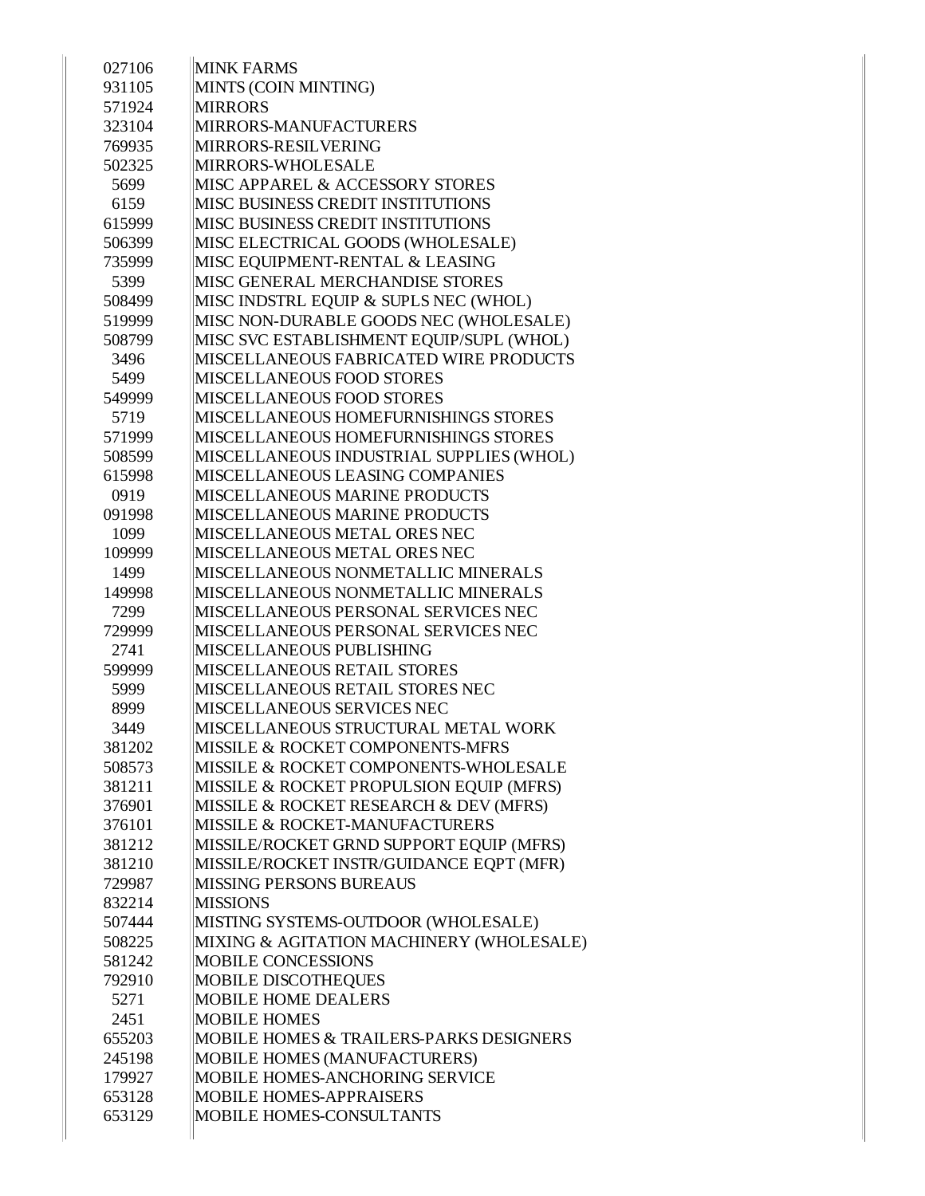| | |
|---|---|
| 027106 | MINK FARMS |
| 931105 | MINTS (COIN MINTING) |
| 571924 | MIRRORS |
| 323104 | MIRRORS-MANUFACTURERS |
| 769935 | MIRRORS-RESILVERING |
| 502325 | MIRRORS-WHOLESALE |
| 5699 | MISC APPAREL & ACCESSORY STORES |
| 6159 | MISC BUSINESS CREDIT INSTITUTIONS |
| 615999 | MISC BUSINESS CREDIT INSTITUTIONS |
| 506399 | MISC ELECTRICAL GOODS (WHOLESALE) |
| 735999 | MISC EQUIPMENT-RENTAL & LEASING |
| 5399 | MISC GENERAL MERCHANDISE STORES |
| 508499 | MISC INDSTRL EQUIP & SUPLS NEC (WHOL) |
| 519999 | MISC NON-DURABLE GOODS NEC (WHOLESALE) |
| 508799 | MISC SVC ESTABLISHMENT EQUIP/SUPL (WHOL) |
| 3496 | MISCELLANEOUS FABRICATED WIRE PRODUCTS |
| 5499 | MISCELLANEOUS FOOD STORES |
| 549999 | MISCELLANEOUS FOOD STORES |
| 5719 | MISCELLANEOUS HOMEFURNISHINGS STORES |
| 571999 | MISCELLANEOUS HOMEFURNISHINGS STORES |
| 508599 | MISCELLANEOUS INDUSTRIAL SUPPLIES (WHOL) |
| 615998 | MISCELLANEOUS LEASING COMPANIES |
| 0919 | MISCELLANEOUS MARINE PRODUCTS |
| 091998 | MISCELLANEOUS MARINE PRODUCTS |
| 1099 | MISCELLANEOUS METAL ORES NEC |
| 109999 | MISCELLANEOUS METAL ORES NEC |
| 1499 | MISCELLANEOUS NONMETALLIC MINERALS |
| 149998 | MISCELLANEOUS NONMETALLIC MINERALS |
| 7299 | MISCELLANEOUS PERSONAL SERVICES NEC |
| 729999 | MISCELLANEOUS PERSONAL SERVICES NEC |
| 2741 | MISCELLANEOUS PUBLISHING |
| 599999 | MISCELLANEOUS RETAIL STORES |
| 5999 | MISCELLANEOUS RETAIL STORES NEC |
| 8999 | MISCELLANEOUS SERVICES NEC |
| 3449 | MISCELLANEOUS STRUCTURAL METAL WORK |
| 381202 | MISSILE & ROCKET COMPONENTS-MFRS |
| 508573 | MISSILE & ROCKET COMPONENTS-WHOLESALE |
| 381211 | MISSILE & ROCKET PROPULSION EQUIP (MFRS) |
| 376901 | MISSILE & ROCKET RESEARCH & DEV (MFRS) |
| 376101 | MISSILE & ROCKET-MANUFACTURERS |
| 381212 | MISSILE/ROCKET GRND SUPPORT EQUIP (MFRS) |
| 381210 | MISSILE/ROCKET INSTR/GUIDANCE EQPT (MFR) |
| 729987 | MISSING PERSONS BUREAUS |
| 832214 | MISSIONS |
| 507444 | MISTING SYSTEMS-OUTDOOR (WHOLESALE) |
| 508225 | MIXING & AGITATION MACHINERY (WHOLESALE) |
| 581242 | MOBILE CONCESSIONS |
| 792910 | MOBILE DISCOTHEQUES |
| 5271 | MOBILE HOME DEALERS |
| 2451 | MOBILE HOMES |
| 655203 | MOBILE HOMES & TRAILERS-PARKS DESIGNERS |
| 245198 | MOBILE HOMES (MANUFACTURERS) |
| 179927 | MOBILE HOMES-ANCHORING SERVICE |
| 653128 | MOBILE HOMES-APPRAISERS |
| 653129 | MOBILE HOMES-CONSULTANTS |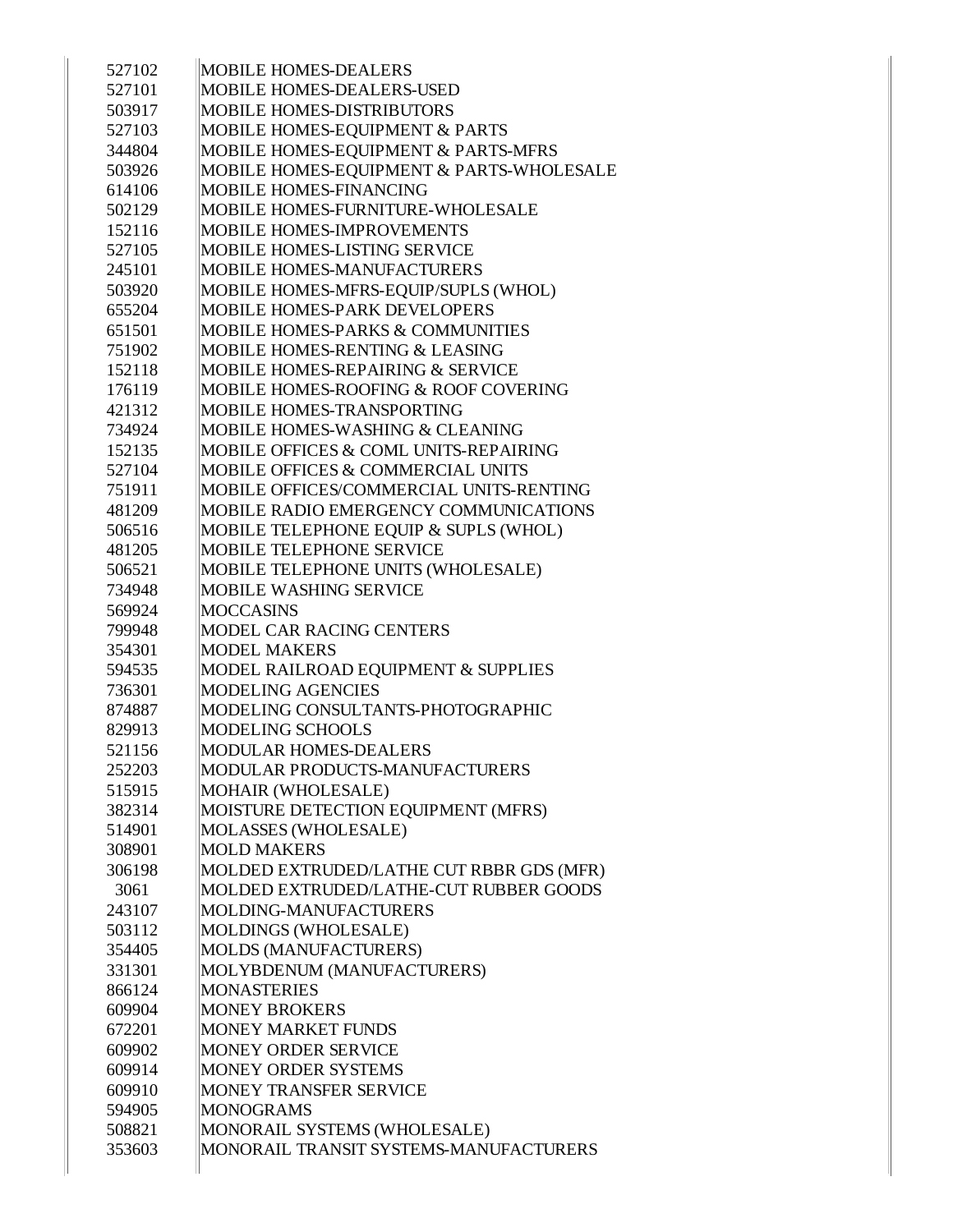| | |
|---|---|
| 527102 | MOBILE HOMES-DEALERS |
| 527101 | MOBILE HOMES-DEALERS-USED |
| 503917 | MOBILE HOMES-DISTRIBUTORS |
| 527103 | MOBILE HOMES-EQUIPMENT & PARTS |
| 344804 | MOBILE HOMES-EQUIPMENT & PARTS-MFRS |
| 503926 | MOBILE HOMES-EQUIPMENT & PARTS-WHOLESALE |
| 614106 | MOBILE HOMES-FINANCING |
| 502129 | MOBILE HOMES-FURNITURE-WHOLESALE |
| 152116 | MOBILE HOMES-IMPROVEMENTS |
| 527105 | MOBILE HOMES-LISTING SERVICE |
| 245101 | MOBILE HOMES-MANUFACTURERS |
| 503920 | MOBILE HOMES-MFRS-EQUIP/SUPLS (WHOL) |
| 655204 | MOBILE HOMES-PARK DEVELOPERS |
| 651501 | MOBILE HOMES-PARKS & COMMUNITIES |
| 751902 | MOBILE HOMES-RENTING & LEASING |
| 152118 | MOBILE HOMES-REPAIRING & SERVICE |
| 176119 | MOBILE HOMES-ROOFING & ROOF COVERING |
| 421312 | MOBILE HOMES-TRANSPORTING |
| 734924 | MOBILE HOMES-WASHING & CLEANING |
| 152135 | MOBILE OFFICES & COML UNITS-REPAIRING |
| 527104 | MOBILE OFFICES & COMMERCIAL UNITS |
| 751911 | MOBILE OFFICES/COMMERCIAL UNITS-RENTING |
| 481209 | MOBILE RADIO EMERGENCY COMMUNICATIONS |
| 506516 | MOBILE TELEPHONE EQUIP & SUPLS (WHOL) |
| 481205 | MOBILE TELEPHONE SERVICE |
| 506521 | MOBILE TELEPHONE UNITS (WHOLESALE) |
| 734948 | MOBILE WASHING SERVICE |
| 569924 | MOCCASINS |
| 799948 | MODEL CAR RACING CENTERS |
| 354301 | MODEL MAKERS |
| 594535 | MODEL RAILROAD EQUIPMENT & SUPPLIES |
| 736301 | MODELING AGENCIES |
| 874887 | MODELING CONSULTANTS-PHOTOGRAPHIC |
| 829913 | MODELING SCHOOLS |
| 521156 | MODULAR HOMES-DEALERS |
| 252203 | MODULAR PRODUCTS-MANUFACTURERS |
| 515915 | MOHAIR (WHOLESALE) |
| 382314 | MOISTURE DETECTION EQUIPMENT (MFRS) |
| 514901 | MOLASSES (WHOLESALE) |
| 308901 | MOLD MAKERS |
| 306198 | MOLDED EXTRUDED/LATHE CUT RBBR GDS (MFR) |
| 3061 | MOLDED EXTRUDED/LATHE-CUT RUBBER GOODS |
| 243107 | MOLDING-MANUFACTURERS |
| 503112 | MOLDINGS (WHOLESALE) |
| 354405 | MOLDS (MANUFACTURERS) |
| 331301 | MOLYBDENUM (MANUFACTURERS) |
| 866124 | MONASTERIES |
| 609904 | MONEY BROKERS |
| 672201 | MONEY MARKET FUNDS |
| 609902 | MONEY ORDER SERVICE |
| 609914 | MONEY ORDER SYSTEMS |
| 609910 | MONEY TRANSFER SERVICE |
| 594905 | MONOGRAMS |
| 508821 | MONORAIL SYSTEMS (WHOLESALE) |
| 353603 | MONORAIL TRANSIT SYSTEMS-MANUFACTURERS |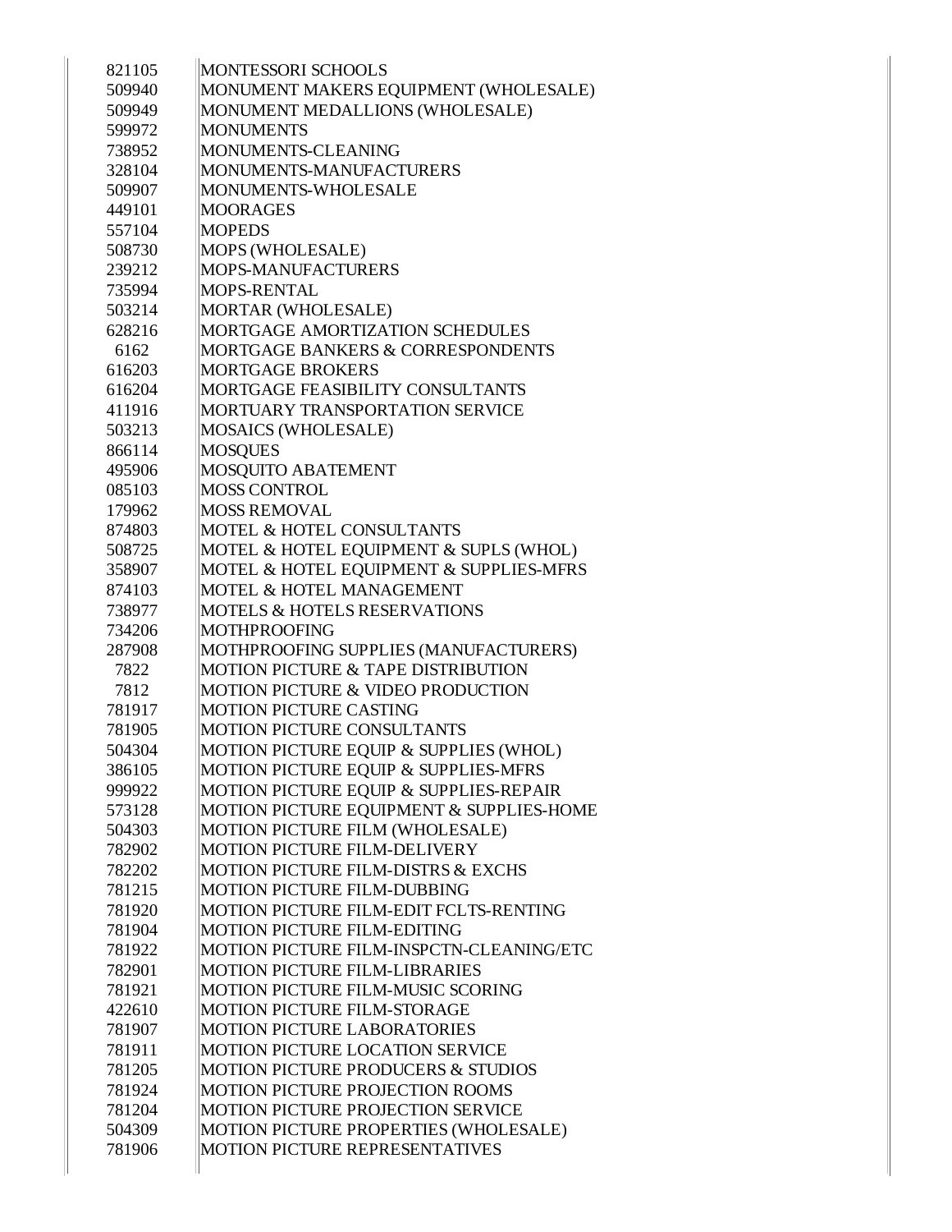| | |
|---|---|
| 821105 | MONTESSORI SCHOOLS |
| 509940 | MONUMENT MAKERS EQUIPMENT (WHOLESALE) |
| 509949 | MONUMENT MEDALLIONS (WHOLESALE) |
| 599972 | MONUMENTS |
| 738952 | MONUMENTS-CLEANING |
| 328104 | MONUMENTS-MANUFACTURERS |
| 509907 | MONUMENTS-WHOLESALE |
| 449101 | MOORAGES |
| 557104 | MOPEDS |
| 508730 | MOPS (WHOLESALE) |
| 239212 | MOPS-MANUFACTURERS |
| 735994 | MOPS-RENTAL |
| 503214 | MORTAR (WHOLESALE) |
| 628216 | MORTGAGE AMORTIZATION SCHEDULES |
| 6162 | MORTGAGE BANKERS & CORRESPONDENTS |
| 616203 | MORTGAGE BROKERS |
| 616204 | MORTGAGE FEASIBILITY CONSULTANTS |
| 411916 | MORTUARY TRANSPORTATION SERVICE |
| 503213 | MOSAICS (WHOLESALE) |
| 866114 | MOSQUES |
| 495906 | MOSQUITO ABATEMENT |
| 085103 | MOSS CONTROL |
| 179962 | MOSS REMOVAL |
| 874803 | MOTEL & HOTEL CONSULTANTS |
| 508725 | MOTEL & HOTEL EQUIPMENT & SUPLS (WHOL) |
| 358907 | MOTEL & HOTEL EQUIPMENT & SUPPLIES-MFRS |
| 874103 | MOTEL & HOTEL MANAGEMENT |
| 738977 | MOTELS & HOTELS RESERVATIONS |
| 734206 | MOTHPROOFING |
| 287908 | MOTHPROOFING SUPPLIES (MANUFACTURERS) |
| 7822 | MOTION PICTURE & TAPE DISTRIBUTION |
| 7812 | MOTION PICTURE & VIDEO PRODUCTION |
| 781917 | MOTION PICTURE CASTING |
| 781905 | MOTION PICTURE CONSULTANTS |
| 504304 | MOTION PICTURE EQUIP & SUPPLIES (WHOL) |
| 386105 | MOTION PICTURE EQUIP & SUPPLIES-MFRS |
| 999922 | MOTION PICTURE EQUIP & SUPPLIES-REPAIR |
| 573128 | MOTION PICTURE EQUIPMENT & SUPPLIES-HOME |
| 504303 | MOTION PICTURE FILM (WHOLESALE) |
| 782902 | MOTION PICTURE FILM-DELIVERY |
| 782202 | MOTION PICTURE FILM-DISTRS & EXCHS |
| 781215 | MOTION PICTURE FILM-DUBBING |
| 781920 | MOTION PICTURE FILM-EDIT FCLTS-RENTING |
| 781904 | MOTION PICTURE FILM-EDITING |
| 781922 | MOTION PICTURE FILM-INSPCTN-CLEANING/ETC |
| 782901 | MOTION PICTURE FILM-LIBRARIES |
| 781921 | MOTION PICTURE FILM-MUSIC SCORING |
| 422610 | MOTION PICTURE FILM-STORAGE |
| 781907 | MOTION PICTURE LABORATORIES |
| 781911 | MOTION PICTURE LOCATION SERVICE |
| 781205 | MOTION PICTURE PRODUCERS & STUDIOS |
| 781924 | MOTION PICTURE PROJECTION ROOMS |
| 781204 | MOTION PICTURE PROJECTION SERVICE |
| 504309 | MOTION PICTURE PROPERTIES (WHOLESALE) |
| 781906 | MOTION PICTURE REPRESENTATIVES |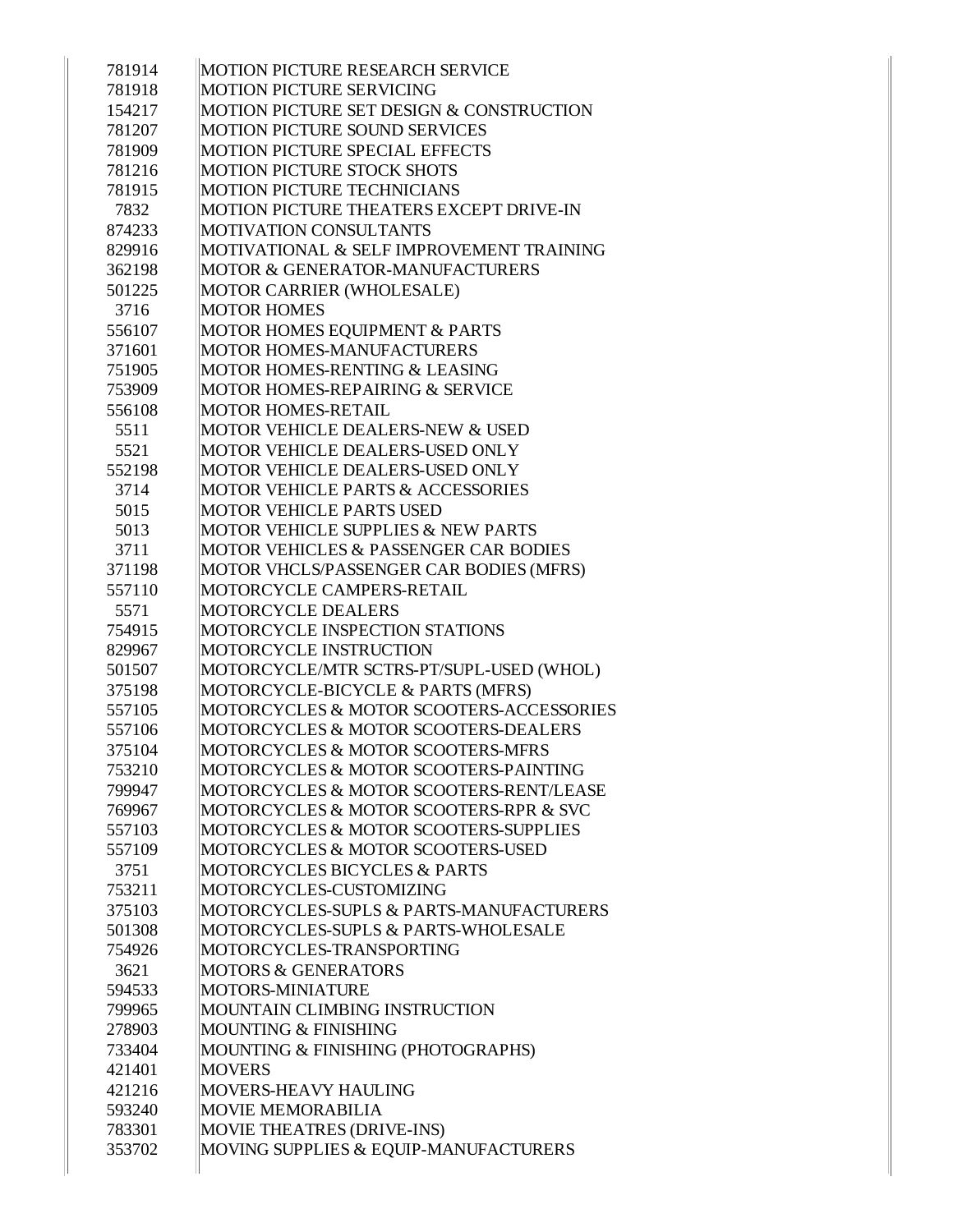| | |
|---|---|
| 781914 | MOTION PICTURE RESEARCH SERVICE |
| 781918 | MOTION PICTURE SERVICING |
| 154217 | MOTION PICTURE SET DESIGN & CONSTRUCTION |
| 781207 | MOTION PICTURE SOUND SERVICES |
| 781909 | MOTION PICTURE SPECIAL EFFECTS |
| 781216 | MOTION PICTURE STOCK SHOTS |
| 781915 | MOTION PICTURE TECHNICIANS |
| 7832 | MOTION PICTURE THEATERS EXCEPT DRIVE-IN |
| 874233 | MOTIVATION CONSULTANTS |
| 829916 | MOTIVATIONAL & SELF IMPROVEMENT TRAINING |
| 362198 | MOTOR & GENERATOR-MANUFACTURERS |
| 501225 | MOTOR CARRIER (WHOLESALE) |
| 3716 | MOTOR HOMES |
| 556107 | MOTOR HOMES EQUIPMENT & PARTS |
| 371601 | MOTOR HOMES-MANUFACTURERS |
| 751905 | MOTOR HOMES-RENTING & LEASING |
| 753909 | MOTOR HOMES-REPAIRING & SERVICE |
| 556108 | MOTOR HOMES-RETAIL |
| 5511 | MOTOR VEHICLE DEALERS-NEW & USED |
| 5521 | MOTOR VEHICLE DEALERS-USED ONLY |
| 552198 | MOTOR VEHICLE DEALERS-USED ONLY |
| 3714 | MOTOR VEHICLE PARTS & ACCESSORIES |
| 5015 | MOTOR VEHICLE PARTS USED |
| 5013 | MOTOR VEHICLE SUPPLIES & NEW PARTS |
| 3711 | MOTOR VEHICLES & PASSENGER CAR BODIES |
| 371198 | MOTOR VHCLS/PASSENGER CAR BODIES (MFRS) |
| 557110 | MOTORCYCLE CAMPERS-RETAIL |
| 5571 | MOTORCYCLE DEALERS |
| 754915 | MOTORCYCLE INSPECTION STATIONS |
| 829967 | MOTORCYCLE INSTRUCTION |
| 501507 | MOTORCYCLE/MTR SCTRS-PT/SUPL-USED (WHOL) |
| 375198 | MOTORCYCLE-BICYCLE & PARTS (MFRS) |
| 557105 | MOTORCYCLES & MOTOR SCOOTERS-ACCESSORIES |
| 557106 | MOTORCYCLES & MOTOR SCOOTERS-DEALERS |
| 375104 | MOTORCYCLES & MOTOR SCOOTERS-MFRS |
| 753210 | MOTORCYCLES & MOTOR SCOOTERS-PAINTING |
| 799947 | MOTORCYCLES & MOTOR SCOOTERS-RENT/LEASE |
| 769967 | MOTORCYCLES & MOTOR SCOOTERS-RPR & SVC |
| 557103 | MOTORCYCLES & MOTOR SCOOTERS-SUPPLIES |
| 557109 | MOTORCYCLES & MOTOR SCOOTERS-USED |
| 3751 | MOTORCYCLES BICYCLES & PARTS |
| 753211 | MOTORCYCLES-CUSTOMIZING |
| 375103 | MOTORCYCLES-SUPLS & PARTS-MANUFACTURERS |
| 501308 | MOTORCYCLES-SUPLS & PARTS-WHOLESALE |
| 754926 | MOTORCYCLES-TRANSPORTING |
| 3621 | MOTORS & GENERATORS |
| 594533 | MOTORS-MINIATURE |
| 799965 | MOUNTAIN CLIMBING INSTRUCTION |
| 278903 | MOUNTING & FINISHING |
| 733404 | MOUNTING & FINISHING (PHOTOGRAPHS) |
| 421401 | MOVERS |
| 421216 | MOVERS-HEAVY HAULING |
| 593240 | MOVIE MEMORABILIA |
| 783301 | MOVIE THEATRES (DRIVE-INS) |
| 353702 | MOVING SUPPLIES & EQUIP-MANUFACTURERS |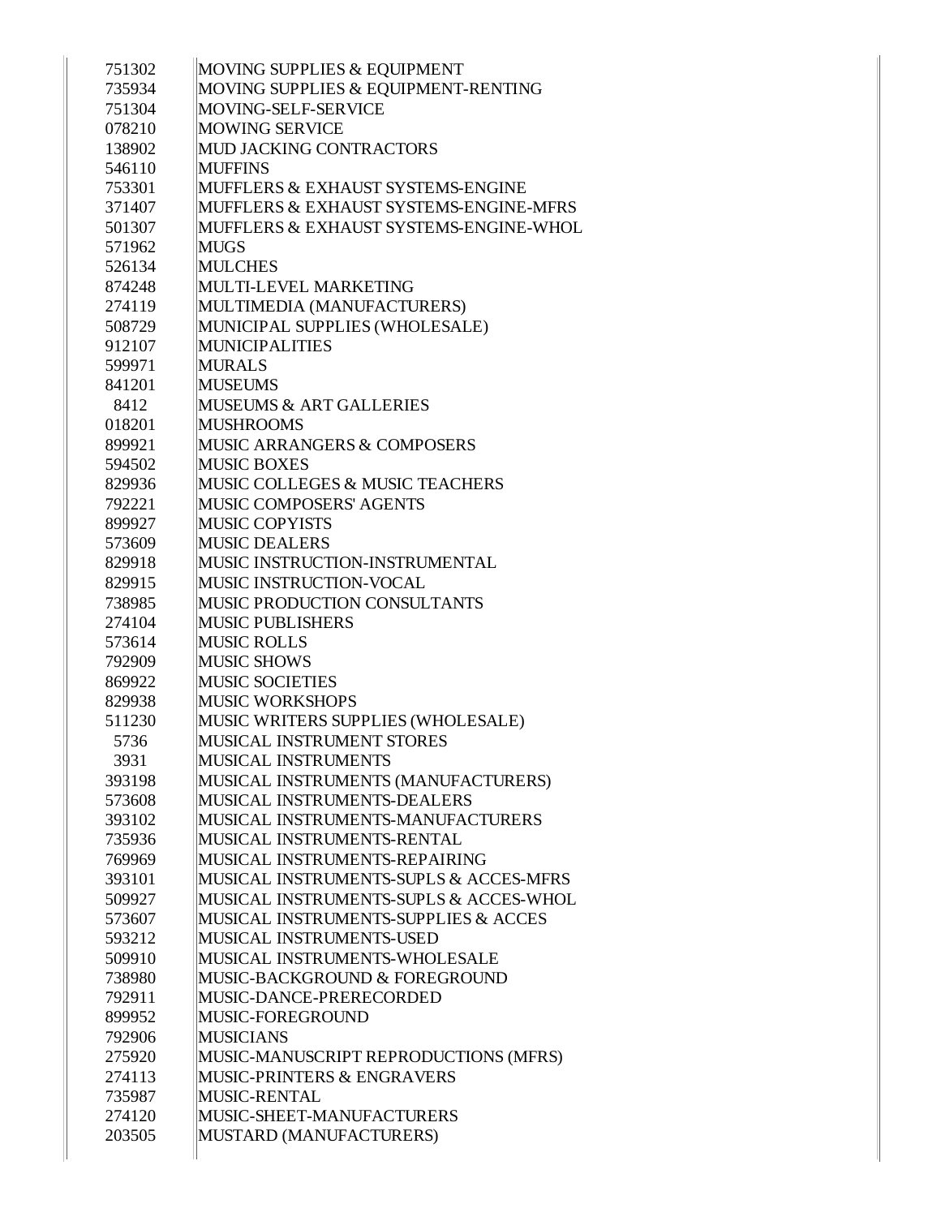| | |
|---|---|
| 751302 | MOVING SUPPLIES & EQUIPMENT |
| 735934 | MOVING SUPPLIES & EQUIPMENT-RENTING |
| 751304 | MOVING-SELF-SERVICE |
| 078210 | MOWING SERVICE |
| 138902 | MUD JACKING CONTRACTORS |
| 546110 | MUFFINS |
| 753301 | MUFFLERS & EXHAUST SYSTEMS-ENGINE |
| 371407 | MUFFLERS & EXHAUST SYSTEMS-ENGINE-MFRS |
| 501307 | MUFFLERS & EXHAUST SYSTEMS-ENGINE-WHOL |
| 571962 | MUGS |
| 526134 | MULCHES |
| 874248 | MULTI-LEVEL MARKETING |
| 274119 | MULTIMEDIA (MANUFACTURERS) |
| 508729 | MUNICIPAL SUPPLIES (WHOLESALE) |
| 912107 | MUNICIPALITIES |
| 599971 | MURALS |
| 841201 | MUSEUMS |
| 8412 | MUSEUMS & ART GALLERIES |
| 018201 | MUSHROOMS |
| 899921 | MUSIC ARRANGERS & COMPOSERS |
| 594502 | MUSIC BOXES |
| 829936 | MUSIC COLLEGES & MUSIC TEACHERS |
| 792221 | MUSIC COMPOSERS' AGENTS |
| 899927 | MUSIC COPYISTS |
| 573609 | MUSIC DEALERS |
| 829918 | MUSIC INSTRUCTION-INSTRUMENTAL |
| 829915 | MUSIC INSTRUCTION-VOCAL |
| 738985 | MUSIC PRODUCTION CONSULTANTS |
| 274104 | MUSIC PUBLISHERS |
| 573614 | MUSIC ROLLS |
| 792909 | MUSIC SHOWS |
| 869922 | MUSIC SOCIETIES |
| 829938 | MUSIC WORKSHOPS |
| 511230 | MUSIC WRITERS SUPPLIES (WHOLESALE) |
| 5736 | MUSICAL INSTRUMENT STORES |
| 3931 | MUSICAL INSTRUMENTS |
| 393198 | MUSICAL INSTRUMENTS (MANUFACTURERS) |
| 573608 | MUSICAL INSTRUMENTS-DEALERS |
| 393102 | MUSICAL INSTRUMENTS-MANUFACTURERS |
| 735936 | MUSICAL INSTRUMENTS-RENTAL |
| 769969 | MUSICAL INSTRUMENTS-REPAIRING |
| 393101 | MUSICAL INSTRUMENTS-SUPLS & ACCES-MFRS |
| 509927 | MUSICAL INSTRUMENTS-SUPLS & ACCES-WHOL |
| 573607 | MUSICAL INSTRUMENTS-SUPPLIES & ACCES |
| 593212 | MUSICAL INSTRUMENTS-USED |
| 509910 | MUSICAL INSTRUMENTS-WHOLESALE |
| 738980 | MUSIC-BACKGROUND & FOREGROUND |
| 792911 | MUSIC-DANCE-PRERECORDED |
| 899952 | MUSIC-FOREGROUND |
| 792906 | MUSICIANS |
| 275920 | MUSIC-MANUSCRIPT REPRODUCTIONS (MFRS) |
| 274113 | MUSIC-PRINTERS & ENGRAVERS |
| 735987 | MUSIC-RENTAL |
| 274120 | MUSIC-SHEET-MANUFACTURERS |
| 203505 | MUSTARD (MANUFACTURERS) |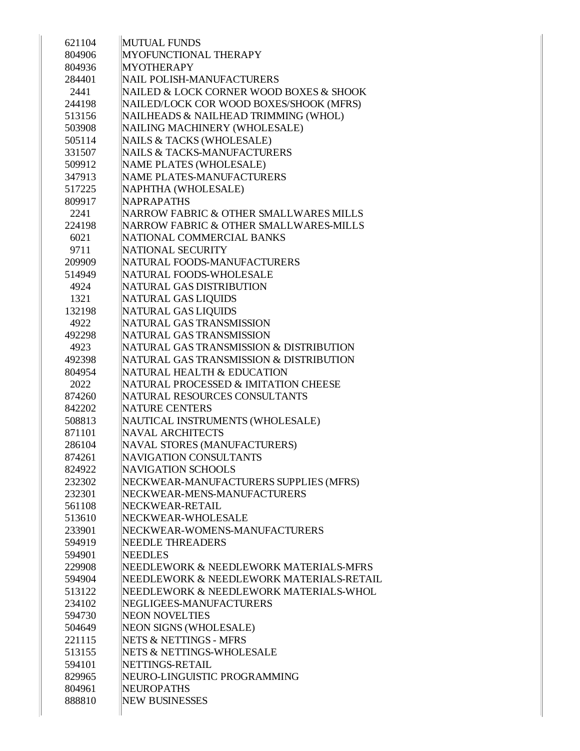| | |
|---|---|
| 621104 | MUTUAL FUNDS |
| 804906 | MYOFUNCTIONAL THERAPY |
| 804936 | MYOTHERAPY |
| 284401 | NAIL POLISH-MANUFACTURERS |
| 2441 | NAILED & LOCK CORNER WOOD BOXES & SHOOK |
| 244198 | NAILED/LOCK COR WOOD BOXES/SHOOK (MFRS) |
| 513156 | NAILHEADS & NAILHEAD TRIMMING (WHOL) |
| 503908 | NAILING MACHINERY (WHOLESALE) |
| 505114 | NAILS & TACKS (WHOLESALE) |
| 331507 | NAILS & TACKS-MANUFACTURERS |
| 509912 | NAME PLATES (WHOLESALE) |
| 347913 | NAME PLATES-MANUFACTURERS |
| 517225 | NAPHTHA (WHOLESALE) |
| 809917 | NAPRAPATHS |
| 2241 | NARROW FABRIC & OTHER SMALLWARES MILLS |
| 224198 | NARROW FABRIC & OTHER SMALLWARES-MILLS |
| 6021 | NATIONAL COMMERCIAL BANKS |
| 9711 | NATIONAL SECURITY |
| 209909 | NATURAL FOODS-MANUFACTURERS |
| 514949 | NATURAL FOODS-WHOLESALE |
| 4924 | NATURAL GAS DISTRIBUTION |
| 1321 | NATURAL GAS LIQUIDS |
| 132198 | NATURAL GAS LIQUIDS |
| 4922 | NATURAL GAS TRANSMISSION |
| 492298 | NATURAL GAS TRANSMISSION |
| 4923 | NATURAL GAS TRANSMISSION & DISTRIBUTION |
| 492398 | NATURAL GAS TRANSMISSION & DISTRIBUTION |
| 804954 | NATURAL HEALTH & EDUCATION |
| 2022 | NATURAL PROCESSED & IMITATION CHEESE |
| 874260 | NATURAL RESOURCES CONSULTANTS |
| 842202 | NATURE CENTERS |
| 508813 | NAUTICAL INSTRUMENTS (WHOLESALE) |
| 871101 | NAVAL ARCHITECTS |
| 286104 | NAVAL STORES (MANUFACTURERS) |
| 874261 | NAVIGATION CONSULTANTS |
| 824922 | NAVIGATION SCHOOLS |
| 232302 | NECKWEAR-MANUFACTURERS SUPPLIES (MFRS) |
| 232301 | NECKWEAR-MENS-MANUFACTURERS |
| 561108 | NECKWEAR-RETAIL |
| 513610 | NECKWEAR-WHOLESALE |
| 233901 | NECKWEAR-WOMENS-MANUFACTURERS |
| 594919 | NEEDLE THREADERS |
| 594901 | NEEDLES |
| 229908 | NEEDLEWORK & NEEDLEWORK MATERIALS-MFRS |
| 594904 | NEEDLEWORK & NEEDLEWORK MATERIALS-RETAIL |
| 513122 | NEEDLEWORK & NEEDLEWORK MATERIALS-WHOL |
| 234102 | NEGLIGEES-MANUFACTURERS |
| 594730 | NEON NOVELTIES |
| 504649 | NEON SIGNS (WHOLESALE) |
| 221115 | NETS & NETTINGS - MFRS |
| 513155 | NETS & NETTINGS-WHOLESALE |
| 594101 | NETTINGS-RETAIL |
| 829965 | NEURO-LINGUISTIC PROGRAMMING |
| 804961 | NEUROPATHS |
| 888810 | NEW BUSINESSES |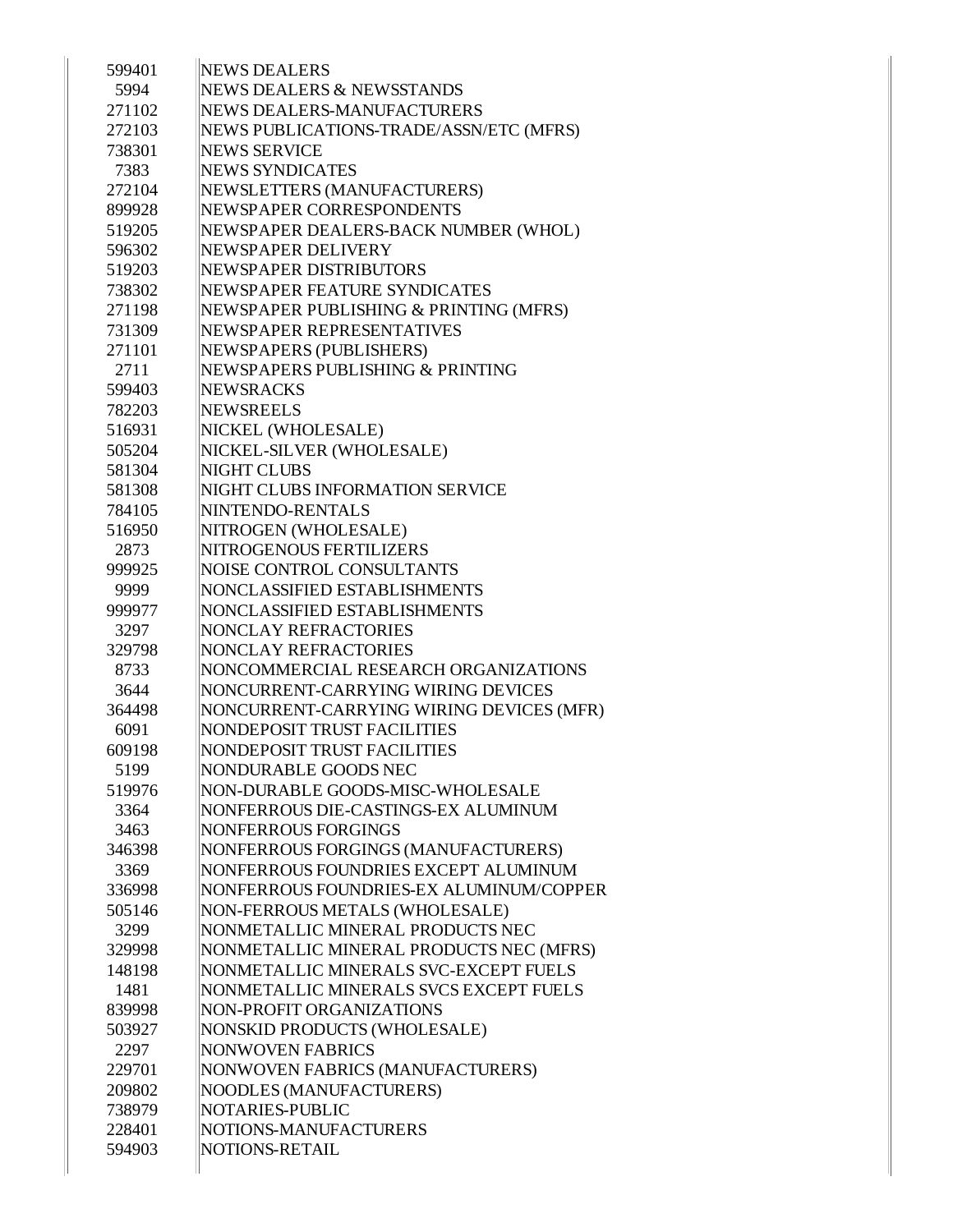| | |
|---|---|
| 599401 | NEWS DEALERS |
| 5994 | NEWS DEALERS & NEWSSTANDS |
| 271102 | NEWS DEALERS-MANUFACTURERS |
| 272103 | NEWS PUBLICATIONS-TRADE/ASSN/ETC (MFRS) |
| 738301 | NEWS SERVICE |
| 7383 | NEWS SYNDICATES |
| 272104 | NEWSLETTERS (MANUFACTURERS) |
| 899928 | NEWSPAPER CORRESPONDENTS |
| 519205 | NEWSPAPER DEALERS-BACK NUMBER (WHOL) |
| 596302 | NEWSPAPER DELIVERY |
| 519203 | NEWSPAPER DISTRIBUTORS |
| 738302 | NEWSPAPER FEATURE SYNDICATES |
| 271198 | NEWSPAPER PUBLISHING & PRINTING (MFRS) |
| 731309 | NEWSPAPER REPRESENTATIVES |
| 271101 | NEWSPAPERS (PUBLISHERS) |
| 2711 | NEWSPAPERS PUBLISHING & PRINTING |
| 599403 | NEWSRACKS |
| 782203 | NEWSREELS |
| 516931 | NICKEL (WHOLESALE) |
| 505204 | NICKEL-SILVER (WHOLESALE) |
| 581304 | NIGHT CLUBS |
| 581308 | NIGHT CLUBS INFORMATION SERVICE |
| 784105 | NINTENDO-RENTALS |
| 516950 | NITROGEN (WHOLESALE) |
| 2873 | NITROGENOUS FERTILIZERS |
| 999925 | NOISE CONTROL CONSULTANTS |
| 9999 | NONCLASSIFIED ESTABLISHMENTS |
| 999977 | NONCLASSIFIED ESTABLISHMENTS |
| 3297 | NONCLAY REFRACTORIES |
| 329798 | NONCLAY REFRACTORIES |
| 8733 | NONCOMMERCIAL RESEARCH ORGANIZATIONS |
| 3644 | NONCURRENT-CARRYING WIRING DEVICES |
| 364498 | NONCURRENT-CARRYING WIRING DEVICES (MFR) |
| 6091 | NONDEPOSIT TRUST FACILITIES |
| 609198 | NONDEPOSIT TRUST FACILITIES |
| 5199 | NONDURABLE GOODS NEC |
| 519976 | NON-DURABLE GOODS-MISC-WHOLESALE |
| 3364 | NONFERROUS DIE-CASTINGS-EX ALUMINUM |
| 3463 | NONFERROUS FORGINGS |
| 346398 | NONFERROUS FORGINGS (MANUFACTURERS) |
| 3369 | NONFERROUS FOUNDRIES EXCEPT ALUMINUM |
| 336998 | NONFERROUS FOUNDRIES-EX ALUMINUM/COPPER |
| 505146 | NON-FERROUS METALS (WHOLESALE) |
| 3299 | NONMETALLIC MINERAL PRODUCTS NEC |
| 329998 | NONMETALLIC MINERAL PRODUCTS NEC (MFRS) |
| 148198 | NONMETALLIC MINERALS SVC-EXCEPT FUELS |
| 1481 | NONMETALLIC MINERALS SVCS EXCEPT FUELS |
| 839998 | NON-PROFIT ORGANIZATIONS |
| 503927 | NONSKID PRODUCTS (WHOLESALE) |
| 2297 | NONWOVEN FABRICS |
| 229701 | NONWOVEN FABRICS (MANUFACTURERS) |
| 209802 | NOODLES (MANUFACTURERS) |
| 738979 | NOTARIES-PUBLIC |
| 228401 | NOTIONS-MANUFACTURERS |
| 594903 | NOTIONS-RETAIL |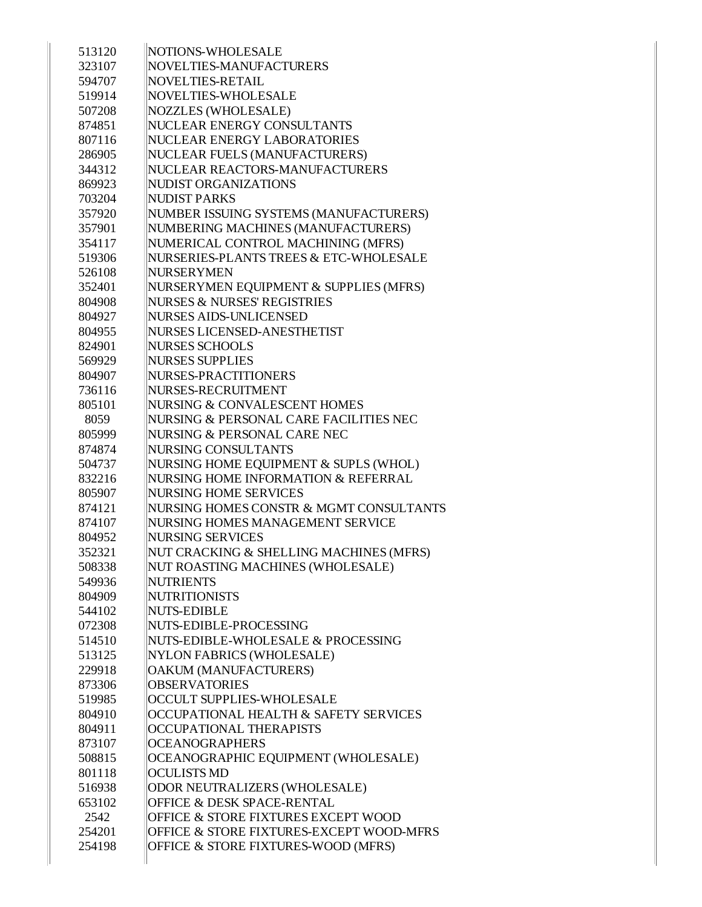| | |
|---|---|
| 513120 | NOTIONS-WHOLESALE |
| 323107 | NOVELTIES-MANUFACTURERS |
| 594707 | NOVELTIES-RETAIL |
| 519914 | NOVELTIES-WHOLESALE |
| 507208 | NOZZLES (WHOLESALE) |
| 874851 | NUCLEAR ENERGY CONSULTANTS |
| 807116 | NUCLEAR ENERGY LABORATORIES |
| 286905 | NUCLEAR FUELS (MANUFACTURERS) |
| 344312 | NUCLEAR REACTORS-MANUFACTURERS |
| 869923 | NUDIST ORGANIZATIONS |
| 703204 | NUDIST PARKS |
| 357920 | NUMBER ISSUING SYSTEMS (MANUFACTURERS) |
| 357901 | NUMBERING MACHINES (MANUFACTURERS) |
| 354117 | NUMERICAL CONTROL MACHINING (MFRS) |
| 519306 | NURSERIES-PLANTS TREES & ETC-WHOLESALE |
| 526108 | NURSERYMEN |
| 352401 | NURSERYMEN EQUIPMENT & SUPPLIES (MFRS) |
| 804908 | NURSES & NURSES' REGISTRIES |
| 804927 | NURSES AIDS-UNLICENSED |
| 804955 | NURSES LICENSED-ANESTHETIST |
| 824901 | NURSES SCHOOLS |
| 569929 | NURSES SUPPLIES |
| 804907 | NURSES-PRACTITIONERS |
| 736116 | NURSES-RECRUITMENT |
| 805101 | NURSING & CONVALESCENT HOMES |
| 8059 | NURSING & PERSONAL CARE FACILITIES NEC |
| 805999 | NURSING & PERSONAL CARE NEC |
| 874874 | NURSING CONSULTANTS |
| 504737 | NURSING HOME EQUIPMENT & SUPLS (WHOL) |
| 832216 | NURSING HOME INFORMATION & REFERRAL |
| 805907 | NURSING HOME SERVICES |
| 874121 | NURSING HOMES CONSTR & MGMT CONSULTANTS |
| 874107 | NURSING HOMES MANAGEMENT SERVICE |
| 804952 | NURSING SERVICES |
| 352321 | NUT CRACKING & SHELLING MACHINES (MFRS) |
| 508338 | NUT ROASTING MACHINES (WHOLESALE) |
| 549936 | NUTRIENTS |
| 804909 | NUTRITIONISTS |
| 544102 | NUTS-EDIBLE |
| 072308 | NUTS-EDIBLE-PROCESSING |
| 514510 | NUTS-EDIBLE-WHOLESALE & PROCESSING |
| 513125 | NYLON FABRICS (WHOLESALE) |
| 229918 | OAKUM (MANUFACTURERS) |
| 873306 | OBSERVATORIES |
| 519985 | OCCULT SUPPLIES-WHOLESALE |
| 804910 | OCCUPATIONAL HEALTH & SAFETY SERVICES |
| 804911 | OCCUPATIONAL THERAPISTS |
| 873107 | OCEANOGRAPHERS |
| 508815 | OCEANOGRAPHIC EQUIPMENT (WHOLESALE) |
| 801118 | OCULISTS MD |
| 516938 | ODOR NEUTRALIZERS (WHOLESALE) |
| 653102 | OFFICE & DESK SPACE-RENTAL |
| 2542 | OFFICE & STORE FIXTURES EXCEPT WOOD |
| 254201 | OFFICE & STORE FIXTURES-EXCEPT WOOD-MFRS |
| 254198 | OFFICE & STORE FIXTURES-WOOD (MFRS) |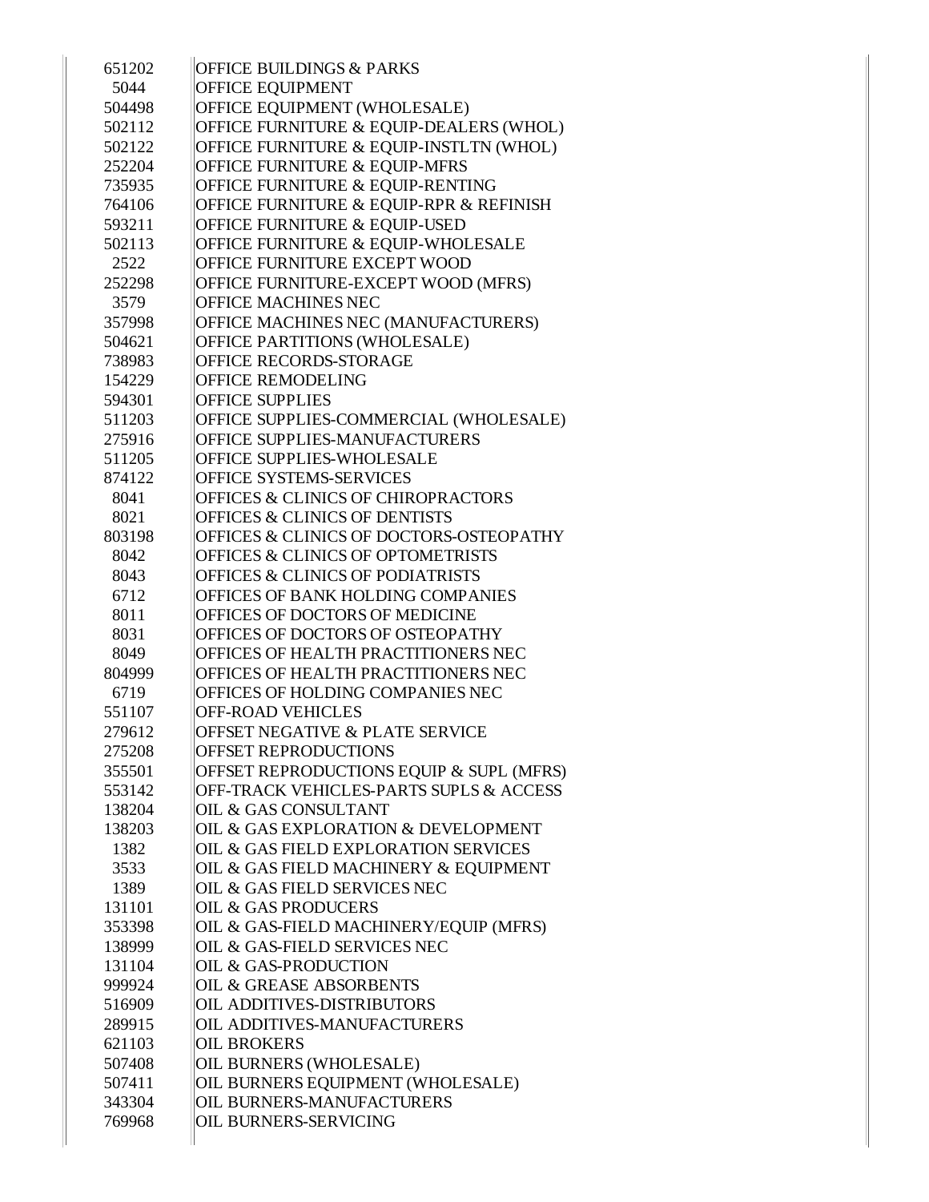| | |
|---|---|
| 651202 | OFFICE BUILDINGS & PARKS |
| 5044 | OFFICE EQUIPMENT |
| 504498 | OFFICE EQUIPMENT (WHOLESALE) |
| 502112 | OFFICE FURNITURE & EQUIP-DEALERS (WHOL) |
| 502122 | OFFICE FURNITURE & EQUIP-INSTLTN (WHOL) |
| 252204 | OFFICE FURNITURE & EQUIP-MFRS |
| 735935 | OFFICE FURNITURE & EQUIP-RENTING |
| 764106 | OFFICE FURNITURE & EQUIP-RPR & REFINISH |
| 593211 | OFFICE FURNITURE & EQUIP-USED |
| 502113 | OFFICE FURNITURE & EQUIP-WHOLESALE |
| 2522 | OFFICE FURNITURE EXCEPT WOOD |
| 252298 | OFFICE FURNITURE-EXCEPT WOOD (MFRS) |
| 3579 | OFFICE MACHINES NEC |
| 357998 | OFFICE MACHINES NEC (MANUFACTURERS) |
| 504621 | OFFICE PARTITIONS (WHOLESALE) |
| 738983 | OFFICE RECORDS-STORAGE |
| 154229 | OFFICE REMODELING |
| 594301 | OFFICE SUPPLIES |
| 511203 | OFFICE SUPPLIES-COMMERCIAL (WHOLESALE) |
| 275916 | OFFICE SUPPLIES-MANUFACTURERS |
| 511205 | OFFICE SUPPLIES-WHOLESALE |
| 874122 | OFFICE SYSTEMS-SERVICES |
| 8041 | OFFICES & CLINICS OF CHIROPRACTORS |
| 8021 | OFFICES & CLINICS OF DENTISTS |
| 803198 | OFFICES & CLINICS OF DOCTORS-OSTEOPATHY |
| 8042 | OFFICES & CLINICS OF OPTOMETRISTS |
| 8043 | OFFICES & CLINICS OF PODIATRISTS |
| 6712 | OFFICES OF BANK HOLDING COMPANIES |
| 8011 | OFFICES OF DOCTORS OF MEDICINE |
| 8031 | OFFICES OF DOCTORS OF OSTEOPATHY |
| 8049 | OFFICES OF HEALTH PRACTITIONERS NEC |
| 804999 | OFFICES OF HEALTH PRACTITIONERS NEC |
| 6719 | OFFICES OF HOLDING COMPANIES NEC |
| 551107 | OFF-ROAD VEHICLES |
| 279612 | OFFSET NEGATIVE & PLATE SERVICE |
| 275208 | OFFSET REPRODUCTIONS |
| 355501 | OFFSET REPRODUCTIONS EQUIP & SUPL (MFRS) |
| 553142 | OFF-TRACK VEHICLES-PARTS SUPLS & ACCESS |
| 138204 | OIL & GAS CONSULTANT |
| 138203 | OIL & GAS EXPLORATION & DEVELOPMENT |
| 1382 | OIL & GAS FIELD EXPLORATION SERVICES |
| 3533 | OIL & GAS FIELD MACHINERY & EQUIPMENT |
| 1389 | OIL & GAS FIELD SERVICES NEC |
| 131101 | OIL & GAS PRODUCERS |
| 353398 | OIL & GAS-FIELD MACHINERY/EQUIP (MFRS) |
| 138999 | OIL & GAS-FIELD SERVICES NEC |
| 131104 | OIL & GAS-PRODUCTION |
| 999924 | OIL & GREASE ABSORBENTS |
| 516909 | OIL ADDITIVES-DISTRIBUTORS |
| 289915 | OIL ADDITIVES-MANUFACTURERS |
| 621103 | OIL BROKERS |
| 507408 | OIL BURNERS (WHOLESALE) |
| 507411 | OIL BURNERS EQUIPMENT (WHOLESALE) |
| 343304 | OIL BURNERS-MANUFACTURERS |
| 769968 | OIL BURNERS-SERVICING |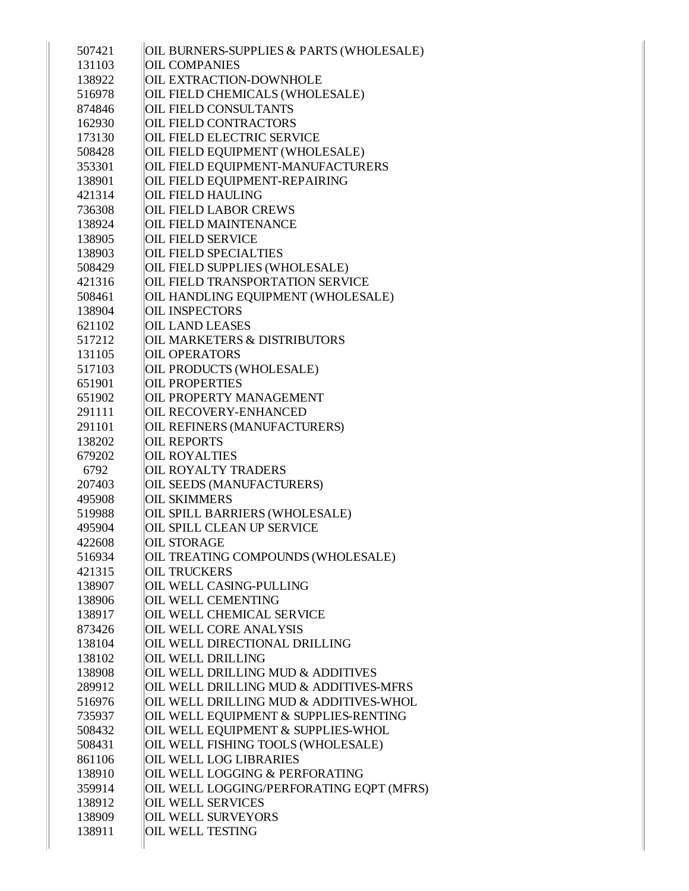| | |
|---|---|
| 507421 | OIL BURNERS-SUPPLIES & PARTS (WHOLESALE) |
| 131103 | OIL COMPANIES |
| 138922 | OIL EXTRACTION-DOWNHOLE |
| 516978 | OIL FIELD CHEMICALS (WHOLESALE) |
| 874846 | OIL FIELD CONSULTANTS |
| 162930 | OIL FIELD CONTRACTORS |
| 173130 | OIL FIELD ELECTRIC SERVICE |
| 508428 | OIL FIELD EQUIPMENT (WHOLESALE) |
| 353301 | OIL FIELD EQUIPMENT-MANUFACTURERS |
| 138901 | OIL FIELD EQUIPMENT-REPAIRING |
| 421314 | OIL FIELD HAULING |
| 736308 | OIL FIELD LABOR CREWS |
| 138924 | OIL FIELD MAINTENANCE |
| 138905 | OIL FIELD SERVICE |
| 138903 | OIL FIELD SPECIALTIES |
| 508429 | OIL FIELD SUPPLIES (WHOLESALE) |
| 421316 | OIL FIELD TRANSPORTATION SERVICE |
| 508461 | OIL HANDLING EQUIPMENT (WHOLESALE) |
| 138904 | OIL INSPECTORS |
| 621102 | OIL LAND LEASES |
| 517212 | OIL MARKETERS & DISTRIBUTORS |
| 131105 | OIL OPERATORS |
| 517103 | OIL PRODUCTS (WHOLESALE) |
| 651901 | OIL PROPERTIES |
| 651902 | OIL PROPERTY MANAGEMENT |
| 291111 | OIL RECOVERY-ENHANCED |
| 291101 | OIL REFINERS (MANUFACTURERS) |
| 138202 | OIL REPORTS |
| 679202 | OIL ROYALTIES |
| 6792 | OIL ROYALTY TRADERS |
| 207403 | OIL SEEDS (MANUFACTURERS) |
| 495908 | OIL SKIMMERS |
| 519988 | OIL SPILL BARRIERS (WHOLESALE) |
| 495904 | OIL SPILL CLEAN UP SERVICE |
| 422608 | OIL STORAGE |
| 516934 | OIL TREATING COMPOUNDS (WHOLESALE) |
| 421315 | OIL TRUCKERS |
| 138907 | OIL WELL CASING-PULLING |
| 138906 | OIL WELL CEMENTING |
| 138917 | OIL WELL CHEMICAL SERVICE |
| 873426 | OIL WELL CORE ANALYSIS |
| 138104 | OIL WELL DIRECTIONAL DRILLING |
| 138102 | OIL WELL DRILLING |
| 138908 | OIL WELL DRILLING MUD & ADDITIVES |
| 289912 | OIL WELL DRILLING MUD & ADDITIVES-MFRS |
| 516976 | OIL WELL DRILLING MUD & ADDITIVES-WHOL |
| 735937 | OIL WELL EQUIPMENT & SUPPLIES-RENTING |
| 508432 | OIL WELL EQUIPMENT & SUPPLIES-WHOL |
| 508431 | OIL WELL FISHING TOOLS (WHOLESALE) |
| 861106 | OIL WELL LOG LIBRARIES |
| 138910 | OIL WELL LOGGING & PERFORATING |
| 359914 | OIL WELL LOGGING/PERFORATING EQPT (MFRS) |
| 138912 | OIL WELL SERVICES |
| 138909 | OIL WELL SURVEYORS |
| 138911 | OIL WELL TESTING |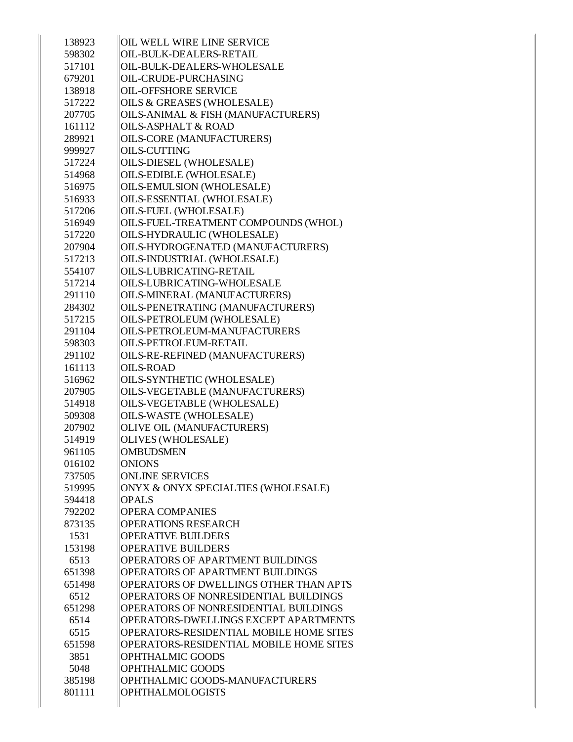| | |
|---|---|
| 138923 | OIL WELL WIRE LINE SERVICE |
| 598302 | OIL-BULK-DEALERS-RETAIL |
| 517101 | OIL-BULK-DEALERS-WHOLESALE |
| 679201 | OIL-CRUDE-PURCHASING |
| 138918 | OIL-OFFSHORE SERVICE |
| 517222 | OILS & GREASES (WHOLESALE) |
| 207705 | OILS-ANIMAL & FISH (MANUFACTURERS) |
| 161112 | OILS-ASPHALT & ROAD |
| 289921 | OILS-CORE (MANUFACTURERS) |
| 999927 | OILS-CUTTING |
| 517224 | OILS-DIESEL (WHOLESALE) |
| 514968 | OILS-EDIBLE (WHOLESALE) |
| 516975 | OILS-EMULSION (WHOLESALE) |
| 516933 | OILS-ESSENTIAL (WHOLESALE) |
| 517206 | OILS-FUEL (WHOLESALE) |
| 516949 | OILS-FUEL-TREATMENT COMPOUNDS (WHOL) |
| 517220 | OILS-HYDRAULIC (WHOLESALE) |
| 207904 | OILS-HYDROGENATED (MANUFACTURERS) |
| 517213 | OILS-INDUSTRIAL (WHOLESALE) |
| 554107 | OILS-LUBRICATING-RETAIL |
| 517214 | OILS-LUBRICATING-WHOLESALE |
| 291110 | OILS-MINERAL (MANUFACTURERS) |
| 284302 | OILS-PENETRATING (MANUFACTURERS) |
| 517215 | OILS-PETROLEUM (WHOLESALE) |
| 291104 | OILS-PETROLEUM-MANUFACTURERS |
| 598303 | OILS-PETROLEUM-RETAIL |
| 291102 | OILS-RE-REFINED (MANUFACTURERS) |
| 161113 | OILS-ROAD |
| 516962 | OILS-SYNTHETIC (WHOLESALE) |
| 207905 | OILS-VEGETABLE (MANUFACTURERS) |
| 514918 | OILS-VEGETABLE (WHOLESALE) |
| 509308 | OILS-WASTE (WHOLESALE) |
| 207902 | OLIVE OIL (MANUFACTURERS) |
| 514919 | OLIVES (WHOLESALE) |
| 961105 | OMBUDSMEN |
| 016102 | ONIONS |
| 737505 | ONLINE SERVICES |
| 519995 | ONYX & ONYX SPECIALTIES (WHOLESALE) |
| 594418 | OPALS |
| 792202 | OPERA COMPANIES |
| 873135 | OPERATIONS RESEARCH |
| 1531 | OPERATIVE BUILDERS |
| 153198 | OPERATIVE BUILDERS |
| 6513 | OPERATORS OF APARTMENT BUILDINGS |
| 651398 | OPERATORS OF APARTMENT BUILDINGS |
| 651498 | OPERATORS OF DWELLINGS OTHER THAN APTS |
| 6512 | OPERATORS OF NONRESIDENTIAL BUILDINGS |
| 651298 | OPERATORS OF NONRESIDENTIAL BUILDINGS |
| 6514 | OPERATORS-DWELLINGS EXCEPT APARTMENTS |
| 6515 | OPERATORS-RESIDENTIAL MOBILE HOME SITES |
| 651598 | OPERATORS-RESIDENTIAL MOBILE HOME SITES |
| 3851 | OPHTHALMIC GOODS |
| 5048 | OPHTHALMIC GOODS |
| 385198 | OPHTHALMIC GOODS-MANUFACTURERS |
| 801111 | OPHTHALMOLOGISTS |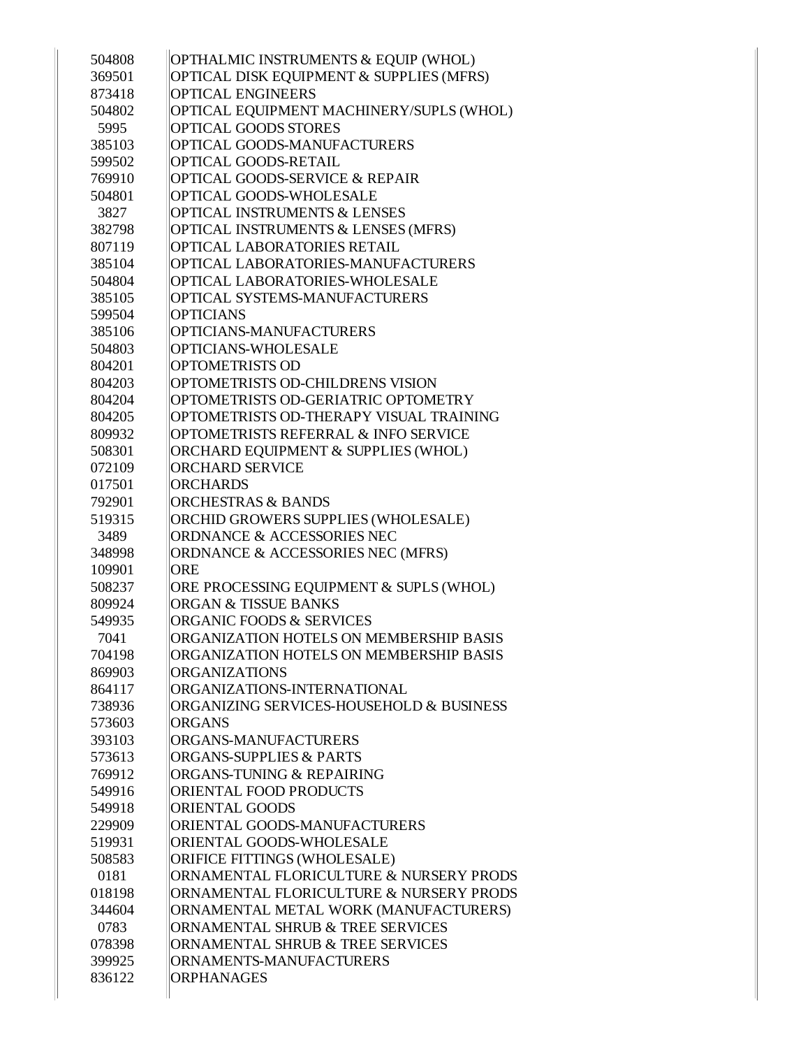| | |
|---|---|
| 504808 | OPTHALMIC INSTRUMENTS & EQUIP (WHOL) |
| 369501 | OPTICAL DISK EQUIPMENT & SUPPLIES (MFRS) |
| 873418 | OPTICAL ENGINEERS |
| 504802 | OPTICAL EQUIPMENT MACHINERY/SUPLS (WHOL) |
| 5995 | OPTICAL GOODS STORES |
| 385103 | OPTICAL GOODS-MANUFACTURERS |
| 599502 | OPTICAL GOODS-RETAIL |
| 769910 | OPTICAL GOODS-SERVICE & REPAIR |
| 504801 | OPTICAL GOODS-WHOLESALE |
| 3827 | OPTICAL INSTRUMENTS & LENSES |
| 382798 | OPTICAL INSTRUMENTS & LENSES (MFRS) |
| 807119 | OPTICAL LABORATORIES RETAIL |
| 385104 | OPTICAL LABORATORIES-MANUFACTURERS |
| 504804 | OPTICAL LABORATORIES-WHOLESALE |
| 385105 | OPTICAL SYSTEMS-MANUFACTURERS |
| 599504 | OPTICIANS |
| 385106 | OPTICIANS-MANUFACTURERS |
| 504803 | OPTICIANS-WHOLESALE |
| 804201 | OPTOMETRISTS OD |
| 804203 | OPTOMETRISTS OD-CHILDRENS VISION |
| 804204 | OPTOMETRISTS OD-GERIATRIC OPTOMETRY |
| 804205 | OPTOMETRISTS OD-THERAPY VISUAL TRAINING |
| 809932 | OPTOMETRISTS REFERRAL & INFO SERVICE |
| 508301 | ORCHARD EQUIPMENT & SUPPLIES (WHOL) |
| 072109 | ORCHARD SERVICE |
| 017501 | ORCHARDS |
| 792901 | ORCHESTRAS & BANDS |
| 519315 | ORCHID GROWERS SUPPLIES (WHOLESALE) |
| 3489 | ORDNANCE & ACCESSORIES NEC |
| 348998 | ORDNANCE & ACCESSORIES NEC (MFRS) |
| 109901 | ORE |
| 508237 | ORE PROCESSING EQUIPMENT & SUPLS (WHOL) |
| 809924 | ORGAN & TISSUE BANKS |
| 549935 | ORGANIC FOODS & SERVICES |
| 7041 | ORGANIZATION HOTELS ON MEMBERSHIP BASIS |
| 704198 | ORGANIZATION HOTELS ON MEMBERSHIP BASIS |
| 869903 | ORGANIZATIONS |
| 864117 | ORGANIZATIONS-INTERNATIONAL |
| 738936 | ORGANIZING SERVICES-HOUSEHOLD & BUSINESS |
| 573603 | ORGANS |
| 393103 | ORGANS-MANUFACTURERS |
| 573613 | ORGANS-SUPPLIES & PARTS |
| 769912 | ORGANS-TUNING & REPAIRING |
| 549916 | ORIENTAL FOOD PRODUCTS |
| 549918 | ORIENTAL GOODS |
| 229909 | ORIENTAL GOODS-MANUFACTURERS |
| 519931 | ORIENTAL GOODS-WHOLESALE |
| 508583 | ORIFICE FITTINGS (WHOLESALE) |
| 0181 | ORNAMENTAL FLORICULTURE & NURSERY PRODS |
| 018198 | ORNAMENTAL FLORICULTURE & NURSERY PRODS |
| 344604 | ORNAMENTAL METAL WORK (MANUFACTURERS) |
| 0783 | ORNAMENTAL SHRUB & TREE SERVICES |
| 078398 | ORNAMENTAL SHRUB & TREE SERVICES |
| 399925 | ORNAMENTS-MANUFACTURERS |
| 836122 | ORPHANAGES |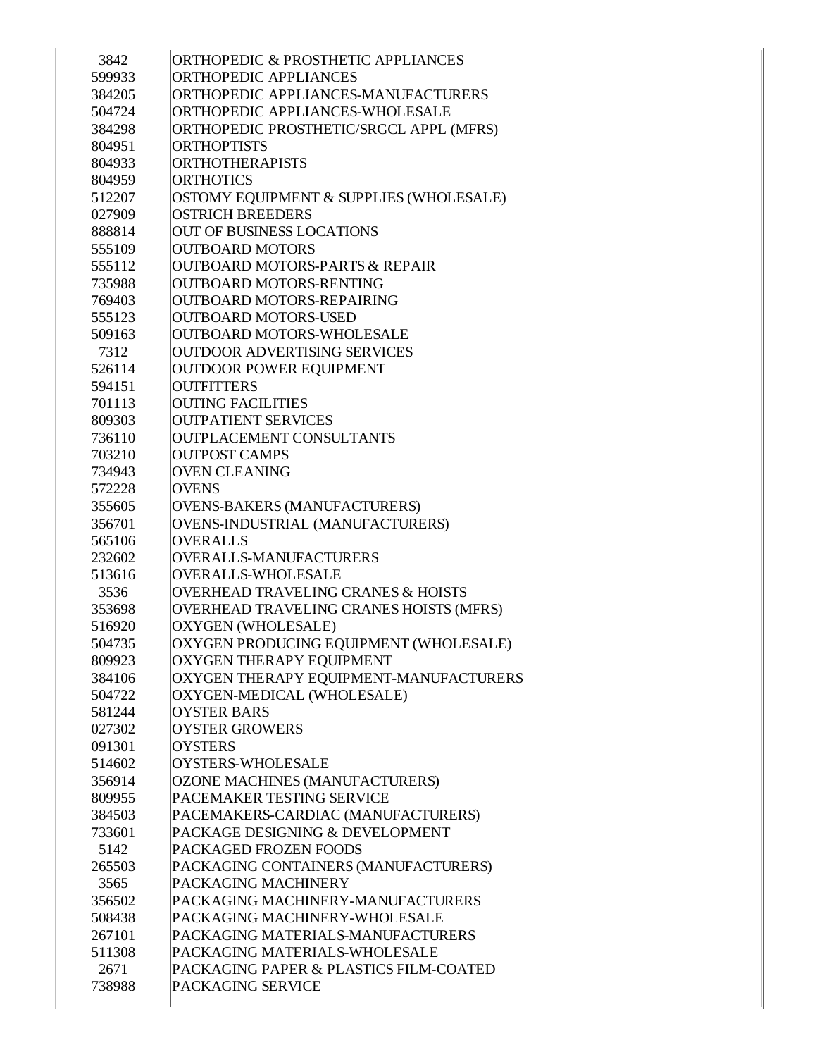| | |
|---|---|
| 3842 | ORTHOPEDIC & PROSTHETIC APPLIANCES |
| 599933 | ORTHOPEDIC APPLIANCES |
| 384205 | ORTHOPEDIC APPLIANCES-MANUFACTURERS |
| 504724 | ORTHOPEDIC APPLIANCES-WHOLESALE |
| 384298 | ORTHOPEDIC PROSTHETIC/SRGCL APPL (MFRS) |
| 804951 | ORTHOPTISTS |
| 804933 | ORTHOTHERAPISTS |
| 804959 | ORTHOTICS |
| 512207 | OSTOMY EQUIPMENT & SUPPLIES (WHOLESALE) |
| 027909 | OSTRICH BREEDERS |
| 888814 | OUT OF BUSINESS LOCATIONS |
| 555109 | OUTBOARD MOTORS |
| 555112 | OUTBOARD MOTORS-PARTS & REPAIR |
| 735988 | OUTBOARD MOTORS-RENTING |
| 769403 | OUTBOARD MOTORS-REPAIRING |
| 555123 | OUTBOARD MOTORS-USED |
| 509163 | OUTBOARD MOTORS-WHOLESALE |
| 7312 | OUTDOOR ADVERTISING SERVICES |
| 526114 | OUTDOOR POWER EQUIPMENT |
| 594151 | OUTFITTERS |
| 701113 | OUTING FACILITIES |
| 809303 | OUTPATIENT SERVICES |
| 736110 | OUTPLACEMENT CONSULTANTS |
| 703210 | OUTPOST CAMPS |
| 734943 | OVEN CLEANING |
| 572228 | OVENS |
| 355605 | OVENS-BAKERS (MANUFACTURERS) |
| 356701 | OVENS-INDUSTRIAL (MANUFACTURERS) |
| 565106 | OVERALLS |
| 232602 | OVERALLS-MANUFACTURERS |
| 513616 | OVERALLS-WHOLESALE |
| 3536 | OVERHEAD TRAVELING CRANES & HOISTS |
| 353698 | OVERHEAD TRAVELING CRANES HOISTS (MFRS) |
| 516920 | OXYGEN (WHOLESALE) |
| 504735 | OXYGEN PRODUCING EQUIPMENT (WHOLESALE) |
| 809923 | OXYGEN THERAPY EQUIPMENT |
| 384106 | OXYGEN THERAPY EQUIPMENT-MANUFACTURERS |
| 504722 | OXYGEN-MEDICAL (WHOLESALE) |
| 581244 | OYSTER BARS |
| 027302 | OYSTER GROWERS |
| 091301 | OYSTERS |
| 514602 | OYSTERS-WHOLESALE |
| 356914 | OZONE MACHINES (MANUFACTURERS) |
| 809955 | PACEMAKER TESTING SERVICE |
| 384503 | PACEMAKERS-CARDIAC (MANUFACTURERS) |
| 733601 | PACKAGE DESIGNING & DEVELOPMENT |
| 5142 | PACKAGED FROZEN FOODS |
| 265503 | PACKAGING CONTAINERS (MANUFACTURERS) |
| 3565 | PACKAGING MACHINERY |
| 356502 | PACKAGING MACHINERY-MANUFACTURERS |
| 508438 | PACKAGING MACHINERY-WHOLESALE |
| 267101 | PACKAGING MATERIALS-MANUFACTURERS |
| 511308 | PACKAGING MATERIALS-WHOLESALE |
| 2671 | PACKAGING PAPER & PLASTICS FILM-COATED |
| 738988 | PACKAGING SERVICE |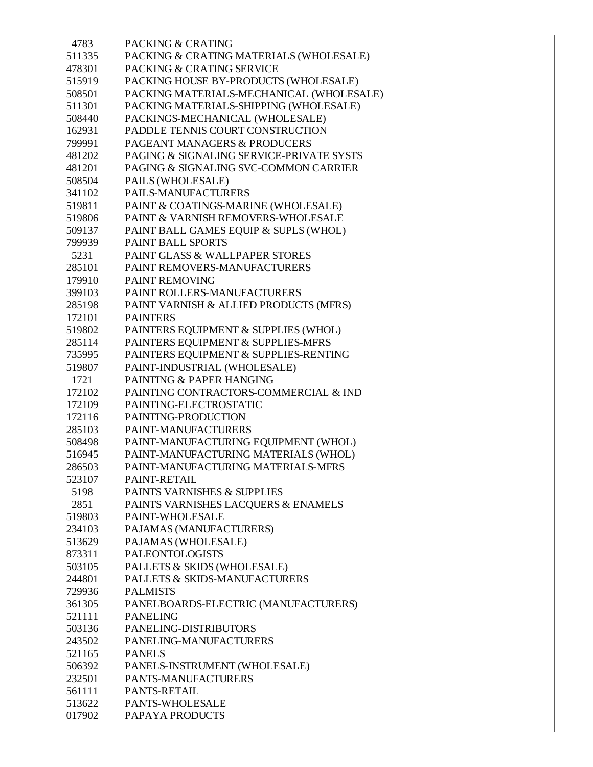| | |
|---|---|
| 4783 | PACKING & CRATING |
| 511335 | PACKING & CRATING MATERIALS (WHOLESALE) |
| 478301 | PACKING & CRATING SERVICE |
| 515919 | PACKING HOUSE BY-PRODUCTS (WHOLESALE) |
| 508501 | PACKING MATERIALS-MECHANICAL (WHOLESALE) |
| 511301 | PACKING MATERIALS-SHIPPING (WHOLESALE) |
| 508440 | PACKINGS-MECHANICAL (WHOLESALE) |
| 162931 | PADDLE TENNIS COURT CONSTRUCTION |
| 799991 | PAGEANT MANAGERS & PRODUCERS |
| 481202 | PAGING & SIGNALING SERVICE-PRIVATE SYSTS |
| 481201 | PAGING & SIGNALING SVC-COMMON CARRIER |
| 508504 | PAILS (WHOLESALE) |
| 341102 | PAILS-MANUFACTURERS |
| 519811 | PAINT & COATINGS-MARINE (WHOLESALE) |
| 519806 | PAINT & VARNISH REMOVERS-WHOLESALE |
| 509137 | PAINT BALL GAMES EQUIP & SUPLS (WHOL) |
| 799939 | PAINT BALL SPORTS |
| 5231 | PAINT GLASS & WALLPAPER STORES |
| 285101 | PAINT REMOVERS-MANUFACTURERS |
| 179910 | PAINT REMOVING |
| 399103 | PAINT ROLLERS-MANUFACTURERS |
| 285198 | PAINT VARNISH & ALLIED PRODUCTS (MFRS) |
| 172101 | PAINTERS |
| 519802 | PAINTERS EQUIPMENT & SUPPLIES (WHOL) |
| 285114 | PAINTERS EQUIPMENT & SUPPLIES-MFRS |
| 735995 | PAINTERS EQUIPMENT & SUPPLIES-RENTING |
| 519807 | PAINT-INDUSTRIAL (WHOLESALE) |
| 1721 | PAINTING & PAPER HANGING |
| 172102 | PAINTING CONTRACTORS-COMMERCIAL & IND |
| 172109 | PAINTING-ELECTROSTATIC |
| 172116 | PAINTING-PRODUCTION |
| 285103 | PAINT-MANUFACTURERS |
| 508498 | PAINT-MANUFACTURING EQUIPMENT (WHOL) |
| 516945 | PAINT-MANUFACTURING MATERIALS (WHOL) |
| 286503 | PAINT-MANUFACTURING MATERIALS-MFRS |
| 523107 | PAINT-RETAIL |
| 5198 | PAINTS VARNISHES & SUPPLIES |
| 2851 | PAINTS VARNISHES LACQUERS & ENAMELS |
| 519803 | PAINT-WHOLESALE |
| 234103 | PAJAMAS (MANUFACTURERS) |
| 513629 | PAJAMAS (WHOLESALE) |
| 873311 | PALEONTOLOGISTS |
| 503105 | PALLETS & SKIDS (WHOLESALE) |
| 244801 | PALLETS & SKIDS-MANUFACTURERS |
| 729936 | PALMISTS |
| 361305 | PANELBOARDS-ELECTRIC (MANUFACTURERS) |
| 521111 | PANELING |
| 503136 | PANELING-DISTRIBUTORS |
| 243502 | PANELING-MANUFACTURERS |
| 521165 | PANELS |
| 506392 | PANELS-INSTRUMENT (WHOLESALE) |
| 232501 | PANTS-MANUFACTURERS |
| 561111 | PANTS-RETAIL |
| 513622 | PANTS-WHOLESALE |
| 017902 | PAPAYA PRODUCTS |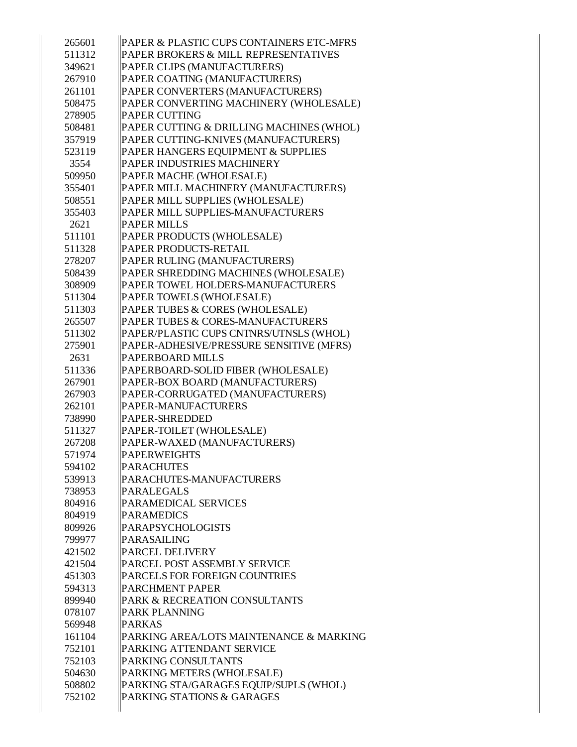| | |
|---|---|
| 265601 | PAPER & PLASTIC CUPS CONTAINERS ETC-MFRS |
| 511312 | PAPER BROKERS & MILL REPRESENTATIVES |
| 349621 | PAPER CLIPS (MANUFACTURERS) |
| 267910 | PAPER COATING (MANUFACTURERS) |
| 261101 | PAPER CONVERTERS (MANUFACTURERS) |
| 508475 | PAPER CONVERTING MACHINERY (WHOLESALE) |
| 278905 | PAPER CUTTING |
| 508481 | PAPER CUTTING & DRILLING MACHINES (WHOL) |
| 357919 | PAPER CUTTING-KNIVES (MANUFACTURERS) |
| 523119 | PAPER HANGERS EQUIPMENT & SUPPLIES |
| 3554 | PAPER INDUSTRIES MACHINERY |
| 509950 | PAPER MACHE (WHOLESALE) |
| 355401 | PAPER MILL MACHINERY (MANUFACTURERS) |
| 508551 | PAPER MILL SUPPLIES (WHOLESALE) |
| 355403 | PAPER MILL SUPPLIES-MANUFACTURERS |
| 2621 | PAPER MILLS |
| 511101 | PAPER PRODUCTS (WHOLESALE) |
| 511328 | PAPER PRODUCTS-RETAIL |
| 278207 | PAPER RULING (MANUFACTURERS) |
| 508439 | PAPER SHREDDING MACHINES (WHOLESALE) |
| 308909 | PAPER TOWEL HOLDERS-MANUFACTURERS |
| 511304 | PAPER TOWELS (WHOLESALE) |
| 511303 | PAPER TUBES & CORES (WHOLESALE) |
| 265507 | PAPER TUBES & CORES-MANUFACTURERS |
| 511302 | PAPER/PLASTIC CUPS CNTNRS/UTNSLS (WHOL) |
| 275901 | PAPER-ADHESIVE/PRESSURE SENSITIVE (MFRS) |
| 2631 | PAPERBOARD MILLS |
| 511336 | PAPERBOARD-SOLID FIBER (WHOLESALE) |
| 267901 | PAPER-BOX BOARD (MANUFACTURERS) |
| 267903 | PAPER-CORRUGATED (MANUFACTURERS) |
| 262101 | PAPER-MANUFACTURERS |
| 738990 | PAPER-SHREDDED |
| 511327 | PAPER-TOILET (WHOLESALE) |
| 267208 | PAPER-WAXED (MANUFACTURERS) |
| 571974 | PAPERWEIGHTS |
| 594102 | PARACHUTES |
| 539913 | PARACHUTES-MANUFACTURERS |
| 738953 | PARALEGALS |
| 804916 | PARAMEDICAL SERVICES |
| 804919 | PARAMEDICS |
| 809926 | PARAPSYCHOLOGISTS |
| 799977 | PARASAILING |
| 421502 | PARCEL DELIVERY |
| 421504 | PARCEL POST ASSEMBLY SERVICE |
| 451303 | PARCELS FOR FOREIGN COUNTRIES |
| 594313 | PARCHMENT PAPER |
| 899940 | PARK & RECREATION CONSULTANTS |
| 078107 | PARK PLANNING |
| 569948 | PARKAS |
| 161104 | PARKING AREA/LOTS MAINTENANCE & MARKING |
| 752101 | PARKING ATTENDANT SERVICE |
| 752103 | PARKING CONSULTANTS |
| 504630 | PARKING METERS (WHOLESALE) |
| 508802 | PARKING STA/GARAGES EQUIP/SUPLS (WHOL) |
| 752102 | PARKING STATIONS & GARAGES |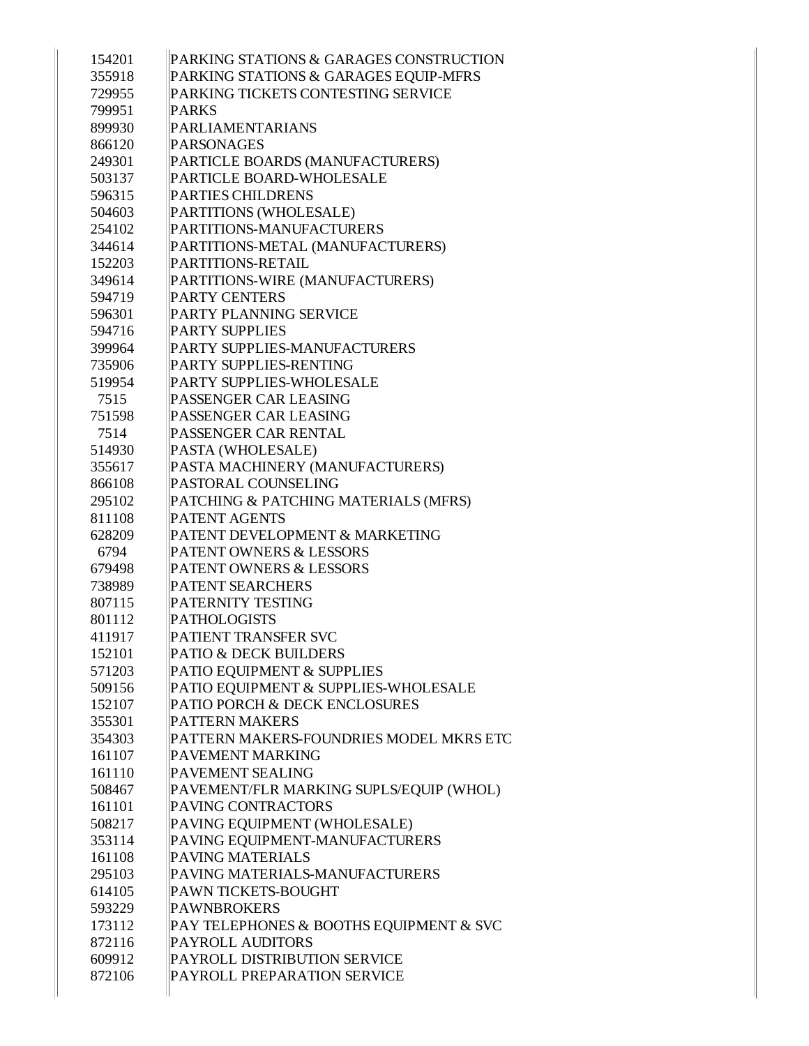| | |
|---|---|
| 154201 | PARKING STATIONS & GARAGES CONSTRUCTION |
| 355918 | PARKING STATIONS & GARAGES EQUIP-MFRS |
| 729955 | PARKING TICKETS CONTESTING SERVICE |
| 799951 | PARKS |
| 899930 | PARLIAMENTARIANS |
| 866120 | PARSONAGES |
| 249301 | PARTICLE BOARDS (MANUFACTURERS) |
| 503137 | PARTICLE BOARD-WHOLESALE |
| 596315 | PARTIES CHILDRENS |
| 504603 | PARTITIONS (WHOLESALE) |
| 254102 | PARTITIONS-MANUFACTURERS |
| 344614 | PARTITIONS-METAL (MANUFACTURERS) |
| 152203 | PARTITIONS-RETAIL |
| 349614 | PARTITIONS-WIRE (MANUFACTURERS) |
| 594719 | PARTY CENTERS |
| 596301 | PARTY PLANNING SERVICE |
| 594716 | PARTY SUPPLIES |
| 399964 | PARTY SUPPLIES-MANUFACTURERS |
| 735906 | PARTY SUPPLIES-RENTING |
| 519954 | PARTY SUPPLIES-WHOLESALE |
| 7515 | PASSENGER CAR LEASING |
| 751598 | PASSENGER CAR LEASING |
| 7514 | PASSENGER CAR RENTAL |
| 514930 | PASTA (WHOLESALE) |
| 355617 | PASTA MACHINERY (MANUFACTURERS) |
| 866108 | PASTORAL COUNSELING |
| 295102 | PATCHING & PATCHING MATERIALS (MFRS) |
| 811108 | PATENT AGENTS |
| 628209 | PATENT DEVELOPMENT & MARKETING |
| 6794 | PATENT OWNERS & LESSORS |
| 679498 | PATENT OWNERS & LESSORS |
| 738989 | PATENT SEARCHERS |
| 807115 | PATERNITY TESTING |
| 801112 | PATHOLOGISTS |
| 411917 | PATIENT TRANSFER SVC |
| 152101 | PATIO & DECK BUILDERS |
| 571203 | PATIO EQUIPMENT & SUPPLIES |
| 509156 | PATIO EQUIPMENT & SUPPLIES-WHOLESALE |
| 152107 | PATIO PORCH & DECK ENCLOSURES |
| 355301 | PATTERN MAKERS |
| 354303 | PATTERN MAKERS-FOUNDRIES MODEL MKRS ETC |
| 161107 | PAVEMENT MARKING |
| 161110 | PAVEMENT SEALING |
| 508467 | PAVEMENT/FLR MARKING SUPLS/EQUIP (WHOL) |
| 161101 | PAVING CONTRACTORS |
| 508217 | PAVING EQUIPMENT (WHOLESALE) |
| 353114 | PAVING EQUIPMENT-MANUFACTURERS |
| 161108 | PAVING MATERIALS |
| 295103 | PAVING MATERIALS-MANUFACTURERS |
| 614105 | PAWN TICKETS-BOUGHT |
| 593229 | PAWNBROKERS |
| 173112 | PAY TELEPHONES & BOOTHS EQUIPMENT & SVC |
| 872116 | PAYROLL AUDITORS |
| 609912 | PAYROLL DISTRIBUTION SERVICE |
| 872106 | PAYROLL PREPARATION SERVICE |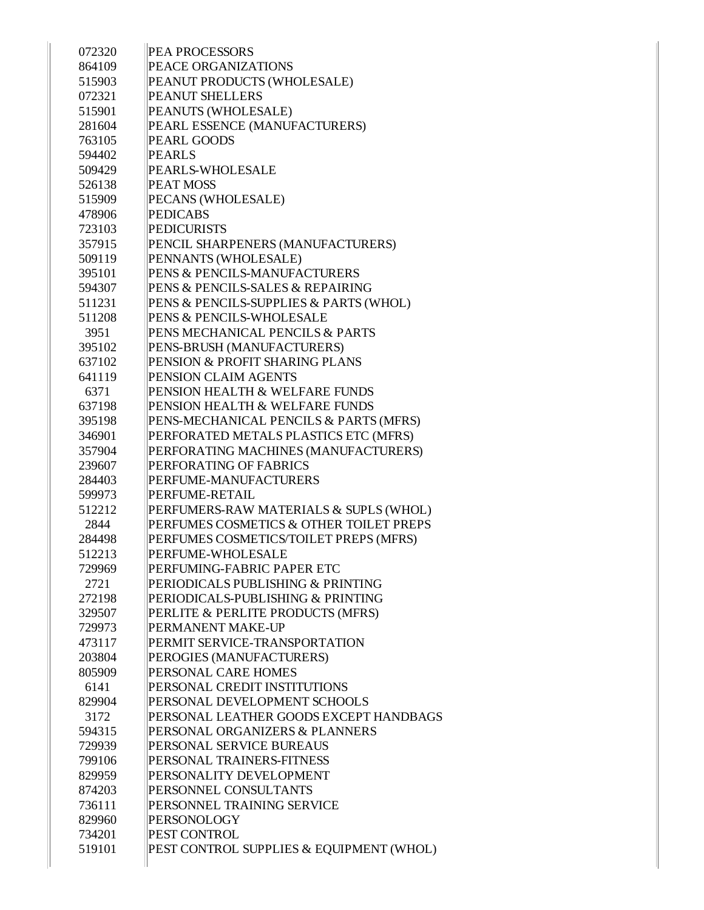| | |
|---|---|
| 072320 | PEA PROCESSORS |
| 864109 | PEACE ORGANIZATIONS |
| 515903 | PEANUT PRODUCTS (WHOLESALE) |
| 072321 | PEANUT SHELLERS |
| 515901 | PEANUTS (WHOLESALE) |
| 281604 | PEARL ESSENCE (MANUFACTURERS) |
| 763105 | PEARL GOODS |
| 594402 | PEARLS |
| 509429 | PEARLS-WHOLESALE |
| 526138 | PEAT MOSS |
| 515909 | PECANS (WHOLESALE) |
| 478906 | PEDICABS |
| 723103 | PEDICURISTS |
| 357915 | PENCIL SHARPENERS (MANUFACTURERS) |
| 509119 | PENNANTS (WHOLESALE) |
| 395101 | PENS & PENCILS-MANUFACTURERS |
| 594307 | PENS & PENCILS-SALES & REPAIRING |
| 511231 | PENS & PENCILS-SUPPLIES & PARTS (WHOL) |
| 511208 | PENS & PENCILS-WHOLESALE |
| 3951 | PENS MECHANICAL PENCILS & PARTS |
| 395102 | PENS-BRUSH (MANUFACTURERS) |
| 637102 | PENSION & PROFIT SHARING PLANS |
| 641119 | PENSION CLAIM AGENTS |
| 6371 | PENSION HEALTH & WELFARE FUNDS |
| 637198 | PENSION HEALTH & WELFARE FUNDS |
| 395198 | PENS-MECHANICAL PENCILS & PARTS (MFRS) |
| 346901 | PERFORATED METALS PLASTICS ETC (MFRS) |
| 357904 | PERFORATING MACHINES (MANUFACTURERS) |
| 239607 | PERFORATING OF FABRICS |
| 284403 | PERFUME-MANUFACTURERS |
| 599973 | PERFUME-RETAIL |
| 512212 | PERFUMERS-RAW MATERIALS & SUPLS (WHOL) |
| 2844 | PERFUMES COSMETICS & OTHER TOILET PREPS |
| 284498 | PERFUMES COSMETICS/TOILET PREPS (MFRS) |
| 512213 | PERFUME-WHOLESALE |
| 729969 | PERFUMING-FABRIC PAPER ETC |
| 2721 | PERIODICALS PUBLISHING & PRINTING |
| 272198 | PERIODICALS-PUBLISHING & PRINTING |
| 329507 | PERLITE & PERLITE PRODUCTS (MFRS) |
| 729973 | PERMANENT MAKE-UP |
| 473117 | PERMIT SERVICE-TRANSPORTATION |
| 203804 | PEROGIES (MANUFACTURERS) |
| 805909 | PERSONAL CARE HOMES |
| 6141 | PERSONAL CREDIT INSTITUTIONS |
| 829904 | PERSONAL DEVELOPMENT SCHOOLS |
| 3172 | PERSONAL LEATHER GOODS EXCEPT HANDBAGS |
| 594315 | PERSONAL ORGANIZERS & PLANNERS |
| 729939 | PERSONAL SERVICE BUREAUS |
| 799106 | PERSONAL TRAINERS-FITNESS |
| 829959 | PERSONALITY DEVELOPMENT |
| 874203 | PERSONNEL CONSULTANTS |
| 736111 | PERSONNEL TRAINING SERVICE |
| 829960 | PERSONOLOGY |
| 734201 | PEST CONTROL |
| 519101 | PEST CONTROL SUPPLIES & EQUIPMENT (WHOL) |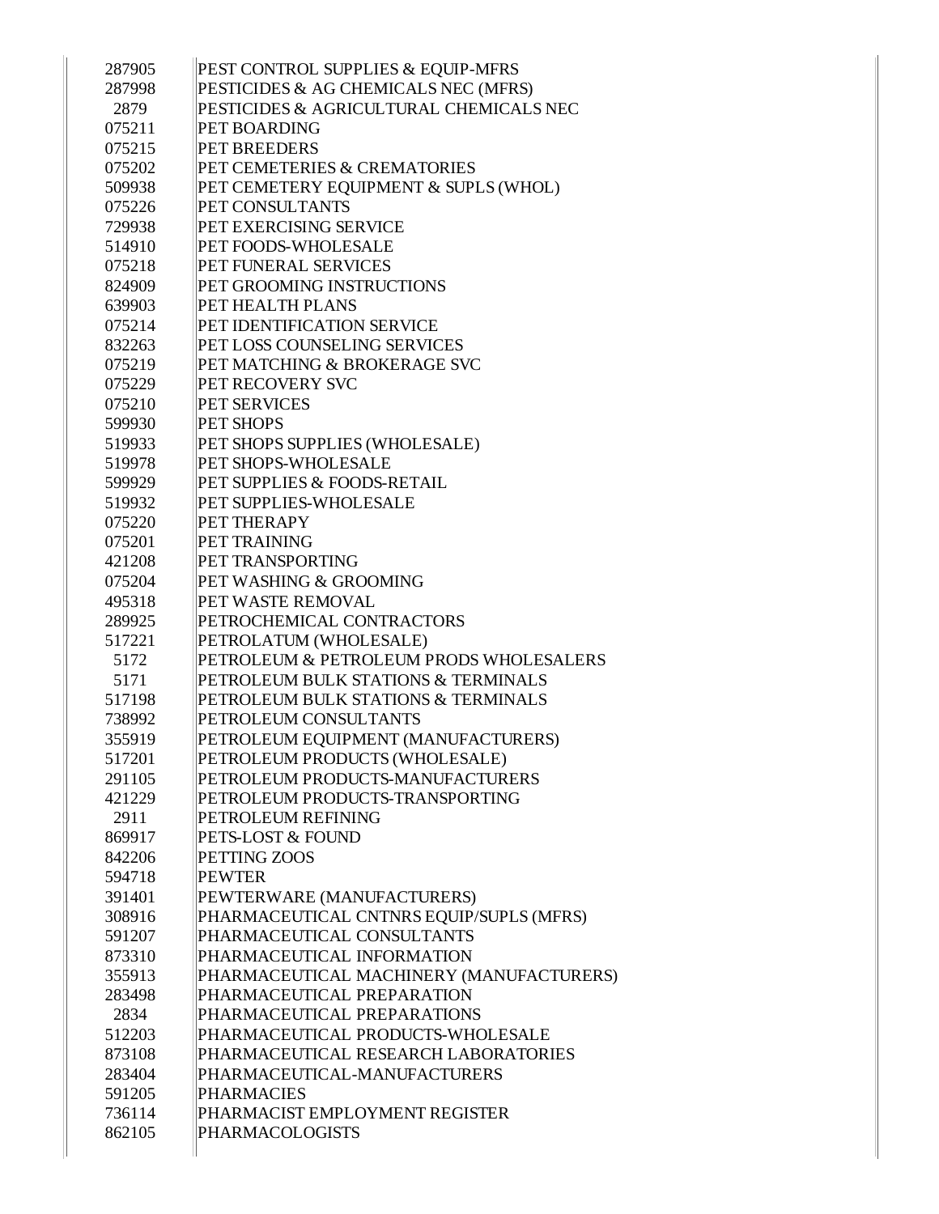| | |
|---|---|
| 287905 | PEST CONTROL SUPPLIES & EQUIP-MFRS |
| 287998 | PESTICIDES & AG CHEMICALS NEC (MFRS) |
| 2879 | PESTICIDES & AGRICULTURAL CHEMICALS NEC |
| 075211 | PET BOARDING |
| 075215 | PET BREEDERS |
| 075202 | PET CEMETERIES & CREMATORIES |
| 509938 | PET CEMETERY EQUIPMENT & SUPLS (WHOL) |
| 075226 | PET CONSULTANTS |
| 729938 | PET EXERCISING SERVICE |
| 514910 | PET FOODS-WHOLESALE |
| 075218 | PET FUNERAL SERVICES |
| 824909 | PET GROOMING INSTRUCTIONS |
| 639903 | PET HEALTH PLANS |
| 075214 | PET IDENTIFICATION SERVICE |
| 832263 | PET LOSS COUNSELING SERVICES |
| 075219 | PET MATCHING & BROKERAGE SVC |
| 075229 | PET RECOVERY SVC |
| 075210 | PET SERVICES |
| 599930 | PET SHOPS |
| 519933 | PET SHOPS SUPPLIES (WHOLESALE) |
| 519978 | PET SHOPS-WHOLESALE |
| 599929 | PET SUPPLIES & FOODS-RETAIL |
| 519932 | PET SUPPLIES-WHOLESALE |
| 075220 | PET THERAPY |
| 075201 | PET TRAINING |
| 421208 | PET TRANSPORTING |
| 075204 | PET WASHING & GROOMING |
| 495318 | PET WASTE REMOVAL |
| 289925 | PETROCHEMICAL CONTRACTORS |
| 517221 | PETROLATUM (WHOLESALE) |
| 5172 | PETROLEUM & PETROLEUM PRODS WHOLESALERS |
| 5171 | PETROLEUM BULK STATIONS & TERMINALS |
| 517198 | PETROLEUM BULK STATIONS & TERMINALS |
| 738992 | PETROLEUM CONSULTANTS |
| 355919 | PETROLEUM EQUIPMENT (MANUFACTURERS) |
| 517201 | PETROLEUM PRODUCTS (WHOLESALE) |
| 291105 | PETROLEUM PRODUCTS-MANUFACTURERS |
| 421229 | PETROLEUM PRODUCTS-TRANSPORTING |
| 2911 | PETROLEUM REFINING |
| 869917 | PETS-LOST & FOUND |
| 842206 | PETTING ZOOS |
| 594718 | PEWTER |
| 391401 | PEWTERWARE (MANUFACTURERS) |
| 308916 | PHARMACEUTICAL CNTNRS EQUIP/SUPLS (MFRS) |
| 591207 | PHARMACEUTICAL CONSULTANTS |
| 873310 | PHARMACEUTICAL INFORMATION |
| 355913 | PHARMACEUTICAL MACHINERY (MANUFACTURERS) |
| 283498 | PHARMACEUTICAL PREPARATION |
| 2834 | PHARMACEUTICAL PREPARATIONS |
| 512203 | PHARMACEUTICAL PRODUCTS-WHOLESALE |
| 873108 | PHARMACEUTICAL RESEARCH LABORATORIES |
| 283404 | PHARMACEUTICAL-MANUFACTURERS |
| 591205 | PHARMACIES |
| 736114 | PHARMACIST EMPLOYMENT REGISTER |
| 862105 | PHARMACOLOGISTS |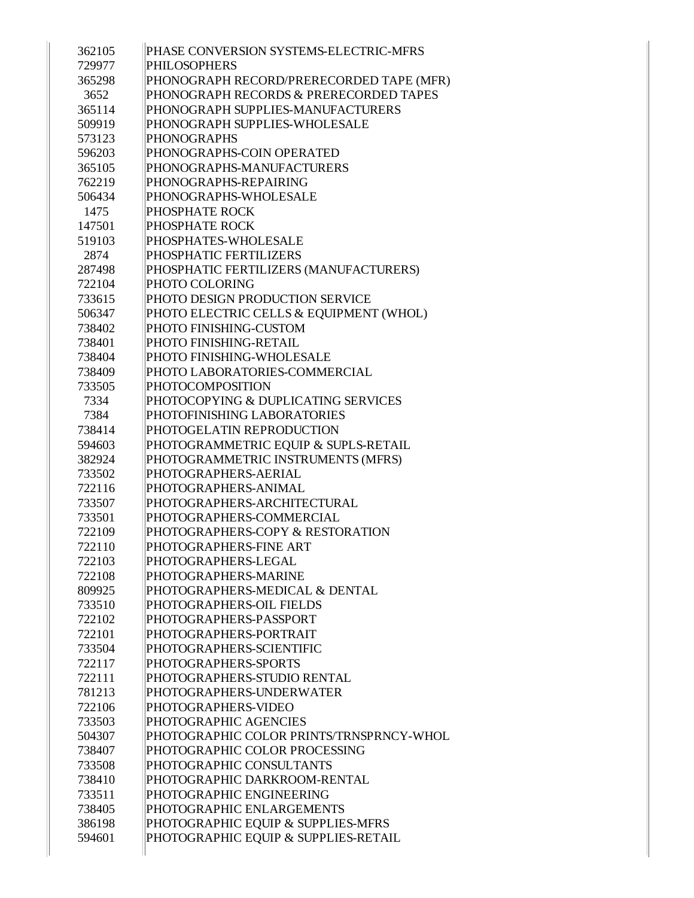| | |
|---|---|
| 362105 | PHASE CONVERSION SYSTEMS-ELECTRIC-MFRS |
| 729977 | PHILOSOPHERS |
| 365298 | PHONOGRAPH RECORD/PRERECORDED TAPE (MFR) |
| 3652 | PHONOGRAPH RECORDS & PRERECORDED TAPES |
| 365114 | PHONOGRAPH SUPPLIES-MANUFACTURERS |
| 509919 | PHONOGRAPH SUPPLIES-WHOLESALE |
| 573123 | PHONOGRAPHS |
| 596203 | PHONOGRAPHS-COIN OPERATED |
| 365105 | PHONOGRAPHS-MANUFACTURERS |
| 762219 | PHONOGRAPHS-REPAIRING |
| 506434 | PHONOGRAPHS-WHOLESALE |
| 1475 | PHOSPHATE ROCK |
| 147501 | PHOSPHATE ROCK |
| 519103 | PHOSPHATES-WHOLESALE |
| 2874 | PHOSPHATIC FERTILIZERS |
| 287498 | PHOSPHATIC FERTILIZERS (MANUFACTURERS) |
| 722104 | PHOTO COLORING |
| 733615 | PHOTO DESIGN PRODUCTION SERVICE |
| 506347 | PHOTO ELECTRIC CELLS & EQUIPMENT (WHOL) |
| 738402 | PHOTO FINISHING-CUSTOM |
| 738401 | PHOTO FINISHING-RETAIL |
| 738404 | PHOTO FINISHING-WHOLESALE |
| 738409 | PHOTO LABORATORIES-COMMERCIAL |
| 733505 | PHOTOCOMPOSITION |
| 7334 | PHOTOCOPYING & DUPLICATING SERVICES |
| 7384 | PHOTOFINISHING LABORATORIES |
| 738414 | PHOTOGELATIN REPRODUCTION |
| 594603 | PHOTOGRAMMETRIC EQUIP & SUPLS-RETAIL |
| 382924 | PHOTOGRAMMETRIC INSTRUMENTS (MFRS) |
| 733502 | PHOTOGRAPHERS-AERIAL |
| 722116 | PHOTOGRAPHERS-ANIMAL |
| 733507 | PHOTOGRAPHERS-ARCHITECTURAL |
| 733501 | PHOTOGRAPHERS-COMMERCIAL |
| 722109 | PHOTOGRAPHERS-COPY & RESTORATION |
| 722110 | PHOTOGRAPHERS-FINE ART |
| 722103 | PHOTOGRAPHERS-LEGAL |
| 722108 | PHOTOGRAPHERS-MARINE |
| 809925 | PHOTOGRAPHERS-MEDICAL & DENTAL |
| 733510 | PHOTOGRAPHERS-OIL FIELDS |
| 722102 | PHOTOGRAPHERS-PASSPORT |
| 722101 | PHOTOGRAPHERS-PORTRAIT |
| 733504 | PHOTOGRAPHERS-SCIENTIFIC |
| 722117 | PHOTOGRAPHERS-SPORTS |
| 722111 | PHOTOGRAPHERS-STUDIO RENTAL |
| 781213 | PHOTOGRAPHERS-UNDERWATER |
| 722106 | PHOTOGRAPHERS-VIDEO |
| 733503 | PHOTOGRAPHIC AGENCIES |
| 504307 | PHOTOGRAPHIC COLOR PRINTS/TRNSPRNCY-WHOL |
| 738407 | PHOTOGRAPHIC COLOR PROCESSING |
| 733508 | PHOTOGRAPHIC CONSULTANTS |
| 738410 | PHOTOGRAPHIC DARKROOM-RENTAL |
| 733511 | PHOTOGRAPHIC ENGINEERING |
| 738405 | PHOTOGRAPHIC ENLARGEMENTS |
| 386198 | PHOTOGRAPHIC EQUIP & SUPPLIES-MFRS |
| 594601 | PHOTOGRAPHIC EQUIP & SUPPLIES-RETAIL |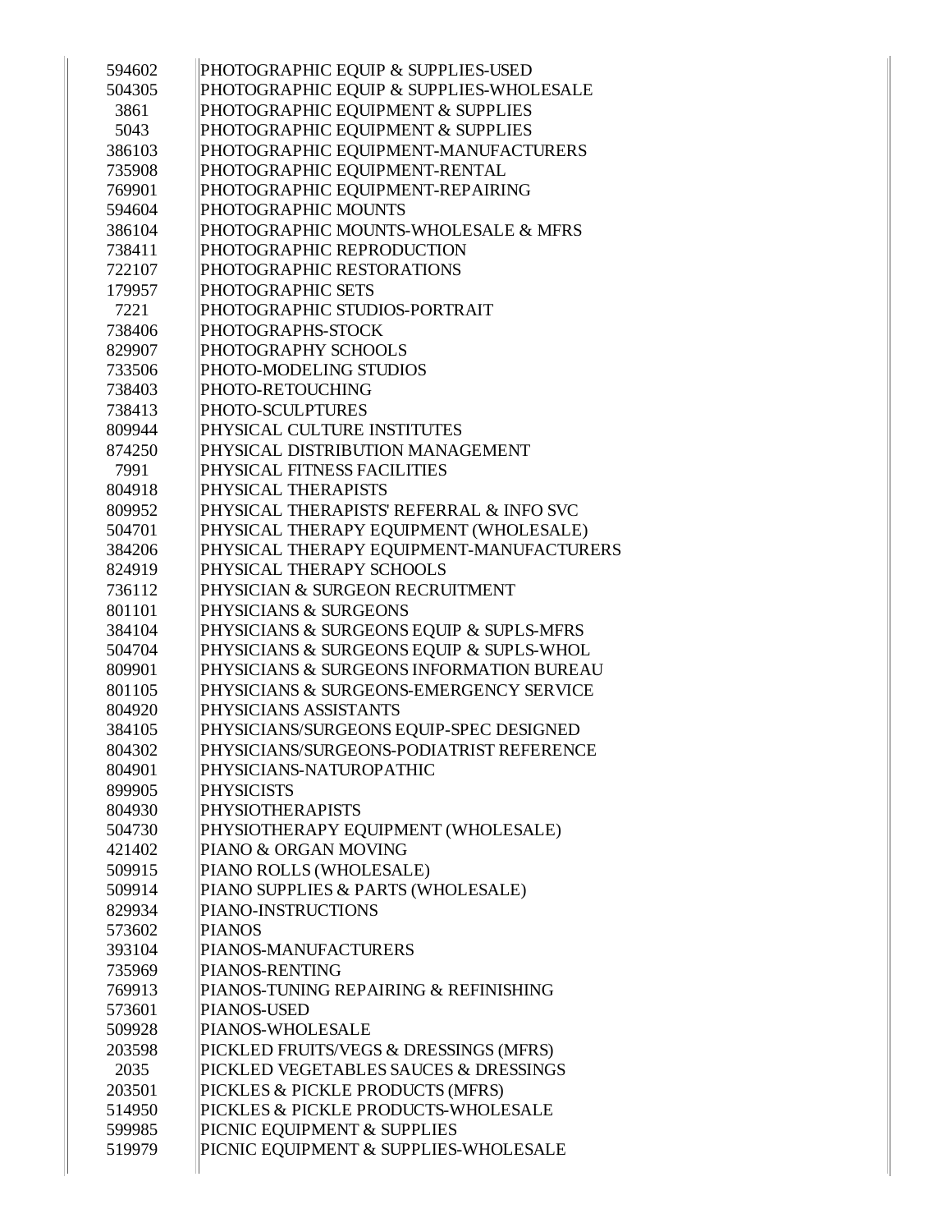| | |
|---|---|
| 594602 | PHOTOGRAPHIC EQUIP & SUPPLIES-USED |
| 504305 | PHOTOGRAPHIC EQUIP & SUPPLIES-WHOLESALE |
| 3861 | PHOTOGRAPHIC EQUIPMENT & SUPPLIES |
| 5043 | PHOTOGRAPHIC EQUIPMENT & SUPPLIES |
| 386103 | PHOTOGRAPHIC EQUIPMENT-MANUFACTURERS |
| 735908 | PHOTOGRAPHIC EQUIPMENT-RENTAL |
| 769901 | PHOTOGRAPHIC EQUIPMENT-REPAIRING |
| 594604 | PHOTOGRAPHIC MOUNTS |
| 386104 | PHOTOGRAPHIC MOUNTS-WHOLESALE & MFRS |
| 738411 | PHOTOGRAPHIC REPRODUCTION |
| 722107 | PHOTOGRAPHIC RESTORATIONS |
| 179957 | PHOTOGRAPHIC SETS |
| 7221 | PHOTOGRAPHIC STUDIOS-PORTRAIT |
| 738406 | PHOTOGRAPHS-STOCK |
| 829907 | PHOTOGRAPHY SCHOOLS |
| 733506 | PHOTO-MODELING STUDIOS |
| 738403 | PHOTO-RETOUCHING |
| 738413 | PHOTO-SCULPTURES |
| 809944 | PHYSICAL CULTURE INSTITUTES |
| 874250 | PHYSICAL DISTRIBUTION MANAGEMENT |
| 7991 | PHYSICAL FITNESS FACILITIES |
| 804918 | PHYSICAL THERAPISTS |
| 809952 | PHYSICAL THERAPISTS' REFERRAL & INFO SVC |
| 504701 | PHYSICAL THERAPY EQUIPMENT (WHOLESALE) |
| 384206 | PHYSICAL THERAPY EQUIPMENT-MANUFACTURERS |
| 824919 | PHYSICAL THERAPY SCHOOLS |
| 736112 | PHYSICIAN & SURGEON RECRUITMENT |
| 801101 | PHYSICIANS & SURGEONS |
| 384104 | PHYSICIANS & SURGEONS EQUIP & SUPLS-MFRS |
| 504704 | PHYSICIANS & SURGEONS EQUIP & SUPLS-WHOL |
| 809901 | PHYSICIANS & SURGEONS INFORMATION BUREAU |
| 801105 | PHYSICIANS & SURGEONS-EMERGENCY SERVICE |
| 804920 | PHYSICIANS ASSISTANTS |
| 384105 | PHYSICIANS/SURGEONS EQUIP-SPEC DESIGNED |
| 804302 | PHYSICIANS/SURGEONS-PODIATRIST REFERENCE |
| 804901 | PHYSICIANS-NATUROPATHIC |
| 899905 | PHYSICISTS |
| 804930 | PHYSIOTHERAPISTS |
| 504730 | PHYSIOTHERAPY EQUIPMENT (WHOLESALE) |
| 421402 | PIANO & ORGAN MOVING |
| 509915 | PIANO ROLLS (WHOLESALE) |
| 509914 | PIANO SUPPLIES & PARTS (WHOLESALE) |
| 829934 | PIANO-INSTRUCTIONS |
| 573602 | PIANOS |
| 393104 | PIANOS-MANUFACTURERS |
| 735969 | PIANOS-RENTING |
| 769913 | PIANOS-TUNING REPAIRING & REFINISHING |
| 573601 | PIANOS-USED |
| 509928 | PIANOS-WHOLESALE |
| 203598 | PICKLED FRUITS/VEGS & DRESSINGS (MFRS) |
| 2035 | PICKLED VEGETABLES SAUCES & DRESSINGS |
| 203501 | PICKLES & PICKLE PRODUCTS (MFRS) |
| 514950 | PICKLES & PICKLE PRODUCTS-WHOLESALE |
| 599985 | PICNIC EQUIPMENT & SUPPLIES |
| 519979 | PICNIC EQUIPMENT & SUPPLIES-WHOLESALE |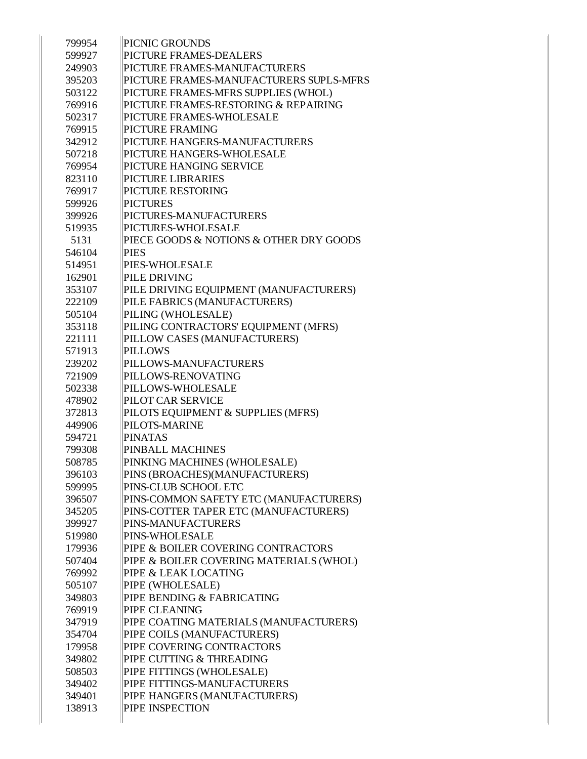| | |
|---|---|
| 799954 | PICNIC GROUNDS |
| 599927 | PICTURE FRAMES-DEALERS |
| 249903 | PICTURE FRAMES-MANUFACTURERS |
| 395203 | PICTURE FRAMES-MANUFACTURERS SUPLS-MFRS |
| 503122 | PICTURE FRAMES-MFRS SUPPLIES (WHOL) |
| 769916 | PICTURE FRAMES-RESTORING & REPAIRING |
| 502317 | PICTURE FRAMES-WHOLESALE |
| 769915 | PICTURE FRAMING |
| 342912 | PICTURE HANGERS-MANUFACTURERS |
| 507218 | PICTURE HANGERS-WHOLESALE |
| 769954 | PICTURE HANGING SERVICE |
| 823110 | PICTURE LIBRARIES |
| 769917 | PICTURE RESTORING |
| 599926 | PICTURES |
| 399926 | PICTURES-MANUFACTURERS |
| 519935 | PICTURES-WHOLESALE |
| 5131 | PIECE GOODS & NOTIONS & OTHER DRY GOODS |
| 546104 | PIES |
| 514951 | PIES-WHOLESALE |
| 162901 | PILE DRIVING |
| 353107 | PILE DRIVING EQUIPMENT (MANUFACTURERS) |
| 222109 | PILE FABRICS (MANUFACTURERS) |
| 505104 | PILING (WHOLESALE) |
| 353118 | PILING CONTRACTORS' EQUIPMENT (MFRS) |
| 221111 | PILLOW CASES (MANUFACTURERS) |
| 571913 | PILLOWS |
| 239202 | PILLOWS-MANUFACTURERS |
| 721909 | PILLOWS-RENOVATING |
| 502338 | PILLOWS-WHOLESALE |
| 478902 | PILOT CAR SERVICE |
| 372813 | PILOTS EQUIPMENT & SUPPLIES (MFRS) |
| 449906 | PILOTS-MARINE |
| 594721 | PINATAS |
| 799308 | PINBALL MACHINES |
| 508785 | PINKING MACHINES (WHOLESALE) |
| 396103 | PINS (BROACHES)(MANUFACTURERS) |
| 599995 | PINS-CLUB SCHOOL ETC |
| 396507 | PINS-COMMON SAFETY ETC (MANUFACTURERS) |
| 345205 | PINS-COTTER TAPER ETC (MANUFACTURERS) |
| 399927 | PINS-MANUFACTURERS |
| 519980 | PINS-WHOLESALE |
| 179936 | PIPE & BOILER COVERING CONTRACTORS |
| 507404 | PIPE & BOILER COVERING MATERIALS (WHOL) |
| 769992 | PIPE & LEAK LOCATING |
| 505107 | PIPE (WHOLESALE) |
| 349803 | PIPE BENDING & FABRICATING |
| 769919 | PIPE CLEANING |
| 347919 | PIPE COATING MATERIALS (MANUFACTURERS) |
| 354704 | PIPE COILS (MANUFACTURERS) |
| 179958 | PIPE COVERING CONTRACTORS |
| 349802 | PIPE CUTTING & THREADING |
| 508503 | PIPE FITTINGS (WHOLESALE) |
| 349402 | PIPE FITTINGS-MANUFACTURERS |
| 349401 | PIPE HANGERS (MANUFACTURERS) |
| 138913 | PIPE INSPECTION |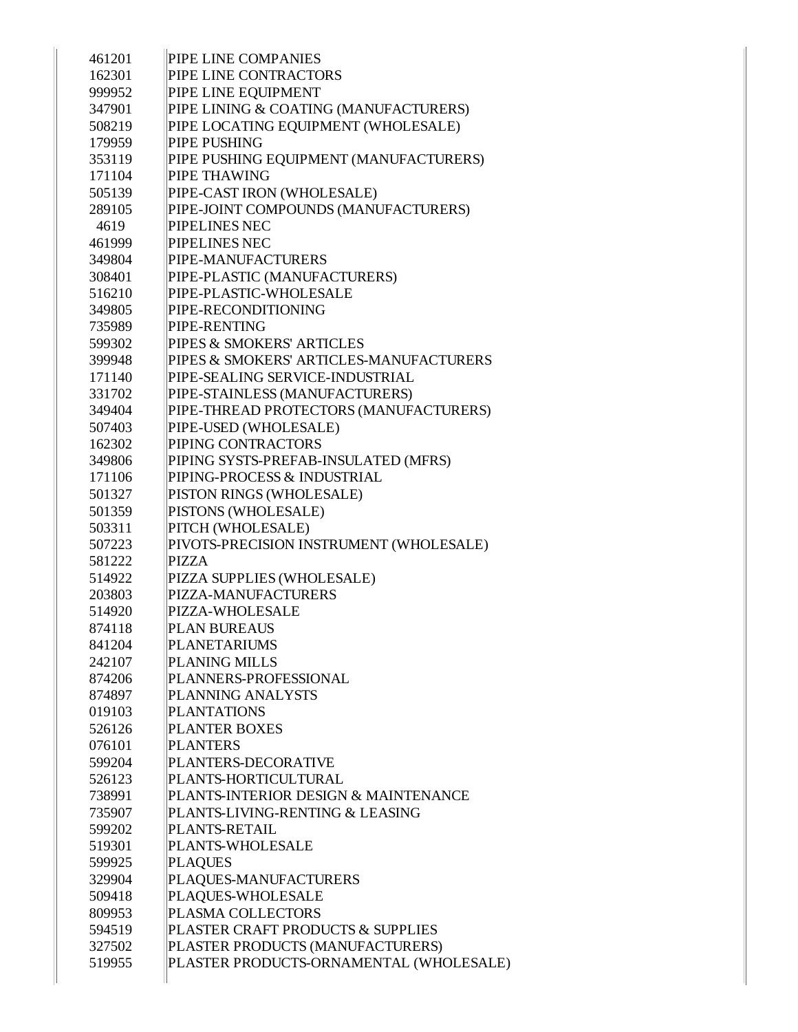| | |
|---|---|
| 461201 | PIPE LINE COMPANIES |
| 162301 | PIPE LINE CONTRACTORS |
| 999952 | PIPE LINE EQUIPMENT |
| 347901 | PIPE LINING & COATING (MANUFACTURERS) |
| 508219 | PIPE LOCATING EQUIPMENT (WHOLESALE) |
| 179959 | PIPE PUSHING |
| 353119 | PIPE PUSHING EQUIPMENT (MANUFACTURERS) |
| 171104 | PIPE THAWING |
| 505139 | PIPE-CAST IRON (WHOLESALE) |
| 289105 | PIPE-JOINT COMPOUNDS (MANUFACTURERS) |
| 4619 | PIPELINES NEC |
| 461999 | PIPELINES NEC |
| 349804 | PIPE-MANUFACTURERS |
| 308401 | PIPE-PLASTIC (MANUFACTURERS) |
| 516210 | PIPE-PLASTIC-WHOLESALE |
| 349805 | PIPE-RECONDITIONING |
| 735989 | PIPE-RENTING |
| 599302 | PIPES & SMOKERS' ARTICLES |
| 399948 | PIPES & SMOKERS' ARTICLES-MANUFACTURERS |
| 171140 | PIPE-SEALING SERVICE-INDUSTRIAL |
| 331702 | PIPE-STAINLESS (MANUFACTURERS) |
| 349404 | PIPE-THREAD PROTECTORS (MANUFACTURERS) |
| 507403 | PIPE-USED (WHOLESALE) |
| 162302 | PIPING CONTRACTORS |
| 349806 | PIPING SYSTS-PREFAB-INSULATED (MFRS) |
| 171106 | PIPING-PROCESS & INDUSTRIAL |
| 501327 | PISTON RINGS (WHOLESALE) |
| 501359 | PISTONS (WHOLESALE) |
| 503311 | PITCH (WHOLESALE) |
| 507223 | PIVOTS-PRECISION INSTRUMENT (WHOLESALE) |
| 581222 | PIZZA |
| 514922 | PIZZA SUPPLIES (WHOLESALE) |
| 203803 | PIZZA-MANUFACTURERS |
| 514920 | PIZZA-WHOLESALE |
| 874118 | PLAN BUREAUS |
| 841204 | PLANETARIUMS |
| 242107 | PLANING MILLS |
| 874206 | PLANNERS-PROFESSIONAL |
| 874897 | PLANNING ANALYSTS |
| 019103 | PLANTATIONS |
| 526126 | PLANTER BOXES |
| 076101 | PLANTERS |
| 599204 | PLANTERS-DECORATIVE |
| 526123 | PLANTS-HORTICULTURAL |
| 738991 | PLANTS-INTERIOR DESIGN & MAINTENANCE |
| 735907 | PLANTS-LIVING-RENTING & LEASING |
| 599202 | PLANTS-RETAIL |
| 519301 | PLANTS-WHOLESALE |
| 599925 | PLAQUES |
| 329904 | PLAQUES-MANUFACTURERS |
| 509418 | PLAQUES-WHOLESALE |
| 809953 | PLASMA COLLECTORS |
| 594519 | PLASTER CRAFT PRODUCTS & SUPPLIES |
| 327502 | PLASTER PRODUCTS (MANUFACTURERS) |
| 519955 | PLASTER PRODUCTS-ORNAMENTAL (WHOLESALE) |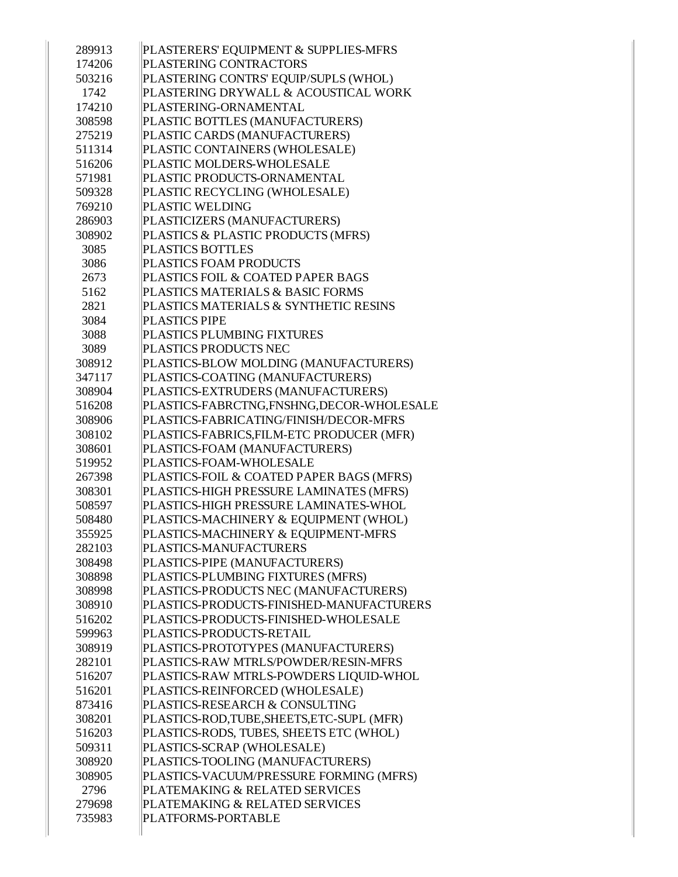| | |
|---|---|
| 289913 | PLASTERERS' EQUIPMENT & SUPPLIES-MFRS |
| 174206 | PLASTERING CONTRACTORS |
| 503216 | PLASTERING CONTRS' EQUIP/SUPLS (WHOL) |
| 1742 | PLASTERING DRYWALL & ACOUSTICAL WORK |
| 174210 | PLASTERING-ORNAMENTAL |
| 308598 | PLASTIC BOTTLES (MANUFACTURERS) |
| 275219 | PLASTIC CARDS (MANUFACTURERS) |
| 511314 | PLASTIC CONTAINERS (WHOLESALE) |
| 516206 | PLASTIC MOLDERS-WHOLESALE |
| 571981 | PLASTIC PRODUCTS-ORNAMENTAL |
| 509328 | PLASTIC RECYCLING (WHOLESALE) |
| 769210 | PLASTIC WELDING |
| 286903 | PLASTICIZERS (MANUFACTURERS) |
| 308902 | PLASTICS & PLASTIC PRODUCTS (MFRS) |
| 3085 | PLASTICS BOTTLES |
| 3086 | PLASTICS FOAM PRODUCTS |
| 2673 | PLASTICS FOIL & COATED PAPER BAGS |
| 5162 | PLASTICS MATERIALS & BASIC FORMS |
| 2821 | PLASTICS MATERIALS & SYNTHETIC RESINS |
| 3084 | PLASTICS PIPE |
| 3088 | PLASTICS PLUMBING FIXTURES |
| 3089 | PLASTICS PRODUCTS NEC |
| 308912 | PLASTICS-BLOW MOLDING (MANUFACTURERS) |
| 347117 | PLASTICS-COATING (MANUFACTURERS) |
| 308904 | PLASTICS-EXTRUDERS (MANUFACTURERS) |
| 516208 | PLASTICS-FABRCTNG,FNSHNG,DECOR-WHOLESALE |
| 308906 | PLASTICS-FABRICATING/FINISH/DECOR-MFRS |
| 308102 | PLASTICS-FABRICS,FILM-ETC PRODUCER (MFR) |
| 308601 | PLASTICS-FOAM (MANUFACTURERS) |
| 519952 | PLASTICS-FOAM-WHOLESALE |
| 267398 | PLASTICS-FOIL & COATED PAPER BAGS (MFRS) |
| 308301 | PLASTICS-HIGH PRESSURE LAMINATES (MFRS) |
| 508597 | PLASTICS-HIGH PRESSURE LAMINATES-WHOL |
| 508480 | PLASTICS-MACHINERY & EQUIPMENT (WHOL) |
| 355925 | PLASTICS-MACHINERY & EQUIPMENT-MFRS |
| 282103 | PLASTICS-MANUFACTURERS |
| 308498 | PLASTICS-PIPE (MANUFACTURERS) |
| 308898 | PLASTICS-PLUMBING FIXTURES (MFRS) |
| 308998 | PLASTICS-PRODUCTS NEC (MANUFACTURERS) |
| 308910 | PLASTICS-PRODUCTS-FINISHED-MANUFACTURERS |
| 516202 | PLASTICS-PRODUCTS-FINISHED-WHOLESALE |
| 599963 | PLASTICS-PRODUCTS-RETAIL |
| 308919 | PLASTICS-PROTOTYPES (MANUFACTURERS) |
| 282101 | PLASTICS-RAW MTRLS/POWDER/RESIN-MFRS |
| 516207 | PLASTICS-RAW MTRLS-POWDERS LIQUID-WHOL |
| 516201 | PLASTICS-REINFORCED (WHOLESALE) |
| 873416 | PLASTICS-RESEARCH & CONSULTING |
| 308201 | PLASTICS-ROD,TUBE,SHEETS,ETC-SUPL (MFR) |
| 516203 | PLASTICS-RODS, TUBES, SHEETS ETC (WHOL) |
| 509311 | PLASTICS-SCRAP (WHOLESALE) |
| 308920 | PLASTICS-TOOLING (MANUFACTURERS) |
| 308905 | PLASTICS-VACUUM/PRESSURE FORMING (MFRS) |
| 2796 | PLATEMAKING & RELATED SERVICES |
| 279698 | PLATEMAKING & RELATED SERVICES |
| 735983 | PLATFORMS-PORTABLE |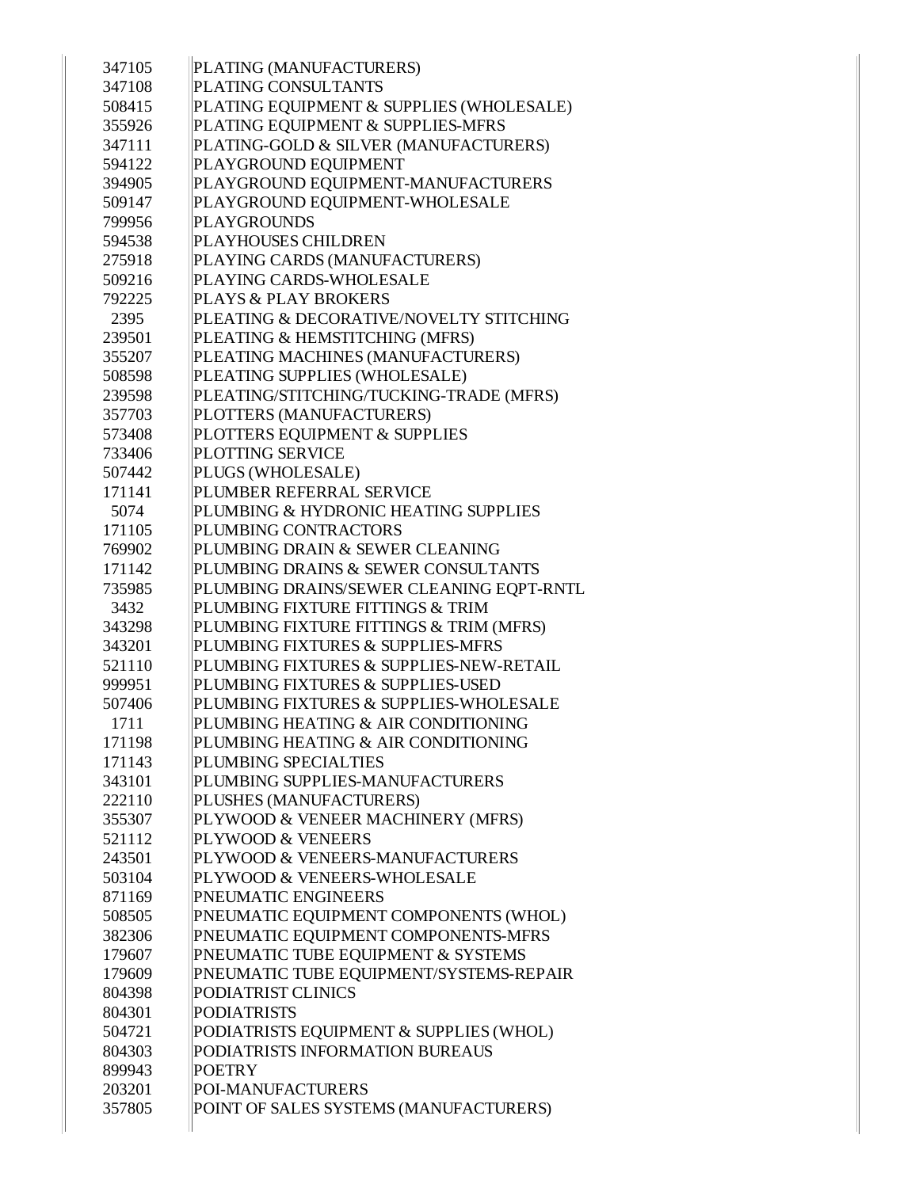| | |
|---|---|
| 347105 | PLATING (MANUFACTURERS) |
| 347108 | PLATING CONSULTANTS |
| 508415 | PLATING EQUIPMENT & SUPPLIES (WHOLESALE) |
| 355926 | PLATING EQUIPMENT & SUPPLIES-MFRS |
| 347111 | PLATING-GOLD & SILVER (MANUFACTURERS) |
| 594122 | PLAYGROUND EQUIPMENT |
| 394905 | PLAYGROUND EQUIPMENT-MANUFACTURERS |
| 509147 | PLAYGROUND EQUIPMENT-WHOLESALE |
| 799956 | PLAYGROUNDS |
| 594538 | PLAYHOUSES CHILDREN |
| 275918 | PLAYING CARDS (MANUFACTURERS) |
| 509216 | PLAYING CARDS-WHOLESALE |
| 792225 | PLAYS & PLAY BROKERS |
| 2395 | PLEATING & DECORATIVE/NOVELTY STITCHING |
| 239501 | PLEATING & HEMSTITCHING (MFRS) |
| 355207 | PLEATING MACHINES (MANUFACTURERS) |
| 508598 | PLEATING SUPPLIES (WHOLESALE) |
| 239598 | PLEATING/STITCHING/TUCKING-TRADE (MFRS) |
| 357703 | PLOTTERS (MANUFACTURERS) |
| 573408 | PLOTTERS EQUIPMENT & SUPPLIES |
| 733406 | PLOTTING SERVICE |
| 507442 | PLUGS (WHOLESALE) |
| 171141 | PLUMBER REFERRAL SERVICE |
| 5074 | PLUMBING & HYDRONIC HEATING SUPPLIES |
| 171105 | PLUMBING CONTRACTORS |
| 769902 | PLUMBING DRAIN & SEWER CLEANING |
| 171142 | PLUMBING DRAINS & SEWER CONSULTANTS |
| 735985 | PLUMBING DRAINS/SEWER CLEANING EQPT-RNTL |
| 3432 | PLUMBING FIXTURE FITTINGS & TRIM |
| 343298 | PLUMBING FIXTURE FITTINGS & TRIM (MFRS) |
| 343201 | PLUMBING FIXTURES & SUPPLIES-MFRS |
| 521110 | PLUMBING FIXTURES & SUPPLIES-NEW-RETAIL |
| 999951 | PLUMBING FIXTURES & SUPPLIES-USED |
| 507406 | PLUMBING FIXTURES & SUPPLIES-WHOLESALE |
| 1711 | PLUMBING HEATING & AIR CONDITIONING |
| 171198 | PLUMBING HEATING & AIR CONDITIONING |
| 171143 | PLUMBING SPECIALTIES |
| 343101 | PLUMBING SUPPLIES-MANUFACTURERS |
| 222110 | PLUSHES (MANUFACTURERS) |
| 355307 | PLYWOOD & VENEER MACHINERY (MFRS) |
| 521112 | PLYWOOD & VENEERS |
| 243501 | PLYWOOD & VENEERS-MANUFACTURERS |
| 503104 | PLYWOOD & VENEERS-WHOLESALE |
| 871169 | PNEUMATIC ENGINEERS |
| 508505 | PNEUMATIC EQUIPMENT COMPONENTS (WHOL) |
| 382306 | PNEUMATIC EQUIPMENT COMPONENTS-MFRS |
| 179607 | PNEUMATIC TUBE EQUIPMENT & SYSTEMS |
| 179609 | PNEUMATIC TUBE EQUIPMENT/SYSTEMS-REPAIR |
| 804398 | PODIATRIST CLINICS |
| 804301 | PODIATRISTS |
| 504721 | PODIATRISTS EQUIPMENT & SUPPLIES (WHOL) |
| 804303 | PODIATRISTS INFORMATION BUREAUS |
| 899943 | POETRY |
| 203201 | POI-MANUFACTURERS |
| 357805 | POINT OF SALES SYSTEMS (MANUFACTURERS) |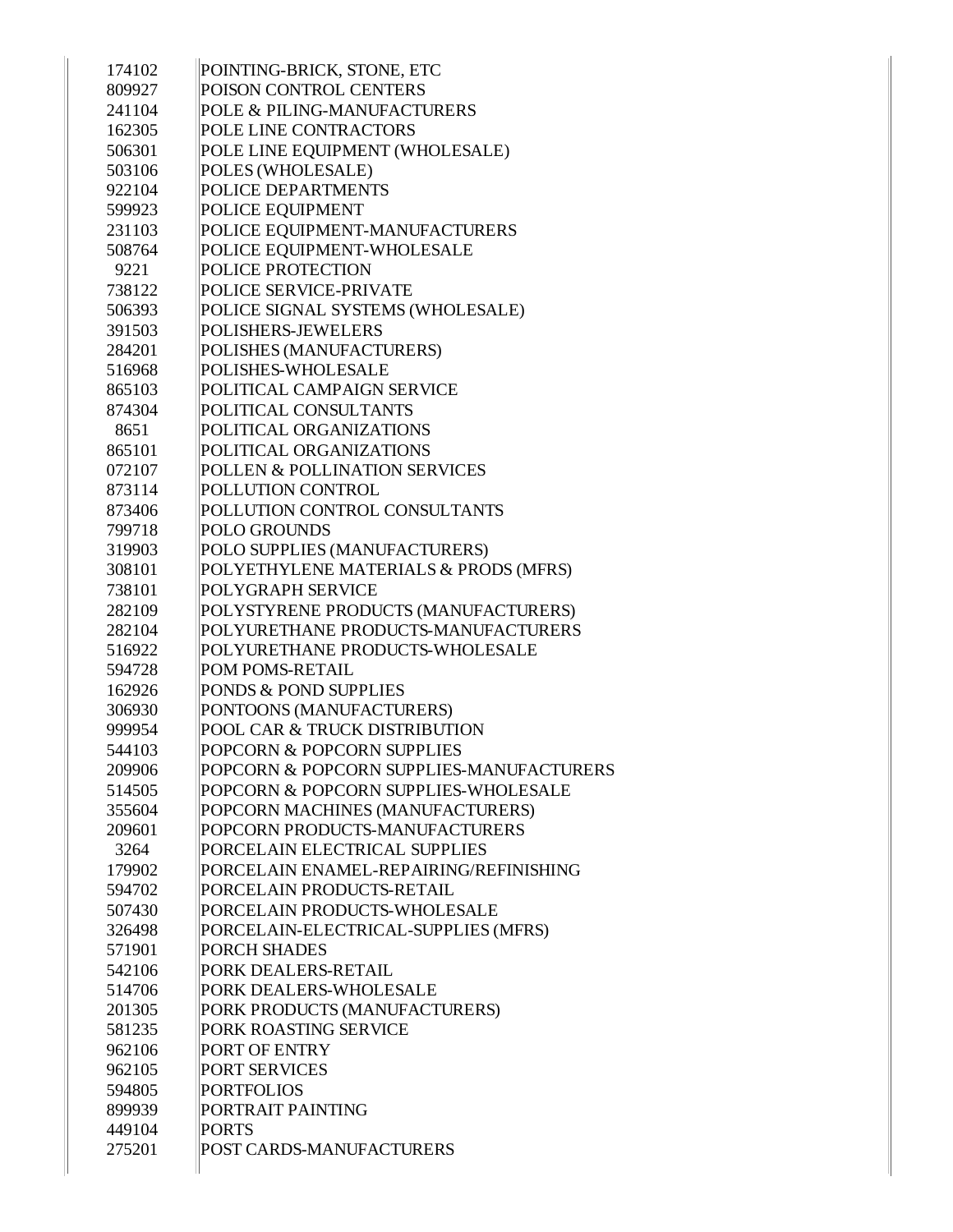| | |
|---|---|
| 174102 | POINTING-BRICK, STONE, ETC |
| 809927 | POISON CONTROL CENTERS |
| 241104 | POLE & PILING-MANUFACTURERS |
| 162305 | POLE LINE CONTRACTORS |
| 506301 | POLE LINE EQUIPMENT (WHOLESALE) |
| 503106 | POLES (WHOLESALE) |
| 922104 | POLICE DEPARTMENTS |
| 599923 | POLICE EQUIPMENT |
| 231103 | POLICE EQUIPMENT-MANUFACTURERS |
| 508764 | POLICE EQUIPMENT-WHOLESALE |
| 9221 | POLICE PROTECTION |
| 738122 | POLICE SERVICE-PRIVATE |
| 506393 | POLICE SIGNAL SYSTEMS (WHOLESALE) |
| 391503 | POLISHERS-JEWELERS |
| 284201 | POLISHES (MANUFACTURERS) |
| 516968 | POLISHES-WHOLESALE |
| 865103 | POLITICAL CAMPAIGN SERVICE |
| 874304 | POLITICAL CONSULTANTS |
| 8651 | POLITICAL ORGANIZATIONS |
| 865101 | POLITICAL ORGANIZATIONS |
| 072107 | POLLEN & POLLINATION SERVICES |
| 873114 | POLLUTION CONTROL |
| 873406 | POLLUTION CONTROL CONSULTANTS |
| 799718 | POLO GROUNDS |
| 319903 | POLO SUPPLIES (MANUFACTURERS) |
| 308101 | POLYETHYLENE MATERIALS & PRODS (MFRS) |
| 738101 | POLYGRAPH SERVICE |
| 282109 | POLYSTYRENE PRODUCTS (MANUFACTURERS) |
| 282104 | POLYURETHANE PRODUCTS-MANUFACTURERS |
| 516922 | POLYURETHANE PRODUCTS-WHOLESALE |
| 594728 | POM POMS-RETAIL |
| 162926 | PONDS & POND SUPPLIES |
| 306930 | PONTOONS (MANUFACTURERS) |
| 999954 | POOL CAR & TRUCK DISTRIBUTION |
| 544103 | POPCORN & POPCORN SUPPLIES |
| 209906 | POPCORN & POPCORN SUPPLIES-MANUFACTURERS |
| 514505 | POPCORN & POPCORN SUPPLIES-WHOLESALE |
| 355604 | POPCORN MACHINES (MANUFACTURERS) |
| 209601 | POPCORN PRODUCTS-MANUFACTURERS |
| 3264 | PORCELAIN ELECTRICAL SUPPLIES |
| 179902 | PORCELAIN ENAMEL-REPAIRING/REFINISHING |
| 594702 | PORCELAIN PRODUCTS-RETAIL |
| 507430 | PORCELAIN PRODUCTS-WHOLESALE |
| 326498 | PORCELAIN-ELECTRICAL-SUPPLIES (MFRS) |
| 571901 | PORCH SHADES |
| 542106 | PORK DEALERS-RETAIL |
| 514706 | PORK DEALERS-WHOLESALE |
| 201305 | PORK PRODUCTS (MANUFACTURERS) |
| 581235 | PORK ROASTING SERVICE |
| 962106 | PORT OF ENTRY |
| 962105 | PORT SERVICES |
| 594805 | PORTFOLIOS |
| 899939 | PORTRAIT PAINTING |
| 449104 | PORTS |
| 275201 | POST CARDS-MANUFACTURERS |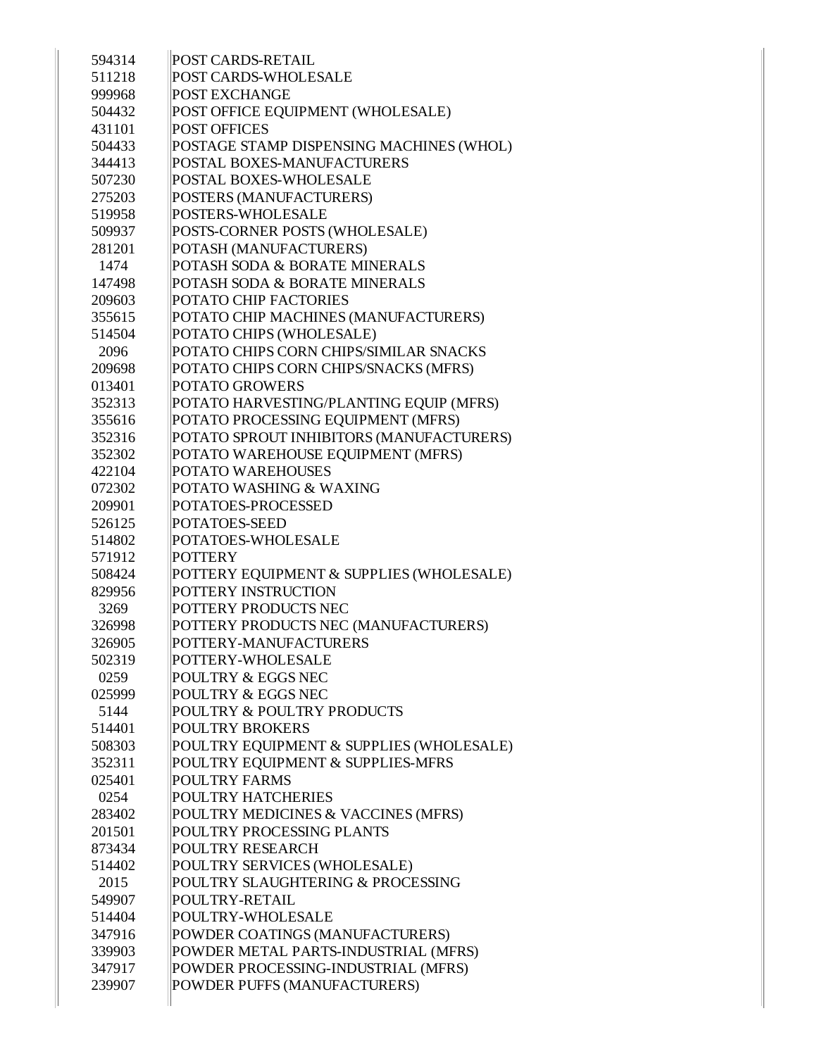| | |
|---|---|
| 594314 | POST CARDS-RETAIL |
| 511218 | POST CARDS-WHOLESALE |
| 999968 | POST EXCHANGE |
| 504432 | POST OFFICE EQUIPMENT (WHOLESALE) |
| 431101 | POST OFFICES |
| 504433 | POSTAGE STAMP DISPENSING MACHINES (WHOL) |
| 344413 | POSTAL BOXES-MANUFACTURERS |
| 507230 | POSTAL BOXES-WHOLESALE |
| 275203 | POSTERS (MANUFACTURERS) |
| 519958 | POSTERS-WHOLESALE |
| 509937 | POSTS-CORNER POSTS (WHOLESALE) |
| 281201 | POTASH (MANUFACTURERS) |
| 1474 | POTASH SODA & BORATE MINERALS |
| 147498 | POTASH SODA & BORATE MINERALS |
| 209603 | POTATO CHIP FACTORIES |
| 355615 | POTATO CHIP MACHINES (MANUFACTURERS) |
| 514504 | POTATO CHIPS (WHOLESALE) |
| 2096 | POTATO CHIPS CORN CHIPS/SIMILAR SNACKS |
| 209698 | POTATO CHIPS CORN CHIPS/SNACKS (MFRS) |
| 013401 | POTATO GROWERS |
| 352313 | POTATO HARVESTING/PLANTING EQUIP (MFRS) |
| 355616 | POTATO PROCESSING EQUIPMENT (MFRS) |
| 352316 | POTATO SPROUT INHIBITORS (MANUFACTURERS) |
| 352302 | POTATO WAREHOUSE EQUIPMENT (MFRS) |
| 422104 | POTATO WAREHOUSES |
| 072302 | POTATO WASHING & WAXING |
| 209901 | POTATOES-PROCESSED |
| 526125 | POTATOES-SEED |
| 514802 | POTATOES-WHOLESALE |
| 571912 | POTTERY |
| 508424 | POTTERY EQUIPMENT & SUPPLIES (WHOLESALE) |
| 829956 | POTTERY INSTRUCTION |
| 3269 | POTTERY PRODUCTS NEC |
| 326998 | POTTERY PRODUCTS NEC (MANUFACTURERS) |
| 326905 | POTTERY-MANUFACTURERS |
| 502319 | POTTERY-WHOLESALE |
| 0259 | POULTRY & EGGS NEC |
| 025999 | POULTRY & EGGS NEC |
| 5144 | POULTRY & POULTRY PRODUCTS |
| 514401 | POULTRY BROKERS |
| 508303 | POULTRY EQUIPMENT & SUPPLIES (WHOLESALE) |
| 352311 | POULTRY EQUIPMENT & SUPPLIES-MFRS |
| 025401 | POULTRY FARMS |
| 0254 | POULTRY HATCHERIES |
| 283402 | POULTRY MEDICINES & VACCINES (MFRS) |
| 201501 | POULTRY PROCESSING PLANTS |
| 873434 | POULTRY RESEARCH |
| 514402 | POULTRY SERVICES (WHOLESALE) |
| 2015 | POULTRY SLAUGHTERING & PROCESSING |
| 549907 | POULTRY-RETAIL |
| 514404 | POULTRY-WHOLESALE |
| 347916 | POWDER COATINGS (MANUFACTURERS) |
| 339903 | POWDER METAL PARTS-INDUSTRIAL (MFRS) |
| 347917 | POWDER PROCESSING-INDUSTRIAL (MFRS) |
| 239907 | POWDER PUFFS (MANUFACTURERS) |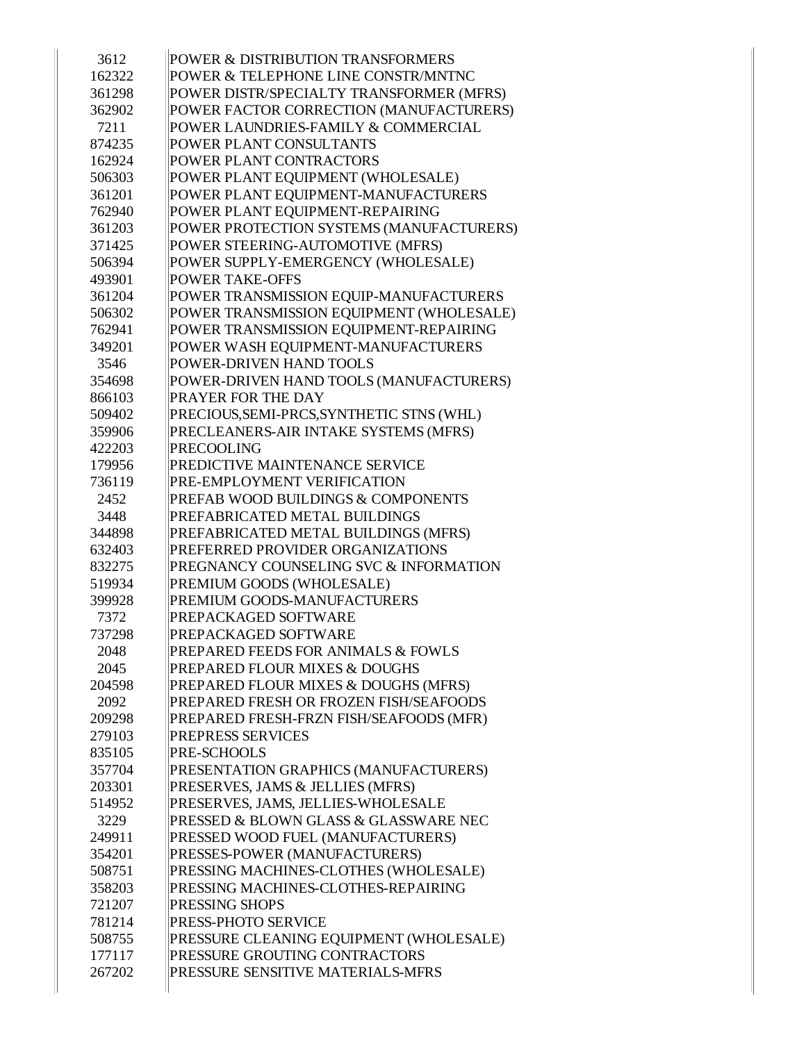| | |
|---|---|
| 3612 | POWER & DISTRIBUTION TRANSFORMERS |
| 162322 | POWER & TELEPHONE LINE CONSTR/MNTNC |
| 361298 | POWER DISTR/SPECIALTY TRANSFORMER (MFRS) |
| 362902 | POWER FACTOR CORRECTION (MANUFACTURERS) |
| 7211 | POWER LAUNDRIES-FAMILY & COMMERCIAL |
| 874235 | POWER PLANT CONSULTANTS |
| 162924 | POWER PLANT CONTRACTORS |
| 506303 | POWER PLANT EQUIPMENT (WHOLESALE) |
| 361201 | POWER PLANT EQUIPMENT-MANUFACTURERS |
| 762940 | POWER PLANT EQUIPMENT-REPAIRING |
| 361203 | POWER PROTECTION SYSTEMS (MANUFACTURERS) |
| 371425 | POWER STEERING-AUTOMOTIVE (MFRS) |
| 506394 | POWER SUPPLY-EMERGENCY (WHOLESALE) |
| 493901 | POWER TAKE-OFFS |
| 361204 | POWER TRANSMISSION EQUIP-MANUFACTURERS |
| 506302 | POWER TRANSMISSION EQUIPMENT (WHOLESALE) |
| 762941 | POWER TRANSMISSION EQUIPMENT-REPAIRING |
| 349201 | POWER WASH EQUIPMENT-MANUFACTURERS |
| 3546 | POWER-DRIVEN HAND TOOLS |
| 354698 | POWER-DRIVEN HAND TOOLS (MANUFACTURERS) |
| 866103 | PRAYER FOR THE DAY |
| 509402 | PRECIOUS,SEMI-PRCS,SYNTHETIC STNS (WHL) |
| 359906 | PRECLEANERS-AIR INTAKE SYSTEMS (MFRS) |
| 422203 | PRECOOLING |
| 179956 | PREDICTIVE MAINTENANCE SERVICE |
| 736119 | PRE-EMPLOYMENT VERIFICATION |
| 2452 | PREFAB WOOD BUILDINGS & COMPONENTS |
| 3448 | PREFABRICATED METAL BUILDINGS |
| 344898 | PREFABRICATED METAL BUILDINGS (MFRS) |
| 632403 | PREFERRED PROVIDER ORGANIZATIONS |
| 832275 | PREGNANCY COUNSELING SVC & INFORMATION |
| 519934 | PREMIUM GOODS (WHOLESALE) |
| 399928 | PREMIUM GOODS-MANUFACTURERS |
| 7372 | PREPACKAGED SOFTWARE |
| 737298 | PREPACKAGED SOFTWARE |
| 2048 | PREPARED FEEDS FOR ANIMALS & FOWLS |
| 2045 | PREPARED FLOUR MIXES & DOUGHS |
| 204598 | PREPARED FLOUR MIXES & DOUGHS (MFRS) |
| 2092 | PREPARED FRESH OR FROZEN FISH/SEAFOODS |
| 209298 | PREPARED FRESH-FRZN FISH/SEAFOODS (MFR) |
| 279103 | PREPRESS SERVICES |
| 835105 | PRE-SCHOOLS |
| 357704 | PRESENTATION GRAPHICS (MANUFACTURERS) |
| 203301 | PRESERVES, JAMS & JELLIES (MFRS) |
| 514952 | PRESERVES, JAMS, JELLIES-WHOLESALE |
| 3229 | PRESSED & BLOWN GLASS & GLASSWARE NEC |
| 249911 | PRESSED WOOD FUEL (MANUFACTURERS) |
| 354201 | PRESSES-POWER (MANUFACTURERS) |
| 508751 | PRESSING MACHINES-CLOTHES (WHOLESALE) |
| 358203 | PRESSING MACHINES-CLOTHES-REPAIRING |
| 721207 | PRESSING SHOPS |
| 781214 | PRESS-PHOTO SERVICE |
| 508755 | PRESSURE CLEANING EQUIPMENT (WHOLESALE) |
| 177117 | PRESSURE GROUTING CONTRACTORS |
| 267202 | PRESSURE SENSITIVE MATERIALS-MFRS |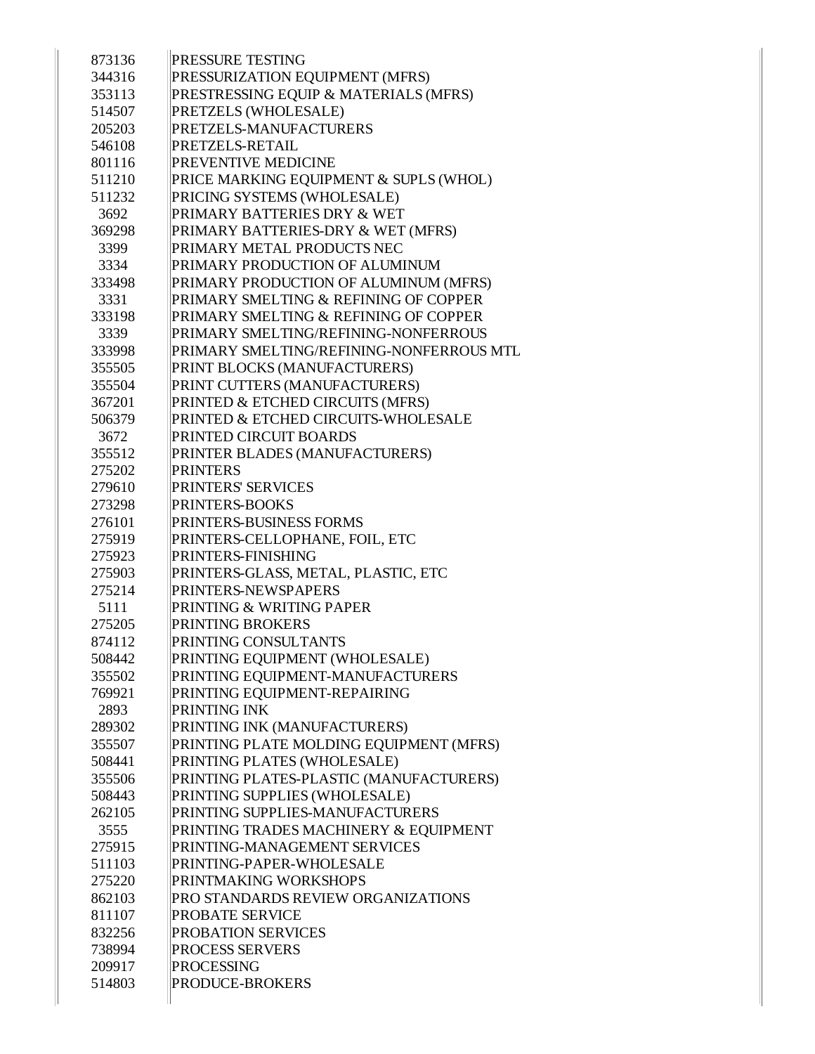| | |
|---|---|
| 873136 | PRESSURE TESTING |
| 344316 | PRESSURIZATION EQUIPMENT (MFRS) |
| 353113 | PRESTRESSING EQUIP & MATERIALS (MFRS) |
| 514507 | PRETZELS (WHOLESALE) |
| 205203 | PRETZELS-MANUFACTURERS |
| 546108 | PRETZELS-RETAIL |
| 801116 | PREVENTIVE MEDICINE |
| 511210 | PRICE MARKING EQUIPMENT & SUPLS (WHOL) |
| 511232 | PRICING SYSTEMS (WHOLESALE) |
| 3692 | PRIMARY BATTERIES DRY & WET |
| 369298 | PRIMARY BATTERIES-DRY & WET (MFRS) |
| 3399 | PRIMARY METAL PRODUCTS NEC |
| 3334 | PRIMARY PRODUCTION OF ALUMINUM |
| 333498 | PRIMARY PRODUCTION OF ALUMINUM (MFRS) |
| 3331 | PRIMARY SMELTING & REFINING OF COPPER |
| 333198 | PRIMARY SMELTING & REFINING OF COPPER |
| 3339 | PRIMARY SMELTING/REFINING-NONFERROUS |
| 333998 | PRIMARY SMELTING/REFINING-NONFERROUS MTL |
| 355505 | PRINT BLOCKS (MANUFACTURERS) |
| 355504 | PRINT CUTTERS (MANUFACTURERS) |
| 367201 | PRINTED & ETCHED CIRCUITS (MFRS) |
| 506379 | PRINTED & ETCHED CIRCUITS-WHOLESALE |
| 3672 | PRINTED CIRCUIT BOARDS |
| 355512 | PRINTER BLADES (MANUFACTURERS) |
| 275202 | PRINTERS |
| 279610 | PRINTERS' SERVICES |
| 273298 | PRINTERS-BOOKS |
| 276101 | PRINTERS-BUSINESS FORMS |
| 275919 | PRINTERS-CELLOPHANE, FOIL, ETC |
| 275923 | PRINTERS-FINISHING |
| 275903 | PRINTERS-GLASS, METAL, PLASTIC, ETC |
| 275214 | PRINTERS-NEWSPAPERS |
| 5111 | PRINTING & WRITING PAPER |
| 275205 | PRINTING BROKERS |
| 874112 | PRINTING CONSULTANTS |
| 508442 | PRINTING EQUIPMENT (WHOLESALE) |
| 355502 | PRINTING EQUIPMENT-MANUFACTURERS |
| 769921 | PRINTING EQUIPMENT-REPAIRING |
| 2893 | PRINTING INK |
| 289302 | PRINTING INK (MANUFACTURERS) |
| 355507 | PRINTING PLATE MOLDING EQUIPMENT (MFRS) |
| 508441 | PRINTING PLATES (WHOLESALE) |
| 355506 | PRINTING PLATES-PLASTIC (MANUFACTURERS) |
| 508443 | PRINTING SUPPLIES (WHOLESALE) |
| 262105 | PRINTING SUPPLIES-MANUFACTURERS |
| 3555 | PRINTING TRADES MACHINERY & EQUIPMENT |
| 275915 | PRINTING-MANAGEMENT SERVICES |
| 511103 | PRINTING-PAPER-WHOLESALE |
| 275220 | PRINTMAKING WORKSHOPS |
| 862103 | PRO STANDARDS REVIEW ORGANIZATIONS |
| 811107 | PROBATE SERVICE |
| 832256 | PROBATION SERVICES |
| 738994 | PROCESS SERVERS |
| 209917 | PROCESSING |
| 514803 | PRODUCE-BROKERS |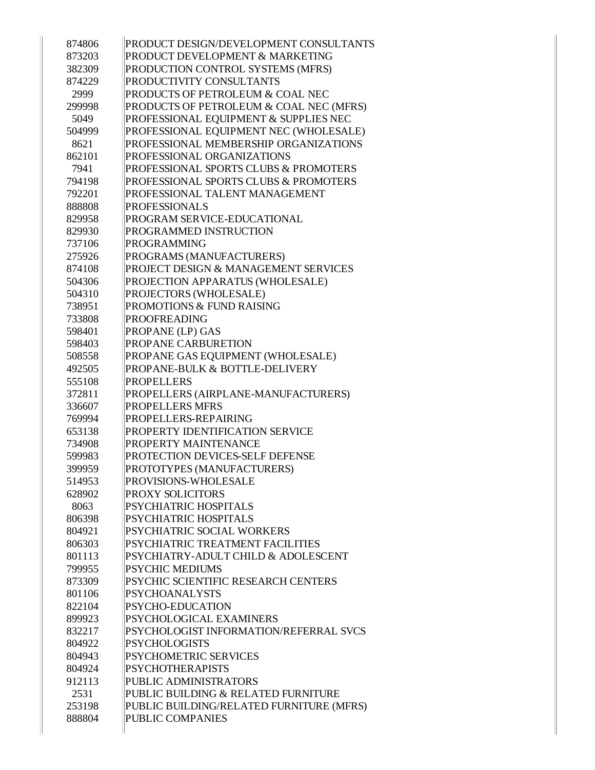| | |
|---|---|
| 874806 | PRODUCT DESIGN/DEVELOPMENT CONSULTANTS |
| 873203 | PRODUCT DEVELOPMENT & MARKETING |
| 382309 | PRODUCTION CONTROL SYSTEMS (MFRS) |
| 874229 | PRODUCTIVITY CONSULTANTS |
| 2999 | PRODUCTS OF PETROLEUM & COAL NEC |
| 299998 | PRODUCTS OF PETROLEUM & COAL NEC (MFRS) |
| 5049 | PROFESSIONAL EQUIPMENT & SUPPLIES NEC |
| 504999 | PROFESSIONAL EQUIPMENT NEC (WHOLESALE) |
| 8621 | PROFESSIONAL MEMBERSHIP ORGANIZATIONS |
| 862101 | PROFESSIONAL ORGANIZATIONS |
| 7941 | PROFESSIONAL SPORTS CLUBS & PROMOTERS |
| 794198 | PROFESSIONAL SPORTS CLUBS & PROMOTERS |
| 792201 | PROFESSIONAL TALENT MANAGEMENT |
| 888808 | PROFESSIONALS |
| 829958 | PROGRAM SERVICE-EDUCATIONAL |
| 829930 | PROGRAMMED INSTRUCTION |
| 737106 | PROGRAMMING |
| 275926 | PROGRAMS (MANUFACTURERS) |
| 874108 | PROJECT DESIGN & MANAGEMENT SERVICES |
| 504306 | PROJECTION APPARATUS (WHOLESALE) |
| 504310 | PROJECTORS (WHOLESALE) |
| 738951 | PROMOTIONS & FUND RAISING |
| 733808 | PROOFREADING |
| 598401 | PROPANE (LP) GAS |
| 598403 | PROPANE CARBURETION |
| 508558 | PROPANE GAS EQUIPMENT (WHOLESALE) |
| 492505 | PROPANE-BULK & BOTTLE-DELIVERY |
| 555108 | PROPELLERS |
| 372811 | PROPELLERS (AIRPLANE-MANUFACTURERS) |
| 336607 | PROPELLERS MFRS |
| 769994 | PROPELLERS-REPAIRING |
| 653138 | PROPERTY IDENTIFICATION SERVICE |
| 734908 | PROPERTY MAINTENANCE |
| 599983 | PROTECTION DEVICES-SELF DEFENSE |
| 399959 | PROTOTYPES (MANUFACTURERS) |
| 514953 | PROVISIONS-WHOLESALE |
| 628902 | PROXY SOLICITORS |
| 8063 | PSYCHIATRIC HOSPITALS |
| 806398 | PSYCHIATRIC HOSPITALS |
| 804921 | PSYCHIATRIC SOCIAL WORKERS |
| 806303 | PSYCHIATRIC TREATMENT FACILITIES |
| 801113 | PSYCHIATRY-ADULT CHILD & ADOLESCENT |
| 799955 | PSYCHIC MEDIUMS |
| 873309 | PSYCHIC SCIENTIFIC RESEARCH CENTERS |
| 801106 | PSYCHOANALYSTS |
| 822104 | PSYCHO-EDUCATION |
| 899923 | PSYCHOLOGICAL EXAMINERS |
| 832217 | PSYCHOLOGIST INFORMATION/REFERRAL SVCS |
| 804922 | PSYCHOLOGISTS |
| 804943 | PSYCHOMETRIC SERVICES |
| 804924 | PSYCHOTHERAPISTS |
| 912113 | PUBLIC ADMINISTRATORS |
| 2531 | PUBLIC BUILDING & RELATED FURNITURE |
| 253198 | PUBLIC BUILDING/RELATED FURNITURE (MFRS) |
| 888804 | PUBLIC COMPANIES |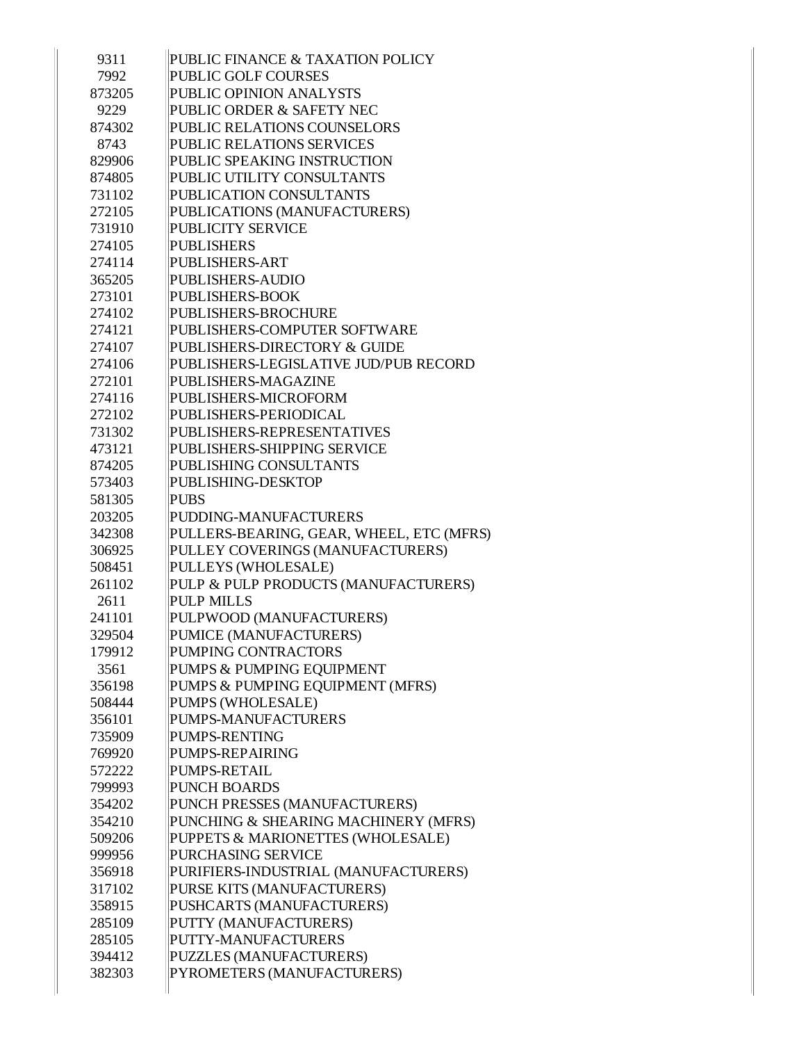| | |
|---|---|
| 9311 | PUBLIC FINANCE & TAXATION POLICY |
| 7992 | PUBLIC GOLF COURSES |
| 873205 | PUBLIC OPINION ANALYSTS |
| 9229 | PUBLIC ORDER & SAFETY NEC |
| 874302 | PUBLIC RELATIONS COUNSELORS |
| 8743 | PUBLIC RELATIONS SERVICES |
| 829906 | PUBLIC SPEAKING INSTRUCTION |
| 874805 | PUBLIC UTILITY CONSULTANTS |
| 731102 | PUBLICATION CONSULTANTS |
| 272105 | PUBLICATIONS (MANUFACTURERS) |
| 731910 | PUBLICITY SERVICE |
| 274105 | PUBLISHERS |
| 274114 | PUBLISHERS-ART |
| 365205 | PUBLISHERS-AUDIO |
| 273101 | PUBLISHERS-BOOK |
| 274102 | PUBLISHERS-BROCHURE |
| 274121 | PUBLISHERS-COMPUTER SOFTWARE |
| 274107 | PUBLISHERS-DIRECTORY & GUIDE |
| 274106 | PUBLISHERS-LEGISLATIVE JUD/PUB RECORD |
| 272101 | PUBLISHERS-MAGAZINE |
| 274116 | PUBLISHERS-MICROFORM |
| 272102 | PUBLISHERS-PERIODICAL |
| 731302 | PUBLISHERS-REPRESENTATIVES |
| 473121 | PUBLISHERS-SHIPPING SERVICE |
| 874205 | PUBLISHING CONSULTANTS |
| 573403 | PUBLISHING-DESKTOP |
| 581305 | PUBS |
| 203205 | PUDDING-MANUFACTURERS |
| 342308 | PULLERS-BEARING, GEAR, WHEEL, ETC (MFRS) |
| 306925 | PULLEY COVERINGS (MANUFACTURERS) |
| 508451 | PULLEYS (WHOLESALE) |
| 261102 | PULP & PULP PRODUCTS (MANUFACTURERS) |
| 2611 | PULP MILLS |
| 241101 | PULPWOOD (MANUFACTURERS) |
| 329504 | PUMICE (MANUFACTURERS) |
| 179912 | PUMPING CONTRACTORS |
| 3561 | PUMPS & PUMPING EQUIPMENT |
| 356198 | PUMPS & PUMPING EQUIPMENT (MFRS) |
| 508444 | PUMPS (WHOLESALE) |
| 356101 | PUMPS-MANUFACTURERS |
| 735909 | PUMPS-RENTING |
| 769920 | PUMPS-REPAIRING |
| 572222 | PUMPS-RETAIL |
| 799993 | PUNCH BOARDS |
| 354202 | PUNCH PRESSES (MANUFACTURERS) |
| 354210 | PUNCHING & SHEARING MACHINERY (MFRS) |
| 509206 | PUPPETS & MARIONETTES (WHOLESALE) |
| 999956 | PURCHASING SERVICE |
| 356918 | PURIFIERS-INDUSTRIAL (MANUFACTURERS) |
| 317102 | PURSE KITS (MANUFACTURERS) |
| 358915 | PUSHCARTS (MANUFACTURERS) |
| 285109 | PUTTY (MANUFACTURERS) |
| 285105 | PUTTY-MANUFACTURERS |
| 394412 | PUZZLES (MANUFACTURERS) |
| 382303 | PYROMETERS (MANUFACTURERS) |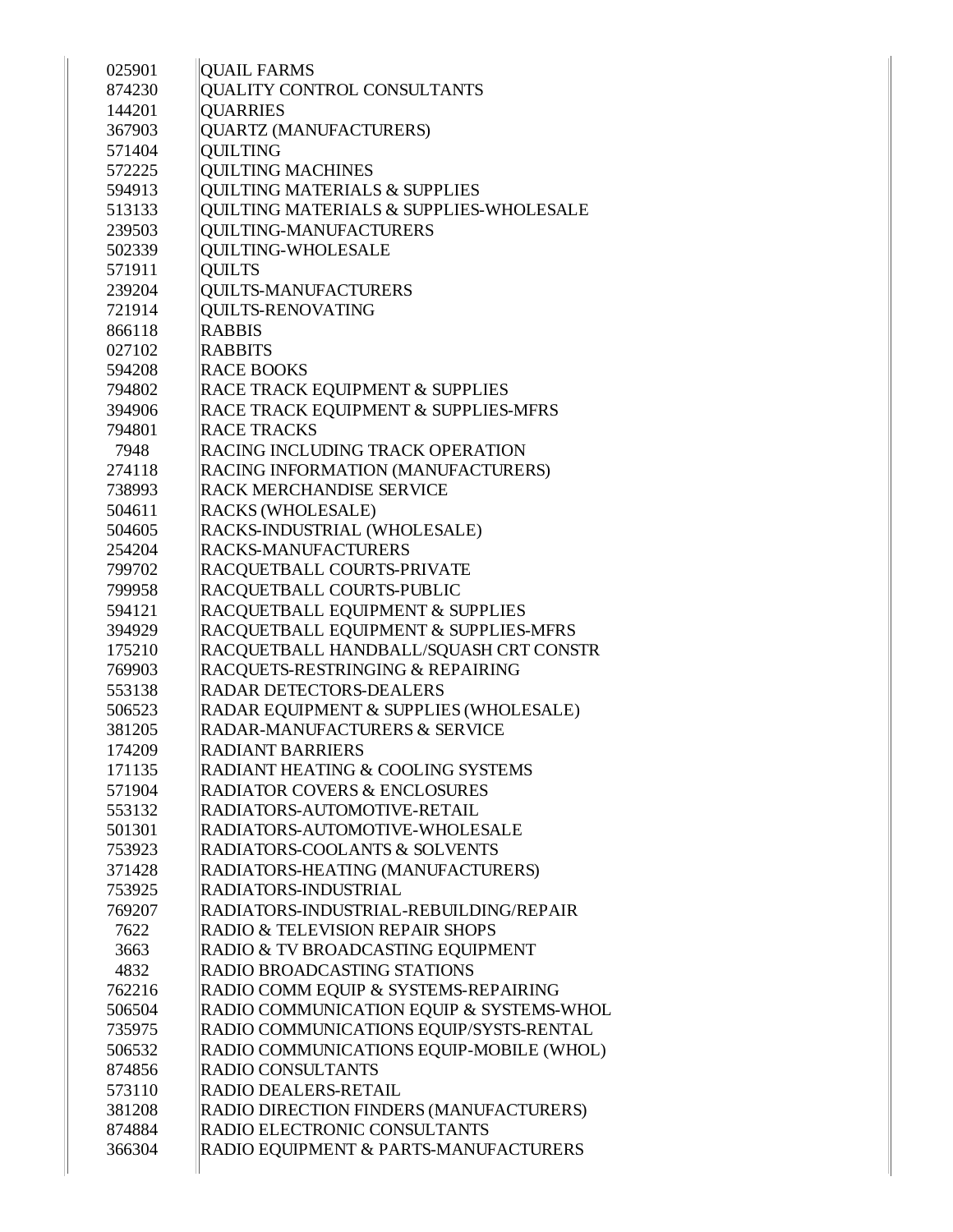| | |
|---|---|
| 025901 | QUAIL FARMS |
| 874230 | QUALITY CONTROL CONSULTANTS |
| 144201 | QUARRIES |
| 367903 | QUARTZ (MANUFACTURERS) |
| 571404 | QUILTING |
| 572225 | QUILTING MACHINES |
| 594913 | QUILTING MATERIALS & SUPPLIES |
| 513133 | QUILTING MATERIALS & SUPPLIES-WHOLESALE |
| 239503 | QUILTING-MANUFACTURERS |
| 502339 | QUILTING-WHOLESALE |
| 571911 | QUILTS |
| 239204 | QUILTS-MANUFACTURERS |
| 721914 | QUILTS-RENOVATING |
| 866118 | RABBIS |
| 027102 | RABBITS |
| 594208 | RACE BOOKS |
| 794802 | RACE TRACK EQUIPMENT & SUPPLIES |
| 394906 | RACE TRACK EQUIPMENT & SUPPLIES-MFRS |
| 794801 | RACE TRACKS |
| 7948 | RACING INCLUDING TRACK OPERATION |
| 274118 | RACING INFORMATION (MANUFACTURERS) |
| 738993 | RACK MERCHANDISE SERVICE |
| 504611 | RACKS (WHOLESALE) |
| 504605 | RACKS-INDUSTRIAL (WHOLESALE) |
| 254204 | RACKS-MANUFACTURERS |
| 799702 | RACQUETBALL COURTS-PRIVATE |
| 799958 | RACQUETBALL COURTS-PUBLIC |
| 594121 | RACQUETBALL EQUIPMENT & SUPPLIES |
| 394929 | RACQUETBALL EQUIPMENT & SUPPLIES-MFRS |
| 175210 | RACQUETBALL HANDBALL/SQUASH CRT CONSTR |
| 769903 | RACQUETS-RESTRINGING & REPAIRING |
| 553138 | RADAR DETECTORS-DEALERS |
| 506523 | RADAR EQUIPMENT & SUPPLIES (WHOLESALE) |
| 381205 | RADAR-MANUFACTURERS & SERVICE |
| 174209 | RADIANT BARRIERS |
| 171135 | RADIANT HEATING & COOLING SYSTEMS |
| 571904 | RADIATOR COVERS & ENCLOSURES |
| 553132 | RADIATORS-AUTOMOTIVE-RETAIL |
| 501301 | RADIATORS-AUTOMOTIVE-WHOLESALE |
| 753923 | RADIATORS-COOLANTS & SOLVENTS |
| 371428 | RADIATORS-HEATING (MANUFACTURERS) |
| 753925 | RADIATORS-INDUSTRIAL |
| 769207 | RADIATORS-INDUSTRIAL-REBUILDING/REPAIR |
| 7622 | RADIO & TELEVISION REPAIR SHOPS |
| 3663 | RADIO & TV BROADCASTING EQUIPMENT |
| 4832 | RADIO BROADCASTING STATIONS |
| 762216 | RADIO COMM EQUIP & SYSTEMS-REPAIRING |
| 506504 | RADIO COMMUNICATION EQUIP & SYSTEMS-WHOL |
| 735975 | RADIO COMMUNICATIONS EQUIP/SYSTS-RENTAL |
| 506532 | RADIO COMMUNICATIONS EQUIP-MOBILE (WHOL) |
| 874856 | RADIO CONSULTANTS |
| 573110 | RADIO DEALERS-RETAIL |
| 381208 | RADIO DIRECTION FINDERS (MANUFACTURERS) |
| 874884 | RADIO ELECTRONIC CONSULTANTS |
| 366304 | RADIO EQUIPMENT & PARTS-MANUFACTURERS |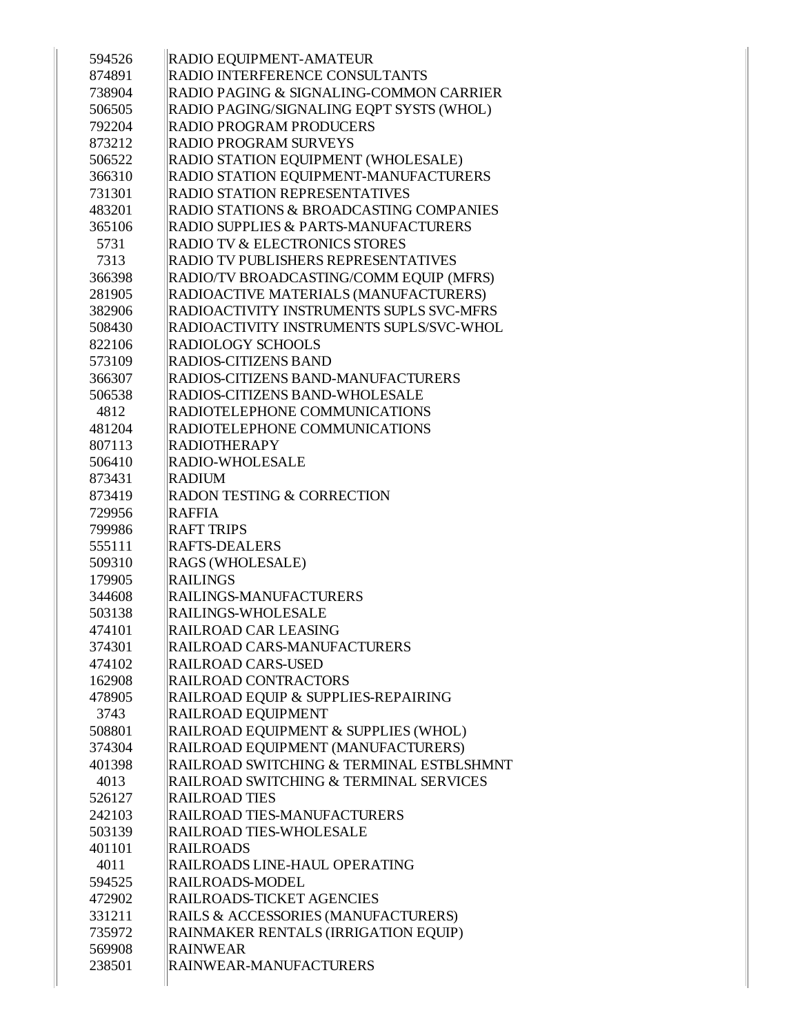| | |
|---|---|
| 594526 | RADIO EQUIPMENT-AMATEUR |
| 874891 | RADIO INTERFERENCE CONSULTANTS |
| 738904 | RADIO PAGING & SIGNALING-COMMON CARRIER |
| 506505 | RADIO PAGING/SIGNALING EQPT SYSTS (WHOL) |
| 792204 | RADIO PROGRAM PRODUCERS |
| 873212 | RADIO PROGRAM SURVEYS |
| 506522 | RADIO STATION EQUIPMENT (WHOLESALE) |
| 366310 | RADIO STATION EQUIPMENT-MANUFACTURERS |
| 731301 | RADIO STATION REPRESENTATIVES |
| 483201 | RADIO STATIONS & BROADCASTING COMPANIES |
| 365106 | RADIO SUPPLIES & PARTS-MANUFACTURERS |
| 5731 | RADIO TV & ELECTRONICS STORES |
| 7313 | RADIO TV PUBLISHERS REPRESENTATIVES |
| 366398 | RADIO/TV BROADCASTING/COMM EQUIP (MFRS) |
| 281905 | RADIOACTIVE MATERIALS (MANUFACTURERS) |
| 382906 | RADIOACTIVITY INSTRUMENTS SUPLS SVC-MFRS |
| 508430 | RADIOACTIVITY INSTRUMENTS SUPLS/SVC-WHOL |
| 822106 | RADIOLOGY SCHOOLS |
| 573109 | RADIOS-CITIZENS BAND |
| 366307 | RADIOS-CITIZENS BAND-MANUFACTURERS |
| 506538 | RADIOS-CITIZENS BAND-WHOLESALE |
| 4812 | RADIOTELEPHONE COMMUNICATIONS |
| 481204 | RADIOTELEPHONE COMMUNICATIONS |
| 807113 | RADIOTHERAPY |
| 506410 | RADIO-WHOLESALE |
| 873431 | RADIUM |
| 873419 | RADON TESTING & CORRECTION |
| 729956 | RAFFIA |
| 799986 | RAFT TRIPS |
| 555111 | RAFTS-DEALERS |
| 509310 | RAGS (WHOLESALE) |
| 179905 | RAILINGS |
| 344608 | RAILINGS-MANUFACTURERS |
| 503138 | RAILINGS-WHOLESALE |
| 474101 | RAILROAD CAR LEASING |
| 374301 | RAILROAD CARS-MANUFACTURERS |
| 474102 | RAILROAD CARS-USED |
| 162908 | RAILROAD CONTRACTORS |
| 478905 | RAILROAD EQUIP & SUPPLIES-REPAIRING |
| 3743 | RAILROAD EQUIPMENT |
| 508801 | RAILROAD EQUIPMENT & SUPPLIES (WHOL) |
| 374304 | RAILROAD EQUIPMENT (MANUFACTURERS) |
| 401398 | RAILROAD SWITCHING & TERMINAL ESTBLSHMNT |
| 4013 | RAILROAD SWITCHING & TERMINAL SERVICES |
| 526127 | RAILROAD TIES |
| 242103 | RAILROAD TIES-MANUFACTURERS |
| 503139 | RAILROAD TIES-WHOLESALE |
| 401101 | RAILROADS |
| 4011 | RAILROADS LINE-HAUL OPERATING |
| 594525 | RAILROADS-MODEL |
| 472902 | RAILROADS-TICKET AGENCIES |
| 331211 | RAILS & ACCESSORIES (MANUFACTURERS) |
| 735972 | RAINMAKER RENTALS (IRRIGATION EQUIP) |
| 569908 | RAINWEAR |
| 238501 | RAINWEAR-MANUFACTURERS |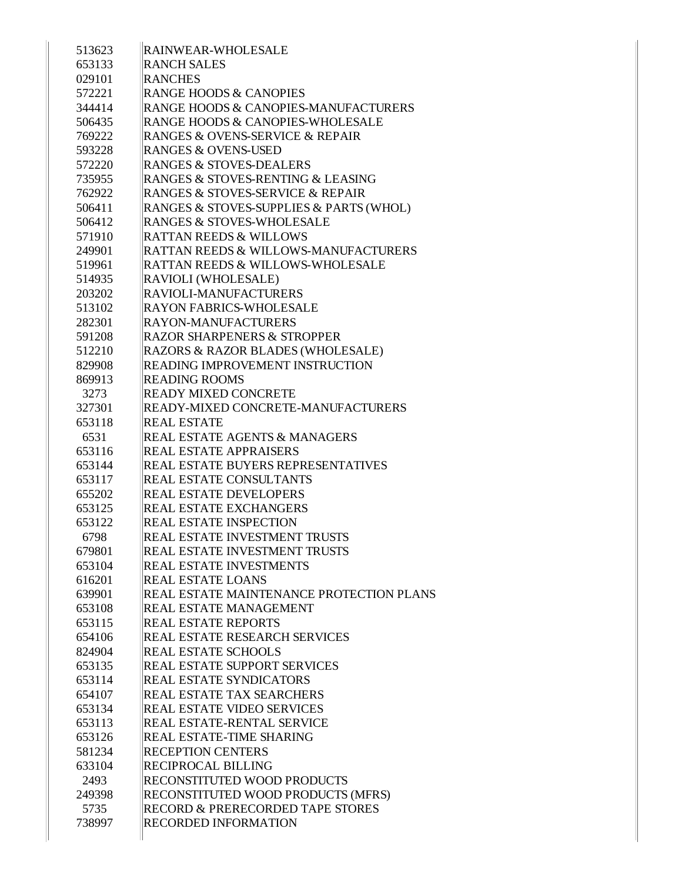| | |
|---|---|
| 513623 | RAINWEAR-WHOLESALE |
| 653133 | RANCH SALES |
| 029101 | RANCHES |
| 572221 | RANGE HOODS & CANOPIES |
| 344414 | RANGE HOODS & CANOPIES-MANUFACTURERS |
| 506435 | RANGE HOODS & CANOPIES-WHOLESALE |
| 769222 | RANGES & OVENS-SERVICE & REPAIR |
| 593228 | RANGES & OVENS-USED |
| 572220 | RANGES & STOVES-DEALERS |
| 735955 | RANGES & STOVES-RENTING & LEASING |
| 762922 | RANGES & STOVES-SERVICE & REPAIR |
| 506411 | RANGES & STOVES-SUPPLIES & PARTS (WHOL) |
| 506412 | RANGES & STOVES-WHOLESALE |
| 571910 | RATTAN REEDS & WILLOWS |
| 249901 | RATTAN REEDS & WILLOWS-MANUFACTURERS |
| 519961 | RATTAN REEDS & WILLOWS-WHOLESALE |
| 514935 | RAVIOLI (WHOLESALE) |
| 203202 | RAVIOLI-MANUFACTURERS |
| 513102 | RAYON FABRICS-WHOLESALE |
| 282301 | RAYON-MANUFACTURERS |
| 591208 | RAZOR SHARPENERS & STROPPER |
| 512210 | RAZORS & RAZOR BLADES (WHOLESALE) |
| 829908 | READING IMPROVEMENT INSTRUCTION |
| 869913 | READING ROOMS |
| 3273 | READY MIXED CONCRETE |
| 327301 | READY-MIXED CONCRETE-MANUFACTURERS |
| 653118 | REAL ESTATE |
| 6531 | REAL ESTATE AGENTS & MANAGERS |
| 653116 | REAL ESTATE APPRAISERS |
| 653144 | REAL ESTATE BUYERS REPRESENTATIVES |
| 653117 | REAL ESTATE CONSULTANTS |
| 655202 | REAL ESTATE DEVELOPERS |
| 653125 | REAL ESTATE EXCHANGERS |
| 653122 | REAL ESTATE INSPECTION |
| 6798 | REAL ESTATE INVESTMENT TRUSTS |
| 679801 | REAL ESTATE INVESTMENT TRUSTS |
| 653104 | REAL ESTATE INVESTMENTS |
| 616201 | REAL ESTATE LOANS |
| 639901 | REAL ESTATE MAINTENANCE PROTECTION PLANS |
| 653108 | REAL ESTATE MANAGEMENT |
| 653115 | REAL ESTATE REPORTS |
| 654106 | REAL ESTATE RESEARCH SERVICES |
| 824904 | REAL ESTATE SCHOOLS |
| 653135 | REAL ESTATE SUPPORT SERVICES |
| 653114 | REAL ESTATE SYNDICATORS |
| 654107 | REAL ESTATE TAX SEARCHERS |
| 653134 | REAL ESTATE VIDEO SERVICES |
| 653113 | REAL ESTATE-RENTAL SERVICE |
| 653126 | REAL ESTATE-TIME SHARING |
| 581234 | RECEPTION CENTERS |
| 633104 | RECIPROCAL BILLING |
| 2493 | RECONSTITUTED WOOD PRODUCTS |
| 249398 | RECONSTITUTED WOOD PRODUCTS (MFRS) |
| 5735 | RECORD & PRERECORDED TAPE STORES |
| 738997 | RECORDED INFORMATION |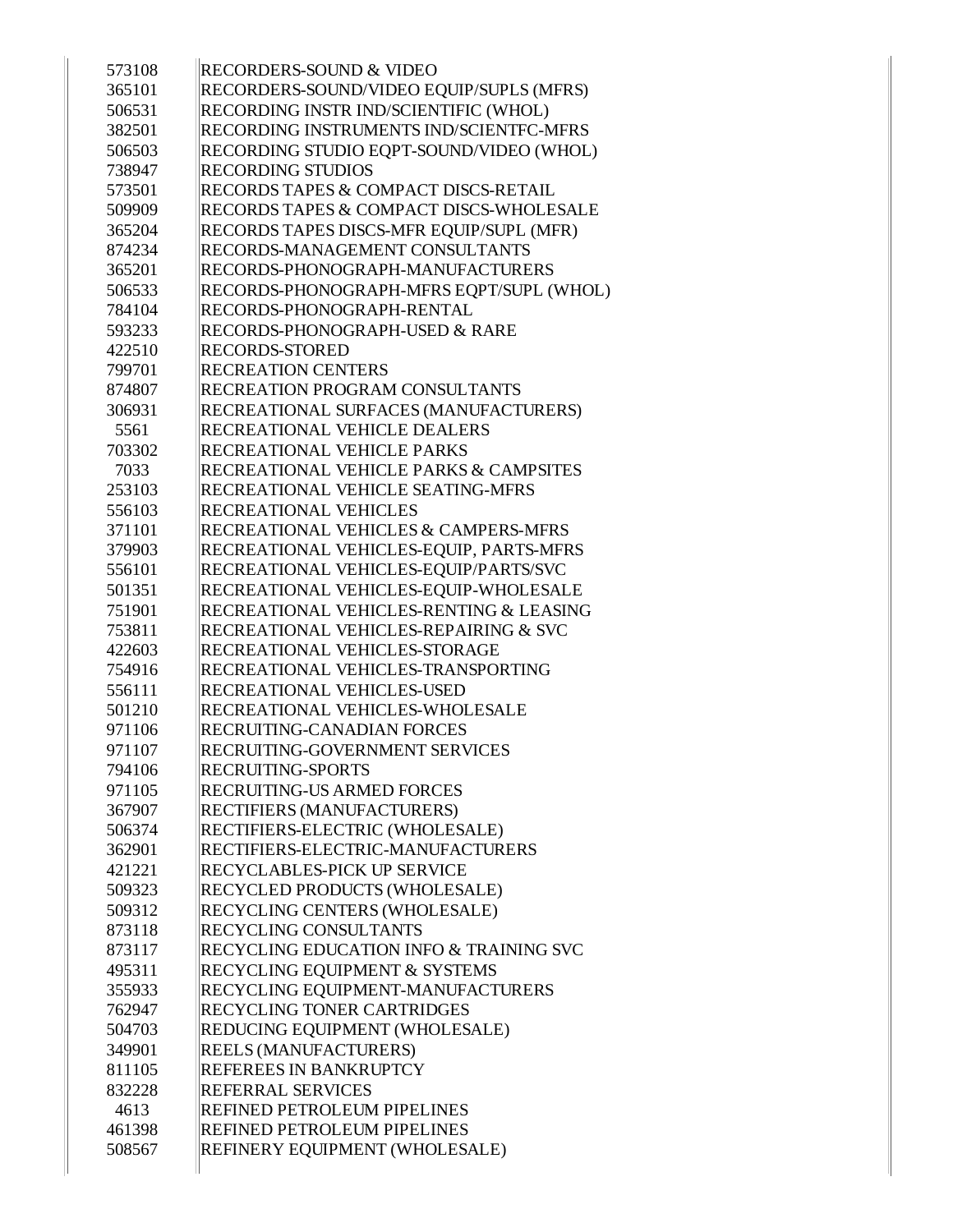| | |
|---|---|
| 573108 | RECORDERS-SOUND & VIDEO |
| 365101 | RECORDERS-SOUND/VIDEO EQUIP/SUPLS (MFRS) |
| 506531 | RECORDING INSTR IND/SCIENTIFIC (WHOL) |
| 382501 | RECORDING INSTRUMENTS IND/SCIENTFC-MFRS |
| 506503 | RECORDING STUDIO EQPT-SOUND/VIDEO (WHOL) |
| 738947 | RECORDING STUDIOS |
| 573501 | RECORDS TAPES & COMPACT DISCS-RETAIL |
| 509909 | RECORDS TAPES & COMPACT DISCS-WHOLESALE |
| 365204 | RECORDS TAPES DISCS-MFR EQUIP/SUPL (MFR) |
| 874234 | RECORDS-MANAGEMENT CONSULTANTS |
| 365201 | RECORDS-PHONOGRAPH-MANUFACTURERS |
| 506533 | RECORDS-PHONOGRAPH-MFRS EQPT/SUPL (WHOL) |
| 784104 | RECORDS-PHONOGRAPH-RENTAL |
| 593233 | RECORDS-PHONOGRAPH-USED & RARE |
| 422510 | RECORDS-STORED |
| 799701 | RECREATION CENTERS |
| 874807 | RECREATION PROGRAM CONSULTANTS |
| 306931 | RECREATIONAL SURFACES (MANUFACTURERS) |
| 5561 | RECREATIONAL VEHICLE DEALERS |
| 703302 | RECREATIONAL VEHICLE PARKS |
| 7033 | RECREATIONAL VEHICLE PARKS & CAMPSITES |
| 253103 | RECREATIONAL VEHICLE SEATING-MFRS |
| 556103 | RECREATIONAL VEHICLES |
| 371101 | RECREATIONAL VEHICLES & CAMPERS-MFRS |
| 379903 | RECREATIONAL VEHICLES-EQUIP, PARTS-MFRS |
| 556101 | RECREATIONAL VEHICLES-EQUIP/PARTS/SVC |
| 501351 | RECREATIONAL VEHICLES-EQUIP-WHOLESALE |
| 751901 | RECREATIONAL VEHICLES-RENTING & LEASING |
| 753811 | RECREATIONAL VEHICLES-REPAIRING & SVC |
| 422603 | RECREATIONAL VEHICLES-STORAGE |
| 754916 | RECREATIONAL VEHICLES-TRANSPORTING |
| 556111 | RECREATIONAL VEHICLES-USED |
| 501210 | RECREATIONAL VEHICLES-WHOLESALE |
| 971106 | RECRUITING-CANADIAN FORCES |
| 971107 | RECRUITING-GOVERNMENT SERVICES |
| 794106 | RECRUITING-SPORTS |
| 971105 | RECRUITING-US ARMED FORCES |
| 367907 | RECTIFIERS (MANUFACTURERS) |
| 506374 | RECTIFIERS-ELECTRIC (WHOLESALE) |
| 362901 | RECTIFIERS-ELECTRIC-MANUFACTURERS |
| 421221 | RECYCLABLES-PICK UP SERVICE |
| 509323 | RECYCLED PRODUCTS (WHOLESALE) |
| 509312 | RECYCLING CENTERS (WHOLESALE) |
| 873118 | RECYCLING CONSULTANTS |
| 873117 | RECYCLING EDUCATION INFO & TRAINING SVC |
| 495311 | RECYCLING EQUIPMENT & SYSTEMS |
| 355933 | RECYCLING EQUIPMENT-MANUFACTURERS |
| 762947 | RECYCLING TONER CARTRIDGES |
| 504703 | REDUCING EQUIPMENT (WHOLESALE) |
| 349901 | REELS (MANUFACTURERS) |
| 811105 | REFEREES IN BANKRUPTCY |
| 832228 | REFERRAL SERVICES |
| 4613 | REFINED PETROLEUM PIPELINES |
| 461398 | REFINED PETROLEUM PIPELINES |
| 508567 | REFINERY EQUIPMENT (WHOLESALE) |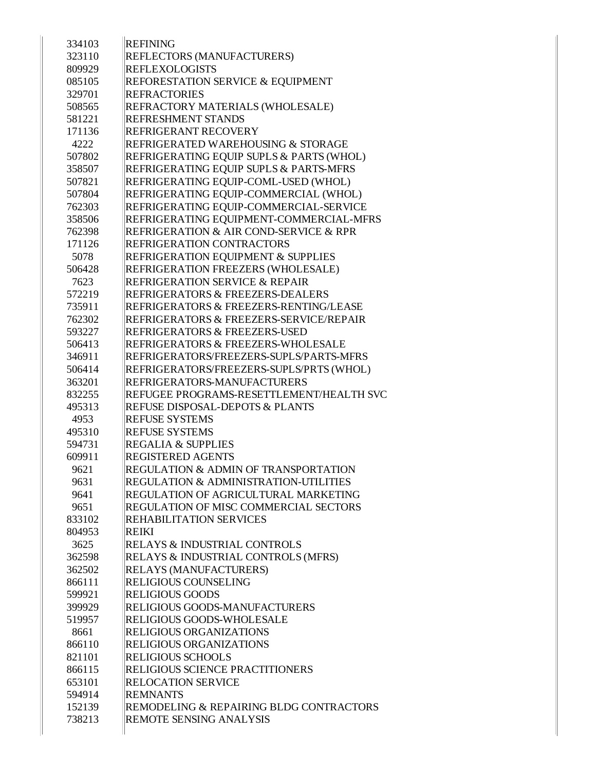| | |
|---|---|
| 334103 | REFINING |
| 323110 | REFLECTORS (MANUFACTURERS) |
| 809929 | REFLEXOLOGISTS |
| 085105 | REFORESTATION SERVICE & EQUIPMENT |
| 329701 | REFRACTORIES |
| 508565 | REFRACTORY MATERIALS (WHOLESALE) |
| 581221 | REFRESHMENT STANDS |
| 171136 | REFRIGERANT RECOVERY |
| 4222 | REFRIGERATED WAREHOUSING & STORAGE |
| 507802 | REFRIGERATING EQUIP SUPLS & PARTS (WHOL) |
| 358507 | REFRIGERATING EQUIP SUPLS & PARTS-MFRS |
| 507821 | REFRIGERATING EQUIP-COML-USED (WHOL) |
| 507804 | REFRIGERATING EQUIP-COMMERCIAL (WHOL) |
| 762303 | REFRIGERATING EQUIP-COMMERCIAL-SERVICE |
| 358506 | REFRIGERATING EQUIPMENT-COMMERCIAL-MFRS |
| 762398 | REFRIGERATION & AIR COND-SERVICE & RPR |
| 171126 | REFRIGERATION CONTRACTORS |
| 5078 | REFRIGERATION EQUIPMENT & SUPPLIES |
| 506428 | REFRIGERATION FREEZERS (WHOLESALE) |
| 7623 | REFRIGERATION SERVICE & REPAIR |
| 572219 | REFRIGERATORS & FREEZERS-DEALERS |
| 735911 | REFRIGERATORS & FREEZERS-RENTING/LEASE |
| 762302 | REFRIGERATORS & FREEZERS-SERVICE/REPAIR |
| 593227 | REFRIGERATORS & FREEZERS-USED |
| 506413 | REFRIGERATORS & FREEZERS-WHOLESALE |
| 346911 | REFRIGERATORS/FREEZERS-SUPLS/PARTS-MFRS |
| 506414 | REFRIGERATORS/FREEZERS-SUPLS/PRTS (WHOL) |
| 363201 | REFRIGERATORS-MANUFACTURERS |
| 832255 | REFUGEE PROGRAMS-RESETTLEMENT/HEALTH SVC |
| 495313 | REFUSE DISPOSAL-DEPOTS & PLANTS |
| 4953 | REFUSE SYSTEMS |
| 495310 | REFUSE SYSTEMS |
| 594731 | REGALIA & SUPPLIES |
| 609911 | REGISTERED AGENTS |
| 9621 | REGULATION & ADMIN OF TRANSPORTATION |
| 9631 | REGULATION & ADMINISTRATION-UTILITIES |
| 9641 | REGULATION OF AGRICULTURAL MARKETING |
| 9651 | REGULATION OF MISC COMMERCIAL SECTORS |
| 833102 | REHABILITATION SERVICES |
| 804953 | REIKI |
| 3625 | RELAYS & INDUSTRIAL CONTROLS |
| 362598 | RELAYS & INDUSTRIAL CONTROLS (MFRS) |
| 362502 | RELAYS (MANUFACTURERS) |
| 866111 | RELIGIOUS COUNSELING |
| 599921 | RELIGIOUS GOODS |
| 399929 | RELIGIOUS GOODS-MANUFACTURERS |
| 519957 | RELIGIOUS GOODS-WHOLESALE |
| 8661 | RELIGIOUS ORGANIZATIONS |
| 866110 | RELIGIOUS ORGANIZATIONS |
| 821101 | RELIGIOUS SCHOOLS |
| 866115 | RELIGIOUS SCIENCE PRACTITIONERS |
| 653101 | RELOCATION SERVICE |
| 594914 | REMNANTS |
| 152139 | REMODELING & REPAIRING BLDG CONTRACTORS |
| 738213 | REMOTE SENSING ANALYSIS |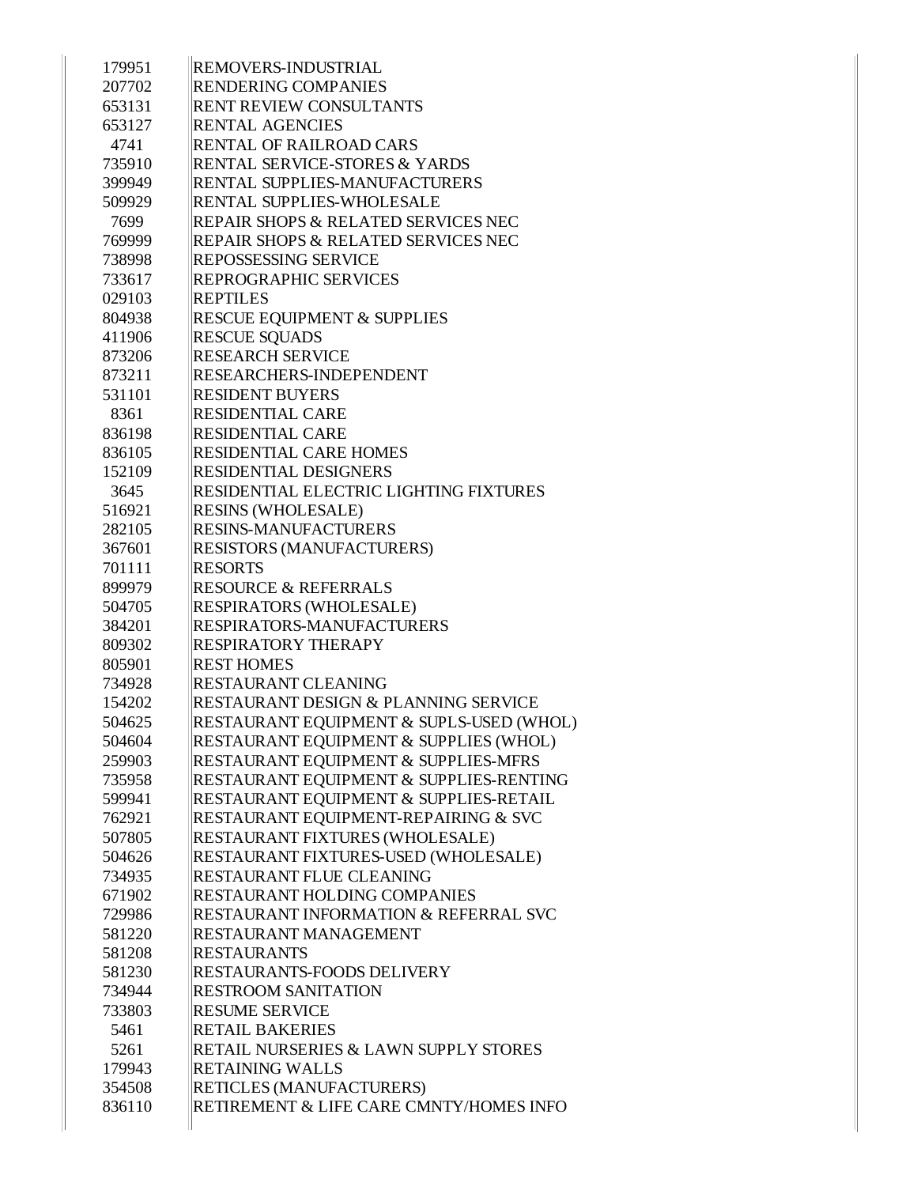| | |
|---|---|
| 179951 | REMOVERS-INDUSTRIAL |
| 207702 | RENDERING COMPANIES |
| 653131 | RENT REVIEW CONSULTANTS |
| 653127 | RENTAL AGENCIES |
| 4741 | RENTAL OF RAILROAD CARS |
| 735910 | RENTAL SERVICE-STORES & YARDS |
| 399949 | RENTAL SUPPLIES-MANUFACTURERS |
| 509929 | RENTAL SUPPLIES-WHOLESALE |
| 7699 | REPAIR SHOPS & RELATED SERVICES NEC |
| 769999 | REPAIR SHOPS & RELATED SERVICES NEC |
| 738998 | REPOSSESSING SERVICE |
| 733617 | REPROGRAPHIC SERVICES |
| 029103 | REPTILES |
| 804938 | RESCUE EQUIPMENT & SUPPLIES |
| 411906 | RESCUE SQUADS |
| 873206 | RESEARCH SERVICE |
| 873211 | RESEARCHERS-INDEPENDENT |
| 531101 | RESIDENT BUYERS |
| 8361 | RESIDENTIAL CARE |
| 836198 | RESIDENTIAL CARE |
| 836105 | RESIDENTIAL CARE HOMES |
| 152109 | RESIDENTIAL DESIGNERS |
| 3645 | RESIDENTIAL ELECTRIC LIGHTING FIXTURES |
| 516921 | RESINS (WHOLESALE) |
| 282105 | RESINS-MANUFACTURERS |
| 367601 | RESISTORS (MANUFACTURERS) |
| 701111 | RESORTS |
| 899979 | RESOURCE & REFERRALS |
| 504705 | RESPIRATORS (WHOLESALE) |
| 384201 | RESPIRATORS-MANUFACTURERS |
| 809302 | RESPIRATORY THERAPY |
| 805901 | REST HOMES |
| 734928 | RESTAURANT CLEANING |
| 154202 | RESTAURANT DESIGN & PLANNING SERVICE |
| 504625 | RESTAURANT EQUIPMENT & SUPLS-USED (WHOL) |
| 504604 | RESTAURANT EQUIPMENT & SUPPLIES (WHOL) |
| 259903 | RESTAURANT EQUIPMENT & SUPPLIES-MFRS |
| 735958 | RESTAURANT EQUIPMENT & SUPPLIES-RENTING |
| 599941 | RESTAURANT EQUIPMENT & SUPPLIES-RETAIL |
| 762921 | RESTAURANT EQUIPMENT-REPAIRING & SVC |
| 507805 | RESTAURANT FIXTURES (WHOLESALE) |
| 504626 | RESTAURANT FIXTURES-USED (WHOLESALE) |
| 734935 | RESTAURANT FLUE CLEANING |
| 671902 | RESTAURANT HOLDING COMPANIES |
| 729986 | RESTAURANT INFORMATION & REFERRAL SVC |
| 581220 | RESTAURANT MANAGEMENT |
| 581208 | RESTAURANTS |
| 581230 | RESTAURANTS-FOODS DELIVERY |
| 734944 | RESTROOM SANITATION |
| 733803 | RESUME SERVICE |
| 5461 | RETAIL BAKERIES |
| 5261 | RETAIL NURSERIES & LAWN SUPPLY STORES |
| 179943 | RETAINING WALLS |
| 354508 | RETICLES (MANUFACTURERS) |
| 836110 | RETIREMENT & LIFE CARE CMNTY/HOMES INFO |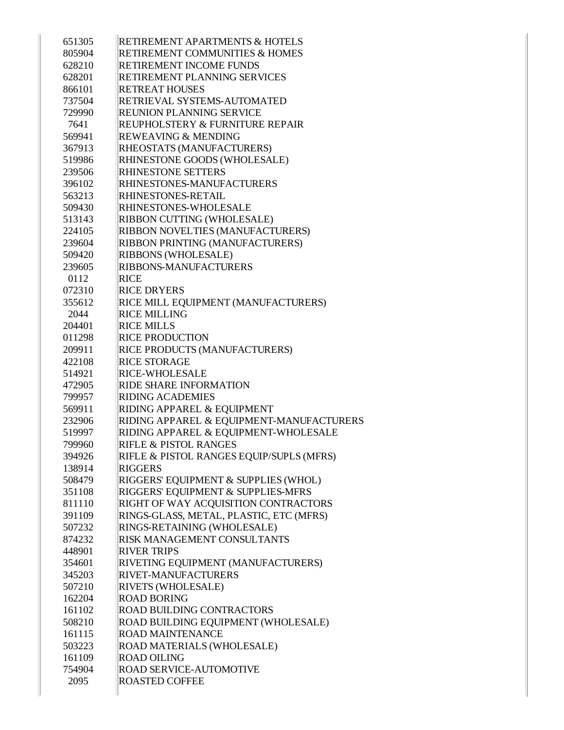| | |
|---|---|
| 651305 | RETIREMENT APARTMENTS & HOTELS |
| 805904 | RETIREMENT COMMUNITIES & HOMES |
| 628210 | RETIREMENT INCOME FUNDS |
| 628201 | RETIREMENT PLANNING SERVICES |
| 866101 | RETREAT HOUSES |
| 737504 | RETRIEVAL SYSTEMS-AUTOMATED |
| 729990 | REUNION PLANNING SERVICE |
| 7641 | REUPHOLSTERY & FURNITURE REPAIR |
| 569941 | REWEAVING & MENDING |
| 367913 | RHEOSTATS (MANUFACTURERS) |
| 519986 | RHINESTONE GOODS (WHOLESALE) |
| 239506 | RHINESTONE SETTERS |
| 396102 | RHINESTONES-MANUFACTURERS |
| 563213 | RHINESTONES-RETAIL |
| 509430 | RHINESTONES-WHOLESALE |
| 513143 | RIBBON CUTTING (WHOLESALE) |
| 224105 | RIBBON NOVELTIES (MANUFACTURERS) |
| 239604 | RIBBON PRINTING (MANUFACTURERS) |
| 509420 | RIBBONS (WHOLESALE) |
| 239605 | RIBBONS-MANUFACTURERS |
| 0112 | RICE |
| 072310 | RICE DRYERS |
| 355612 | RICE MILL EQUIPMENT (MANUFACTURERS) |
| 2044 | RICE MILLING |
| 204401 | RICE MILLS |
| 011298 | RICE PRODUCTION |
| 209911 | RICE PRODUCTS (MANUFACTURERS) |
| 422108 | RICE STORAGE |
| 514921 | RICE-WHOLESALE |
| 472905 | RIDE SHARE INFORMATION |
| 799957 | RIDING ACADEMIES |
| 569911 | RIDING APPAREL & EQUIPMENT |
| 232906 | RIDING APPAREL & EQUIPMENT-MANUFACTURERS |
| 519997 | RIDING APPAREL & EQUIPMENT-WHOLESALE |
| 799960 | RIFLE & PISTOL RANGES |
| 394926 | RIFLE & PISTOL RANGES EQUIP/SUPLS (MFRS) |
| 138914 | RIGGERS |
| 508479 | RIGGERS' EQUIPMENT & SUPPLIES (WHOL) |
| 351108 | RIGGERS' EQUIPMENT & SUPPLIES-MFRS |
| 811110 | RIGHT OF WAY ACQUISITION CONTRACTORS |
| 391109 | RINGS-GLASS, METAL, PLASTIC, ETC (MFRS) |
| 507232 | RINGS-RETAINING (WHOLESALE) |
| 874232 | RISK MANAGEMENT CONSULTANTS |
| 448901 | RIVER TRIPS |
| 354601 | RIVETING EQUIPMENT (MANUFACTURERS) |
| 345203 | RIVET-MANUFACTURERS |
| 507210 | RIVETS (WHOLESALE) |
| 162204 | ROAD BORING |
| 161102 | ROAD BUILDING CONTRACTORS |
| 508210 | ROAD BUILDING EQUIPMENT (WHOLESALE) |
| 161115 | ROAD MAINTENANCE |
| 503223 | ROAD MATERIALS (WHOLESALE) |
| 161109 | ROAD OILING |
| 754904 | ROAD SERVICE-AUTOMOTIVE |
| 2095 | ROASTED COFFEE |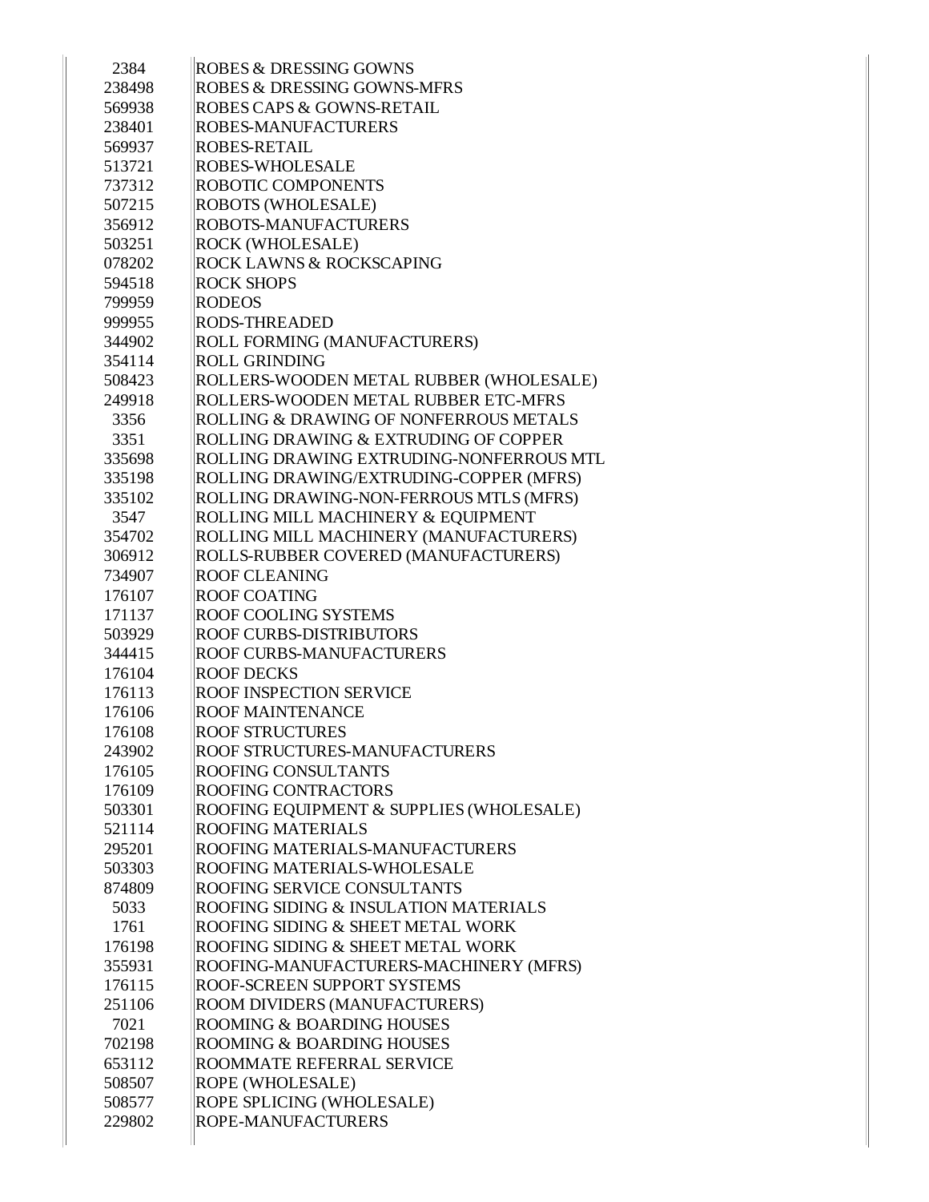| | |
|---|---|
| 2384 | ROBES & DRESSING GOWNS |
| 238498 | ROBES & DRESSING GOWNS-MFRS |
| 569938 | ROBES CAPS & GOWNS-RETAIL |
| 238401 | ROBES-MANUFACTURERS |
| 569937 | ROBES-RETAIL |
| 513721 | ROBES-WHOLESALE |
| 737312 | ROBOTIC COMPONENTS |
| 507215 | ROBOTS (WHOLESALE) |
| 356912 | ROBOTS-MANUFACTURERS |
| 503251 | ROCK (WHOLESALE) |
| 078202 | ROCK LAWNS & ROCKSCAPING |
| 594518 | ROCK SHOPS |
| 799959 | RODEOS |
| 999955 | RODS-THREADED |
| 344902 | ROLL FORMING (MANUFACTURERS) |
| 354114 | ROLL GRINDING |
| 508423 | ROLLERS-WOODEN METAL RUBBER (WHOLESALE) |
| 249918 | ROLLERS-WOODEN METAL RUBBER ETC-MFRS |
| 3356 | ROLLING & DRAWING OF NONFERROUS METALS |
| 3351 | ROLLING DRAWING & EXTRUDING OF COPPER |
| 335698 | ROLLING DRAWING EXTRUDING-NONFERROUS MTL |
| 335198 | ROLLING DRAWING/EXTRUDING-COPPER (MFRS) |
| 335102 | ROLLING DRAWING-NON-FERROUS MTLS (MFRS) |
| 3547 | ROLLING MILL MACHINERY & EQUIPMENT |
| 354702 | ROLLING MILL MACHINERY (MANUFACTURERS) |
| 306912 | ROLLS-RUBBER COVERED (MANUFACTURERS) |
| 734907 | ROOF CLEANING |
| 176107 | ROOF COATING |
| 171137 | ROOF COOLING SYSTEMS |
| 503929 | ROOF CURBS-DISTRIBUTORS |
| 344415 | ROOF CURBS-MANUFACTURERS |
| 176104 | ROOF DECKS |
| 176113 | ROOF INSPECTION SERVICE |
| 176106 | ROOF MAINTENANCE |
| 176108 | ROOF STRUCTURES |
| 243902 | ROOF STRUCTURES-MANUFACTURERS |
| 176105 | ROOFING CONSULTANTS |
| 176109 | ROOFING CONTRACTORS |
| 503301 | ROOFING EQUIPMENT & SUPPLIES (WHOLESALE) |
| 521114 | ROOFING MATERIALS |
| 295201 | ROOFING MATERIALS-MANUFACTURERS |
| 503303 | ROOFING MATERIALS-WHOLESALE |
| 874809 | ROOFING SERVICE CONSULTANTS |
| 5033 | ROOFING SIDING & INSULATION MATERIALS |
| 1761 | ROOFING SIDING & SHEET METAL WORK |
| 176198 | ROOFING SIDING & SHEET METAL WORK |
| 355931 | ROOFING-MANUFACTURERS-MACHINERY (MFRS) |
| 176115 | ROOF-SCREEN SUPPORT SYSTEMS |
| 251106 | ROOM DIVIDERS (MANUFACTURERS) |
| 7021 | ROOMING & BOARDING HOUSES |
| 702198 | ROOMING & BOARDING HOUSES |
| 653112 | ROOMMATE REFERRAL SERVICE |
| 508507 | ROPE (WHOLESALE) |
| 508577 | ROPE SPLICING (WHOLESALE) |
| 229802 | ROPE-MANUFACTURERS |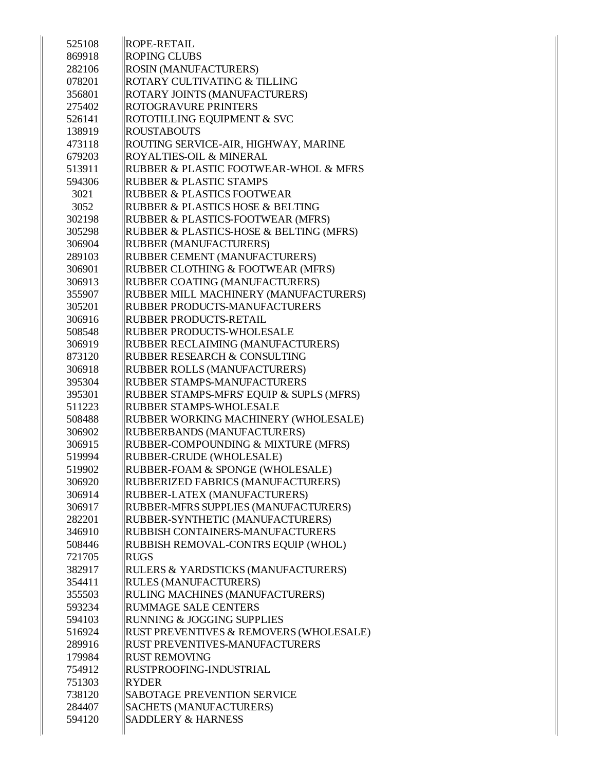| | |
|---|---|
| 525108 | ROPE-RETAIL |
| 869918 | ROPING CLUBS |
| 282106 | ROSIN (MANUFACTURERS) |
| 078201 | ROTARY CULTIVATING & TILLING |
| 356801 | ROTARY JOINTS (MANUFACTURERS) |
| 275402 | ROTOGRAVURE PRINTERS |
| 526141 | ROTOTILLING EQUIPMENT & SVC |
| 138919 | ROUSTABOUTS |
| 473118 | ROUTING SERVICE-AIR, HIGHWAY, MARINE |
| 679203 | ROYALTIES-OIL & MINERAL |
| 513911 | RUBBER & PLASTIC FOOTWEAR-WHOL & MFRS |
| 594306 | RUBBER & PLASTIC STAMPS |
| 3021 | RUBBER & PLASTICS FOOTWEAR |
| 3052 | RUBBER & PLASTICS HOSE & BELTING |
| 302198 | RUBBER & PLASTICS-FOOTWEAR (MFRS) |
| 305298 | RUBBER & PLASTICS-HOSE & BELTING (MFRS) |
| 306904 | RUBBER (MANUFACTURERS) |
| 289103 | RUBBER CEMENT (MANUFACTURERS) |
| 306901 | RUBBER CLOTHING & FOOTWEAR (MFRS) |
| 306913 | RUBBER COATING (MANUFACTURERS) |
| 355907 | RUBBER MILL MACHINERY (MANUFACTURERS) |
| 305201 | RUBBER PRODUCTS-MANUFACTURERS |
| 306916 | RUBBER PRODUCTS-RETAIL |
| 508548 | RUBBER PRODUCTS-WHOLESALE |
| 306919 | RUBBER RECLAIMING (MANUFACTURERS) |
| 873120 | RUBBER RESEARCH & CONSULTING |
| 306918 | RUBBER ROLLS (MANUFACTURERS) |
| 395304 | RUBBER STAMPS-MANUFACTURERS |
| 395301 | RUBBER STAMPS-MFRS' EQUIP & SUPLS (MFRS) |
| 511223 | RUBBER STAMPS-WHOLESALE |
| 508488 | RUBBER WORKING MACHINERY (WHOLESALE) |
| 306902 | RUBBERBANDS (MANUFACTURERS) |
| 306915 | RUBBER-COMPOUNDING & MIXTURE (MFRS) |
| 519994 | RUBBER-CRUDE (WHOLESALE) |
| 519902 | RUBBER-FOAM & SPONGE (WHOLESALE) |
| 306920 | RUBBERIZED FABRICS (MANUFACTURERS) |
| 306914 | RUBBER-LATEX (MANUFACTURERS) |
| 306917 | RUBBER-MFRS SUPPLIES (MANUFACTURERS) |
| 282201 | RUBBER-SYNTHETIC (MANUFACTURERS) |
| 346910 | RUBBISH CONTAINERS-MANUFACTURERS |
| 508446 | RUBBISH REMOVAL-CONTRS EQUIP (WHOL) |
| 721705 | RUGS |
| 382917 | RULERS & YARDSTICKS (MANUFACTURERS) |
| 354411 | RULES (MANUFACTURERS) |
| 355503 | RULING MACHINES (MANUFACTURERS) |
| 593234 | RUMMAGE SALE CENTERS |
| 594103 | RUNNING & JOGGING SUPPLIES |
| 516924 | RUST PREVENTIVES & REMOVERS (WHOLESALE) |
| 289916 | RUST PREVENTIVES-MANUFACTURERS |
| 179984 | RUST REMOVING |
| 754912 | RUSTPROOFING-INDUSTRIAL |
| 751303 | RYDER |
| 738120 | SABOTAGE PREVENTION SERVICE |
| 284407 | SACHETS (MANUFACTURERS) |
| 594120 | SADDLERY & HARNESS |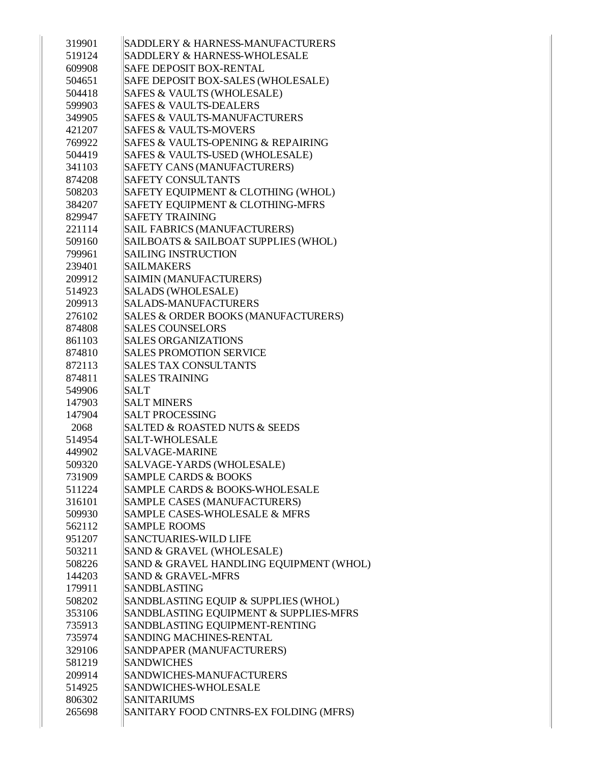| | |
|---|---|
| 319901 | SADDLERY & HARNESS-MANUFACTURERS |
| 519124 | SADDLERY & HARNESS-WHOLESALE |
| 609908 | SAFE DEPOSIT BOX-RENTAL |
| 504651 | SAFE DEPOSIT BOX-SALES (WHOLESALE) |
| 504418 | SAFES & VAULTS (WHOLESALE) |
| 599903 | SAFES & VAULTS-DEALERS |
| 349905 | SAFES & VAULTS-MANUFACTURERS |
| 421207 | SAFES & VAULTS-MOVERS |
| 769922 | SAFES & VAULTS-OPENING & REPAIRING |
| 504419 | SAFES & VAULTS-USED (WHOLESALE) |
| 341103 | SAFETY CANS (MANUFACTURERS) |
| 874208 | SAFETY CONSULTANTS |
| 508203 | SAFETY EQUIPMENT & CLOTHING (WHOL) |
| 384207 | SAFETY EQUIPMENT & CLOTHING-MFRS |
| 829947 | SAFETY TRAINING |
| 221114 | SAIL FABRICS (MANUFACTURERS) |
| 509160 | SAILBOATS & SAILBOAT SUPPLIES (WHOL) |
| 799961 | SAILING INSTRUCTION |
| 239401 | SAILMAKERS |
| 209912 | SAIMIN (MANUFACTURERS) |
| 514923 | SALADS (WHOLESALE) |
| 209913 | SALADS-MANUFACTURERS |
| 276102 | SALES & ORDER BOOKS (MANUFACTURERS) |
| 874808 | SALES COUNSELORS |
| 861103 | SALES ORGANIZATIONS |
| 874810 | SALES PROMOTION SERVICE |
| 872113 | SALES TAX CONSULTANTS |
| 874811 | SALES TRAINING |
| 549906 | SALT |
| 147903 | SALT MINERS |
| 147904 | SALT PROCESSING |
| 2068 | SALTED & ROASTED NUTS & SEEDS |
| 514954 | SALT-WHOLESALE |
| 449902 | SALVAGE-MARINE |
| 509320 | SALVAGE-YARDS (WHOLESALE) |
| 731909 | SAMPLE CARDS & BOOKS |
| 511224 | SAMPLE CARDS & BOOKS-WHOLESALE |
| 316101 | SAMPLE CASES (MANUFACTURERS) |
| 509930 | SAMPLE CASES-WHOLESALE & MFRS |
| 562112 | SAMPLE ROOMS |
| 951207 | SANCTUARIES-WILD LIFE |
| 503211 | SAND & GRAVEL (WHOLESALE) |
| 508226 | SAND & GRAVEL HANDLING EQUIPMENT (WHOL) |
| 144203 | SAND & GRAVEL-MFRS |
| 179911 | SANDBLASTING |
| 508202 | SANDBLASTING EQUIP & SUPPLIES (WHOL) |
| 353106 | SANDBLASTING EQUIPMENT & SUPPLIES-MFRS |
| 735913 | SANDBLASTING EQUIPMENT-RENTING |
| 735974 | SANDING MACHINES-RENTAL |
| 329106 | SANDPAPER (MANUFACTURERS) |
| 581219 | SANDWICHES |
| 209914 | SANDWICHES-MANUFACTURERS |
| 514925 | SANDWICHES-WHOLESALE |
| 806302 | SANITARIUMS |
| 265698 | SANITARY FOOD CNTNRS-EX FOLDING (MFRS) |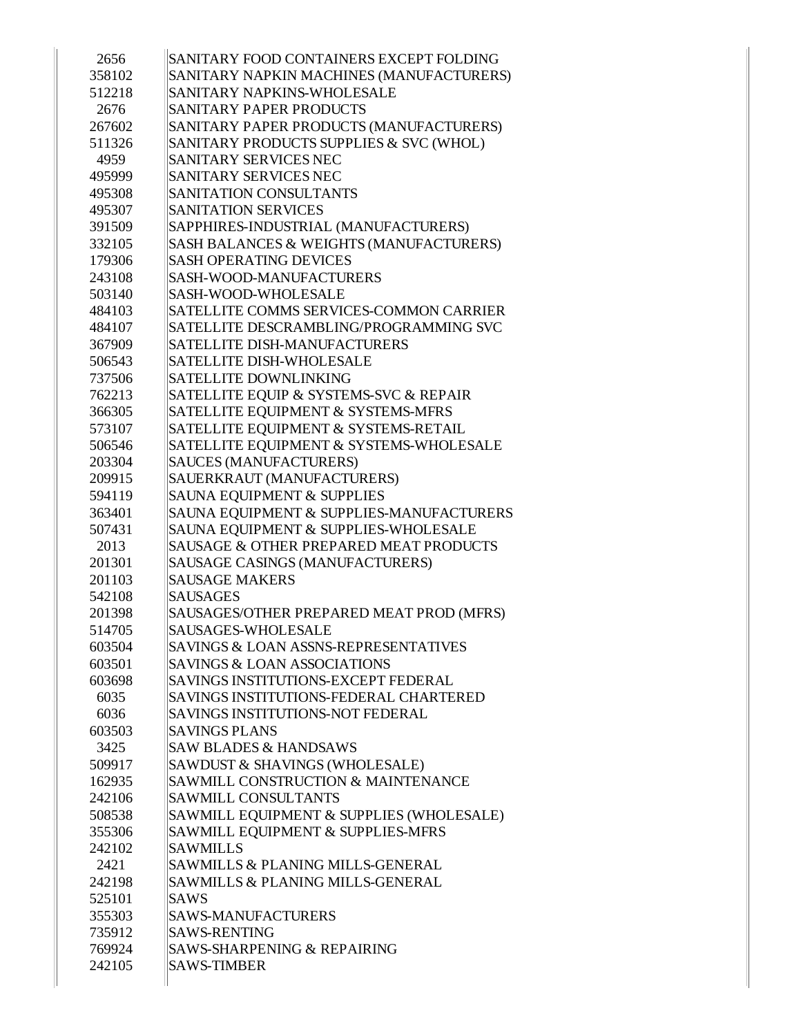| | |
|---|---|
| 2656 | SANITARY FOOD CONTAINERS EXCEPT FOLDING |
| 358102 | SANITARY NAPKIN MACHINES (MANUFACTURERS) |
| 512218 | SANITARY NAPKINS-WHOLESALE |
| 2676 | SANITARY PAPER PRODUCTS |
| 267602 | SANITARY PAPER PRODUCTS (MANUFACTURERS) |
| 511326 | SANITARY PRODUCTS SUPPLIES & SVC (WHOL) |
| 4959 | SANITARY SERVICES NEC |
| 495999 | SANITARY SERVICES NEC |
| 495308 | SANITATION CONSULTANTS |
| 495307 | SANITATION SERVICES |
| 391509 | SAPPHIRES-INDUSTRIAL (MANUFACTURERS) |
| 332105 | SASH BALANCES & WEIGHTS (MANUFACTURERS) |
| 179306 | SASH OPERATING DEVICES |
| 243108 | SASH-WOOD-MANUFACTURERS |
| 503140 | SASH-WOOD-WHOLESALE |
| 484103 | SATELLITE COMMS SERVICES-COMMON CARRIER |
| 484107 | SATELLITE DESCRAMBLING/PROGRAMMING SVC |
| 367909 | SATELLITE DISH-MANUFACTURERS |
| 506543 | SATELLITE DISH-WHOLESALE |
| 737506 | SATELLITE DOWNLINKING |
| 762213 | SATELLITE EQUIP & SYSTEMS-SVC & REPAIR |
| 366305 | SATELLITE EQUIPMENT & SYSTEMS-MFRS |
| 573107 | SATELLITE EQUIPMENT & SYSTEMS-RETAIL |
| 506546 | SATELLITE EQUIPMENT & SYSTEMS-WHOLESALE |
| 203304 | SAUCES (MANUFACTURERS) |
| 209915 | SAUERKRAUT (MANUFACTURERS) |
| 594119 | SAUNA EQUIPMENT & SUPPLIES |
| 363401 | SAUNA EQUIPMENT & SUPPLIES-MANUFACTURERS |
| 507431 | SAUNA EQUIPMENT & SUPPLIES-WHOLESALE |
| 2013 | SAUSAGE & OTHER PREPARED MEAT PRODUCTS |
| 201301 | SAUSAGE CASINGS (MANUFACTURERS) |
| 201103 | SAUSAGE MAKERS |
| 542108 | SAUSAGES |
| 201398 | SAUSAGES/OTHER PREPARED MEAT PROD (MFRS) |
| 514705 | SAUSAGES-WHOLESALE |
| 603504 | SAVINGS & LOAN ASSNS-REPRESENTATIVES |
| 603501 | SAVINGS & LOAN ASSOCIATIONS |
| 603698 | SAVINGS INSTITUTIONS-EXCEPT FEDERAL |
| 6035 | SAVINGS INSTITUTIONS-FEDERAL CHARTERED |
| 6036 | SAVINGS INSTITUTIONS-NOT FEDERAL |
| 603503 | SAVINGS PLANS |
| 3425 | SAW BLADES & HANDSAWS |
| 509917 | SAWDUST & SHAVINGS (WHOLESALE) |
| 162935 | SAWMILL CONSTRUCTION & MAINTENANCE |
| 242106 | SAWMILL CONSULTANTS |
| 508538 | SAWMILL EQUIPMENT & SUPPLIES (WHOLESALE) |
| 355306 | SAWMILL EQUIPMENT & SUPPLIES-MFRS |
| 242102 | SAWMILLS |
| 2421 | SAWMILLS & PLANING MILLS-GENERAL |
| 242198 | SAWMILLS & PLANING MILLS-GENERAL |
| 525101 | SAWS |
| 355303 | SAWS-MANUFACTURERS |
| 735912 | SAWS-RENTING |
| 769924 | SAWS-SHARPENING & REPAIRING |
| 242105 | SAWS-TIMBER |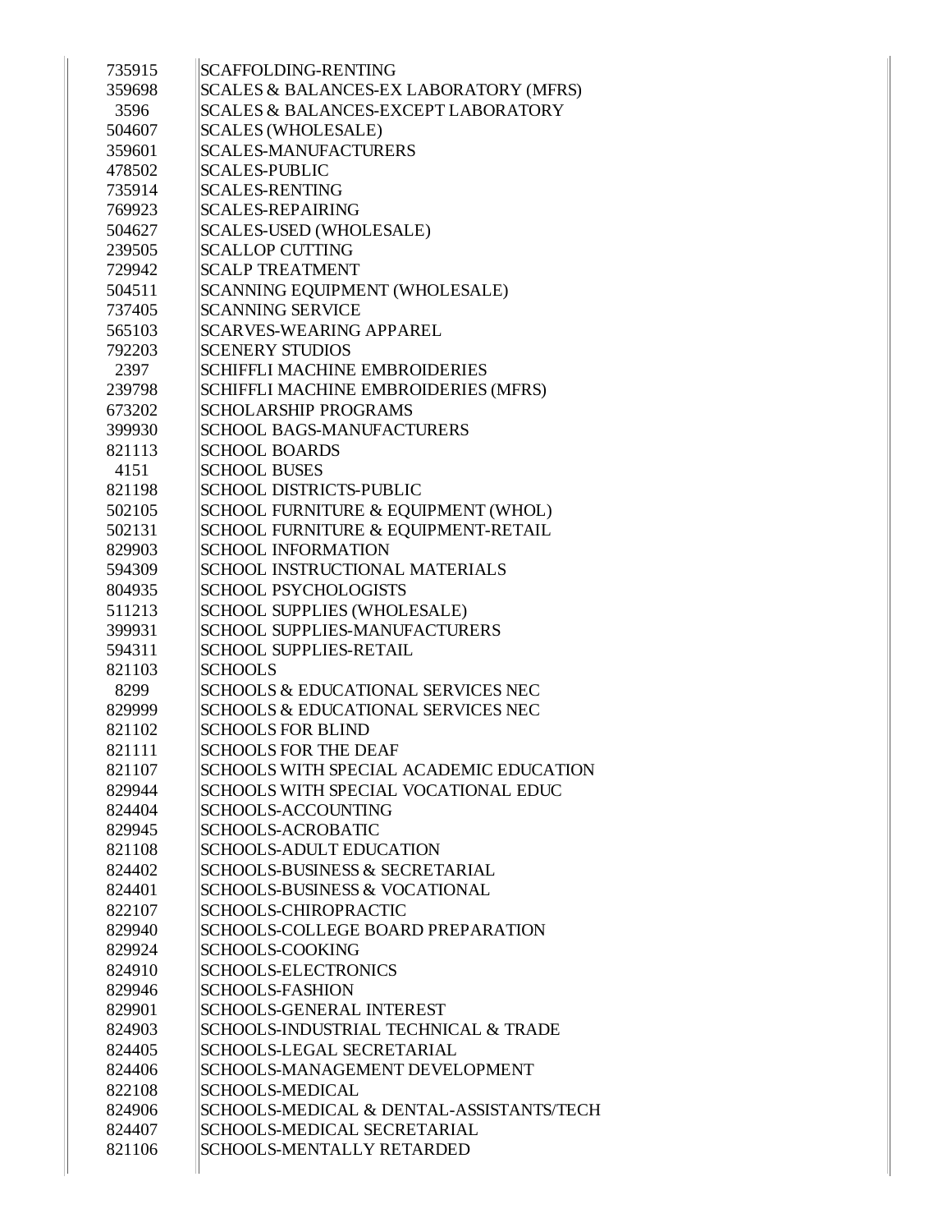| | |
|---|---|
| 735915 | SCAFFOLDING-RENTING |
| 359698 | SCALES & BALANCES-EX LABORATORY (MFRS) |
| 3596 | SCALES & BALANCES-EXCEPT LABORATORY |
| 504607 | SCALES (WHOLESALE) |
| 359601 | SCALES-MANUFACTURERS |
| 478502 | SCALES-PUBLIC |
| 735914 | SCALES-RENTING |
| 769923 | SCALES-REPAIRING |
| 504627 | SCALES-USED (WHOLESALE) |
| 239505 | SCALLOP CUTTING |
| 729942 | SCALP TREATMENT |
| 504511 | SCANNING EQUIPMENT (WHOLESALE) |
| 737405 | SCANNING SERVICE |
| 565103 | SCARVES-WEARING APPAREL |
| 792203 | SCENERY STUDIOS |
| 2397 | SCHIFFLI MACHINE EMBROIDERIES |
| 239798 | SCHIFFLI MACHINE EMBROIDERIES (MFRS) |
| 673202 | SCHOLARSHIP PROGRAMS |
| 399930 | SCHOOL BAGS-MANUFACTURERS |
| 821113 | SCHOOL BOARDS |
| 4151 | SCHOOL BUSES |
| 821198 | SCHOOL DISTRICTS-PUBLIC |
| 502105 | SCHOOL FURNITURE & EQUIPMENT (WHOL) |
| 502131 | SCHOOL FURNITURE & EQUIPMENT-RETAIL |
| 829903 | SCHOOL INFORMATION |
| 594309 | SCHOOL INSTRUCTIONAL MATERIALS |
| 804935 | SCHOOL PSYCHOLOGISTS |
| 511213 | SCHOOL SUPPLIES (WHOLESALE) |
| 399931 | SCHOOL SUPPLIES-MANUFACTURERS |
| 594311 | SCHOOL SUPPLIES-RETAIL |
| 821103 | SCHOOLS |
| 8299 | SCHOOLS & EDUCATIONAL SERVICES NEC |
| 829999 | SCHOOLS & EDUCATIONAL SERVICES NEC |
| 821102 | SCHOOLS FOR BLIND |
| 821111 | SCHOOLS FOR THE DEAF |
| 821107 | SCHOOLS WITH SPECIAL ACADEMIC EDUCATION |
| 829944 | SCHOOLS WITH SPECIAL VOCATIONAL EDUC |
| 824404 | SCHOOLS-ACCOUNTING |
| 829945 | SCHOOLS-ACROBATIC |
| 821108 | SCHOOLS-ADULT EDUCATION |
| 824402 | SCHOOLS-BUSINESS & SECRETARIAL |
| 824401 | SCHOOLS-BUSINESS & VOCATIONAL |
| 822107 | SCHOOLS-CHIROPRACTIC |
| 829940 | SCHOOLS-COLLEGE BOARD PREPARATION |
| 829924 | SCHOOLS-COOKING |
| 824910 | SCHOOLS-ELECTRONICS |
| 829946 | SCHOOLS-FASHION |
| 829901 | SCHOOLS-GENERAL INTEREST |
| 824903 | SCHOOLS-INDUSTRIAL TECHNICAL & TRADE |
| 824405 | SCHOOLS-LEGAL SECRETARIAL |
| 824406 | SCHOOLS-MANAGEMENT DEVELOPMENT |
| 822108 | SCHOOLS-MEDICAL |
| 824906 | SCHOOLS-MEDICAL & DENTAL-ASSISTANTS/TECH |
| 824407 | SCHOOLS-MEDICAL SECRETARIAL |
| 821106 | SCHOOLS-MENTALLY RETARDED |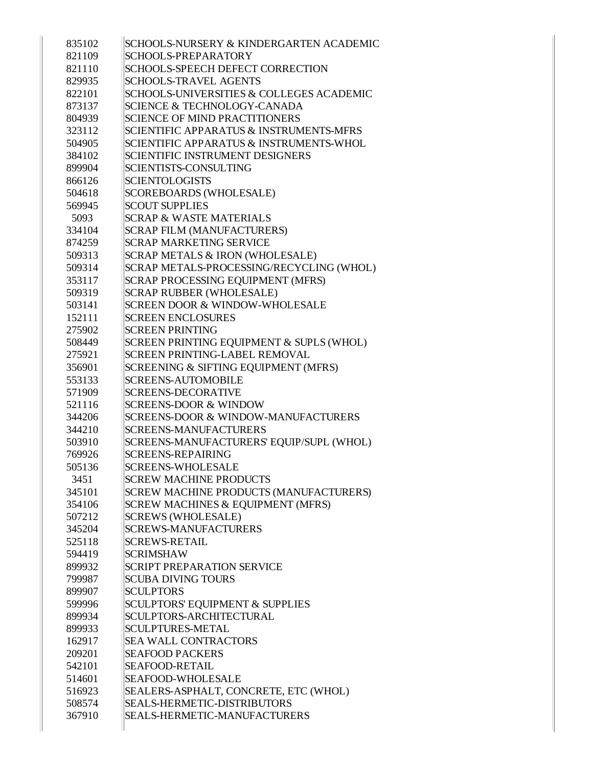| | |
|---|---|
| 835102 | SCHOOLS-NURSERY & KINDERGARTEN ACADEMIC |
| 821109 | SCHOOLS-PREPARATORY |
| 821110 | SCHOOLS-SPEECH DEFECT CORRECTION |
| 829935 | SCHOOLS-TRAVEL AGENTS |
| 822101 | SCHOOLS-UNIVERSITIES & COLLEGES ACADEMIC |
| 873137 | SCIENCE & TECHNOLOGY-CANADA |
| 804939 | SCIENCE OF MIND PRACTITIONERS |
| 323112 | SCIENTIFIC APPARATUS & INSTRUMENTS-MFRS |
| 504905 | SCIENTIFIC APPARATUS & INSTRUMENTS-WHOL |
| 384102 | SCIENTIFIC INSTRUMENT DESIGNERS |
| 899904 | SCIENTISTS-CONSULTING |
| 866126 | SCIENTOLOGISTS |
| 504618 | SCOREBOARDS (WHOLESALE) |
| 569945 | SCOUT SUPPLIES |
| 5093 | SCRAP & WASTE MATERIALS |
| 334104 | SCRAP FILM (MANUFACTURERS) |
| 874259 | SCRAP MARKETING SERVICE |
| 509313 | SCRAP METALS & IRON (WHOLESALE) |
| 509314 | SCRAP METALS-PROCESSING/RECYCLING (WHOL) |
| 353117 | SCRAP PROCESSING EQUIPMENT (MFRS) |
| 509319 | SCRAP RUBBER (WHOLESALE) |
| 503141 | SCREEN DOOR & WINDOW-WHOLESALE |
| 152111 | SCREEN ENCLOSURES |
| 275902 | SCREEN PRINTING |
| 508449 | SCREEN PRINTING EQUIPMENT & SUPLS (WHOL) |
| 275921 | SCREEN PRINTING-LABEL REMOVAL |
| 356901 | SCREENING & SIFTING EQUIPMENT (MFRS) |
| 553133 | SCREENS-AUTOMOBILE |
| 571909 | SCREENS-DECORATIVE |
| 521116 | SCREENS-DOOR & WINDOW |
| 344206 | SCREENS-DOOR & WINDOW-MANUFACTURERS |
| 344210 | SCREENS-MANUFACTURERS |
| 503910 | SCREENS-MANUFACTURERS' EQUIP/SUPL (WHOL) |
| 769926 | SCREENS-REPAIRING |
| 505136 | SCREENS-WHOLESALE |
| 3451 | SCREW MACHINE PRODUCTS |
| 345101 | SCREW MACHINE PRODUCTS (MANUFACTURERS) |
| 354106 | SCREW MACHINES & EQUIPMENT (MFRS) |
| 507212 | SCREWS (WHOLESALE) |
| 345204 | SCREWS-MANUFACTURERS |
| 525118 | SCREWS-RETAIL |
| 594419 | SCRIMSHAW |
| 899932 | SCRIPT PREPARATION SERVICE |
| 799987 | SCUBA DIVING TOURS |
| 899907 | SCULPTORS |
| 599996 | SCULPTORS' EQUIPMENT & SUPPLIES |
| 899934 | SCULPTORS-ARCHITECTURAL |
| 899933 | SCULPTURES-METAL |
| 162917 | SEA WALL CONTRACTORS |
| 209201 | SEAFOOD PACKERS |
| 542101 | SEAFOOD-RETAIL |
| 514601 | SEAFOOD-WHOLESALE |
| 516923 | SEALERS-ASPHALT, CONCRETE, ETC (WHOL) |
| 508574 | SEALS-HERMETIC-DISTRIBUTORS |
| 367910 | SEALS-HERMETIC-MANUFACTURERS |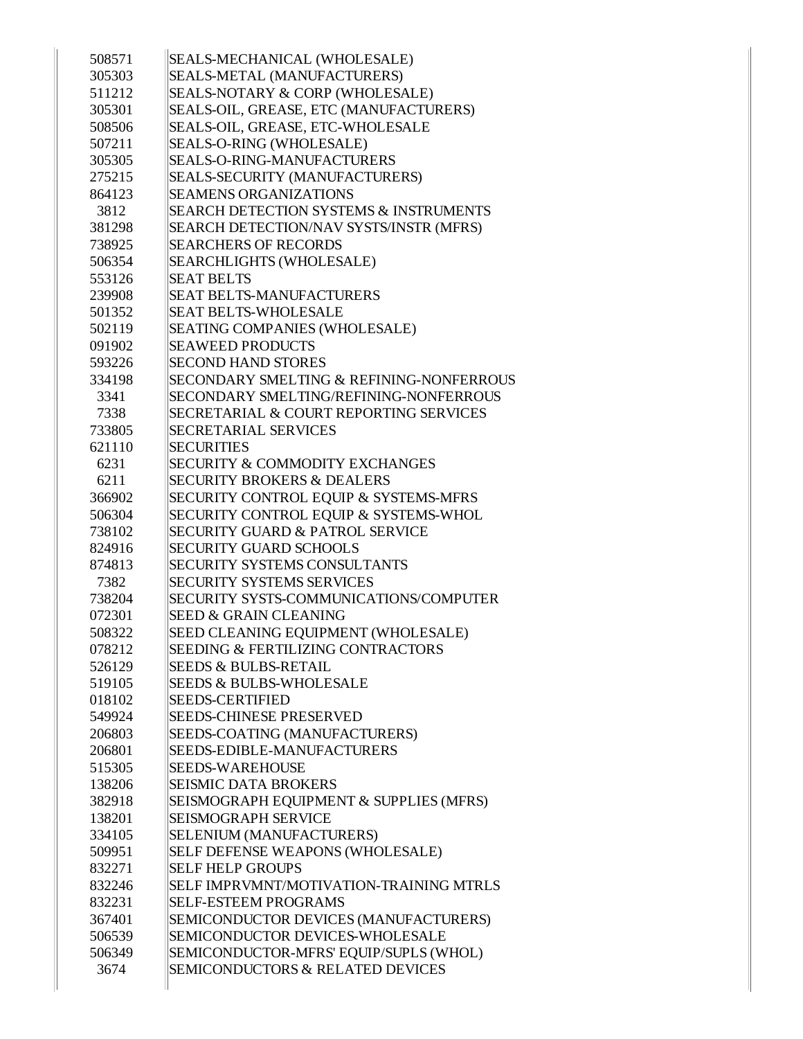| | |
|---|---|
| 508571 | SEALS-MECHANICAL (WHOLESALE) |
| 305303 | SEALS-METAL (MANUFACTURERS) |
| 511212 | SEALS-NOTARY & CORP (WHOLESALE) |
| 305301 | SEALS-OIL, GREASE, ETC (MANUFACTURERS) |
| 508506 | SEALS-OIL, GREASE, ETC-WHOLESALE |
| 507211 | SEALS-O-RING (WHOLESALE) |
| 305305 | SEALS-O-RING-MANUFACTURERS |
| 275215 | SEALS-SECURITY (MANUFACTURERS) |
| 864123 | SEAMENS ORGANIZATIONS |
| 3812 | SEARCH DETECTION SYSTEMS & INSTRUMENTS |
| 381298 | SEARCH DETECTION/NAV SYSTS/INSTR (MFRS) |
| 738925 | SEARCHERS OF RECORDS |
| 506354 | SEARCHLIGHTS (WHOLESALE) |
| 553126 | SEAT BELTS |
| 239908 | SEAT BELTS-MANUFACTURERS |
| 501352 | SEAT BELTS-WHOLESALE |
| 502119 | SEATING COMPANIES (WHOLESALE) |
| 091902 | SEAWEED PRODUCTS |
| 593226 | SECOND HAND STORES |
| 334198 | SECONDARY SMELTING & REFINING-NONFERROUS |
| 3341 | SECONDARY SMELTING/REFINING-NONFERROUS |
| 7338 | SECRETARIAL & COURT REPORTING SERVICES |
| 733805 | SECRETARIAL SERVICES |
| 621110 | SECURITIES |
| 6231 | SECURITY & COMMODITY EXCHANGES |
| 6211 | SECURITY BROKERS & DEALERS |
| 366902 | SECURITY CONTROL EQUIP & SYSTEMS-MFRS |
| 506304 | SECURITY CONTROL EQUIP & SYSTEMS-WHOL |
| 738102 | SECURITY GUARD & PATROL SERVICE |
| 824916 | SECURITY GUARD SCHOOLS |
| 874813 | SECURITY SYSTEMS CONSULTANTS |
| 7382 | SECURITY SYSTEMS SERVICES |
| 738204 | SECURITY SYSTS-COMMUNICATIONS/COMPUTER |
| 072301 | SEED & GRAIN CLEANING |
| 508322 | SEED CLEANING EQUIPMENT (WHOLESALE) |
| 078212 | SEEDING & FERTILIZING CONTRACTORS |
| 526129 | SEEDS & BULBS-RETAIL |
| 519105 | SEEDS & BULBS-WHOLESALE |
| 018102 | SEEDS-CERTIFIED |
| 549924 | SEEDS-CHINESE PRESERVED |
| 206803 | SEEDS-COATING (MANUFACTURERS) |
| 206801 | SEEDS-EDIBLE-MANUFACTURERS |
| 515305 | SEEDS-WAREHOUSE |
| 138206 | SEISMIC DATA BROKERS |
| 382918 | SEISMOGRAPH EQUIPMENT & SUPPLIES (MFRS) |
| 138201 | SEISMOGRAPH SERVICE |
| 334105 | SELENIUM (MANUFACTURERS) |
| 509951 | SELF DEFENSE WEAPONS (WHOLESALE) |
| 832271 | SELF HELP GROUPS |
| 832246 | SELF IMPRVMNT/MOTIVATION-TRAINING MTRLS |
| 832231 | SELF-ESTEEM PROGRAMS |
| 367401 | SEMICONDUCTOR DEVICES (MANUFACTURERS) |
| 506539 | SEMICONDUCTOR DEVICES-WHOLESALE |
| 506349 | SEMICONDUCTOR-MFRS' EQUIP/SUPLS (WHOL) |
| 3674 | SEMICONDUCTORS & RELATED DEVICES |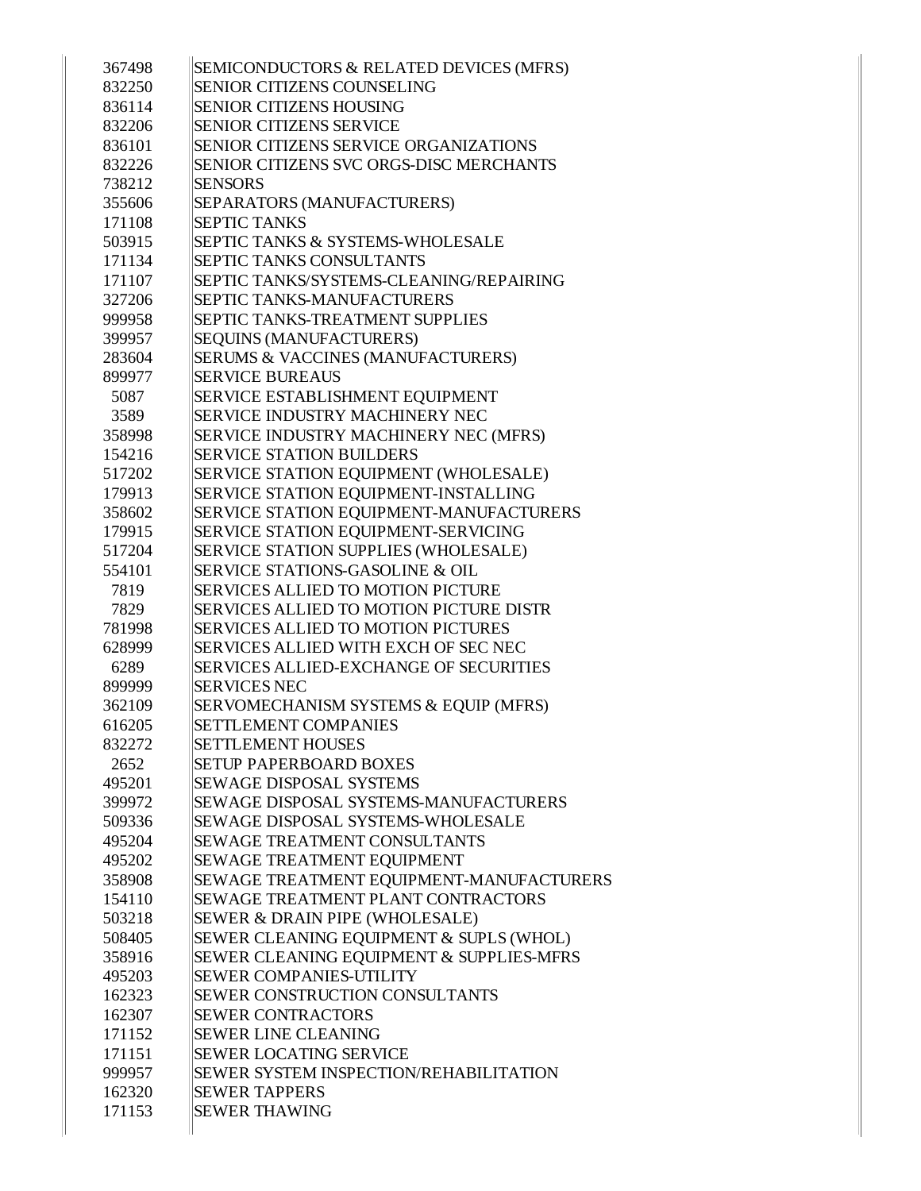| | |
|---|---|
| 367498 | SEMICONDUCTORS & RELATED DEVICES (MFRS) |
| 832250 | SENIOR CITIZENS COUNSELING |
| 836114 | SENIOR CITIZENS HOUSING |
| 832206 | SENIOR CITIZENS SERVICE |
| 836101 | SENIOR CITIZENS SERVICE ORGANIZATIONS |
| 832226 | SENIOR CITIZENS SVC ORGS-DISC MERCHANTS |
| 738212 | SENSORS |
| 355606 | SEPARATORS (MANUFACTURERS) |
| 171108 | SEPTIC TANKS |
| 503915 | SEPTIC TANKS & SYSTEMS-WHOLESALE |
| 171134 | SEPTIC TANKS CONSULTANTS |
| 171107 | SEPTIC TANKS/SYSTEMS-CLEANING/REPAIRING |
| 327206 | SEPTIC TANKS-MANUFACTURERS |
| 999958 | SEPTIC TANKS-TREATMENT SUPPLIES |
| 399957 | SEQUINS (MANUFACTURERS) |
| 283604 | SERUMS & VACCINES (MANUFACTURERS) |
| 899977 | SERVICE BUREAUS |
| 5087 | SERVICE ESTABLISHMENT EQUIPMENT |
| 3589 | SERVICE INDUSTRY MACHINERY NEC |
| 358998 | SERVICE INDUSTRY MACHINERY NEC (MFRS) |
| 154216 | SERVICE STATION BUILDERS |
| 517202 | SERVICE STATION EQUIPMENT (WHOLESALE) |
| 179913 | SERVICE STATION EQUIPMENT-INSTALLING |
| 358602 | SERVICE STATION EQUIPMENT-MANUFACTURERS |
| 179915 | SERVICE STATION EQUIPMENT-SERVICING |
| 517204 | SERVICE STATION SUPPLIES (WHOLESALE) |
| 554101 | SERVICE STATIONS-GASOLINE & OIL |
| 7819 | SERVICES ALLIED TO MOTION PICTURE |
| 7829 | SERVICES ALLIED TO MOTION PICTURE DISTR |
| 781998 | SERVICES ALLIED TO MOTION PICTURES |
| 628999 | SERVICES ALLIED WITH EXCH OF SEC NEC |
| 6289 | SERVICES ALLIED-EXCHANGE OF SECURITIES |
| 899999 | SERVICES NEC |
| 362109 | SERVOMECHANISM SYSTEMS & EQUIP (MFRS) |
| 616205 | SETTLEMENT COMPANIES |
| 832272 | SETTLEMENT HOUSES |
| 2652 | SETUP PAPERBOARD BOXES |
| 495201 | SEWAGE DISPOSAL SYSTEMS |
| 399972 | SEWAGE DISPOSAL SYSTEMS-MANUFACTURERS |
| 509336 | SEWAGE DISPOSAL SYSTEMS-WHOLESALE |
| 495204 | SEWAGE TREATMENT CONSULTANTS |
| 495202 | SEWAGE TREATMENT EQUIPMENT |
| 358908 | SEWAGE TREATMENT EQUIPMENT-MANUFACTURERS |
| 154110 | SEWAGE TREATMENT PLANT CONTRACTORS |
| 503218 | SEWER & DRAIN PIPE (WHOLESALE) |
| 508405 | SEWER CLEANING EQUIPMENT & SUPLS (WHOL) |
| 358916 | SEWER CLEANING EQUIPMENT & SUPPLIES-MFRS |
| 495203 | SEWER COMPANIES-UTILITY |
| 162323 | SEWER CONSTRUCTION CONSULTANTS |
| 162307 | SEWER CONTRACTORS |
| 171152 | SEWER LINE CLEANING |
| 171151 | SEWER LOCATING SERVICE |
| 999957 | SEWER SYSTEM INSPECTION/REHABILITATION |
| 162320 | SEWER TAPPERS |
| 171153 | SEWER THAWING |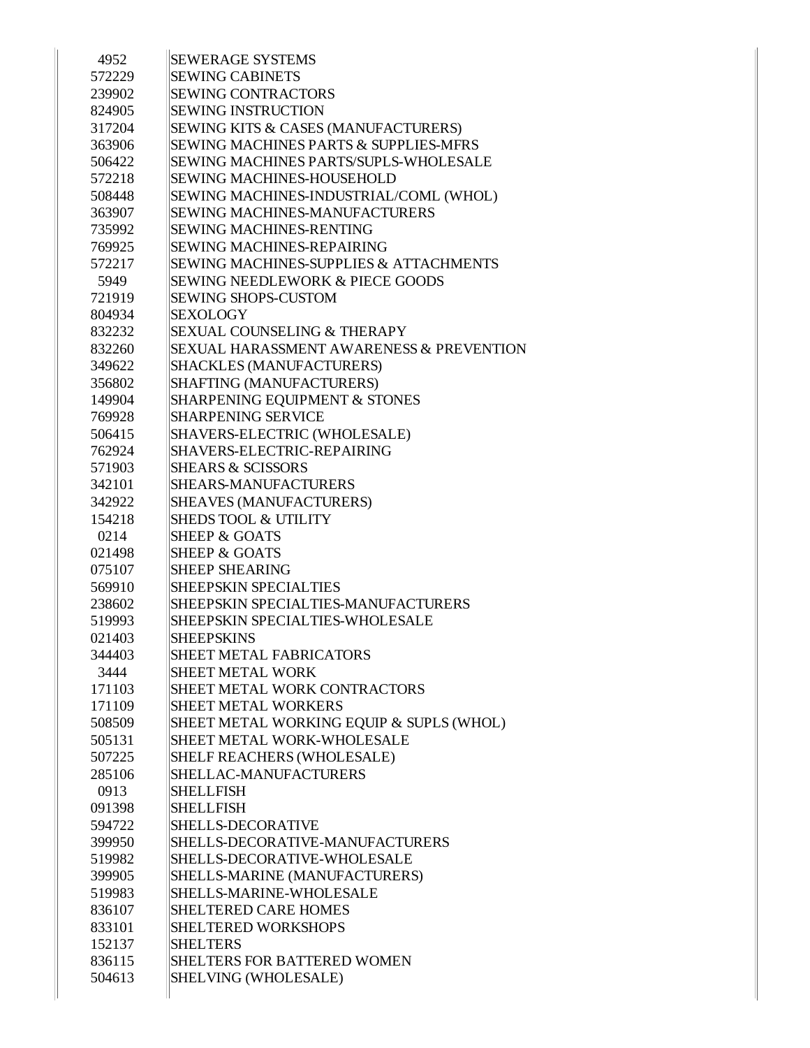| | |
|---|---|
| 4952 | SEWERAGE SYSTEMS |
| 572229 | SEWING CABINETS |
| 239902 | SEWING CONTRACTORS |
| 824905 | SEWING INSTRUCTION |
| 317204 | SEWING KITS & CASES (MANUFACTURERS) |
| 363906 | SEWING MACHINES PARTS & SUPPLIES-MFRS |
| 506422 | SEWING MACHINES PARTS/SUPLS-WHOLESALE |
| 572218 | SEWING MACHINES-HOUSEHOLD |
| 508448 | SEWING MACHINES-INDUSTRIAL/COML (WHOL) |
| 363907 | SEWING MACHINES-MANUFACTURERS |
| 735992 | SEWING MACHINES-RENTING |
| 769925 | SEWING MACHINES-REPAIRING |
| 572217 | SEWING MACHINES-SUPPLIES & ATTACHMENTS |
| 5949 | SEWING NEEDLEWORK & PIECE GOODS |
| 721919 | SEWING SHOPS-CUSTOM |
| 804934 | SEXOLOGY |
| 832232 | SEXUAL COUNSELING & THERAPY |
| 832260 | SEXUAL HARASSMENT AWARENESS & PREVENTION |
| 349622 | SHACKLES (MANUFACTURERS) |
| 356802 | SHAFTING (MANUFACTURERS) |
| 149904 | SHARPENING EQUIPMENT & STONES |
| 769928 | SHARPENING SERVICE |
| 506415 | SHAVERS-ELECTRIC (WHOLESALE) |
| 762924 | SHAVERS-ELECTRIC-REPAIRING |
| 571903 | SHEARS & SCISSORS |
| 342101 | SHEARS-MANUFACTURERS |
| 342922 | SHEAVES (MANUFACTURERS) |
| 154218 | SHEDS TOOL & UTILITY |
| 0214 | SHEEP & GOATS |
| 021498 | SHEEP & GOATS |
| 075107 | SHEEP SHEARING |
| 569910 | SHEEPSKIN SPECIALTIES |
| 238602 | SHEEPSKIN SPECIALTIES-MANUFACTURERS |
| 519993 | SHEEPSKIN SPECIALTIES-WHOLESALE |
| 021403 | SHEEPSKINS |
| 344403 | SHEET METAL FABRICATORS |
| 3444 | SHEET METAL WORK |
| 171103 | SHEET METAL WORK CONTRACTORS |
| 171109 | SHEET METAL WORKERS |
| 508509 | SHEET METAL WORKING EQUIP & SUPLS (WHOL) |
| 505131 | SHEET METAL WORK-WHOLESALE |
| 507225 | SHELF REACHERS (WHOLESALE) |
| 285106 | SHELLAC-MANUFACTURERS |
| 0913 | SHELLFISH |
| 091398 | SHELLFISH |
| 594722 | SHELLS-DECORATIVE |
| 399950 | SHELLS-DECORATIVE-MANUFACTURERS |
| 519982 | SHELLS-DECORATIVE-WHOLESALE |
| 399905 | SHELLS-MARINE (MANUFACTURERS) |
| 519983 | SHELLS-MARINE-WHOLESALE |
| 836107 | SHELTERED CARE HOMES |
| 833101 | SHELTERED WORKSHOPS |
| 152137 | SHELTERS |
| 836115 | SHELTERS FOR BATTERED WOMEN |
| 504613 | SHELVING (WHOLESALE) |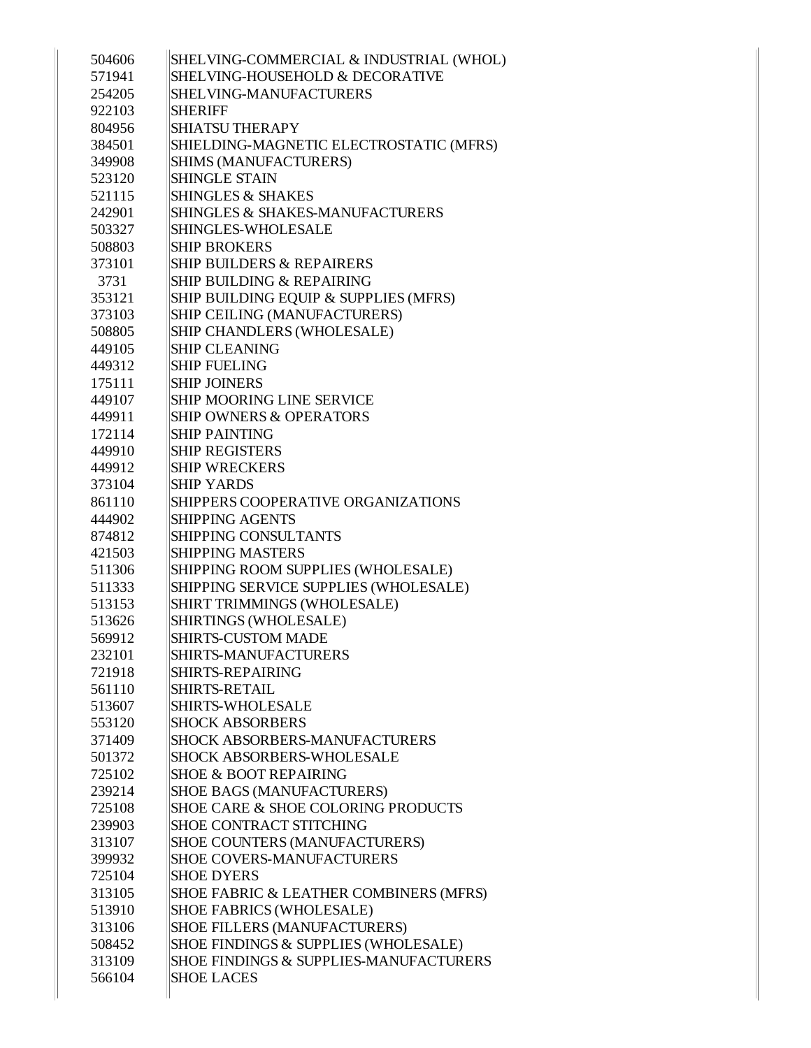| | |
|---|---|
| 504606 | SHELVING-COMMERCIAL & INDUSTRIAL (WHOL) |
| 571941 | SHELVING-HOUSEHOLD & DECORATIVE |
| 254205 | SHELVING-MANUFACTURERS |
| 922103 | SHERIFF |
| 804956 | SHIATSU THERAPY |
| 384501 | SHIELDING-MAGNETIC ELECTROSTATIC (MFRS) |
| 349908 | SHIMS (MANUFACTURERS) |
| 523120 | SHINGLE STAIN |
| 521115 | SHINGLES & SHAKES |
| 242901 | SHINGLES & SHAKES-MANUFACTURERS |
| 503327 | SHINGLES-WHOLESALE |
| 508803 | SHIP BROKERS |
| 373101 | SHIP BUILDERS & REPAIRERS |
| 3731 | SHIP BUILDING & REPAIRING |
| 353121 | SHIP BUILDING EQUIP & SUPPLIES (MFRS) |
| 373103 | SHIP CEILING (MANUFACTURERS) |
| 508805 | SHIP CHANDLERS (WHOLESALE) |
| 449105 | SHIP CLEANING |
| 449312 | SHIP FUELING |
| 175111 | SHIP JOINERS |
| 449107 | SHIP MOORING LINE SERVICE |
| 449911 | SHIP OWNERS & OPERATORS |
| 172114 | SHIP PAINTING |
| 449910 | SHIP REGISTERS |
| 449912 | SHIP WRECKERS |
| 373104 | SHIP YARDS |
| 861110 | SHIPPERS COOPERATIVE ORGANIZATIONS |
| 444902 | SHIPPING AGENTS |
| 874812 | SHIPPING CONSULTANTS |
| 421503 | SHIPPING MASTERS |
| 511306 | SHIPPING ROOM SUPPLIES (WHOLESALE) |
| 511333 | SHIPPING SERVICE SUPPLIES (WHOLESALE) |
| 513153 | SHIRT TRIMMINGS (WHOLESALE) |
| 513626 | SHIRTINGS (WHOLESALE) |
| 569912 | SHIRTS-CUSTOM MADE |
| 232101 | SHIRTS-MANUFACTURERS |
| 721918 | SHIRTS-REPAIRING |
| 561110 | SHIRTS-RETAIL |
| 513607 | SHIRTS-WHOLESALE |
| 553120 | SHOCK ABSORBERS |
| 371409 | SHOCK ABSORBERS-MANUFACTURERS |
| 501372 | SHOCK ABSORBERS-WHOLESALE |
| 725102 | SHOE & BOOT REPAIRING |
| 239214 | SHOE BAGS (MANUFACTURERS) |
| 725108 | SHOE CARE & SHOE COLORING PRODUCTS |
| 239903 | SHOE CONTRACT STITCHING |
| 313107 | SHOE COUNTERS (MANUFACTURERS) |
| 399932 | SHOE COVERS-MANUFACTURERS |
| 725104 | SHOE DYERS |
| 313105 | SHOE FABRIC & LEATHER COMBINERS (MFRS) |
| 513910 | SHOE FABRICS (WHOLESALE) |
| 313106 | SHOE FILLERS (MANUFACTURERS) |
| 508452 | SHOE FINDINGS & SUPPLIES (WHOLESALE) |
| 313109 | SHOE FINDINGS & SUPPLIES-MANUFACTURERS |
| 566104 | SHOE LACES |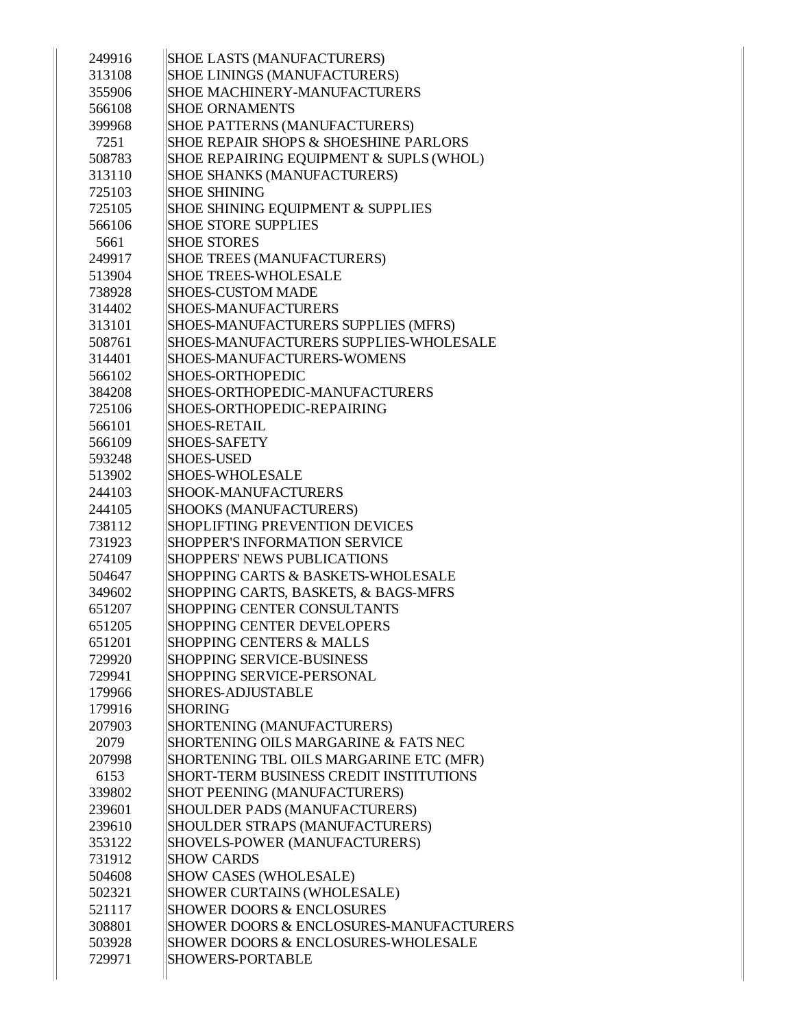| | |
|---|---|
| 249916 | SHOE LASTS (MANUFACTURERS) |
| 313108 | SHOE LININGS (MANUFACTURERS) |
| 355906 | SHOE MACHINERY-MANUFACTURERS |
| 566108 | SHOE ORNAMENTS |
| 399968 | SHOE PATTERNS (MANUFACTURERS) |
| 7251 | SHOE REPAIR SHOPS & SHOESHINE PARLORS |
| 508783 | SHOE REPAIRING EQUIPMENT & SUPLS (WHOL) |
| 313110 | SHOE SHANKS (MANUFACTURERS) |
| 725103 | SHOE SHINING |
| 725105 | SHOE SHINING EQUIPMENT & SUPPLIES |
| 566106 | SHOE STORE SUPPLIES |
| 5661 | SHOE STORES |
| 249917 | SHOE TREES (MANUFACTURERS) |
| 513904 | SHOE TREES-WHOLESALE |
| 738928 | SHOES-CUSTOM MADE |
| 314402 | SHOES-MANUFACTURERS |
| 313101 | SHOES-MANUFACTURERS SUPPLIES (MFRS) |
| 508761 | SHOES-MANUFACTURERS SUPPLIES-WHOLESALE |
| 314401 | SHOES-MANUFACTURERS-WOMENS |
| 566102 | SHOES-ORTHOPEDIC |
| 384208 | SHOES-ORTHOPEDIC-MANUFACTURERS |
| 725106 | SHOES-ORTHOPEDIC-REPAIRING |
| 566101 | SHOES-RETAIL |
| 566109 | SHOES-SAFETY |
| 593248 | SHOES-USED |
| 513902 | SHOES-WHOLESALE |
| 244103 | SHOOK-MANUFACTURERS |
| 244105 | SHOOKS (MANUFACTURERS) |
| 738112 | SHOPLIFTING PREVENTION DEVICES |
| 731923 | SHOPPER'S INFORMATION SERVICE |
| 274109 | SHOPPERS' NEWS PUBLICATIONS |
| 504647 | SHOPPING CARTS & BASKETS-WHOLESALE |
| 349602 | SHOPPING CARTS, BASKETS, & BAGS-MFRS |
| 651207 | SHOPPING CENTER CONSULTANTS |
| 651205 | SHOPPING CENTER DEVELOPERS |
| 651201 | SHOPPING CENTERS & MALLS |
| 729920 | SHOPPING SERVICE-BUSINESS |
| 729941 | SHOPPING SERVICE-PERSONAL |
| 179966 | SHORES-ADJUSTABLE |
| 179916 | SHORING |
| 207903 | SHORTENING (MANUFACTURERS) |
| 2079 | SHORTENING OILS MARGARINE & FATS NEC |
| 207998 | SHORTENING TBL OILS MARGARINE ETC (MFR) |
| 6153 | SHORT-TERM BUSINESS CREDIT INSTITUTIONS |
| 339802 | SHOT PEENING (MANUFACTURERS) |
| 239601 | SHOULDER PADS (MANUFACTURERS) |
| 239610 | SHOULDER STRAPS (MANUFACTURERS) |
| 353122 | SHOVELS-POWER (MANUFACTURERS) |
| 731912 | SHOW CARDS |
| 504608 | SHOW CASES (WHOLESALE) |
| 502321 | SHOWER CURTAINS (WHOLESALE) |
| 521117 | SHOWER DOORS & ENCLOSURES |
| 308801 | SHOWER DOORS & ENCLOSURES-MANUFACTURERS |
| 503928 | SHOWER DOORS & ENCLOSURES-WHOLESALE |
| 729971 | SHOWERS-PORTABLE |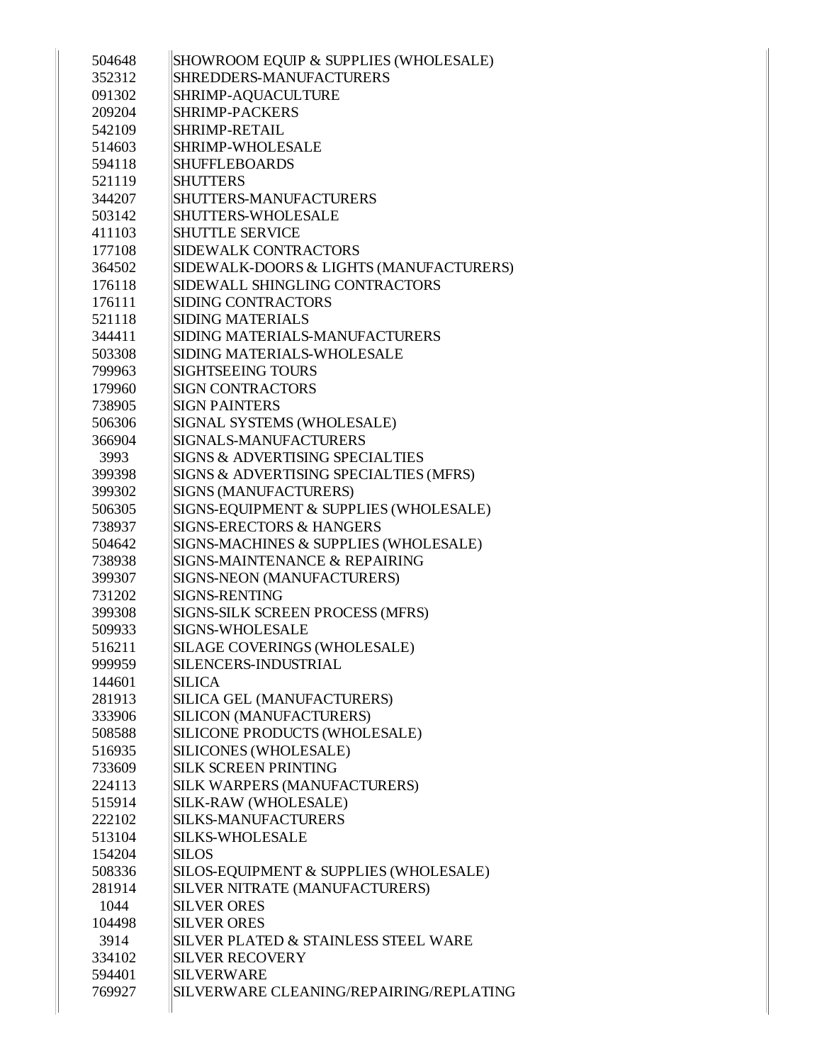| | |
|---|---|
| 504648 | SHOWROOM EQUIP & SUPPLIES (WHOLESALE) |
| 352312 | SHREDDERS-MANUFACTURERS |
| 091302 | SHRIMP-AQUACULTURE |
| 209204 | SHRIMP-PACKERS |
| 542109 | SHRIMP-RETAIL |
| 514603 | SHRIMP-WHOLESALE |
| 594118 | SHUFFLEBOARDS |
| 521119 | SHUTTERS |
| 344207 | SHUTTERS-MANUFACTURERS |
| 503142 | SHUTTERS-WHOLESALE |
| 411103 | SHUTTLE SERVICE |
| 177108 | SIDEWALK CONTRACTORS |
| 364502 | SIDEWALK-DOORS & LIGHTS (MANUFACTURERS) |
| 176118 | SIDEWALL SHINGLING CONTRACTORS |
| 176111 | SIDING CONTRACTORS |
| 521118 | SIDING MATERIALS |
| 344411 | SIDING MATERIALS-MANUFACTURERS |
| 503308 | SIDING MATERIALS-WHOLESALE |
| 799963 | SIGHTSEEING TOURS |
| 179960 | SIGN CONTRACTORS |
| 738905 | SIGN PAINTERS |
| 506306 | SIGNAL SYSTEMS (WHOLESALE) |
| 366904 | SIGNALS-MANUFACTURERS |
| 3993 | SIGNS & ADVERTISING SPECIALTIES |
| 399398 | SIGNS & ADVERTISING SPECIALTIES (MFRS) |
| 399302 | SIGNS (MANUFACTURERS) |
| 506305 | SIGNS-EQUIPMENT & SUPPLIES (WHOLESALE) |
| 738937 | SIGNS-ERECTORS & HANGERS |
| 504642 | SIGNS-MACHINES & SUPPLIES (WHOLESALE) |
| 738938 | SIGNS-MAINTENANCE & REPAIRING |
| 399307 | SIGNS-NEON (MANUFACTURERS) |
| 731202 | SIGNS-RENTING |
| 399308 | SIGNS-SILK SCREEN PROCESS (MFRS) |
| 509933 | SIGNS-WHOLESALE |
| 516211 | SILAGE COVERINGS (WHOLESALE) |
| 999959 | SILENCERS-INDUSTRIAL |
| 144601 | SILICA |
| 281913 | SILICA GEL (MANUFACTURERS) |
| 333906 | SILICON (MANUFACTURERS) |
| 508588 | SILICONE PRODUCTS (WHOLESALE) |
| 516935 | SILICONES (WHOLESALE) |
| 733609 | SILK SCREEN PRINTING |
| 224113 | SILK WARPERS (MANUFACTURERS) |
| 515914 | SILK-RAW (WHOLESALE) |
| 222102 | SILKS-MANUFACTURERS |
| 513104 | SILKS-WHOLESALE |
| 154204 | SILOS |
| 508336 | SILOS-EQUIPMENT & SUPPLIES (WHOLESALE) |
| 281914 | SILVER NITRATE (MANUFACTURERS) |
| 1044 | SILVER ORES |
| 104498 | SILVER ORES |
| 3914 | SILVER PLATED & STAINLESS STEEL WARE |
| 334102 | SILVER RECOVERY |
| 594401 | SILVERWARE |
| 769927 | SILVERWARE CLEANING/REPAIRING/REPLATING |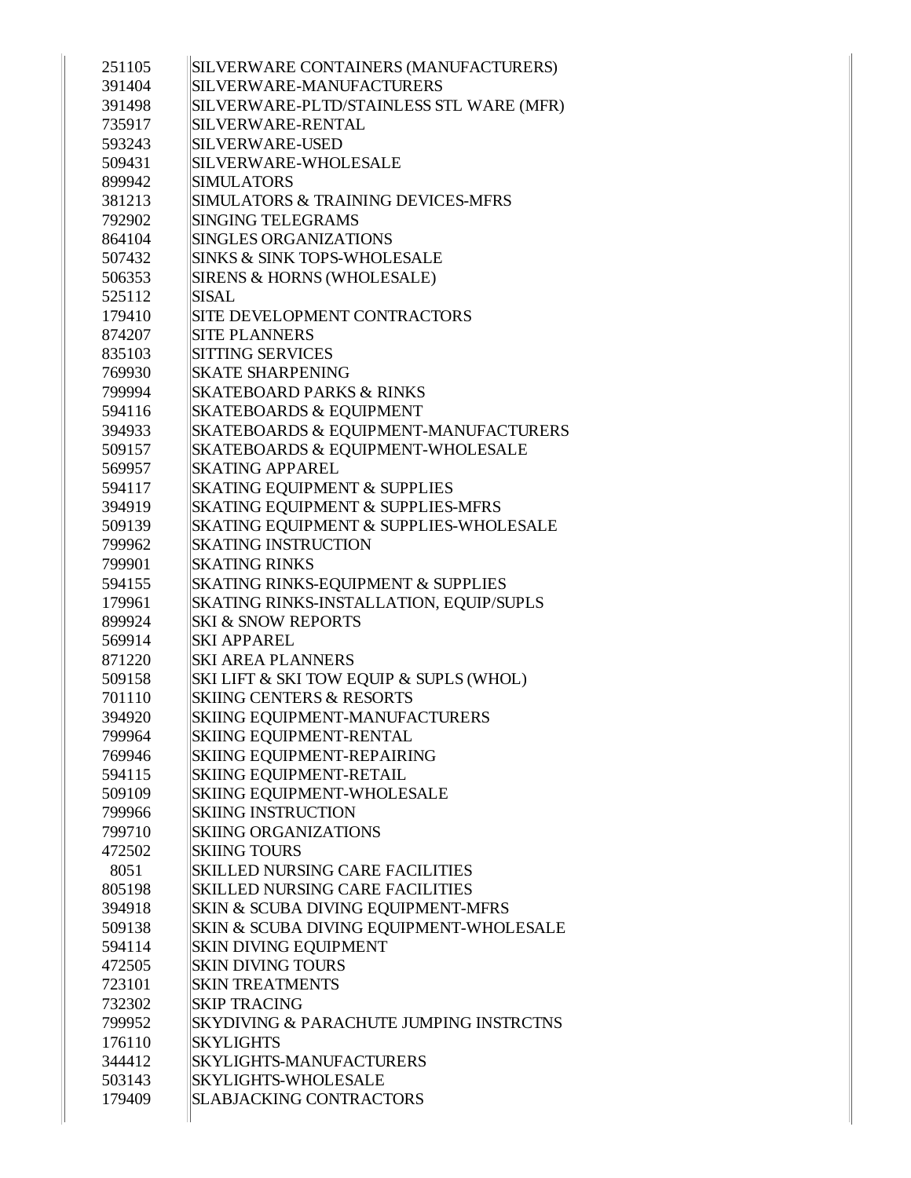| | |
|---|---|
| 251105 | SILVERWARE CONTAINERS (MANUFACTURERS) |
| 391404 | SILVERWARE-MANUFACTURERS |
| 391498 | SILVERWARE-PLTD/STAINLESS STL WARE (MFR) |
| 735917 | SILVERWARE-RENTAL |
| 593243 | SILVERWARE-USED |
| 509431 | SILVERWARE-WHOLESALE |
| 899942 | SIMULATORS |
| 381213 | SIMULATORS & TRAINING DEVICES-MFRS |
| 792902 | SINGING TELEGRAMS |
| 864104 | SINGLES ORGANIZATIONS |
| 507432 | SINKS & SINK TOPS-WHOLESALE |
| 506353 | SIRENS & HORNS (WHOLESALE) |
| 525112 | SISAL |
| 179410 | SITE DEVELOPMENT CONTRACTORS |
| 874207 | SITE PLANNERS |
| 835103 | SITTING SERVICES |
| 769930 | SKATE SHARPENING |
| 799994 | SKATEBOARD PARKS & RINKS |
| 594116 | SKATEBOARDS & EQUIPMENT |
| 394933 | SKATEBOARDS & EQUIPMENT-MANUFACTURERS |
| 509157 | SKATEBOARDS & EQUIPMENT-WHOLESALE |
| 569957 | SKATING APPAREL |
| 594117 | SKATING EQUIPMENT & SUPPLIES |
| 394919 | SKATING EQUIPMENT & SUPPLIES-MFRS |
| 509139 | SKATING EQUIPMENT & SUPPLIES-WHOLESALE |
| 799962 | SKATING INSTRUCTION |
| 799901 | SKATING RINKS |
| 594155 | SKATING RINKS-EQUIPMENT & SUPPLIES |
| 179961 | SKATING RINKS-INSTALLATION, EQUIP/SUPLS |
| 899924 | SKI & SNOW REPORTS |
| 569914 | SKI APPAREL |
| 871220 | SKI AREA PLANNERS |
| 509158 | SKI LIFT & SKI TOW EQUIP & SUPLS (WHOL) |
| 701110 | SKIING CENTERS & RESORTS |
| 394920 | SKIING EQUIPMENT-MANUFACTURERS |
| 799964 | SKIING EQUIPMENT-RENTAL |
| 769946 | SKIING EQUIPMENT-REPAIRING |
| 594115 | SKIING EQUIPMENT-RETAIL |
| 509109 | SKIING EQUIPMENT-WHOLESALE |
| 799966 | SKIING INSTRUCTION |
| 799710 | SKIING ORGANIZATIONS |
| 472502 | SKIING TOURS |
| 8051 | SKILLED NURSING CARE FACILITIES |
| 805198 | SKILLED NURSING CARE FACILITIES |
| 394918 | SKIN & SCUBA DIVING EQUIPMENT-MFRS |
| 509138 | SKIN & SCUBA DIVING EQUIPMENT-WHOLESALE |
| 594114 | SKIN DIVING EQUIPMENT |
| 472505 | SKIN DIVING TOURS |
| 723101 | SKIN TREATMENTS |
| 732302 | SKIP TRACING |
| 799952 | SKYDIVING & PARACHUTE JUMPING INSTRCTNS |
| 176110 | SKYLIGHTS |
| 344412 | SKYLIGHTS-MANUFACTURERS |
| 503143 | SKYLIGHTS-WHOLESALE |
| 179409 | SLABJACKING CONTRACTORS |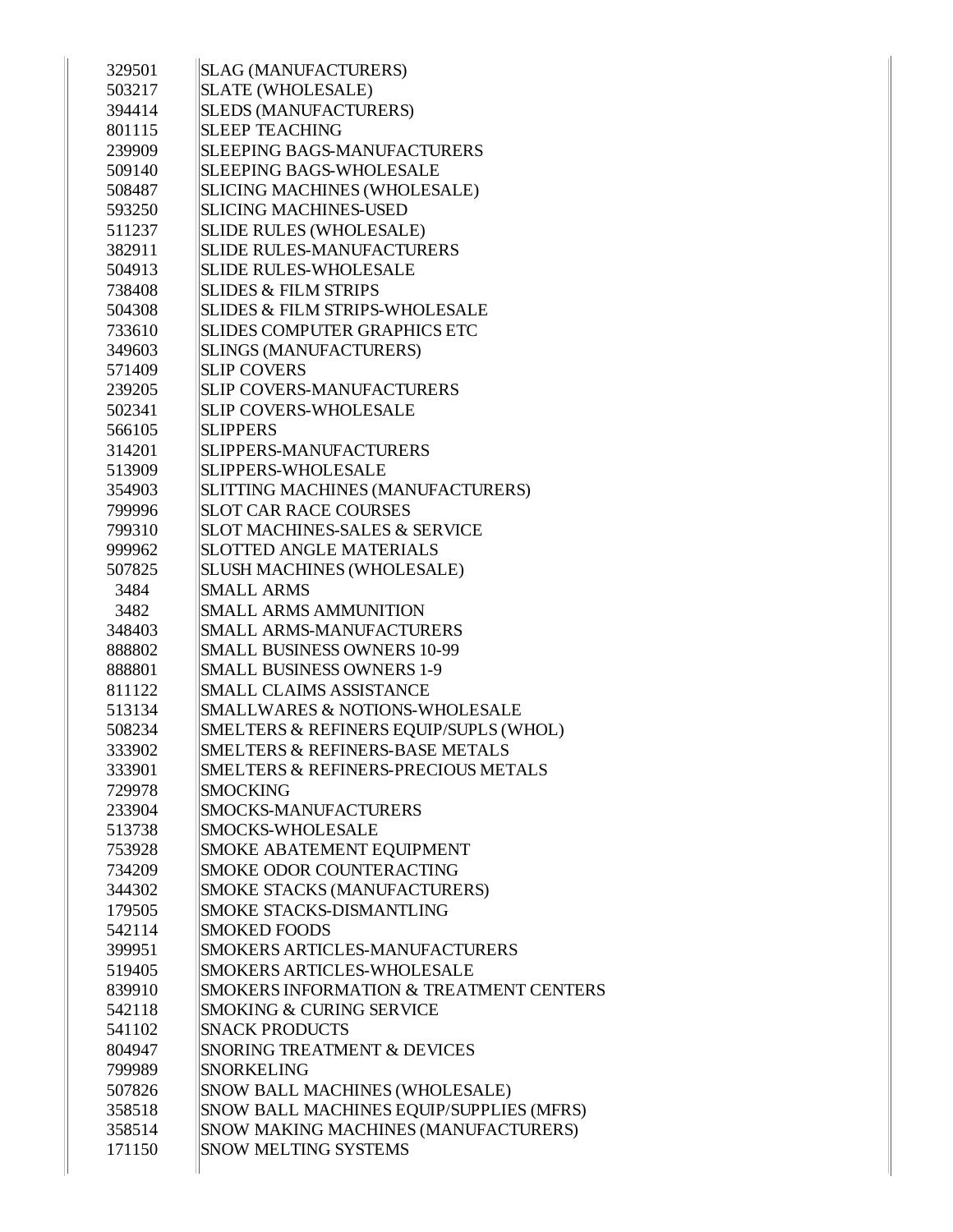| | |
|---|---|
| 329501 | SLAG (MANUFACTURERS) |
| 503217 | SLATE (WHOLESALE) |
| 394414 | SLEDS (MANUFACTURERS) |
| 801115 | SLEEP TEACHING |
| 239909 | SLEEPING BAGS-MANUFACTURERS |
| 509140 | SLEEPING BAGS-WHOLESALE |
| 508487 | SLICING MACHINES (WHOLESALE) |
| 593250 | SLICING MACHINES-USED |
| 511237 | SLIDE RULES (WHOLESALE) |
| 382911 | SLIDE RULES-MANUFACTURERS |
| 504913 | SLIDE RULES-WHOLESALE |
| 738408 | SLIDES & FILM STRIPS |
| 504308 | SLIDES & FILM STRIPS-WHOLESALE |
| 733610 | SLIDES COMPUTER GRAPHICS ETC |
| 349603 | SLINGS (MANUFACTURERS) |
| 571409 | SLIP COVERS |
| 239205 | SLIP COVERS-MANUFACTURERS |
| 502341 | SLIP COVERS-WHOLESALE |
| 566105 | SLIPPERS |
| 314201 | SLIPPERS-MANUFACTURERS |
| 513909 | SLIPPERS-WHOLESALE |
| 354903 | SLITTING MACHINES (MANUFACTURERS) |
| 799996 | SLOT CAR RACE COURSES |
| 799310 | SLOT MACHINES-SALES & SERVICE |
| 999962 | SLOTTED ANGLE MATERIALS |
| 507825 | SLUSH MACHINES (WHOLESALE) |
| 3484 | SMALL ARMS |
| 3482 | SMALL ARMS AMMUNITION |
| 348403 | SMALL ARMS-MANUFACTURERS |
| 888802 | SMALL BUSINESS OWNERS 10-99 |
| 888801 | SMALL BUSINESS OWNERS 1-9 |
| 811122 | SMALL CLAIMS ASSISTANCE |
| 513134 | SMALLWARES & NOTIONS-WHOLESALE |
| 508234 | SMELTERS & REFINERS EQUIP/SUPLS (WHOL) |
| 333902 | SMELTERS & REFINERS-BASE METALS |
| 333901 | SMELTERS & REFINERS-PRECIOUS METALS |
| 729978 | SMOCKING |
| 233904 | SMOCKS-MANUFACTURERS |
| 513738 | SMOCKS-WHOLESALE |
| 753928 | SMOKE ABATEMENT EQUIPMENT |
| 734209 | SMOKE ODOR COUNTERACTING |
| 344302 | SMOKE STACKS (MANUFACTURERS) |
| 179505 | SMOKE STACKS-DISMANTLING |
| 542114 | SMOKED FOODS |
| 399951 | SMOKERS ARTICLES-MANUFACTURERS |
| 519405 | SMOKERS ARTICLES-WHOLESALE |
| 839910 | SMOKERS INFORMATION & TREATMENT CENTERS |
| 542118 | SMOKING & CURING SERVICE |
| 541102 | SNACK PRODUCTS |
| 804947 | SNORING TREATMENT & DEVICES |
| 799989 | SNORKELING |
| 507826 | SNOW BALL MACHINES (WHOLESALE) |
| 358518 | SNOW BALL MACHINES EQUIP/SUPPLIES (MFRS) |
| 358514 | SNOW MAKING MACHINES (MANUFACTURERS) |
| 171150 | SNOW MELTING SYSTEMS |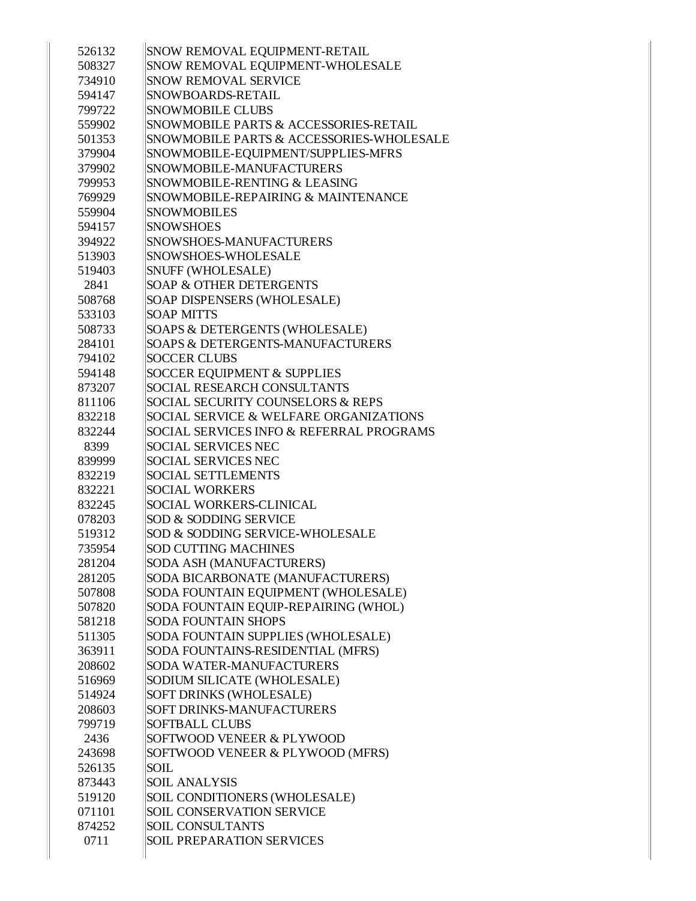| | |
|---|---|
| 526132 | SNOW REMOVAL EQUIPMENT-RETAIL |
| 508327 | SNOW REMOVAL EQUIPMENT-WHOLESALE |
| 734910 | SNOW REMOVAL SERVICE |
| 594147 | SNOWBOARDS-RETAIL |
| 799722 | SNOWMOBILE CLUBS |
| 559902 | SNOWMOBILE PARTS & ACCESSORIES-RETAIL |
| 501353 | SNOWMOBILE PARTS & ACCESSORIES-WHOLESALE |
| 379904 | SNOWMOBILE-EQUIPMENT/SUPPLIES-MFRS |
| 379902 | SNOWMOBILE-MANUFACTURERS |
| 799953 | SNOWMOBILE-RENTING & LEASING |
| 769929 | SNOWMOBILE-REPAIRING & MAINTENANCE |
| 559904 | SNOWMOBILES |
| 594157 | SNOWSHOES |
| 394922 | SNOWSHOES-MANUFACTURERS |
| 513903 | SNOWSHOES-WHOLESALE |
| 519403 | SNUFF (WHOLESALE) |
| 2841 | SOAP & OTHER DETERGENTS |
| 508768 | SOAP DISPENSERS (WHOLESALE) |
| 533103 | SOAP MITTS |
| 508733 | SOAPS & DETERGENTS (WHOLESALE) |
| 284101 | SOAPS & DETERGENTS-MANUFACTURERS |
| 794102 | SOCCER CLUBS |
| 594148 | SOCCER EQUIPMENT & SUPPLIES |
| 873207 | SOCIAL RESEARCH CONSULTANTS |
| 811106 | SOCIAL SECURITY COUNSELORS & REPS |
| 832218 | SOCIAL SERVICE & WELFARE ORGANIZATIONS |
| 832244 | SOCIAL SERVICES INFO & REFERRAL PROGRAMS |
| 8399 | SOCIAL SERVICES NEC |
| 839999 | SOCIAL SERVICES NEC |
| 832219 | SOCIAL SETTLEMENTS |
| 832221 | SOCIAL WORKERS |
| 832245 | SOCIAL WORKERS-CLINICAL |
| 078203 | SOD & SODDING SERVICE |
| 519312 | SOD & SODDING SERVICE-WHOLESALE |
| 735954 | SOD CUTTING MACHINES |
| 281204 | SODA ASH (MANUFACTURERS) |
| 281205 | SODA BICARBONATE (MANUFACTURERS) |
| 507808 | SODA FOUNTAIN EQUIPMENT (WHOLESALE) |
| 507820 | SODA FOUNTAIN EQUIP-REPAIRING (WHOL) |
| 581218 | SODA FOUNTAIN SHOPS |
| 511305 | SODA FOUNTAIN SUPPLIES (WHOLESALE) |
| 363911 | SODA FOUNTAINS-RESIDENTIAL (MFRS) |
| 208602 | SODA WATER-MANUFACTURERS |
| 516969 | SODIUM SILICATE (WHOLESALE) |
| 514924 | SOFT DRINKS (WHOLESALE) |
| 208603 | SOFT DRINKS-MANUFACTURERS |
| 799719 | SOFTBALL CLUBS |
| 2436 | SOFTWOOD VENEER & PLYWOOD |
| 243698 | SOFTWOOD VENEER & PLYWOOD (MFRS) |
| 526135 | SOIL |
| 873443 | SOIL ANALYSIS |
| 519120 | SOIL CONDITIONERS (WHOLESALE) |
| 071101 | SOIL CONSERVATION SERVICE |
| 874252 | SOIL CONSULTANTS |
| 0711 | SOIL PREPARATION SERVICES |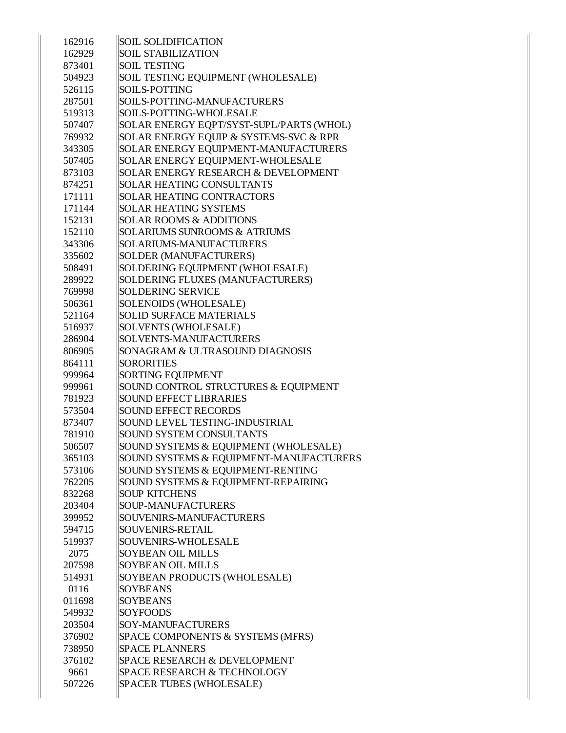| | |
|---|---|
| 162916 | SOIL SOLIDIFICATION |
| 162929 | SOIL STABILIZATION |
| 873401 | SOIL TESTING |
| 504923 | SOIL TESTING EQUIPMENT (WHOLESALE) |
| 526115 | SOILS-POTTING |
| 287501 | SOILS-POTTING-MANUFACTURERS |
| 519313 | SOILS-POTTING-WHOLESALE |
| 507407 | SOLAR ENERGY EQPT/SYST-SUPL/PARTS (WHOL) |
| 769932 | SOLAR ENERGY EQUIP & SYSTEMS-SVC & RPR |
| 343305 | SOLAR ENERGY EQUIPMENT-MANUFACTURERS |
| 507405 | SOLAR ENERGY EQUIPMENT-WHOLESALE |
| 873103 | SOLAR ENERGY RESEARCH & DEVELOPMENT |
| 874251 | SOLAR HEATING CONSULTANTS |
| 171111 | SOLAR HEATING CONTRACTORS |
| 171144 | SOLAR HEATING SYSTEMS |
| 152131 | SOLAR ROOMS & ADDITIONS |
| 152110 | SOLARIUMS SUNROOMS & ATRIUMS |
| 343306 | SOLARIUMS-MANUFACTURERS |
| 335602 | SOLDER (MANUFACTURERS) |
| 508491 | SOLDERING EQUIPMENT (WHOLESALE) |
| 289922 | SOLDERING FLUXES (MANUFACTURERS) |
| 769998 | SOLDERING SERVICE |
| 506361 | SOLENOIDS (WHOLESALE) |
| 521164 | SOLID SURFACE MATERIALS |
| 516937 | SOLVENTS (WHOLESALE) |
| 286904 | SOLVENTS-MANUFACTURERS |
| 806905 | SONAGRAM & ULTRASOUND DIAGNOSIS |
| 864111 | SORORITIES |
| 999964 | SORTING EQUIPMENT |
| 999961 | SOUND CONTROL STRUCTURES & EQUIPMENT |
| 781923 | SOUND EFFECT LIBRARIES |
| 573504 | SOUND EFFECT RECORDS |
| 873407 | SOUND LEVEL TESTING-INDUSTRIAL |
| 781910 | SOUND SYSTEM CONSULTANTS |
| 506507 | SOUND SYSTEMS & EQUIPMENT (WHOLESALE) |
| 365103 | SOUND SYSTEMS & EQUIPMENT-MANUFACTURERS |
| 573106 | SOUND SYSTEMS & EQUIPMENT-RENTING |
| 762205 | SOUND SYSTEMS & EQUIPMENT-REPAIRING |
| 832268 | SOUP KITCHENS |
| 203404 | SOUP-MANUFACTURERS |
| 399952 | SOUVENIRS-MANUFACTURERS |
| 594715 | SOUVENIRS-RETAIL |
| 519937 | SOUVENIRS-WHOLESALE |
| 2075 | SOYBEAN OIL MILLS |
| 207598 | SOYBEAN OIL MILLS |
| 514931 | SOYBEAN PRODUCTS (WHOLESALE) |
| 0116 | SOYBEANS |
| 011698 | SOYBEANS |
| 549932 | SOYFOODS |
| 203504 | SOY-MANUFACTURERS |
| 376902 | SPACE COMPONENTS & SYSTEMS (MFRS) |
| 738950 | SPACE PLANNERS |
| 376102 | SPACE RESEARCH & DEVELOPMENT |
| 9661 | SPACE RESEARCH & TECHNOLOGY |
| 507226 | SPACER TUBES (WHOLESALE) |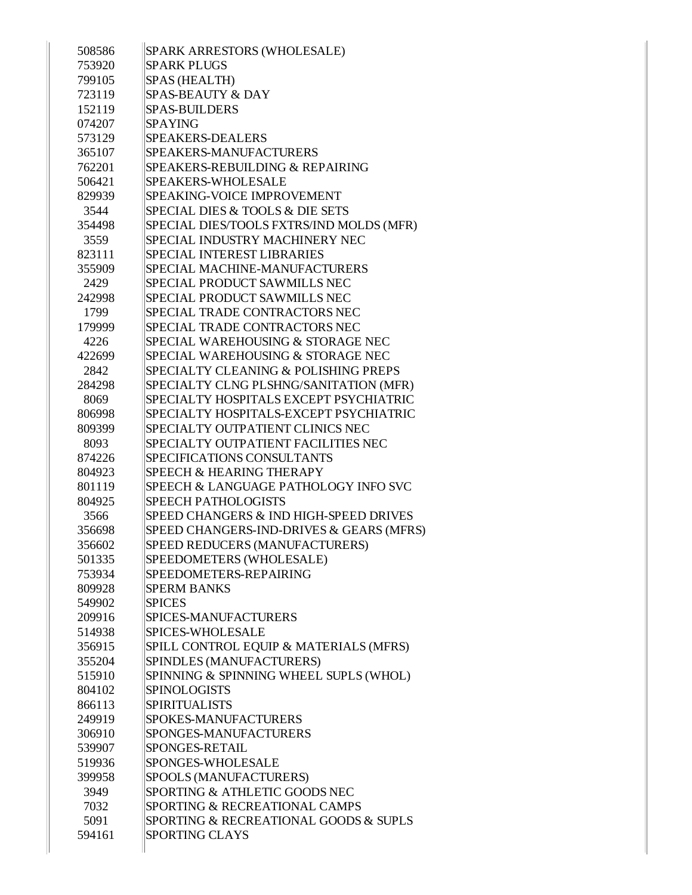| | |
|---|---|
| 508586 | SPARK ARRESTORS (WHOLESALE) |
| 753920 | SPARK PLUGS |
| 799105 | SPAS (HEALTH) |
| 723119 | SPAS-BEAUTY & DAY |
| 152119 | SPAS-BUILDERS |
| 074207 | SPAYING |
| 573129 | SPEAKERS-DEALERS |
| 365107 | SPEAKERS-MANUFACTURERS |
| 762201 | SPEAKERS-REBUILDING & REPAIRING |
| 506421 | SPEAKERS-WHOLESALE |
| 829939 | SPEAKING-VOICE IMPROVEMENT |
| 3544 | SPECIAL DIES & TOOLS & DIE SETS |
| 354498 | SPECIAL DIES/TOOLS FXTRS/IND MOLDS (MFR) |
| 3559 | SPECIAL INDUSTRY MACHINERY NEC |
| 823111 | SPECIAL INTEREST LIBRARIES |
| 355909 | SPECIAL MACHINE-MANUFACTURERS |
| 2429 | SPECIAL PRODUCT SAWMILLS NEC |
| 242998 | SPECIAL PRODUCT SAWMILLS NEC |
| 1799 | SPECIAL TRADE CONTRACTORS NEC |
| 179999 | SPECIAL TRADE CONTRACTORS NEC |
| 4226 | SPECIAL WAREHOUSING & STORAGE NEC |
| 422699 | SPECIAL WAREHOUSING & STORAGE NEC |
| 2842 | SPECIALTY CLEANING & POLISHING PREPS |
| 284298 | SPECIALTY CLNG PLSHNG/SANITATION (MFR) |
| 8069 | SPECIALTY HOSPITALS EXCEPT PSYCHIATRIC |
| 806998 | SPECIALTY HOSPITALS-EXCEPT PSYCHIATRIC |
| 809399 | SPECIALTY OUTPATIENT CLINICS NEC |
| 8093 | SPECIALTY OUTPATIENT FACILITIES NEC |
| 874226 | SPECIFICATIONS CONSULTANTS |
| 804923 | SPEECH & HEARING THERAPY |
| 801119 | SPEECH & LANGUAGE PATHOLOGY INFO SVC |
| 804925 | SPEECH PATHOLOGISTS |
| 3566 | SPEED CHANGERS & IND HIGH-SPEED DRIVES |
| 356698 | SPEED CHANGERS-IND-DRIVES & GEARS (MFRS) |
| 356602 | SPEED REDUCERS (MANUFACTURERS) |
| 501335 | SPEEDOMETERS (WHOLESALE) |
| 753934 | SPEEDOMETERS-REPAIRING |
| 809928 | SPERM BANKS |
| 549902 | SPICES |
| 209916 | SPICES-MANUFACTURERS |
| 514938 | SPICES-WHOLESALE |
| 356915 | SPILL CONTROL EQUIP & MATERIALS (MFRS) |
| 355204 | SPINDLES (MANUFACTURERS) |
| 515910 | SPINNING & SPINNING WHEEL SUPLS (WHOL) |
| 804102 | SPINOLOGISTS |
| 866113 | SPIRITUALISTS |
| 249919 | SPOKES-MANUFACTURERS |
| 306910 | SPONGES-MANUFACTURERS |
| 539907 | SPONGES-RETAIL |
| 519936 | SPONGES-WHOLESALE |
| 399958 | SPOOLS (MANUFACTURERS) |
| 3949 | SPORTING & ATHLETIC GOODS NEC |
| 7032 | SPORTING & RECREATIONAL CAMPS |
| 5091 | SPORTING & RECREATIONAL GOODS & SUPLS |
| 594161 | SPORTING CLAYS |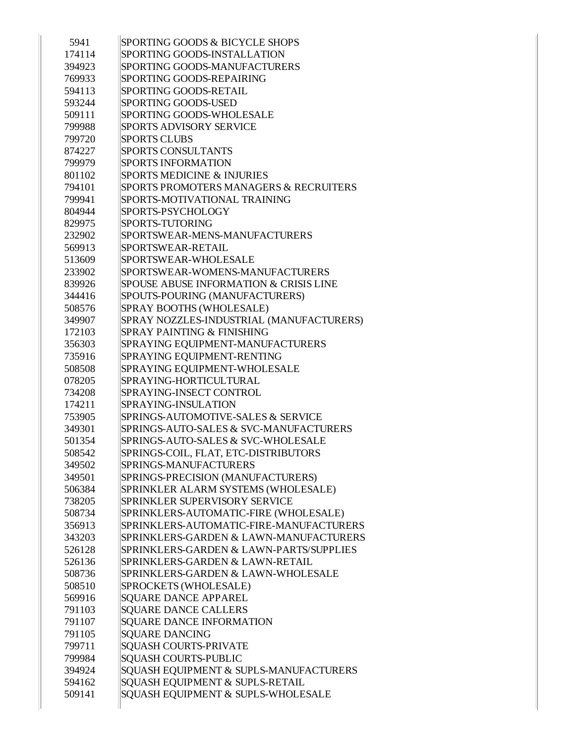| | |
|---|---|
| 5941 | SPORTING GOODS & BICYCLE SHOPS |
| 174114 | SPORTING GOODS-INSTALLATION |
| 394923 | SPORTING GOODS-MANUFACTURERS |
| 769933 | SPORTING GOODS-REPAIRING |
| 594113 | SPORTING GOODS-RETAIL |
| 593244 | SPORTING GOODS-USED |
| 509111 | SPORTING GOODS-WHOLESALE |
| 799988 | SPORTS ADVISORY SERVICE |
| 799720 | SPORTS CLUBS |
| 874227 | SPORTS CONSULTANTS |
| 799979 | SPORTS INFORMATION |
| 801102 | SPORTS MEDICINE & INJURIES |
| 794101 | SPORTS PROMOTERS MANAGERS & RECRUITERS |
| 799941 | SPORTS-MOTIVATIONAL TRAINING |
| 804944 | SPORTS-PSYCHOLOGY |
| 829975 | SPORTS-TUTORING |
| 232902 | SPORTSWEAR-MENS-MANUFACTURERS |
| 569913 | SPORTSWEAR-RETAIL |
| 513609 | SPORTSWEAR-WHOLESALE |
| 233902 | SPORTSWEAR-WOMENS-MANUFACTURERS |
| 839926 | SPOUSE ABUSE INFORMATION & CRISIS LINE |
| 344416 | SPOUTS-POURING (MANUFACTURERS) |
| 508576 | SPRAY BOOTHS (WHOLESALE) |
| 349907 | SPRAY NOZZLES-INDUSTRIAL (MANUFACTURERS) |
| 172103 | SPRAY PAINTING & FINISHING |
| 356303 | SPRAYING EQUIPMENT-MANUFACTURERS |
| 735916 | SPRAYING EQUIPMENT-RENTING |
| 508508 | SPRAYING EQUIPMENT-WHOLESALE |
| 078205 | SPRAYING-HORTICULTURAL |
| 734208 | SPRAYING-INSECT CONTROL |
| 174211 | SPRAYING-INSULATION |
| 753905 | SPRINGS-AUTOMOTIVE-SALES & SERVICE |
| 349301 | SPRINGS-AUTO-SALES & SVC-MANUFACTURERS |
| 501354 | SPRINGS-AUTO-SALES & SVC-WHOLESALE |
| 508542 | SPRINGS-COIL, FLAT, ETC-DISTRIBUTORS |
| 349502 | SPRINGS-MANUFACTURERS |
| 349501 | SPRINGS-PRECISION (MANUFACTURERS) |
| 506384 | SPRINKLER ALARM SYSTEMS (WHOLESALE) |
| 738205 | SPRINKLER SUPERVISORY SERVICE |
| 508734 | SPRINKLERS-AUTOMATIC-FIRE (WHOLESALE) |
| 356913 | SPRINKLERS-AUTOMATIC-FIRE-MANUFACTURERS |
| 343203 | SPRINKLERS-GARDEN & LAWN-MANUFACTURERS |
| 526128 | SPRINKLERS-GARDEN & LAWN-PARTS/SUPPLIES |
| 526136 | SPRINKLERS-GARDEN & LAWN-RETAIL |
| 508736 | SPRINKLERS-GARDEN & LAWN-WHOLESALE |
| 508510 | SPROCKETS (WHOLESALE) |
| 569916 | SQUARE DANCE APPAREL |
| 791103 | SQUARE DANCE CALLERS |
| 791107 | SQUARE DANCE INFORMATION |
| 791105 | SQUARE DANCING |
| 799711 | SQUASH COURTS-PRIVATE |
| 799984 | SQUASH COURTS-PUBLIC |
| 394924 | SQUASH EQUIPMENT & SUPLS-MANUFACTURERS |
| 594162 | SQUASH EQUIPMENT & SUPLS-RETAIL |
| 509141 | SQUASH EQUIPMENT & SUPLS-WHOLESALE |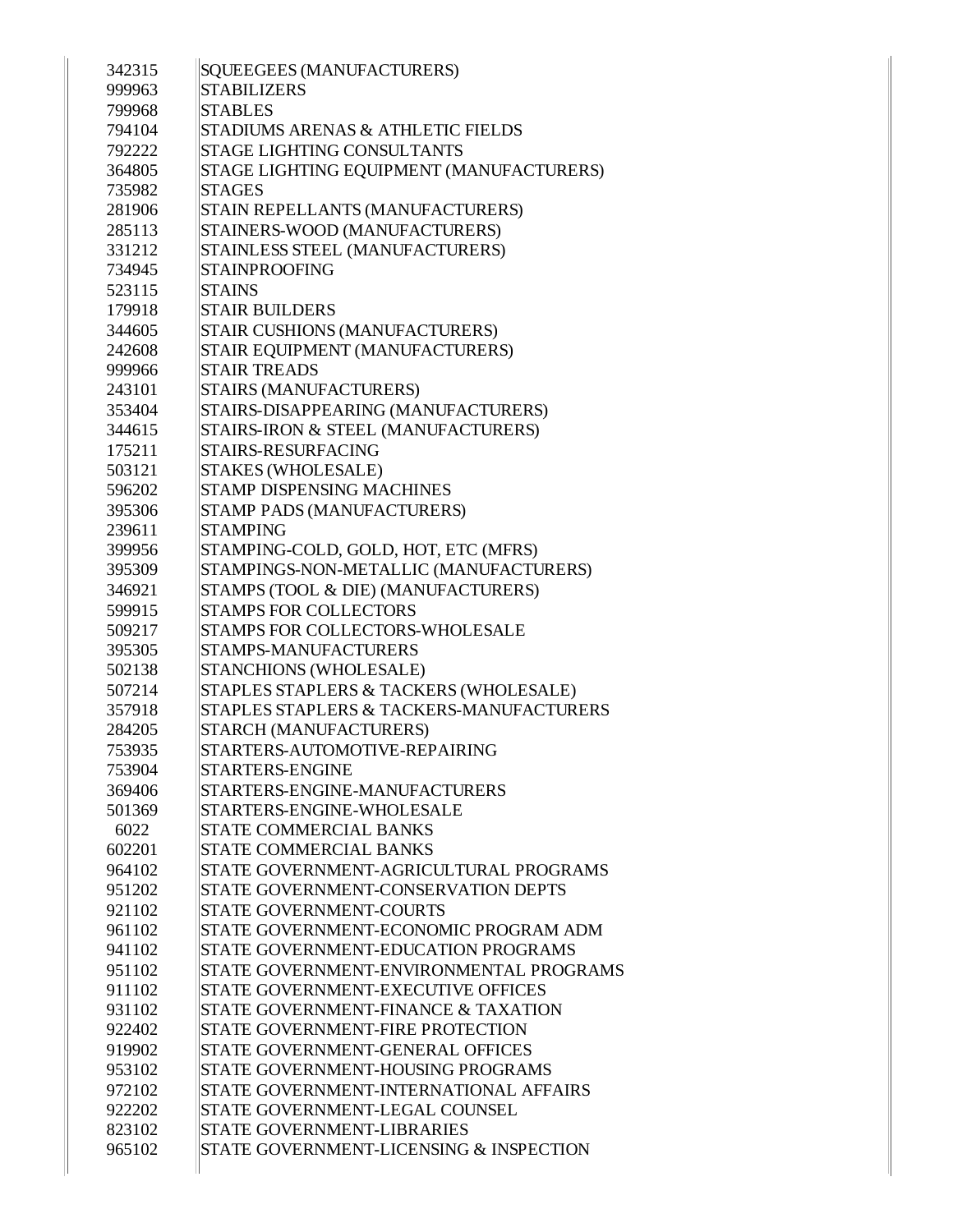| | |
|---|---|
| 342315 | SQUEEGEES (MANUFACTURERS) |
| 999963 | STABILIZERS |
| 799968 | STABLES |
| 794104 | STADIUMS ARENAS & ATHLETIC FIELDS |
| 792222 | STAGE LIGHTING CONSULTANTS |
| 364805 | STAGE LIGHTING EQUIPMENT (MANUFACTURERS) |
| 735982 | STAGES |
| 281906 | STAIN REPELLANTS (MANUFACTURERS) |
| 285113 | STAINERS-WOOD (MANUFACTURERS) |
| 331212 | STAINLESS STEEL (MANUFACTURERS) |
| 734945 | STAINPROOFING |
| 523115 | STAINS |
| 179918 | STAIR BUILDERS |
| 344605 | STAIR CUSHIONS (MANUFACTURERS) |
| 242608 | STAIR EQUIPMENT (MANUFACTURERS) |
| 999966 | STAIR TREADS |
| 243101 | STAIRS (MANUFACTURERS) |
| 353404 | STAIRS-DISAPPEARING (MANUFACTURERS) |
| 344615 | STAIRS-IRON & STEEL (MANUFACTURERS) |
| 175211 | STAIRS-RESURFACING |
| 503121 | STAKES (WHOLESALE) |
| 596202 | STAMP DISPENSING MACHINES |
| 395306 | STAMP PADS (MANUFACTURERS) |
| 239611 | STAMPING |
| 399956 | STAMPING-COLD, GOLD, HOT, ETC (MFRS) |
| 395309 | STAMPINGS-NON-METALLIC (MANUFACTURERS) |
| 346921 | STAMPS (TOOL & DIE) (MANUFACTURERS) |
| 599915 | STAMPS FOR COLLECTORS |
| 509217 | STAMPS FOR COLLECTORS-WHOLESALE |
| 395305 | STAMPS-MANUFACTURERS |
| 502138 | STANCHIONS (WHOLESALE) |
| 507214 | STAPLES STAPLERS & TACKERS (WHOLESALE) |
| 357918 | STAPLES STAPLERS & TACKERS-MANUFACTURERS |
| 284205 | STARCH (MANUFACTURERS) |
| 753935 | STARTERS-AUTOMOTIVE-REPAIRING |
| 753904 | STARTERS-ENGINE |
| 369406 | STARTERS-ENGINE-MANUFACTURERS |
| 501369 | STARTERS-ENGINE-WHOLESALE |
| 6022 | STATE COMMERCIAL BANKS |
| 602201 | STATE COMMERCIAL BANKS |
| 964102 | STATE GOVERNMENT-AGRICULTURAL PROGRAMS |
| 951202 | STATE GOVERNMENT-CONSERVATION DEPTS |
| 921102 | STATE GOVERNMENT-COURTS |
| 961102 | STATE GOVERNMENT-ECONOMIC PROGRAM ADM |
| 941102 | STATE GOVERNMENT-EDUCATION PROGRAMS |
| 951102 | STATE GOVERNMENT-ENVIRONMENTAL PROGRAMS |
| 911102 | STATE GOVERNMENT-EXECUTIVE OFFICES |
| 931102 | STATE GOVERNMENT-FINANCE & TAXATION |
| 922402 | STATE GOVERNMENT-FIRE PROTECTION |
| 919902 | STATE GOVERNMENT-GENERAL OFFICES |
| 953102 | STATE GOVERNMENT-HOUSING PROGRAMS |
| 972102 | STATE GOVERNMENT-INTERNATIONAL AFFAIRS |
| 922202 | STATE GOVERNMENT-LEGAL COUNSEL |
| 823102 | STATE GOVERNMENT-LIBRARIES |
| 965102 | STATE GOVERNMENT-LICENSING & INSPECTION |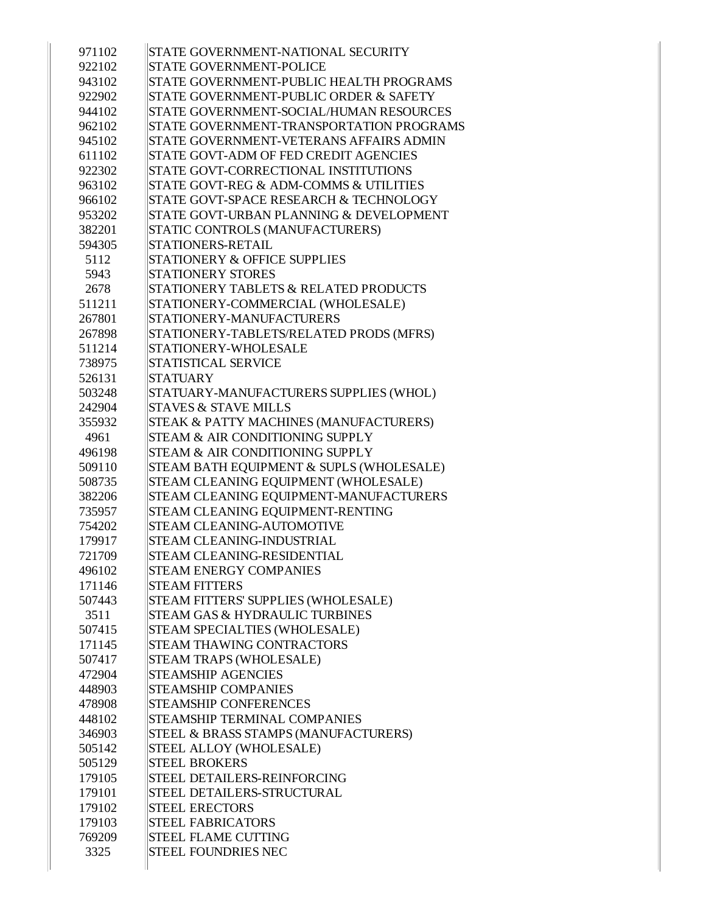| | |
|---|---|
| 971102 | STATE GOVERNMENT-NATIONAL SECURITY |
| 922102 | STATE GOVERNMENT-POLICE |
| 943102 | STATE GOVERNMENT-PUBLIC HEALTH PROGRAMS |
| 922902 | STATE GOVERNMENT-PUBLIC ORDER & SAFETY |
| 944102 | STATE GOVERNMENT-SOCIAL/HUMAN RESOURCES |
| 962102 | STATE GOVERNMENT-TRANSPORTATION PROGRAMS |
| 945102 | STATE GOVERNMENT-VETERANS AFFAIRS ADMIN |
| 611102 | STATE GOVT-ADM OF FED CREDIT AGENCIES |
| 922302 | STATE GOVT-CORRECTIONAL INSTITUTIONS |
| 963102 | STATE GOVT-REG & ADM-COMMS & UTILITIES |
| 966102 | STATE GOVT-SPACE RESEARCH & TECHNOLOGY |
| 953202 | STATE GOVT-URBAN PLANNING & DEVELOPMENT |
| 382201 | STATIC CONTROLS (MANUFACTURERS) |
| 594305 | STATIONERS-RETAIL |
| 5112 | STATIONERY & OFFICE SUPPLIES |
| 5943 | STATIONERY STORES |
| 2678 | STATIONERY TABLETS & RELATED PRODUCTS |
| 511211 | STATIONERY-COMMERCIAL (WHOLESALE) |
| 267801 | STATIONERY-MANUFACTURERS |
| 267898 | STATIONERY-TABLETS/RELATED PRODS (MFRS) |
| 511214 | STATIONERY-WHOLESALE |
| 738975 | STATISTICAL SERVICE |
| 526131 | STATUARY |
| 503248 | STATUARY-MANUFACTURERS SUPPLIES (WHOL) |
| 242904 | STAVES & STAVE MILLS |
| 355932 | STEAK & PATTY MACHINES (MANUFACTURERS) |
| 4961 | STEAM & AIR CONDITIONING SUPPLY |
| 496198 | STEAM & AIR CONDITIONING SUPPLY |
| 509110 | STEAM BATH EQUIPMENT & SUPLS (WHOLESALE) |
| 508735 | STEAM CLEANING EQUIPMENT (WHOLESALE) |
| 382206 | STEAM CLEANING EQUIPMENT-MANUFACTURERS |
| 735957 | STEAM CLEANING EQUIPMENT-RENTING |
| 754202 | STEAM CLEANING-AUTOMOTIVE |
| 179917 | STEAM CLEANING-INDUSTRIAL |
| 721709 | STEAM CLEANING-RESIDENTIAL |
| 496102 | STEAM ENERGY COMPANIES |
| 171146 | STEAM FITTERS |
| 507443 | STEAM FITTERS' SUPPLIES (WHOLESALE) |
| 3511 | STEAM GAS & HYDRAULIC TURBINES |
| 507415 | STEAM SPECIALTIES (WHOLESALE) |
| 171145 | STEAM THAWING CONTRACTORS |
| 507417 | STEAM TRAPS (WHOLESALE) |
| 472904 | STEAMSHIP AGENCIES |
| 448903 | STEAMSHIP COMPANIES |
| 478908 | STEAMSHIP CONFERENCES |
| 448102 | STEAMSHIP TERMINAL COMPANIES |
| 346903 | STEEL & BRASS STAMPS (MANUFACTURERS) |
| 505142 | STEEL ALLOY (WHOLESALE) |
| 505129 | STEEL BROKERS |
| 179105 | STEEL DETAILERS-REINFORCING |
| 179101 | STEEL DETAILERS-STRUCTURAL |
| 179102 | STEEL ERECTORS |
| 179103 | STEEL FABRICATORS |
| 769209 | STEEL FLAME CUTTING |
| 3325 | STEEL FOUNDRIES NEC |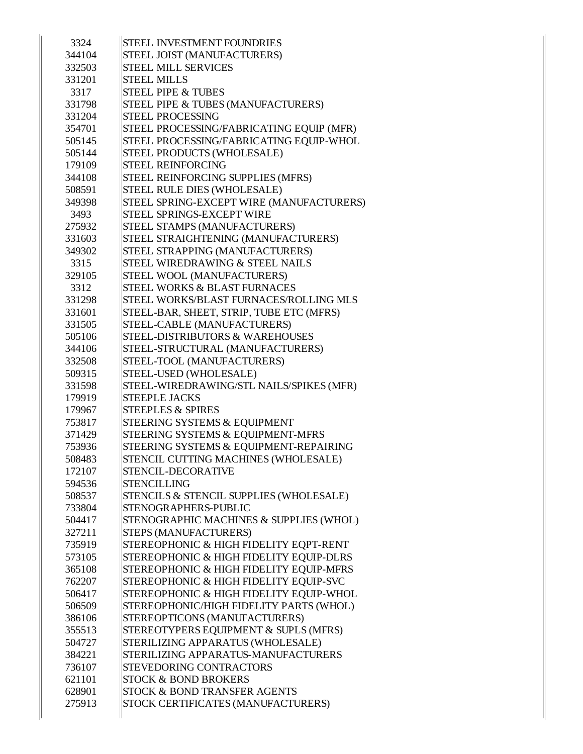| | |
|---|---|
| 3324 | STEEL INVESTMENT FOUNDRIES |
| 344104 | STEEL JOIST (MANUFACTURERS) |
| 332503 | STEEL MILL SERVICES |
| 331201 | STEEL MILLS |
| 3317 | STEEL PIPE & TUBES |
| 331798 | STEEL PIPE & TUBES (MANUFACTURERS) |
| 331204 | STEEL PROCESSING |
| 354701 | STEEL PROCESSING/FABRICATING EQUIP (MFR) |
| 505145 | STEEL PROCESSING/FABRICATING EQUIP-WHOL |
| 505144 | STEEL PRODUCTS (WHOLESALE) |
| 179109 | STEEL REINFORCING |
| 344108 | STEEL REINFORCING SUPPLIES (MFRS) |
| 508591 | STEEL RULE DIES (WHOLESALE) |
| 349398 | STEEL SPRING-EXCEPT WIRE (MANUFACTURERS) |
| 3493 | STEEL SPRINGS-EXCEPT WIRE |
| 275932 | STEEL STAMPS (MANUFACTURERS) |
| 331603 | STEEL STRAIGHTENING (MANUFACTURERS) |
| 349302 | STEEL STRAPPING (MANUFACTURERS) |
| 3315 | STEEL WIREDRAWING & STEEL NAILS |
| 329105 | STEEL WOOL (MANUFACTURERS) |
| 3312 | STEEL WORKS & BLAST FURNACES |
| 331298 | STEEL WORKS/BLAST FURNACES/ROLLING MLS |
| 331601 | STEEL-BAR, SHEET, STRIP, TUBE ETC (MFRS) |
| 331505 | STEEL-CABLE (MANUFACTURERS) |
| 505106 | STEEL-DISTRIBUTORS & WAREHOUSES |
| 344106 | STEEL-STRUCTURAL (MANUFACTURERS) |
| 332508 | STEEL-TOOL (MANUFACTURERS) |
| 509315 | STEEL-USED (WHOLESALE) |
| 331598 | STEEL-WIREDRAWING/STL NAILS/SPIKES (MFR) |
| 179919 | STEEPLE JACKS |
| 179967 | STEEPLES & SPIRES |
| 753817 | STEERING SYSTEMS & EQUIPMENT |
| 371429 | STEERING SYSTEMS & EQUIPMENT-MFRS |
| 753936 | STEERING SYSTEMS & EQUIPMENT-REPAIRING |
| 508483 | STENCIL CUTTING MACHINES (WHOLESALE) |
| 172107 | STENCIL-DECORATIVE |
| 594536 | STENCILLING |
| 508537 | STENCILS & STENCIL SUPPLIES (WHOLESALE) |
| 733804 | STENOGRAPHERS-PUBLIC |
| 504417 | STENOGRAPHIC MACHINES & SUPPLIES (WHOL) |
| 327211 | STEPS (MANUFACTURERS) |
| 735919 | STEREOPHONIC & HIGH FIDELITY EQPT-RENT |
| 573105 | STEREOPHONIC & HIGH FIDELITY EQUIP-DLRS |
| 365108 | STEREOPHONIC & HIGH FIDELITY EQUIP-MFRS |
| 762207 | STEREOPHONIC & HIGH FIDELITY EQUIP-SVC |
| 506417 | STEREOPHONIC & HIGH FIDELITY EQUIP-WHOL |
| 506509 | STEREOPHONIC/HIGH FIDELITY PARTS (WHOL) |
| 386106 | STEREOPTICONS (MANUFACTURERS) |
| 355513 | STEREOTYPERS EQUIPMENT & SUPLS (MFRS) |
| 504727 | STERILIZING APPARATUS (WHOLESALE) |
| 384221 | STERILIZING APPARATUS-MANUFACTURERS |
| 736107 | STEVEDORING CONTRACTORS |
| 621101 | STOCK & BOND BROKERS |
| 628901 | STOCK & BOND TRANSFER AGENTS |
| 275913 | STOCK CERTIFICATES (MANUFACTURERS) |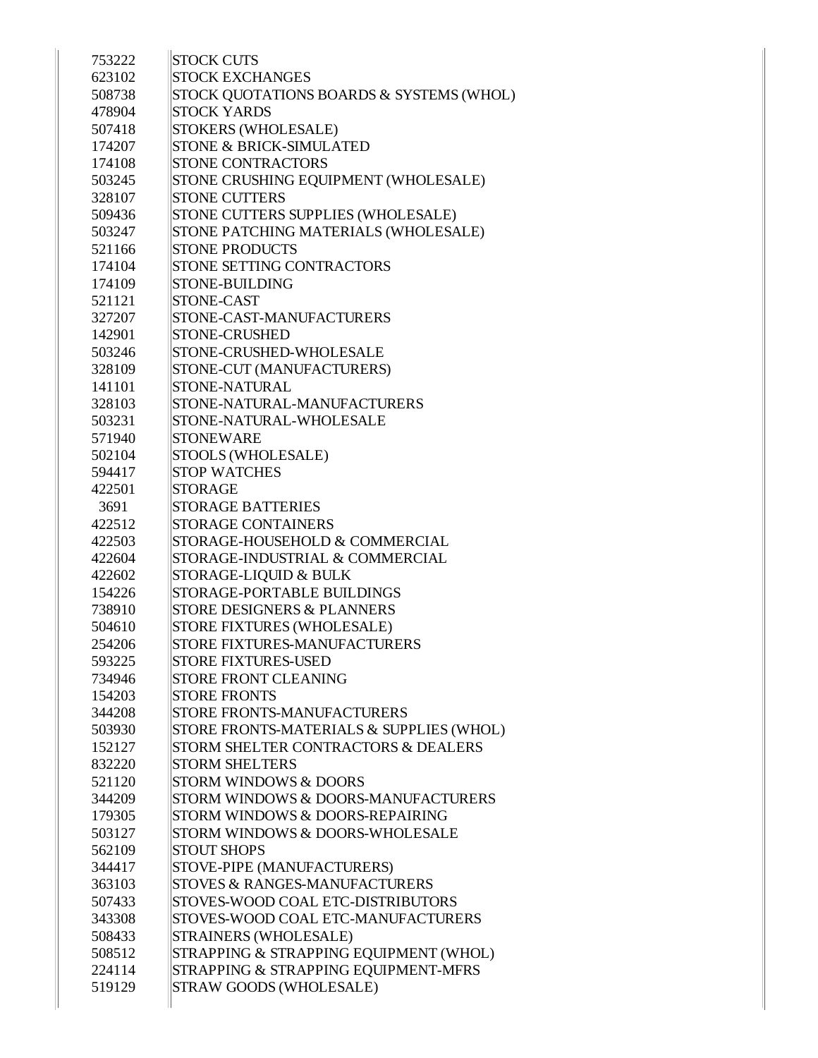| | |
|---|---|
| 753222 | STOCK CUTS |
| 623102 | STOCK EXCHANGES |
| 508738 | STOCK QUOTATIONS BOARDS & SYSTEMS (WHOL) |
| 478904 | STOCK YARDS |
| 507418 | STOKERS (WHOLESALE) |
| 174207 | STONE & BRICK-SIMULATED |
| 174108 | STONE CONTRACTORS |
| 503245 | STONE CRUSHING EQUIPMENT (WHOLESALE) |
| 328107 | STONE CUTTERS |
| 509436 | STONE CUTTERS SUPPLIES (WHOLESALE) |
| 503247 | STONE PATCHING MATERIALS (WHOLESALE) |
| 521166 | STONE PRODUCTS |
| 174104 | STONE SETTING CONTRACTORS |
| 174109 | STONE-BUILDING |
| 521121 | STONE-CAST |
| 327207 | STONE-CAST-MANUFACTURERS |
| 142901 | STONE-CRUSHED |
| 503246 | STONE-CRUSHED-WHOLESALE |
| 328109 | STONE-CUT (MANUFACTURERS) |
| 141101 | STONE-NATURAL |
| 328103 | STONE-NATURAL-MANUFACTURERS |
| 503231 | STONE-NATURAL-WHOLESALE |
| 571940 | STONEWARE |
| 502104 | STOOLS (WHOLESALE) |
| 594417 | STOP WATCHES |
| 422501 | STORAGE |
| 3691 | STORAGE BATTERIES |
| 422512 | STORAGE CONTAINERS |
| 422503 | STORAGE-HOUSEHOLD & COMMERCIAL |
| 422604 | STORAGE-INDUSTRIAL & COMMERCIAL |
| 422602 | STORAGE-LIQUID & BULK |
| 154226 | STORAGE-PORTABLE BUILDINGS |
| 738910 | STORE DESIGNERS & PLANNERS |
| 504610 | STORE FIXTURES (WHOLESALE) |
| 254206 | STORE FIXTURES-MANUFACTURERS |
| 593225 | STORE FIXTURES-USED |
| 734946 | STORE FRONT CLEANING |
| 154203 | STORE FRONTS |
| 344208 | STORE FRONTS-MANUFACTURERS |
| 503930 | STORE FRONTS-MATERIALS & SUPPLIES (WHOL) |
| 152127 | STORM SHELTER CONTRACTORS & DEALERS |
| 832220 | STORM SHELTERS |
| 521120 | STORM WINDOWS & DOORS |
| 344209 | STORM WINDOWS & DOORS-MANUFACTURERS |
| 179305 | STORM WINDOWS & DOORS-REPAIRING |
| 503127 | STORM WINDOWS & DOORS-WHOLESALE |
| 562109 | STOUT SHOPS |
| 344417 | STOVE-PIPE (MANUFACTURERS) |
| 363103 | STOVES & RANGES-MANUFACTURERS |
| 507433 | STOVES-WOOD COAL ETC-DISTRIBUTORS |
| 343308 | STOVES-WOOD COAL ETC-MANUFACTURERS |
| 508433 | STRAINERS (WHOLESALE) |
| 508512 | STRAPPING & STRAPPING EQUIPMENT (WHOL) |
| 224114 | STRAPPING & STRAPPING EQUIPMENT-MFRS |
| 519129 | STRAW GOODS (WHOLESALE) |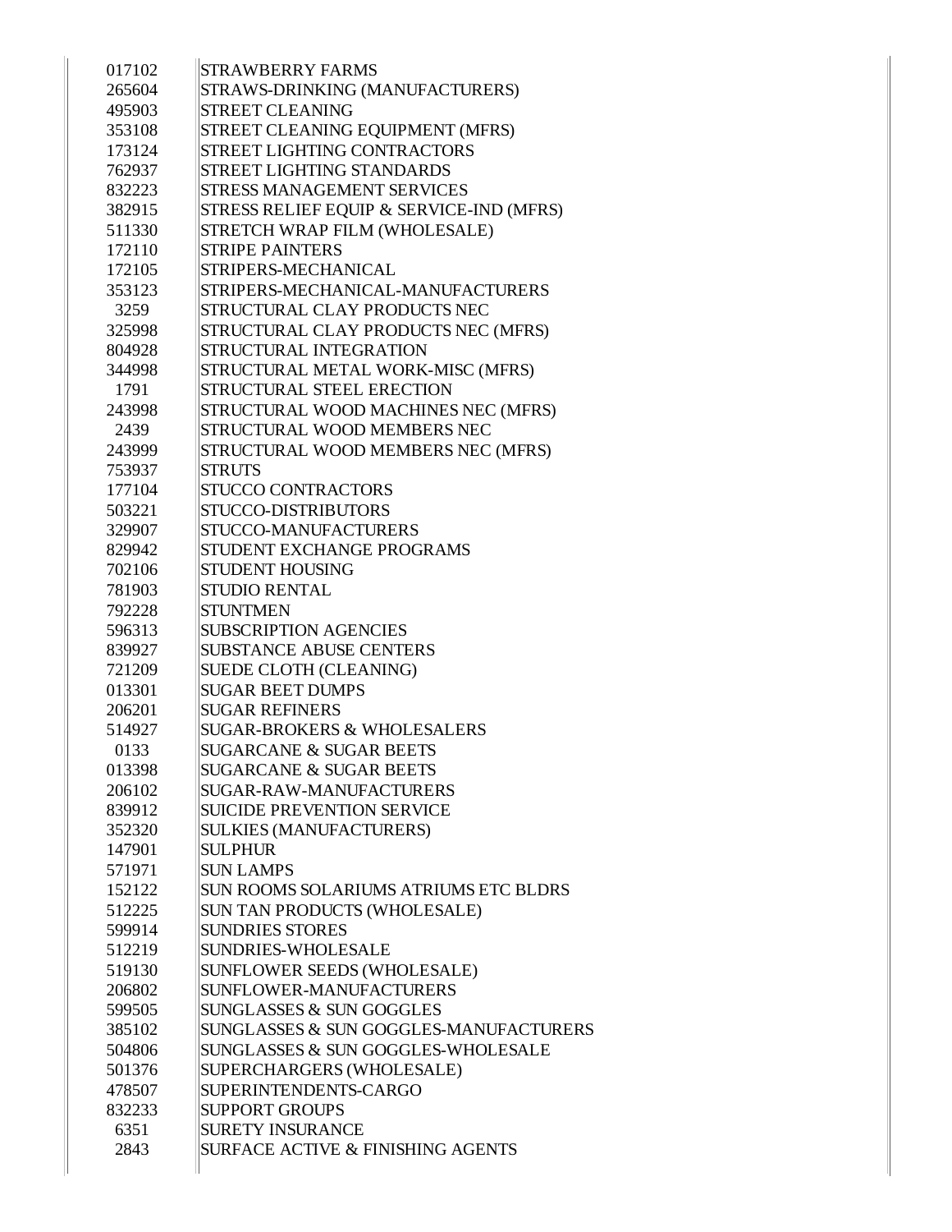| | |
|---|---|
| 017102 | STRAWBERRY FARMS |
| 265604 | STRAWS-DRINKING (MANUFACTURERS) |
| 495903 | STREET CLEANING |
| 353108 | STREET CLEANING EQUIPMENT (MFRS) |
| 173124 | STREET LIGHTING CONTRACTORS |
| 762937 | STREET LIGHTING STANDARDS |
| 832223 | STRESS MANAGEMENT SERVICES |
| 382915 | STRESS RELIEF EQUIP & SERVICE-IND (MFRS) |
| 511330 | STRETCH WRAP FILM (WHOLESALE) |
| 172110 | STRIPE PAINTERS |
| 172105 | STRIPERS-MECHANICAL |
| 353123 | STRIPERS-MECHANICAL-MANUFACTURERS |
| 3259 | STRUCTURAL CLAY PRODUCTS NEC |
| 325998 | STRUCTURAL CLAY PRODUCTS NEC (MFRS) |
| 804928 | STRUCTURAL INTEGRATION |
| 344998 | STRUCTURAL METAL WORK-MISC (MFRS) |
| 1791 | STRUCTURAL STEEL ERECTION |
| 243998 | STRUCTURAL WOOD MACHINES NEC (MFRS) |
| 2439 | STRUCTURAL WOOD MEMBERS NEC |
| 243999 | STRUCTURAL WOOD MEMBERS NEC (MFRS) |
| 753937 | STRUTS |
| 177104 | STUCCO CONTRACTORS |
| 503221 | STUCCO-DISTRIBUTORS |
| 329907 | STUCCO-MANUFACTURERS |
| 829942 | STUDENT EXCHANGE PROGRAMS |
| 702106 | STUDENT HOUSING |
| 781903 | STUDIO RENTAL |
| 792228 | STUNTMEN |
| 596313 | SUBSCRIPTION AGENCIES |
| 839927 | SUBSTANCE ABUSE CENTERS |
| 721209 | SUEDE CLOTH (CLEANING) |
| 013301 | SUGAR BEET DUMPS |
| 206201 | SUGAR REFINERS |
| 514927 | SUGAR-BROKERS & WHOLESALERS |
| 0133 | SUGARCANE & SUGAR BEETS |
| 013398 | SUGARCANE & SUGAR BEETS |
| 206102 | SUGAR-RAW-MANUFACTURERS |
| 839912 | SUICIDE PREVENTION SERVICE |
| 352320 | SULKIES (MANUFACTURERS) |
| 147901 | SULPHUR |
| 571971 | SUN LAMPS |
| 152122 | SUN ROOMS SOLARIUMS ATRIUMS ETC BLDRS |
| 512225 | SUN TAN PRODUCTS (WHOLESALE) |
| 599914 | SUNDRIES STORES |
| 512219 | SUNDRIES-WHOLESALE |
| 519130 | SUNFLOWER SEEDS (WHOLESALE) |
| 206802 | SUNFLOWER-MANUFACTURERS |
| 599505 | SUNGLASSES & SUN GOGGLES |
| 385102 | SUNGLASSES & SUN GOGGLES-MANUFACTURERS |
| 504806 | SUNGLASSES & SUN GOGGLES-WHOLESALE |
| 501376 | SUPERCHARGERS (WHOLESALE) |
| 478507 | SUPERINTENDENTS-CARGO |
| 832233 | SUPPORT GROUPS |
| 6351 | SURETY INSURANCE |
| 2843 | SURFACE ACTIVE & FINISHING AGENTS |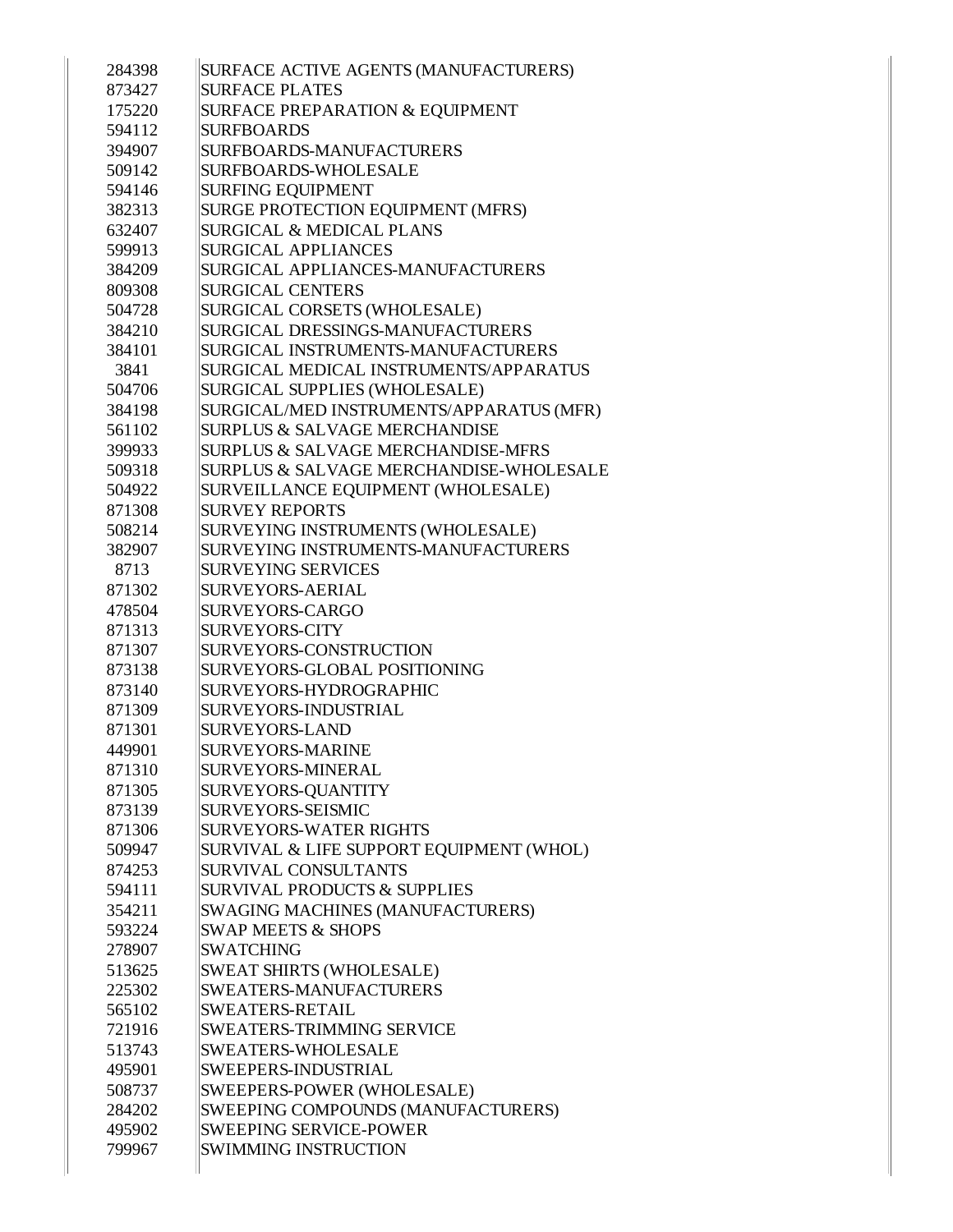| | |
|---|---|
| 284398 | SURFACE ACTIVE AGENTS (MANUFACTURERS) |
| 873427 | SURFACE PLATES |
| 175220 | SURFACE PREPARATION & EQUIPMENT |
| 594112 | SURFBOARDS |
| 394907 | SURFBOARDS-MANUFACTURERS |
| 509142 | SURFBOARDS-WHOLESALE |
| 594146 | SURFING EQUIPMENT |
| 382313 | SURGE PROTECTION EQUIPMENT (MFRS) |
| 632407 | SURGICAL & MEDICAL PLANS |
| 599913 | SURGICAL APPLIANCES |
| 384209 | SURGICAL APPLIANCES-MANUFACTURERS |
| 809308 | SURGICAL CENTERS |
| 504728 | SURGICAL CORSETS (WHOLESALE) |
| 384210 | SURGICAL DRESSINGS-MANUFACTURERS |
| 384101 | SURGICAL INSTRUMENTS-MANUFACTURERS |
| 3841 | SURGICAL MEDICAL INSTRUMENTS/APPARATUS |
| 504706 | SURGICAL SUPPLIES (WHOLESALE) |
| 384198 | SURGICAL/MED INSTRUMENTS/APPARATUS (MFR) |
| 561102 | SURPLUS & SALVAGE MERCHANDISE |
| 399933 | SURPLUS & SALVAGE MERCHANDISE-MFRS |
| 509318 | SURPLUS & SALVAGE MERCHANDISE-WHOLESALE |
| 504922 | SURVEILLANCE EQUIPMENT (WHOLESALE) |
| 871308 | SURVEY REPORTS |
| 508214 | SURVEYING INSTRUMENTS (WHOLESALE) |
| 382907 | SURVEYING INSTRUMENTS-MANUFACTURERS |
| 8713 | SURVEYING SERVICES |
| 871302 | SURVEYORS-AERIAL |
| 478504 | SURVEYORS-CARGO |
| 871313 | SURVEYORS-CITY |
| 871307 | SURVEYORS-CONSTRUCTION |
| 873138 | SURVEYORS-GLOBAL POSITIONING |
| 873140 | SURVEYORS-HYDROGRAPHIC |
| 871309 | SURVEYORS-INDUSTRIAL |
| 871301 | SURVEYORS-LAND |
| 449901 | SURVEYORS-MARINE |
| 871310 | SURVEYORS-MINERAL |
| 871305 | SURVEYORS-QUANTITY |
| 873139 | SURVEYORS-SEISMIC |
| 871306 | SURVEYORS-WATER RIGHTS |
| 509947 | SURVIVAL & LIFE SUPPORT EQUIPMENT (WHOL) |
| 874253 | SURVIVAL CONSULTANTS |
| 594111 | SURVIVAL PRODUCTS & SUPPLIES |
| 354211 | SWAGING MACHINES (MANUFACTURERS) |
| 593224 | SWAP MEETS & SHOPS |
| 278907 | SWATCHING |
| 513625 | SWEAT SHIRTS (WHOLESALE) |
| 225302 | SWEATERS-MANUFACTURERS |
| 565102 | SWEATERS-RETAIL |
| 721916 | SWEATERS-TRIMMING SERVICE |
| 513743 | SWEATERS-WHOLESALE |
| 495901 | SWEEPERS-INDUSTRIAL |
| 508737 | SWEEPERS-POWER (WHOLESALE) |
| 284202 | SWEEPING COMPOUNDS (MANUFACTURERS) |
| 495902 | SWEEPING SERVICE-POWER |
| 799967 | SWIMMING INSTRUCTION |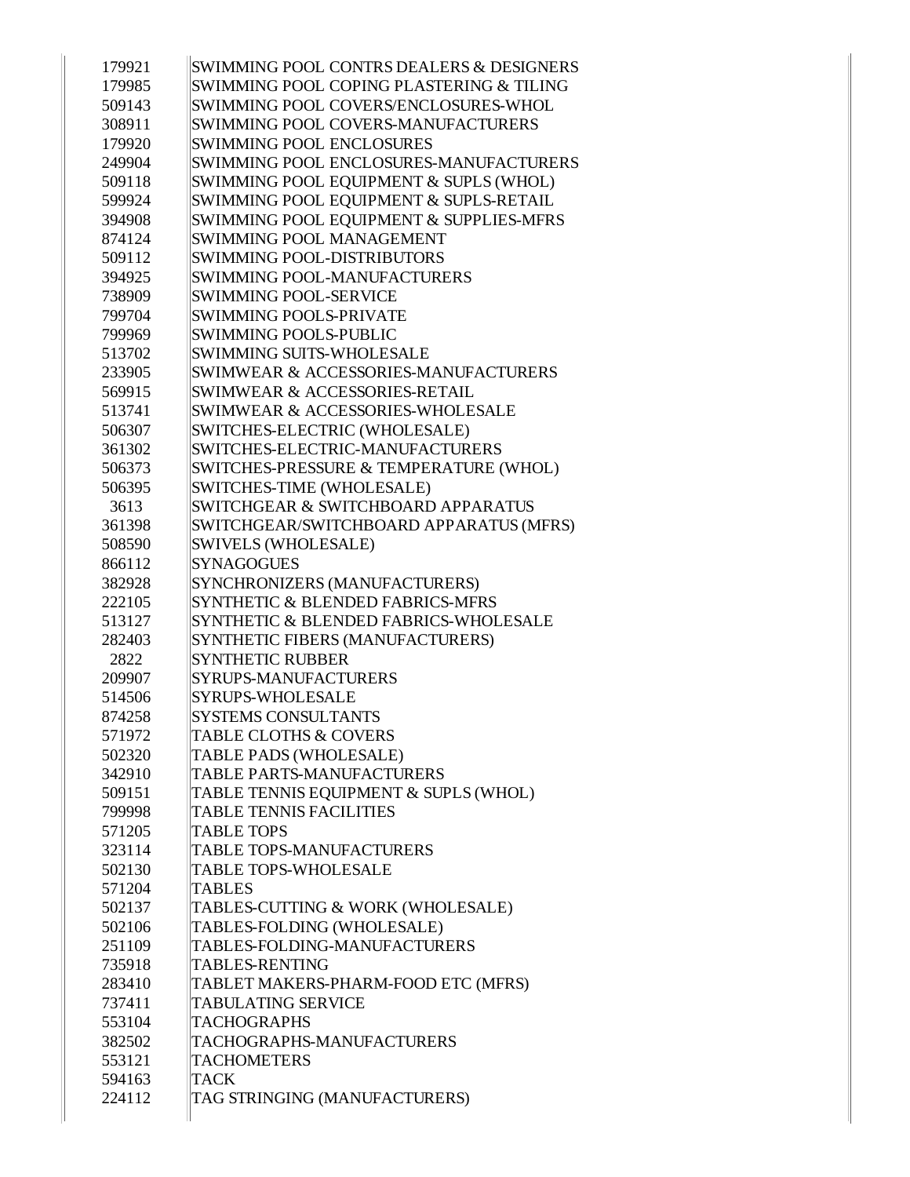| | |
|---|---|
| 179921 | SWIMMING POOL CONTRS DEALERS & DESIGNERS |
| 179985 | SWIMMING POOL COPING PLASTERING & TILING |
| 509143 | SWIMMING POOL COVERS/ENCLOSURES-WHOL |
| 308911 | SWIMMING POOL COVERS-MANUFACTURERS |
| 179920 | SWIMMING POOL ENCLOSURES |
| 249904 | SWIMMING POOL ENCLOSURES-MANUFACTURERS |
| 509118 | SWIMMING POOL EQUIPMENT & SUPLS (WHOL) |
| 599924 | SWIMMING POOL EQUIPMENT & SUPLS-RETAIL |
| 394908 | SWIMMING POOL EQUIPMENT & SUPPLIES-MFRS |
| 874124 | SWIMMING POOL MANAGEMENT |
| 509112 | SWIMMING POOL-DISTRIBUTORS |
| 394925 | SWIMMING POOL-MANUFACTURERS |
| 738909 | SWIMMING POOL-SERVICE |
| 799704 | SWIMMING POOLS-PRIVATE |
| 799969 | SWIMMING POOLS-PUBLIC |
| 513702 | SWIMMING SUITS-WHOLESALE |
| 233905 | SWIMWEAR & ACCESSORIES-MANUFACTURERS |
| 569915 | SWIMWEAR & ACCESSORIES-RETAIL |
| 513741 | SWIMWEAR & ACCESSORIES-WHOLESALE |
| 506307 | SWITCHES-ELECTRIC (WHOLESALE) |
| 361302 | SWITCHES-ELECTRIC-MANUFACTURERS |
| 506373 | SWITCHES-PRESSURE & TEMPERATURE (WHOL) |
| 506395 | SWITCHES-TIME (WHOLESALE) |
| 3613 | SWITCHGEAR & SWITCHBOARD APPARATUS |
| 361398 | SWITCHGEAR/SWITCHBOARD APPARATUS (MFRS) |
| 508590 | SWIVELS (WHOLESALE) |
| 866112 | SYNAGOGUES |
| 382928 | SYNCHRONIZERS (MANUFACTURERS) |
| 222105 | SYNTHETIC & BLENDED FABRICS-MFRS |
| 513127 | SYNTHETIC & BLENDED FABRICS-WHOLESALE |
| 282403 | SYNTHETIC FIBERS (MANUFACTURERS) |
| 2822 | SYNTHETIC RUBBER |
| 209907 | SYRUPS-MANUFACTURERS |
| 514506 | SYRUPS-WHOLESALE |
| 874258 | SYSTEMS CONSULTANTS |
| 571972 | TABLE CLOTHS & COVERS |
| 502320 | TABLE PADS (WHOLESALE) |
| 342910 | TABLE PARTS-MANUFACTURERS |
| 509151 | TABLE TENNIS EQUIPMENT & SUPLS (WHOL) |
| 799998 | TABLE TENNIS FACILITIES |
| 571205 | TABLE TOPS |
| 323114 | TABLE TOPS-MANUFACTURERS |
| 502130 | TABLE TOPS-WHOLESALE |
| 571204 | TABLES |
| 502137 | TABLES-CUTTING & WORK (WHOLESALE) |
| 502106 | TABLES-FOLDING (WHOLESALE) |
| 251109 | TABLES-FOLDING-MANUFACTURERS |
| 735918 | TABLES-RENTING |
| 283410 | TABLET MAKERS-PHARM-FOOD ETC (MFRS) |
| 737411 | TABULATING SERVICE |
| 553104 | TACHOGRAPHS |
| 382502 | TACHOGRAPHS-MANUFACTURERS |
| 553121 | TACHOMETERS |
| 594163 | TACK |
| 224112 | TAG STRINGING (MANUFACTURERS) |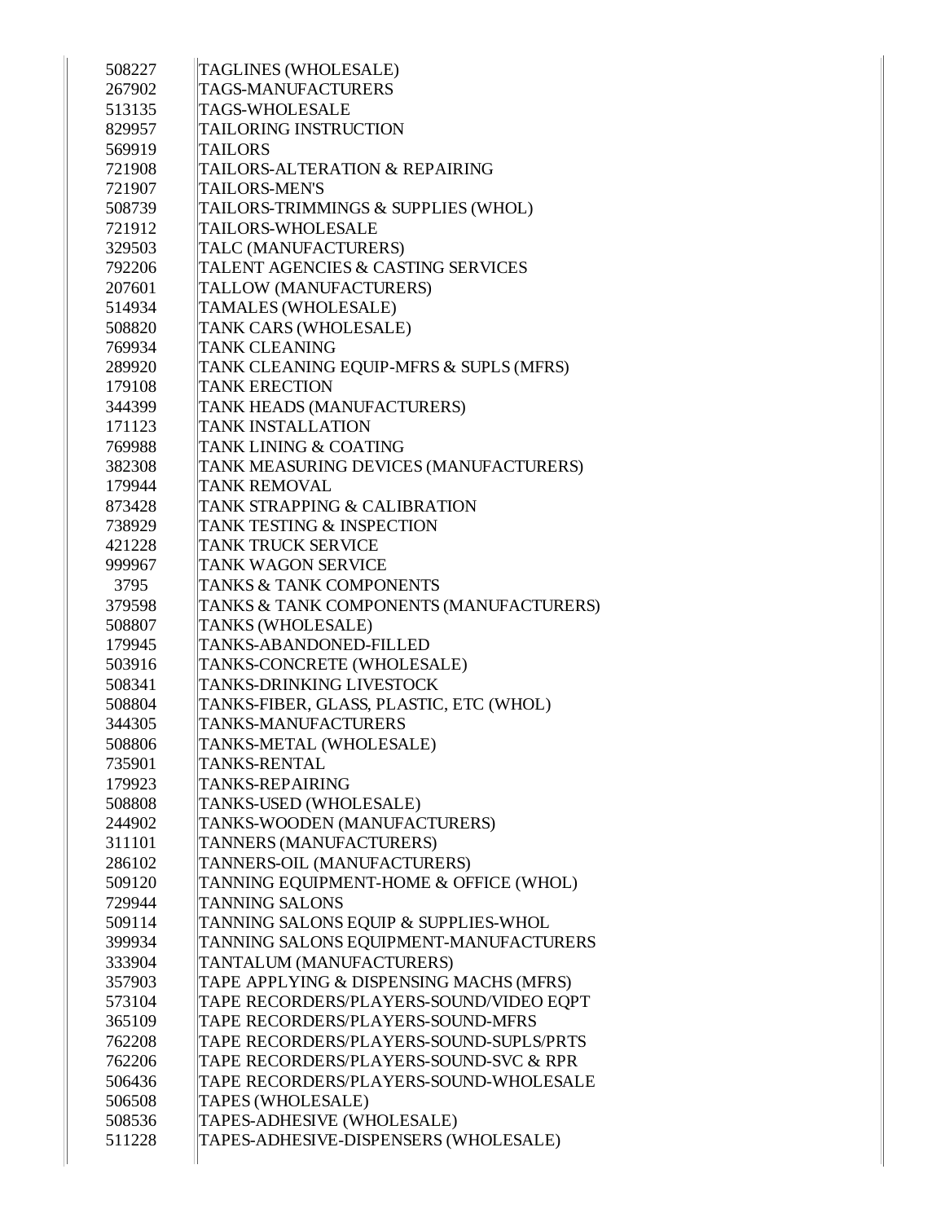| | |
|---|---|
| 508227 | TAGLINES (WHOLESALE) |
| 267902 | TAGS-MANUFACTURERS |
| 513135 | TAGS-WHOLESALE |
| 829957 | TAILORING INSTRUCTION |
| 569919 | TAILORS |
| 721908 | TAILORS-ALTERATION & REPAIRING |
| 721907 | TAILORS-MEN'S |
| 508739 | TAILORS-TRIMMINGS & SUPPLIES (WHOL) |
| 721912 | TAILORS-WHOLESALE |
| 329503 | TALC (MANUFACTURERS) |
| 792206 | TALENT AGENCIES & CASTING SERVICES |
| 207601 | TALLOW (MANUFACTURERS) |
| 514934 | TAMALES (WHOLESALE) |
| 508820 | TANK CARS (WHOLESALE) |
| 769934 | TANK CLEANING |
| 289920 | TANK CLEANING EQUIP-MFRS & SUPLS (MFRS) |
| 179108 | TANK ERECTION |
| 344399 | TANK HEADS (MANUFACTURERS) |
| 171123 | TANK INSTALLATION |
| 769988 | TANK LINING & COATING |
| 382308 | TANK MEASURING DEVICES (MANUFACTURERS) |
| 179944 | TANK REMOVAL |
| 873428 | TANK STRAPPING & CALIBRATION |
| 738929 | TANK TESTING & INSPECTION |
| 421228 | TANK TRUCK SERVICE |
| 999967 | TANK WAGON SERVICE |
| 3795 | TANKS & TANK COMPONENTS |
| 379598 | TANKS & TANK COMPONENTS (MANUFACTURERS) |
| 508807 | TANKS (WHOLESALE) |
| 179945 | TANKS-ABANDONED-FILLED |
| 503916 | TANKS-CONCRETE (WHOLESALE) |
| 508341 | TANKS-DRINKING LIVESTOCK |
| 508804 | TANKS-FIBER, GLASS, PLASTIC, ETC (WHOL) |
| 344305 | TANKS-MANUFACTURERS |
| 508806 | TANKS-METAL (WHOLESALE) |
| 735901 | TANKS-RENTAL |
| 179923 | TANKS-REPAIRING |
| 508808 | TANKS-USED (WHOLESALE) |
| 244902 | TANKS-WOODEN (MANUFACTURERS) |
| 311101 | TANNERS (MANUFACTURERS) |
| 286102 | TANNERS-OIL (MANUFACTURERS) |
| 509120 | TANNING EQUIPMENT-HOME & OFFICE (WHOL) |
| 729944 | TANNING SALONS |
| 509114 | TANNING SALONS EQUIP & SUPPLIES-WHOL |
| 399934 | TANNING SALONS EQUIPMENT-MANUFACTURERS |
| 333904 | TANTALUM (MANUFACTURERS) |
| 357903 | TAPE APPLYING & DISPENSING MACHS (MFRS) |
| 573104 | TAPE RECORDERS/PLAYERS-SOUND/VIDEO EQPT |
| 365109 | TAPE RECORDERS/PLAYERS-SOUND-MFRS |
| 762208 | TAPE RECORDERS/PLAYERS-SOUND-SUPLS/PRTS |
| 762206 | TAPE RECORDERS/PLAYERS-SOUND-SVC & RPR |
| 506436 | TAPE RECORDERS/PLAYERS-SOUND-WHOLESALE |
| 506508 | TAPES (WHOLESALE) |
| 508536 | TAPES-ADHESIVE (WHOLESALE) |
| 511228 | TAPES-ADHESIVE-DISPENSERS (WHOLESALE) |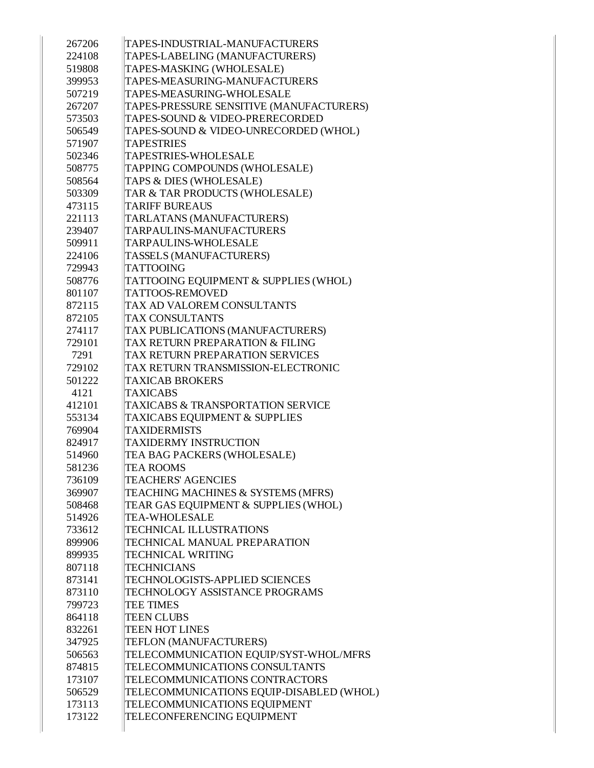| | |
|---|---|
| 267206 | TAPES-INDUSTRIAL-MANUFACTURERS |
| 224108 | TAPES-LABELING (MANUFACTURERS) |
| 519808 | TAPES-MASKING (WHOLESALE) |
| 399953 | TAPES-MEASURING-MANUFACTURERS |
| 507219 | TAPES-MEASURING-WHOLESALE |
| 267207 | TAPES-PRESSURE SENSITIVE (MANUFACTURERS) |
| 573503 | TAPES-SOUND & VIDEO-PRERECORDED |
| 506549 | TAPES-SOUND & VIDEO-UNRECORDED (WHOL) |
| 571907 | TAPESTRIES |
| 502346 | TAPESTRIES-WHOLESALE |
| 508775 | TAPPING COMPOUNDS (WHOLESALE) |
| 508564 | TAPS & DIES (WHOLESALE) |
| 503309 | TAR & TAR PRODUCTS (WHOLESALE) |
| 473115 | TARIFF BUREAUS |
| 221113 | TARLATANS (MANUFACTURERS) |
| 239407 | TARPAULINS-MANUFACTURERS |
| 509911 | TARPAULINS-WHOLESALE |
| 224106 | TASSELS (MANUFACTURERS) |
| 729943 | TATTOOING |
| 508776 | TATTOOING EQUIPMENT & SUPPLIES (WHOL) |
| 801107 | TATTOOS-REMOVED |
| 872115 | TAX AD VALOREM CONSULTANTS |
| 872105 | TAX CONSULTANTS |
| 274117 | TAX PUBLICATIONS (MANUFACTURERS) |
| 729101 | TAX RETURN PREPARATION & FILING |
| 7291 | TAX RETURN PREPARATION SERVICES |
| 729102 | TAX RETURN TRANSMISSION-ELECTRONIC |
| 501222 | TAXICAB BROKERS |
| 4121 | TAXICABS |
| 412101 | TAXICABS & TRANSPORTATION SERVICE |
| 553134 | TAXICABS EQUIPMENT & SUPPLIES |
| 769904 | TAXIDERMISTS |
| 824917 | TAXIDERMY INSTRUCTION |
| 514960 | TEA BAG PACKERS (WHOLESALE) |
| 581236 | TEA ROOMS |
| 736109 | TEACHERS' AGENCIES |
| 369907 | TEACHING MACHINES & SYSTEMS (MFRS) |
| 508468 | TEAR GAS EQUIPMENT & SUPPLIES (WHOL) |
| 514926 | TEA-WHOLESALE |
| 733612 | TECHNICAL ILLUSTRATIONS |
| 899906 | TECHNICAL MANUAL PREPARATION |
| 899935 | TECHNICAL WRITING |
| 807118 | TECHNICIANS |
| 873141 | TECHNOLOGISTS-APPLIED SCIENCES |
| 873110 | TECHNOLOGY ASSISTANCE PROGRAMS |
| 799723 | TEE TIMES |
| 864118 | TEEN CLUBS |
| 832261 | TEEN HOT LINES |
| 347925 | TEFLON (MANUFACTURERS) |
| 506563 | TELECOMMUNICATION EQUIP/SYST-WHOL/MFRS |
| 874815 | TELECOMMUNICATIONS CONSULTANTS |
| 173107 | TELECOMMUNICATIONS CONTRACTORS |
| 506529 | TELECOMMUNICATIONS EQUIP-DISABLED (WHOL) |
| 173113 | TELECOMMUNICATIONS EQUIPMENT |
| 173122 | TELECONFERENCING EQUIPMENT |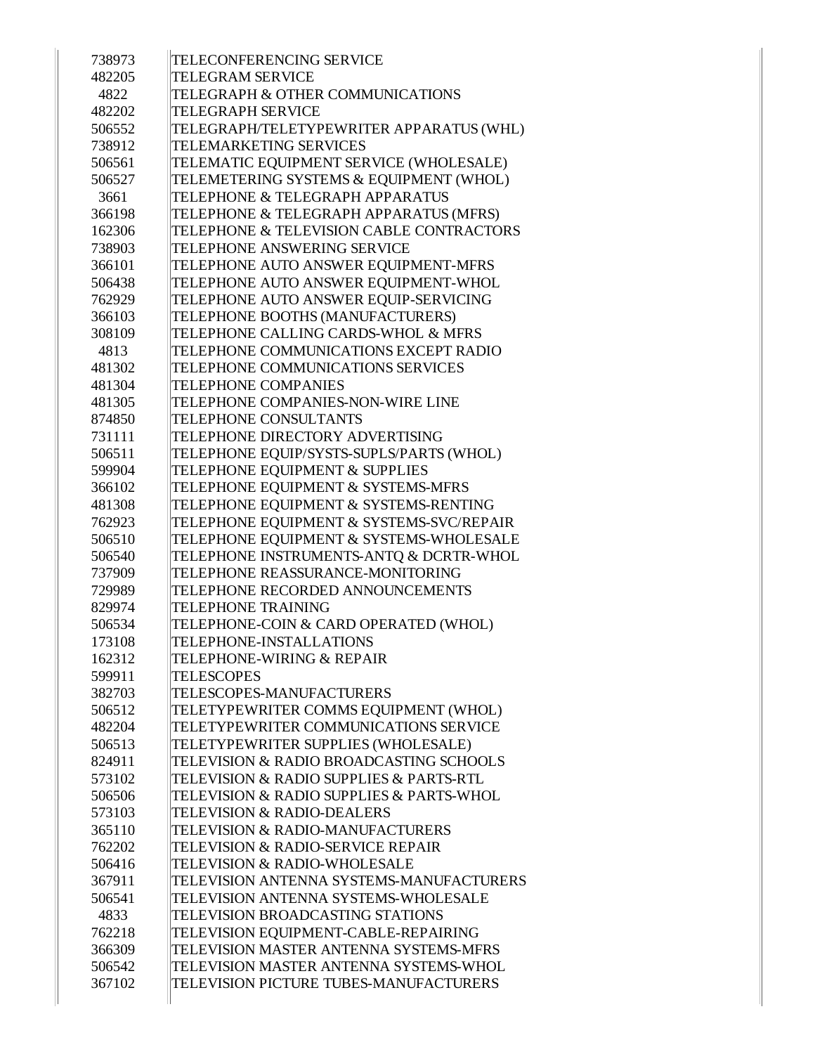| | |
|---|---|
| 738973 | TELECONFERENCING SERVICE |
| 482205 | TELEGRAM SERVICE |
| 4822 | TELEGRAPH & OTHER COMMUNICATIONS |
| 482202 | TELEGRAPH SERVICE |
| 506552 | TELEGRAPH/TELETYPEWRITER APPARATUS (WHL) |
| 738912 | TELEMARKETING SERVICES |
| 506561 | TELEMATIC EQUIPMENT SERVICE (WHOLESALE) |
| 506527 | TELEMETERING SYSTEMS & EQUIPMENT (WHOL) |
| 3661 | TELEPHONE & TELEGRAPH APPARATUS |
| 366198 | TELEPHONE & TELEGRAPH APPARATUS (MFRS) |
| 162306 | TELEPHONE & TELEVISION CABLE CONTRACTORS |
| 738903 | TELEPHONE ANSWERING SERVICE |
| 366101 | TELEPHONE AUTO ANSWER EQUIPMENT-MFRS |
| 506438 | TELEPHONE AUTO ANSWER EQUIPMENT-WHOL |
| 762929 | TELEPHONE AUTO ANSWER EQUIP-SERVICING |
| 366103 | TELEPHONE BOOTHS (MANUFACTURERS) |
| 308109 | TELEPHONE CALLING CARDS-WHOL & MFRS |
| 4813 | TELEPHONE COMMUNICATIONS EXCEPT RADIO |
| 481302 | TELEPHONE COMMUNICATIONS SERVICES |
| 481304 | TELEPHONE COMPANIES |
| 481305 | TELEPHONE COMPANIES-NON-WIRE LINE |
| 874850 | TELEPHONE CONSULTANTS |
| 731111 | TELEPHONE DIRECTORY ADVERTISING |
| 506511 | TELEPHONE EQUIP/SYSTS-SUPLS/PARTS (WHOL) |
| 599904 | TELEPHONE EQUIPMENT & SUPPLIES |
| 366102 | TELEPHONE EQUIPMENT & SYSTEMS-MFRS |
| 481308 | TELEPHONE EQUIPMENT & SYSTEMS-RENTING |
| 762923 | TELEPHONE EQUIPMENT & SYSTEMS-SVC/REPAIR |
| 506510 | TELEPHONE EQUIPMENT & SYSTEMS-WHOLESALE |
| 506540 | TELEPHONE INSTRUMENTS-ANTQ & DCRTR-WHOL |
| 737909 | TELEPHONE REASSURANCE-MONITORING |
| 729989 | TELEPHONE RECORDED ANNOUNCEMENTS |
| 829974 | TELEPHONE TRAINING |
| 506534 | TELEPHONE-COIN & CARD OPERATED (WHOL) |
| 173108 | TELEPHONE-INSTALLATIONS |
| 162312 | TELEPHONE-WIRING & REPAIR |
| 599911 | TELESCOPES |
| 382703 | TELESCOPES-MANUFACTURERS |
| 506512 | TELETYPEWRITER COMMS EQUIPMENT (WHOL) |
| 482204 | TELETYPEWRITER COMMUNICATIONS SERVICE |
| 506513 | TELETYPEWRITER SUPPLIES (WHOLESALE) |
| 824911 | TELEVISION & RADIO BROADCASTING SCHOOLS |
| 573102 | TELEVISION & RADIO SUPPLIES & PARTS-RTL |
| 506506 | TELEVISION & RADIO SUPPLIES & PARTS-WHOL |
| 573103 | TELEVISION & RADIO-DEALERS |
| 365110 | TELEVISION & RADIO-MANUFACTURERS |
| 762202 | TELEVISION & RADIO-SERVICE REPAIR |
| 506416 | TELEVISION & RADIO-WHOLESALE |
| 367911 | TELEVISION ANTENNA SYSTEMS-MANUFACTURERS |
| 506541 | TELEVISION ANTENNA SYSTEMS-WHOLESALE |
| 4833 | TELEVISION BROADCASTING STATIONS |
| 762218 | TELEVISION EQUIPMENT-CABLE-REPAIRING |
| 366309 | TELEVISION MASTER ANTENNA SYSTEMS-MFRS |
| 506542 | TELEVISION MASTER ANTENNA SYSTEMS-WHOL |
| 367102 | TELEVISION PICTURE TUBES-MANUFACTURERS |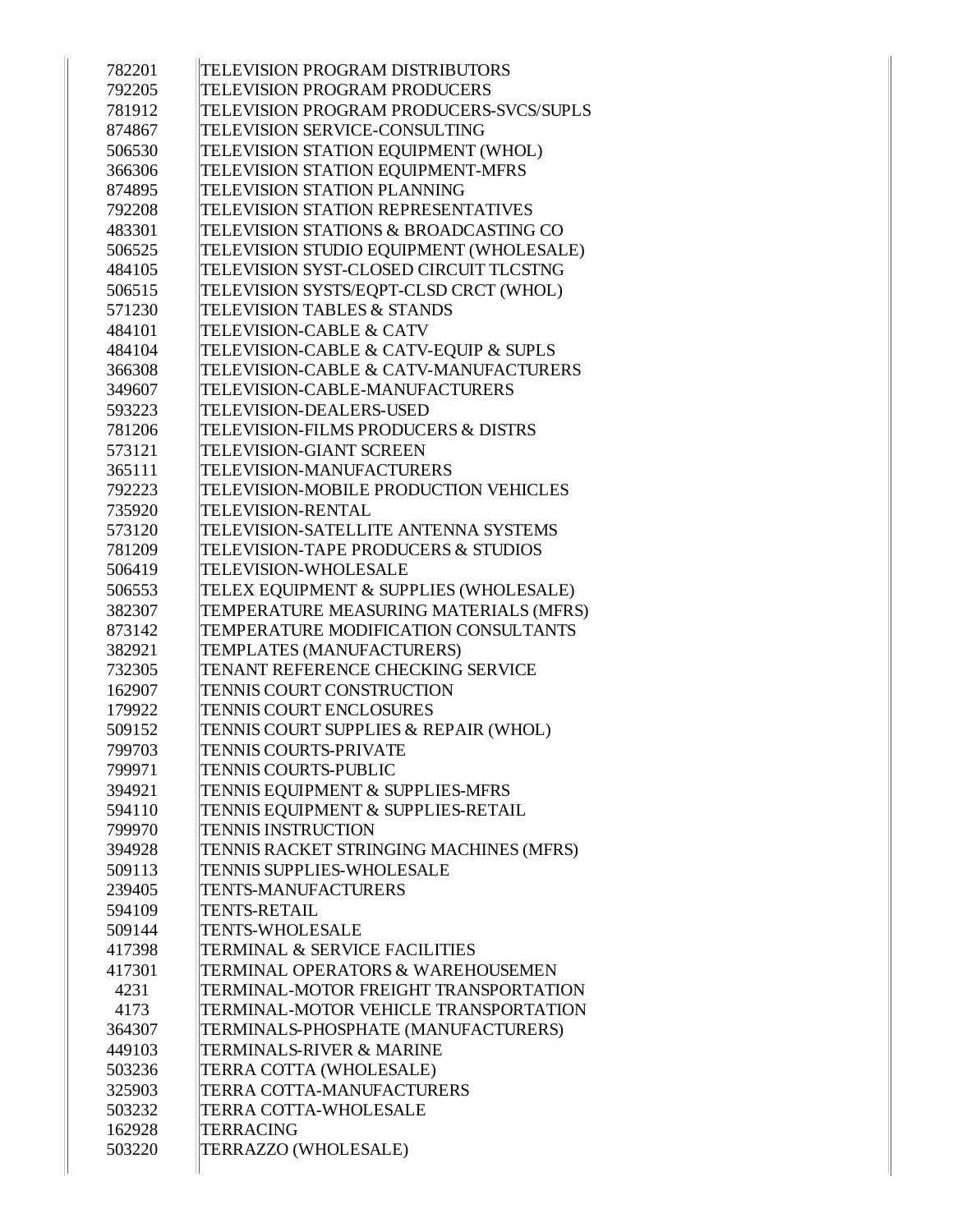| | |
|---|---|
| 782201 | TELEVISION PROGRAM DISTRIBUTORS |
| 792205 | TELEVISION PROGRAM PRODUCERS |
| 781912 | TELEVISION PROGRAM PRODUCERS-SVCS/SUPLS |
| 874867 | TELEVISION SERVICE-CONSULTING |
| 506530 | TELEVISION STATION EQUIPMENT (WHOL) |
| 366306 | TELEVISION STATION EQUIPMENT-MFRS |
| 874895 | TELEVISION STATION PLANNING |
| 792208 | TELEVISION STATION REPRESENTATIVES |
| 483301 | TELEVISION STATIONS & BROADCASTING CO |
| 506525 | TELEVISION STUDIO EQUIPMENT (WHOLESALE) |
| 484105 | TELEVISION SYST-CLOSED CIRCUIT TLCSTNG |
| 506515 | TELEVISION SYSTS/EQPT-CLSD CRCT (WHOL) |
| 571230 | TELEVISION TABLES & STANDS |
| 484101 | TELEVISION-CABLE & CATV |
| 484104 | TELEVISION-CABLE & CATV-EQUIP & SUPLS |
| 366308 | TELEVISION-CABLE & CATV-MANUFACTURERS |
| 349607 | TELEVISION-CABLE-MANUFACTURERS |
| 593223 | TELEVISION-DEALERS-USED |
| 781206 | TELEVISION-FILMS PRODUCERS & DISTRS |
| 573121 | TELEVISION-GIANT SCREEN |
| 365111 | TELEVISION-MANUFACTURERS |
| 792223 | TELEVISION-MOBILE PRODUCTION VEHICLES |
| 735920 | TELEVISION-RENTAL |
| 573120 | TELEVISION-SATELLITE ANTENNA SYSTEMS |
| 781209 | TELEVISION-TAPE PRODUCERS & STUDIOS |
| 506419 | TELEVISION-WHOLESALE |
| 506553 | TELEX EQUIPMENT & SUPPLIES (WHOLESALE) |
| 382307 | TEMPERATURE MEASURING MATERIALS (MFRS) |
| 873142 | TEMPERATURE MODIFICATION CONSULTANTS |
| 382921 | TEMPLATES (MANUFACTURERS) |
| 732305 | TENANT REFERENCE CHECKING SERVICE |
| 162907 | TENNIS COURT CONSTRUCTION |
| 179922 | TENNIS COURT ENCLOSURES |
| 509152 | TENNIS COURT SUPPLIES & REPAIR (WHOL) |
| 799703 | TENNIS COURTS-PRIVATE |
| 799971 | TENNIS COURTS-PUBLIC |
| 394921 | TENNIS EQUIPMENT & SUPPLIES-MFRS |
| 594110 | TENNIS EQUIPMENT & SUPPLIES-RETAIL |
| 799970 | TENNIS INSTRUCTION |
| 394928 | TENNIS RACKET STRINGING MACHINES (MFRS) |
| 509113 | TENNIS SUPPLIES-WHOLESALE |
| 239405 | TENTS-MANUFACTURERS |
| 594109 | TENTS-RETAIL |
| 509144 | TENTS-WHOLESALE |
| 417398 | TERMINAL & SERVICE FACILITIES |
| 417301 | TERMINAL OPERATORS & WAREHOUSEMEN |
| 4231 | TERMINAL-MOTOR FREIGHT TRANSPORTATION |
| 4173 | TERMINAL-MOTOR VEHICLE TRANSPORTATION |
| 364307 | TERMINALS-PHOSPHATE (MANUFACTURERS) |
| 449103 | TERMINALS-RIVER & MARINE |
| 503236 | TERRA COTTA (WHOLESALE) |
| 325903 | TERRA COTTA-MANUFACTURERS |
| 503232 | TERRA COTTA-WHOLESALE |
| 162928 | TERRACING |
| 503220 | TERRAZZO (WHOLESALE) |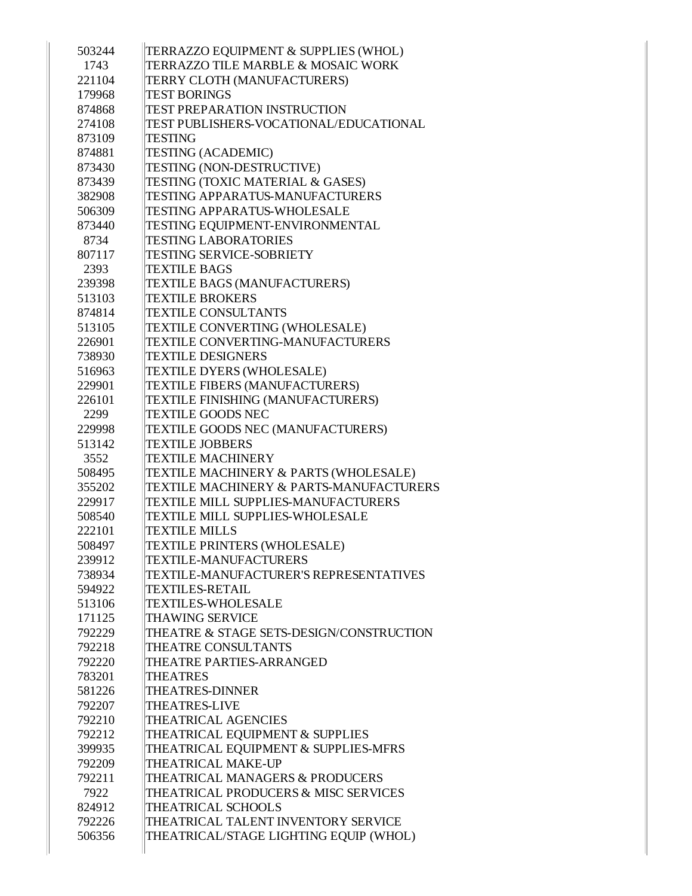| | |
|---|---|
| 503244 | TERRAZZO EQUIPMENT & SUPPLIES (WHOL) |
| 1743 | TERRAZZO TILE MARBLE & MOSAIC WORK |
| 221104 | TERRY CLOTH (MANUFACTURERS) |
| 179968 | TEST BORINGS |
| 874868 | TEST PREPARATION INSTRUCTION |
| 274108 | TEST PUBLISHERS-VOCATIONAL/EDUCATIONAL |
| 873109 | TESTING |
| 874881 | TESTING (ACADEMIC) |
| 873430 | TESTING (NON-DESTRUCTIVE) |
| 873439 | TESTING (TOXIC MATERIAL & GASES) |
| 382908 | TESTING APPARATUS-MANUFACTURERS |
| 506309 | TESTING APPARATUS-WHOLESALE |
| 873440 | TESTING EQUIPMENT-ENVIRONMENTAL |
| 8734 | TESTING LABORATORIES |
| 807117 | TESTING SERVICE-SOBRIETY |
| 2393 | TEXTILE BAGS |
| 239398 | TEXTILE BAGS (MANUFACTURERS) |
| 513103 | TEXTILE BROKERS |
| 874814 | TEXTILE CONSULTANTS |
| 513105 | TEXTILE CONVERTING (WHOLESALE) |
| 226901 | TEXTILE CONVERTING-MANUFACTURERS |
| 738930 | TEXTILE DESIGNERS |
| 516963 | TEXTILE DYERS (WHOLESALE) |
| 229901 | TEXTILE FIBERS (MANUFACTURERS) |
| 226101 | TEXTILE FINISHING (MANUFACTURERS) |
| 2299 | TEXTILE GOODS NEC |
| 229998 | TEXTILE GOODS NEC (MANUFACTURERS) |
| 513142 | TEXTILE JOBBERS |
| 3552 | TEXTILE MACHINERY |
| 508495 | TEXTILE MACHINERY & PARTS (WHOLESALE) |
| 355202 | TEXTILE MACHINERY & PARTS-MANUFACTURERS |
| 229917 | TEXTILE MILL SUPPLIES-MANUFACTURERS |
| 508540 | TEXTILE MILL SUPPLIES-WHOLESALE |
| 222101 | TEXTILE MILLS |
| 508497 | TEXTILE PRINTERS (WHOLESALE) |
| 239912 | TEXTILE-MANUFACTURERS |
| 738934 | TEXTILE-MANUFACTURER'S REPRESENTATIVES |
| 594922 | TEXTILES-RETAIL |
| 513106 | TEXTILES-WHOLESALE |
| 171125 | THAWING SERVICE |
| 792229 | THEATRE & STAGE SETS-DESIGN/CONSTRUCTION |
| 792218 | THEATRE CONSULTANTS |
| 792220 | THEATRE PARTIES-ARRANGED |
| 783201 | THEATRES |
| 581226 | THEATRES-DINNER |
| 792207 | THEATRES-LIVE |
| 792210 | THEATRICAL AGENCIES |
| 792212 | THEATRICAL EQUIPMENT & SUPPLIES |
| 399935 | THEATRICAL EQUIPMENT & SUPPLIES-MFRS |
| 792209 | THEATRICAL MAKE-UP |
| 792211 | THEATRICAL MANAGERS & PRODUCERS |
| 7922 | THEATRICAL PRODUCERS & MISC SERVICES |
| 824912 | THEATRICAL SCHOOLS |
| 792226 | THEATRICAL TALENT INVENTORY SERVICE |
| 506356 | THEATRICAL/STAGE LIGHTING EQUIP (WHOL) |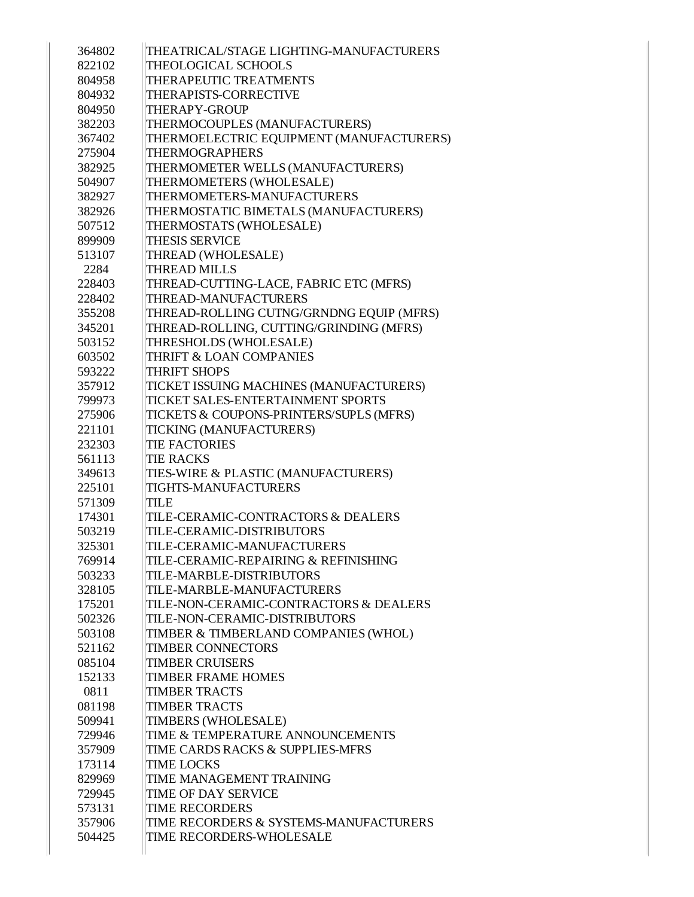| | |
|---|---|
| 364802 | THEATRICAL/STAGE LIGHTING-MANUFACTURERS |
| 822102 | THEOLOGICAL SCHOOLS |
| 804958 | THERAPEUTIC TREATMENTS |
| 804932 | THERAPISTS-CORRECTIVE |
| 804950 | THERAPY-GROUP |
| 382203 | THERMOCOUPLES (MANUFACTURERS) |
| 367402 | THERMOELECTRIC EQUIPMENT (MANUFACTURERS) |
| 275904 | THERMOGRAPHERS |
| 382925 | THERMOMETER WELLS (MANUFACTURERS) |
| 504907 | THERMOMETERS (WHOLESALE) |
| 382927 | THERMOMETERS-MANUFACTURERS |
| 382926 | THERMOSTATIC BIMETALS (MANUFACTURERS) |
| 507512 | THERMOSTATS (WHOLESALE) |
| 899909 | THESIS SERVICE |
| 513107 | THREAD (WHOLESALE) |
| 2284 | THREAD MILLS |
| 228403 | THREAD-CUTTING-LACE, FABRIC ETC (MFRS) |
| 228402 | THREAD-MANUFACTURERS |
| 355208 | THREAD-ROLLING CUTNG/GRNDNG EQUIP (MFRS) |
| 345201 | THREAD-ROLLING, CUTTING/GRINDING (MFRS) |
| 503152 | THRESHOLDS (WHOLESALE) |
| 603502 | THRIFT & LOAN COMPANIES |
| 593222 | THRIFT SHOPS |
| 357912 | TICKET ISSUING MACHINES (MANUFACTURERS) |
| 799973 | TICKET SALES-ENTERTAINMENT SPORTS |
| 275906 | TICKETS & COUPONS-PRINTERS/SUPLS (MFRS) |
| 221101 | TICKING (MANUFACTURERS) |
| 232303 | TIE FACTORIES |
| 561113 | TIE RACKS |
| 349613 | TIES-WIRE & PLASTIC (MANUFACTURERS) |
| 225101 | TIGHTS-MANUFACTURERS |
| 571309 | TILE |
| 174301 | TILE-CERAMIC-CONTRACTORS & DEALERS |
| 503219 | TILE-CERAMIC-DISTRIBUTORS |
| 325301 | TILE-CERAMIC-MANUFACTURERS |
| 769914 | TILE-CERAMIC-REPAIRING & REFINISHING |
| 503233 | TILE-MARBLE-DISTRIBUTORS |
| 328105 | TILE-MARBLE-MANUFACTURERS |
| 175201 | TILE-NON-CERAMIC-CONTRACTORS & DEALERS |
| 502326 | TILE-NON-CERAMIC-DISTRIBUTORS |
| 503108 | TIMBER & TIMBERLAND COMPANIES (WHOL) |
| 521162 | TIMBER CONNECTORS |
| 085104 | TIMBER CRUISERS |
| 152133 | TIMBER FRAME HOMES |
| 0811 | TIMBER TRACTS |
| 081198 | TIMBER TRACTS |
| 509941 | TIMBERS (WHOLESALE) |
| 729946 | TIME & TEMPERATURE ANNOUNCEMENTS |
| 357909 | TIME CARDS RACKS & SUPPLIES-MFRS |
| 173114 | TIME LOCKS |
| 829969 | TIME MANAGEMENT TRAINING |
| 729945 | TIME OF DAY SERVICE |
| 573131 | TIME RECORDERS |
| 357906 | TIME RECORDERS & SYSTEMS-MANUFACTURERS |
| 504425 | TIME RECORDERS-WHOLESALE |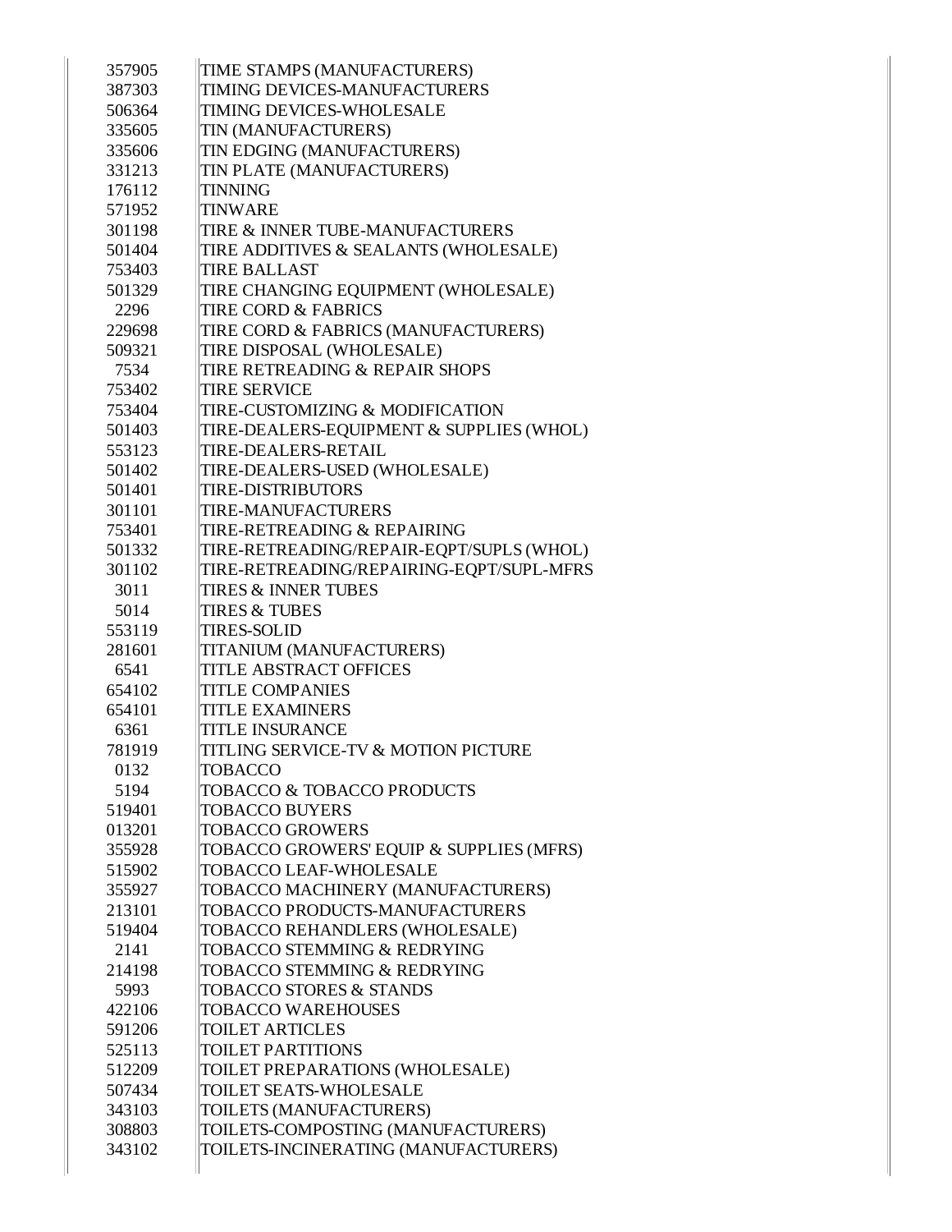| | |
|---|---|
| 357905 | TIME STAMPS (MANUFACTURERS) |
| 387303 | TIMING DEVICES-MANUFACTURERS |
| 506364 | TIMING DEVICES-WHOLESALE |
| 335605 | TIN (MANUFACTURERS) |
| 335606 | TIN EDGING (MANUFACTURERS) |
| 331213 | TIN PLATE (MANUFACTURERS) |
| 176112 | TINNING |
| 571952 | TINWARE |
| 301198 | TIRE & INNER TUBE-MANUFACTURERS |
| 501404 | TIRE ADDITIVES & SEALANTS (WHOLESALE) |
| 753403 | TIRE BALLAST |
| 501329 | TIRE CHANGING EQUIPMENT (WHOLESALE) |
| 2296 | TIRE CORD & FABRICS |
| 229698 | TIRE CORD & FABRICS (MANUFACTURERS) |
| 509321 | TIRE DISPOSAL (WHOLESALE) |
| 7534 | TIRE RETREADING & REPAIR SHOPS |
| 753402 | TIRE SERVICE |
| 753404 | TIRE-CUSTOMIZING & MODIFICATION |
| 501403 | TIRE-DEALERS-EQUIPMENT & SUPPLIES (WHOL) |
| 553123 | TIRE-DEALERS-RETAIL |
| 501402 | TIRE-DEALERS-USED (WHOLESALE) |
| 501401 | TIRE-DISTRIBUTORS |
| 301101 | TIRE-MANUFACTURERS |
| 753401 | TIRE-RETREADING & REPAIRING |
| 501332 | TIRE-RETREADING/REPAIR-EQPT/SUPLS (WHOL) |
| 301102 | TIRE-RETREADING/REPAIRING-EQPT/SUPL-MFRS |
| 3011 | TIRES & INNER TUBES |
| 5014 | TIRES & TUBES |
| 553119 | TIRES-SOLID |
| 281601 | TITANIUM (MANUFACTURERS) |
| 6541 | TITLE ABSTRACT OFFICES |
| 654102 | TITLE COMPANIES |
| 654101 | TITLE EXAMINERS |
| 6361 | TITLE INSURANCE |
| 781919 | TITLING SERVICE-TV & MOTION PICTURE |
| 0132 | TOBACCO |
| 5194 | TOBACCO & TOBACCO PRODUCTS |
| 519401 | TOBACCO BUYERS |
| 013201 | TOBACCO GROWERS |
| 355928 | TOBACCO GROWERS' EQUIP & SUPPLIES (MFRS) |
| 515902 | TOBACCO LEAF-WHOLESALE |
| 355927 | TOBACCO MACHINERY (MANUFACTURERS) |
| 213101 | TOBACCO PRODUCTS-MANUFACTURERS |
| 519404 | TOBACCO REHANDLERS (WHOLESALE) |
| 2141 | TOBACCO STEMMING & REDRYING |
| 214198 | TOBACCO STEMMING & REDRYING |
| 5993 | TOBACCO STORES & STANDS |
| 422106 | TOBACCO WAREHOUSES |
| 591206 | TOILET ARTICLES |
| 525113 | TOILET PARTITIONS |
| 512209 | TOILET PREPARATIONS (WHOLESALE) |
| 507434 | TOILET SEATS-WHOLESALE |
| 343103 | TOILETS (MANUFACTURERS) |
| 308803 | TOILETS-COMPOSTING (MANUFACTURERS) |
| 343102 | TOILETS-INCINERATING (MANUFACTURERS) |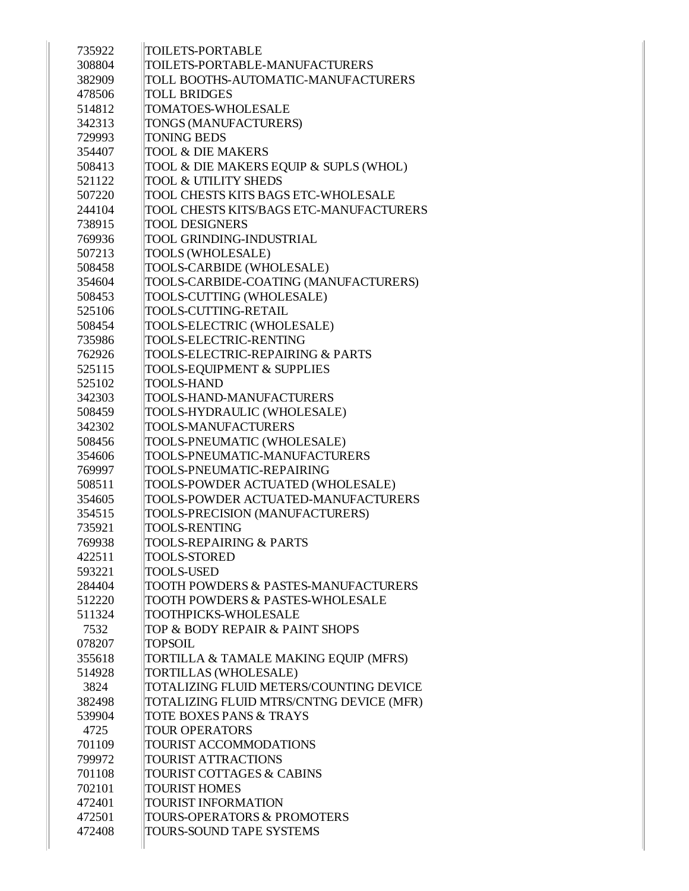| | |
|---|---|
| 735922 | TOILETS-PORTABLE |
| 308804 | TOILETS-PORTABLE-MANUFACTURERS |
| 382909 | TOLL BOOTHS-AUTOMATIC-MANUFACTURERS |
| 478506 | TOLL BRIDGES |
| 514812 | TOMATOES-WHOLESALE |
| 342313 | TONGS (MANUFACTURERS) |
| 729993 | TONING BEDS |
| 354407 | TOOL & DIE MAKERS |
| 508413 | TOOL & DIE MAKERS EQUIP & SUPLS (WHOL) |
| 521122 | TOOL & UTILITY SHEDS |
| 507220 | TOOL CHESTS KITS BAGS ETC-WHOLESALE |
| 244104 | TOOL CHESTS KITS/BAGS ETC-MANUFACTURERS |
| 738915 | TOOL DESIGNERS |
| 769936 | TOOL GRINDING-INDUSTRIAL |
| 507213 | TOOLS (WHOLESALE) |
| 508458 | TOOLS-CARBIDE (WHOLESALE) |
| 354604 | TOOLS-CARBIDE-COATING (MANUFACTURERS) |
| 508453 | TOOLS-CUTTING (WHOLESALE) |
| 525106 | TOOLS-CUTTING-RETAIL |
| 508454 | TOOLS-ELECTRIC (WHOLESALE) |
| 735986 | TOOLS-ELECTRIC-RENTING |
| 762926 | TOOLS-ELECTRIC-REPAIRING & PARTS |
| 525115 | TOOLS-EQUIPMENT & SUPPLIES |
| 525102 | TOOLS-HAND |
| 342303 | TOOLS-HAND-MANUFACTURERS |
| 508459 | TOOLS-HYDRAULIC (WHOLESALE) |
| 342302 | TOOLS-MANUFACTURERS |
| 508456 | TOOLS-PNEUMATIC (WHOLESALE) |
| 354606 | TOOLS-PNEUMATIC-MANUFACTURERS |
| 769997 | TOOLS-PNEUMATIC-REPAIRING |
| 508511 | TOOLS-POWDER ACTUATED (WHOLESALE) |
| 354605 | TOOLS-POWDER ACTUATED-MANUFACTURERS |
| 354515 | TOOLS-PRECISION (MANUFACTURERS) |
| 735921 | TOOLS-RENTING |
| 769938 | TOOLS-REPAIRING & PARTS |
| 422511 | TOOLS-STORED |
| 593221 | TOOLS-USED |
| 284404 | TOOTH POWDERS & PASTES-MANUFACTURERS |
| 512220 | TOOTH POWDERS & PASTES-WHOLESALE |
| 511324 | TOOTHPICKS-WHOLESALE |
| 7532 | TOP & BODY REPAIR & PAINT SHOPS |
| 078207 | TOPSOIL |
| 355618 | TORTILLA & TAMALE MAKING EQUIP (MFRS) |
| 514928 | TORTILLAS (WHOLESALE) |
| 3824 | TOTALIZING FLUID METERS/COUNTING DEVICE |
| 382498 | TOTALIZING FLUID MTRS/CNTNG DEVICE (MFR) |
| 539904 | TOTE BOXES PANS & TRAYS |
| 4725 | TOUR OPERATORS |
| 701109 | TOURIST ACCOMMODATIONS |
| 799972 | TOURIST ATTRACTIONS |
| 701108 | TOURIST COTTAGES & CABINS |
| 702101 | TOURIST HOMES |
| 472401 | TOURIST INFORMATION |
| 472501 | TOURS-OPERATORS & PROMOTERS |
| 472408 | TOURS-SOUND TAPE SYSTEMS |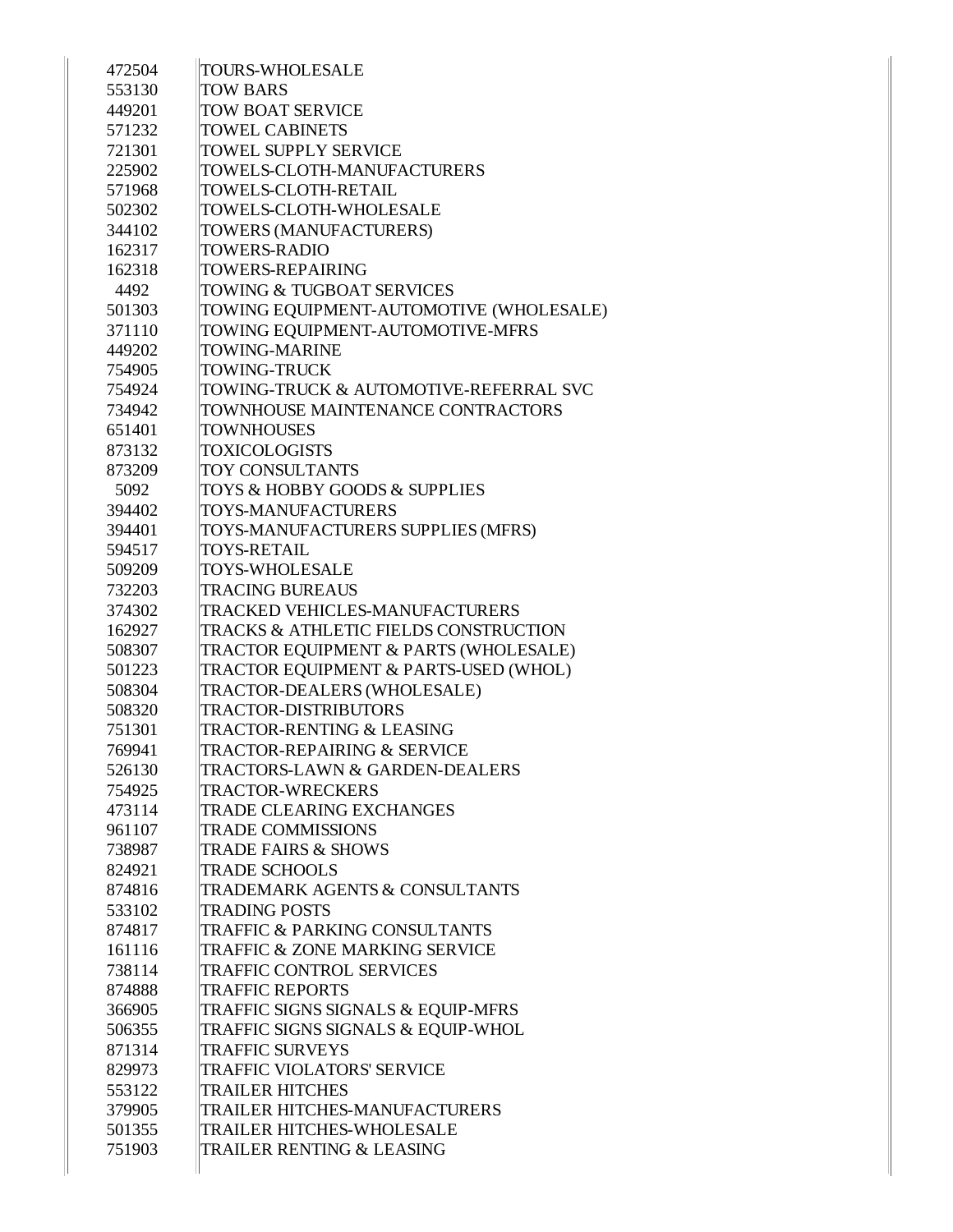| | |
|---|---|
| 472504 | TOURS-WHOLESALE |
| 553130 | TOW BARS |
| 449201 | TOW BOAT SERVICE |
| 571232 | TOWEL CABINETS |
| 721301 | TOWEL SUPPLY SERVICE |
| 225902 | TOWELS-CLOTH-MANUFACTURERS |
| 571968 | TOWELS-CLOTH-RETAIL |
| 502302 | TOWELS-CLOTH-WHOLESALE |
| 344102 | TOWERS (MANUFACTURERS) |
| 162317 | TOWERS-RADIO |
| 162318 | TOWERS-REPAIRING |
| 4492 | TOWING & TUGBOAT SERVICES |
| 501303 | TOWING EQUIPMENT-AUTOMOTIVE (WHOLESALE) |
| 371110 | TOWING EQUIPMENT-AUTOMOTIVE-MFRS |
| 449202 | TOWING-MARINE |
| 754905 | TOWING-TRUCK |
| 754924 | TOWING-TRUCK & AUTOMOTIVE-REFERRAL SVC |
| 734942 | TOWNHOUSE MAINTENANCE CONTRACTORS |
| 651401 | TOWNHOUSES |
| 873132 | TOXICOLOGISTS |
| 873209 | TOY CONSULTANTS |
| 5092 | TOYS & HOBBY GOODS & SUPPLIES |
| 394402 | TOYS-MANUFACTURERS |
| 394401 | TOYS-MANUFACTURERS SUPPLIES (MFRS) |
| 594517 | TOYS-RETAIL |
| 509209 | TOYS-WHOLESALE |
| 732203 | TRACING BUREAUS |
| 374302 | TRACKED VEHICLES-MANUFACTURERS |
| 162927 | TRACKS & ATHLETIC FIELDS CONSTRUCTION |
| 508307 | TRACTOR EQUIPMENT & PARTS (WHOLESALE) |
| 501223 | TRACTOR EQUIPMENT & PARTS-USED (WHOL) |
| 508304 | TRACTOR-DEALERS (WHOLESALE) |
| 508320 | TRACTOR-DISTRIBUTORS |
| 751301 | TRACTOR-RENTING & LEASING |
| 769941 | TRACTOR-REPAIRING & SERVICE |
| 526130 | TRACTORS-LAWN & GARDEN-DEALERS |
| 754925 | TRACTOR-WRECKERS |
| 473114 | TRADE CLEARING EXCHANGES |
| 961107 | TRADE COMMISSIONS |
| 738987 | TRADE FAIRS & SHOWS |
| 824921 | TRADE SCHOOLS |
| 874816 | TRADEMARK AGENTS & CONSULTANTS |
| 533102 | TRADING POSTS |
| 874817 | TRAFFIC & PARKING CONSULTANTS |
| 161116 | TRAFFIC & ZONE MARKING SERVICE |
| 738114 | TRAFFIC CONTROL SERVICES |
| 874888 | TRAFFIC REPORTS |
| 366905 | TRAFFIC SIGNS SIGNALS & EQUIP-MFRS |
| 506355 | TRAFFIC SIGNS SIGNALS & EQUIP-WHOL |
| 871314 | TRAFFIC SURVEYS |
| 829973 | TRAFFIC VIOLATORS' SERVICE |
| 553122 | TRAILER HITCHES |
| 379905 | TRAILER HITCHES-MANUFACTURERS |
| 501355 | TRAILER HITCHES-WHOLESALE |
| 751903 | TRAILER RENTING & LEASING |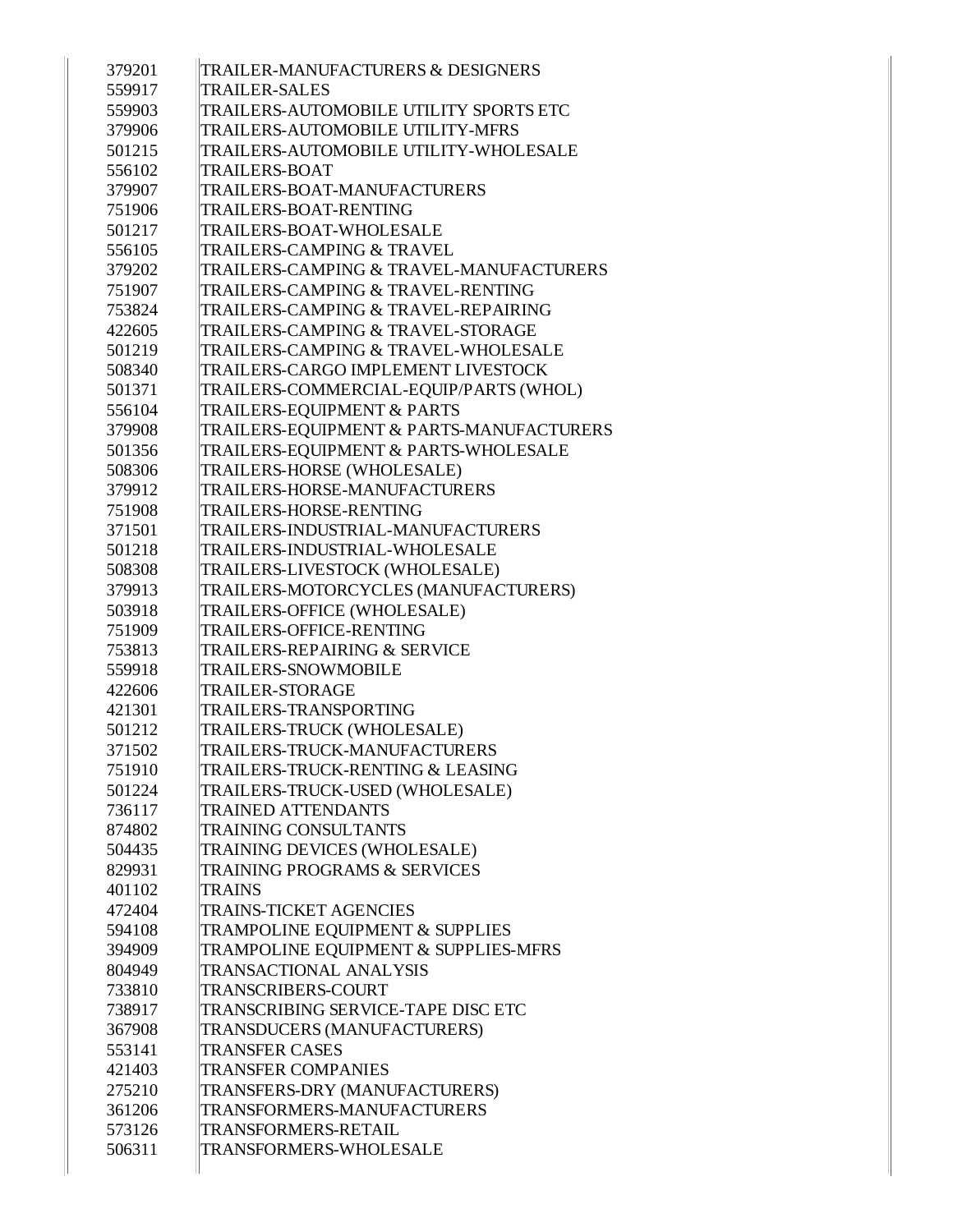| | |
|---|---|
| 379201 | TRAILER-MANUFACTURERS & DESIGNERS |
| 559917 | TRAILER-SALES |
| 559903 | TRAILERS-AUTOMOBILE UTILITY SPORTS ETC |
| 379906 | TRAILERS-AUTOMOBILE UTILITY-MFRS |
| 501215 | TRAILERS-AUTOMOBILE UTILITY-WHOLESALE |
| 556102 | TRAILERS-BOAT |
| 379907 | TRAILERS-BOAT-MANUFACTURERS |
| 751906 | TRAILERS-BOAT-RENTING |
| 501217 | TRAILERS-BOAT-WHOLESALE |
| 556105 | TRAILERS-CAMPING & TRAVEL |
| 379202 | TRAILERS-CAMPING & TRAVEL-MANUFACTURERS |
| 751907 | TRAILERS-CAMPING & TRAVEL-RENTING |
| 753824 | TRAILERS-CAMPING & TRAVEL-REPAIRING |
| 422605 | TRAILERS-CAMPING & TRAVEL-STORAGE |
| 501219 | TRAILERS-CAMPING & TRAVEL-WHOLESALE |
| 508340 | TRAILERS-CARGO IMPLEMENT LIVESTOCK |
| 501371 | TRAILERS-COMMERCIAL-EQUIP/PARTS (WHOL) |
| 556104 | TRAILERS-EQUIPMENT & PARTS |
| 379908 | TRAILERS-EQUIPMENT & PARTS-MANUFACTURERS |
| 501356 | TRAILERS-EQUIPMENT & PARTS-WHOLESALE |
| 508306 | TRAILERS-HORSE (WHOLESALE) |
| 379912 | TRAILERS-HORSE-MANUFACTURERS |
| 751908 | TRAILERS-HORSE-RENTING |
| 371501 | TRAILERS-INDUSTRIAL-MANUFACTURERS |
| 501218 | TRAILERS-INDUSTRIAL-WHOLESALE |
| 508308 | TRAILERS-LIVESTOCK (WHOLESALE) |
| 379913 | TRAILERS-MOTORCYCLES (MANUFACTURERS) |
| 503918 | TRAILERS-OFFICE (WHOLESALE) |
| 751909 | TRAILERS-OFFICE-RENTING |
| 753813 | TRAILERS-REPAIRING & SERVICE |
| 559918 | TRAILERS-SNOWMOBILE |
| 422606 | TRAILER-STORAGE |
| 421301 | TRAILERS-TRANSPORTING |
| 501212 | TRAILERS-TRUCK (WHOLESALE) |
| 371502 | TRAILERS-TRUCK-MANUFACTURERS |
| 751910 | TRAILERS-TRUCK-RENTING & LEASING |
| 501224 | TRAILERS-TRUCK-USED (WHOLESALE) |
| 736117 | TRAINED ATTENDANTS |
| 874802 | TRAINING CONSULTANTS |
| 504435 | TRAINING DEVICES (WHOLESALE) |
| 829931 | TRAINING PROGRAMS & SERVICES |
| 401102 | TRAINS |
| 472404 | TRAINS-TICKET AGENCIES |
| 594108 | TRAMPOLINE EQUIPMENT & SUPPLIES |
| 394909 | TRAMPOLINE EQUIPMENT & SUPPLIES-MFRS |
| 804949 | TRANSACTIONAL ANALYSIS |
| 733810 | TRANSCRIBERS-COURT |
| 738917 | TRANSCRIBING SERVICE-TAPE DISC ETC |
| 367908 | TRANSDUCERS (MANUFACTURERS) |
| 553141 | TRANSFER CASES |
| 421403 | TRANSFER COMPANIES |
| 275210 | TRANSFERS-DRY (MANUFACTURERS) |
| 361206 | TRANSFORMERS-MANUFACTURERS |
| 573126 | TRANSFORMERS-RETAIL |
| 506311 | TRANSFORMERS-WHOLESALE |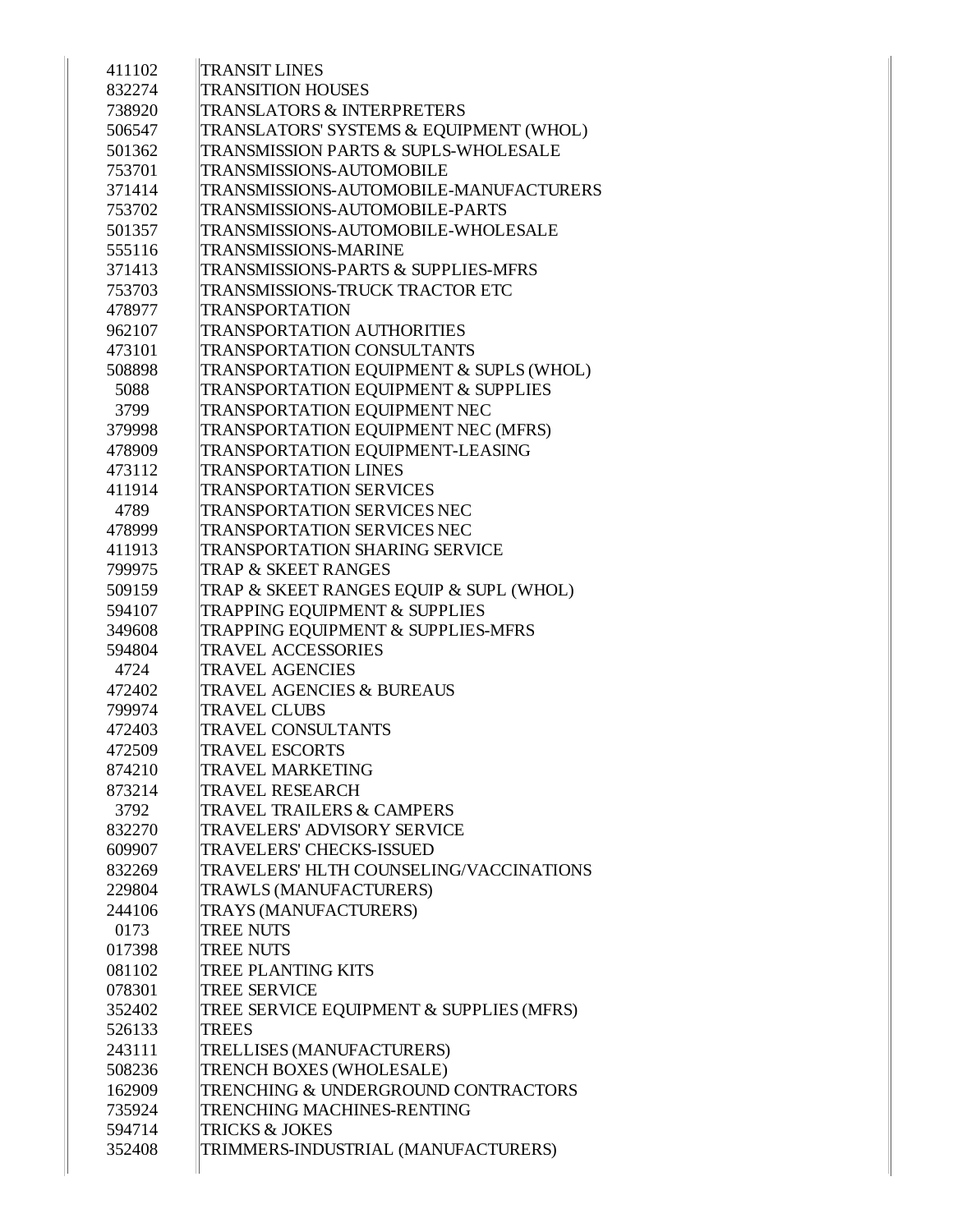| | |
|---|---|
| 411102 | TRANSIT LINES |
| 832274 | TRANSITION HOUSES |
| 738920 | TRANSLATORS & INTERPRETERS |
| 506547 | TRANSLATORS' SYSTEMS & EQUIPMENT (WHOL) |
| 501362 | TRANSMISSION PARTS & SUPLS-WHOLESALE |
| 753701 | TRANSMISSIONS-AUTOMOBILE |
| 371414 | TRANSMISSIONS-AUTOMOBILE-MANUFACTURERS |
| 753702 | TRANSMISSIONS-AUTOMOBILE-PARTS |
| 501357 | TRANSMISSIONS-AUTOMOBILE-WHOLESALE |
| 555116 | TRANSMISSIONS-MARINE |
| 371413 | TRANSMISSIONS-PARTS & SUPPLIES-MFRS |
| 753703 | TRANSMISSIONS-TRUCK TRACTOR ETC |
| 478977 | TRANSPORTATION |
| 962107 | TRANSPORTATION AUTHORITIES |
| 473101 | TRANSPORTATION CONSULTANTS |
| 508898 | TRANSPORTATION EQUIPMENT & SUPLS (WHOL) |
| 5088 | TRANSPORTATION EQUIPMENT & SUPPLIES |
| 3799 | TRANSPORTATION EQUIPMENT NEC |
| 379998 | TRANSPORTATION EQUIPMENT NEC (MFRS) |
| 478909 | TRANSPORTATION EQUIPMENT-LEASING |
| 473112 | TRANSPORTATION LINES |
| 411914 | TRANSPORTATION SERVICES |
| 4789 | TRANSPORTATION SERVICES NEC |
| 478999 | TRANSPORTATION SERVICES NEC |
| 411913 | TRANSPORTATION SHARING SERVICE |
| 799975 | TRAP & SKEET RANGES |
| 509159 | TRAP & SKEET RANGES EQUIP & SUPL (WHOL) |
| 594107 | TRAPPING EQUIPMENT & SUPPLIES |
| 349608 | TRAPPING EQUIPMENT & SUPPLIES-MFRS |
| 594804 | TRAVEL ACCESSORIES |
| 4724 | TRAVEL AGENCIES |
| 472402 | TRAVEL AGENCIES & BUREAUS |
| 799974 | TRAVEL CLUBS |
| 472403 | TRAVEL CONSULTANTS |
| 472509 | TRAVEL ESCORTS |
| 874210 | TRAVEL MARKETING |
| 873214 | TRAVEL RESEARCH |
| 3792 | TRAVEL TRAILERS & CAMPERS |
| 832270 | TRAVELERS' ADVISORY SERVICE |
| 609907 | TRAVELERS' CHECKS-ISSUED |
| 832269 | TRAVELERS' HLTH COUNSELING/VACCINATIONS |
| 229804 | TRAWLS (MANUFACTURERS) |
| 244106 | TRAYS (MANUFACTURERS) |
| 0173 | TREE NUTS |
| 017398 | TREE NUTS |
| 081102 | TREE PLANTING KITS |
| 078301 | TREE SERVICE |
| 352402 | TREE SERVICE EQUIPMENT & SUPPLIES (MFRS) |
| 526133 | TREES |
| 243111 | TRELLISES (MANUFACTURERS) |
| 508236 | TRENCH BOXES (WHOLESALE) |
| 162909 | TRENCHING & UNDERGROUND CONTRACTORS |
| 735924 | TRENCHING MACHINES-RENTING |
| 594714 | TRICKS & JOKES |
| 352408 | TRIMMERS-INDUSTRIAL (MANUFACTURERS) |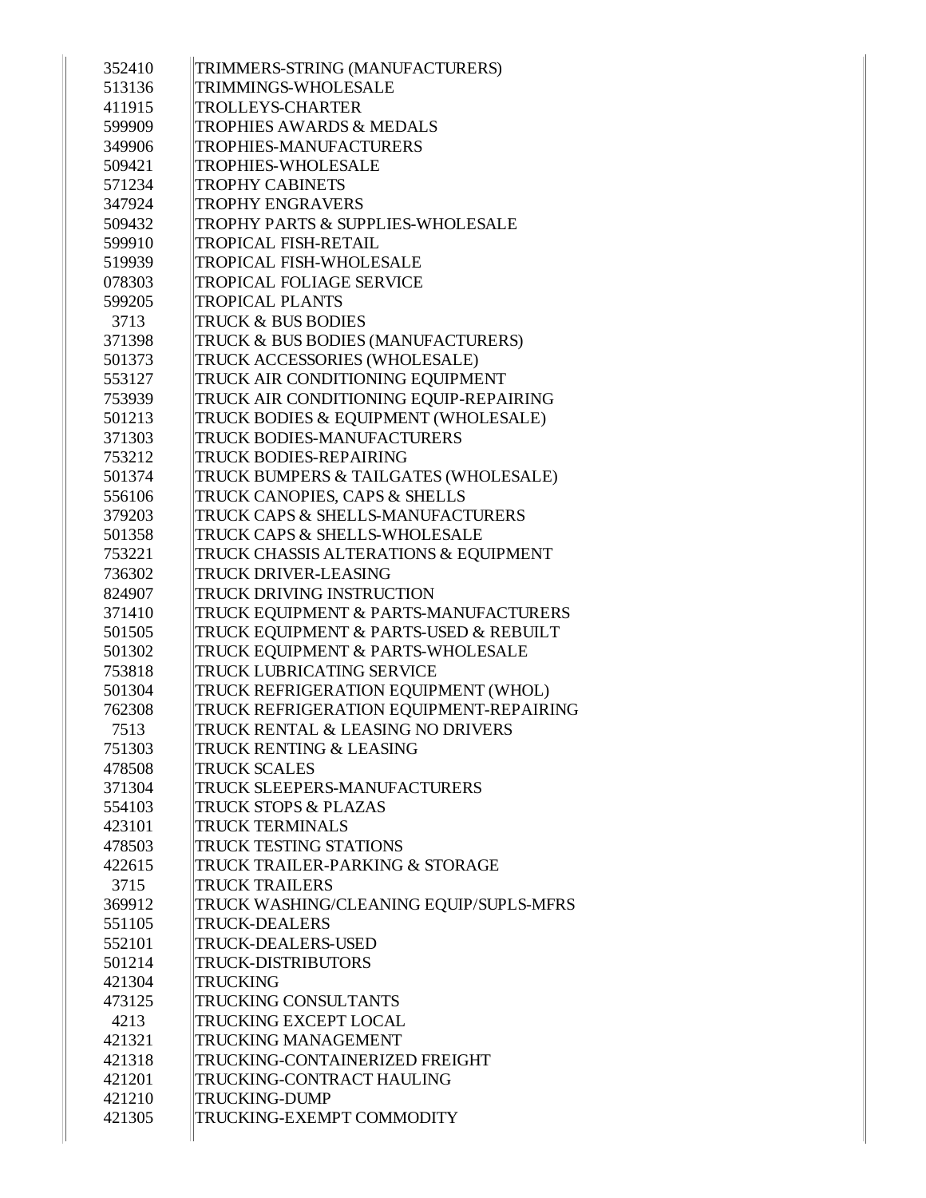| | |
|---|---|
| 352410 | TRIMMERS-STRING (MANUFACTURERS) |
| 513136 | TRIMMINGS-WHOLESALE |
| 411915 | TROLLEYS-CHARTER |
| 599909 | TROPHIES AWARDS & MEDALS |
| 349906 | TROPHIES-MANUFACTURERS |
| 509421 | TROPHIES-WHOLESALE |
| 571234 | TROPHY CABINETS |
| 347924 | TROPHY ENGRAVERS |
| 509432 | TROPHY PARTS & SUPPLIES-WHOLESALE |
| 599910 | TROPICAL FISH-RETAIL |
| 519939 | TROPICAL FISH-WHOLESALE |
| 078303 | TROPICAL FOLIAGE SERVICE |
| 599205 | TROPICAL PLANTS |
| 3713 | TRUCK & BUS BODIES |
| 371398 | TRUCK & BUS BODIES (MANUFACTURERS) |
| 501373 | TRUCK ACCESSORIES (WHOLESALE) |
| 553127 | TRUCK AIR CONDITIONING EQUIPMENT |
| 753939 | TRUCK AIR CONDITIONING EQUIP-REPAIRING |
| 501213 | TRUCK BODIES & EQUIPMENT (WHOLESALE) |
| 371303 | TRUCK BODIES-MANUFACTURERS |
| 753212 | TRUCK BODIES-REPAIRING |
| 501374 | TRUCK BUMPERS & TAILGATES (WHOLESALE) |
| 556106 | TRUCK CANOPIES, CAPS & SHELLS |
| 379203 | TRUCK CAPS & SHELLS-MANUFACTURERS |
| 501358 | TRUCK CAPS & SHELLS-WHOLESALE |
| 753221 | TRUCK CHASSIS ALTERATIONS & EQUIPMENT |
| 736302 | TRUCK DRIVER-LEASING |
| 824907 | TRUCK DRIVING INSTRUCTION |
| 371410 | TRUCK EQUIPMENT & PARTS-MANUFACTURERS |
| 501505 | TRUCK EQUIPMENT & PARTS-USED & REBUILT |
| 501302 | TRUCK EQUIPMENT & PARTS-WHOLESALE |
| 753818 | TRUCK LUBRICATING SERVICE |
| 501304 | TRUCK REFRIGERATION EQUIPMENT (WHOL) |
| 762308 | TRUCK REFRIGERATION EQUIPMENT-REPAIRING |
| 7513 | TRUCK RENTAL & LEASING NO DRIVERS |
| 751303 | TRUCK RENTING & LEASING |
| 478508 | TRUCK SCALES |
| 371304 | TRUCK SLEEPERS-MANUFACTURERS |
| 554103 | TRUCK STOPS & PLAZAS |
| 423101 | TRUCK TERMINALS |
| 478503 | TRUCK TESTING STATIONS |
| 422615 | TRUCK TRAILER-PARKING & STORAGE |
| 3715 | TRUCK TRAILERS |
| 369912 | TRUCK WASHING/CLEANING EQUIP/SUPLS-MFRS |
| 551105 | TRUCK-DEALERS |
| 552101 | TRUCK-DEALERS-USED |
| 501214 | TRUCK-DISTRIBUTORS |
| 421304 | TRUCKING |
| 473125 | TRUCKING CONSULTANTS |
| 4213 | TRUCKING EXCEPT LOCAL |
| 421321 | TRUCKING MANAGEMENT |
| 421318 | TRUCKING-CONTAINERIZED FREIGHT |
| 421201 | TRUCKING-CONTRACT HAULING |
| 421210 | TRUCKING-DUMP |
| 421305 | TRUCKING-EXEMPT COMMODITY |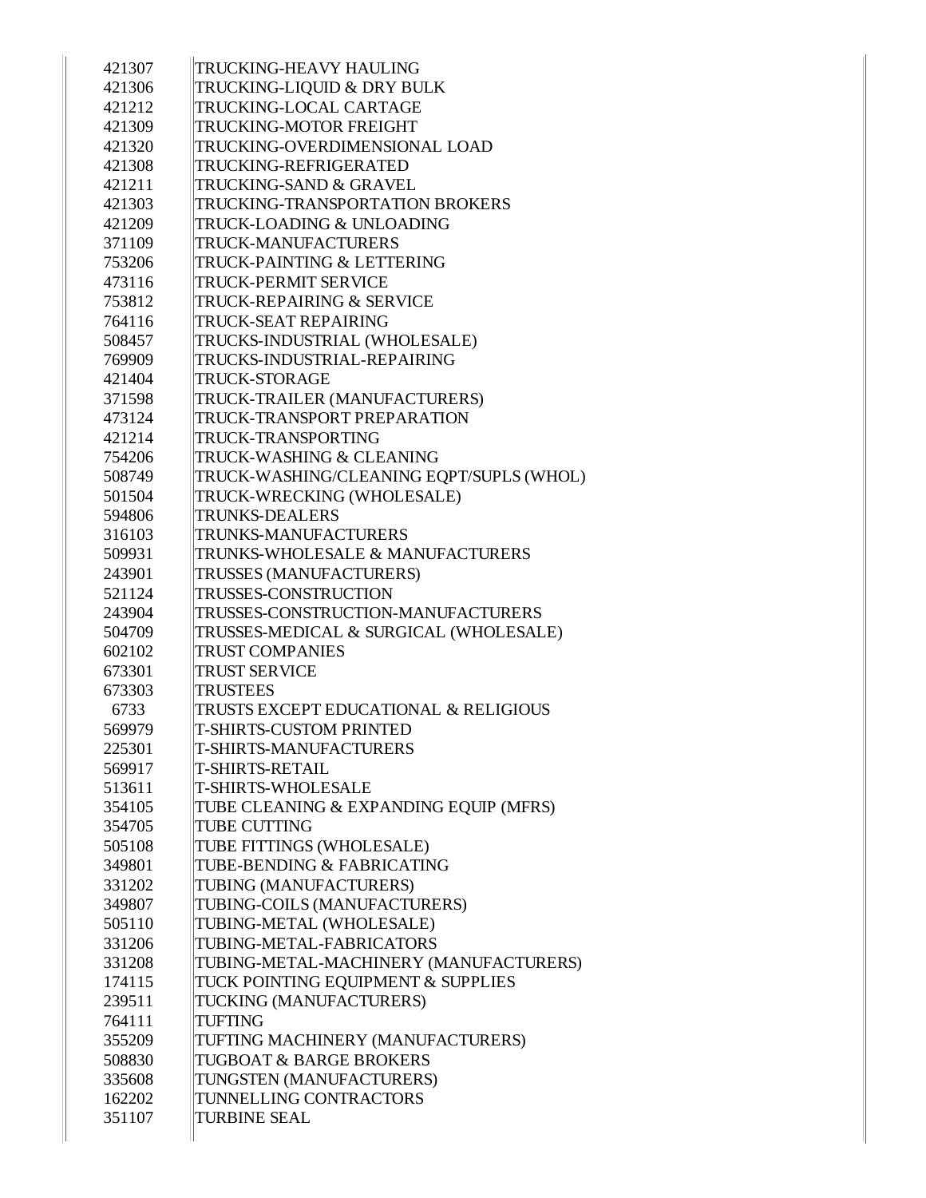| | |
|---|---|
| 421307 | TRUCKING-HEAVY HAULING |
| 421306 | TRUCKING-LIQUID & DRY BULK |
| 421212 | TRUCKING-LOCAL CARTAGE |
| 421309 | TRUCKING-MOTOR FREIGHT |
| 421320 | TRUCKING-OVERDIMENSIONAL LOAD |
| 421308 | TRUCKING-REFRIGERATED |
| 421211 | TRUCKING-SAND & GRAVEL |
| 421303 | TRUCKING-TRANSPORTATION BROKERS |
| 421209 | TRUCK-LOADING & UNLOADING |
| 371109 | TRUCK-MANUFACTURERS |
| 753206 | TRUCK-PAINTING & LETTERING |
| 473116 | TRUCK-PERMIT SERVICE |
| 753812 | TRUCK-REPAIRING & SERVICE |
| 764116 | TRUCK-SEAT REPAIRING |
| 508457 | TRUCKS-INDUSTRIAL (WHOLESALE) |
| 769909 | TRUCKS-INDUSTRIAL-REPAIRING |
| 421404 | TRUCK-STORAGE |
| 371598 | TRUCK-TRAILER (MANUFACTURERS) |
| 473124 | TRUCK-TRANSPORT PREPARATION |
| 421214 | TRUCK-TRANSPORTING |
| 754206 | TRUCK-WASHING & CLEANING |
| 508749 | TRUCK-WASHING/CLEANING EQPT/SUPLS (WHOL) |
| 501504 | TRUCK-WRECKING (WHOLESALE) |
| 594806 | TRUNKS-DEALERS |
| 316103 | TRUNKS-MANUFACTURERS |
| 509931 | TRUNKS-WHOLESALE & MANUFACTURERS |
| 243901 | TRUSSES (MANUFACTURERS) |
| 521124 | TRUSSES-CONSTRUCTION |
| 243904 | TRUSSES-CONSTRUCTION-MANUFACTURERS |
| 504709 | TRUSSES-MEDICAL & SURGICAL (WHOLESALE) |
| 602102 | TRUST COMPANIES |
| 673301 | TRUST SERVICE |
| 673303 | TRUSTEES |
| 6733 | TRUSTS EXCEPT EDUCATIONAL & RELIGIOUS |
| 569979 | T-SHIRTS-CUSTOM PRINTED |
| 225301 | T-SHIRTS-MANUFACTURERS |
| 569917 | T-SHIRTS-RETAIL |
| 513611 | T-SHIRTS-WHOLESALE |
| 354105 | TUBE CLEANING & EXPANDING EQUIP (MFRS) |
| 354705 | TUBE CUTTING |
| 505108 | TUBE FITTINGS (WHOLESALE) |
| 349801 | TUBE-BENDING & FABRICATING |
| 331202 | TUBING (MANUFACTURERS) |
| 349807 | TUBING-COILS (MANUFACTURERS) |
| 505110 | TUBING-METAL (WHOLESALE) |
| 331206 | TUBING-METAL-FABRICATORS |
| 331208 | TUBING-METAL-MACHINERY (MANUFACTURERS) |
| 174115 | TUCK POINTING EQUIPMENT & SUPPLIES |
| 239511 | TUCKING (MANUFACTURERS) |
| 764111 | TUFTING |
| 355209 | TUFTING MACHINERY (MANUFACTURERS) |
| 508830 | TUGBOAT & BARGE BROKERS |
| 335608 | TUNGSTEN (MANUFACTURERS) |
| 162202 | TUNNELLING CONTRACTORS |
| 351107 | TURBINE SEAL |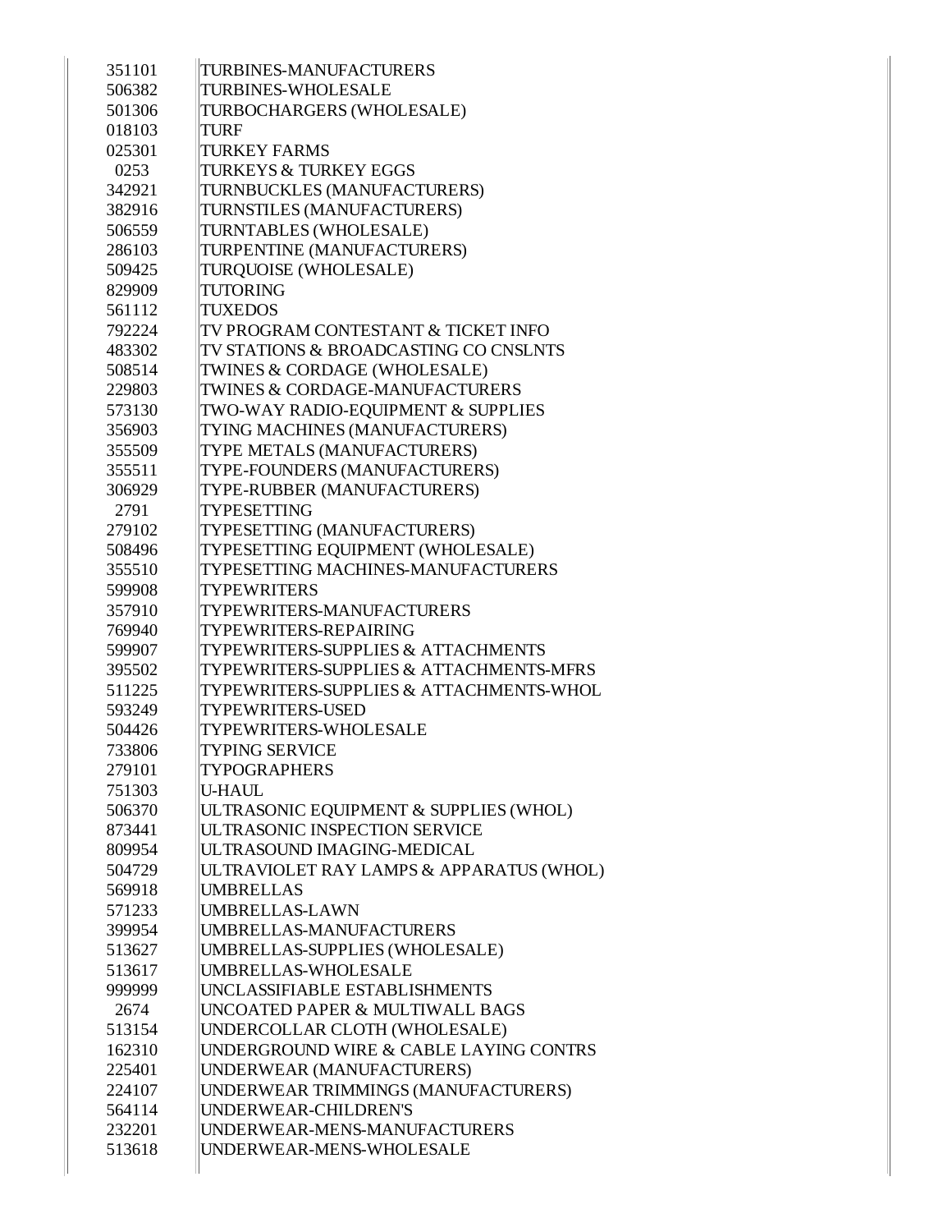| | |
|---|---|
| 351101 | TURBINES-MANUFACTURERS |
| 506382 | TURBINES-WHOLESALE |
| 501306 | TURBOCHARGERS (WHOLESALE) |
| 018103 | TURF |
| 025301 | TURKEY FARMS |
| 0253 | TURKEYS & TURKEY EGGS |
| 342921 | TURNBUCKLES (MANUFACTURERS) |
| 382916 | TURNSTILES (MANUFACTURERS) |
| 506559 | TURNTABLES (WHOLESALE) |
| 286103 | TURPENTINE (MANUFACTURERS) |
| 509425 | TURQUOISE (WHOLESALE) |
| 829909 | TUTORING |
| 561112 | TUXEDOS |
| 792224 | TV PROGRAM CONTESTANT & TICKET INFO |
| 483302 | TV STATIONS & BROADCASTING CO CNSLNTS |
| 508514 | TWINES & CORDAGE (WHOLESALE) |
| 229803 | TWINES & CORDAGE-MANUFACTURERS |
| 573130 | TWO-WAY RADIO-EQUIPMENT & SUPPLIES |
| 356903 | TYING MACHINES (MANUFACTURERS) |
| 355509 | TYPE METALS (MANUFACTURERS) |
| 355511 | TYPE-FOUNDERS (MANUFACTURERS) |
| 306929 | TYPE-RUBBER (MANUFACTURERS) |
| 2791 | TYPESETTING |
| 279102 | TYPESETTING (MANUFACTURERS) |
| 508496 | TYPESETTING EQUIPMENT (WHOLESALE) |
| 355510 | TYPESETTING MACHINES-MANUFACTURERS |
| 599908 | TYPEWRITERS |
| 357910 | TYPEWRITERS-MANUFACTURERS |
| 769940 | TYPEWRITERS-REPAIRING |
| 599907 | TYPEWRITERS-SUPPLIES & ATTACHMENTS |
| 395502 | TYPEWRITERS-SUPPLIES & ATTACHMENTS-MFRS |
| 511225 | TYPEWRITERS-SUPPLIES & ATTACHMENTS-WHOL |
| 593249 | TYPEWRITERS-USED |
| 504426 | TYPEWRITERS-WHOLESALE |
| 733806 | TYPING SERVICE |
| 279101 | TYPOGRAPHERS |
| 751303 | U-HAUL |
| 506370 | ULTRASONIC EQUIPMENT & SUPPLIES (WHOL) |
| 873441 | ULTRASONIC INSPECTION SERVICE |
| 809954 | ULTRASOUND IMAGING-MEDICAL |
| 504729 | ULTRAVIOLET RAY LAMPS & APPARATUS (WHOL) |
| 569918 | UMBRELLAS |
| 571233 | UMBRELLAS-LAWN |
| 399954 | UMBRELLAS-MANUFACTURERS |
| 513627 | UMBRELLAS-SUPPLIES (WHOLESALE) |
| 513617 | UMBRELLAS-WHOLESALE |
| 999999 | UNCLASSIFIABLE ESTABLISHMENTS |
| 2674 | UNCOATED PAPER & MULTIWALL BAGS |
| 513154 | UNDERCOLLAR CLOTH (WHOLESALE) |
| 162310 | UNDERGROUND WIRE & CABLE LAYING CONTRS |
| 225401 | UNDERWEAR (MANUFACTURERS) |
| 224107 | UNDERWEAR TRIMMINGS (MANUFACTURERS) |
| 564114 | UNDERWEAR-CHILDREN'S |
| 232201 | UNDERWEAR-MENS-MANUFACTURERS |
| 513618 | UNDERWEAR-MENS-WHOLESALE |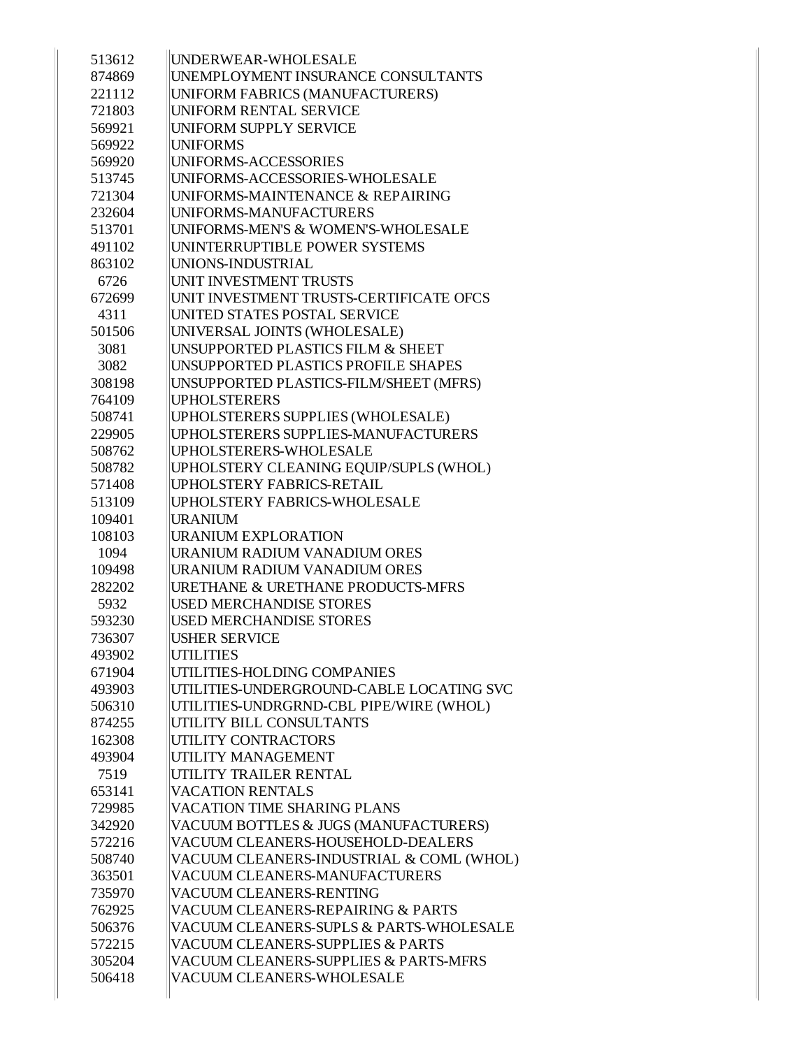| | |
|---|---|
| 513612 | UNDERWEAR-WHOLESALE |
| 874869 | UNEMPLOYMENT INSURANCE CONSULTANTS |
| 221112 | UNIFORM FABRICS (MANUFACTURERS) |
| 721803 | UNIFORM RENTAL SERVICE |
| 569921 | UNIFORM SUPPLY SERVICE |
| 569922 | UNIFORMS |
| 569920 | UNIFORMS-ACCESSORIES |
| 513745 | UNIFORMS-ACCESSORIES-WHOLESALE |
| 721304 | UNIFORMS-MAINTENANCE & REPAIRING |
| 232604 | UNIFORMS-MANUFACTURERS |
| 513701 | UNIFORMS-MEN'S & WOMEN'S-WHOLESALE |
| 491102 | UNINTERRUPTIBLE POWER SYSTEMS |
| 863102 | UNIONS-INDUSTRIAL |
| 6726 | UNIT INVESTMENT TRUSTS |
| 672699 | UNIT INVESTMENT TRUSTS-CERTIFICATE OFCS |
| 4311 | UNITED STATES POSTAL SERVICE |
| 501506 | UNIVERSAL JOINTS (WHOLESALE) |
| 3081 | UNSUPPORTED PLASTICS FILM & SHEET |
| 3082 | UNSUPPORTED PLASTICS PROFILE SHAPES |
| 308198 | UNSUPPORTED PLASTICS-FILM/SHEET (MFRS) |
| 764109 | UPHOLSTERERS |
| 508741 | UPHOLSTERERS SUPPLIES (WHOLESALE) |
| 229905 | UPHOLSTERERS SUPPLIES-MANUFACTURERS |
| 508762 | UPHOLSTERERS-WHOLESALE |
| 508782 | UPHOLSTERY CLEANING EQUIP/SUPLS (WHOL) |
| 571408 | UPHOLSTERY FABRICS-RETAIL |
| 513109 | UPHOLSTERY FABRICS-WHOLESALE |
| 109401 | URANIUM |
| 108103 | URANIUM EXPLORATION |
| 1094 | URANIUM RADIUM VANADIUM ORES |
| 109498 | URANIUM RADIUM VANADIUM ORES |
| 282202 | URETHANE & URETHANE PRODUCTS-MFRS |
| 5932 | USED MERCHANDISE STORES |
| 593230 | USED MERCHANDISE STORES |
| 736307 | USHER SERVICE |
| 493902 | UTILITIES |
| 671904 | UTILITIES-HOLDING COMPANIES |
| 493903 | UTILITIES-UNDERGROUND-CABLE LOCATING SVC |
| 506310 | UTILITIES-UNDRGRND-CBL PIPE/WIRE (WHOL) |
| 874255 | UTILITY BILL CONSULTANTS |
| 162308 | UTILITY CONTRACTORS |
| 493904 | UTILITY MANAGEMENT |
| 7519 | UTILITY TRAILER RENTAL |
| 653141 | VACATION RENTALS |
| 729985 | VACATION TIME SHARING PLANS |
| 342920 | VACUUM BOTTLES & JUGS (MANUFACTURERS) |
| 572216 | VACUUM CLEANERS-HOUSEHOLD-DEALERS |
| 508740 | VACUUM CLEANERS-INDUSTRIAL & COML (WHOL) |
| 363501 | VACUUM CLEANERS-MANUFACTURERS |
| 735970 | VACUUM CLEANERS-RENTING |
| 762925 | VACUUM CLEANERS-REPAIRING & PARTS |
| 506376 | VACUUM CLEANERS-SUPLS & PARTS-WHOLESALE |
| 572215 | VACUUM CLEANERS-SUPPLIES & PARTS |
| 305204 | VACUUM CLEANERS-SUPPLIES & PARTS-MFRS |
| 506418 | VACUUM CLEANERS-WHOLESALE |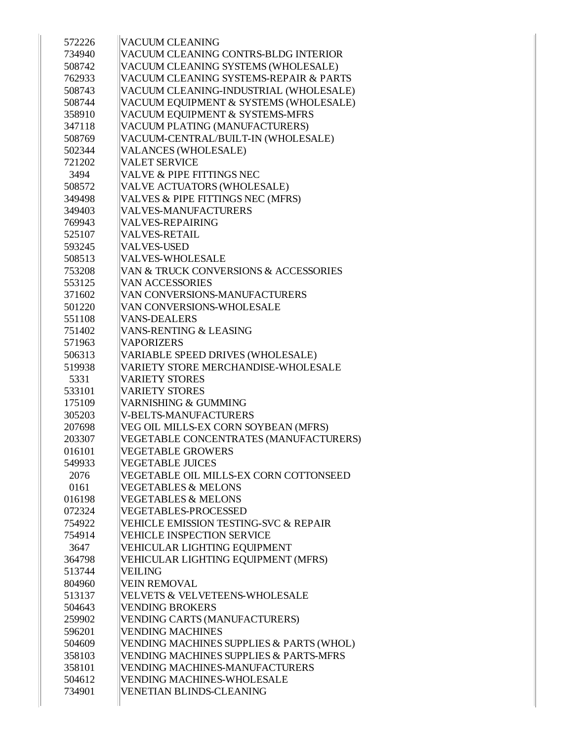| | |
|---|---|
| 572226 | VACUUM CLEANING |
| 734940 | VACUUM CLEANING CONTRS-BLDG INTERIOR |
| 508742 | VACUUM CLEANING SYSTEMS (WHOLESALE) |
| 762933 | VACUUM CLEANING SYSTEMS-REPAIR & PARTS |
| 508743 | VACUUM CLEANING-INDUSTRIAL (WHOLESALE) |
| 508744 | VACUUM EQUIPMENT & SYSTEMS (WHOLESALE) |
| 358910 | VACUUM EQUIPMENT & SYSTEMS-MFRS |
| 347118 | VACUUM PLATING (MANUFACTURERS) |
| 508769 | VACUUM-CENTRAL/BUILT-IN (WHOLESALE) |
| 502344 | VALANCES (WHOLESALE) |
| 721202 | VALET SERVICE |
| 3494 | VALVE & PIPE FITTINGS NEC |
| 508572 | VALVE ACTUATORS (WHOLESALE) |
| 349498 | VALVES & PIPE FITTINGS NEC (MFRS) |
| 349403 | VALVES-MANUFACTURERS |
| 769943 | VALVES-REPAIRING |
| 525107 | VALVES-RETAIL |
| 593245 | VALVES-USED |
| 508513 | VALVES-WHOLESALE |
| 753208 | VAN & TRUCK CONVERSIONS & ACCESSORIES |
| 553125 | VAN ACCESSORIES |
| 371602 | VAN CONVERSIONS-MANUFACTURERS |
| 501220 | VAN CONVERSIONS-WHOLESALE |
| 551108 | VANS-DEALERS |
| 751402 | VANS-RENTING & LEASING |
| 571963 | VAPORIZERS |
| 506313 | VARIABLE SPEED DRIVES (WHOLESALE) |
| 519938 | VARIETY STORE MERCHANDISE-WHOLESALE |
| 5331 | VARIETY STORES |
| 533101 | VARIETY STORES |
| 175109 | VARNISHING & GUMMING |
| 305203 | V-BELTS-MANUFACTURERS |
| 207698 | VEG OIL MILLS-EX CORN SOYBEAN (MFRS) |
| 203307 | VEGETABLE CONCENTRATES (MANUFACTURERS) |
| 016101 | VEGETABLE GROWERS |
| 549933 | VEGETABLE JUICES |
| 2076 | VEGETABLE OIL MILLS-EX CORN COTTONSEED |
| 0161 | VEGETABLES & MELONS |
| 016198 | VEGETABLES & MELONS |
| 072324 | VEGETABLES-PROCESSED |
| 754922 | VEHICLE EMISSION TESTING-SVC & REPAIR |
| 754914 | VEHICLE INSPECTION SERVICE |
| 3647 | VEHICULAR LIGHTING EQUIPMENT |
| 364798 | VEHICULAR LIGHTING EQUIPMENT (MFRS) |
| 513744 | VEILING |
| 804960 | VEIN REMOVAL |
| 513137 | VELVETS & VELVETEENS-WHOLESALE |
| 504643 | VENDING BROKERS |
| 259902 | VENDING CARTS (MANUFACTURERS) |
| 596201 | VENDING MACHINES |
| 504609 | VENDING MACHINES SUPPLIES & PARTS (WHOL) |
| 358103 | VENDING MACHINES SUPPLIES & PARTS-MFRS |
| 358101 | VENDING MACHINES-MANUFACTURERS |
| 504612 | VENDING MACHINES-WHOLESALE |
| 734901 | VENETIAN BLINDS-CLEANING |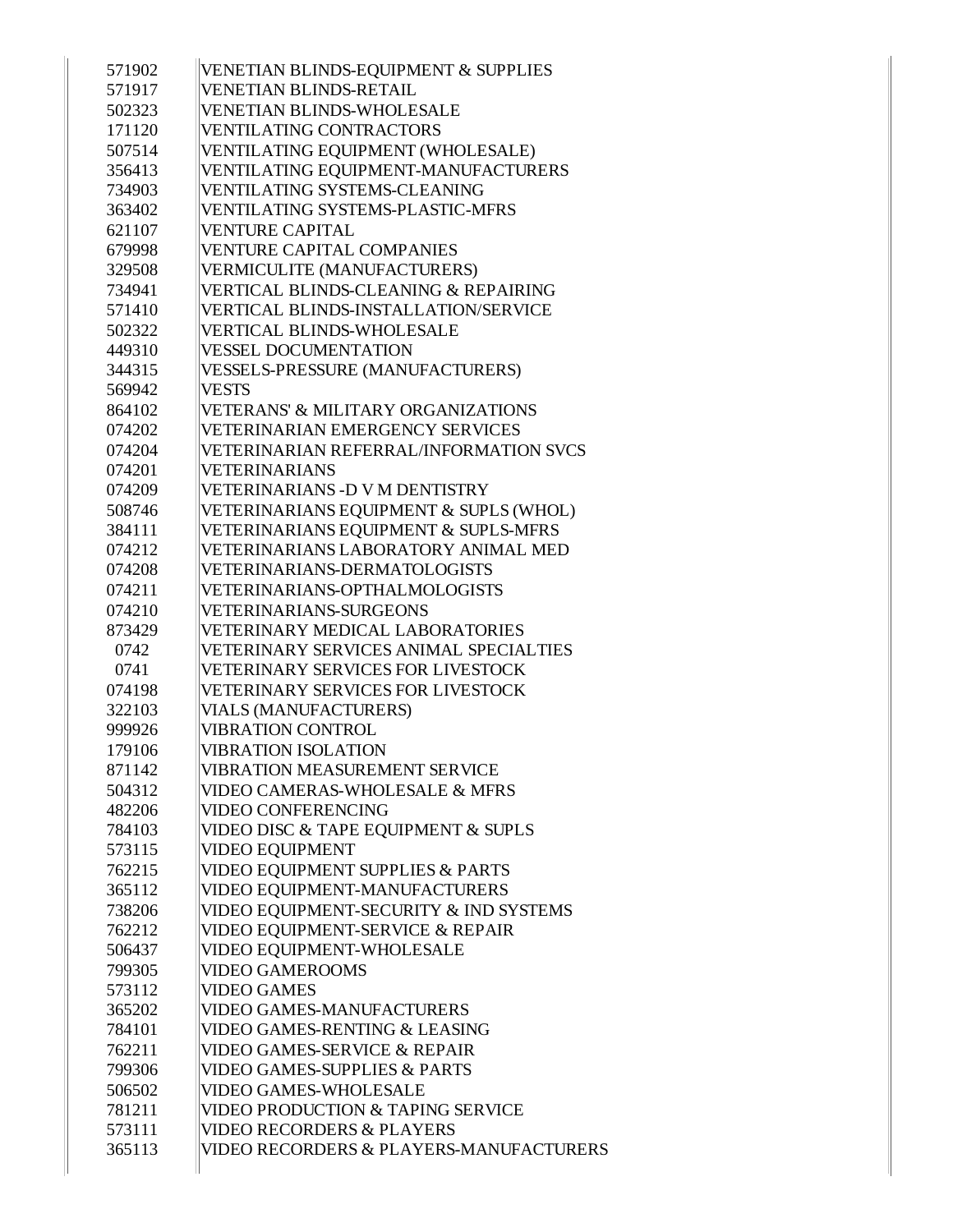| | |
|---|---|
| 571902 | VENETIAN BLINDS-EQUIPMENT & SUPPLIES |
| 571917 | VENETIAN BLINDS-RETAIL |
| 502323 | VENETIAN BLINDS-WHOLESALE |
| 171120 | VENTILATING CONTRACTORS |
| 507514 | VENTILATING EQUIPMENT (WHOLESALE) |
| 356413 | VENTILATING EQUIPMENT-MANUFACTURERS |
| 734903 | VENTILATING SYSTEMS-CLEANING |
| 363402 | VENTILATING SYSTEMS-PLASTIC-MFRS |
| 621107 | VENTURE CAPITAL |
| 679998 | VENTURE CAPITAL COMPANIES |
| 329508 | VERMICULITE (MANUFACTURERS) |
| 734941 | VERTICAL BLINDS-CLEANING & REPAIRING |
| 571410 | VERTICAL BLINDS-INSTALLATION/SERVICE |
| 502322 | VERTICAL BLINDS-WHOLESALE |
| 449310 | VESSEL DOCUMENTATION |
| 344315 | VESSELS-PRESSURE (MANUFACTURERS) |
| 569942 | VESTS |
| 864102 | VETERANS' & MILITARY ORGANIZATIONS |
| 074202 | VETERINARIAN EMERGENCY SERVICES |
| 074204 | VETERINARIAN REFERRAL/INFORMATION SVCS |
| 074201 | VETERINARIANS |
| 074209 | VETERINARIANS -D V M DENTISTRY |
| 508746 | VETERINARIANS EQUIPMENT & SUPLS (WHOL) |
| 384111 | VETERINARIANS EQUIPMENT & SUPLS-MFRS |
| 074212 | VETERINARIANS LABORATORY ANIMAL MED |
| 074208 | VETERINARIANS-DERMATOLOGISTS |
| 074211 | VETERINARIANS-OPTHALMOLOGISTS |
| 074210 | VETERINARIANS-SURGEONS |
| 873429 | VETERINARY MEDICAL LABORATORIES |
| 0742 | VETERINARY SERVICES ANIMAL SPECIALTIES |
| 0741 | VETERINARY SERVICES FOR LIVESTOCK |
| 074198 | VETERINARY SERVICES FOR LIVESTOCK |
| 322103 | VIALS (MANUFACTURERS) |
| 999926 | VIBRATION CONTROL |
| 179106 | VIBRATION ISOLATION |
| 871142 | VIBRATION MEASUREMENT SERVICE |
| 504312 | VIDEO CAMERAS-WHOLESALE & MFRS |
| 482206 | VIDEO CONFERENCING |
| 784103 | VIDEO DISC & TAPE EQUIPMENT & SUPLS |
| 573115 | VIDEO EQUIPMENT |
| 762215 | VIDEO EQUIPMENT SUPPLIES & PARTS |
| 365112 | VIDEO EQUIPMENT-MANUFACTURERS |
| 738206 | VIDEO EQUIPMENT-SECURITY & IND SYSTEMS |
| 762212 | VIDEO EQUIPMENT-SERVICE & REPAIR |
| 506437 | VIDEO EQUIPMENT-WHOLESALE |
| 799305 | VIDEO GAMEROOMS |
| 573112 | VIDEO GAMES |
| 365202 | VIDEO GAMES-MANUFACTURERS |
| 784101 | VIDEO GAMES-RENTING & LEASING |
| 762211 | VIDEO GAMES-SERVICE & REPAIR |
| 799306 | VIDEO GAMES-SUPPLIES & PARTS |
| 506502 | VIDEO GAMES-WHOLESALE |
| 781211 | VIDEO PRODUCTION & TAPING SERVICE |
| 573111 | VIDEO RECORDERS & PLAYERS |
| 365113 | VIDEO RECORDERS & PLAYERS-MANUFACTURERS |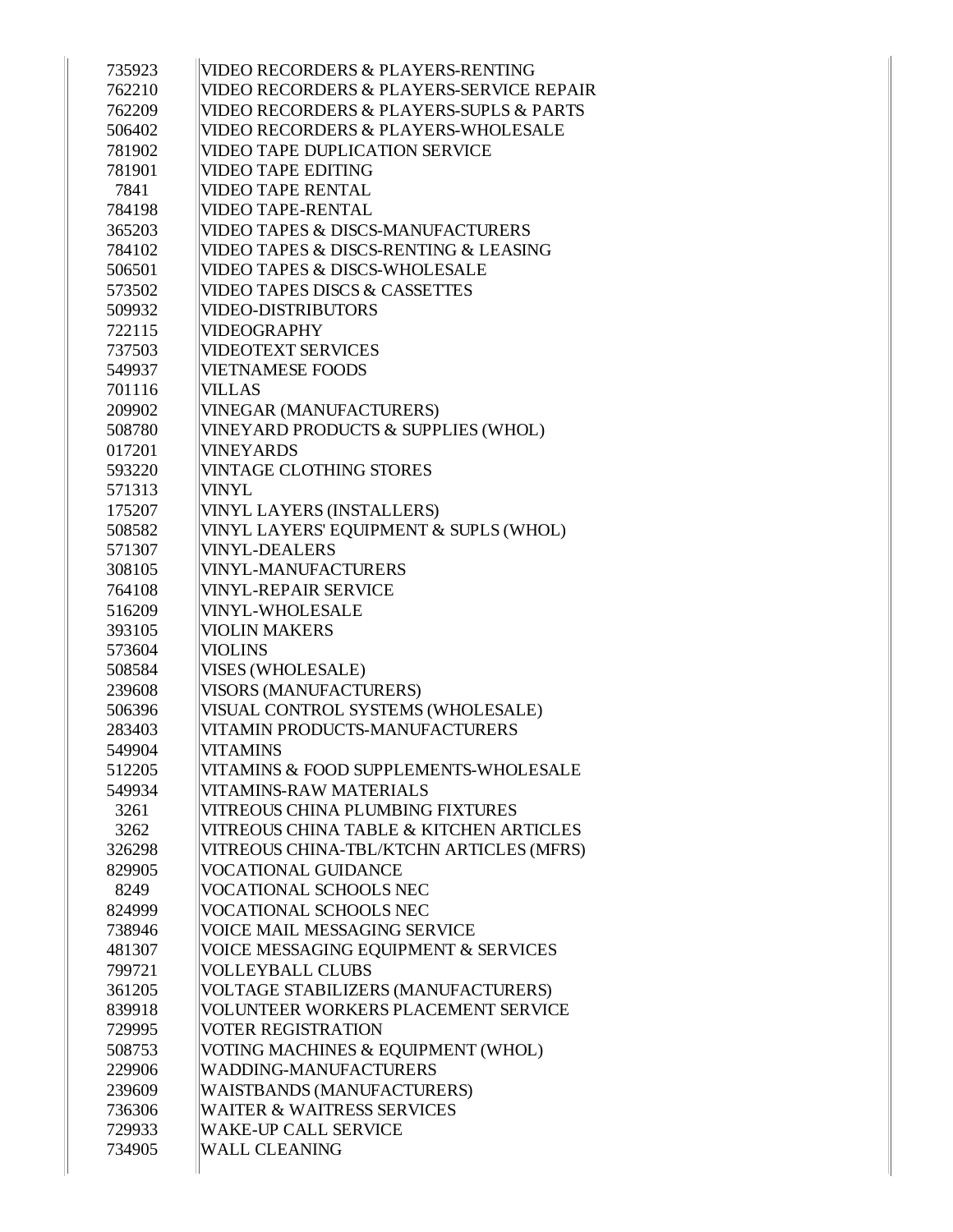| | |
|---|---|
| 735923 | VIDEO RECORDERS & PLAYERS-RENTING |
| 762210 | VIDEO RECORDERS & PLAYERS-SERVICE REPAIR |
| 762209 | VIDEO RECORDERS & PLAYERS-SUPLS & PARTS |
| 506402 | VIDEO RECORDERS & PLAYERS-WHOLESALE |
| 781902 | VIDEO TAPE DUPLICATION SERVICE |
| 781901 | VIDEO TAPE EDITING |
| 7841 | VIDEO TAPE RENTAL |
| 784198 | VIDEO TAPE-RENTAL |
| 365203 | VIDEO TAPES & DISCS-MANUFACTURERS |
| 784102 | VIDEO TAPES & DISCS-RENTING & LEASING |
| 506501 | VIDEO TAPES & DISCS-WHOLESALE |
| 573502 | VIDEO TAPES DISCS & CASSETTES |
| 509932 | VIDEO-DISTRIBUTORS |
| 722115 | VIDEOGRAPHY |
| 737503 | VIDEOTEXT SERVICES |
| 549937 | VIETNAMESE FOODS |
| 701116 | VILLAS |
| 209902 | VINEGAR (MANUFACTURERS) |
| 508780 | VINEYARD PRODUCTS & SUPPLIES (WHOL) |
| 017201 | VINEYARDS |
| 593220 | VINTAGE CLOTHING STORES |
| 571313 | VINYL |
| 175207 | VINYL LAYERS (INSTALLERS) |
| 508582 | VINYL LAYERS' EQUIPMENT & SUPLS (WHOL) |
| 571307 | VINYL-DEALERS |
| 308105 | VINYL-MANUFACTURERS |
| 764108 | VINYL-REPAIR SERVICE |
| 516209 | VINYL-WHOLESALE |
| 393105 | VIOLIN MAKERS |
| 573604 | VIOLINS |
| 508584 | VISES (WHOLESALE) |
| 239608 | VISORS (MANUFACTURERS) |
| 506396 | VISUAL CONTROL SYSTEMS (WHOLESALE) |
| 283403 | VITAMIN PRODUCTS-MANUFACTURERS |
| 549904 | VITAMINS |
| 512205 | VITAMINS & FOOD SUPPLEMENTS-WHOLESALE |
| 549934 | VITAMINS-RAW MATERIALS |
| 3261 | VITREOUS CHINA PLUMBING FIXTURES |
| 3262 | VITREOUS CHINA TABLE & KITCHEN ARTICLES |
| 326298 | VITREOUS CHINA-TBL/KTCHN ARTICLES (MFRS) |
| 829905 | VOCATIONAL GUIDANCE |
| 8249 | VOCATIONAL SCHOOLS NEC |
| 824999 | VOCATIONAL SCHOOLS NEC |
| 738946 | VOICE MAIL MESSAGING SERVICE |
| 481307 | VOICE MESSAGING EQUIPMENT & SERVICES |
| 799721 | VOLLEYBALL CLUBS |
| 361205 | VOLTAGE STABILIZERS (MANUFACTURERS) |
| 839918 | VOLUNTEER WORKERS PLACEMENT SERVICE |
| 729995 | VOTER REGISTRATION |
| 508753 | VOTING MACHINES & EQUIPMENT (WHOL) |
| 229906 | WADDING-MANUFACTURERS |
| 239609 | WAISTBANDS (MANUFACTURERS) |
| 736306 | WAITER & WAITRESS SERVICES |
| 729933 | WAKE-UP CALL SERVICE |
| 734905 | WALL CLEANING |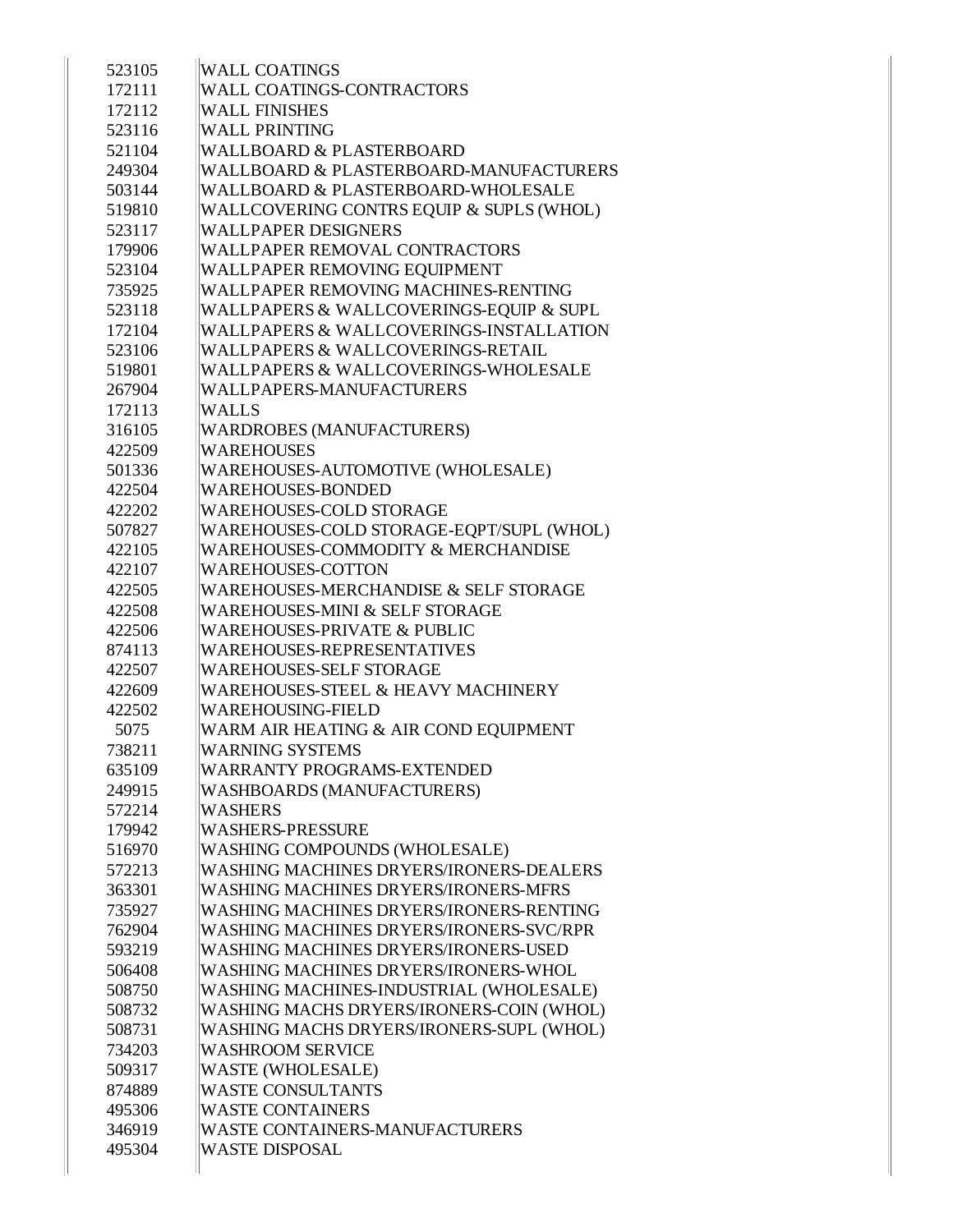| | |
|---|---|
| 523105 | WALL COATINGS |
| 172111 | WALL COATINGS-CONTRACTORS |
| 172112 | WALL FINISHES |
| 523116 | WALL PRINTING |
| 521104 | WALLBOARD & PLASTERBOARD |
| 249304 | WALLBOARD & PLASTERBOARD-MANUFACTURERS |
| 503144 | WALLBOARD & PLASTERBOARD-WHOLESALE |
| 519810 | WALLCOVERING CONTRS EQUIP & SUPLS (WHOL) |
| 523117 | WALLPAPER DESIGNERS |
| 179906 | WALLPAPER REMOVAL CONTRACTORS |
| 523104 | WALLPAPER REMOVING EQUIPMENT |
| 735925 | WALLPAPER REMOVING MACHINES-RENTING |
| 523118 | WALLPAPERS & WALLCOVERINGS-EQUIP & SUPL |
| 172104 | WALLPAPERS & WALLCOVERINGS-INSTALLATION |
| 523106 | WALLPAPERS & WALLCOVERINGS-RETAIL |
| 519801 | WALLPAPERS & WALLCOVERINGS-WHOLESALE |
| 267904 | WALLPAPERS-MANUFACTURERS |
| 172113 | WALLS |
| 316105 | WARDROBES (MANUFACTURERS) |
| 422509 | WAREHOUSES |
| 501336 | WAREHOUSES-AUTOMOTIVE (WHOLESALE) |
| 422504 | WAREHOUSES-BONDED |
| 422202 | WAREHOUSES-COLD STORAGE |
| 507827 | WAREHOUSES-COLD STORAGE-EQPT/SUPL (WHOL) |
| 422105 | WAREHOUSES-COMMODITY & MERCHANDISE |
| 422107 | WAREHOUSES-COTTON |
| 422505 | WAREHOUSES-MERCHANDISE & SELF STORAGE |
| 422508 | WAREHOUSES-MINI & SELF STORAGE |
| 422506 | WAREHOUSES-PRIVATE & PUBLIC |
| 874113 | WAREHOUSES-REPRESENTATIVES |
| 422507 | WAREHOUSES-SELF STORAGE |
| 422609 | WAREHOUSES-STEEL & HEAVY MACHINERY |
| 422502 | WAREHOUSING-FIELD |
| 5075 | WARM AIR HEATING & AIR COND EQUIPMENT |
| 738211 | WARNING SYSTEMS |
| 635109 | WARRANTY PROGRAMS-EXTENDED |
| 249915 | WASHBOARDS (MANUFACTURERS) |
| 572214 | WASHERS |
| 179942 | WASHERS-PRESSURE |
| 516970 | WASHING COMPOUNDS (WHOLESALE) |
| 572213 | WASHING MACHINES DRYERS/IRONERS-DEALERS |
| 363301 | WASHING MACHINES DRYERS/IRONERS-MFRS |
| 735927 | WASHING MACHINES DRYERS/IRONERS-RENTING |
| 762904 | WASHING MACHINES DRYERS/IRONERS-SVC/RPR |
| 593219 | WASHING MACHINES DRYERS/IRONERS-USED |
| 506408 | WASHING MACHINES DRYERS/IRONERS-WHOL |
| 508750 | WASHING MACHINES-INDUSTRIAL (WHOLESALE) |
| 508732 | WASHING MACHS DRYERS/IRONERS-COIN (WHOL) |
| 508731 | WASHING MACHS DRYERS/IRONERS-SUPL (WHOL) |
| 734203 | WASHROOM SERVICE |
| 509317 | WASTE (WHOLESALE) |
| 874889 | WASTE CONSULTANTS |
| 495306 | WASTE CONTAINERS |
| 346919 | WASTE CONTAINERS-MANUFACTURERS |
| 495304 | WASTE DISPOSAL |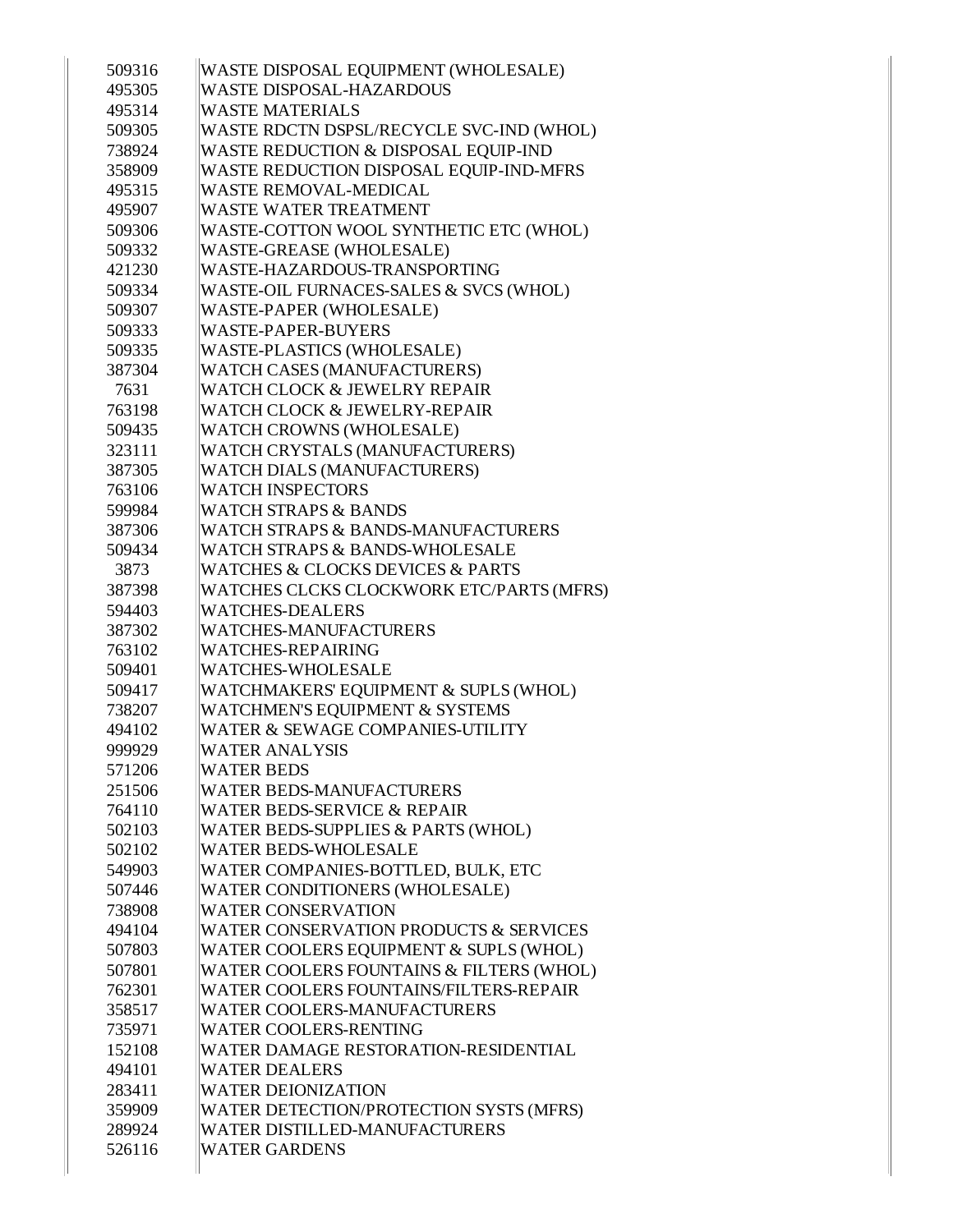| | |
|---|---|
| 509316 | WASTE DISPOSAL EQUIPMENT (WHOLESALE) |
| 495305 | WASTE DISPOSAL-HAZARDOUS |
| 495314 | WASTE MATERIALS |
| 509305 | WASTE RDCTN DSPSL/RECYCLE SVC-IND (WHOL) |
| 738924 | WASTE REDUCTION & DISPOSAL EQUIP-IND |
| 358909 | WASTE REDUCTION DISPOSAL EQUIP-IND-MFRS |
| 495315 | WASTE REMOVAL-MEDICAL |
| 495907 | WASTE WATER TREATMENT |
| 509306 | WASTE-COTTON WOOL SYNTHETIC ETC (WHOL) |
| 509332 | WASTE-GREASE (WHOLESALE) |
| 421230 | WASTE-HAZARDOUS-TRANSPORTING |
| 509334 | WASTE-OIL FURNACES-SALES & SVCS (WHOL) |
| 509307 | WASTE-PAPER (WHOLESALE) |
| 509333 | WASTE-PAPER-BUYERS |
| 509335 | WASTE-PLASTICS (WHOLESALE) |
| 387304 | WATCH CASES (MANUFACTURERS) |
| 7631 | WATCH CLOCK & JEWELRY REPAIR |
| 763198 | WATCH CLOCK & JEWELRY-REPAIR |
| 509435 | WATCH CROWNS (WHOLESALE) |
| 323111 | WATCH CRYSTALS (MANUFACTURERS) |
| 387305 | WATCH DIALS (MANUFACTURERS) |
| 763106 | WATCH INSPECTORS |
| 599984 | WATCH STRAPS & BANDS |
| 387306 | WATCH STRAPS & BANDS-MANUFACTURERS |
| 509434 | WATCH STRAPS & BANDS-WHOLESALE |
| 3873 | WATCHES & CLOCKS DEVICES & PARTS |
| 387398 | WATCHES CLCKS CLOCKWORK ETC/PARTS (MFRS) |
| 594403 | WATCHES-DEALERS |
| 387302 | WATCHES-MANUFACTURERS |
| 763102 | WATCHES-REPAIRING |
| 509401 | WATCHES-WHOLESALE |
| 509417 | WATCHMAKERS' EQUIPMENT & SUPLS (WHOL) |
| 738207 | WATCHMEN'S EQUIPMENT & SYSTEMS |
| 494102 | WATER & SEWAGE COMPANIES-UTILITY |
| 999929 | WATER ANALYSIS |
| 571206 | WATER BEDS |
| 251506 | WATER BEDS-MANUFACTURERS |
| 764110 | WATER BEDS-SERVICE & REPAIR |
| 502103 | WATER BEDS-SUPPLIES & PARTS (WHOL) |
| 502102 | WATER BEDS-WHOLESALE |
| 549903 | WATER COMPANIES-BOTTLED, BULK, ETC |
| 507446 | WATER CONDITIONERS (WHOLESALE) |
| 738908 | WATER CONSERVATION |
| 494104 | WATER CONSERVATION PRODUCTS & SERVICES |
| 507803 | WATER COOLERS EQUIPMENT & SUPLS (WHOL) |
| 507801 | WATER COOLERS FOUNTAINS & FILTERS (WHOL) |
| 762301 | WATER COOLERS FOUNTAINS/FILTERS-REPAIR |
| 358517 | WATER COOLERS-MANUFACTURERS |
| 735971 | WATER COOLERS-RENTING |
| 152108 | WATER DAMAGE RESTORATION-RESIDENTIAL |
| 494101 | WATER DEALERS |
| 283411 | WATER DEIONIZATION |
| 359909 | WATER DETECTION/PROTECTION SYSTS (MFRS) |
| 289924 | WATER DISTILLED-MANUFACTURERS |
| 526116 | WATER GARDENS |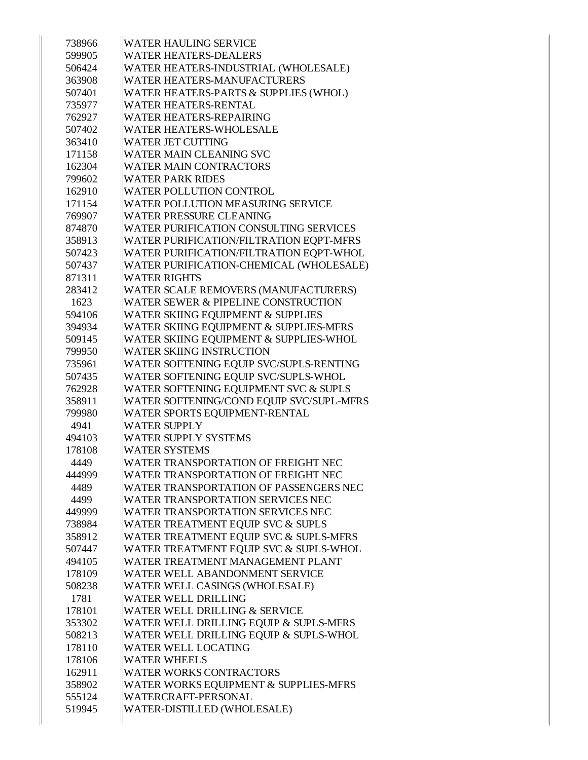| | |
|---|---|
| 738966 | WATER HAULING SERVICE |
| 599905 | WATER HEATERS-DEALERS |
| 506424 | WATER HEATERS-INDUSTRIAL (WHOLESALE) |
| 363908 | WATER HEATERS-MANUFACTURERS |
| 507401 | WATER HEATERS-PARTS & SUPPLIES (WHOL) |
| 735977 | WATER HEATERS-RENTAL |
| 762927 | WATER HEATERS-REPAIRING |
| 507402 | WATER HEATERS-WHOLESALE |
| 363410 | WATER JET CUTTING |
| 171158 | WATER MAIN CLEANING SVC |
| 162304 | WATER MAIN CONTRACTORS |
| 799602 | WATER PARK RIDES |
| 162910 | WATER POLLUTION CONTROL |
| 171154 | WATER POLLUTION MEASURING SERVICE |
| 769907 | WATER PRESSURE CLEANING |
| 874870 | WATER PURIFICATION CONSULTING SERVICES |
| 358913 | WATER PURIFICATION/FILTRATION EQPT-MFRS |
| 507423 | WATER PURIFICATION/FILTRATION EQPT-WHOL |
| 507437 | WATER PURIFICATION-CHEMICAL (WHOLESALE) |
| 871311 | WATER RIGHTS |
| 283412 | WATER SCALE REMOVERS (MANUFACTURERS) |
| 1623 | WATER SEWER & PIPELINE CONSTRUCTION |
| 594106 | WATER SKIING EQUIPMENT & SUPPLIES |
| 394934 | WATER SKIING EQUIPMENT & SUPPLIES-MFRS |
| 509145 | WATER SKIING EQUIPMENT & SUPPLIES-WHOL |
| 799950 | WATER SKIING INSTRUCTION |
| 735961 | WATER SOFTENING EQUIP SVC/SUPLS-RENTING |
| 507435 | WATER SOFTENING EQUIP SVC/SUPLS-WHOL |
| 762928 | WATER SOFTENING EQUIPMENT SVC & SUPLS |
| 358911 | WATER SOFTENING/COND EQUIP SVC/SUPL-MFRS |
| 799980 | WATER SPORTS EQUIPMENT-RENTAL |
| 4941 | WATER SUPPLY |
| 494103 | WATER SUPPLY SYSTEMS |
| 178108 | WATER SYSTEMS |
| 4449 | WATER TRANSPORTATION OF FREIGHT NEC |
| 444999 | WATER TRANSPORTATION OF FREIGHT NEC |
| 4489 | WATER TRANSPORTATION OF PASSENGERS NEC |
| 4499 | WATER TRANSPORTATION SERVICES NEC |
| 449999 | WATER TRANSPORTATION SERVICES NEC |
| 738984 | WATER TREATMENT EQUIP SVC & SUPLS |
| 358912 | WATER TREATMENT EQUIP SVC & SUPLS-MFRS |
| 507447 | WATER TREATMENT EQUIP SVC & SUPLS-WHOL |
| 494105 | WATER TREATMENT MANAGEMENT PLANT |
| 178109 | WATER WELL ABANDONMENT SERVICE |
| 508238 | WATER WELL CASINGS (WHOLESALE) |
| 1781 | WATER WELL DRILLING |
| 178101 | WATER WELL DRILLING & SERVICE |
| 353302 | WATER WELL DRILLING EQUIP & SUPLS-MFRS |
| 508213 | WATER WELL DRILLING EQUIP & SUPLS-WHOL |
| 178110 | WATER WELL LOCATING |
| 178106 | WATER WHEELS |
| 162911 | WATER WORKS CONTRACTORS |
| 358902 | WATER WORKS EQUIPMENT & SUPPLIES-MFRS |
| 555124 | WATERCRAFT-PERSONAL |
| 519945 | WATER-DISTILLED (WHOLESALE) |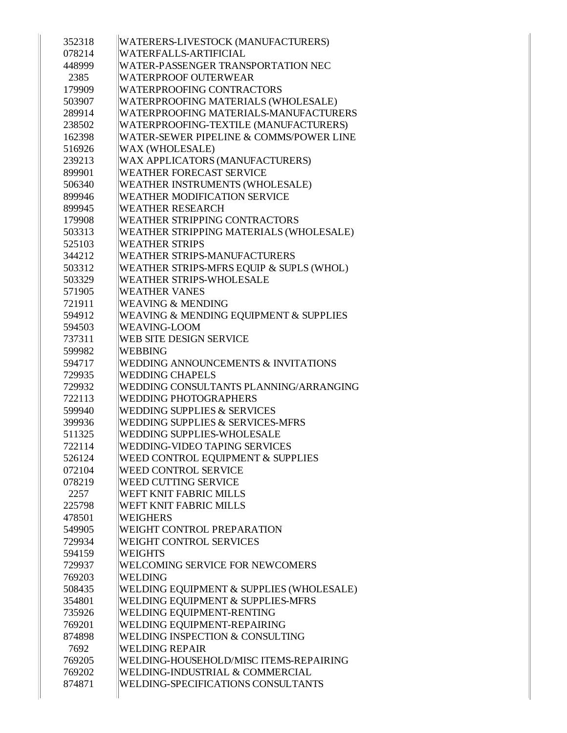| | |
|---|---|
| 352318 | WATERERS-LIVESTOCK (MANUFACTURERS) |
| 078214 | WATERFALLS-ARTIFICIAL |
| 448999 | WATER-PASSENGER TRANSPORTATION NEC |
| 2385 | WATERPROOF OUTERWEAR |
| 179909 | WATERPROOFING CONTRACTORS |
| 503907 | WATERPROOFING MATERIALS (WHOLESALE) |
| 289914 | WATERPROOFING MATERIALS-MANUFACTURERS |
| 238502 | WATERPROOFING-TEXTILE (MANUFACTURERS) |
| 162398 | WATER-SEWER PIPELINE & COMMS/POWER LINE |
| 516926 | WAX (WHOLESALE) |
| 239213 | WAX APPLICATORS (MANUFACTURERS) |
| 899901 | WEATHER FORECAST SERVICE |
| 506340 | WEATHER INSTRUMENTS (WHOLESALE) |
| 899946 | WEATHER MODIFICATION SERVICE |
| 899945 | WEATHER RESEARCH |
| 179908 | WEATHER STRIPPING CONTRACTORS |
| 503313 | WEATHER STRIPPING MATERIALS (WHOLESALE) |
| 525103 | WEATHER STRIPS |
| 344212 | WEATHER STRIPS-MANUFACTURERS |
| 503312 | WEATHER STRIPS-MFRS EQUIP & SUPLS (WHOL) |
| 503329 | WEATHER STRIPS-WHOLESALE |
| 571905 | WEATHER VANES |
| 721911 | WEAVING & MENDING |
| 594912 | WEAVING & MENDING EQUIPMENT & SUPPLIES |
| 594503 | WEAVING-LOOM |
| 737311 | WEB SITE DESIGN SERVICE |
| 599982 | WEBBING |
| 594717 | WEDDING ANNOUNCEMENTS & INVITATIONS |
| 729935 | WEDDING CHAPELS |
| 729932 | WEDDING CONSULTANTS PLANNING/ARRANGING |
| 722113 | WEDDING PHOTOGRAPHERS |
| 599940 | WEDDING SUPPLIES & SERVICES |
| 399936 | WEDDING SUPPLIES & SERVICES-MFRS |
| 511325 | WEDDING SUPPLIES-WHOLESALE |
| 722114 | WEDDING-VIDEO TAPING SERVICES |
| 526124 | WEED CONTROL EQUIPMENT & SUPPLIES |
| 072104 | WEED CONTROL SERVICE |
| 078219 | WEED CUTTING SERVICE |
| 2257 | WEFT KNIT FABRIC MILLS |
| 225798 | WEFT KNIT FABRIC MILLS |
| 478501 | WEIGHERS |
| 549905 | WEIGHT CONTROL PREPARATION |
| 729934 | WEIGHT CONTROL SERVICES |
| 594159 | WEIGHTS |
| 729937 | WELCOMING SERVICE FOR NEWCOMERS |
| 769203 | WELDING |
| 508435 | WELDING EQUIPMENT & SUPPLIES (WHOLESALE) |
| 354801 | WELDING EQUIPMENT & SUPPLIES-MFRS |
| 735926 | WELDING EQUIPMENT-RENTING |
| 769201 | WELDING EQUIPMENT-REPAIRING |
| 874898 | WELDING INSPECTION & CONSULTING |
| 7692 | WELDING REPAIR |
| 769205 | WELDING-HOUSEHOLD/MISC ITEMS-REPAIRING |
| 769202 | WELDING-INDUSTRIAL & COMMERCIAL |
| 874871 | WELDING-SPECIFICATIONS CONSULTANTS |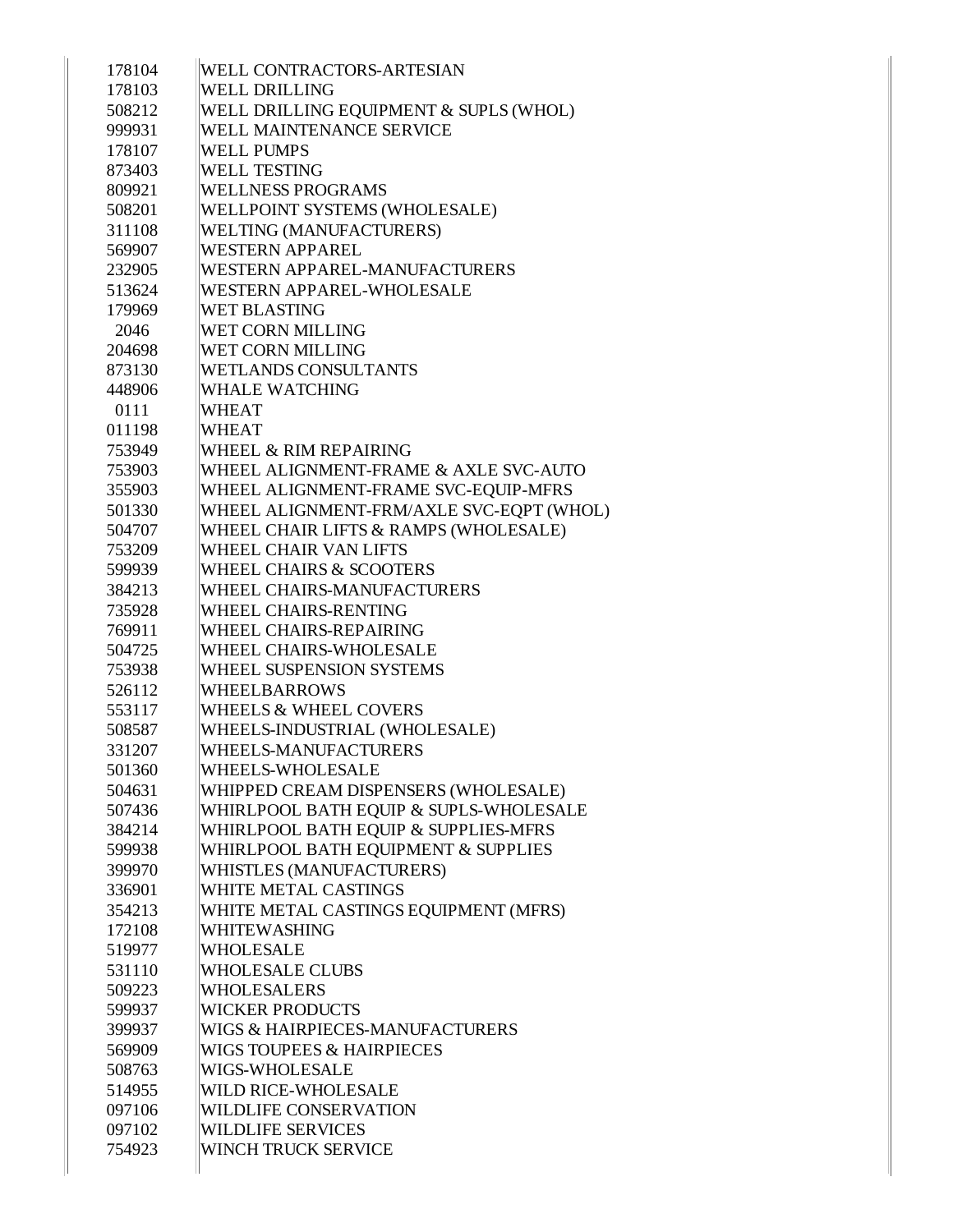| | |
|---|---|
| 178104 | WELL CONTRACTORS-ARTESIAN |
| 178103 | WELL DRILLING |
| 508212 | WELL DRILLING EQUIPMENT & SUPLS (WHOL) |
| 999931 | WELL MAINTENANCE SERVICE |
| 178107 | WELL PUMPS |
| 873403 | WELL TESTING |
| 809921 | WELLNESS PROGRAMS |
| 508201 | WELLPOINT SYSTEMS (WHOLESALE) |
| 311108 | WELTING (MANUFACTURERS) |
| 569907 | WESTERN APPAREL |
| 232905 | WESTERN APPAREL-MANUFACTURERS |
| 513624 | WESTERN APPAREL-WHOLESALE |
| 179969 | WET BLASTING |
| 2046 | WET CORN MILLING |
| 204698 | WET CORN MILLING |
| 873130 | WETLANDS CONSULTANTS |
| 448906 | WHALE WATCHING |
| 0111 | WHEAT |
| 011198 | WHEAT |
| 753949 | WHEEL & RIM REPAIRING |
| 753903 | WHEEL ALIGNMENT-FRAME & AXLE SVC-AUTO |
| 355903 | WHEEL ALIGNMENT-FRAME SVC-EQUIP-MFRS |
| 501330 | WHEEL ALIGNMENT-FRM/AXLE SVC-EQPT (WHOL) |
| 504707 | WHEEL CHAIR LIFTS & RAMPS (WHOLESALE) |
| 753209 | WHEEL CHAIR VAN LIFTS |
| 599939 | WHEEL CHAIRS & SCOOTERS |
| 384213 | WHEEL CHAIRS-MANUFACTURERS |
| 735928 | WHEEL CHAIRS-RENTING |
| 769911 | WHEEL CHAIRS-REPAIRING |
| 504725 | WHEEL CHAIRS-WHOLESALE |
| 753938 | WHEEL SUSPENSION SYSTEMS |
| 526112 | WHEELBARROWS |
| 553117 | WHEELS & WHEEL COVERS |
| 508587 | WHEELS-INDUSTRIAL (WHOLESALE) |
| 331207 | WHEELS-MANUFACTURERS |
| 501360 | WHEELS-WHOLESALE |
| 504631 | WHIPPED CREAM DISPENSERS (WHOLESALE) |
| 507436 | WHIRLPOOL BATH EQUIP & SUPLS-WHOLESALE |
| 384214 | WHIRLPOOL BATH EQUIP & SUPPLIES-MFRS |
| 599938 | WHIRLPOOL BATH EQUIPMENT & SUPPLIES |
| 399970 | WHISTLES (MANUFACTURERS) |
| 336901 | WHITE METAL CASTINGS |
| 354213 | WHITE METAL CASTINGS EQUIPMENT (MFRS) |
| 172108 | WHITEWASHING |
| 519977 | WHOLESALE |
| 531110 | WHOLESALE CLUBS |
| 509223 | WHOLESALERS |
| 599937 | WICKER PRODUCTS |
| 399937 | WIGS & HAIRPIECES-MANUFACTURERS |
| 569909 | WIGS TOUPEES & HAIRPIECES |
| 508763 | WIGS-WHOLESALE |
| 514955 | WILD RICE-WHOLESALE |
| 097106 | WILDLIFE CONSERVATION |
| 097102 | WILDLIFE SERVICES |
| 754923 | WINCH TRUCK SERVICE |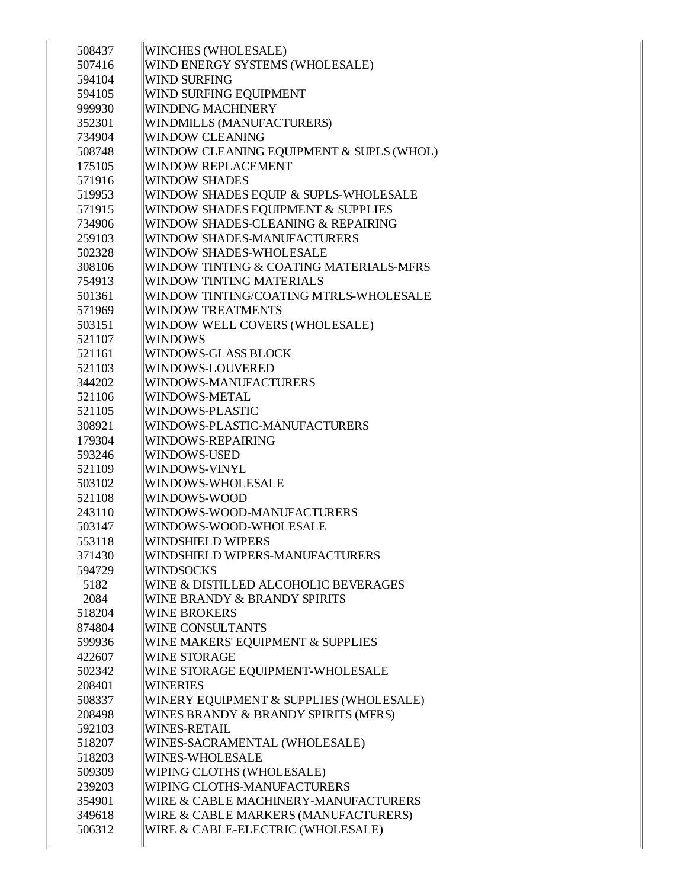| | |
|---|---|
| 508437 | WINCHES (WHOLESALE) |
| 507416 | WIND ENERGY SYSTEMS (WHOLESALE) |
| 594104 | WIND SURFING |
| 594105 | WIND SURFING EQUIPMENT |
| 999930 | WINDING MACHINERY |
| 352301 | WINDMILLS (MANUFACTURERS) |
| 734904 | WINDOW CLEANING |
| 508748 | WINDOW CLEANING EQUIPMENT & SUPLS (WHOL) |
| 175105 | WINDOW REPLACEMENT |
| 571916 | WINDOW SHADES |
| 519953 | WINDOW SHADES EQUIP & SUPLS-WHOLESALE |
| 571915 | WINDOW SHADES EQUIPMENT & SUPPLIES |
| 734906 | WINDOW SHADES-CLEANING & REPAIRING |
| 259103 | WINDOW SHADES-MANUFACTURERS |
| 502328 | WINDOW SHADES-WHOLESALE |
| 308106 | WINDOW TINTING & COATING MATERIALS-MFRS |
| 754913 | WINDOW TINTING MATERIALS |
| 501361 | WINDOW TINTING/COATING MTRLS-WHOLESALE |
| 571969 | WINDOW TREATMENTS |
| 503151 | WINDOW WELL COVERS (WHOLESALE) |
| 521107 | WINDOWS |
| 521161 | WINDOWS-GLASS BLOCK |
| 521103 | WINDOWS-LOUVERED |
| 344202 | WINDOWS-MANUFACTURERS |
| 521106 | WINDOWS-METAL |
| 521105 | WINDOWS-PLASTIC |
| 308921 | WINDOWS-PLASTIC-MANUFACTURERS |
| 179304 | WINDOWS-REPAIRING |
| 593246 | WINDOWS-USED |
| 521109 | WINDOWS-VINYL |
| 503102 | WINDOWS-WHOLESALE |
| 521108 | WINDOWS-WOOD |
| 243110 | WINDOWS-WOOD-MANUFACTURERS |
| 503147 | WINDOWS-WOOD-WHOLESALE |
| 553118 | WINDSHIELD WIPERS |
| 371430 | WINDSHIELD WIPERS-MANUFACTURERS |
| 594729 | WINDSOCKS |
| 5182 | WINE & DISTILLED ALCOHOLIC BEVERAGES |
| 2084 | WINE BRANDY & BRANDY SPIRITS |
| 518204 | WINE BROKERS |
| 874804 | WINE CONSULTANTS |
| 599936 | WINE MAKERS' EQUIPMENT & SUPPLIES |
| 422607 | WINE STORAGE |
| 502342 | WINE STORAGE EQUIPMENT-WHOLESALE |
| 208401 | WINERIES |
| 508337 | WINERY EQUIPMENT & SUPPLIES (WHOLESALE) |
| 208498 | WINES BRANDY & BRANDY SPIRITS (MFRS) |
| 592103 | WINES-RETAIL |
| 518207 | WINES-SACRAMENTAL (WHOLESALE) |
| 518203 | WINES-WHOLESALE |
| 509309 | WIPING CLOTHS (WHOLESALE) |
| 239203 | WIPING CLOTHS-MANUFACTURERS |
| 354901 | WIRE & CABLE MACHINERY-MANUFACTURERS |
| 349618 | WIRE & CABLE MARKERS (MANUFACTURERS) |
| 506312 | WIRE & CABLE-ELECTRIC (WHOLESALE) |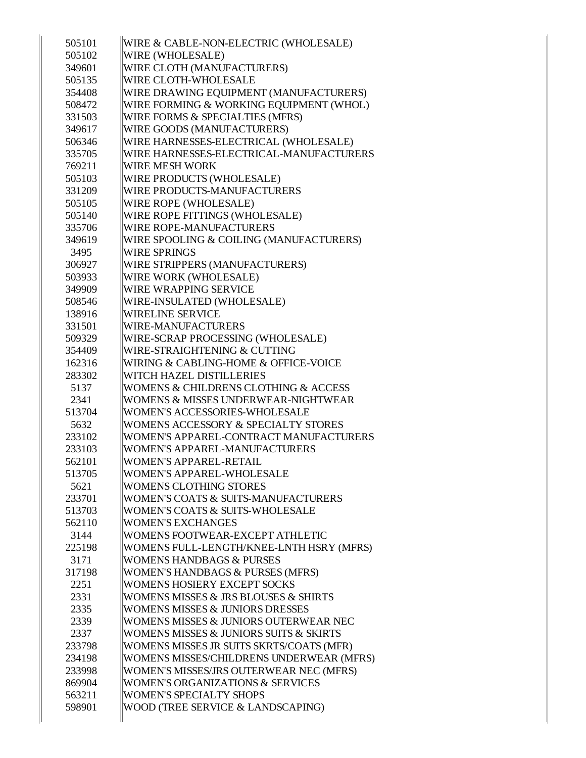| | |
|---|---|
| 505101 | WIRE & CABLE-NON-ELECTRIC (WHOLESALE) |
| 505102 | WIRE (WHOLESALE) |
| 349601 | WIRE CLOTH (MANUFACTURERS) |
| 505135 | WIRE CLOTH-WHOLESALE |
| 354408 | WIRE DRAWING EQUIPMENT (MANUFACTURERS) |
| 508472 | WIRE FORMING & WORKING EQUIPMENT (WHOL) |
| 331503 | WIRE FORMS & SPECIALTIES (MFRS) |
| 349617 | WIRE GOODS (MANUFACTURERS) |
| 506346 | WIRE HARNESSES-ELECTRICAL (WHOLESALE) |
| 335705 | WIRE HARNESSES-ELECTRICAL-MANUFACTURERS |
| 769211 | WIRE MESH WORK |
| 505103 | WIRE PRODUCTS (WHOLESALE) |
| 331209 | WIRE PRODUCTS-MANUFACTURERS |
| 505105 | WIRE ROPE (WHOLESALE) |
| 505140 | WIRE ROPE FITTINGS (WHOLESALE) |
| 335706 | WIRE ROPE-MANUFACTURERS |
| 349619 | WIRE SPOOLING & COILING (MANUFACTURERS) |
| 3495 | WIRE SPRINGS |
| 306927 | WIRE STRIPPERS (MANUFACTURERS) |
| 503933 | WIRE WORK (WHOLESALE) |
| 349909 | WIRE WRAPPING SERVICE |
| 508546 | WIRE-INSULATED (WHOLESALE) |
| 138916 | WIRELINE SERVICE |
| 331501 | WIRE-MANUFACTURERS |
| 509329 | WIRE-SCRAP PROCESSING (WHOLESALE) |
| 354409 | WIRE-STRAIGHTENING & CUTTING |
| 162316 | WIRING & CABLING-HOME & OFFICE-VOICE |
| 283302 | WITCH HAZEL DISTILLERIES |
| 5137 | WOMENS & CHILDRENS CLOTHING & ACCESS |
| 2341 | WOMENS & MISSES UNDERWEAR-NIGHTWEAR |
| 513704 | WOMEN'S ACCESSORIES-WHOLESALE |
| 5632 | WOMENS ACCESSORY & SPECIALTY STORES |
| 233102 | WOMEN'S APPAREL-CONTRACT MANUFACTURERS |
| 233103 | WOMEN'S APPAREL-MANUFACTURERS |
| 562101 | WOMEN'S APPAREL-RETAIL |
| 513705 | WOMEN'S APPAREL-WHOLESALE |
| 5621 | WOMENS CLOTHING STORES |
| 233701 | WOMEN'S COATS & SUITS-MANUFACTURERS |
| 513703 | WOMEN'S COATS & SUITS-WHOLESALE |
| 562110 | WOMEN'S EXCHANGES |
| 3144 | WOMENS FOOTWEAR-EXCEPT ATHLETIC |
| 225198 | WOMENS FULL-LENGTH/KNEE-LNTH HSRY (MFRS) |
| 3171 | WOMENS HANDBAGS & PURSES |
| 317198 | WOMEN'S HANDBAGS & PURSES (MFRS) |
| 2251 | WOMENS HOSIERY EXCEPT SOCKS |
| 2331 | WOMENS MISSES & JRS BLOUSES & SHIRTS |
| 2335 | WOMENS MISSES & JUNIORS DRESSES |
| 2339 | WOMENS MISSES & JUNIORS OUTERWEAR NEC |
| 2337 | WOMENS MISSES & JUNIORS SUITS & SKIRTS |
| 233798 | WOMENS MISSES JR SUITS SKRTS/COATS (MFR) |
| 234198 | WOMENS MISSES/CHILDRENS UNDERWEAR (MFRS) |
| 233998 | WOMEN'S MISSES/JRS OUTERWEAR NEC (MFRS) |
| 869904 | WOMEN'S ORGANIZATIONS & SERVICES |
| 563211 | WOMEN'S SPECIALTY SHOPS |
| 598901 | WOOD (TREE SERVICE & LANDSCAPING) |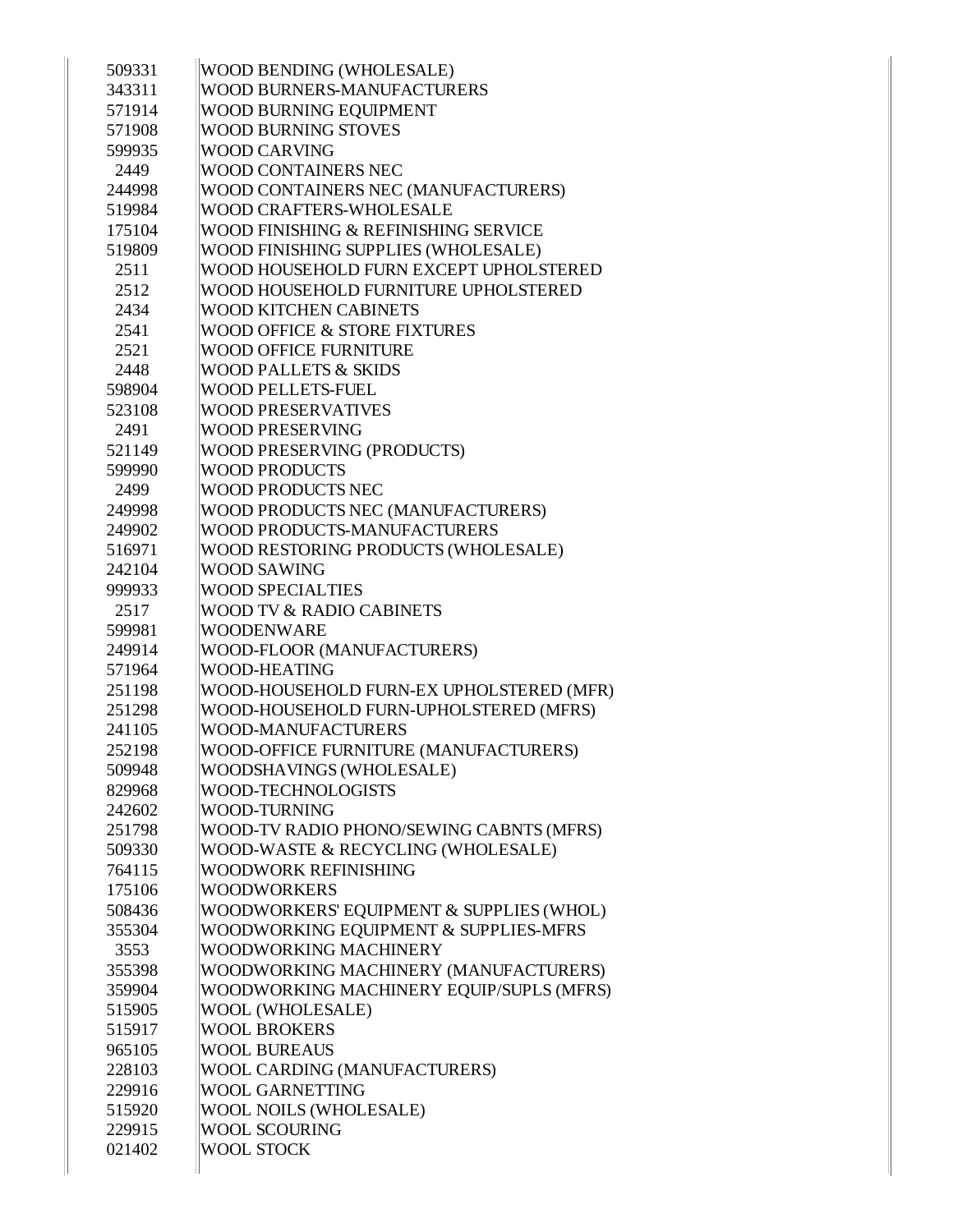| | |
|---|---|
| 509331 | WOOD BENDING (WHOLESALE) |
| 343311 | WOOD BURNERS-MANUFACTURERS |
| 571914 | WOOD BURNING EQUIPMENT |
| 571908 | WOOD BURNING STOVES |
| 599935 | WOOD CARVING |
| 2449 | WOOD CONTAINERS NEC |
| 244998 | WOOD CONTAINERS NEC (MANUFACTURERS) |
| 519984 | WOOD CRAFTERS-WHOLESALE |
| 175104 | WOOD FINISHING & REFINISHING SERVICE |
| 519809 | WOOD FINISHING SUPPLIES (WHOLESALE) |
| 2511 | WOOD HOUSEHOLD FURN EXCEPT UPHOLSTERED |
| 2512 | WOOD HOUSEHOLD FURNITURE UPHOLSTERED |
| 2434 | WOOD KITCHEN CABINETS |
| 2541 | WOOD OFFICE & STORE FIXTURES |
| 2521 | WOOD OFFICE FURNITURE |
| 2448 | WOOD PALLETS & SKIDS |
| 598904 | WOOD PELLETS-FUEL |
| 523108 | WOOD PRESERVATIVES |
| 2491 | WOOD PRESERVING |
| 521149 | WOOD PRESERVING (PRODUCTS) |
| 599990 | WOOD PRODUCTS |
| 2499 | WOOD PRODUCTS NEC |
| 249998 | WOOD PRODUCTS NEC (MANUFACTURERS) |
| 249902 | WOOD PRODUCTS-MANUFACTURERS |
| 516971 | WOOD RESTORING PRODUCTS (WHOLESALE) |
| 242104 | WOOD SAWING |
| 999933 | WOOD SPECIALTIES |
| 2517 | WOOD TV & RADIO CABINETS |
| 599981 | WOODENWARE |
| 249914 | WOOD-FLOOR (MANUFACTURERS) |
| 571964 | WOOD-HEATING |
| 251198 | WOOD-HOUSEHOLD FURN-EX UPHOLSTERED (MFR) |
| 251298 | WOOD-HOUSEHOLD FURN-UPHOLSTERED (MFRS) |
| 241105 | WOOD-MANUFACTURERS |
| 252198 | WOOD-OFFICE FURNITURE (MANUFACTURERS) |
| 509948 | WOODSHAVINGS (WHOLESALE) |
| 829968 | WOOD-TECHNOLOGISTS |
| 242602 | WOOD-TURNING |
| 251798 | WOOD-TV RADIO PHONO/SEWING CABNTS (MFRS) |
| 509330 | WOOD-WASTE & RECYCLING (WHOLESALE) |
| 764115 | WOODWORK REFINISHING |
| 175106 | WOODWORKERS |
| 508436 | WOODWORKERS' EQUIPMENT & SUPPLIES (WHOL) |
| 355304 | WOODWORKING EQUIPMENT & SUPPLIES-MFRS |
| 3553 | WOODWORKING MACHINERY |
| 355398 | WOODWORKING MACHINERY (MANUFACTURERS) |
| 359904 | WOODWORKING MACHINERY EQUIP/SUPLS (MFRS) |
| 515905 | WOOL (WHOLESALE) |
| 515917 | WOOL BROKERS |
| 965105 | WOOL BUREAUS |
| 228103 | WOOL CARDING (MANUFACTURERS) |
| 229916 | WOOL GARNETTING |
| 515920 | WOOL NOILS (WHOLESALE) |
| 229915 | WOOL SCOURING |
| 021402 | WOOL STOCK |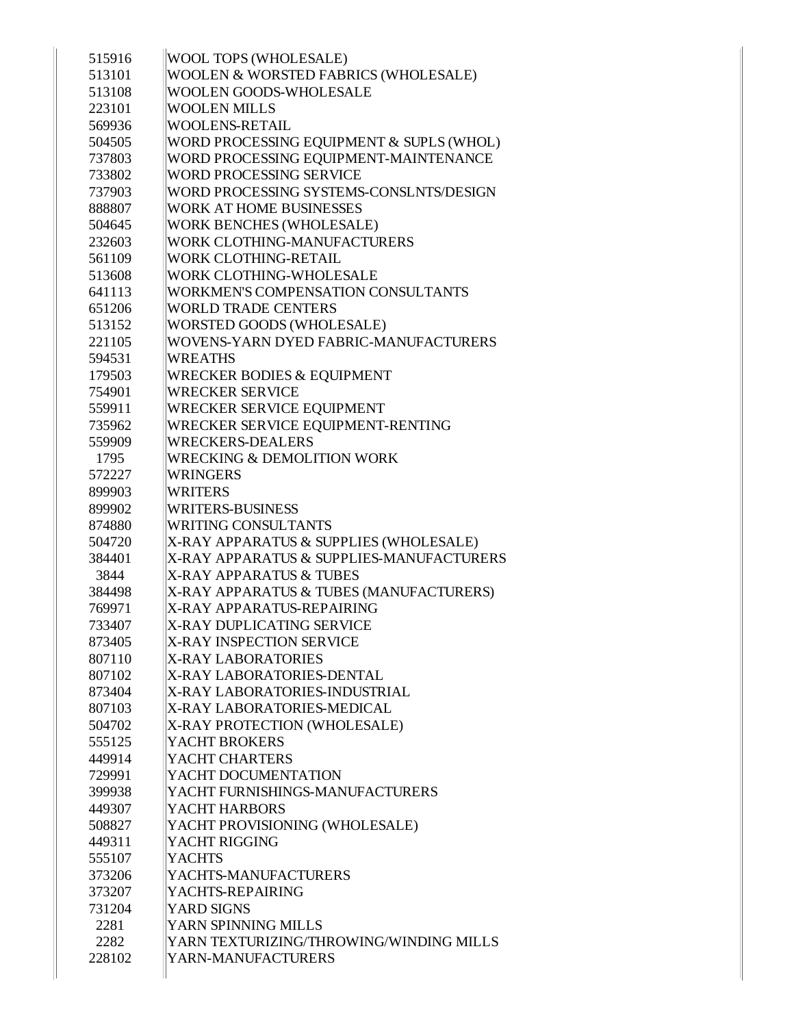| | |
|---|---|
| 515916 | WOOL TOPS (WHOLESALE) |
| 513101 | WOOLEN & WORSTED FABRICS (WHOLESALE) |
| 513108 | WOOLEN GOODS-WHOLESALE |
| 223101 | WOOLEN MILLS |
| 569936 | WOOLENS-RETAIL |
| 504505 | WORD PROCESSING EQUIPMENT & SUPLS (WHOL) |
| 737803 | WORD PROCESSING EQUIPMENT-MAINTENANCE |
| 733802 | WORD PROCESSING SERVICE |
| 737903 | WORD PROCESSING SYSTEMS-CONSLNTS/DESIGN |
| 888807 | WORK AT HOME BUSINESSES |
| 504645 | WORK BENCHES (WHOLESALE) |
| 232603 | WORK CLOTHING-MANUFACTURERS |
| 561109 | WORK CLOTHING-RETAIL |
| 513608 | WORK CLOTHING-WHOLESALE |
| 641113 | WORKMEN'S COMPENSATION CONSULTANTS |
| 651206 | WORLD TRADE CENTERS |
| 513152 | WORSTED GOODS (WHOLESALE) |
| 221105 | WOVENS-YARN DYED FABRIC-MANUFACTURERS |
| 594531 | WREATHS |
| 179503 | WRECKER BODIES & EQUIPMENT |
| 754901 | WRECKER SERVICE |
| 559911 | WRECKER SERVICE EQUIPMENT |
| 735962 | WRECKER SERVICE EQUIPMENT-RENTING |
| 559909 | WRECKERS-DEALERS |
| 1795 | WRECKING & DEMOLITION WORK |
| 572227 | WRINGERS |
| 899903 | WRITERS |
| 899902 | WRITERS-BUSINESS |
| 874880 | WRITING CONSULTANTS |
| 504720 | X-RAY APPARATUS & SUPPLIES (WHOLESALE) |
| 384401 | X-RAY APPARATUS & SUPPLIES-MANUFACTURERS |
| 3844 | X-RAY APPARATUS & TUBES |
| 384498 | X-RAY APPARATUS & TUBES (MANUFACTURERS) |
| 769971 | X-RAY APPARATUS-REPAIRING |
| 733407 | X-RAY DUPLICATING SERVICE |
| 873405 | X-RAY INSPECTION SERVICE |
| 807110 | X-RAY LABORATORIES |
| 807102 | X-RAY LABORATORIES-DENTAL |
| 873404 | X-RAY LABORATORIES-INDUSTRIAL |
| 807103 | X-RAY LABORATORIES-MEDICAL |
| 504702 | X-RAY PROTECTION (WHOLESALE) |
| 555125 | YACHT BROKERS |
| 449914 | YACHT CHARTERS |
| 729991 | YACHT DOCUMENTATION |
| 399938 | YACHT FURNISHINGS-MANUFACTURERS |
| 449307 | YACHT HARBORS |
| 508827 | YACHT PROVISIONING (WHOLESALE) |
| 449311 | YACHT RIGGING |
| 555107 | YACHTS |
| 373206 | YACHTS-MANUFACTURERS |
| 373207 | YACHTS-REPAIRING |
| 731204 | YARD SIGNS |
| 2281 | YARN SPINNING MILLS |
| 2282 | YARN TEXTURIZING/THROWING/WINDING MILLS |
| 228102 | YARN-MANUFACTURERS |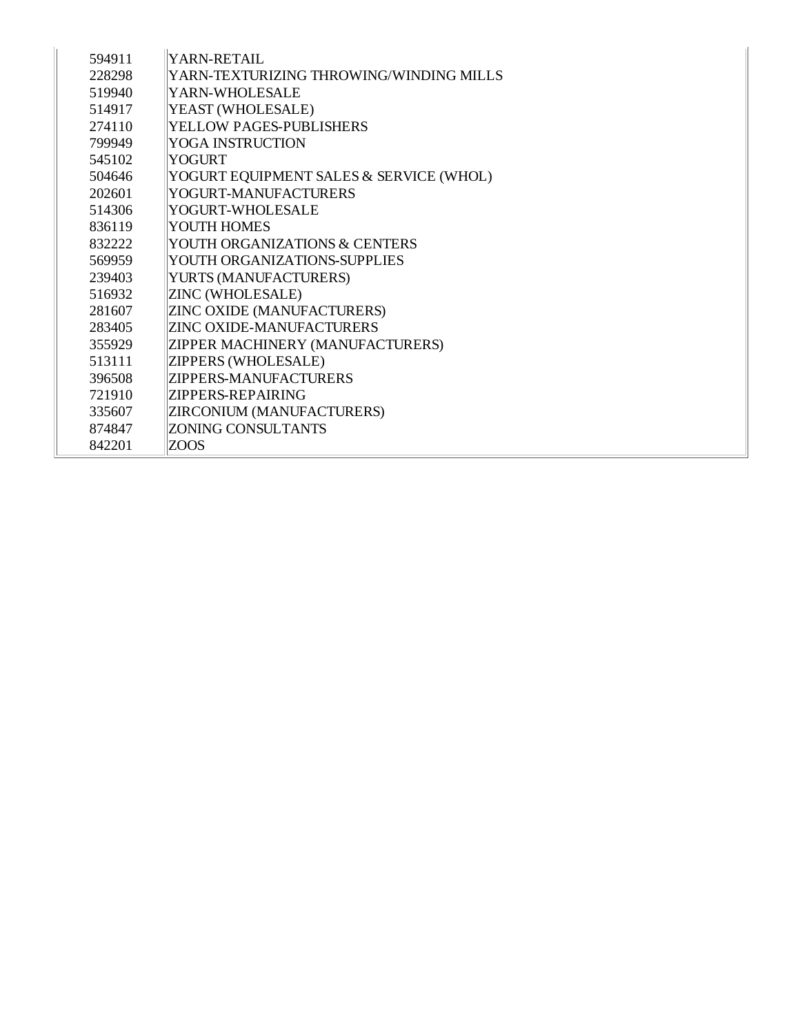| | |
|---|---|
| 594911 | YARN-RETAIL |
| 228298 | YARN-TEXTURIZING THROWING/WINDING MILLS |
| 519940 | YARN-WHOLESALE |
| 514917 | YEAST (WHOLESALE) |
| 274110 | YELLOW PAGES-PUBLISHERS |
| 799949 | YOGA INSTRUCTION |
| 545102 | YOGURT |
| 504646 | YOGURT EQUIPMENT SALES & SERVICE (WHOL) |
| 202601 | YOGURT-MANUFACTURERS |
| 514306 | YOGURT-WHOLESALE |
| 836119 | YOUTH HOMES |
| 832222 | YOUTH ORGANIZATIONS & CENTERS |
| 569959 | YOUTH ORGANIZATIONS-SUPPLIES |
| 239403 | YURTS (MANUFACTURERS) |
| 516932 | ZINC (WHOLESALE) |
| 281607 | ZINC OXIDE (MANUFACTURERS) |
| 283405 | ZINC OXIDE-MANUFACTURERS |
| 355929 | ZIPPER MACHINERY (MANUFACTURERS) |
| 513111 | ZIPPERS (WHOLESALE) |
| 396508 | ZIPPERS-MANUFACTURERS |
| 721910 | ZIPPERS-REPAIRING |
| 335607 | ZIRCONIUM (MANUFACTURERS) |
| 874847 | ZONING CONSULTANTS |
| 842201 | ZOOS |